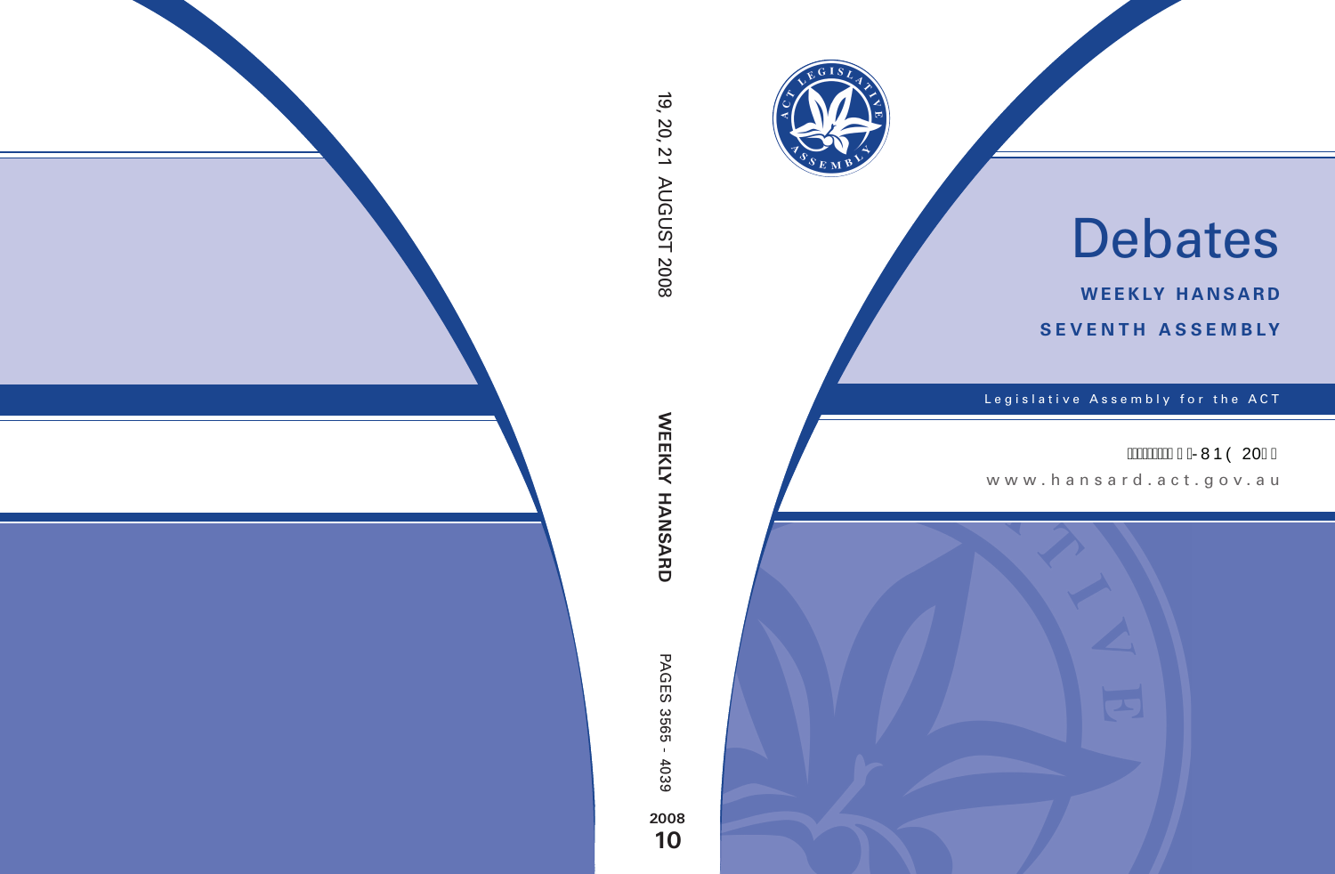# Debates

**WEEKLY HANSARD**

**SEVENTH ASSEMBLY**

Legislative Assembly for the ACT

www.hansard.act.gov.au

19, 20, 21 AUGUST 2008

**WEEKLY HANSARD**

PAGES 3565 - 4039

**2008**

**10**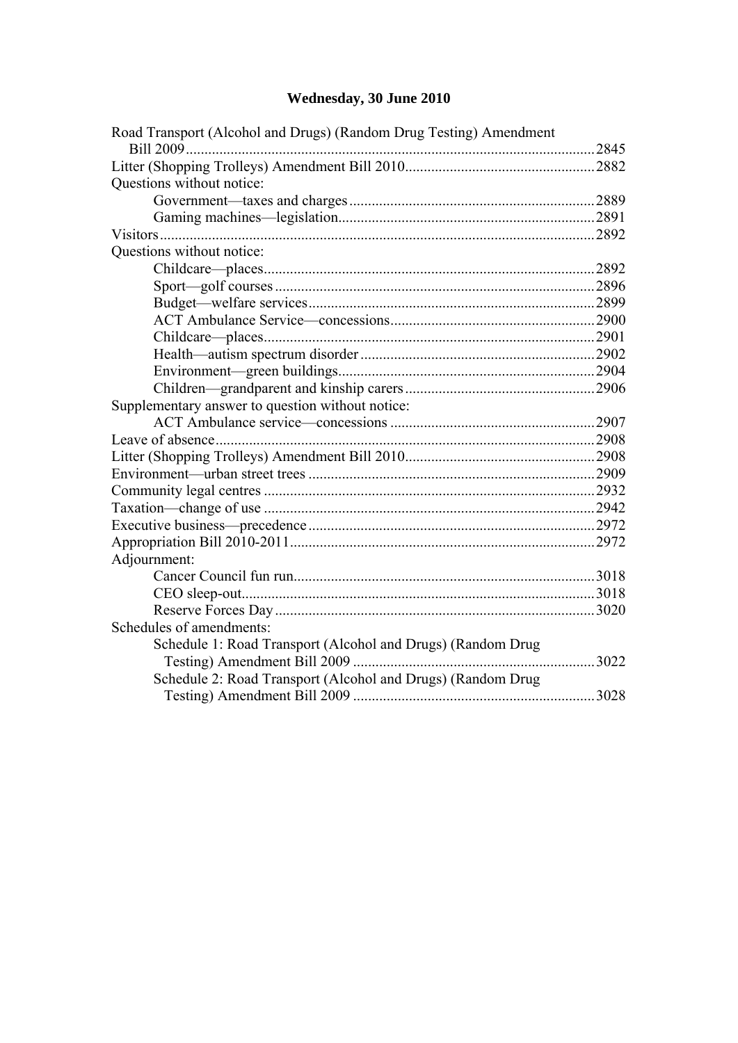# Wednesday, 30 June 2010

Road Transport (Alcohol and Drugs) (Random Drug Testing) Amendment Bill 2009 .......... 2845
Litter (Shopping Trolleys) Amendment Bill 2010 .......... 2882
Questions without notice:
- Government—taxes and charges .......... 2889
- Gaming machines—legislation .......... 2891

Visitors .......... 2892
Questions without notice:
- Childcare—places .......... 2892
- Sport—golf courses .......... 2896
- Budget—welfare services .......... 2899
- ACT Ambulance Service—concessions .......... 2900
- Childcare—places .......... 2901
- Health—autism spectrum disorder .......... 2902
- Environment—green buildings .......... 2904
- Children—grandparent and kinship carers .......... 2906

Supplementary answer to question without notice:
- ACT Ambulance service—concessions .......... 2907

Leave of absence .......... 2908
Litter (Shopping Trolleys) Amendment Bill 2010 .......... 2908
Environment—urban street trees .......... 2909
Community legal centres .......... 2932
Taxation—change of use .......... 2942
Executive business—precedence .......... 2972
Appropriation Bill 2010-2011 .......... 2972
Adjournment:
- Cancer Council fun run .......... 3018
- CEO sleep-out .......... 3018
- Reserve Forces Day .......... 3020

Schedules of amendments:
- Schedule 1: Road Transport (Alcohol and Drugs) (Random Drug Testing) Amendment Bill 2009 .......... 3022
- Schedule 2: Road Transport (Alcohol and Drugs) (Random Drug Testing) Amendment Bill 2009 .......... 3028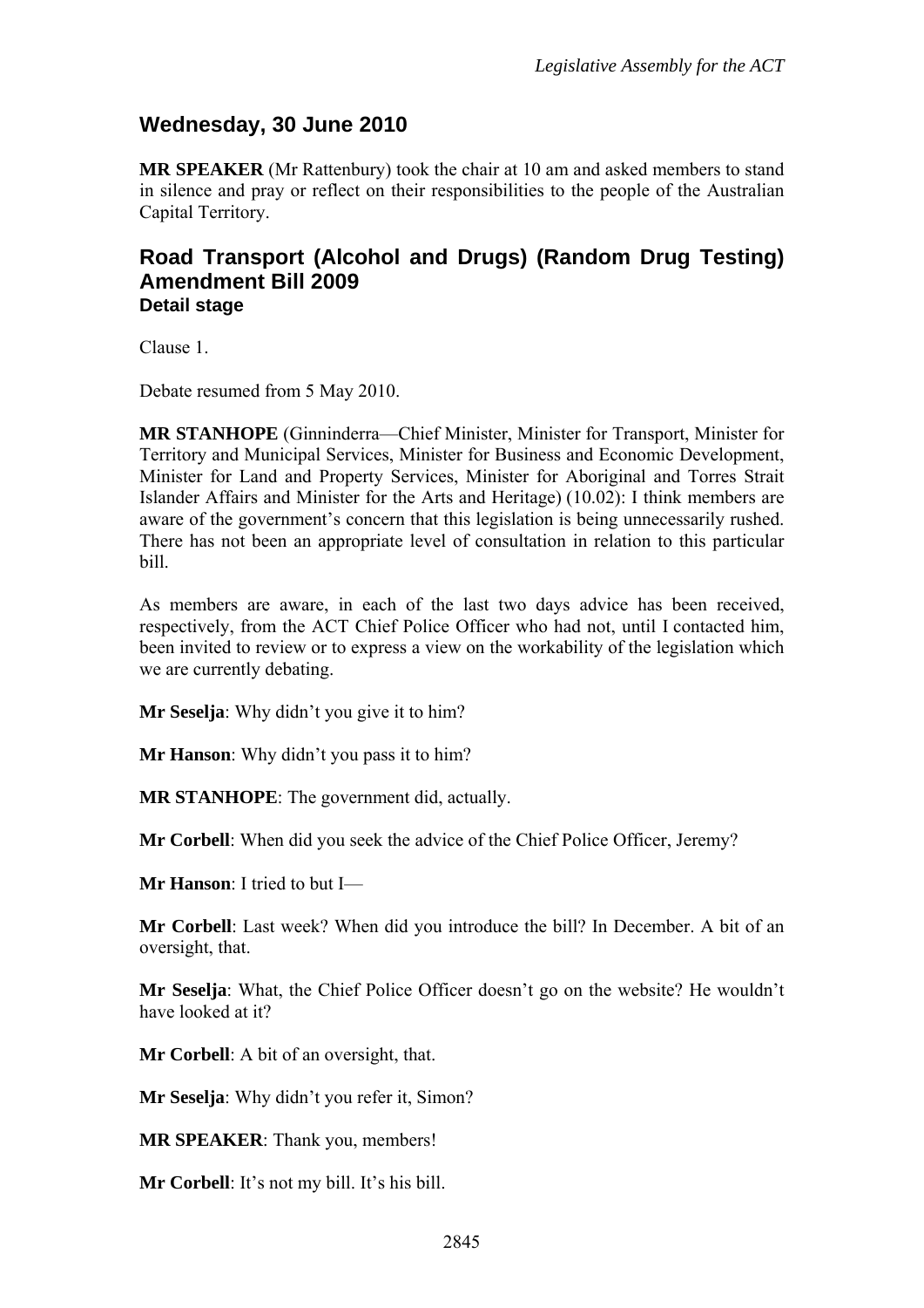## Wednesday, 30 June 2010

**MR SPEAKER** (Mr Rattenbury) took the chair at 10 am and asked members to stand in silence and pray or reflect on their responsibilities to the people of the Australian Capital Territory.

## Road Transport (Alcohol and Drugs) (Random Drug Testing) Amendment Bill 2009

### Detail stage

Clause 1.

Debate resumed from 5 May 2010.

**MR STANHOPE** (Ginninderra—Chief Minister, Minister for Transport, Minister for Territory and Municipal Services, Minister for Business and Economic Development, Minister for Land and Property Services, Minister for Aboriginal and Torres Strait Islander Affairs and Minister for the Arts and Heritage) (10.02): I think members are aware of the government's concern that this legislation is being unnecessarily rushed. There has not been an appropriate level of consultation in relation to this particular bill.

As members are aware, in each of the last two days advice has been received, respectively, from the ACT Chief Police Officer who had not, until I contacted him, been invited to review or to express a view on the workability of the legislation which we are currently debating.

**Mr Seselja**: Why didn't you give it to him?

**Mr Hanson**: Why didn't you pass it to him?

**MR STANHOPE**: The government did, actually.

**Mr Corbell**: When did you seek the advice of the Chief Police Officer, Jeremy?

**Mr Hanson**: I tried to but I—

**Mr Corbell**: Last week? When did you introduce the bill? In December. A bit of an oversight, that.

**Mr Seselja**: What, the Chief Police Officer doesn't go on the website? He wouldn't have looked at it?

**Mr Corbell**: A bit of an oversight, that.

**Mr Seselja**: Why didn't you refer it, Simon?

**MR SPEAKER**: Thank you, members!

**Mr Corbell**: It's not my bill. It's his bill.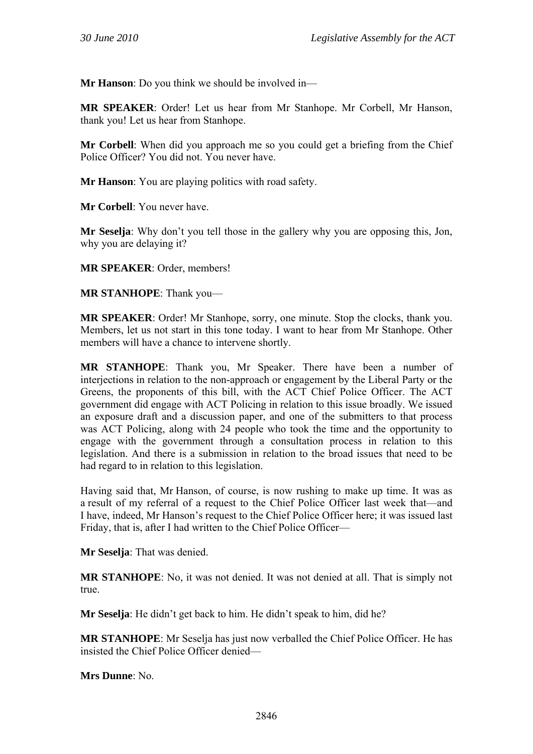**Mr Hanson**: Do you think we should be involved in—

**MR SPEAKER**: Order! Let us hear from Mr Stanhope. Mr Corbell, Mr Hanson, thank you! Let us hear from Stanhope.

**Mr Corbell**: When did you approach me so you could get a briefing from the Chief Police Officer? You did not. You never have.

**Mr Hanson**: You are playing politics with road safety.

**Mr Corbell**: You never have.

**Mr Seselja**: Why don't you tell those in the gallery why you are opposing this, Jon, why you are delaying it?

**MR SPEAKER**: Order, members!

**MR STANHOPE**: Thank you—

**MR SPEAKER**: Order! Mr Stanhope, sorry, one minute. Stop the clocks, thank you. Members, let us not start in this tone today. I want to hear from Mr Stanhope. Other members will have a chance to intervene shortly.

**MR STANHOPE**: Thank you, Mr Speaker. There have been a number of interjections in relation to the non-approach or engagement by the Liberal Party or the Greens, the proponents of this bill, with the ACT Chief Police Officer. The ACT government did engage with ACT Policing in relation to this issue broadly. We issued an exposure draft and a discussion paper, and one of the submitters to that process was ACT Policing, along with 24 people who took the time and the opportunity to engage with the government through a consultation process in relation to this legislation. And there is a submission in relation to the broad issues that need to be had regard to in relation to this legislation.

Having said that, Mr Hanson, of course, is now rushing to make up time. It was as a result of my referral of a request to the Chief Police Officer last week that—and I have, indeed, Mr Hanson's request to the Chief Police Officer here; it was issued last Friday, that is, after I had written to the Chief Police Officer—

**Mr Seselja**: That was denied.

**MR STANHOPE**: No, it was not denied. It was not denied at all. That is simply not true.

**Mr Seselja**: He didn't get back to him. He didn't speak to him, did he?

**MR STANHOPE**: Mr Seselja has just now verballed the Chief Police Officer. He has insisted the Chief Police Officer denied—

**Mrs Dunne**: No.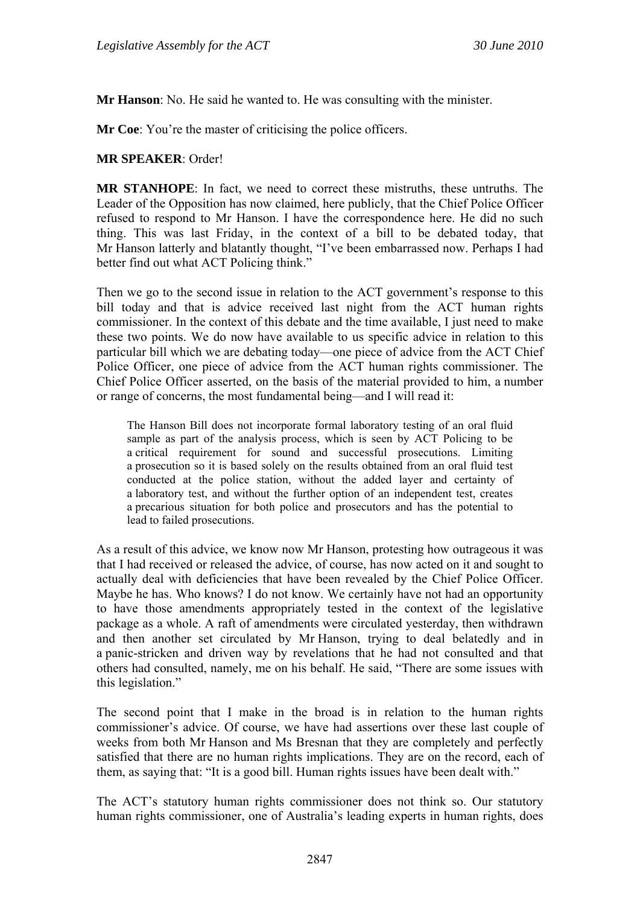**Mr Hanson**: No. He said he wanted to. He was consulting with the minister.

**Mr Coe**: You're the master of criticising the police officers.

**MR SPEAKER**: Order!

**MR STANHOPE**: In fact, we need to correct these mistruths, these untruths. The Leader of the Opposition has now claimed, here publicly, that the Chief Police Officer refused to respond to Mr Hanson. I have the correspondence here. He did no such thing. This was last Friday, in the context of a bill to be debated today, that Mr Hanson latterly and blatantly thought, "I've been embarrassed now. Perhaps I had better find out what ACT Policing think."

Then we go to the second issue in relation to the ACT government's response to this bill today and that is advice received last night from the ACT human rights commissioner. In the context of this debate and the time available, I just need to make these two points. We do now have available to us specific advice in relation to this particular bill which we are debating today—one piece of advice from the ACT Chief Police Officer, one piece of advice from the ACT human rights commissioner. The Chief Police Officer asserted, on the basis of the material provided to him, a number or range of concerns, the most fundamental being—and I will read it:

> The Hanson Bill does not incorporate formal laboratory testing of an oral fluid sample as part of the analysis process, which is seen by ACT Policing to be a critical requirement for sound and successful prosecutions. Limiting a prosecution so it is based solely on the results obtained from an oral fluid test conducted at the police station, without the added layer and certainty of a laboratory test, and without the further option of an independent test, creates a precarious situation for both police and prosecutors and has the potential to lead to failed prosecutions.

As a result of this advice, we know now Mr Hanson, protesting how outrageous it was that I had received or released the advice, of course, has now acted on it and sought to actually deal with deficiencies that have been revealed by the Chief Police Officer. Maybe he has. Who knows? I do not know. We certainly have not had an opportunity to have those amendments appropriately tested in the context of the legislative package as a whole. A raft of amendments were circulated yesterday, then withdrawn and then another set circulated by Mr Hanson, trying to deal belatedly and in a panic-stricken and driven way by revelations that he had not consulted and that others had consulted, namely, me on his behalf. He said, "There are some issues with this legislation."

The second point that I make in the broad is in relation to the human rights commissioner's advice. Of course, we have had assertions over these last couple of weeks from both Mr Hanson and Ms Bresnan that they are completely and perfectly satisfied that there are no human rights implications. They are on the record, each of them, as saying that: "It is a good bill. Human rights issues have been dealt with."

The ACT's statutory human rights commissioner does not think so. Our statutory human rights commissioner, one of Australia's leading experts in human rights, does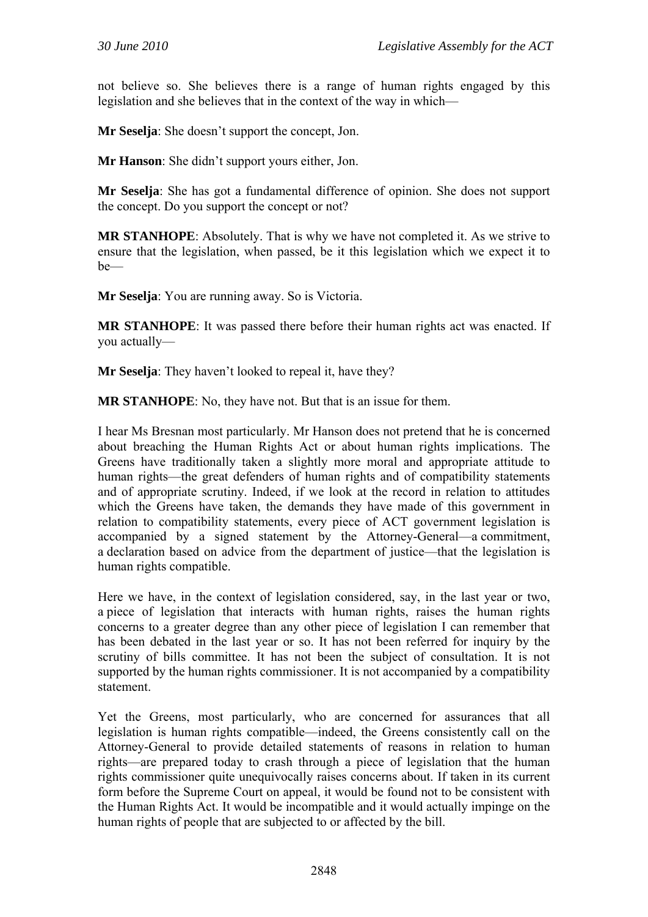not believe so. She believes there is a range of human rights engaged by this legislation and she believes that in the context of the way in which—

**Mr Seselja**: She doesn't support the concept, Jon.

**Mr Hanson**: She didn't support yours either, Jon.

**Mr Seselja**: She has got a fundamental difference of opinion. She does not support the concept. Do you support the concept or not?

**MR STANHOPE**: Absolutely. That is why we have not completed it. As we strive to ensure that the legislation, when passed, be it this legislation which we expect it to be—

**Mr Seselja**: You are running away. So is Victoria.

**MR STANHOPE**: It was passed there before their human rights act was enacted. If you actually—

**Mr Seselja**: They haven't looked to repeal it, have they?

**MR STANHOPE**: No, they have not. But that is an issue for them.

I hear Ms Bresnan most particularly. Mr Hanson does not pretend that he is concerned about breaching the Human Rights Act or about human rights implications. The Greens have traditionally taken a slightly more moral and appropriate attitude to human rights—the great defenders of human rights and of compatibility statements and of appropriate scrutiny. Indeed, if we look at the record in relation to attitudes which the Greens have taken, the demands they have made of this government in relation to compatibility statements, every piece of ACT government legislation is accompanied by a signed statement by the Attorney-General—a commitment, a declaration based on advice from the department of justice—that the legislation is human rights compatible.

Here we have, in the context of legislation considered, say, in the last year or two, a piece of legislation that interacts with human rights, raises the human rights concerns to a greater degree than any other piece of legislation I can remember that has been debated in the last year or so. It has not been referred for inquiry by the scrutiny of bills committee. It has not been the subject of consultation. It is not supported by the human rights commissioner. It is not accompanied by a compatibility statement.

Yet the Greens, most particularly, who are concerned for assurances that all legislation is human rights compatible—indeed, the Greens consistently call on the Attorney-General to provide detailed statements of reasons in relation to human rights—are prepared today to crash through a piece of legislation that the human rights commissioner quite unequivocally raises concerns about. If taken in its current form before the Supreme Court on appeal, it would be found not to be consistent with the Human Rights Act. It would be incompatible and it would actually impinge on the human rights of people that are subjected to or affected by the bill.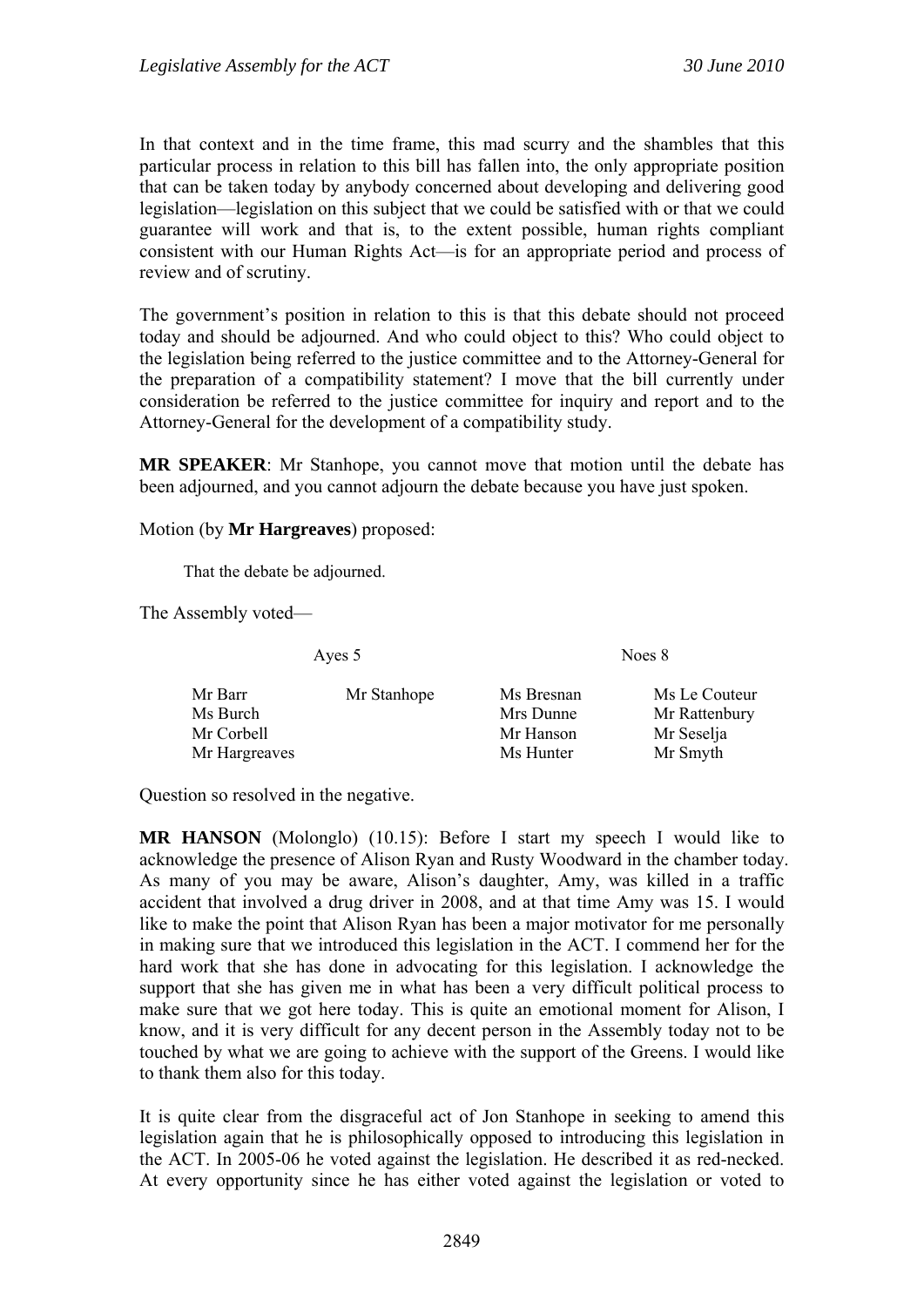In that context and in the time frame, this mad scurry and the shambles that this particular process in relation to this bill has fallen into, the only appropriate position that can be taken today by anybody concerned about developing and delivering good legislation—legislation on this subject that we could be satisfied with or that we could guarantee will work and that is, to the extent possible, human rights compliant consistent with our Human Rights Act—is for an appropriate period and process of review and of scrutiny.

The government's position in relation to this is that this debate should not proceed today and should be adjourned. And who could object to this? Who could object to the legislation being referred to the justice committee and to the Attorney-General for the preparation of a compatibility statement? I move that the bill currently under consideration be referred to the justice committee for inquiry and report and to the Attorney-General for the development of a compatibility study.

**MR SPEAKER**: Mr Stanhope, you cannot move that motion until the debate has been adjourned, and you cannot adjourn the debate because you have just spoken.

Motion (by **Mr Hargreaves**) proposed:

> That the debate be adjourned.

The Assembly voted—

| Ayes 5 | | Noes 8 | |
|---|---|---|---|
| Mr Barr | Mr Stanhope | Ms Bresnan | Ms Le Couteur |
| Ms Burch | | Mrs Dunne | Mr Rattenbury |
| Mr Corbell | | Mr Hanson | Mr Seselja |
| Mr Hargreaves | | Ms Hunter | Mr Smyth |

Question so resolved in the negative.

**MR HANSON** (Molonglo) (10.15): Before I start my speech I would like to acknowledge the presence of Alison Ryan and Rusty Woodward in the chamber today. As many of you may be aware, Alison's daughter, Amy, was killed in a traffic accident that involved a drug driver in 2008, and at that time Amy was 15. I would like to make the point that Alison Ryan has been a major motivator for me personally in making sure that we introduced this legislation in the ACT. I commend her for the hard work that she has done in advocating for this legislation. I acknowledge the support that she has given me in what has been a very difficult political process to make sure that we got here today. This is quite an emotional moment for Alison, I know, and it is very difficult for any decent person in the Assembly today not to be touched by what we are going to achieve with the support of the Greens. I would like to thank them also for this today.

It is quite clear from the disgraceful act of Jon Stanhope in seeking to amend this legislation again that he is philosophically opposed to introducing this legislation in the ACT. In 2005-06 he voted against the legislation. He described it as red-necked. At every opportunity since he has either voted against the legislation or voted to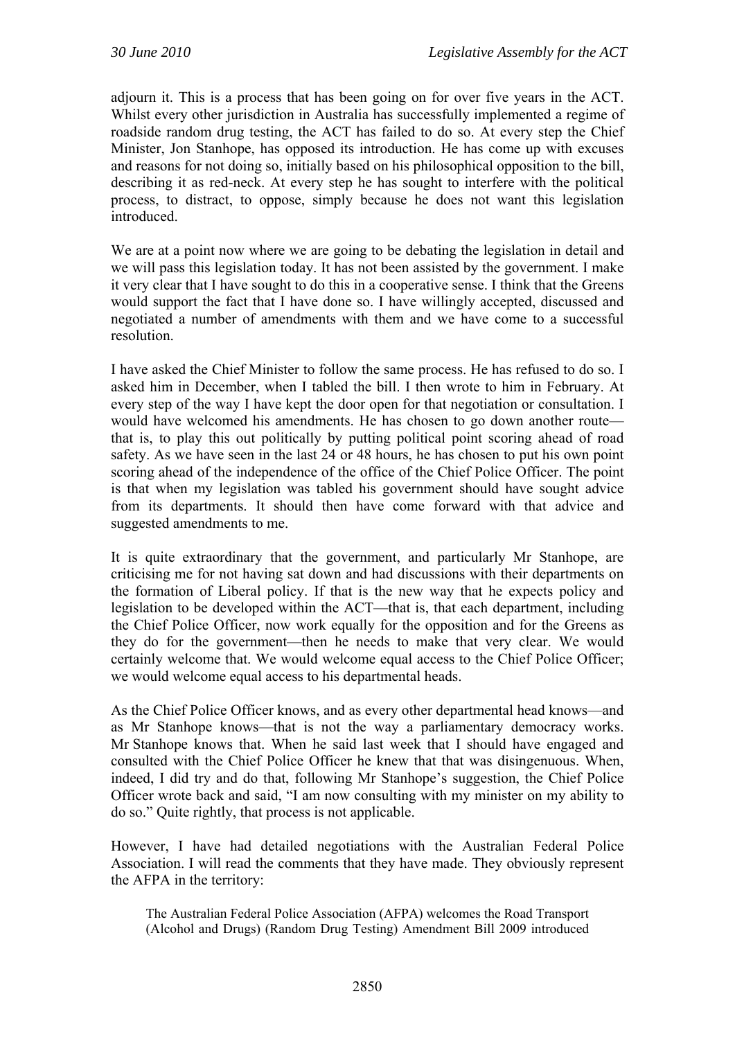adjourn it. This is a process that has been going on for over five years in the ACT. Whilst every other jurisdiction in Australia has successfully implemented a regime of roadside random drug testing, the ACT has failed to do so. At every step the Chief Minister, Jon Stanhope, has opposed its introduction. He has come up with excuses and reasons for not doing so, initially based on his philosophical opposition to the bill, describing it as red-neck. At every step he has sought to interfere with the political process, to distract, to oppose, simply because he does not want this legislation introduced.

We are at a point now where we are going to be debating the legislation in detail and we will pass this legislation today. It has not been assisted by the government. I make it very clear that I have sought to do this in a cooperative sense. I think that the Greens would support the fact that I have done so. I have willingly accepted, discussed and negotiated a number of amendments with them and we have come to a successful resolution.

I have asked the Chief Minister to follow the same process. He has refused to do so. I asked him in December, when I tabled the bill. I then wrote to him in February. At every step of the way I have kept the door open for that negotiation or consultation. I would have welcomed his amendments. He has chosen to go down another route—that is, to play this out politically by putting political point scoring ahead of road safety. As we have seen in the last 24 or 48 hours, he has chosen to put his own point scoring ahead of the independence of the office of the Chief Police Officer. The point is that when my legislation was tabled his government should have sought advice from its departments. It should then have come forward with that advice and suggested amendments to me.

It is quite extraordinary that the government, and particularly Mr Stanhope, are criticising me for not having sat down and had discussions with their departments on the formation of Liberal policy. If that is the new way that he expects policy and legislation to be developed within the ACT—that is, that each department, including the Chief Police Officer, now work equally for the opposition and for the Greens as they do for the government—then he needs to make that very clear. We would certainly welcome that. We would welcome equal access to the Chief Police Officer; we would welcome equal access to his departmental heads.

As the Chief Police Officer knows, and as every other departmental head knows—and as Mr Stanhope knows—that is not the way a parliamentary democracy works. Mr Stanhope knows that. When he said last week that I should have engaged and consulted with the Chief Police Officer he knew that that was disingenuous. When, indeed, I did try and do that, following Mr Stanhope's suggestion, the Chief Police Officer wrote back and said, "I am now consulting with my minister on my ability to do so." Quite rightly, that process is not applicable.

However, I have had detailed negotiations with the Australian Federal Police Association. I will read the comments that they have made. They obviously represent the AFPA in the territory:

> The Australian Federal Police Association (AFPA) welcomes the Road Transport (Alcohol and Drugs) (Random Drug Testing) Amendment Bill 2009 introduced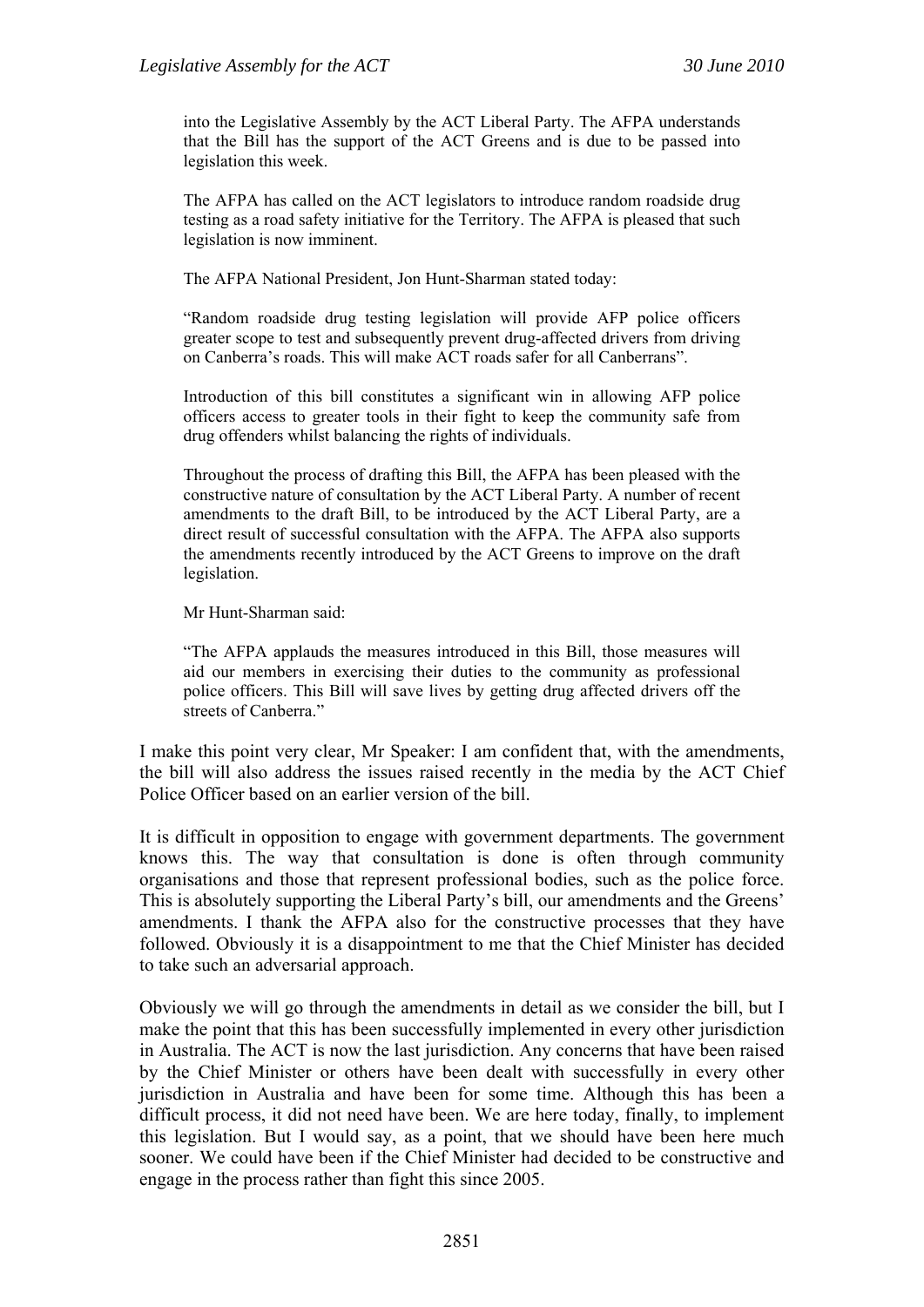into the Legislative Assembly by the ACT Liberal Party. The AFPA understands that the Bill has the support of the ACT Greens and is due to be passed into legislation this week.

> The AFPA has called on the ACT legislators to introduce random roadside drug testing as a road safety initiative for the Territory. The AFPA is pleased that such legislation is now imminent.
>
> The AFPA National President, Jon Hunt-Sharman stated today:
>
> "Random roadside drug testing legislation will provide AFP police officers greater scope to test and subsequently prevent drug-affected drivers from driving on Canberra's roads. This will make ACT roads safer for all Canberrans".
>
> Introduction of this bill constitutes a significant win in allowing AFP police officers access to greater tools in their fight to keep the community safe from drug offenders whilst balancing the rights of individuals.
>
> Throughout the process of drafting this Bill, the AFPA has been pleased with the constructive nature of consultation by the ACT Liberal Party. A number of recent amendments to the draft Bill, to be introduced by the ACT Liberal Party, are a direct result of successful consultation with the AFPA. The AFPA also supports the amendments recently introduced by the ACT Greens to improve on the draft legislation.
>
> Mr Hunt-Sharman said:
>
> "The AFPA applauds the measures introduced in this Bill, those measures will aid our members in exercising their duties to the community as professional police officers. This Bill will save lives by getting drug affected drivers off the streets of Canberra."

I make this point very clear, Mr Speaker: I am confident that, with the amendments, the bill will also address the issues raised recently in the media by the ACT Chief Police Officer based on an earlier version of the bill.

It is difficult in opposition to engage with government departments. The government knows this. The way that consultation is done is often through community organisations and those that represent professional bodies, such as the police force. This is absolutely supporting the Liberal Party's bill, our amendments and the Greens' amendments. I thank the AFPA also for the constructive processes that they have followed. Obviously it is a disappointment to me that the Chief Minister has decided to take such an adversarial approach.

Obviously we will go through the amendments in detail as we consider the bill, but I make the point that this has been successfully implemented in every other jurisdiction in Australia. The ACT is now the last jurisdiction. Any concerns that have been raised by the Chief Minister or others have been dealt with successfully in every other jurisdiction in Australia and have been for some time. Although this has been a difficult process, it did not need have been. We are here today, finally, to implement this legislation. But I would say, as a point, that we should have been here much sooner. We could have been if the Chief Minister had decided to be constructive and engage in the process rather than fight this since 2005.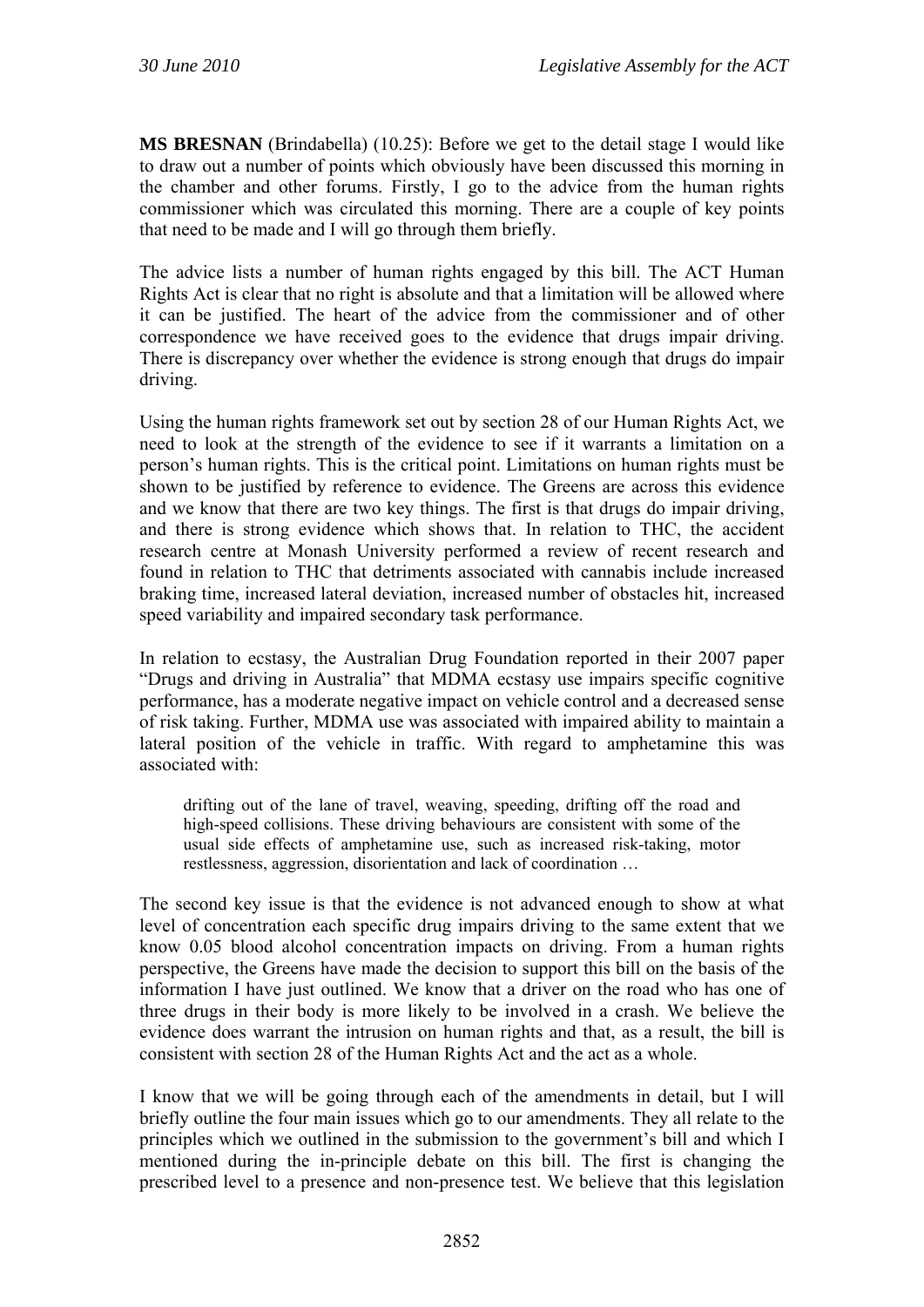**MS BRESNAN** (Brindabella) (10.25): Before we get to the detail stage I would like to draw out a number of points which obviously have been discussed this morning in the chamber and other forums. Firstly, I go to the advice from the human rights commissioner which was circulated this morning. There are a couple of key points that need to be made and I will go through them briefly.

The advice lists a number of human rights engaged by this bill. The ACT Human Rights Act is clear that no right is absolute and that a limitation will be allowed where it can be justified. The heart of the advice from the commissioner and of other correspondence we have received goes to the evidence that drugs impair driving. There is discrepancy over whether the evidence is strong enough that drugs do impair driving.

Using the human rights framework set out by section 28 of our Human Rights Act, we need to look at the strength of the evidence to see if it warrants a limitation on a person's human rights. This is the critical point. Limitations on human rights must be shown to be justified by reference to evidence. The Greens are across this evidence and we know that there are two key things. The first is that drugs do impair driving, and there is strong evidence which shows that. In relation to THC, the accident research centre at Monash University performed a review of recent research and found in relation to THC that detriments associated with cannabis include increased braking time, increased lateral deviation, increased number of obstacles hit, increased speed variability and impaired secondary task performance.

In relation to ecstasy, the Australian Drug Foundation reported in their 2007 paper "Drugs and driving in Australia" that MDMA ecstasy use impairs specific cognitive performance, has a moderate negative impact on vehicle control and a decreased sense of risk taking. Further, MDMA use was associated with impaired ability to maintain a lateral position of the vehicle in traffic. With regard to amphetamine this was associated with:

> drifting out of the lane of travel, weaving, speeding, drifting off the road and high-speed collisions. These driving behaviours are consistent with some of the usual side effects of amphetamine use, such as increased risk-taking, motor restlessness, aggression, disorientation and lack of coordination …

The second key issue is that the evidence is not advanced enough to show at what level of concentration each specific drug impairs driving to the same extent that we know 0.05 blood alcohol concentration impacts on driving. From a human rights perspective, the Greens have made the decision to support this bill on the basis of the information I have just outlined. We know that a driver on the road who has one of three drugs in their body is more likely to be involved in a crash. We believe the evidence does warrant the intrusion on human rights and that, as a result, the bill is consistent with section 28 of the Human Rights Act and the act as a whole.

I know that we will be going through each of the amendments in detail, but I will briefly outline the four main issues which go to our amendments. They all relate to the principles which we outlined in the submission to the government's bill and which I mentioned during the in-principle debate on this bill. The first is changing the prescribed level to a presence and non-presence test. We believe that this legislation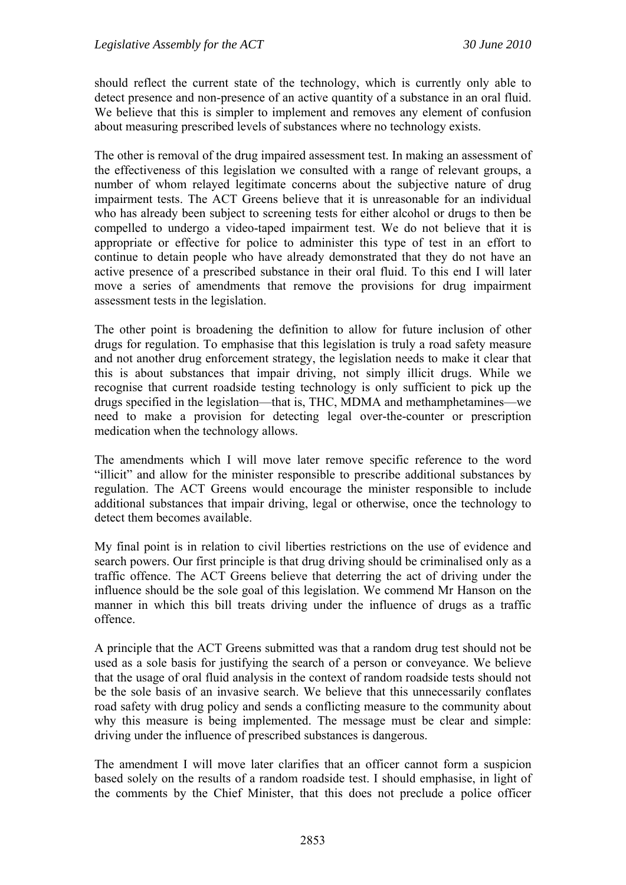should reflect the current state of the technology, which is currently only able to detect presence and non-presence of an active quantity of a substance in an oral fluid. We believe that this is simpler to implement and removes any element of confusion about measuring prescribed levels of substances where no technology exists.

The other is removal of the drug impaired assessment test. In making an assessment of the effectiveness of this legislation we consulted with a range of relevant groups, a number of whom relayed legitimate concerns about the subjective nature of drug impairment tests. The ACT Greens believe that it is unreasonable for an individual who has already been subject to screening tests for either alcohol or drugs to then be compelled to undergo a video-taped impairment test. We do not believe that it is appropriate or effective for police to administer this type of test in an effort to continue to detain people who have already demonstrated that they do not have an active presence of a prescribed substance in their oral fluid. To this end I will later move a series of amendments that remove the provisions for drug impairment assessment tests in the legislation.

The other point is broadening the definition to allow for future inclusion of other drugs for regulation. To emphasise that this legislation is truly a road safety measure and not another drug enforcement strategy, the legislation needs to make it clear that this is about substances that impair driving, not simply illicit drugs. While we recognise that current roadside testing technology is only sufficient to pick up the drugs specified in the legislation—that is, THC, MDMA and methamphetamines—we need to make a provision for detecting legal over-the-counter or prescription medication when the technology allows.

The amendments which I will move later remove specific reference to the word "illicit" and allow for the minister responsible to prescribe additional substances by regulation. The ACT Greens would encourage the minister responsible to include additional substances that impair driving, legal or otherwise, once the technology to detect them becomes available.

My final point is in relation to civil liberties restrictions on the use of evidence and search powers. Our first principle is that drug driving should be criminalised only as a traffic offence. The ACT Greens believe that deterring the act of driving under the influence should be the sole goal of this legislation. We commend Mr Hanson on the manner in which this bill treats driving under the influence of drugs as a traffic offence.

A principle that the ACT Greens submitted was that a random drug test should not be used as a sole basis for justifying the search of a person or conveyance. We believe that the usage of oral fluid analysis in the context of random roadside tests should not be the sole basis of an invasive search. We believe that this unnecessarily conflates road safety with drug policy and sends a conflicting measure to the community about why this measure is being implemented. The message must be clear and simple: driving under the influence of prescribed substances is dangerous.

The amendment I will move later clarifies that an officer cannot form a suspicion based solely on the results of a random roadside test. I should emphasise, in light of the comments by the Chief Minister, that this does not preclude a police officer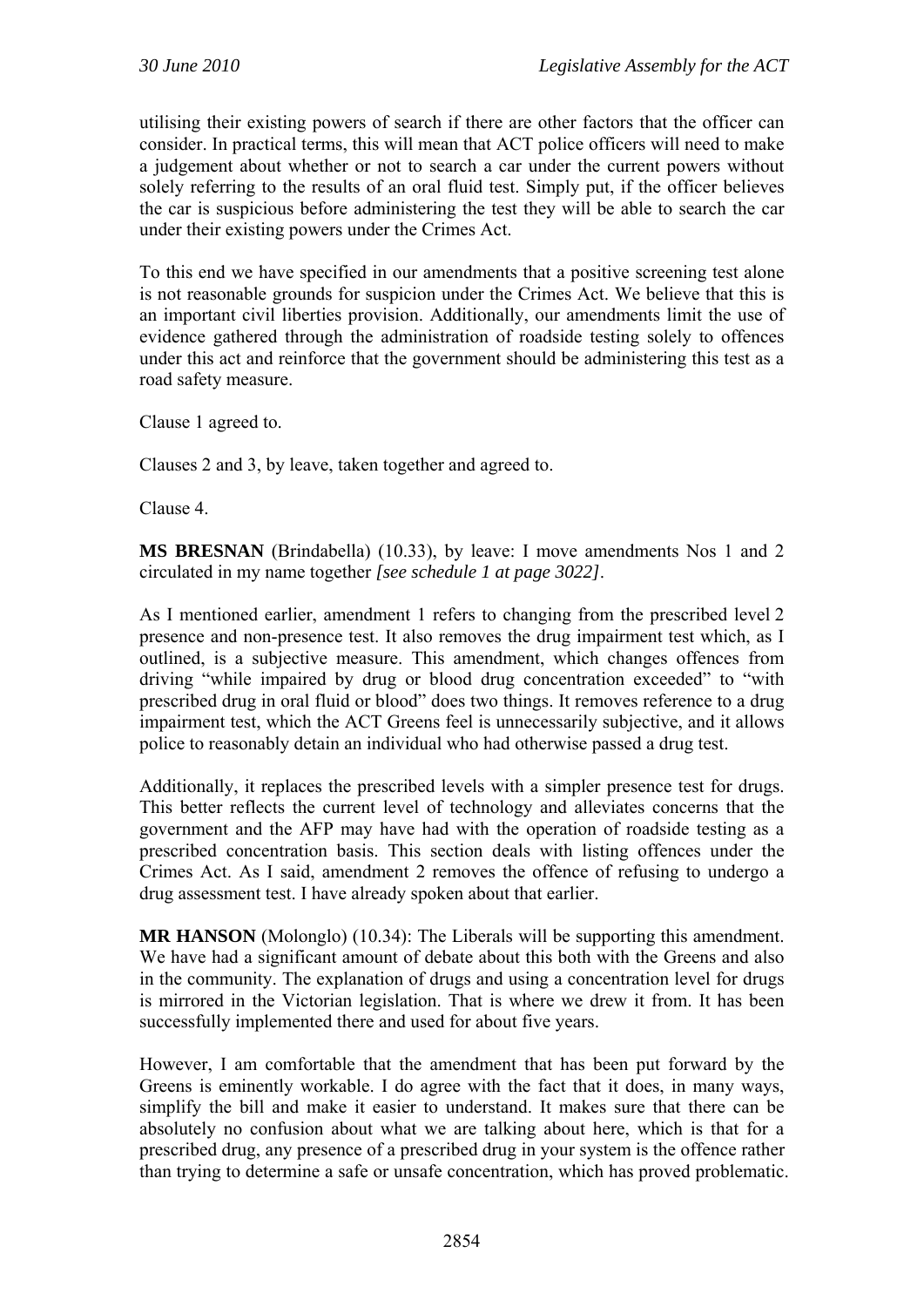utilising their existing powers of search if there are other factors that the officer can consider. In practical terms, this will mean that ACT police officers will need to make a judgement about whether or not to search a car under the current powers without solely referring to the results of an oral fluid test. Simply put, if the officer believes the car is suspicious before administering the test they will be able to search the car under their existing powers under the Crimes Act.

To this end we have specified in our amendments that a positive screening test alone is not reasonable grounds for suspicion under the Crimes Act. We believe that this is an important civil liberties provision. Additionally, our amendments limit the use of evidence gathered through the administration of roadside testing solely to offences under this act and reinforce that the government should be administering this test as a road safety measure.

Clause 1 agreed to.

Clauses 2 and 3, by leave, taken together and agreed to.

Clause 4.

**MS BRESNAN** (Brindabella) (10.33), by leave: I move amendments Nos 1 and 2 circulated in my name together *[see schedule 1 at page 3022]*.

As I mentioned earlier, amendment 1 refers to changing from the prescribed level 2 presence and non-presence test. It also removes the drug impairment test which, as I outlined, is a subjective measure. This amendment, which changes offences from driving "while impaired by drug or blood drug concentration exceeded" to "with prescribed drug in oral fluid or blood" does two things. It removes reference to a drug impairment test, which the ACT Greens feel is unnecessarily subjective, and it allows police to reasonably detain an individual who had otherwise passed a drug test.

Additionally, it replaces the prescribed levels with a simpler presence test for drugs. This better reflects the current level of technology and alleviates concerns that the government and the AFP may have had with the operation of roadside testing as a prescribed concentration basis. This section deals with listing offences under the Crimes Act. As I said, amendment 2 removes the offence of refusing to undergo a drug assessment test. I have already spoken about that earlier.

**MR HANSON** (Molonglo) (10.34): The Liberals will be supporting this amendment. We have had a significant amount of debate about this both with the Greens and also in the community. The explanation of drugs and using a concentration level for drugs is mirrored in the Victorian legislation. That is where we drew it from. It has been successfully implemented there and used for about five years.

However, I am comfortable that the amendment that has been put forward by the Greens is eminently workable. I do agree with the fact that it does, in many ways, simplify the bill and make it easier to understand. It makes sure that there can be absolutely no confusion about what we are talking about here, which is that for a prescribed drug, any presence of a prescribed drug in your system is the offence rather than trying to determine a safe or unsafe concentration, which has proved problematic.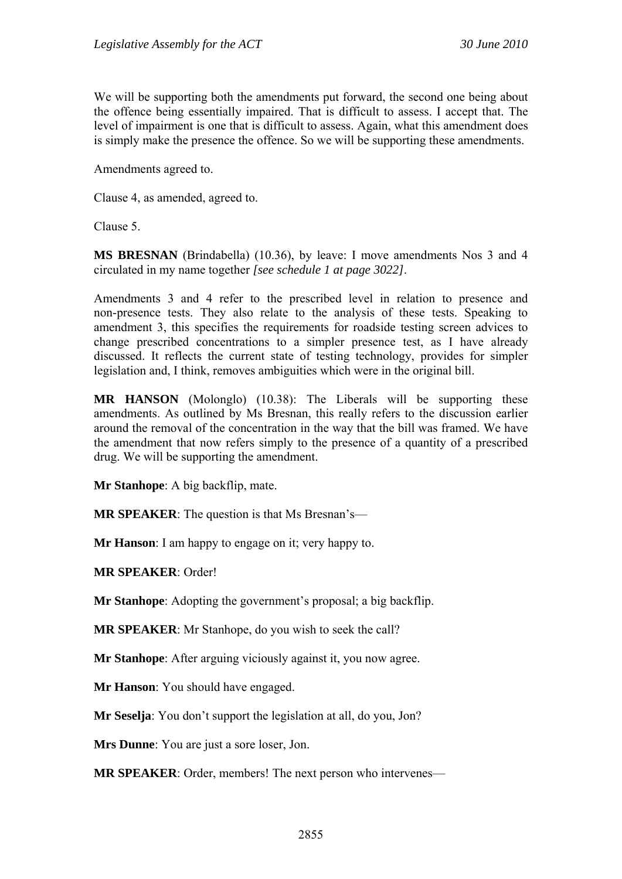We will be supporting both the amendments put forward, the second one being about the offence being essentially impaired. That is difficult to assess. I accept that. The level of impairment is one that is difficult to assess. Again, what this amendment does is simply make the presence the offence. So we will be supporting these amendments.

Amendments agreed to.

Clause 4, as amended, agreed to.

Clause 5.

**MS BRESNAN** (Brindabella) (10.36), by leave: I move amendments Nos 3 and 4 circulated in my name together *[see schedule 1 at page 3022]*.

Amendments 3 and 4 refer to the prescribed level in relation to presence and non-presence tests. They also relate to the analysis of these tests. Speaking to amendment 3, this specifies the requirements for roadside testing screen advices to change prescribed concentrations to a simpler presence test, as I have already discussed. It reflects the current state of testing technology, provides for simpler legislation and, I think, removes ambiguities which were in the original bill.

**MR HANSON** (Molonglo) (10.38): The Liberals will be supporting these amendments. As outlined by Ms Bresnan, this really refers to the discussion earlier around the removal of the concentration in the way that the bill was framed. We have the amendment that now refers simply to the presence of a quantity of a prescribed drug. We will be supporting the amendment.

**Mr Stanhope**: A big backflip, mate.

**MR SPEAKER**: The question is that Ms Bresnan's—

**Mr Hanson**: I am happy to engage on it; very happy to.

**MR SPEAKER**: Order!

**Mr Stanhope**: Adopting the government's proposal; a big backflip.

**MR SPEAKER**: Mr Stanhope, do you wish to seek the call?

**Mr Stanhope**: After arguing viciously against it, you now agree.

**Mr Hanson**: You should have engaged.

**Mr Seselja**: You don't support the legislation at all, do you, Jon?

**Mrs Dunne**: You are just a sore loser, Jon.

**MR SPEAKER**: Order, members! The next person who intervenes—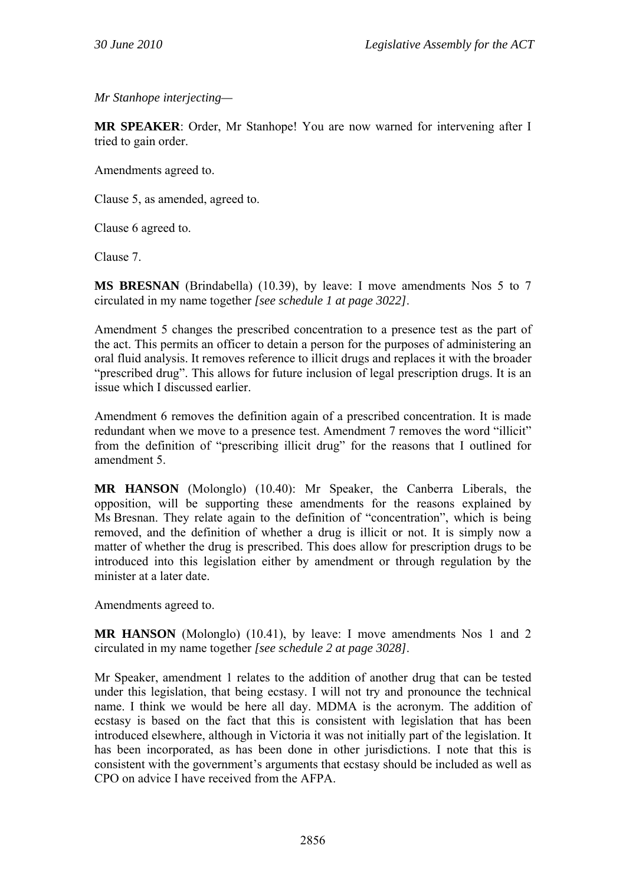*Mr Stanhope interjecting—*

**MR SPEAKER**: Order, Mr Stanhope! You are now warned for intervening after I tried to gain order.

Amendments agreed to.

Clause 5, as amended, agreed to.

Clause 6 agreed to.

Clause 7.

**MS BRESNAN** (Brindabella) (10.39), by leave: I move amendments Nos 5 to 7 circulated in my name together *[see schedule 1 at page 3022]*.

Amendment 5 changes the prescribed concentration to a presence test as the part of the act. This permits an officer to detain a person for the purposes of administering an oral fluid analysis. It removes reference to illicit drugs and replaces it with the broader "prescribed drug". This allows for future inclusion of legal prescription drugs. It is an issue which I discussed earlier.

Amendment 6 removes the definition again of a prescribed concentration. It is made redundant when we move to a presence test. Amendment 7 removes the word "illicit" from the definition of "prescribing illicit drug" for the reasons that I outlined for amendment 5.

**MR HANSON** (Molonglo) (10.40): Mr Speaker, the Canberra Liberals, the opposition, will be supporting these amendments for the reasons explained by Ms Bresnan. They relate again to the definition of "concentration", which is being removed, and the definition of whether a drug is illicit or not. It is simply now a matter of whether the drug is prescribed. This does allow for prescription drugs to be introduced into this legislation either by amendment or through regulation by the minister at a later date.

Amendments agreed to.

**MR HANSON** (Molonglo) (10.41), by leave: I move amendments Nos 1 and 2 circulated in my name together *[see schedule 2 at page 3028]*.

Mr Speaker, amendment 1 relates to the addition of another drug that can be tested under this legislation, that being ecstasy. I will not try and pronounce the technical name. I think we would be here all day. MDMA is the acronym. The addition of ecstasy is based on the fact that this is consistent with legislation that has been introduced elsewhere, although in Victoria it was not initially part of the legislation. It has been incorporated, as has been done in other jurisdictions. I note that this is consistent with the government's arguments that ecstasy should be included as well as CPO on advice I have received from the AFPA.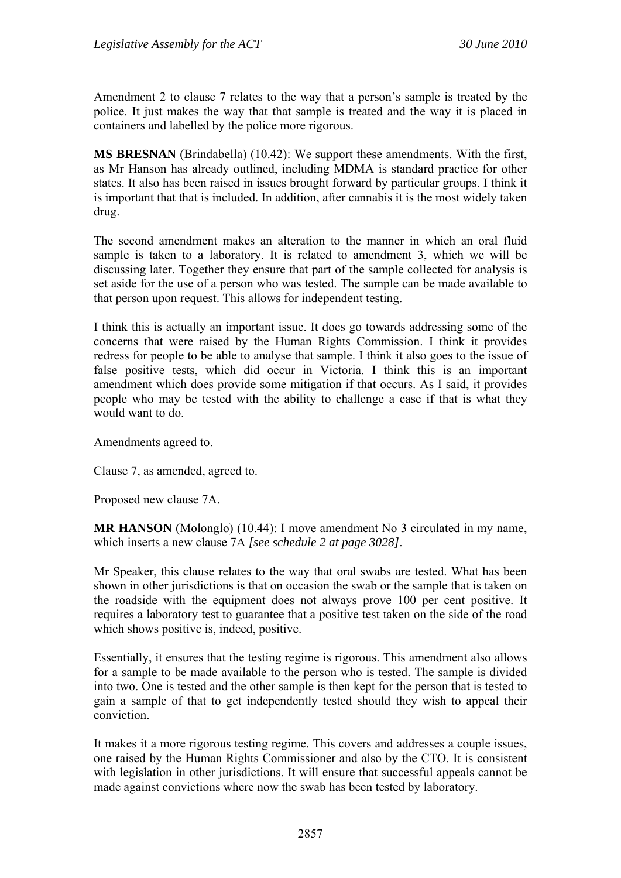Amendment 2 to clause 7 relates to the way that a person's sample is treated by the police. It just makes the way that that sample is treated and the way it is placed in containers and labelled by the police more rigorous.

**MS BRESNAN** (Brindabella) (10.42): We support these amendments. With the first, as Mr Hanson has already outlined, including MDMA is standard practice for other states. It also has been raised in issues brought forward by particular groups. I think it is important that that is included. In addition, after cannabis it is the most widely taken drug.

The second amendment makes an alteration to the manner in which an oral fluid sample is taken to a laboratory. It is related to amendment 3, which we will be discussing later. Together they ensure that part of the sample collected for analysis is set aside for the use of a person who was tested. The sample can be made available to that person upon request. This allows for independent testing.

I think this is actually an important issue. It does go towards addressing some of the concerns that were raised by the Human Rights Commission. I think it provides redress for people to be able to analyse that sample. I think it also goes to the issue of false positive tests, which did occur in Victoria. I think this is an important amendment which does provide some mitigation if that occurs. As I said, it provides people who may be tested with the ability to challenge a case if that is what they would want to do.

Amendments agreed to.

Clause 7, as amended, agreed to.

Proposed new clause 7A.

**MR HANSON** (Molonglo) (10.44): I move amendment No 3 circulated in my name, which inserts a new clause 7A *[see schedule 2 at page 3028]*.

Mr Speaker, this clause relates to the way that oral swabs are tested. What has been shown in other jurisdictions is that on occasion the swab or the sample that is taken on the roadside with the equipment does not always prove 100 per cent positive. It requires a laboratory test to guarantee that a positive test taken on the side of the road which shows positive is, indeed, positive.

Essentially, it ensures that the testing regime is rigorous. This amendment also allows for a sample to be made available to the person who is tested. The sample is divided into two. One is tested and the other sample is then kept for the person that is tested to gain a sample of that to get independently tested should they wish to appeal their conviction.

It makes it a more rigorous testing regime. This covers and addresses a couple issues, one raised by the Human Rights Commissioner and also by the CTO. It is consistent with legislation in other jurisdictions. It will ensure that successful appeals cannot be made against convictions where now the swab has been tested by laboratory.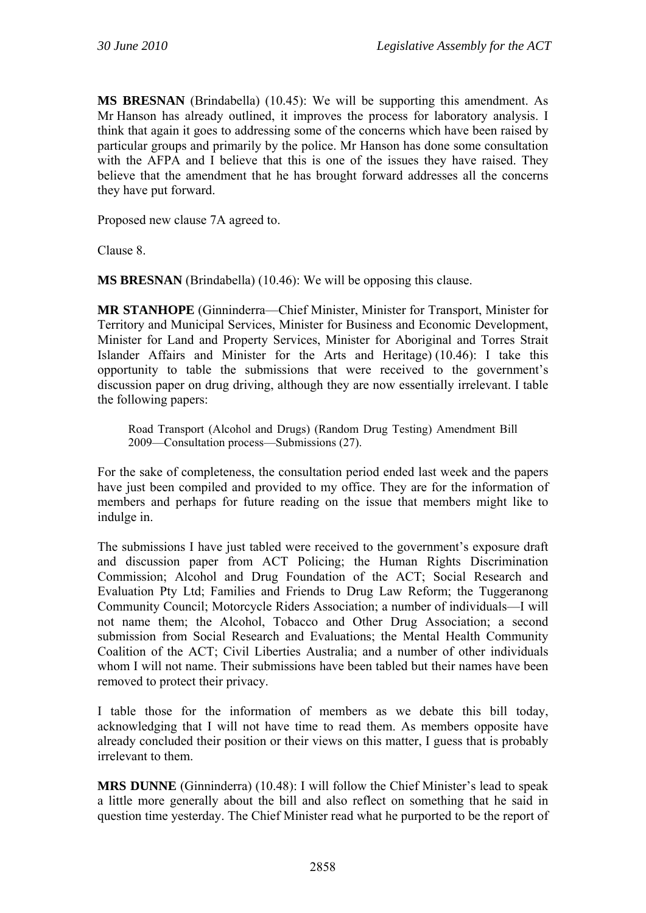**MS BRESNAN** (Brindabella) (10.45): We will be supporting this amendment. As Mr Hanson has already outlined, it improves the process for laboratory analysis. I think that again it goes to addressing some of the concerns which have been raised by particular groups and primarily by the police. Mr Hanson has done some consultation with the AFPA and I believe that this is one of the issues they have raised. They believe that the amendment that he has brought forward addresses all the concerns they have put forward.

Proposed new clause 7A agreed to.

Clause 8.

**MS BRESNAN** (Brindabella) (10.46): We will be opposing this clause.

**MR STANHOPE** (Ginninderra—Chief Minister, Minister for Transport, Minister for Territory and Municipal Services, Minister for Business and Economic Development, Minister for Land and Property Services, Minister for Aboriginal and Torres Strait Islander Affairs and Minister for the Arts and Heritage) (10.46): I take this opportunity to table the submissions that were received to the government's discussion paper on drug driving, although they are now essentially irrelevant. I table the following papers:

> Road Transport (Alcohol and Drugs) (Random Drug Testing) Amendment Bill 2009—Consultation process—Submissions (27).

For the sake of completeness, the consultation period ended last week and the papers have just been compiled and provided to my office. They are for the information of members and perhaps for future reading on the issue that members might like to indulge in.

The submissions I have just tabled were received to the government's exposure draft and discussion paper from ACT Policing; the Human Rights Discrimination Commission; Alcohol and Drug Foundation of the ACT; Social Research and Evaluation Pty Ltd; Families and Friends to Drug Law Reform; the Tuggeranong Community Council; Motorcycle Riders Association; a number of individuals—I will not name them; the Alcohol, Tobacco and Other Drug Association; a second submission from Social Research and Evaluations; the Mental Health Community Coalition of the ACT; Civil Liberties Australia; and a number of other individuals whom I will not name. Their submissions have been tabled but their names have been removed to protect their privacy.

I table those for the information of members as we debate this bill today, acknowledging that I will not have time to read them. As members opposite have already concluded their position or their views on this matter, I guess that is probably irrelevant to them.

**MRS DUNNE** (Ginninderra) (10.48): I will follow the Chief Minister's lead to speak a little more generally about the bill and also reflect on something that he said in question time yesterday. The Chief Minister read what he purported to be the report of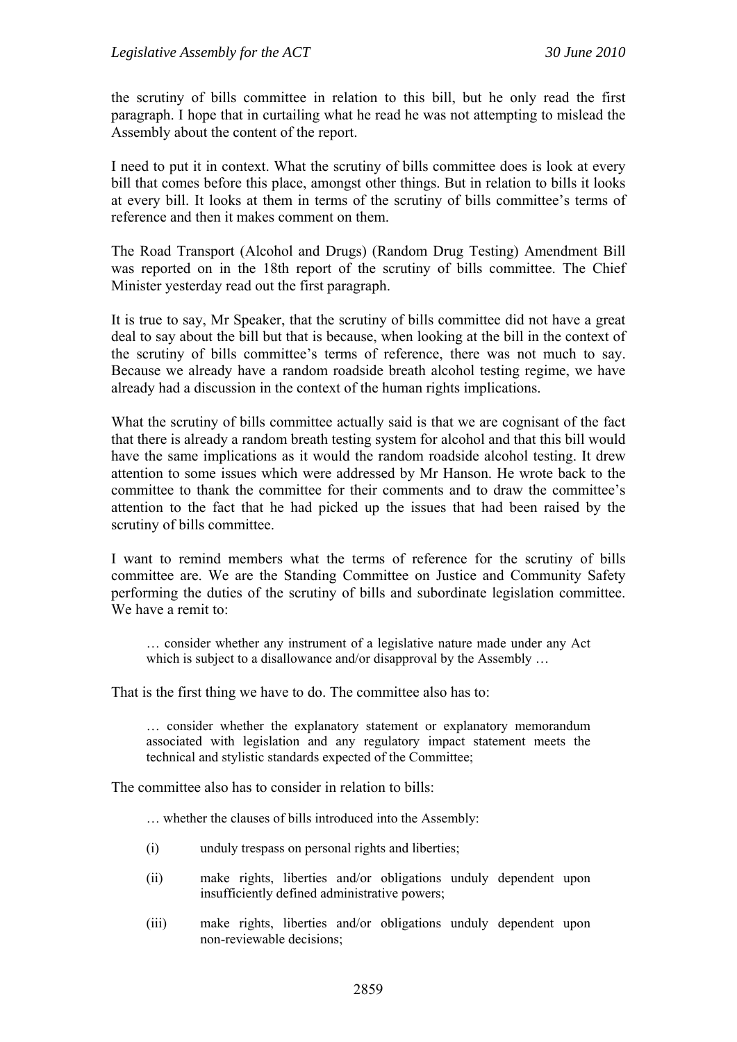the scrutiny of bills committee in relation to this bill, but he only read the first paragraph. I hope that in curtailing what he read he was not attempting to mislead the Assembly about the content of the report.

I need to put it in context. What the scrutiny of bills committee does is look at every bill that comes before this place, amongst other things. But in relation to bills it looks at every bill. It looks at them in terms of the scrutiny of bills committee's terms of reference and then it makes comment on them.

The Road Transport (Alcohol and Drugs) (Random Drug Testing) Amendment Bill was reported on in the 18th report of the scrutiny of bills committee. The Chief Minister yesterday read out the first paragraph.

It is true to say, Mr Speaker, that the scrutiny of bills committee did not have a great deal to say about the bill but that is because, when looking at the bill in the context of the scrutiny of bills committee's terms of reference, there was not much to say. Because we already have a random roadside breath alcohol testing regime, we have already had a discussion in the context of the human rights implications.

What the scrutiny of bills committee actually said is that we are cognisant of the fact that there is already a random breath testing system for alcohol and that this bill would have the same implications as it would the random roadside alcohol testing. It drew attention to some issues which were addressed by Mr Hanson. He wrote back to the committee to thank the committee for their comments and to draw the committee's attention to the fact that he had picked up the issues that had been raised by the scrutiny of bills committee.

I want to remind members what the terms of reference for the scrutiny of bills committee are. We are the Standing Committee on Justice and Community Safety performing the duties of the scrutiny of bills and subordinate legislation committee. We have a remit to:

> … consider whether any instrument of a legislative nature made under any Act which is subject to a disallowance and/or disapproval by the Assembly …

That is the first thing we have to do. The committee also has to:

> … consider whether the explanatory statement or explanatory memorandum associated with legislation and any regulatory impact statement meets the technical and stylistic standards expected of the Committee;

The committee also has to consider in relation to bills:

> … whether the clauses of bills introduced into the Assembly:
>
> (i) unduly trespass on personal rights and liberties;
>
> (ii) make rights, liberties and/or obligations unduly dependent upon insufficiently defined administrative powers;
>
> (iii) make rights, liberties and/or obligations unduly dependent upon non-reviewable decisions;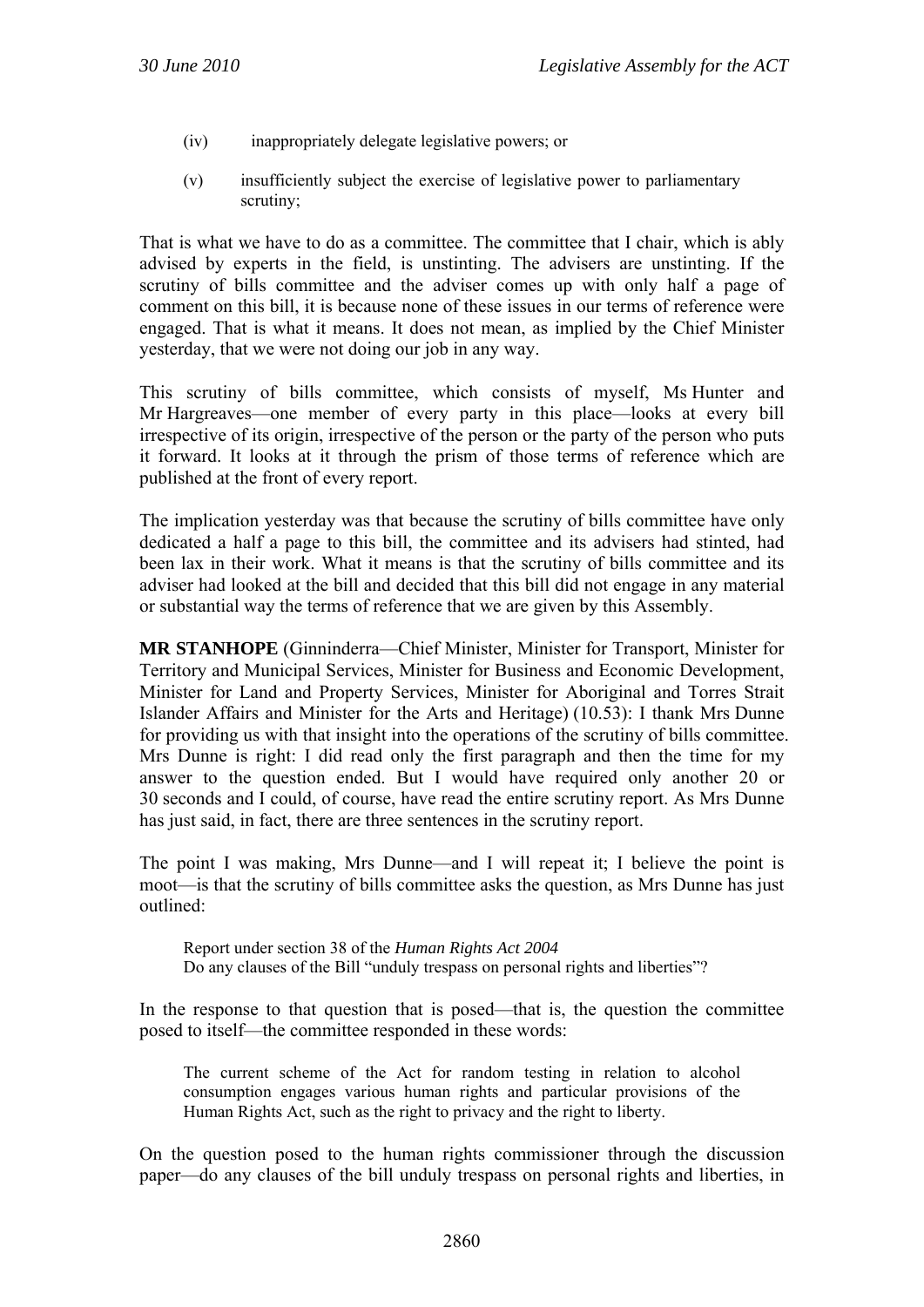(iv) inappropriately delegate legislative powers; or

(v) insufficiently subject the exercise of legislative power to parliamentary scrutiny;

That is what we have to do as a committee. The committee that I chair, which is ably advised by experts in the field, is unstinting. The advisers are unstinting. If the scrutiny of bills committee and the adviser comes up with only half a page of comment on this bill, it is because none of these issues in our terms of reference were engaged. That is what it means. It does not mean, as implied by the Chief Minister yesterday, that we were not doing our job in any way.

This scrutiny of bills committee, which consists of myself, Ms Hunter and Mr Hargreaves—one member of every party in this place—looks at every bill irrespective of its origin, irrespective of the person or the party of the person who puts it forward. It looks at it through the prism of those terms of reference which are published at the front of every report.

The implication yesterday was that because the scrutiny of bills committee have only dedicated a half a page to this bill, the committee and its advisers had stinted, had been lax in their work. What it means is that the scrutiny of bills committee and its adviser had looked at the bill and decided that this bill did not engage in any material or substantial way the terms of reference that we are given by this Assembly.

**MR STANHOPE** (Ginninderra—Chief Minister, Minister for Transport, Minister for Territory and Municipal Services, Minister for Business and Economic Development, Minister for Land and Property Services, Minister for Aboriginal and Torres Strait Islander Affairs and Minister for the Arts and Heritage) (10.53): I thank Mrs Dunne for providing us with that insight into the operations of the scrutiny of bills committee. Mrs Dunne is right: I did read only the first paragraph and then the time for my answer to the question ended. But I would have required only another 20 or 30 seconds and I could, of course, have read the entire scrutiny report. As Mrs Dunne has just said, in fact, there are three sentences in the scrutiny report.

The point I was making, Mrs Dunne—and I will repeat it; I believe the point is moot—is that the scrutiny of bills committee asks the question, as Mrs Dunne has just outlined:

> Report under section 38 of the *Human Rights Act 2004*
> Do any clauses of the Bill "unduly trespass on personal rights and liberties"?

In the response to that question that is posed—that is, the question the committee posed to itself—the committee responded in these words:

> The current scheme of the Act for random testing in relation to alcohol consumption engages various human rights and particular provisions of the Human Rights Act, such as the right to privacy and the right to liberty.

On the question posed to the human rights commissioner through the discussion paper—do any clauses of the bill unduly trespass on personal rights and liberties, in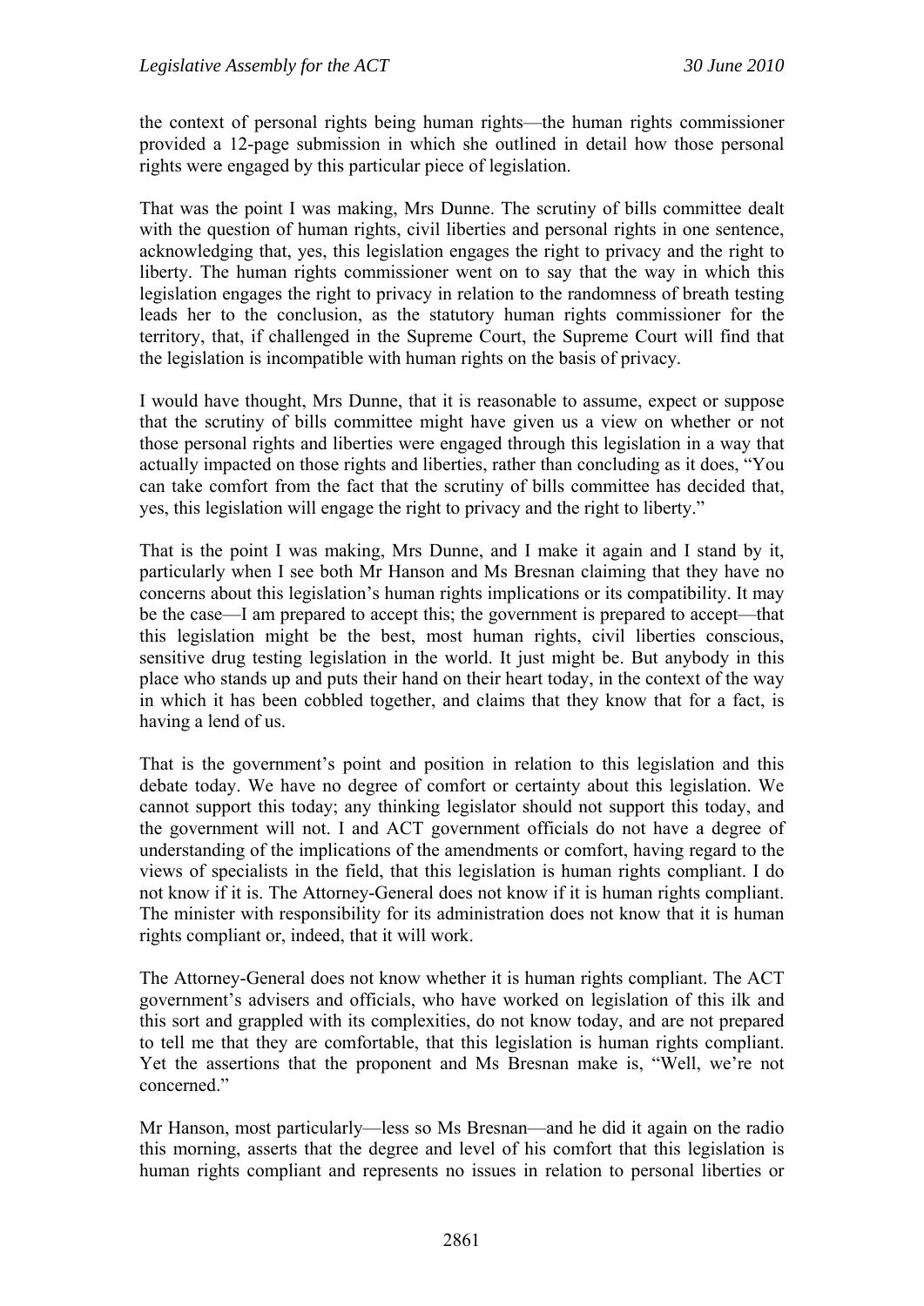the context of personal rights being human rights—the human rights commissioner provided a 12-page submission in which she outlined in detail how those personal rights were engaged by this particular piece of legislation.

That was the point I was making, Mrs Dunne. The scrutiny of bills committee dealt with the question of human rights, civil liberties and personal rights in one sentence, acknowledging that, yes, this legislation engages the right to privacy and the right to liberty. The human rights commissioner went on to say that the way in which this legislation engages the right to privacy in relation to the randomness of breath testing leads her to the conclusion, as the statutory human rights commissioner for the territory, that, if challenged in the Supreme Court, the Supreme Court will find that the legislation is incompatible with human rights on the basis of privacy.

I would have thought, Mrs Dunne, that it is reasonable to assume, expect or suppose that the scrutiny of bills committee might have given us a view on whether or not those personal rights and liberties were engaged through this legislation in a way that actually impacted on those rights and liberties, rather than concluding as it does, "You can take comfort from the fact that the scrutiny of bills committee has decided that, yes, this legislation will engage the right to privacy and the right to liberty."

That is the point I was making, Mrs Dunne, and I make it again and I stand by it, particularly when I see both Mr Hanson and Ms Bresnan claiming that they have no concerns about this legislation's human rights implications or its compatibility. It may be the case—I am prepared to accept this; the government is prepared to accept—that this legislation might be the best, most human rights, civil liberties conscious, sensitive drug testing legislation in the world. It just might be. But anybody in this place who stands up and puts their hand on their heart today, in the context of the way in which it has been cobbled together, and claims that they know that for a fact, is having a lend of us.

That is the government's point and position in relation to this legislation and this debate today. We have no degree of comfort or certainty about this legislation. We cannot support this today; any thinking legislator should not support this today, and the government will not. I and ACT government officials do not have a degree of understanding of the implications of the amendments or comfort, having regard to the views of specialists in the field, that this legislation is human rights compliant. I do not know if it is. The Attorney-General does not know if it is human rights compliant. The minister with responsibility for its administration does not know that it is human rights compliant or, indeed, that it will work.

The Attorney-General does not know whether it is human rights compliant. The ACT government's advisers and officials, who have worked on legislation of this ilk and this sort and grappled with its complexities, do not know today, and are not prepared to tell me that they are comfortable, that this legislation is human rights compliant. Yet the assertions that the proponent and Ms Bresnan make is, "Well, we're not concerned."

Mr Hanson, most particularly—less so Ms Bresnan—and he did it again on the radio this morning, asserts that the degree and level of his comfort that this legislation is human rights compliant and represents no issues in relation to personal liberties or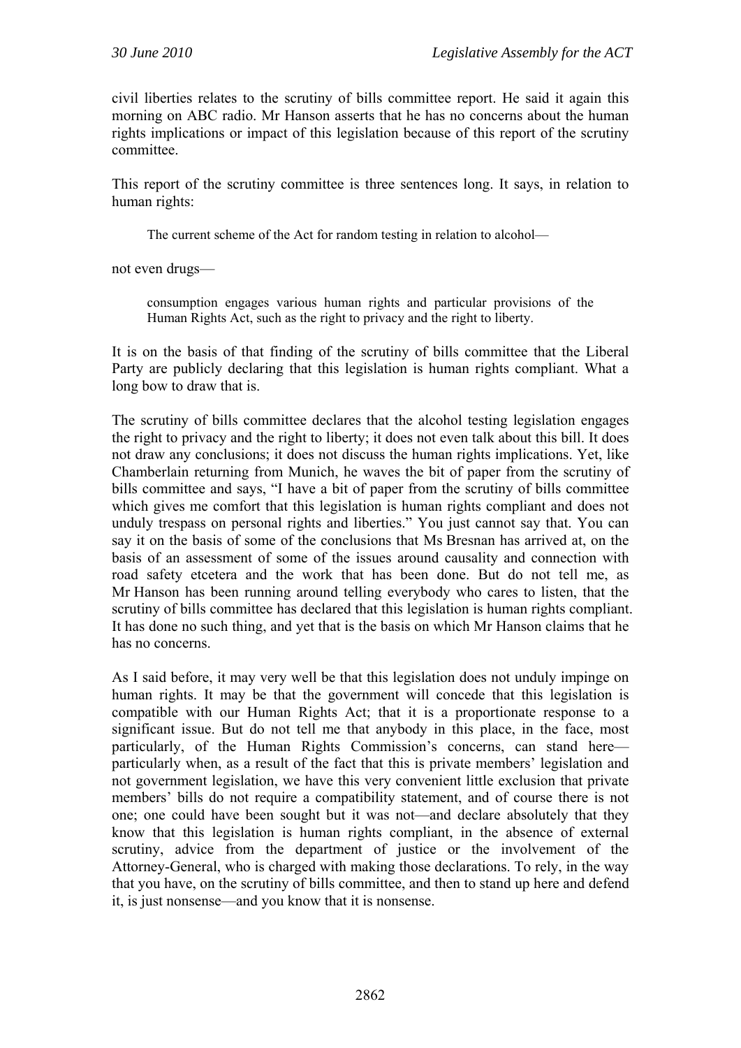civil liberties relates to the scrutiny of bills committee report. He said it again this morning on ABC radio. Mr Hanson asserts that he has no concerns about the human rights implications or impact of this legislation because of this report of the scrutiny committee.

This report of the scrutiny committee is three sentences long. It says, in relation to human rights:

> The current scheme of the Act for random testing in relation to alcohol—

not even drugs—

> consumption engages various human rights and particular provisions of the Human Rights Act, such as the right to privacy and the right to liberty.

It is on the basis of that finding of the scrutiny of bills committee that the Liberal Party are publicly declaring that this legislation is human rights compliant. What a long bow to draw that is.

The scrutiny of bills committee declares that the alcohol testing legislation engages the right to privacy and the right to liberty; it does not even talk about this bill. It does not draw any conclusions; it does not discuss the human rights implications. Yet, like Chamberlain returning from Munich, he waves the bit of paper from the scrutiny of bills committee and says, "I have a bit of paper from the scrutiny of bills committee which gives me comfort that this legislation is human rights compliant and does not unduly trespass on personal rights and liberties." You just cannot say that. You can say it on the basis of some of the conclusions that Ms Bresnan has arrived at, on the basis of an assessment of some of the issues around causality and connection with road safety etcetera and the work that has been done. But do not tell me, as Mr Hanson has been running around telling everybody who cares to listen, that the scrutiny of bills committee has declared that this legislation is human rights compliant. It has done no such thing, and yet that is the basis on which Mr Hanson claims that he has no concerns.

As I said before, it may very well be that this legislation does not unduly impinge on human rights. It may be that the government will concede that this legislation is compatible with our Human Rights Act; that it is a proportionate response to a significant issue. But do not tell me that anybody in this place, in the face, most particularly, of the Human Rights Commission's concerns, can stand here—particularly when, as a result of the fact that this is private members' legislation and not government legislation, we have this very convenient little exclusion that private members' bills do not require a compatibility statement, and of course there is not one; one could have been sought but it was not—and declare absolutely that they know that this legislation is human rights compliant, in the absence of external scrutiny, advice from the department of justice or the involvement of the Attorney-General, who is charged with making those declarations. To rely, in the way that you have, on the scrutiny of bills committee, and then to stand up here and defend it, is just nonsense—and you know that it is nonsense.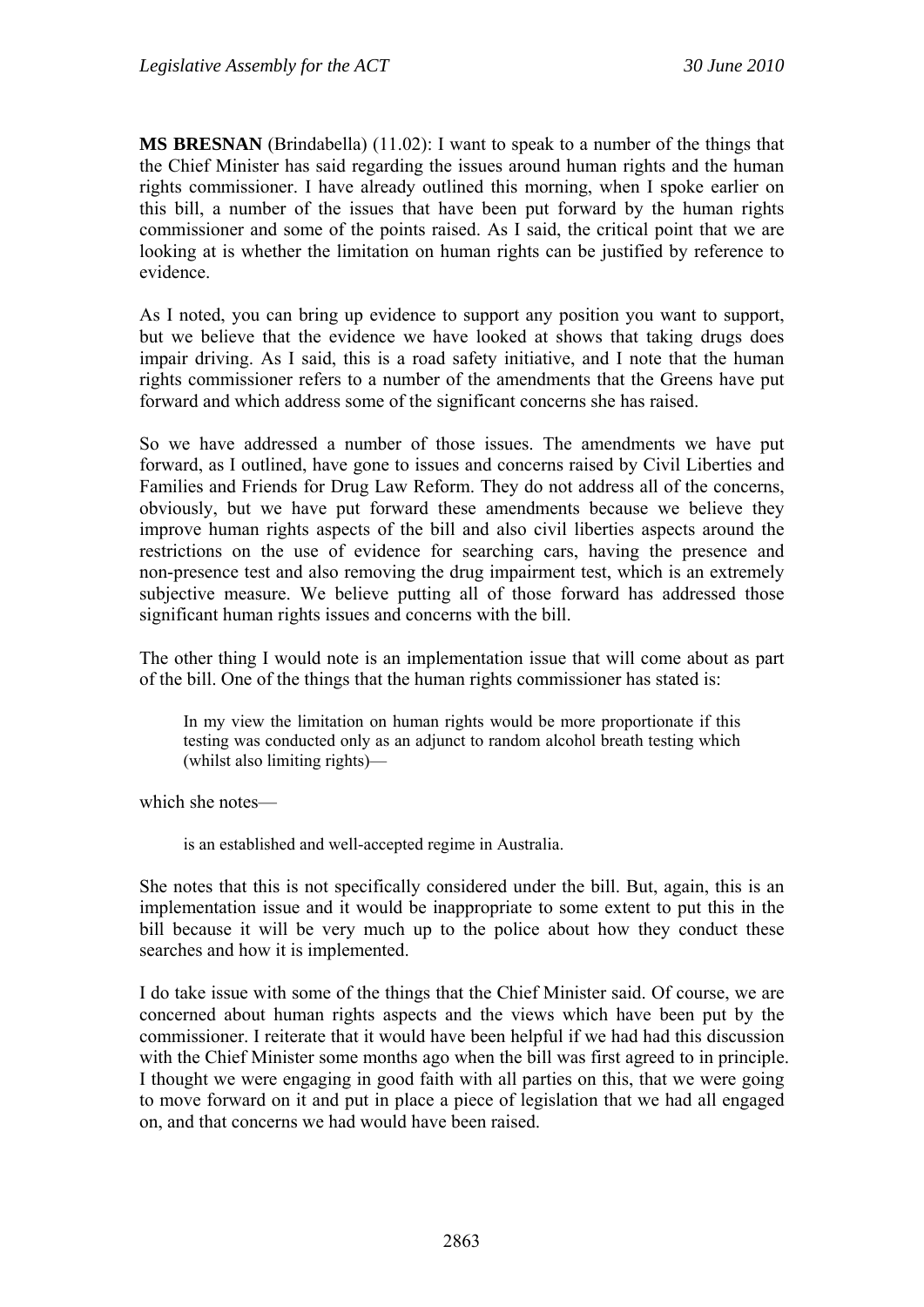**MS BRESNAN** (Brindabella) (11.02): I want to speak to a number of the things that the Chief Minister has said regarding the issues around human rights and the human rights commissioner. I have already outlined this morning, when I spoke earlier on this bill, a number of the issues that have been put forward by the human rights commissioner and some of the points raised. As I said, the critical point that we are looking at is whether the limitation on human rights can be justified by reference to evidence.

As I noted, you can bring up evidence to support any position you want to support, but we believe that the evidence we have looked at shows that taking drugs does impair driving. As I said, this is a road safety initiative, and I note that the human rights commissioner refers to a number of the amendments that the Greens have put forward and which address some of the significant concerns she has raised.

So we have addressed a number of those issues. The amendments we have put forward, as I outlined, have gone to issues and concerns raised by Civil Liberties and Families and Friends for Drug Law Reform. They do not address all of the concerns, obviously, but we have put forward these amendments because we believe they improve human rights aspects of the bill and also civil liberties aspects around the restrictions on the use of evidence for searching cars, having the presence and non-presence test and also removing the drug impairment test, which is an extremely subjective measure. We believe putting all of those forward has addressed those significant human rights issues and concerns with the bill.

The other thing I would note is an implementation issue that will come about as part of the bill. One of the things that the human rights commissioner has stated is:

> In my view the limitation on human rights would be more proportionate if this testing was conducted only as an adjunct to random alcohol breath testing which (whilst also limiting rights)—

which she notes—

> is an established and well-accepted regime in Australia.

She notes that this is not specifically considered under the bill. But, again, this is an implementation issue and it would be inappropriate to some extent to put this in the bill because it will be very much up to the police about how they conduct these searches and how it is implemented.

I do take issue with some of the things that the Chief Minister said. Of course, we are concerned about human rights aspects and the views which have been put by the commissioner. I reiterate that it would have been helpful if we had had this discussion with the Chief Minister some months ago when the bill was first agreed to in principle. I thought we were engaging in good faith with all parties on this, that we were going to move forward on it and put in place a piece of legislation that we had all engaged on, and that concerns we had would have been raised.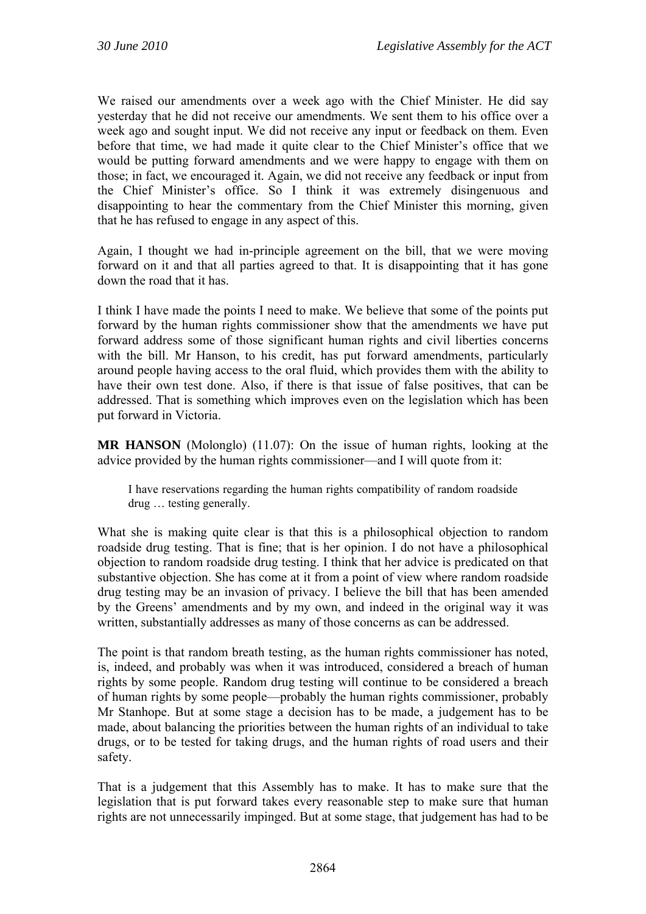We raised our amendments over a week ago with the Chief Minister. He did say yesterday that he did not receive our amendments. We sent them to his office over a week ago and sought input. We did not receive any input or feedback on them. Even before that time, we had made it quite clear to the Chief Minister's office that we would be putting forward amendments and we were happy to engage with them on those; in fact, we encouraged it. Again, we did not receive any feedback or input from the Chief Minister's office. So I think it was extremely disingenuous and disappointing to hear the commentary from the Chief Minister this morning, given that he has refused to engage in any aspect of this.

Again, I thought we had in-principle agreement on the bill, that we were moving forward on it and that all parties agreed to that. It is disappointing that it has gone down the road that it has.

I think I have made the points I need to make. We believe that some of the points put forward by the human rights commissioner show that the amendments we have put forward address some of those significant human rights and civil liberties concerns with the bill. Mr Hanson, to his credit, has put forward amendments, particularly around people having access to the oral fluid, which provides them with the ability to have their own test done. Also, if there is that issue of false positives, that can be addressed. That is something which improves even on the legislation which has been put forward in Victoria.

**MR HANSON** (Molonglo) (11.07): On the issue of human rights, looking at the advice provided by the human rights commissioner—and I will quote from it:

> I have reservations regarding the human rights compatibility of random roadside drug … testing generally.

What she is making quite clear is that this is a philosophical objection to random roadside drug testing. That is fine; that is her opinion. I do not have a philosophical objection to random roadside drug testing. I think that her advice is predicated on that substantive objection. She has come at it from a point of view where random roadside drug testing may be an invasion of privacy. I believe the bill that has been amended by the Greens' amendments and by my own, and indeed in the original way it was written, substantially addresses as many of those concerns as can be addressed.

The point is that random breath testing, as the human rights commissioner has noted, is, indeed, and probably was when it was introduced, considered a breach of human rights by some people. Random drug testing will continue to be considered a breach of human rights by some people—probably the human rights commissioner, probably Mr Stanhope. But at some stage a decision has to be made, a judgement has to be made, about balancing the priorities between the human rights of an individual to take drugs, or to be tested for taking drugs, and the human rights of road users and their safety.

That is a judgement that this Assembly has to make. It has to make sure that the legislation that is put forward takes every reasonable step to make sure that human rights are not unnecessarily impinged. But at some stage, that judgement has had to be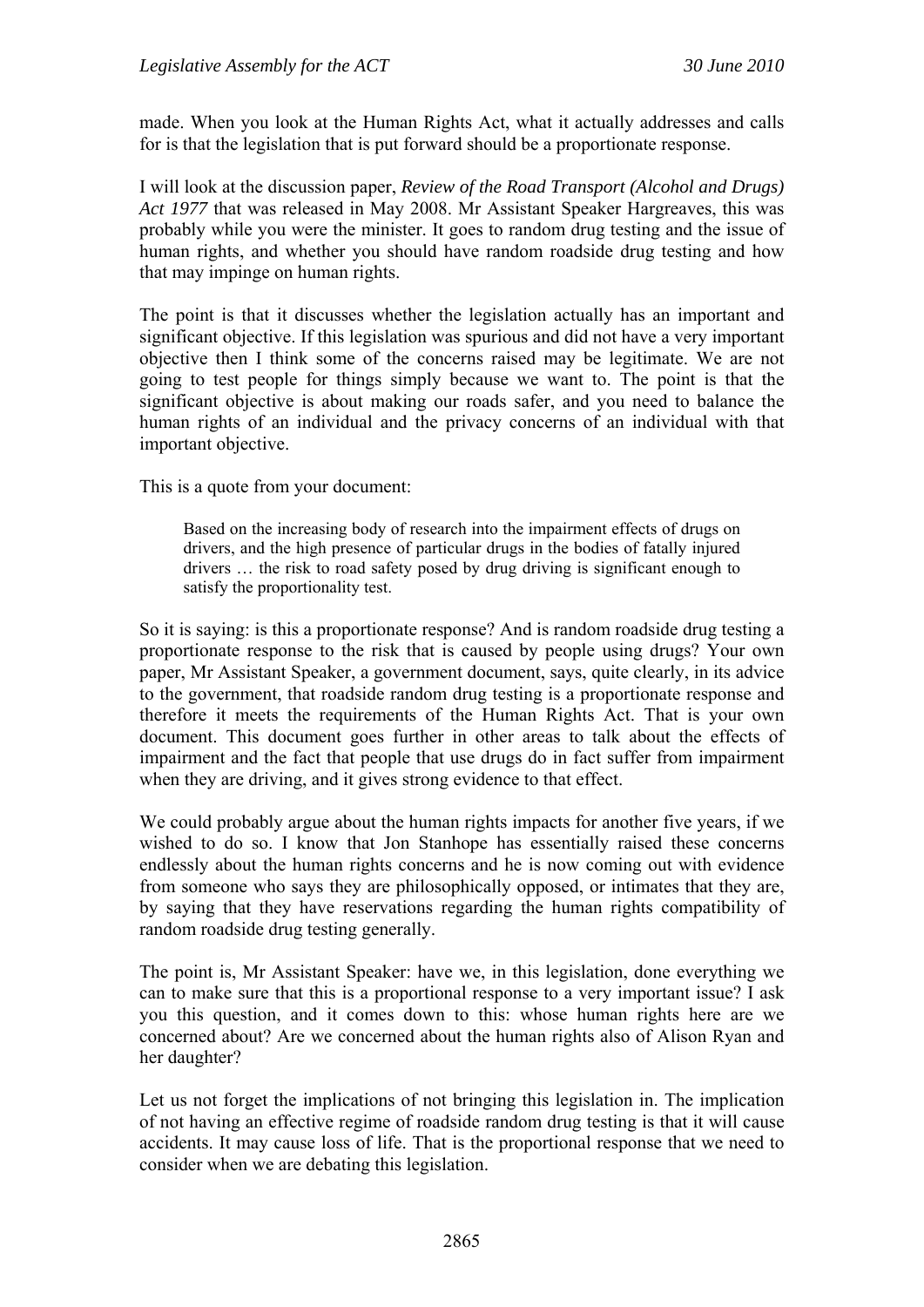made. When you look at the Human Rights Act, what it actually addresses and calls for is that the legislation that is put forward should be a proportionate response.

I will look at the discussion paper, *Review of the Road Transport (Alcohol and Drugs) Act 1977* that was released in May 2008. Mr Assistant Speaker Hargreaves, this was probably while you were the minister. It goes to random drug testing and the issue of human rights, and whether you should have random roadside drug testing and how that may impinge on human rights.

The point is that it discusses whether the legislation actually has an important and significant objective. If this legislation was spurious and did not have a very important objective then I think some of the concerns raised may be legitimate. We are not going to test people for things simply because we want to. The point is that the significant objective is about making our roads safer, and you need to balance the human rights of an individual and the privacy concerns of an individual with that important objective.

This is a quote from your document:

> Based on the increasing body of research into the impairment effects of drugs on drivers, and the high presence of particular drugs in the bodies of fatally injured drivers … the risk to road safety posed by drug driving is significant enough to satisfy the proportionality test.

So it is saying: is this a proportionate response? And is random roadside drug testing a proportionate response to the risk that is caused by people using drugs? Your own paper, Mr Assistant Speaker, a government document, says, quite clearly, in its advice to the government, that roadside random drug testing is a proportionate response and therefore it meets the requirements of the Human Rights Act. That is your own document. This document goes further in other areas to talk about the effects of impairment and the fact that people that use drugs do in fact suffer from impairment when they are driving, and it gives strong evidence to that effect.

We could probably argue about the human rights impacts for another five years, if we wished to do so. I know that Jon Stanhope has essentially raised these concerns endlessly about the human rights concerns and he is now coming out with evidence from someone who says they are philosophically opposed, or intimates that they are, by saying that they have reservations regarding the human rights compatibility of random roadside drug testing generally.

The point is, Mr Assistant Speaker: have we, in this legislation, done everything we can to make sure that this is a proportional response to a very important issue? I ask you this question, and it comes down to this: whose human rights here are we concerned about? Are we concerned about the human rights also of Alison Ryan and her daughter?

Let us not forget the implications of not bringing this legislation in. The implication of not having an effective regime of roadside random drug testing is that it will cause accidents. It may cause loss of life. That is the proportional response that we need to consider when we are debating this legislation.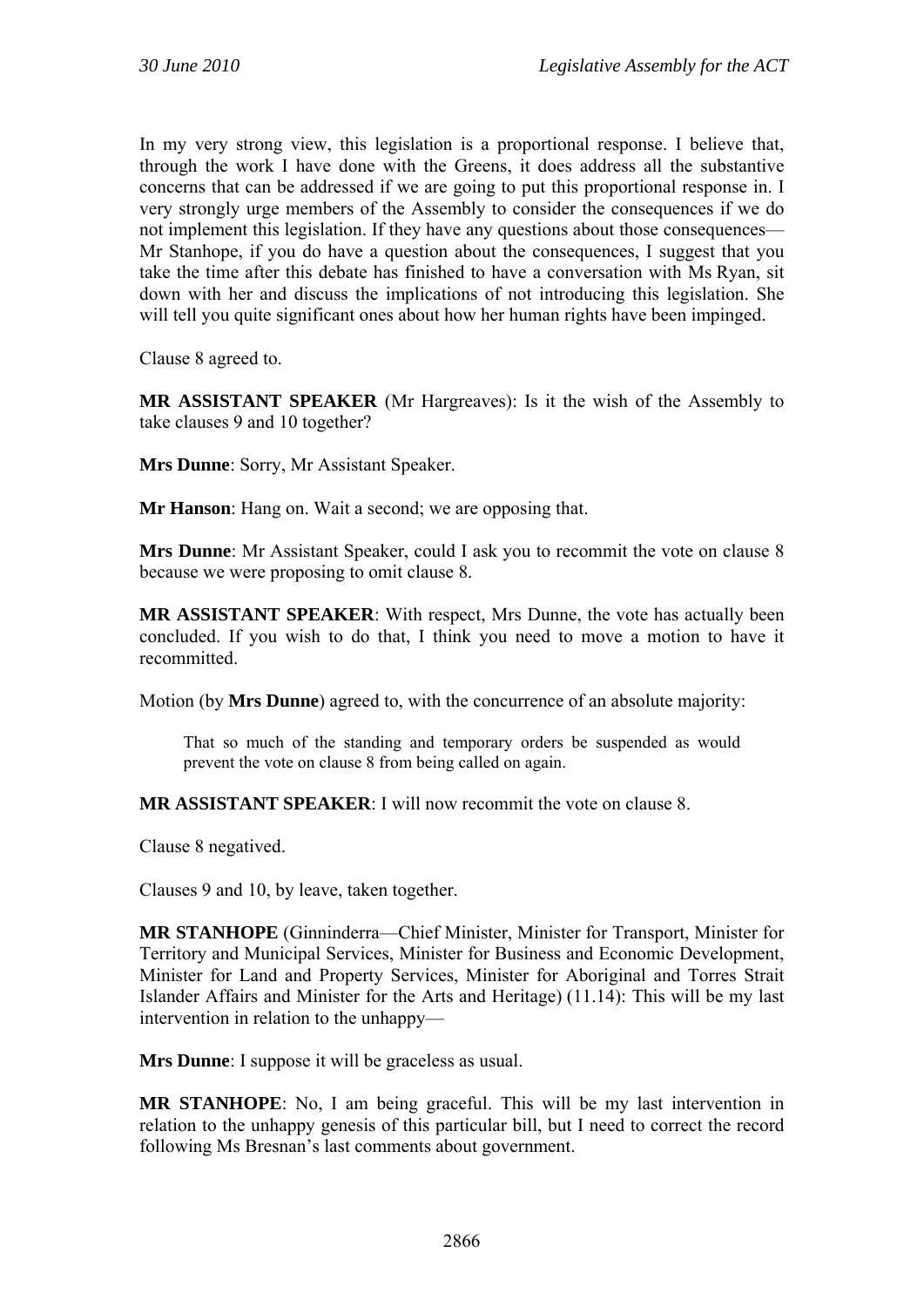In my very strong view, this legislation is a proportional response. I believe that, through the work I have done with the Greens, it does address all the substantive concerns that can be addressed if we are going to put this proportional response in. I very strongly urge members of the Assembly to consider the consequences if we do not implement this legislation. If they have any questions about those consequences—Mr Stanhope, if you do have a question about the consequences, I suggest that you take the time after this debate has finished to have a conversation with Ms Ryan, sit down with her and discuss the implications of not introducing this legislation. She will tell you quite significant ones about how her human rights have been impinged.

Clause 8 agreed to.

**MR ASSISTANT SPEAKER** (Mr Hargreaves): Is it the wish of the Assembly to take clauses 9 and 10 together?

**Mrs Dunne**: Sorry, Mr Assistant Speaker.

**Mr Hanson**: Hang on. Wait a second; we are opposing that.

**Mrs Dunne**: Mr Assistant Speaker, could I ask you to recommit the vote on clause 8 because we were proposing to omit clause 8.

**MR ASSISTANT SPEAKER**: With respect, Mrs Dunne, the vote has actually been concluded. If you wish to do that, I think you need to move a motion to have it recommitted.

Motion (by **Mrs Dunne**) agreed to, with the concurrence of an absolute majority:

> That so much of the standing and temporary orders be suspended as would prevent the vote on clause 8 from being called on again.

**MR ASSISTANT SPEAKER**: I will now recommit the vote on clause 8.

Clause 8 negatived.

Clauses 9 and 10, by leave, taken together.

**MR STANHOPE** (Ginninderra—Chief Minister, Minister for Transport, Minister for Territory and Municipal Services, Minister for Business and Economic Development, Minister for Land and Property Services, Minister for Aboriginal and Torres Strait Islander Affairs and Minister for the Arts and Heritage) (11.14): This will be my last intervention in relation to the unhappy—

**Mrs Dunne**: I suppose it will be graceless as usual.

**MR STANHOPE**: No, I am being graceful. This will be my last intervention in relation to the unhappy genesis of this particular bill, but I need to correct the record following Ms Bresnan's last comments about government.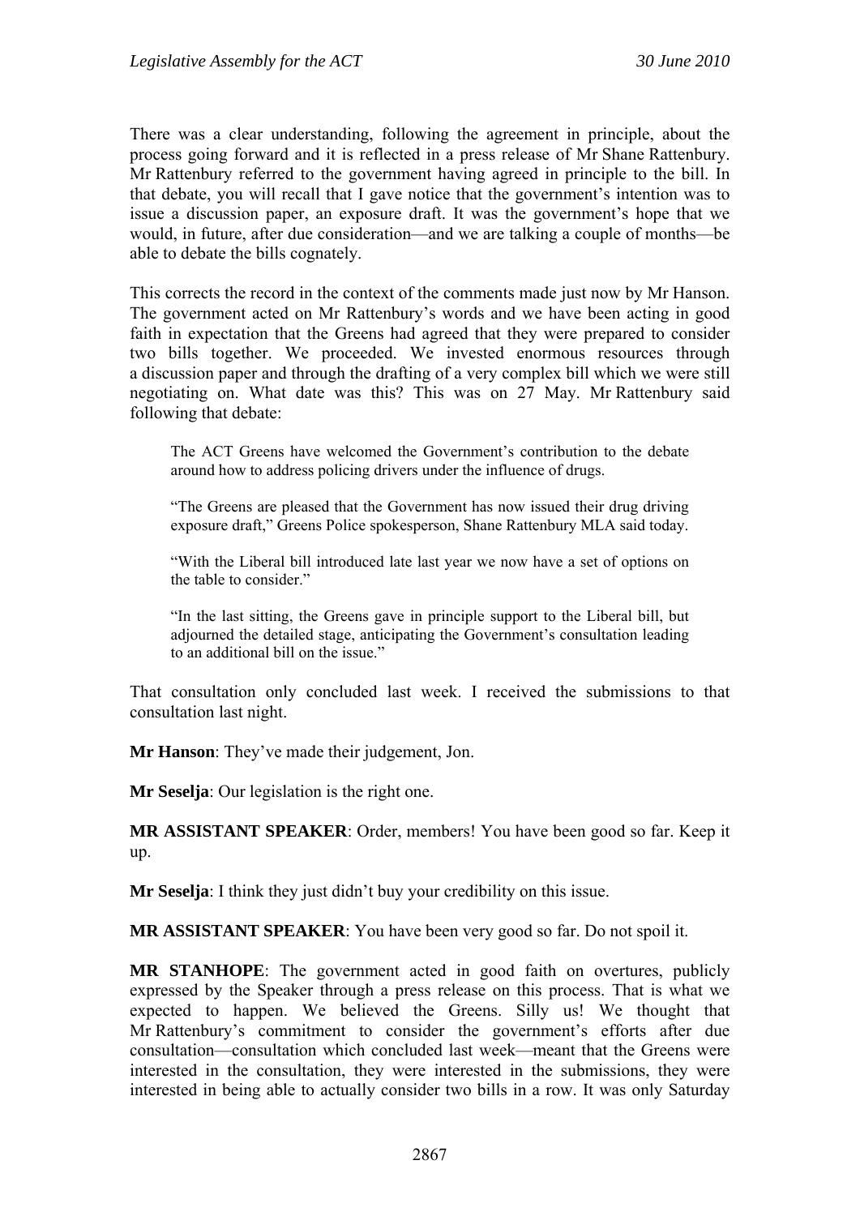There was a clear understanding, following the agreement in principle, about the process going forward and it is reflected in a press release of Mr Shane Rattenbury. Mr Rattenbury referred to the government having agreed in principle to the bill. In that debate, you will recall that I gave notice that the government's intention was to issue a discussion paper, an exposure draft. It was the government's hope that we would, in future, after due consideration—and we are talking a couple of months—be able to debate the bills cognately.

This corrects the record in the context of the comments made just now by Mr Hanson. The government acted on Mr Rattenbury's words and we have been acting in good faith in expectation that the Greens had agreed that they were prepared to consider two bills together. We proceeded. We invested enormous resources through a discussion paper and through the drafting of a very complex bill which we were still negotiating on. What date was this? This was on 27 May. Mr Rattenbury said following that debate:

> The ACT Greens have welcomed the Government's contribution to the debate around how to address policing drivers under the influence of drugs.
>
> "The Greens are pleased that the Government has now issued their drug driving exposure draft," Greens Police spokesperson, Shane Rattenbury MLA said today.
>
> "With the Liberal bill introduced late last year we now have a set of options on the table to consider."
>
> "In the last sitting, the Greens gave in principle support to the Liberal bill, but adjourned the detailed stage, anticipating the Government's consultation leading to an additional bill on the issue."

That consultation only concluded last week. I received the submissions to that consultation last night.

**Mr Hanson**: They've made their judgement, Jon.

**Mr Seselja**: Our legislation is the right one.

**MR ASSISTANT SPEAKER**: Order, members! You have been good so far. Keep it up.

**Mr Seselja**: I think they just didn't buy your credibility on this issue.

**MR ASSISTANT SPEAKER**: You have been very good so far. Do not spoil it.

**MR STANHOPE**: The government acted in good faith on overtures, publicly expressed by the Speaker through a press release on this process. That is what we expected to happen. We believed the Greens. Silly us! We thought that Mr Rattenbury's commitment to consider the government's efforts after due consultation—consultation which concluded last week—meant that the Greens were interested in the consultation, they were interested in the submissions, they were interested in being able to actually consider two bills in a row. It was only Saturday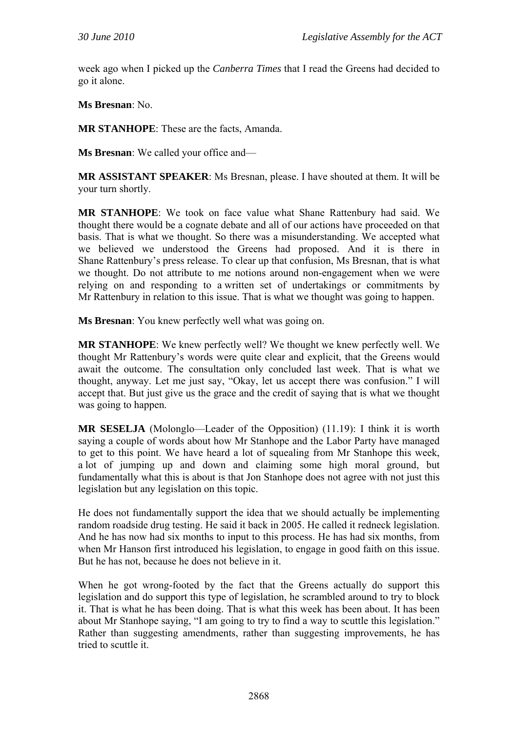week ago when I picked up the *Canberra Times* that I read the Greens had decided to go it alone.

**Ms Bresnan**: No.

**MR STANHOPE**: These are the facts, Amanda.

**Ms Bresnan**: We called your office and—

**MR ASSISTANT SPEAKER**: Ms Bresnan, please. I have shouted at them. It will be your turn shortly.

**MR STANHOPE**: We took on face value what Shane Rattenbury had said. We thought there would be a cognate debate and all of our actions have proceeded on that basis. That is what we thought. So there was a misunderstanding. We accepted what we believed we understood the Greens had proposed. And it is there in Shane Rattenbury's press release. To clear up that confusion, Ms Bresnan, that is what we thought. Do not attribute to me notions around non-engagement when we were relying on and responding to a written set of undertakings or commitments by Mr Rattenbury in relation to this issue. That is what we thought was going to happen.

**Ms Bresnan**: You knew perfectly well what was going on.

**MR STANHOPE**: We knew perfectly well? We thought we knew perfectly well. We thought Mr Rattenbury's words were quite clear and explicit, that the Greens would await the outcome. The consultation only concluded last week. That is what we thought, anyway. Let me just say, "Okay, let us accept there was confusion." I will accept that. But just give us the grace and the credit of saying that is what we thought was going to happen.

**MR SESELJA** (Molonglo—Leader of the Opposition) (11.19): I think it is worth saying a couple of words about how Mr Stanhope and the Labor Party have managed to get to this point. We have heard a lot of squealing from Mr Stanhope this week, a lot of jumping up and down and claiming some high moral ground, but fundamentally what this is about is that Jon Stanhope does not agree with not just this legislation but any legislation on this topic.

He does not fundamentally support the idea that we should actually be implementing random roadside drug testing. He said it back in 2005. He called it redneck legislation. And he has now had six months to input to this process. He has had six months, from when Mr Hanson first introduced his legislation, to engage in good faith on this issue. But he has not, because he does not believe in it.

When he got wrong-footed by the fact that the Greens actually do support this legislation and do support this type of legislation, he scrambled around to try to block it. That is what he has been doing. That is what this week has been about. It has been about Mr Stanhope saying, "I am going to try to find a way to scuttle this legislation." Rather than suggesting amendments, rather than suggesting improvements, he has tried to scuttle it.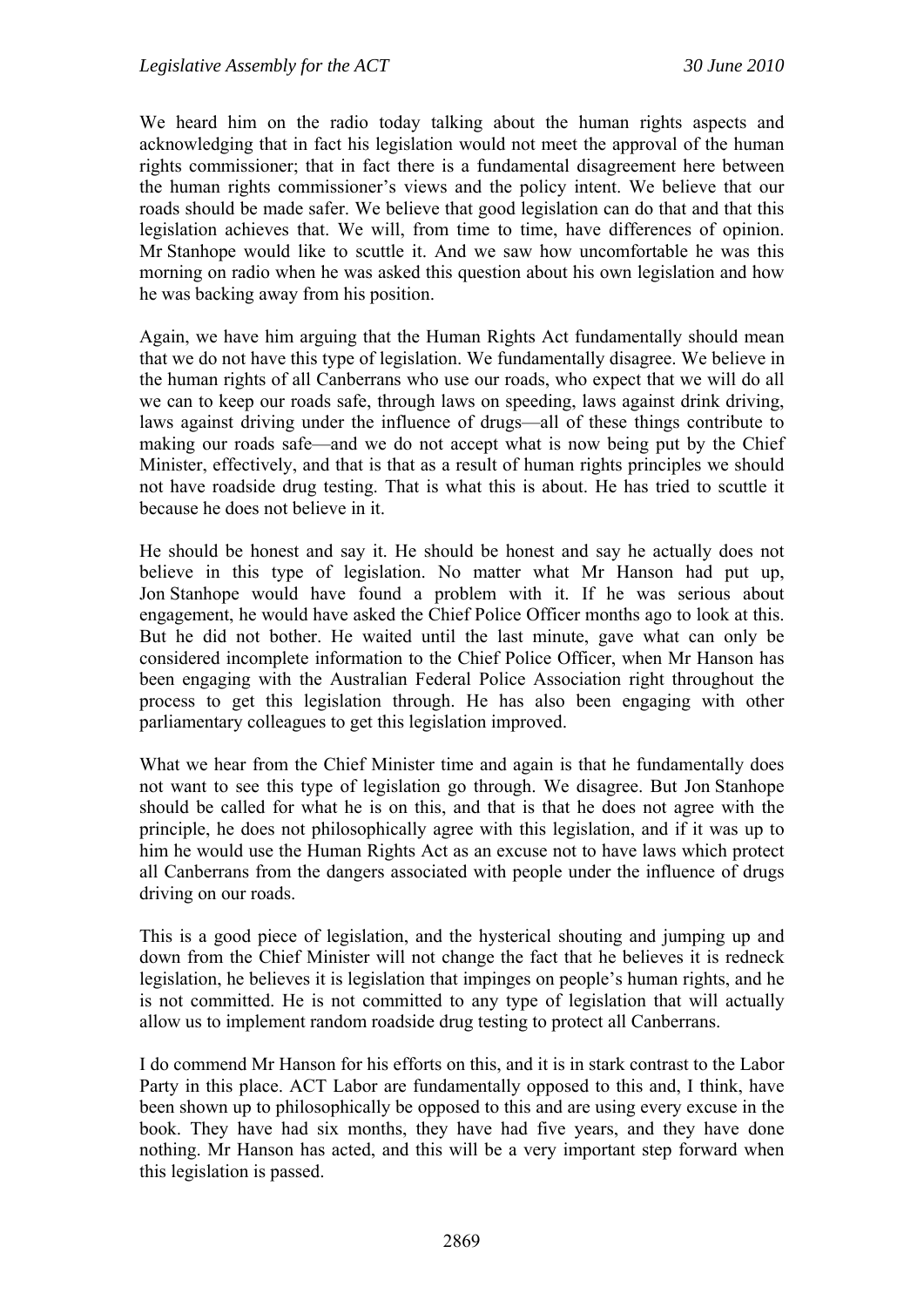We heard him on the radio today talking about the human rights aspects and acknowledging that in fact his legislation would not meet the approval of the human rights commissioner; that in fact there is a fundamental disagreement here between the human rights commissioner's views and the policy intent. We believe that our roads should be made safer. We believe that good legislation can do that and that this legislation achieves that. We will, from time to time, have differences of opinion. Mr Stanhope would like to scuttle it. And we saw how uncomfortable he was this morning on radio when he was asked this question about his own legislation and how he was backing away from his position.

Again, we have him arguing that the Human Rights Act fundamentally should mean that we do not have this type of legislation. We fundamentally disagree. We believe in the human rights of all Canberrans who use our roads, who expect that we will do all we can to keep our roads safe, through laws on speeding, laws against drink driving, laws against driving under the influence of drugs—all of these things contribute to making our roads safe—and we do not accept what is now being put by the Chief Minister, effectively, and that is that as a result of human rights principles we should not have roadside drug testing. That is what this is about. He has tried to scuttle it because he does not believe in it.

He should be honest and say it. He should be honest and say he actually does not believe in this type of legislation. No matter what Mr Hanson had put up, Jon Stanhope would have found a problem with it. If he was serious about engagement, he would have asked the Chief Police Officer months ago to look at this. But he did not bother. He waited until the last minute, gave what can only be considered incomplete information to the Chief Police Officer, when Mr Hanson has been engaging with the Australian Federal Police Association right throughout the process to get this legislation through. He has also been engaging with other parliamentary colleagues to get this legislation improved.

What we hear from the Chief Minister time and again is that he fundamentally does not want to see this type of legislation go through. We disagree. But Jon Stanhope should be called for what he is on this, and that is that he does not agree with the principle, he does not philosophically agree with this legislation, and if it was up to him he would use the Human Rights Act as an excuse not to have laws which protect all Canberrans from the dangers associated with people under the influence of drugs driving on our roads.

This is a good piece of legislation, and the hysterical shouting and jumping up and down from the Chief Minister will not change the fact that he believes it is redneck legislation, he believes it is legislation that impinges on people's human rights, and he is not committed. He is not committed to any type of legislation that will actually allow us to implement random roadside drug testing to protect all Canberrans.

I do commend Mr Hanson for his efforts on this, and it is in stark contrast to the Labor Party in this place. ACT Labor are fundamentally opposed to this and, I think, have been shown up to philosophically be opposed to this and are using every excuse in the book. They have had six months, they have had five years, and they have done nothing. Mr Hanson has acted, and this will be a very important step forward when this legislation is passed.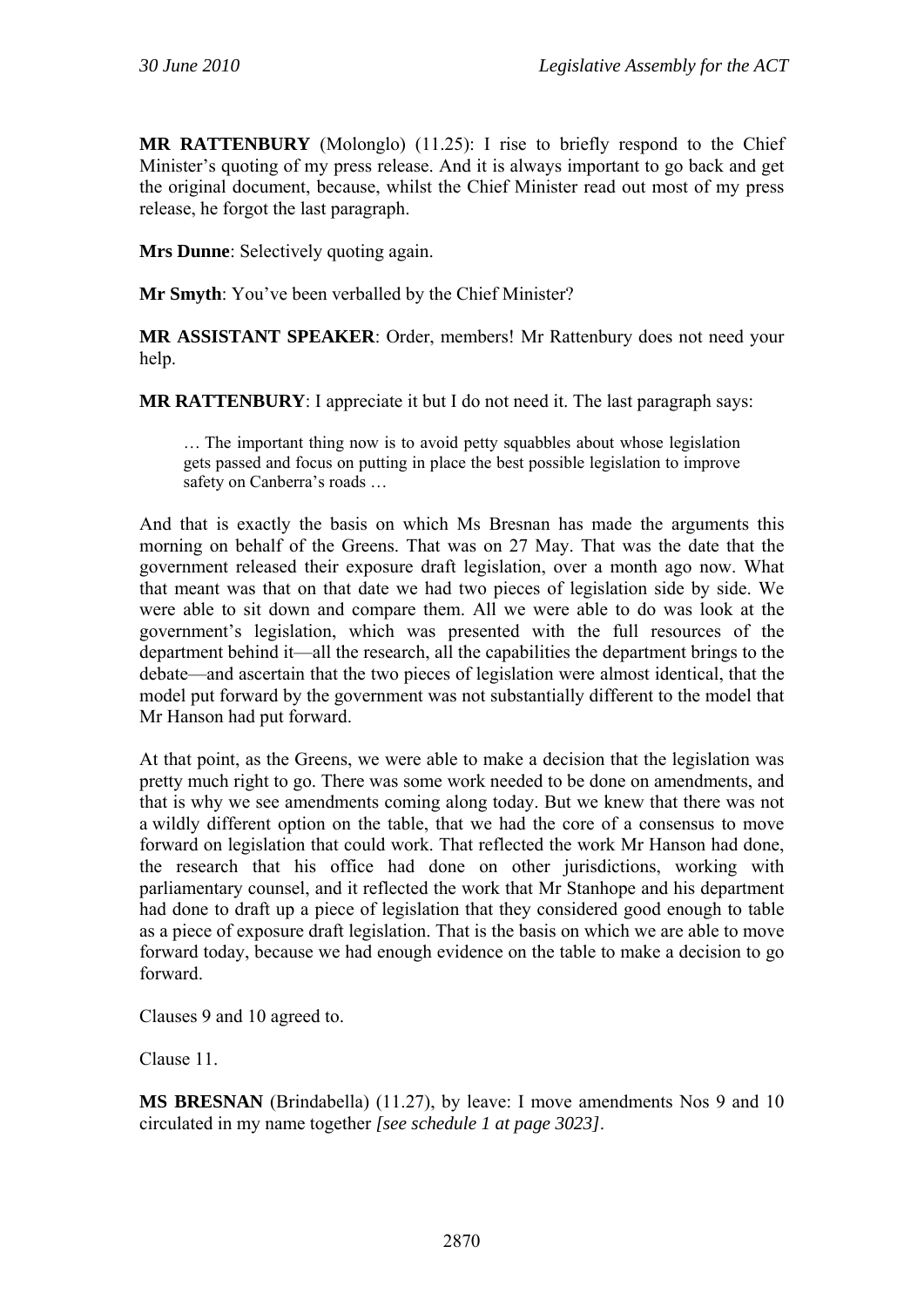**MR RATTENBURY** (Molonglo) (11.25): I rise to briefly respond to the Chief Minister's quoting of my press release. And it is always important to go back and get the original document, because, whilst the Chief Minister read out most of my press release, he forgot the last paragraph.

**Mrs Dunne**: Selectively quoting again.

**Mr Smyth**: You've been verballed by the Chief Minister?

**MR ASSISTANT SPEAKER**: Order, members! Mr Rattenbury does not need your help.

**MR RATTENBURY**: I appreciate it but I do not need it. The last paragraph says:

> … The important thing now is to avoid petty squabbles about whose legislation gets passed and focus on putting in place the best possible legislation to improve safety on Canberra's roads …

And that is exactly the basis on which Ms Bresnan has made the arguments this morning on behalf of the Greens. That was on 27 May. That was the date that the government released their exposure draft legislation, over a month ago now. What that meant was that on that date we had two pieces of legislation side by side. We were able to sit down and compare them. All we were able to do was look at the government's legislation, which was presented with the full resources of the department behind it—all the research, all the capabilities the department brings to the debate—and ascertain that the two pieces of legislation were almost identical, that the model put forward by the government was not substantially different to the model that Mr Hanson had put forward.

At that point, as the Greens, we were able to make a decision that the legislation was pretty much right to go. There was some work needed to be done on amendments, and that is why we see amendments coming along today. But we knew that there was not a wildly different option on the table, that we had the core of a consensus to move forward on legislation that could work. That reflected the work Mr Hanson had done, the research that his office had done on other jurisdictions, working with parliamentary counsel, and it reflected the work that Mr Stanhope and his department had done to draft up a piece of legislation that they considered good enough to table as a piece of exposure draft legislation. That is the basis on which we are able to move forward today, because we had enough evidence on the table to make a decision to go forward.

Clauses 9 and 10 agreed to.

Clause 11.

**MS BRESNAN** (Brindabella) (11.27), by leave: I move amendments Nos 9 and 10 circulated in my name together *[see schedule 1 at page 3023]*.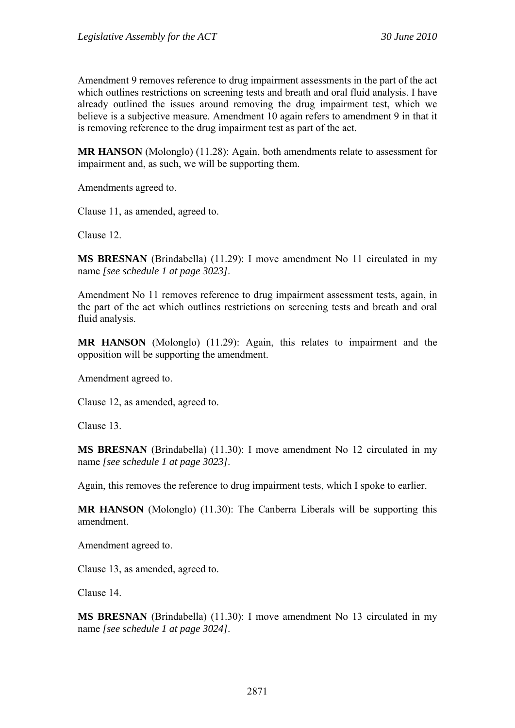Amendment 9 removes reference to drug impairment assessments in the part of the act which outlines restrictions on screening tests and breath and oral fluid analysis. I have already outlined the issues around removing the drug impairment test, which we believe is a subjective measure. Amendment 10 again refers to amendment 9 in that it is removing reference to the drug impairment test as part of the act.

**MR HANSON** (Molonglo) (11.28): Again, both amendments relate to assessment for impairment and, as such, we will be supporting them.

Amendments agreed to.

Clause 11, as amended, agreed to.

Clause 12.

**MS BRESNAN** (Brindabella) (11.29): I move amendment No 11 circulated in my name *[see schedule 1 at page 3023]*.

Amendment No 11 removes reference to drug impairment assessment tests, again, in the part of the act which outlines restrictions on screening tests and breath and oral fluid analysis.

**MR HANSON** (Molonglo) (11.29): Again, this relates to impairment and the opposition will be supporting the amendment.

Amendment agreed to.

Clause 12, as amended, agreed to.

Clause 13.

**MS BRESNAN** (Brindabella) (11.30): I move amendment No 12 circulated in my name *[see schedule 1 at page 3023]*.

Again, this removes the reference to drug impairment tests, which I spoke to earlier.

**MR HANSON** (Molonglo) (11.30): The Canberra Liberals will be supporting this amendment.

Amendment agreed to.

Clause 13, as amended, agreed to.

Clause 14.

**MS BRESNAN** (Brindabella) (11.30): I move amendment No 13 circulated in my name *[see schedule 1 at page 3024]*.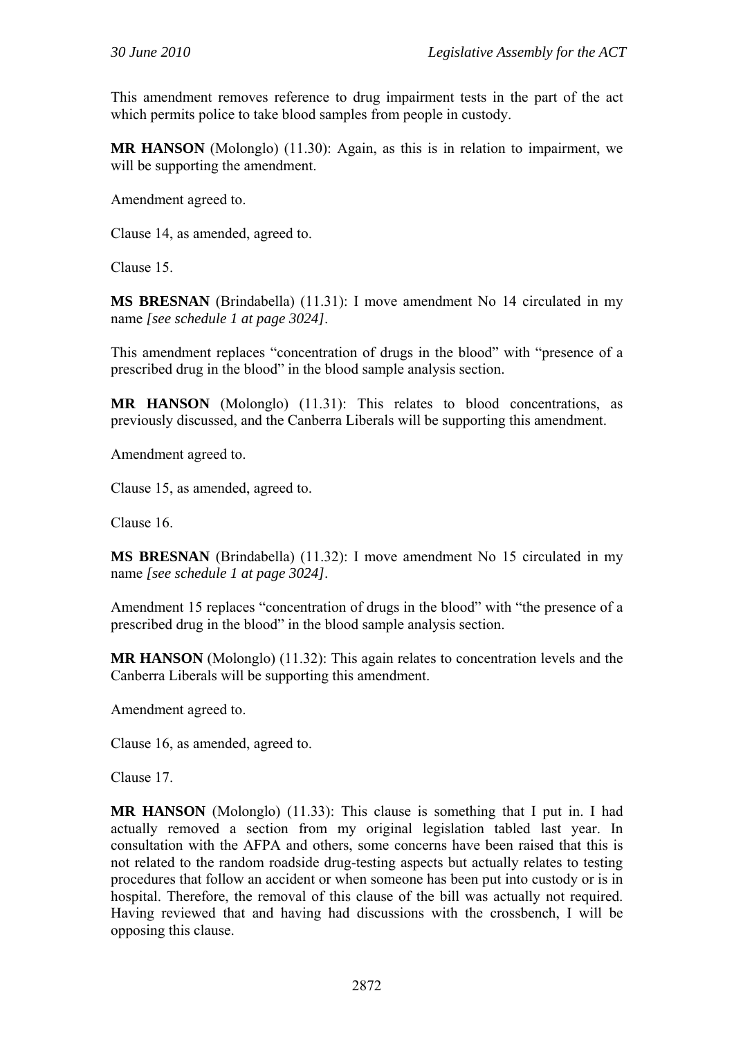This amendment removes reference to drug impairment tests in the part of the act which permits police to take blood samples from people in custody.

**MR HANSON** (Molonglo) (11.30): Again, as this is in relation to impairment, we will be supporting the amendment.

Amendment agreed to.

Clause 14, as amended, agreed to.

Clause 15.

**MS BRESNAN** (Brindabella) (11.31): I move amendment No 14 circulated in my name *[see schedule 1 at page 3024]*.

This amendment replaces "concentration of drugs in the blood" with "presence of a prescribed drug in the blood" in the blood sample analysis section.

**MR HANSON** (Molonglo) (11.31): This relates to blood concentrations, as previously discussed, and the Canberra Liberals will be supporting this amendment.

Amendment agreed to.

Clause 15, as amended, agreed to.

Clause 16.

**MS BRESNAN** (Brindabella) (11.32): I move amendment No 15 circulated in my name *[see schedule 1 at page 3024]*.

Amendment 15 replaces "concentration of drugs in the blood" with "the presence of a prescribed drug in the blood" in the blood sample analysis section.

**MR HANSON** (Molonglo) (11.32): This again relates to concentration levels and the Canberra Liberals will be supporting this amendment.

Amendment agreed to.

Clause 16, as amended, agreed to.

Clause 17.

**MR HANSON** (Molonglo) (11.33): This clause is something that I put in. I had actually removed a section from my original legislation tabled last year. In consultation with the AFPA and others, some concerns have been raised that this is not related to the random roadside drug-testing aspects but actually relates to testing procedures that follow an accident or when someone has been put into custody or is in hospital. Therefore, the removal of this clause of the bill was actually not required. Having reviewed that and having had discussions with the crossbench, I will be opposing this clause.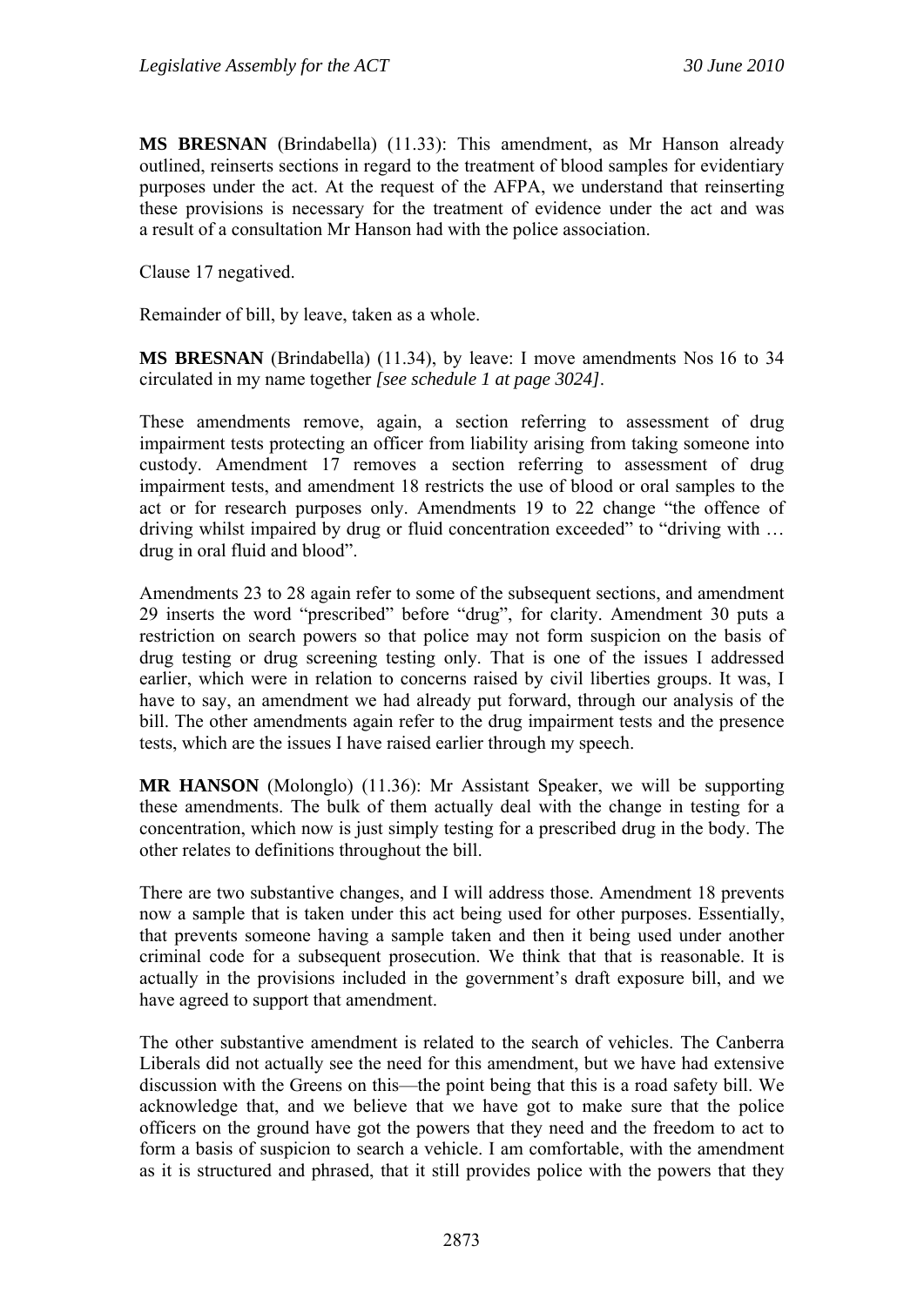**MS BRESNAN** (Brindabella) (11.33): This amendment, as Mr Hanson already outlined, reinserts sections in regard to the treatment of blood samples for evidentiary purposes under the act. At the request of the AFPA, we understand that reinserting these provisions is necessary for the treatment of evidence under the act and was a result of a consultation Mr Hanson had with the police association.

Clause 17 negatived.

Remainder of bill, by leave, taken as a whole.

**MS BRESNAN** (Brindabella) (11.34), by leave: I move amendments Nos 16 to 34 circulated in my name together *[see schedule 1 at page 3024]*.

These amendments remove, again, a section referring to assessment of drug impairment tests protecting an officer from liability arising from taking someone into custody. Amendment 17 removes a section referring to assessment of drug impairment tests, and amendment 18 restricts the use of blood or oral samples to the act or for research purposes only. Amendments 19 to 22 change "the offence of driving whilst impaired by drug or fluid concentration exceeded" to "driving with … drug in oral fluid and blood".

Amendments 23 to 28 again refer to some of the subsequent sections, and amendment 29 inserts the word "prescribed" before "drug", for clarity. Amendment 30 puts a restriction on search powers so that police may not form suspicion on the basis of drug testing or drug screening testing only. That is one of the issues I addressed earlier, which were in relation to concerns raised by civil liberties groups. It was, I have to say, an amendment we had already put forward, through our analysis of the bill. The other amendments again refer to the drug impairment tests and the presence tests, which are the issues I have raised earlier through my speech.

**MR HANSON** (Molonglo) (11.36): Mr Assistant Speaker, we will be supporting these amendments. The bulk of them actually deal with the change in testing for a concentration, which now is just simply testing for a prescribed drug in the body. The other relates to definitions throughout the bill.

There are two substantive changes, and I will address those. Amendment 18 prevents now a sample that is taken under this act being used for other purposes. Essentially, that prevents someone having a sample taken and then it being used under another criminal code for a subsequent prosecution. We think that that is reasonable. It is actually in the provisions included in the government's draft exposure bill, and we have agreed to support that amendment.

The other substantive amendment is related to the search of vehicles. The Canberra Liberals did not actually see the need for this amendment, but we have had extensive discussion with the Greens on this—the point being that this is a road safety bill. We acknowledge that, and we believe that we have got to make sure that the police officers on the ground have got the powers that they need and the freedom to act to form a basis of suspicion to search a vehicle. I am comfortable, with the amendment as it is structured and phrased, that it still provides police with the powers that they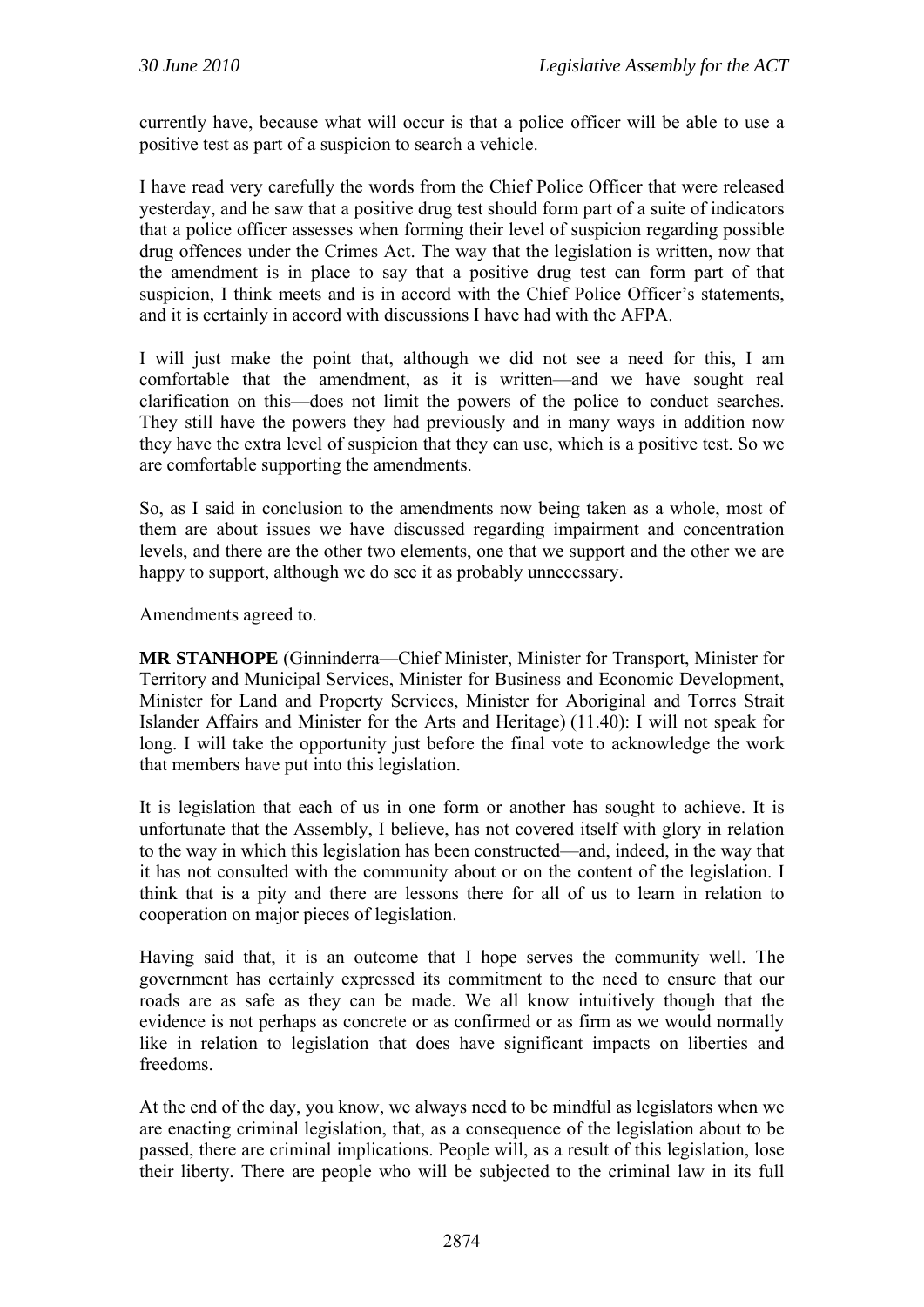currently have, because what will occur is that a police officer will be able to use a positive test as part of a suspicion to search a vehicle.

I have read very carefully the words from the Chief Police Officer that were released yesterday, and he saw that a positive drug test should form part of a suite of indicators that a police officer assesses when forming their level of suspicion regarding possible drug offences under the Crimes Act. The way that the legislation is written, now that the amendment is in place to say that a positive drug test can form part of that suspicion, I think meets and is in accord with the Chief Police Officer's statements, and it is certainly in accord with discussions I have had with the AFPA.

I will just make the point that, although we did not see a need for this, I am comfortable that the amendment, as it is written—and we have sought real clarification on this—does not limit the powers of the police to conduct searches. They still have the powers they had previously and in many ways in addition now they have the extra level of suspicion that they can use, which is a positive test. So we are comfortable supporting the amendments.

So, as I said in conclusion to the amendments now being taken as a whole, most of them are about issues we have discussed regarding impairment and concentration levels, and there are the other two elements, one that we support and the other we are happy to support, although we do see it as probably unnecessary.

Amendments agreed to.

**MR STANHOPE** (Ginninderra—Chief Minister, Minister for Transport, Minister for Territory and Municipal Services, Minister for Business and Economic Development, Minister for Land and Property Services, Minister for Aboriginal and Torres Strait Islander Affairs and Minister for the Arts and Heritage) (11.40): I will not speak for long. I will take the opportunity just before the final vote to acknowledge the work that members have put into this legislation.

It is legislation that each of us in one form or another has sought to achieve. It is unfortunate that the Assembly, I believe, has not covered itself with glory in relation to the way in which this legislation has been constructed—and, indeed, in the way that it has not consulted with the community about or on the content of the legislation. I think that is a pity and there are lessons there for all of us to learn in relation to cooperation on major pieces of legislation.

Having said that, it is an outcome that I hope serves the community well. The government has certainly expressed its commitment to the need to ensure that our roads are as safe as they can be made. We all know intuitively though that the evidence is not perhaps as concrete or as confirmed or as firm as we would normally like in relation to legislation that does have significant impacts on liberties and freedoms.

At the end of the day, you know, we always need to be mindful as legislators when we are enacting criminal legislation, that, as a consequence of the legislation about to be passed, there are criminal implications. People will, as a result of this legislation, lose their liberty. There are people who will be subjected to the criminal law in its full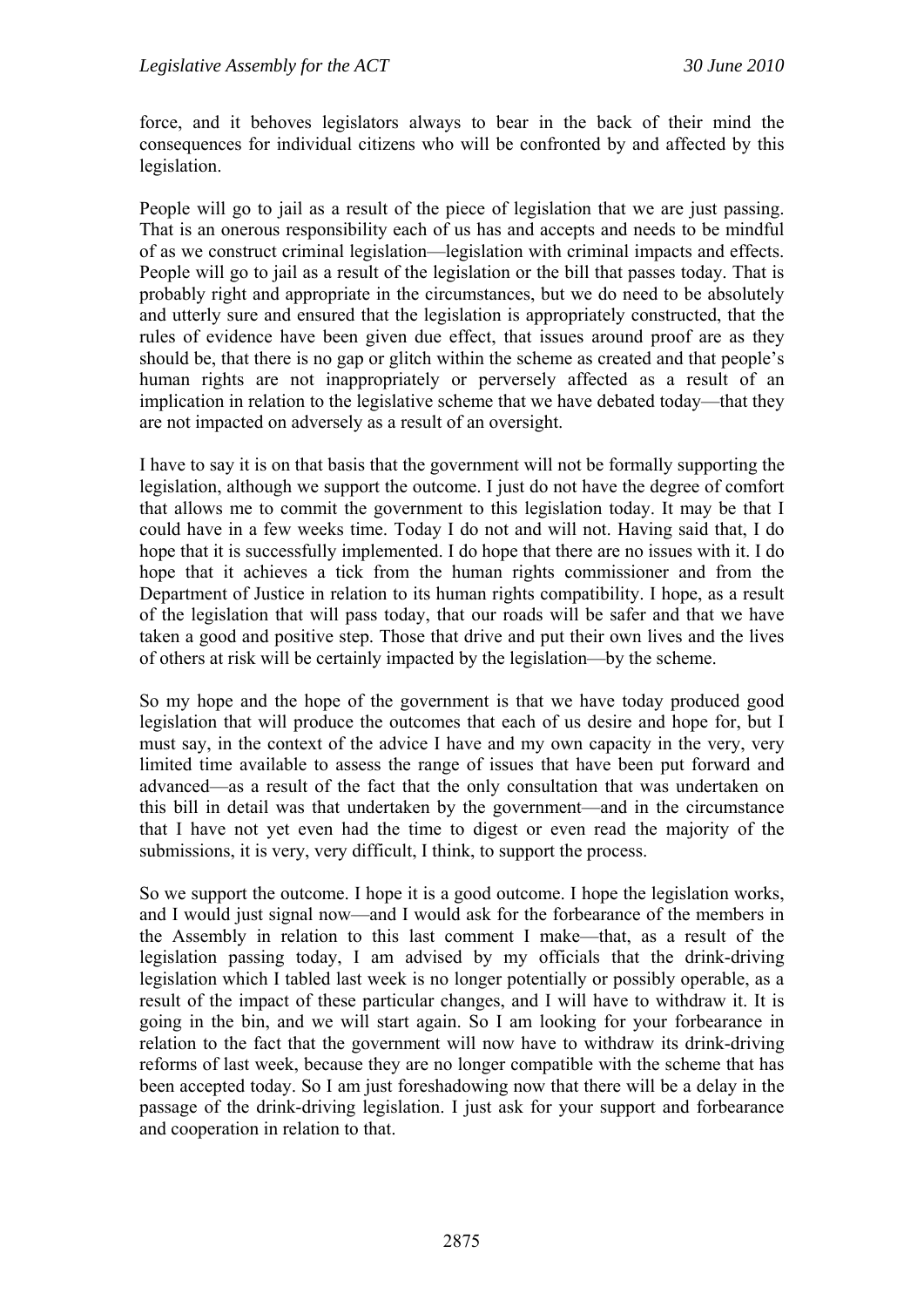force, and it behoves legislators always to bear in the back of their mind the consequences for individual citizens who will be confronted by and affected by this legislation.

People will go to jail as a result of the piece of legislation that we are just passing. That is an onerous responsibility each of us has and accepts and needs to be mindful of as we construct criminal legislation—legislation with criminal impacts and effects. People will go to jail as a result of the legislation or the bill that passes today. That is probably right and appropriate in the circumstances, but we do need to be absolutely and utterly sure and ensured that the legislation is appropriately constructed, that the rules of evidence have been given due effect, that issues around proof are as they should be, that there is no gap or glitch within the scheme as created and that people's human rights are not inappropriately or perversely affected as a result of an implication in relation to the legislative scheme that we have debated today—that they are not impacted on adversely as a result of an oversight.

I have to say it is on that basis that the government will not be formally supporting the legislation, although we support the outcome. I just do not have the degree of comfort that allows me to commit the government to this legislation today. It may be that I could have in a few weeks time. Today I do not and will not. Having said that, I do hope that it is successfully implemented. I do hope that there are no issues with it. I do hope that it achieves a tick from the human rights commissioner and from the Department of Justice in relation to its human rights compatibility. I hope, as a result of the legislation that will pass today, that our roads will be safer and that we have taken a good and positive step. Those that drive and put their own lives and the lives of others at risk will be certainly impacted by the legislation—by the scheme.

So my hope and the hope of the government is that we have today produced good legislation that will produce the outcomes that each of us desire and hope for, but I must say, in the context of the advice I have and my own capacity in the very, very limited time available to assess the range of issues that have been put forward and advanced—as a result of the fact that the only consultation that was undertaken on this bill in detail was that undertaken by the government—and in the circumstance that I have not yet even had the time to digest or even read the majority of the submissions, it is very, very difficult, I think, to support the process.

So we support the outcome. I hope it is a good outcome. I hope the legislation works, and I would just signal now—and I would ask for the forbearance of the members in the Assembly in relation to this last comment I make—that, as a result of the legislation passing today, I am advised by my officials that the drink-driving legislation which I tabled last week is no longer potentially or possibly operable, as a result of the impact of these particular changes, and I will have to withdraw it. It is going in the bin, and we will start again. So I am looking for your forbearance in relation to the fact that the government will now have to withdraw its drink-driving reforms of last week, because they are no longer compatible with the scheme that has been accepted today. So I am just foreshadowing now that there will be a delay in the passage of the drink-driving legislation. I just ask for your support and forbearance and cooperation in relation to that.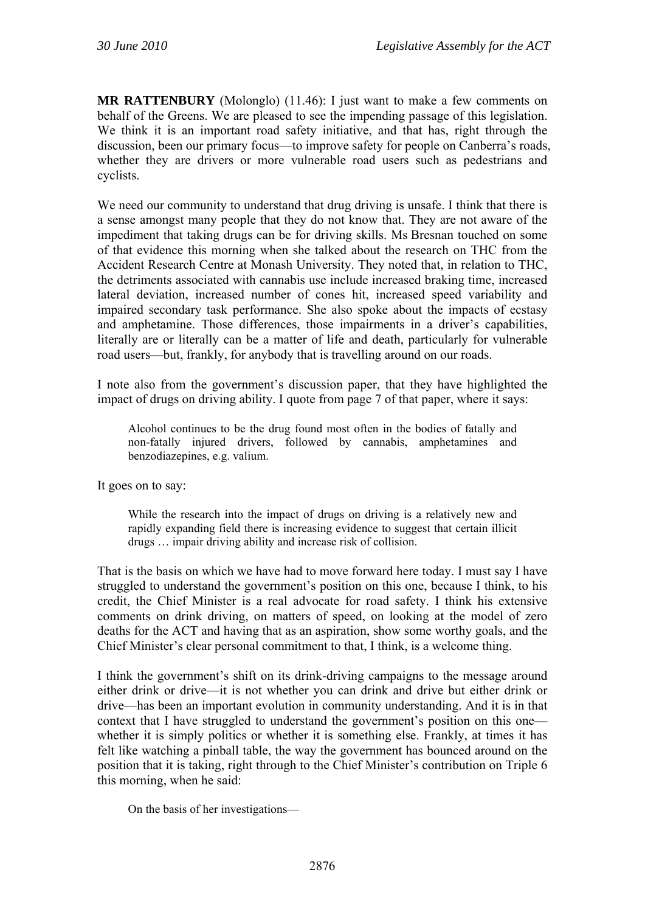**MR RATTENBURY** (Molonglo) (11.46): I just want to make a few comments on behalf of the Greens. We are pleased to see the impending passage of this legislation. We think it is an important road safety initiative, and that has, right through the discussion, been our primary focus—to improve safety for people on Canberra's roads, whether they are drivers or more vulnerable road users such as pedestrians and cyclists.

We need our community to understand that drug driving is unsafe. I think that there is a sense amongst many people that they do not know that. They are not aware of the impediment that taking drugs can be for driving skills. Ms Bresnan touched on some of that evidence this morning when she talked about the research on THC from the Accident Research Centre at Monash University. They noted that, in relation to THC, the detriments associated with cannabis use include increased braking time, increased lateral deviation, increased number of cones hit, increased speed variability and impaired secondary task performance. She also spoke about the impacts of ecstasy and amphetamine. Those differences, those impairments in a driver's capabilities, literally are or literally can be a matter of life and death, particularly for vulnerable road users—but, frankly, for anybody that is travelling around on our roads.

I note also from the government's discussion paper, that they have highlighted the impact of drugs on driving ability. I quote from page 7 of that paper, where it says:

> Alcohol continues to be the drug found most often in the bodies of fatally and non-fatally injured drivers, followed by cannabis, amphetamines and benzodiazepines, e.g. valium.

It goes on to say:

> While the research into the impact of drugs on driving is a relatively new and rapidly expanding field there is increasing evidence to suggest that certain illicit drugs … impair driving ability and increase risk of collision.

That is the basis on which we have had to move forward here today. I must say I have struggled to understand the government's position on this one, because I think, to his credit, the Chief Minister is a real advocate for road safety. I think his extensive comments on drink driving, on matters of speed, on looking at the model of zero deaths for the ACT and having that as an aspiration, show some worthy goals, and the Chief Minister's clear personal commitment to that, I think, is a welcome thing.

I think the government's shift on its drink-driving campaigns to the message around either drink or drive—it is not whether you can drink and drive but either drink or drive—has been an important evolution in community understanding. And it is in that context that I have struggled to understand the government's position on this one—whether it is simply politics or whether it is something else. Frankly, at times it has felt like watching a pinball table, the way the government has bounced around on the position that it is taking, right through to the Chief Minister's contribution on Triple 6 this morning, when he said:

> On the basis of her investigations—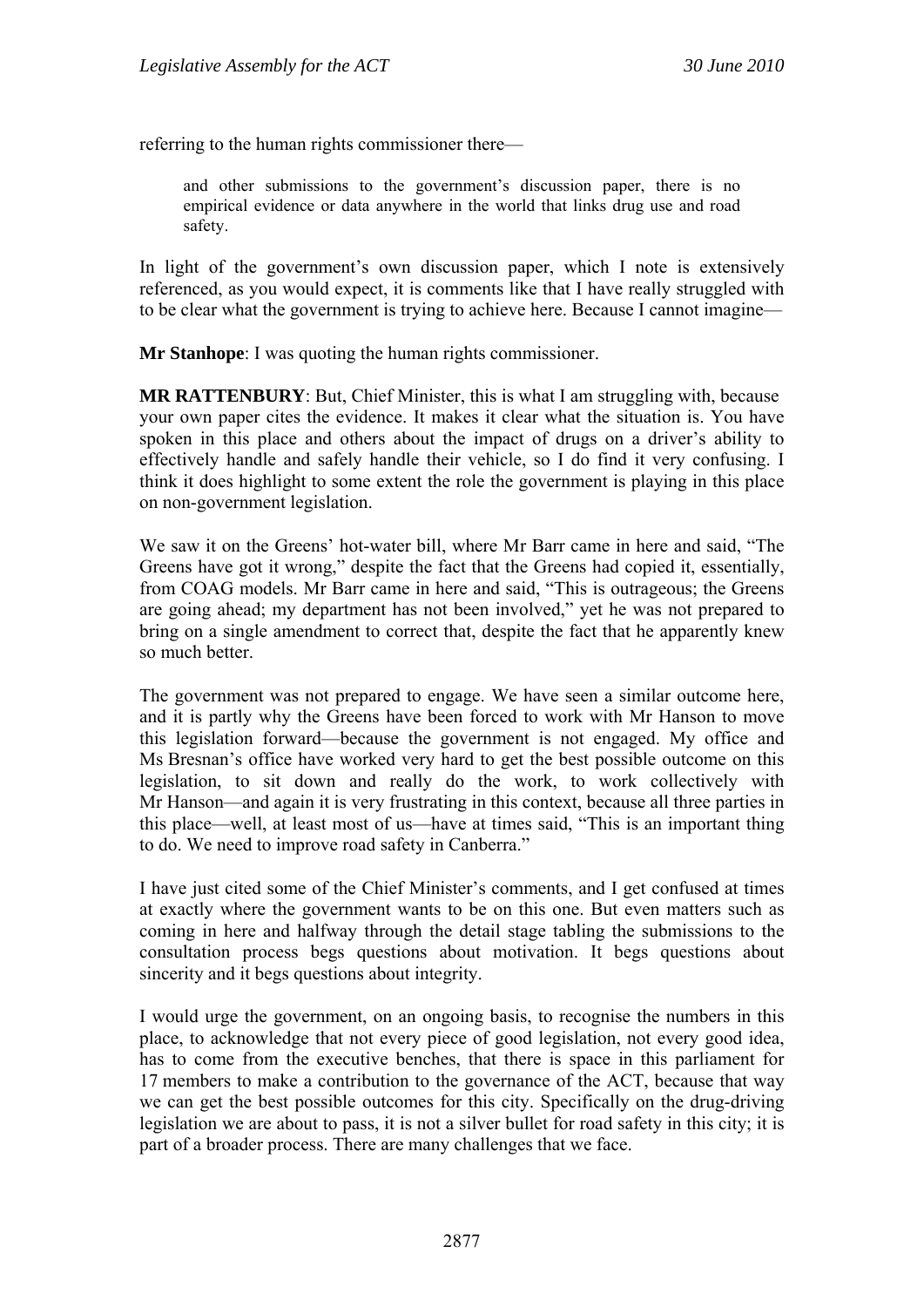referring to the human rights commissioner there—

> and other submissions to the government's discussion paper, there is no empirical evidence or data anywhere in the world that links drug use and road safety.

In light of the government's own discussion paper, which I note is extensively referenced, as you would expect, it is comments like that I have really struggled with to be clear what the government is trying to achieve here. Because I cannot imagine—

**Mr Stanhope**: I was quoting the human rights commissioner.

**MR RATTENBURY**: But, Chief Minister, this is what I am struggling with, because your own paper cites the evidence. It makes it clear what the situation is. You have spoken in this place and others about the impact of drugs on a driver's ability to effectively handle and safely handle their vehicle, so I do find it very confusing. I think it does highlight to some extent the role the government is playing in this place on non-government legislation.

We saw it on the Greens' hot-water bill, where Mr Barr came in here and said, "The Greens have got it wrong," despite the fact that the Greens had copied it, essentially, from COAG models. Mr Barr came in here and said, "This is outrageous; the Greens are going ahead; my department has not been involved," yet he was not prepared to bring on a single amendment to correct that, despite the fact that he apparently knew so much better.

The government was not prepared to engage. We have seen a similar outcome here, and it is partly why the Greens have been forced to work with Mr Hanson to move this legislation forward—because the government is not engaged. My office and Ms Bresnan's office have worked very hard to get the best possible outcome on this legislation, to sit down and really do the work, to work collectively with Mr Hanson—and again it is very frustrating in this context, because all three parties in this place—well, at least most of us—have at times said, "This is an important thing to do. We need to improve road safety in Canberra."

I have just cited some of the Chief Minister's comments, and I get confused at times at exactly where the government wants to be on this one. But even matters such as coming in here and halfway through the detail stage tabling the submissions to the consultation process begs questions about motivation. It begs questions about sincerity and it begs questions about integrity.

I would urge the government, on an ongoing basis, to recognise the numbers in this place, to acknowledge that not every piece of good legislation, not every good idea, has to come from the executive benches, that there is space in this parliament for 17 members to make a contribution to the governance of the ACT, because that way we can get the best possible outcomes for this city. Specifically on the drug-driving legislation we are about to pass, it is not a silver bullet for road safety in this city; it is part of a broader process. There are many challenges that we face.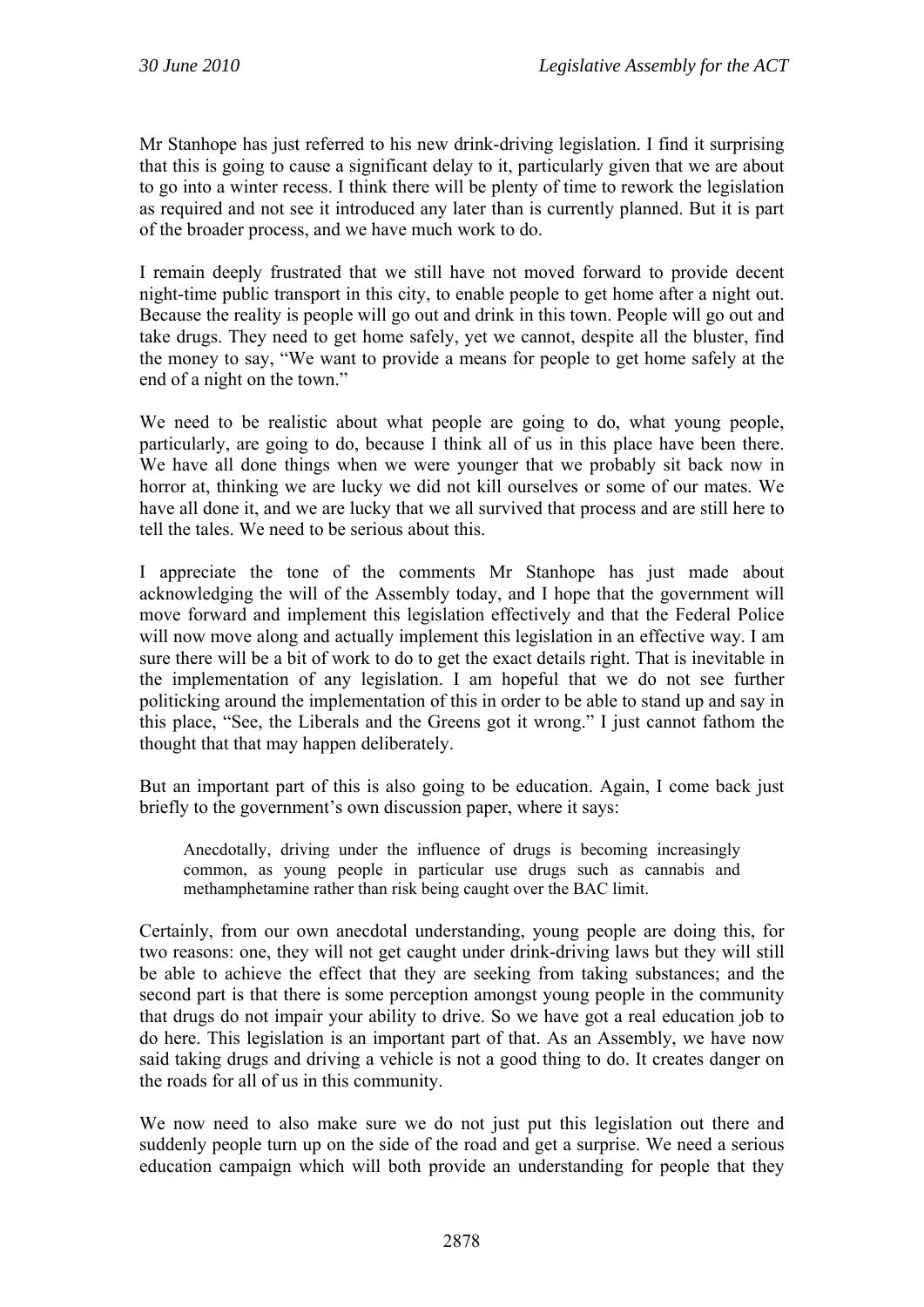Mr Stanhope has just referred to his new drink-driving legislation. I find it surprising that this is going to cause a significant delay to it, particularly given that we are about to go into a winter recess. I think there will be plenty of time to rework the legislation as required and not see it introduced any later than is currently planned. But it is part of the broader process, and we have much work to do.

I remain deeply frustrated that we still have not moved forward to provide decent night-time public transport in this city, to enable people to get home after a night out. Because the reality is people will go out and drink in this town. People will go out and take drugs. They need to get home safely, yet we cannot, despite all the bluster, find the money to say, "We want to provide a means for people to get home safely at the end of a night on the town."

We need to be realistic about what people are going to do, what young people, particularly, are going to do, because I think all of us in this place have been there. We have all done things when we were younger that we probably sit back now in horror at, thinking we are lucky we did not kill ourselves or some of our mates. We have all done it, and we are lucky that we all survived that process and are still here to tell the tales. We need to be serious about this.

I appreciate the tone of the comments Mr Stanhope has just made about acknowledging the will of the Assembly today, and I hope that the government will move forward and implement this legislation effectively and that the Federal Police will now move along and actually implement this legislation in an effective way. I am sure there will be a bit of work to do to get the exact details right. That is inevitable in the implementation of any legislation. I am hopeful that we do not see further politicking around the implementation of this in order to be able to stand up and say in this place, "See, the Liberals and the Greens got it wrong." I just cannot fathom the thought that that may happen deliberately.

But an important part of this is also going to be education. Again, I come back just briefly to the government's own discussion paper, where it says:

> Anecdotally, driving under the influence of drugs is becoming increasingly common, as young people in particular use drugs such as cannabis and methamphetamine rather than risk being caught over the BAC limit.

Certainly, from our own anecdotal understanding, young people are doing this, for two reasons: one, they will not get caught under drink-driving laws but they will still be able to achieve the effect that they are seeking from taking substances; and the second part is that there is some perception amongst young people in the community that drugs do not impair your ability to drive. So we have got a real education job to do here. This legislation is an important part of that. As an Assembly, we have now said taking drugs and driving a vehicle is not a good thing to do. It creates danger on the roads for all of us in this community.

We now need to also make sure we do not just put this legislation out there and suddenly people turn up on the side of the road and get a surprise. We need a serious education campaign which will both provide an understanding for people that they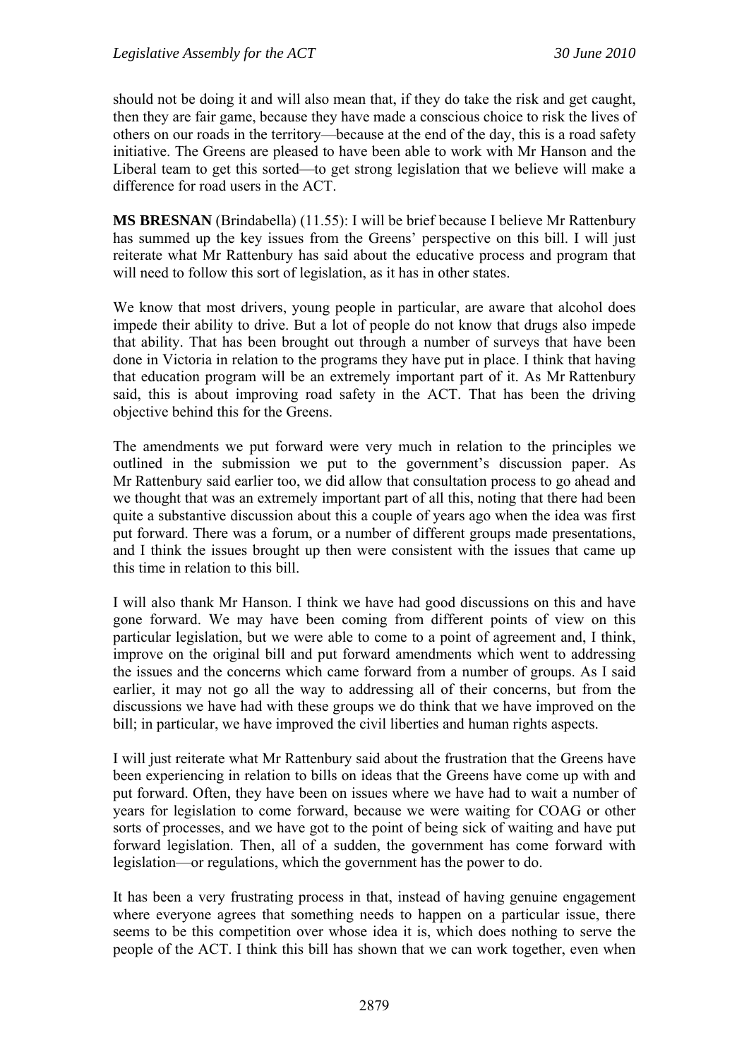should not be doing it and will also mean that, if they do take the risk and get caught, then they are fair game, because they have made a conscious choice to risk the lives of others on our roads in the territory—because at the end of the day, this is a road safety initiative. The Greens are pleased to have been able to work with Mr Hanson and the Liberal team to get this sorted—to get strong legislation that we believe will make a difference for road users in the ACT.

**MS BRESNAN** (Brindabella) (11.55): I will be brief because I believe Mr Rattenbury has summed up the key issues from the Greens' perspective on this bill. I will just reiterate what Mr Rattenbury has said about the educative process and program that will need to follow this sort of legislation, as it has in other states.

We know that most drivers, young people in particular, are aware that alcohol does impede their ability to drive. But a lot of people do not know that drugs also impede that ability. That has been brought out through a number of surveys that have been done in Victoria in relation to the programs they have put in place. I think that having that education program will be an extremely important part of it. As Mr Rattenbury said, this is about improving road safety in the ACT. That has been the driving objective behind this for the Greens.

The amendments we put forward were very much in relation to the principles we outlined in the submission we put to the government's discussion paper. As Mr Rattenbury said earlier too, we did allow that consultation process to go ahead and we thought that was an extremely important part of all this, noting that there had been quite a substantive discussion about this a couple of years ago when the idea was first put forward. There was a forum, or a number of different groups made presentations, and I think the issues brought up then were consistent with the issues that came up this time in relation to this bill.

I will also thank Mr Hanson. I think we have had good discussions on this and have gone forward. We may have been coming from different points of view on this particular legislation, but we were able to come to a point of agreement and, I think, improve on the original bill and put forward amendments which went to addressing the issues and the concerns which came forward from a number of groups. As I said earlier, it may not go all the way to addressing all of their concerns, but from the discussions we have had with these groups we do think that we have improved on the bill; in particular, we have improved the civil liberties and human rights aspects.

I will just reiterate what Mr Rattenbury said about the frustration that the Greens have been experiencing in relation to bills on ideas that the Greens have come up with and put forward. Often, they have been on issues where we have had to wait a number of years for legislation to come forward, because we were waiting for COAG or other sorts of processes, and we have got to the point of being sick of waiting and have put forward legislation. Then, all of a sudden, the government has come forward with legislation—or regulations, which the government has the power to do.

It has been a very frustrating process in that, instead of having genuine engagement where everyone agrees that something needs to happen on a particular issue, there seems to be this competition over whose idea it is, which does nothing to serve the people of the ACT. I think this bill has shown that we can work together, even when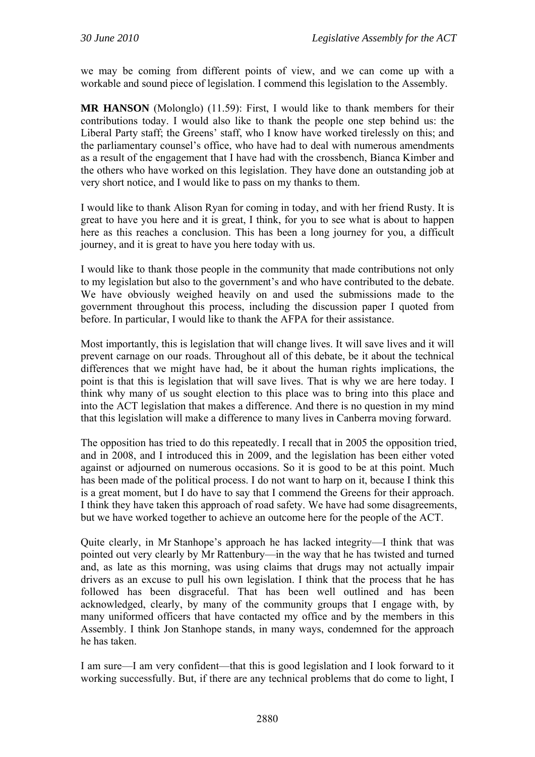we may be coming from different points of view, and we can come up with a workable and sound piece of legislation. I commend this legislation to the Assembly.

**MR HANSON** (Molonglo) (11.59): First, I would like to thank members for their contributions today. I would also like to thank the people one step behind us: the Liberal Party staff; the Greens' staff, who I know have worked tirelessly on this; and the parliamentary counsel's office, who have had to deal with numerous amendments as a result of the engagement that I have had with the crossbench, Bianca Kimber and the others who have worked on this legislation. They have done an outstanding job at very short notice, and I would like to pass on my thanks to them.

I would like to thank Alison Ryan for coming in today, and with her friend Rusty. It is great to have you here and it is great, I think, for you to see what is about to happen here as this reaches a conclusion. This has been a long journey for you, a difficult journey, and it is great to have you here today with us.

I would like to thank those people in the community that made contributions not only to my legislation but also to the government's and who have contributed to the debate. We have obviously weighed heavily on and used the submissions made to the government throughout this process, including the discussion paper I quoted from before. In particular, I would like to thank the AFPA for their assistance.

Most importantly, this is legislation that will change lives. It will save lives and it will prevent carnage on our roads. Throughout all of this debate, be it about the technical differences that we might have had, be it about the human rights implications, the point is that this is legislation that will save lives. That is why we are here today. I think why many of us sought election to this place was to bring into this place and into the ACT legislation that makes a difference. And there is no question in my mind that this legislation will make a difference to many lives in Canberra moving forward.

The opposition has tried to do this repeatedly. I recall that in 2005 the opposition tried, and in 2008, and I introduced this in 2009, and the legislation has been either voted against or adjourned on numerous occasions. So it is good to be at this point. Much has been made of the political process. I do not want to harp on it, because I think this is a great moment, but I do have to say that I commend the Greens for their approach. I think they have taken this approach of road safety. We have had some disagreements, but we have worked together to achieve an outcome here for the people of the ACT.

Quite clearly, in Mr Stanhope's approach he has lacked integrity—I think that was pointed out very clearly by Mr Rattenbury—in the way that he has twisted and turned and, as late as this morning, was using claims that drugs may not actually impair drivers as an excuse to pull his own legislation. I think that the process that he has followed has been disgraceful. That has been well outlined and has been acknowledged, clearly, by many of the community groups that I engage with, by many uniformed officers that have contacted my office and by the members in this Assembly. I think Jon Stanhope stands, in many ways, condemned for the approach he has taken.

I am sure—I am very confident—that this is good legislation and I look forward to it working successfully. But, if there are any technical problems that do come to light, I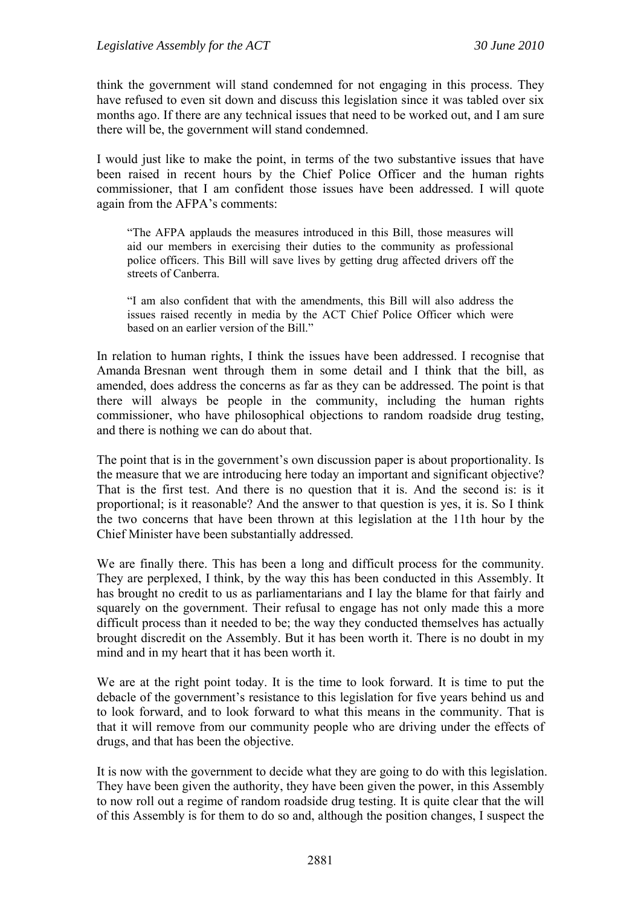think the government will stand condemned for not engaging in this process. They have refused to even sit down and discuss this legislation since it was tabled over six months ago. If there are any technical issues that need to be worked out, and I am sure there will be, the government will stand condemned.

I would just like to make the point, in terms of the two substantive issues that have been raised in recent hours by the Chief Police Officer and the human rights commissioner, that I am confident those issues have been addressed. I will quote again from the AFPA's comments:

> "The AFPA applauds the measures introduced in this Bill, those measures will aid our members in exercising their duties to the community as professional police officers. This Bill will save lives by getting drug affected drivers off the streets of Canberra.
>
> "I am also confident that with the amendments, this Bill will also address the issues raised recently in media by the ACT Chief Police Officer which were based on an earlier version of the Bill."

In relation to human rights, I think the issues have been addressed. I recognise that Amanda Bresnan went through them in some detail and I think that the bill, as amended, does address the concerns as far as they can be addressed. The point is that there will always be people in the community, including the human rights commissioner, who have philosophical objections to random roadside drug testing, and there is nothing we can do about that.

The point that is in the government's own discussion paper is about proportionality. Is the measure that we are introducing here today an important and significant objective? That is the first test. And there is no question that it is. And the second is: is it proportional; is it reasonable? And the answer to that question is yes, it is. So I think the two concerns that have been thrown at this legislation at the 11th hour by the Chief Minister have been substantially addressed.

We are finally there. This has been a long and difficult process for the community. They are perplexed, I think, by the way this has been conducted in this Assembly. It has brought no credit to us as parliamentarians and I lay the blame for that fairly and squarely on the government. Their refusal to engage has not only made this a more difficult process than it needed to be; the way they conducted themselves has actually brought discredit on the Assembly. But it has been worth it. There is no doubt in my mind and in my heart that it has been worth it.

We are at the right point today. It is the time to look forward. It is time to put the debacle of the government's resistance to this legislation for five years behind us and to look forward, and to look forward to what this means in the community. That is that it will remove from our community people who are driving under the effects of drugs, and that has been the objective.

It is now with the government to decide what they are going to do with this legislation. They have been given the authority, they have been given the power, in this Assembly to now roll out a regime of random roadside drug testing. It is quite clear that the will of this Assembly is for them to do so and, although the position changes, I suspect the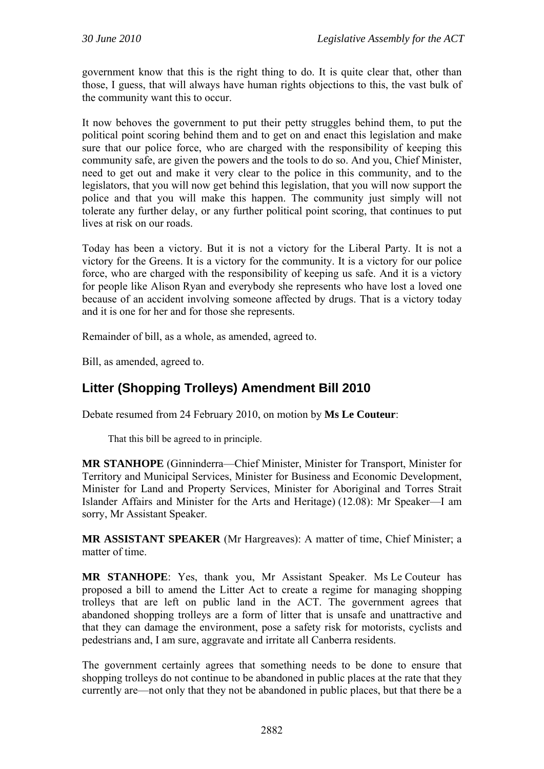government know that this is the right thing to do. It is quite clear that, other than those, I guess, that will always have human rights objections to this, the vast bulk of the community want this to occur.

It now behoves the government to put their petty struggles behind them, to put the political point scoring behind them and to get on and enact this legislation and make sure that our police force, who are charged with the responsibility of keeping this community safe, are given the powers and the tools to do so. And you, Chief Minister, need to get out and make it very clear to the police in this community, and to the legislators, that you will now get behind this legislation, that you will now support the police and that you will make this happen. The community just simply will not tolerate any further delay, or any further political point scoring, that continues to put lives at risk on our roads.

Today has been a victory. But it is not a victory for the Liberal Party. It is not a victory for the Greens. It is a victory for the community. It is a victory for our police force, who are charged with the responsibility of keeping us safe. And it is a victory for people like Alison Ryan and everybody she represents who have lost a loved one because of an accident involving someone affected by drugs. That is a victory today and it is one for her and for those she represents.

Remainder of bill, as a whole, as amended, agreed to.

Bill, as amended, agreed to.

## Litter (Shopping Trolleys) Amendment Bill 2010

Debate resumed from 24 February 2010, on motion by **Ms Le Couteur**:

> That this bill be agreed to in principle.

**MR STANHOPE** (Ginninderra—Chief Minister, Minister for Transport, Minister for Territory and Municipal Services, Minister for Business and Economic Development, Minister for Land and Property Services, Minister for Aboriginal and Torres Strait Islander Affairs and Minister for the Arts and Heritage) (12.08): Mr Speaker—I am sorry, Mr Assistant Speaker.

**MR ASSISTANT SPEAKER** (Mr Hargreaves): A matter of time, Chief Minister; a matter of time.

**MR STANHOPE**: Yes, thank you, Mr Assistant Speaker. Ms Le Couteur has proposed a bill to amend the Litter Act to create a regime for managing shopping trolleys that are left on public land in the ACT. The government agrees that abandoned shopping trolleys are a form of litter that is unsafe and unattractive and that they can damage the environment, pose a safety risk for motorists, cyclists and pedestrians and, I am sure, aggravate and irritate all Canberra residents.

The government certainly agrees that something needs to be done to ensure that shopping trolleys do not continue to be abandoned in public places at the rate that they currently are—not only that they not be abandoned in public places, but that there be a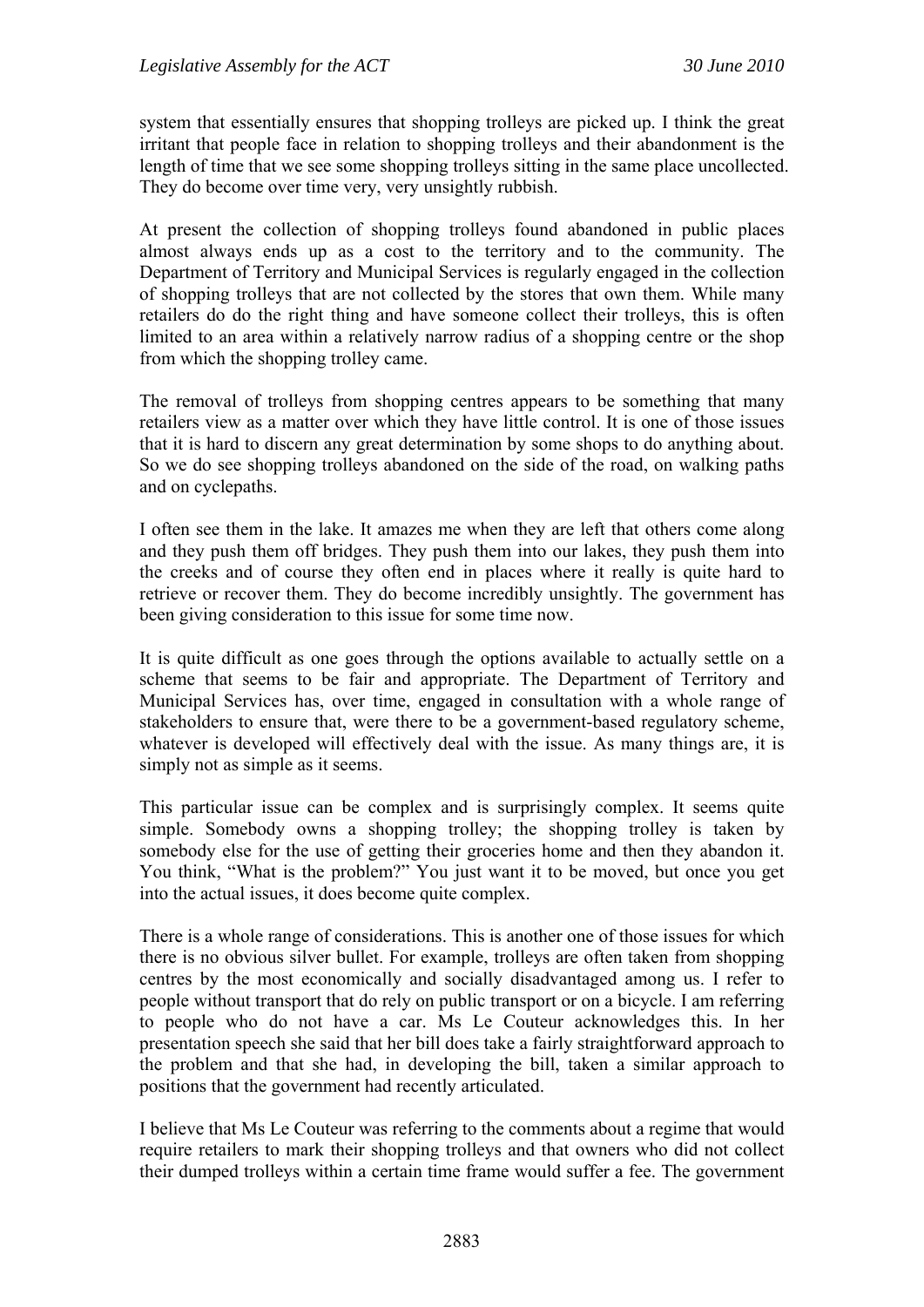system that essentially ensures that shopping trolleys are picked up. I think the great irritant that people face in relation to shopping trolleys and their abandonment is the length of time that we see some shopping trolleys sitting in the same place uncollected. They do become over time very, very unsightly rubbish.

At present the collection of shopping trolleys found abandoned in public places almost always ends up as a cost to the territory and to the community. The Department of Territory and Municipal Services is regularly engaged in the collection of shopping trolleys that are not collected by the stores that own them. While many retailers do do the right thing and have someone collect their trolleys, this is often limited to an area within a relatively narrow radius of a shopping centre or the shop from which the shopping trolley came.

The removal of trolleys from shopping centres appears to be something that many retailers view as a matter over which they have little control. It is one of those issues that it is hard to discern any great determination by some shops to do anything about. So we do see shopping trolleys abandoned on the side of the road, on walking paths and on cyclepaths.

I often see them in the lake. It amazes me when they are left that others come along and they push them off bridges. They push them into our lakes, they push them into the creeks and of course they often end in places where it really is quite hard to retrieve or recover them. They do become incredibly unsightly. The government has been giving consideration to this issue for some time now.

It is quite difficult as one goes through the options available to actually settle on a scheme that seems to be fair and appropriate. The Department of Territory and Municipal Services has, over time, engaged in consultation with a whole range of stakeholders to ensure that, were there to be a government-based regulatory scheme, whatever is developed will effectively deal with the issue. As many things are, it is simply not as simple as it seems.

This particular issue can be complex and is surprisingly complex. It seems quite simple. Somebody owns a shopping trolley; the shopping trolley is taken by somebody else for the use of getting their groceries home and then they abandon it. You think, "What is the problem?" You just want it to be moved, but once you get into the actual issues, it does become quite complex.

There is a whole range of considerations. This is another one of those issues for which there is no obvious silver bullet. For example, trolleys are often taken from shopping centres by the most economically and socially disadvantaged among us. I refer to people without transport that do rely on public transport or on a bicycle. I am referring to people who do not have a car. Ms Le Couteur acknowledges this. In her presentation speech she said that her bill does take a fairly straightforward approach to the problem and that she had, in developing the bill, taken a similar approach to positions that the government had recently articulated.

I believe that Ms Le Couteur was referring to the comments about a regime that would require retailers to mark their shopping trolleys and that owners who did not collect their dumped trolleys within a certain time frame would suffer a fee. The government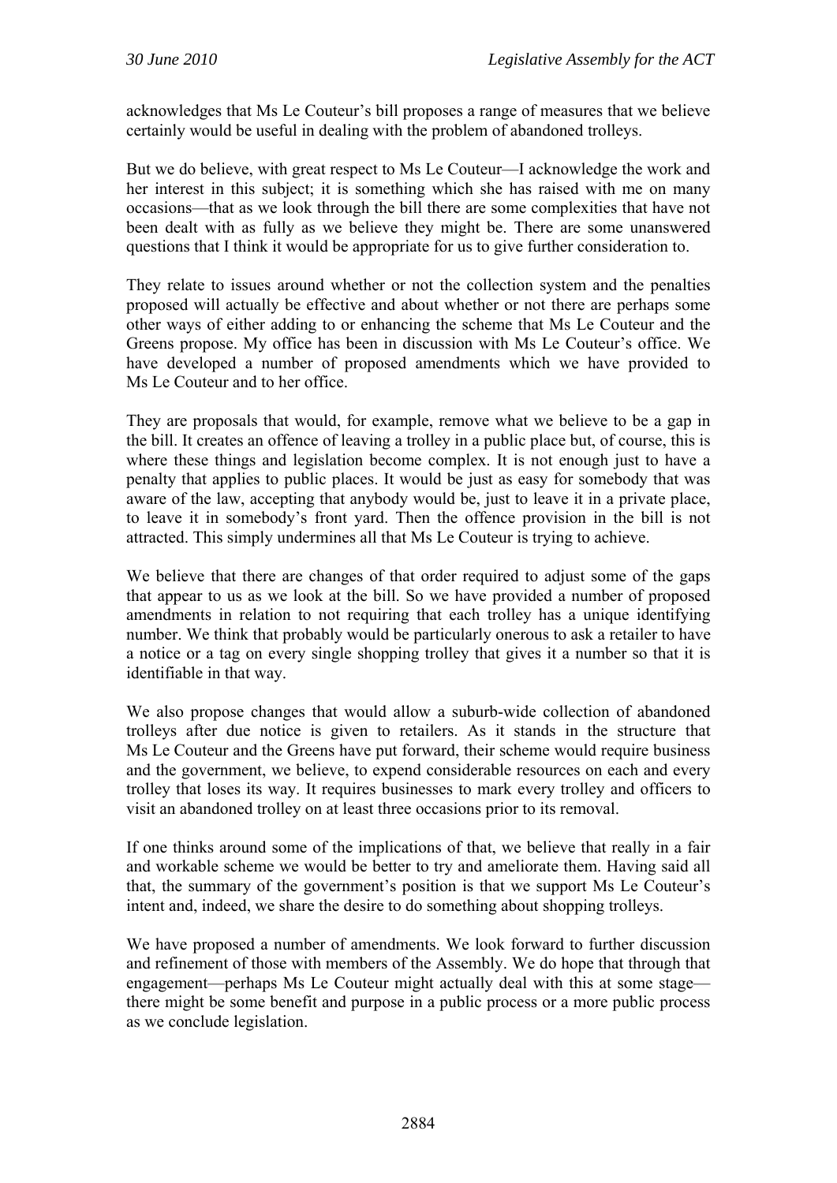acknowledges that Ms Le Couteur's bill proposes a range of measures that we believe certainly would be useful in dealing with the problem of abandoned trolleys.

But we do believe, with great respect to Ms Le Couteur—I acknowledge the work and her interest in this subject; it is something which she has raised with me on many occasions—that as we look through the bill there are some complexities that have not been dealt with as fully as we believe they might be. There are some unanswered questions that I think it would be appropriate for us to give further consideration to.

They relate to issues around whether or not the collection system and the penalties proposed will actually be effective and about whether or not there are perhaps some other ways of either adding to or enhancing the scheme that Ms Le Couteur and the Greens propose. My office has been in discussion with Ms Le Couteur's office. We have developed a number of proposed amendments which we have provided to Ms Le Couteur and to her office.

They are proposals that would, for example, remove what we believe to be a gap in the bill. It creates an offence of leaving a trolley in a public place but, of course, this is where these things and legislation become complex. It is not enough just to have a penalty that applies to public places. It would be just as easy for somebody that was aware of the law, accepting that anybody would be, just to leave it in a private place, to leave it in somebody's front yard. Then the offence provision in the bill is not attracted. This simply undermines all that Ms Le Couteur is trying to achieve.

We believe that there are changes of that order required to adjust some of the gaps that appear to us as we look at the bill. So we have provided a number of proposed amendments in relation to not requiring that each trolley has a unique identifying number. We think that probably would be particularly onerous to ask a retailer to have a notice or a tag on every single shopping trolley that gives it a number so that it is identifiable in that way.

We also propose changes that would allow a suburb-wide collection of abandoned trolleys after due notice is given to retailers. As it stands in the structure that Ms Le Couteur and the Greens have put forward, their scheme would require business and the government, we believe, to expend considerable resources on each and every trolley that loses its way. It requires businesses to mark every trolley and officers to visit an abandoned trolley on at least three occasions prior to its removal.

If one thinks around some of the implications of that, we believe that really in a fair and workable scheme we would be better to try and ameliorate them. Having said all that, the summary of the government's position is that we support Ms Le Couteur's intent and, indeed, we share the desire to do something about shopping trolleys.

We have proposed a number of amendments. We look forward to further discussion and refinement of those with members of the Assembly. We do hope that through that engagement—perhaps Ms Le Couteur might actually deal with this at some stage—there might be some benefit and purpose in a public process or a more public process as we conclude legislation.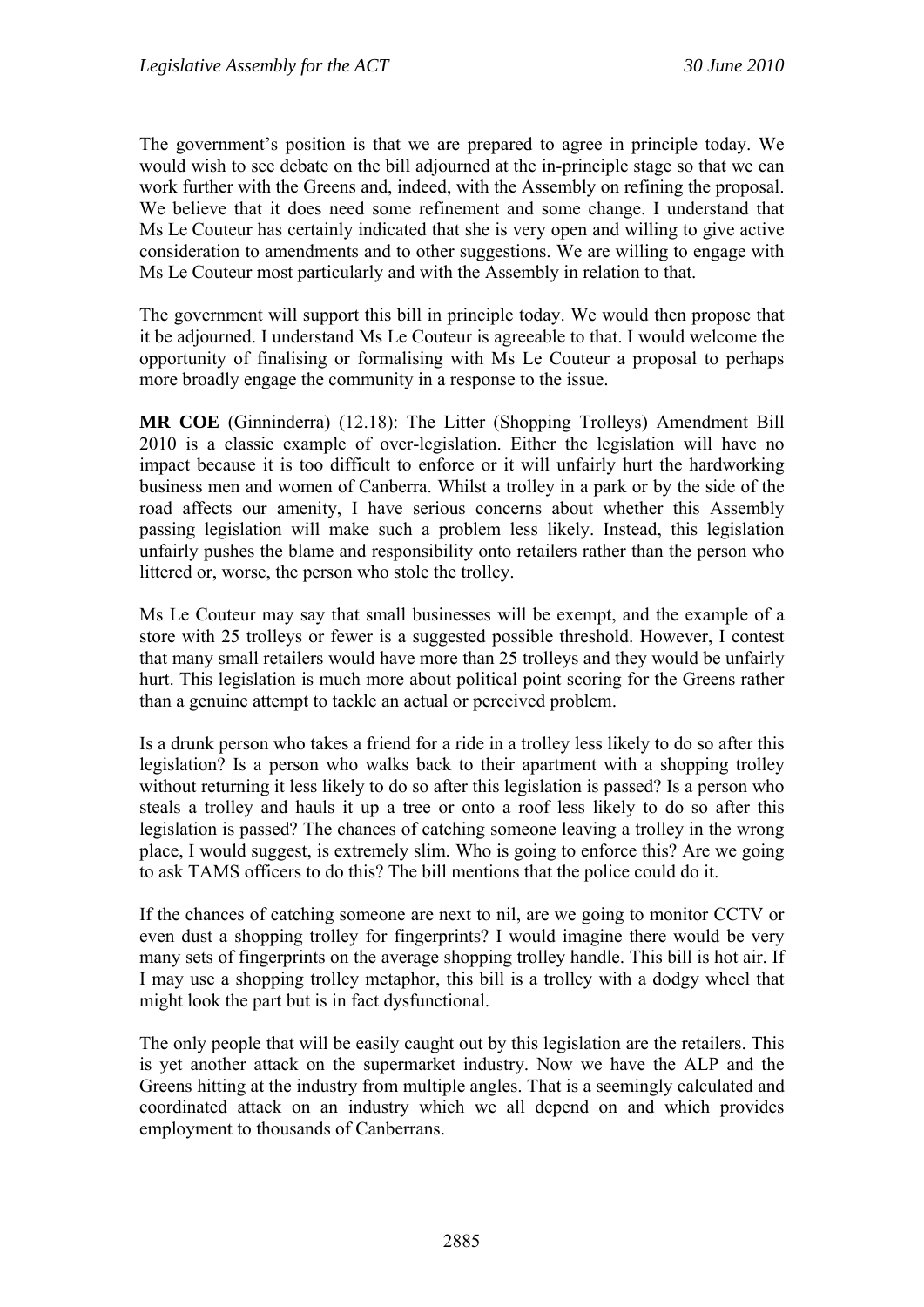The government's position is that we are prepared to agree in principle today. We would wish to see debate on the bill adjourned at the in-principle stage so that we can work further with the Greens and, indeed, with the Assembly on refining the proposal. We believe that it does need some refinement and some change. I understand that Ms Le Couteur has certainly indicated that she is very open and willing to give active consideration to amendments and to other suggestions. We are willing to engage with Ms Le Couteur most particularly and with the Assembly in relation to that.

The government will support this bill in principle today. We would then propose that it be adjourned. I understand Ms Le Couteur is agreeable to that. I would welcome the opportunity of finalising or formalising with Ms Le Couteur a proposal to perhaps more broadly engage the community in a response to the issue.

**MR COE** (Ginninderra) (12.18): The Litter (Shopping Trolleys) Amendment Bill 2010 is a classic example of over-legislation. Either the legislation will have no impact because it is too difficult to enforce or it will unfairly hurt the hardworking business men and women of Canberra. Whilst a trolley in a park or by the side of the road affects our amenity, I have serious concerns about whether this Assembly passing legislation will make such a problem less likely. Instead, this legislation unfairly pushes the blame and responsibility onto retailers rather than the person who littered or, worse, the person who stole the trolley.

Ms Le Couteur may say that small businesses will be exempt, and the example of a store with 25 trolleys or fewer is a suggested possible threshold. However, I contest that many small retailers would have more than 25 trolleys and they would be unfairly hurt. This legislation is much more about political point scoring for the Greens rather than a genuine attempt to tackle an actual or perceived problem.

Is a drunk person who takes a friend for a ride in a trolley less likely to do so after this legislation? Is a person who walks back to their apartment with a shopping trolley without returning it less likely to do so after this legislation is passed? Is a person who steals a trolley and hauls it up a tree or onto a roof less likely to do so after this legislation is passed? The chances of catching someone leaving a trolley in the wrong place, I would suggest, is extremely slim. Who is going to enforce this? Are we going to ask TAMS officers to do this? The bill mentions that the police could do it.

If the chances of catching someone are next to nil, are we going to monitor CCTV or even dust a shopping trolley for fingerprints? I would imagine there would be very many sets of fingerprints on the average shopping trolley handle. This bill is hot air. If I may use a shopping trolley metaphor, this bill is a trolley with a dodgy wheel that might look the part but is in fact dysfunctional.

The only people that will be easily caught out by this legislation are the retailers. This is yet another attack on the supermarket industry. Now we have the ALP and the Greens hitting at the industry from multiple angles. That is a seemingly calculated and coordinated attack on an industry which we all depend on and which provides employment to thousands of Canberrans.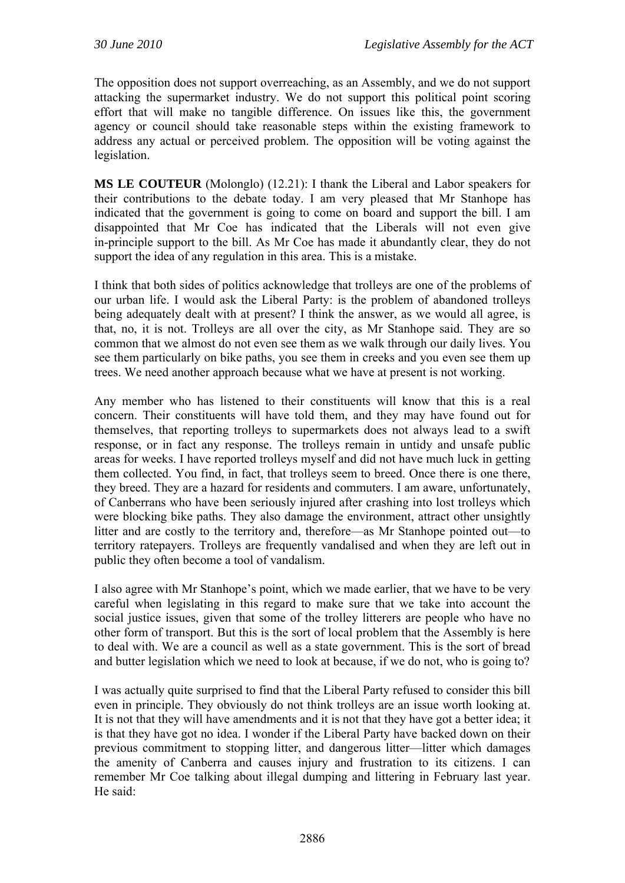The opposition does not support overreaching, as an Assembly, and we do not support attacking the supermarket industry. We do not support this political point scoring effort that will make no tangible difference. On issues like this, the government agency or council should take reasonable steps within the existing framework to address any actual or perceived problem. The opposition will be voting against the legislation.

**MS LE COUTEUR** (Molonglo) (12.21): I thank the Liberal and Labor speakers for their contributions to the debate today. I am very pleased that Mr Stanhope has indicated that the government is going to come on board and support the bill. I am disappointed that Mr Coe has indicated that the Liberals will not even give in-principle support to the bill. As Mr Coe has made it abundantly clear, they do not support the idea of any regulation in this area. This is a mistake.

I think that both sides of politics acknowledge that trolleys are one of the problems of our urban life. I would ask the Liberal Party: is the problem of abandoned trolleys being adequately dealt with at present? I think the answer, as we would all agree, is that, no, it is not. Trolleys are all over the city, as Mr Stanhope said. They are so common that we almost do not even see them as we walk through our daily lives. You see them particularly on bike paths, you see them in creeks and you even see them up trees. We need another approach because what we have at present is not working.

Any member who has listened to their constituents will know that this is a real concern. Their constituents will have told them, and they may have found out for themselves, that reporting trolleys to supermarkets does not always lead to a swift response, or in fact any response. The trolleys remain in untidy and unsafe public areas for weeks. I have reported trolleys myself and did not have much luck in getting them collected. You find, in fact, that trolleys seem to breed. Once there is one there, they breed. They are a hazard for residents and commuters. I am aware, unfortunately, of Canberrans who have been seriously injured after crashing into lost trolleys which were blocking bike paths. They also damage the environment, attract other unsightly litter and are costly to the territory and, therefore—as Mr Stanhope pointed out—to territory ratepayers. Trolleys are frequently vandalised and when they are left out in public they often become a tool of vandalism.

I also agree with Mr Stanhope's point, which we made earlier, that we have to be very careful when legislating in this regard to make sure that we take into account the social justice issues, given that some of the trolley litterers are people who have no other form of transport. But this is the sort of local problem that the Assembly is here to deal with. We are a council as well as a state government. This is the sort of bread and butter legislation which we need to look at because, if we do not, who is going to?

I was actually quite surprised to find that the Liberal Party refused to consider this bill even in principle. They obviously do not think trolleys are an issue worth looking at. It is not that they will have amendments and it is not that they have got a better idea; it is that they have got no idea. I wonder if the Liberal Party have backed down on their previous commitment to stopping litter, and dangerous litter—litter which damages the amenity of Canberra and causes injury and frustration to its citizens. I can remember Mr Coe talking about illegal dumping and littering in February last year. He said: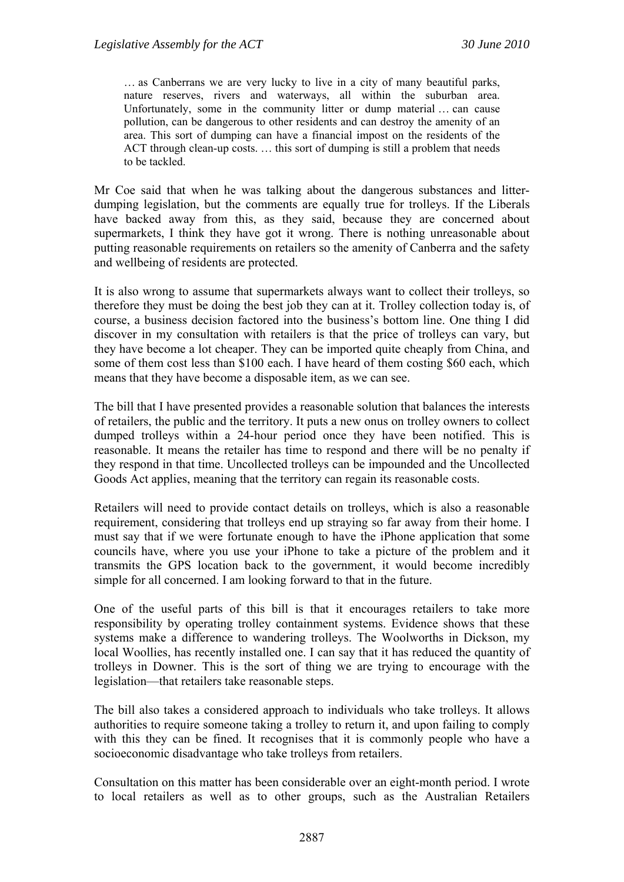> … as Canberrans we are very lucky to live in a city of many beautiful parks, nature reserves, rivers and waterways, all within the suburban area. Unfortunately, some in the community litter or dump material … can cause pollution, can be dangerous to other residents and can destroy the amenity of an area. This sort of dumping can have a financial impost on the residents of the ACT through clean-up costs. … this sort of dumping is still a problem that needs to be tackled.

Mr Coe said that when he was talking about the dangerous substances and litter-dumping legislation, but the comments are equally true for trolleys. If the Liberals have backed away from this, as they said, because they are concerned about supermarkets, I think they have got it wrong. There is nothing unreasonable about putting reasonable requirements on retailers so the amenity of Canberra and the safety and wellbeing of residents are protected.

It is also wrong to assume that supermarkets always want to collect their trolleys, so therefore they must be doing the best job they can at it. Trolley collection today is, of course, a business decision factored into the business's bottom line. One thing I did discover in my consultation with retailers is that the price of trolleys can vary, but they have become a lot cheaper. They can be imported quite cheaply from China, and some of them cost less than $100 each. I have heard of them costing $60 each, which means that they have become a disposable item, as we can see.

The bill that I have presented provides a reasonable solution that balances the interests of retailers, the public and the territory. It puts a new onus on trolley owners to collect dumped trolleys within a 24-hour period once they have been notified. This is reasonable. It means the retailer has time to respond and there will be no penalty if they respond in that time. Uncollected trolleys can be impounded and the Uncollected Goods Act applies, meaning that the territory can regain its reasonable costs.

Retailers will need to provide contact details on trolleys, which is also a reasonable requirement, considering that trolleys end up straying so far away from their home. I must say that if we were fortunate enough to have the iPhone application that some councils have, where you use your iPhone to take a picture of the problem and it transmits the GPS location back to the government, it would become incredibly simple for all concerned. I am looking forward to that in the future.

One of the useful parts of this bill is that it encourages retailers to take more responsibility by operating trolley containment systems. Evidence shows that these systems make a difference to wandering trolleys. The Woolworths in Dickson, my local Woollies, has recently installed one. I can say that it has reduced the quantity of trolleys in Downer. This is the sort of thing we are trying to encourage with the legislation—that retailers take reasonable steps.

The bill also takes a considered approach to individuals who take trolleys. It allows authorities to require someone taking a trolley to return it, and upon failing to comply with this they can be fined. It recognises that it is commonly people who have a socioeconomic disadvantage who take trolleys from retailers.

Consultation on this matter has been considerable over an eight-month period. I wrote to local retailers as well as to other groups, such as the Australian Retailers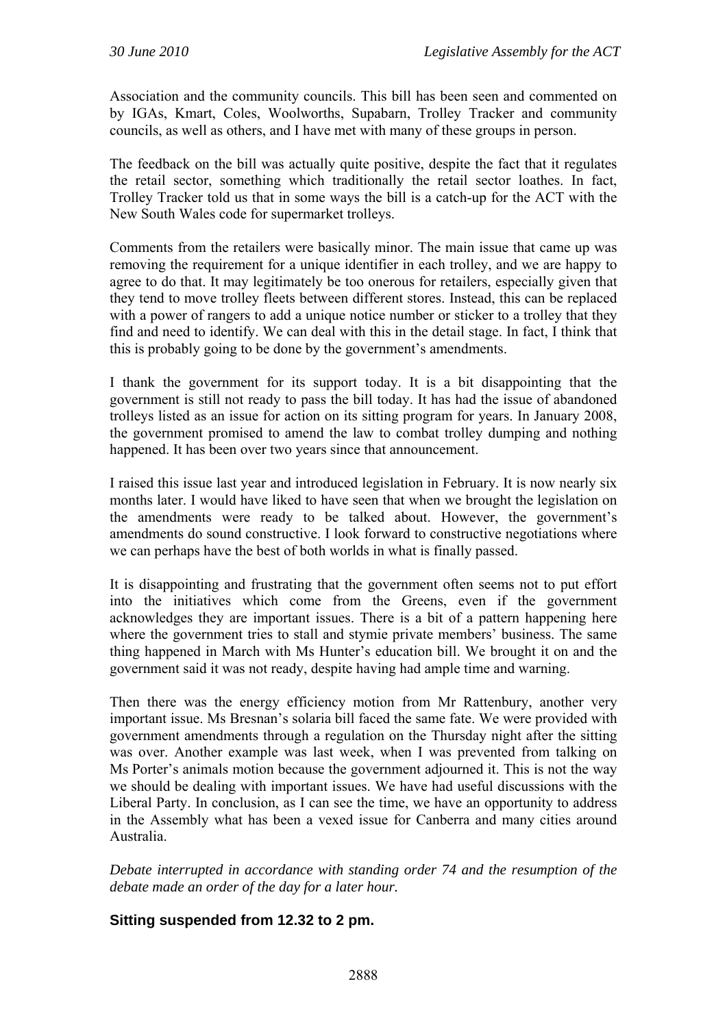Association and the community councils. This bill has been seen and commented on by IGAs, Kmart, Coles, Woolworths, Supabarn, Trolley Tracker and community councils, as well as others, and I have met with many of these groups in person.

The feedback on the bill was actually quite positive, despite the fact that it regulates the retail sector, something which traditionally the retail sector loathes. In fact, Trolley Tracker told us that in some ways the bill is a catch-up for the ACT with the New South Wales code for supermarket trolleys.

Comments from the retailers were basically minor. The main issue that came up was removing the requirement for a unique identifier in each trolley, and we are happy to agree to do that. It may legitimately be too onerous for retailers, especially given that they tend to move trolley fleets between different stores. Instead, this can be replaced with a power of rangers to add a unique notice number or sticker to a trolley that they find and need to identify. We can deal with this in the detail stage. In fact, I think that this is probably going to be done by the government's amendments.

I thank the government for its support today. It is a bit disappointing that the government is still not ready to pass the bill today. It has had the issue of abandoned trolleys listed as an issue for action on its sitting program for years. In January 2008, the government promised to amend the law to combat trolley dumping and nothing happened. It has been over two years since that announcement.

I raised this issue last year and introduced legislation in February. It is now nearly six months later. I would have liked to have seen that when we brought the legislation on the amendments were ready to be talked about. However, the government's amendments do sound constructive. I look forward to constructive negotiations where we can perhaps have the best of both worlds in what is finally passed.

It is disappointing and frustrating that the government often seems not to put effort into the initiatives which come from the Greens, even if the government acknowledges they are important issues. There is a bit of a pattern happening here where the government tries to stall and stymie private members' business. The same thing happened in March with Ms Hunter's education bill. We brought it on and the government said it was not ready, despite having had ample time and warning.

Then there was the energy efficiency motion from Mr Rattenbury, another very important issue. Ms Bresnan's solaria bill faced the same fate. We were provided with government amendments through a regulation on the Thursday night after the sitting was over. Another example was last week, when I was prevented from talking on Ms Porter's animals motion because the government adjourned it. This is not the way we should be dealing with important issues. We have had useful discussions with the Liberal Party. In conclusion, as I can see the time, we have an opportunity to address in the Assembly what has been a vexed issue for Canberra and many cities around Australia.

*Debate interrupted in accordance with standing order 74 and the resumption of the debate made an order of the day for a later hour.*

### Sitting suspended from 12.32 to 2 pm.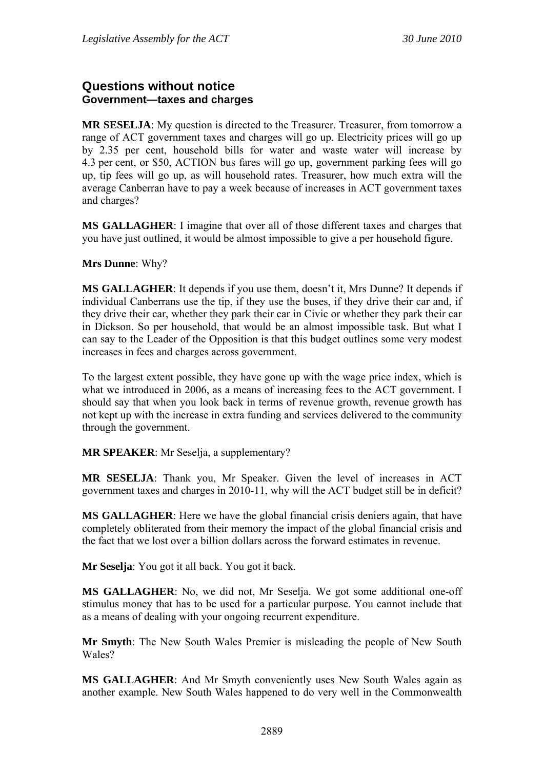## Questions without notice
### Government—taxes and charges

**MR SESELJA**: My question is directed to the Treasurer. Treasurer, from tomorrow a range of ACT government taxes and charges will go up. Electricity prices will go up by 2.35 per cent, household bills for water and waste water will increase by 4.3 per cent, or $50, ACTION bus fares will go up, government parking fees will go up, tip fees will go up, as will household rates. Treasurer, how much extra will the average Canberran have to pay a week because of increases in ACT government taxes and charges?

**MS GALLAGHER**: I imagine that over all of those different taxes and charges that you have just outlined, it would be almost impossible to give a per household figure.

**Mrs Dunne**: Why?

**MS GALLAGHER**: It depends if you use them, doesn't it, Mrs Dunne? It depends if individual Canberrans use the tip, if they use the buses, if they drive their car and, if they drive their car, whether they park their car in Civic or whether they park their car in Dickson. So per household, that would be an almost impossible task. But what I can say to the Leader of the Opposition is that this budget outlines some very modest increases in fees and charges across government.

To the largest extent possible, they have gone up with the wage price index, which is what we introduced in 2006, as a means of increasing fees to the ACT government. I should say that when you look back in terms of revenue growth, revenue growth has not kept up with the increase in extra funding and services delivered to the community through the government.

**MR SPEAKER**: Mr Seselja, a supplementary?

**MR SESELJA**: Thank you, Mr Speaker. Given the level of increases in ACT government taxes and charges in 2010-11, why will the ACT budget still be in deficit?

**MS GALLAGHER**: Here we have the global financial crisis deniers again, that have completely obliterated from their memory the impact of the global financial crisis and the fact that we lost over a billion dollars across the forward estimates in revenue.

**Mr Seselja**: You got it all back. You got it back.

**MS GALLAGHER**: No, we did not, Mr Seselja. We got some additional one-off stimulus money that has to be used for a particular purpose. You cannot include that as a means of dealing with your ongoing recurrent expenditure.

**Mr Smyth**: The New South Wales Premier is misleading the people of New South Wales?

**MS GALLAGHER**: And Mr Smyth conveniently uses New South Wales again as another example. New South Wales happened to do very well in the Commonwealth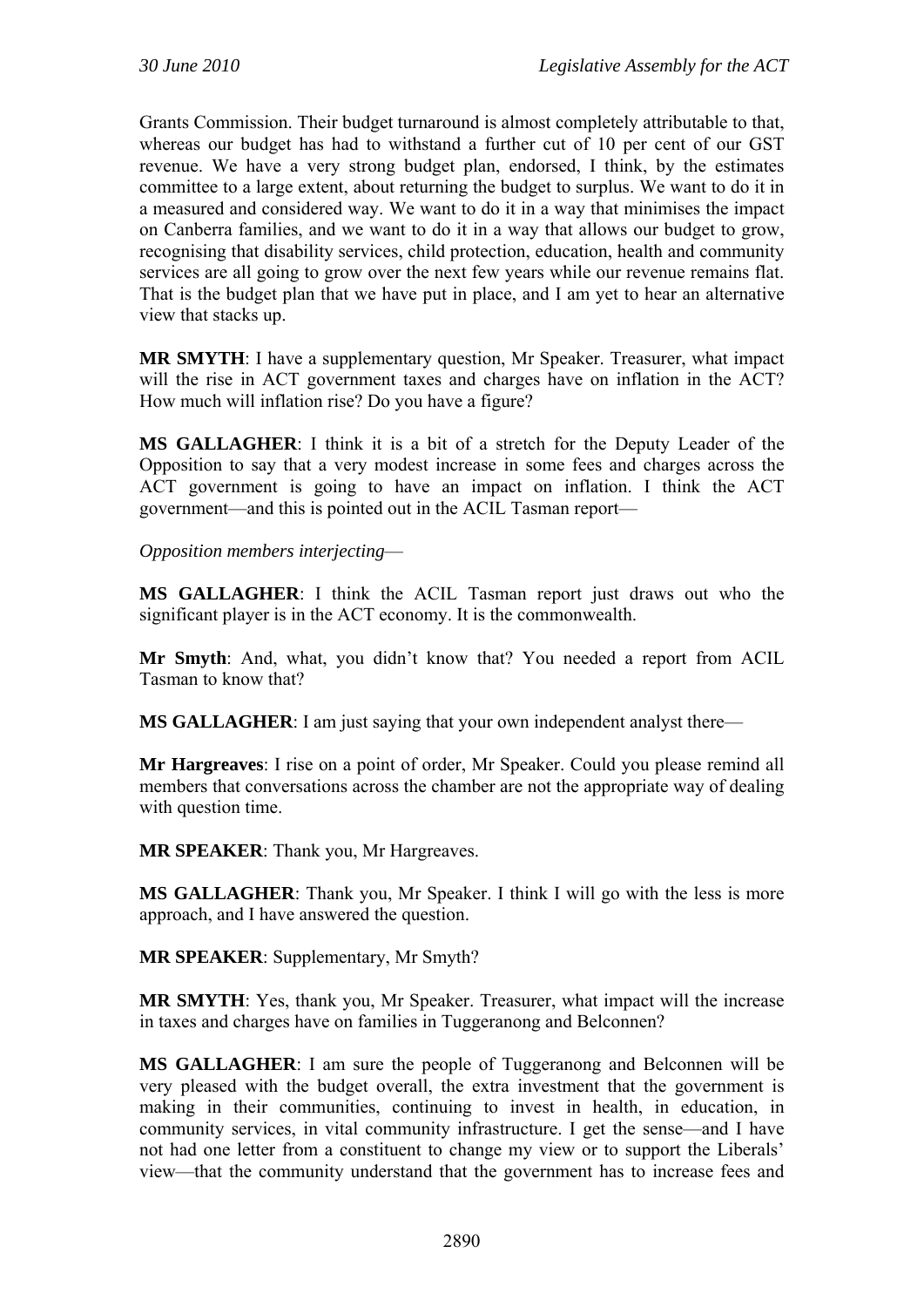Grants Commission. Their budget turnaround is almost completely attributable to that, whereas our budget has had to withstand a further cut of 10 per cent of our GST revenue. We have a very strong budget plan, endorsed, I think, by the estimates committee to a large extent, about returning the budget to surplus. We want to do it in a measured and considered way. We want to do it in a way that minimises the impact on Canberra families, and we want to do it in a way that allows our budget to grow, recognising that disability services, child protection, education, health and community services are all going to grow over the next few years while our revenue remains flat. That is the budget plan that we have put in place, and I am yet to hear an alternative view that stacks up.

**MR SMYTH**: I have a supplementary question, Mr Speaker. Treasurer, what impact will the rise in ACT government taxes and charges have on inflation in the ACT? How much will inflation rise? Do you have a figure?

**MS GALLAGHER**: I think it is a bit of a stretch for the Deputy Leader of the Opposition to say that a very modest increase in some fees and charges across the ACT government is going to have an impact on inflation. I think the ACT government—and this is pointed out in the ACIL Tasman report—

*Opposition members interjecting*—

**MS GALLAGHER**: I think the ACIL Tasman report just draws out who the significant player is in the ACT economy. It is the commonwealth.

**Mr Smyth**: And, what, you didn't know that? You needed a report from ACIL Tasman to know that?

**MS GALLAGHER**: I am just saying that your own independent analyst there—

**Mr Hargreaves**: I rise on a point of order, Mr Speaker. Could you please remind all members that conversations across the chamber are not the appropriate way of dealing with question time.

**MR SPEAKER**: Thank you, Mr Hargreaves.

**MS GALLAGHER**: Thank you, Mr Speaker. I think I will go with the less is more approach, and I have answered the question.

**MR SPEAKER**: Supplementary, Mr Smyth?

**MR SMYTH**: Yes, thank you, Mr Speaker. Treasurer, what impact will the increase in taxes and charges have on families in Tuggeranong and Belconnen?

**MS GALLAGHER**: I am sure the people of Tuggeranong and Belconnen will be very pleased with the budget overall, the extra investment that the government is making in their communities, continuing to invest in health, in education, in community services, in vital community infrastructure. I get the sense—and I have not had one letter from a constituent to change my view or to support the Liberals' view—that the community understand that the government has to increase fees and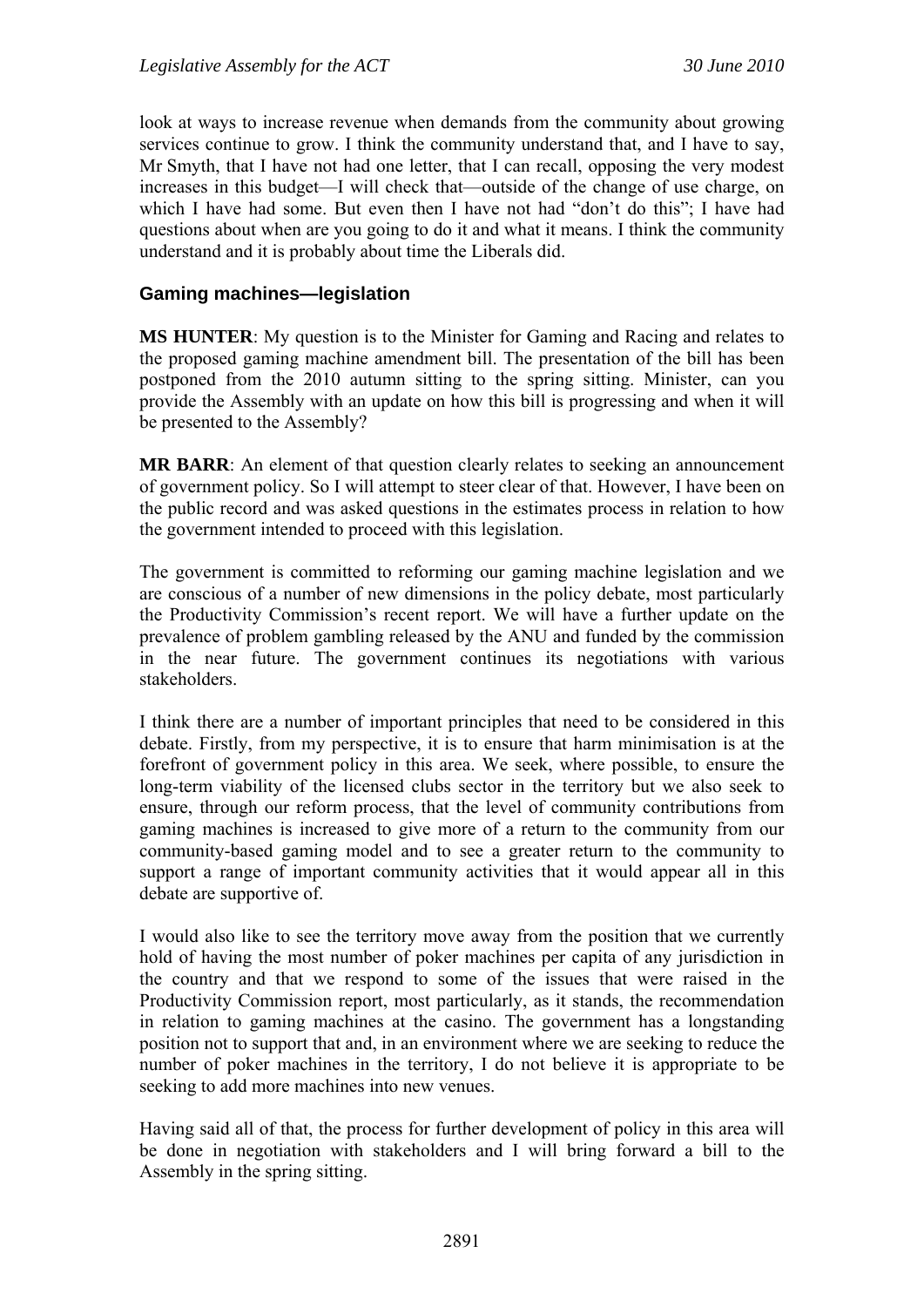look at ways to increase revenue when demands from the community about growing services continue to grow. I think the community understand that, and I have to say, Mr Smyth, that I have not had one letter, that I can recall, opposing the very modest increases in this budget—I will check that—outside of the change of use charge, on which I have had some. But even then I have not had "don't do this"; I have had questions about when are you going to do it and what it means. I think the community understand and it is probably about time the Liberals did.

## Gaming machines—legislation

**MS HUNTER**: My question is to the Minister for Gaming and Racing and relates to the proposed gaming machine amendment bill. The presentation of the bill has been postponed from the 2010 autumn sitting to the spring sitting. Minister, can you provide the Assembly with an update on how this bill is progressing and when it will be presented to the Assembly?

**MR BARR**: An element of that question clearly relates to seeking an announcement of government policy. So I will attempt to steer clear of that. However, I have been on the public record and was asked questions in the estimates process in relation to how the government intended to proceed with this legislation.

The government is committed to reforming our gaming machine legislation and we are conscious of a number of new dimensions in the policy debate, most particularly the Productivity Commission's recent report. We will have a further update on the prevalence of problem gambling released by the ANU and funded by the commission in the near future. The government continues its negotiations with various stakeholders.

I think there are a number of important principles that need to be considered in this debate. Firstly, from my perspective, it is to ensure that harm minimisation is at the forefront of government policy in this area. We seek, where possible, to ensure the long-term viability of the licensed clubs sector in the territory but we also seek to ensure, through our reform process, that the level of community contributions from gaming machines is increased to give more of a return to the community from our community-based gaming model and to see a greater return to the community to support a range of important community activities that it would appear all in this debate are supportive of.

I would also like to see the territory move away from the position that we currently hold of having the most number of poker machines per capita of any jurisdiction in the country and that we respond to some of the issues that were raised in the Productivity Commission report, most particularly, as it stands, the recommendation in relation to gaming machines at the casino. The government has a longstanding position not to support that and, in an environment where we are seeking to reduce the number of poker machines in the territory, I do not believe it is appropriate to be seeking to add more machines into new venues.

Having said all of that, the process for further development of policy in this area will be done in negotiation with stakeholders and I will bring forward a bill to the Assembly in the spring sitting.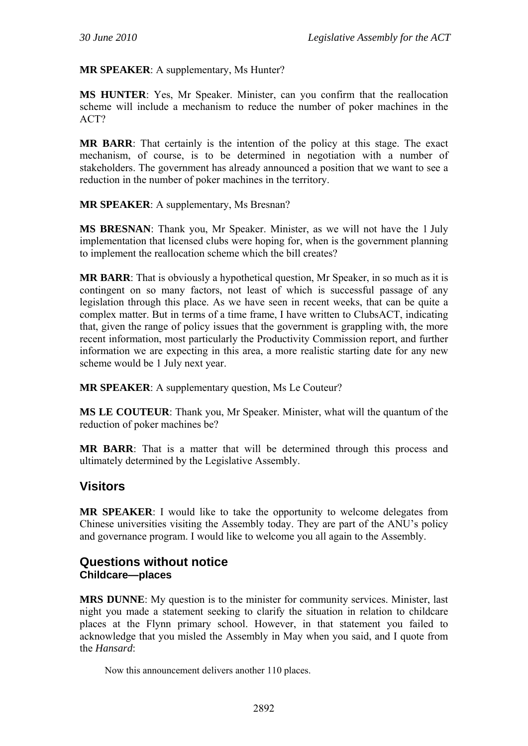**MR SPEAKER**: A supplementary, Ms Hunter?

**MS HUNTER**: Yes, Mr Speaker. Minister, can you confirm that the reallocation scheme will include a mechanism to reduce the number of poker machines in the ACT?

**MR BARR**: That certainly is the intention of the policy at this stage. The exact mechanism, of course, is to be determined in negotiation with a number of stakeholders. The government has already announced a position that we want to see a reduction in the number of poker machines in the territory.

**MR SPEAKER**: A supplementary, Ms Bresnan?

**MS BRESNAN**: Thank you, Mr Speaker. Minister, as we will not have the 1 July implementation that licensed clubs were hoping for, when is the government planning to implement the reallocation scheme which the bill creates?

**MR BARR**: That is obviously a hypothetical question, Mr Speaker, in so much as it is contingent on so many factors, not least of which is successful passage of any legislation through this place. As we have seen in recent weeks, that can be quite a complex matter. But in terms of a time frame, I have written to ClubsACT, indicating that, given the range of policy issues that the government is grappling with, the more recent information, most particularly the Productivity Commission report, and further information we are expecting in this area, a more realistic starting date for any new scheme would be 1 July next year.

**MR SPEAKER**: A supplementary question, Ms Le Couteur?

**MS LE COUTEUR**: Thank you, Mr Speaker. Minister, what will the quantum of the reduction of poker machines be?

**MR BARR**: That is a matter that will be determined through this process and ultimately determined by the Legislative Assembly.

## Visitors

**MR SPEAKER**: I would like to take the opportunity to welcome delegates from Chinese universities visiting the Assembly today. They are part of the ANU's policy and governance program. I would like to welcome you all again to the Assembly.

## Questions without notice

### Childcare—places

**MRS DUNNE**: My question is to the minister for community services. Minister, last night you made a statement seeking to clarify the situation in relation to childcare places at the Flynn primary school. However, in that statement you failed to acknowledge that you misled the Assembly in May when you said, and I quote from the *Hansard*:

> Now this announcement delivers another 110 places.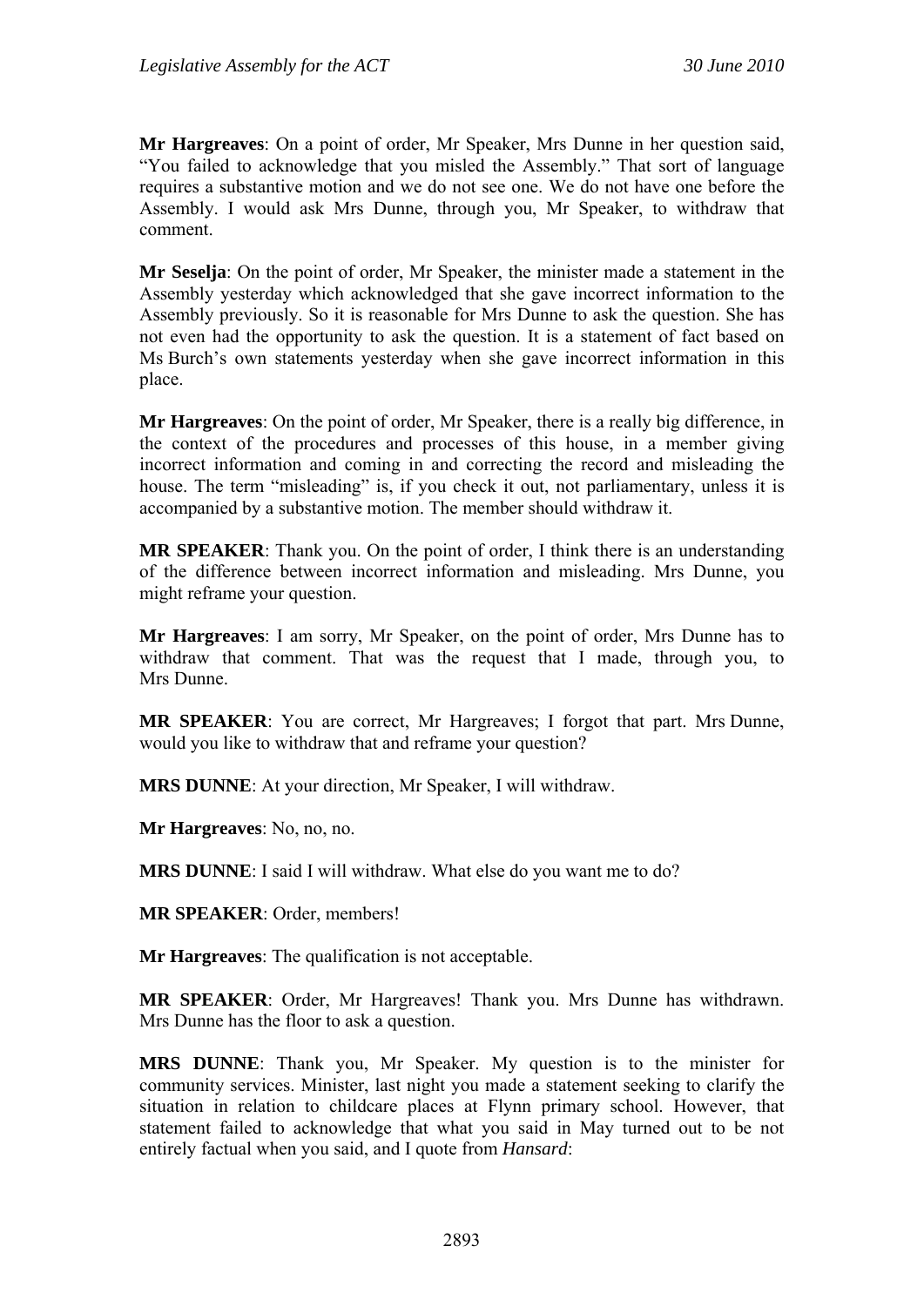**Mr Hargreaves**: On a point of order, Mr Speaker, Mrs Dunne in her question said, "You failed to acknowledge that you misled the Assembly." That sort of language requires a substantive motion and we do not see one. We do not have one before the Assembly. I would ask Mrs Dunne, through you, Mr Speaker, to withdraw that comment.

**Mr Seselja**: On the point of order, Mr Speaker, the minister made a statement in the Assembly yesterday which acknowledged that she gave incorrect information to the Assembly previously. So it is reasonable for Mrs Dunne to ask the question. She has not even had the opportunity to ask the question. It is a statement of fact based on Ms Burch's own statements yesterday when she gave incorrect information in this place.

**Mr Hargreaves**: On the point of order, Mr Speaker, there is a really big difference, in the context of the procedures and processes of this house, in a member giving incorrect information and coming in and correcting the record and misleading the house. The term "misleading" is, if you check it out, not parliamentary, unless it is accompanied by a substantive motion. The member should withdraw it.

**MR SPEAKER**: Thank you. On the point of order, I think there is an understanding of the difference between incorrect information and misleading. Mrs Dunne, you might reframe your question.

**Mr Hargreaves**: I am sorry, Mr Speaker, on the point of order, Mrs Dunne has to withdraw that comment. That was the request that I made, through you, to Mrs Dunne.

**MR SPEAKER**: You are correct, Mr Hargreaves; I forgot that part. Mrs Dunne, would you like to withdraw that and reframe your question?

**MRS DUNNE**: At your direction, Mr Speaker, I will withdraw.

**Mr Hargreaves**: No, no, no.

**MRS DUNNE**: I said I will withdraw. What else do you want me to do?

**MR SPEAKER**: Order, members!

**Mr Hargreaves**: The qualification is not acceptable.

**MR SPEAKER**: Order, Mr Hargreaves! Thank you. Mrs Dunne has withdrawn. Mrs Dunne has the floor to ask a question.

**MRS DUNNE**: Thank you, Mr Speaker. My question is to the minister for community services. Minister, last night you made a statement seeking to clarify the situation in relation to childcare places at Flynn primary school. However, that statement failed to acknowledge that what you said in May turned out to be not entirely factual when you said, and I quote from *Hansard*: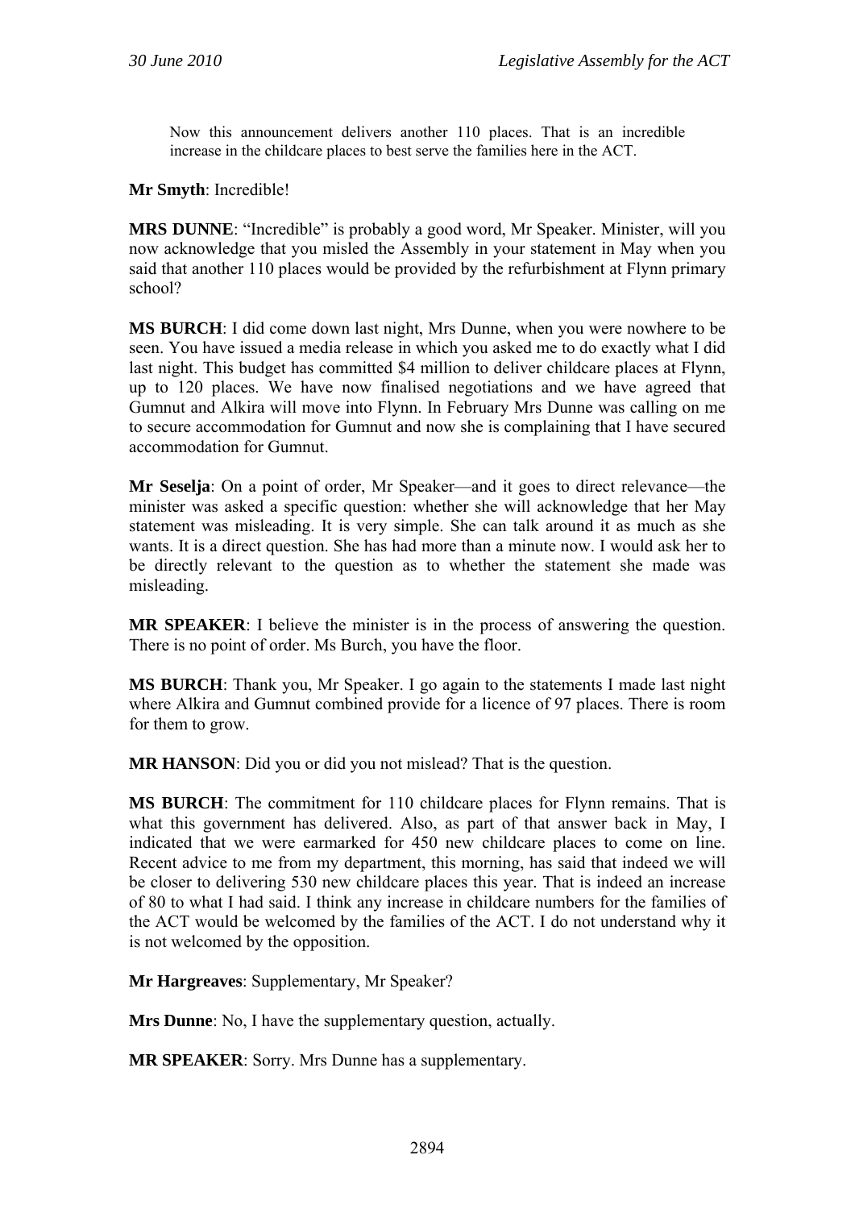> Now this announcement delivers another 110 places. That is an incredible increase in the childcare places to best serve the families here in the ACT.

**Mr Smyth**: Incredible!

**MRS DUNNE**: "Incredible" is probably a good word, Mr Speaker. Minister, will you now acknowledge that you misled the Assembly in your statement in May when you said that another 110 places would be provided by the refurbishment at Flynn primary school?

**MS BURCH**: I did come down last night, Mrs Dunne, when you were nowhere to be seen. You have issued a media release in which you asked me to do exactly what I did last night. This budget has committed $4 million to deliver childcare places at Flynn, up to 120 places. We have now finalised negotiations and we have agreed that Gumnut and Alkira will move into Flynn. In February Mrs Dunne was calling on me to secure accommodation for Gumnut and now she is complaining that I have secured accommodation for Gumnut.

**Mr Seselja**: On a point of order, Mr Speaker—and it goes to direct relevance—the minister was asked a specific question: whether she will acknowledge that her May statement was misleading. It is very simple. She can talk around it as much as she wants. It is a direct question. She has had more than a minute now. I would ask her to be directly relevant to the question as to whether the statement she made was misleading.

**MR SPEAKER**: I believe the minister is in the process of answering the question. There is no point of order. Ms Burch, you have the floor.

**MS BURCH**: Thank you, Mr Speaker. I go again to the statements I made last night where Alkira and Gumnut combined provide for a licence of 97 places. There is room for them to grow.

**MR HANSON**: Did you or did you not mislead? That is the question.

**MS BURCH**: The commitment for 110 childcare places for Flynn remains. That is what this government has delivered. Also, as part of that answer back in May, I indicated that we were earmarked for 450 new childcare places to come on line. Recent advice to me from my department, this morning, has said that indeed we will be closer to delivering 530 new childcare places this year. That is indeed an increase of 80 to what I had said. I think any increase in childcare numbers for the families of the ACT would be welcomed by the families of the ACT. I do not understand why it is not welcomed by the opposition.

**Mr Hargreaves**: Supplementary, Mr Speaker?

**Mrs Dunne**: No, I have the supplementary question, actually.

**MR SPEAKER**: Sorry. Mrs Dunne has a supplementary.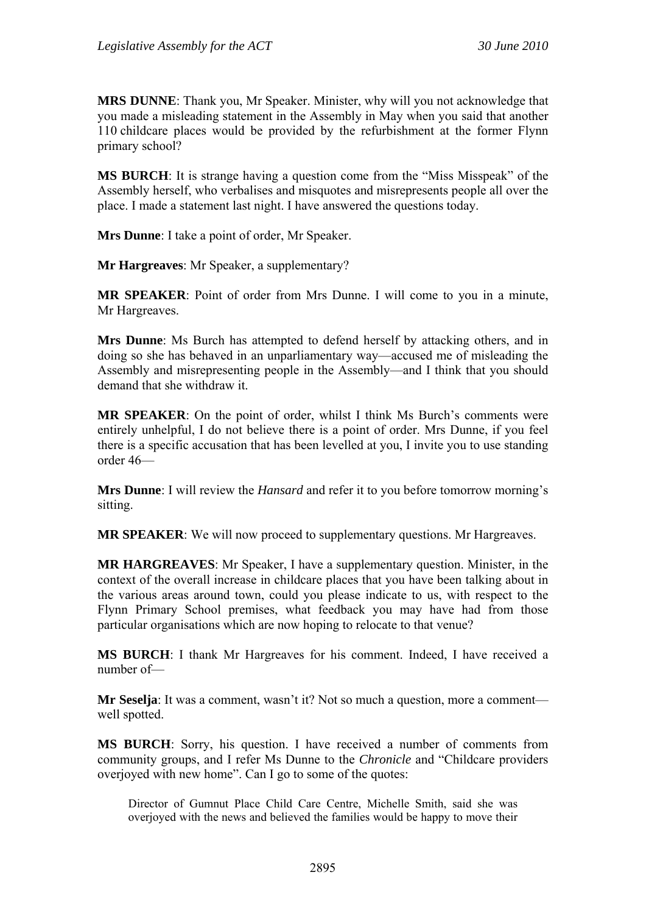**MRS DUNNE**: Thank you, Mr Speaker. Minister, why will you not acknowledge that you made a misleading statement in the Assembly in May when you said that another 110 childcare places would be provided by the refurbishment at the former Flynn primary school?

**MS BURCH**: It is strange having a question come from the "Miss Misspeak" of the Assembly herself, who verbalises and misquotes and misrepresents people all over the place. I made a statement last night. I have answered the questions today.

**Mrs Dunne**: I take a point of order, Mr Speaker.

**Mr Hargreaves**: Mr Speaker, a supplementary?

**MR SPEAKER**: Point of order from Mrs Dunne. I will come to you in a minute, Mr Hargreaves.

**Mrs Dunne**: Ms Burch has attempted to defend herself by attacking others, and in doing so she has behaved in an unparliamentary way—accused me of misleading the Assembly and misrepresenting people in the Assembly—and I think that you should demand that she withdraw it.

**MR SPEAKER**: On the point of order, whilst I think Ms Burch's comments were entirely unhelpful, I do not believe there is a point of order. Mrs Dunne, if you feel there is a specific accusation that has been levelled at you, I invite you to use standing order 46—

**Mrs Dunne**: I will review the *Hansard* and refer it to you before tomorrow morning's sitting.

**MR SPEAKER**: We will now proceed to supplementary questions. Mr Hargreaves.

**MR HARGREAVES**: Mr Speaker, I have a supplementary question. Minister, in the context of the overall increase in childcare places that you have been talking about in the various areas around town, could you please indicate to us, with respect to the Flynn Primary School premises, what feedback you may have had from those particular organisations which are now hoping to relocate to that venue?

**MS BURCH**: I thank Mr Hargreaves for his comment. Indeed, I have received a number of—

**Mr Seselja**: It was a comment, wasn't it? Not so much a question, more a comment—well spotted.

**MS BURCH**: Sorry, his question. I have received a number of comments from community groups, and I refer Ms Dunne to the *Chronicle* and "Childcare providers overjoyed with new home". Can I go to some of the quotes:

> Director of Gumnut Place Child Care Centre, Michelle Smith, said she was overjoyed with the news and believed the families would be happy to move their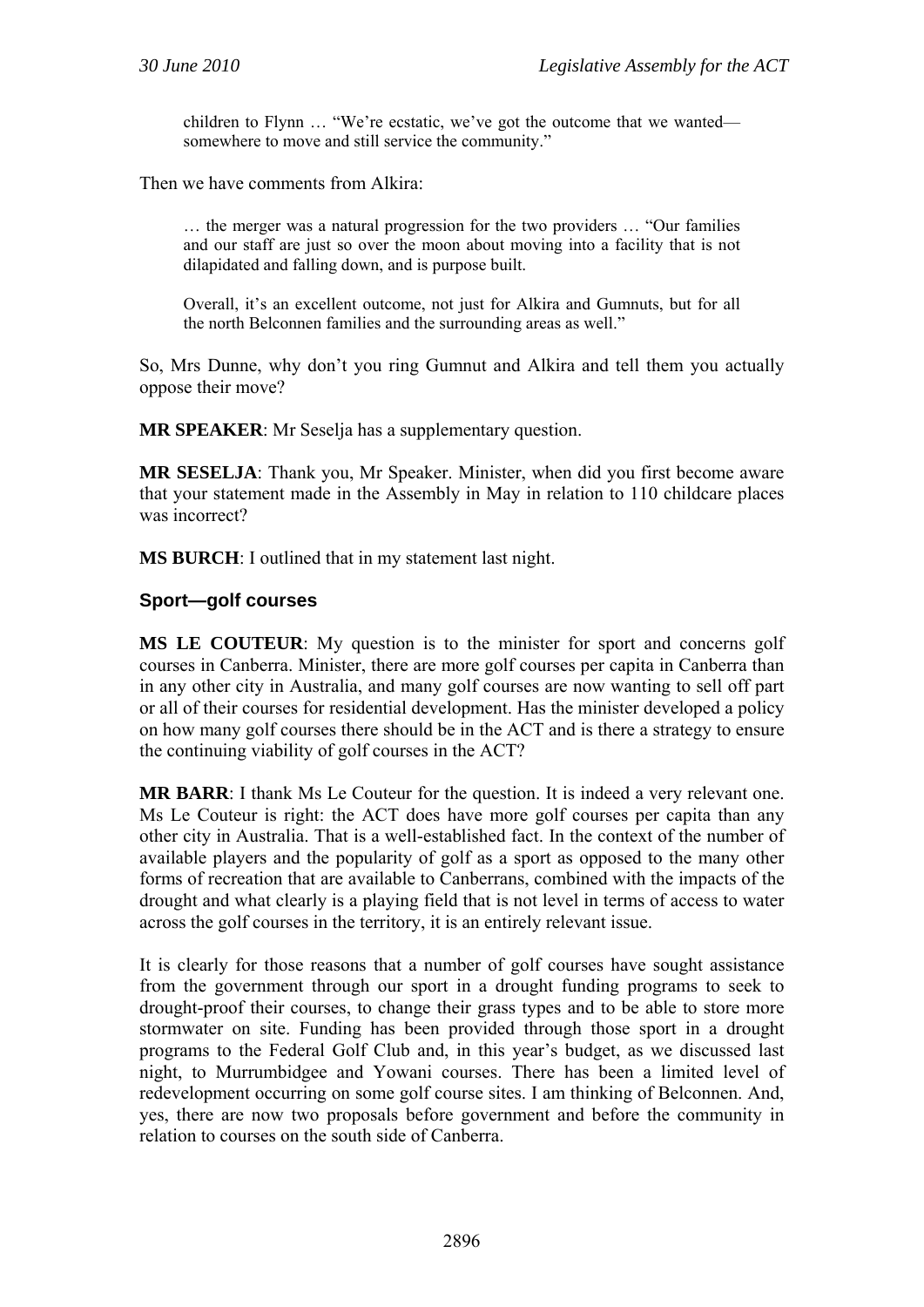> children to Flynn … "We're ecstatic, we've got the outcome that we wanted—somewhere to move and still service the community."

Then we have comments from Alkira:

> … the merger was a natural progression for the two providers … "Our families and our staff are just so over the moon about moving into a facility that is not dilapidated and falling down, and is purpose built.
>
> Overall, it's an excellent outcome, not just for Alkira and Gumnuts, but for all the north Belconnen families and the surrounding areas as well."

So, Mrs Dunne, why don't you ring Gumnut and Alkira and tell them you actually oppose their move?

**MR SPEAKER**: Mr Seselja has a supplementary question.

**MR SESELJA**: Thank you, Mr Speaker. Minister, when did you first become aware that your statement made in the Assembly in May in relation to 110 childcare places was incorrect?

**MS BURCH**: I outlined that in my statement last night.

## Sport—golf courses

**MS LE COUTEUR**: My question is to the minister for sport and concerns golf courses in Canberra. Minister, there are more golf courses per capita in Canberra than in any other city in Australia, and many golf courses are now wanting to sell off part or all of their courses for residential development. Has the minister developed a policy on how many golf courses there should be in the ACT and is there a strategy to ensure the continuing viability of golf courses in the ACT?

**MR BARR**: I thank Ms Le Couteur for the question. It is indeed a very relevant one. Ms Le Couteur is right: the ACT does have more golf courses per capita than any other city in Australia. That is a well-established fact. In the context of the number of available players and the popularity of golf as a sport as opposed to the many other forms of recreation that are available to Canberrans, combined with the impacts of the drought and what clearly is a playing field that is not level in terms of access to water across the golf courses in the territory, it is an entirely relevant issue.

It is clearly for those reasons that a number of golf courses have sought assistance from the government through our sport in a drought funding programs to seek to drought-proof their courses, to change their grass types and to be able to store more stormwater on site. Funding has been provided through those sport in a drought programs to the Federal Golf Club and, in this year's budget, as we discussed last night, to Murrumbidgee and Yowani courses. There has been a limited level of redevelopment occurring on some golf course sites. I am thinking of Belconnen. And, yes, there are now two proposals before government and before the community in relation to courses on the south side of Canberra.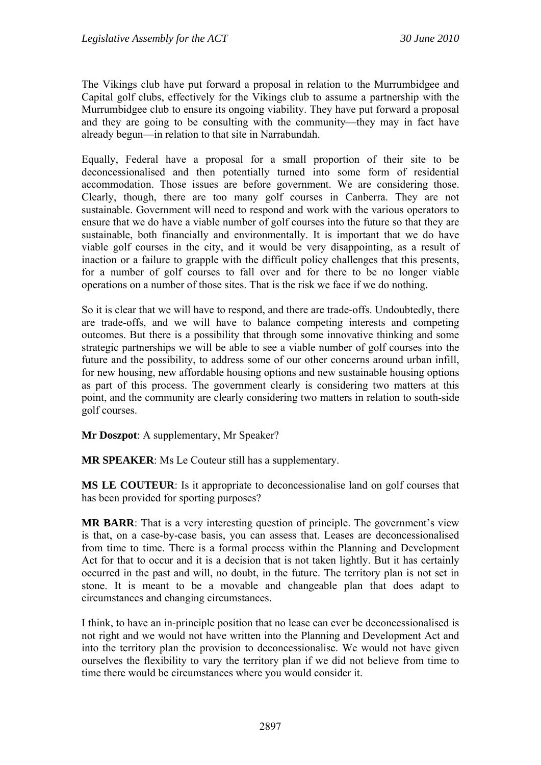The Vikings club have put forward a proposal in relation to the Murrumbidgee and Capital golf clubs, effectively for the Vikings club to assume a partnership with the Murrumbidgee club to ensure its ongoing viability. They have put forward a proposal and they are going to be consulting with the community—they may in fact have already begun—in relation to that site in Narrabundah.

Equally, Federal have a proposal for a small proportion of their site to be deconcessionalised and then potentially turned into some form of residential accommodation. Those issues are before government. We are considering those. Clearly, though, there are too many golf courses in Canberra. They are not sustainable. Government will need to respond and work with the various operators to ensure that we do have a viable number of golf courses into the future so that they are sustainable, both financially and environmentally. It is important that we do have viable golf courses in the city, and it would be very disappointing, as a result of inaction or a failure to grapple with the difficult policy challenges that this presents, for a number of golf courses to fall over and for there to be no longer viable operations on a number of those sites. That is the risk we face if we do nothing.

So it is clear that we will have to respond, and there are trade-offs. Undoubtedly, there are trade-offs, and we will have to balance competing interests and competing outcomes. But there is a possibility that through some innovative thinking and some strategic partnerships we will be able to see a viable number of golf courses into the future and the possibility, to address some of our other concerns around urban infill, for new housing, new affordable housing options and new sustainable housing options as part of this process. The government clearly is considering two matters at this point, and the community are clearly considering two matters in relation to south-side golf courses.

**Mr Doszpot**: A supplementary, Mr Speaker?

**MR SPEAKER**: Ms Le Couteur still has a supplementary.

**MS LE COUTEUR**: Is it appropriate to deconcessionalise land on golf courses that has been provided for sporting purposes?

**MR BARR**: That is a very interesting question of principle. The government's view is that, on a case-by-case basis, you can assess that. Leases are deconcessionalised from time to time. There is a formal process within the Planning and Development Act for that to occur and it is a decision that is not taken lightly. But it has certainly occurred in the past and will, no doubt, in the future. The territory plan is not set in stone. It is meant to be a movable and changeable plan that does adapt to circumstances and changing circumstances.

I think, to have an in-principle position that no lease can ever be deconcessionalised is not right and we would not have written into the Planning and Development Act and into the territory plan the provision to deconcessionalise. We would not have given ourselves the flexibility to vary the territory plan if we did not believe from time to time there would be circumstances where you would consider it.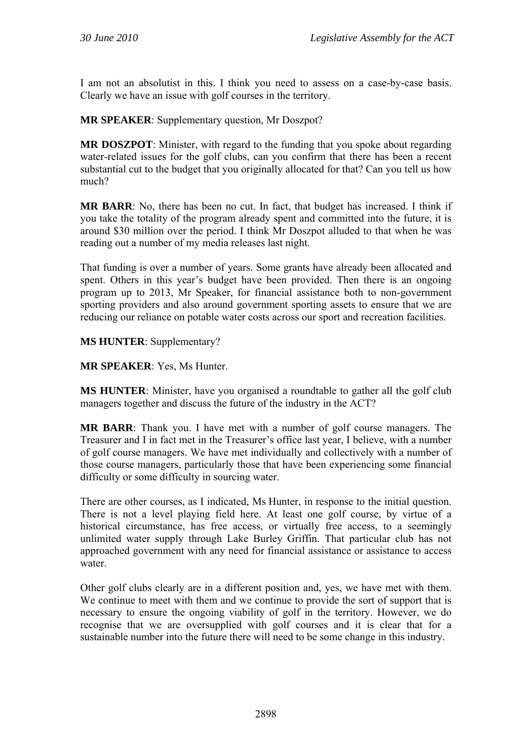I am not an absolutist in this. I think you need to assess on a case-by-case basis. Clearly we have an issue with golf courses in the territory.

**MR SPEAKER**: Supplementary question, Mr Doszpot?

**MR DOSZPOT**: Minister, with regard to the funding that you spoke about regarding water-related issues for the golf clubs, can you confirm that there has been a recent substantial cut to the budget that you originally allocated for that? Can you tell us how much?

**MR BARR**: No, there has been no cut. In fact, that budget has increased. I think if you take the totality of the program already spent and committed into the future, it is around $30 million over the period. I think Mr Doszpot alluded to that when he was reading out a number of my media releases last night.

That funding is over a number of years. Some grants have already been allocated and spent. Others in this year's budget have been provided. Then there is an ongoing program up to 2013, Mr Speaker, for financial assistance both to non-government sporting providers and also around government sporting assets to ensure that we are reducing our reliance on potable water costs across our sport and recreation facilities.

**MS HUNTER**: Supplementary?

**MR SPEAKER**: Yes, Ms Hunter.

**MS HUNTER**: Minister, have you organised a roundtable to gather all the golf club managers together and discuss the future of the industry in the ACT?

**MR BARR**: Thank you. I have met with a number of golf course managers. The Treasurer and I in fact met in the Treasurer's office last year, I believe, with a number of golf course managers. We have met individually and collectively with a number of those course managers, particularly those that have been experiencing some financial difficulty or some difficulty in sourcing water.

There are other courses, as I indicated, Ms Hunter, in response to the initial question. There is not a level playing field here. At least one golf course, by virtue of a historical circumstance, has free access, or virtually free access, to a seemingly unlimited water supply through Lake Burley Griffin. That particular club has not approached government with any need for financial assistance or assistance to access water.

Other golf clubs clearly are in a different position and, yes, we have met with them. We continue to meet with them and we continue to provide the sort of support that is necessary to ensure the ongoing viability of golf in the territory. However, we do recognise that we are oversupplied with golf courses and it is clear that for a sustainable number into the future there will need to be some change in this industry.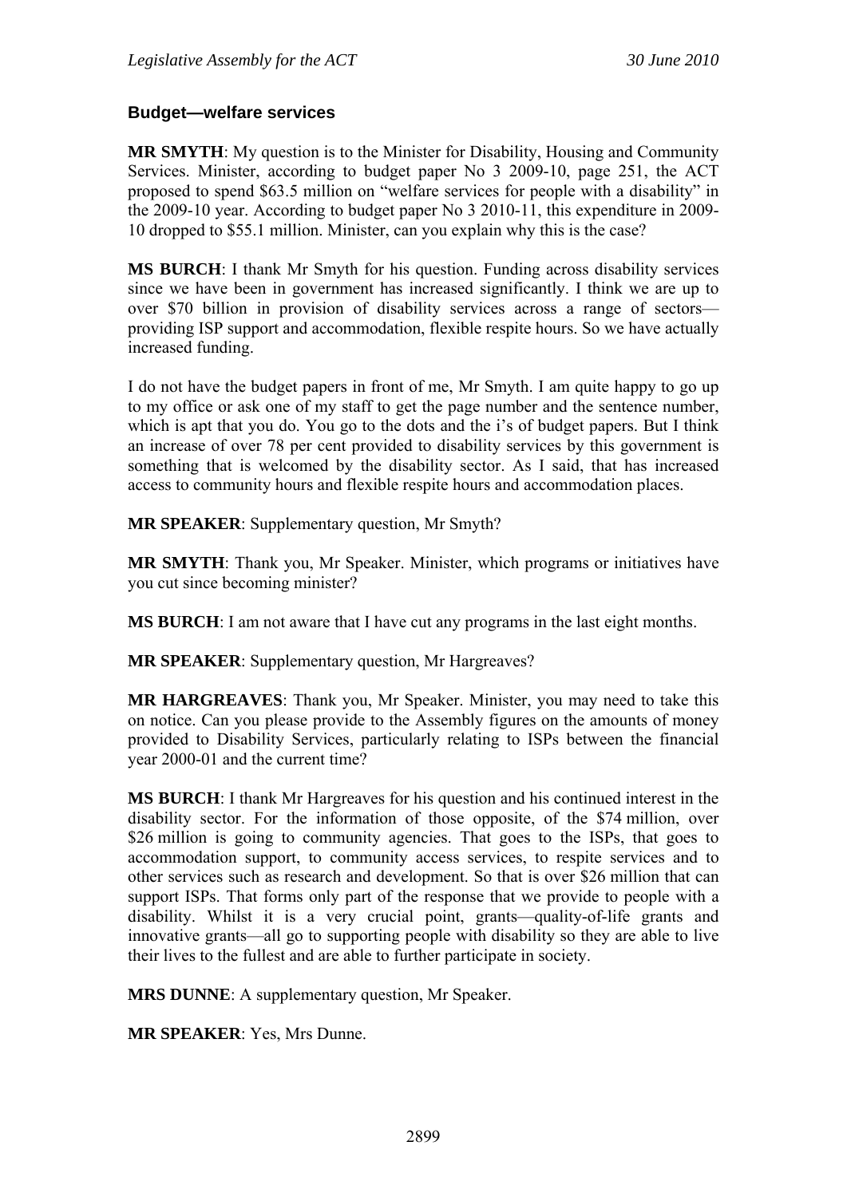### Budget—welfare services

**MR SMYTH**: My question is to the Minister for Disability, Housing and Community Services. Minister, according to budget paper No 3 2009-10, page 251, the ACT proposed to spend $63.5 million on "welfare services for people with a disability" in the 2009-10 year. According to budget paper No 3 2010-11, this expenditure in 2009-10 dropped to $55.1 million. Minister, can you explain why this is the case?

**MS BURCH**: I thank Mr Smyth for his question. Funding across disability services since we have been in government has increased significantly. I think we are up to over $70 billion in provision of disability services across a range of sectors—providing ISP support and accommodation, flexible respite hours. So we have actually increased funding.

I do not have the budget papers in front of me, Mr Smyth. I am quite happy to go up to my office or ask one of my staff to get the page number and the sentence number, which is apt that you do. You go to the dots and the i's of budget papers. But I think an increase of over 78 per cent provided to disability services by this government is something that is welcomed by the disability sector. As I said, that has increased access to community hours and flexible respite hours and accommodation places.

**MR SPEAKER**: Supplementary question, Mr Smyth?

**MR SMYTH**: Thank you, Mr Speaker. Minister, which programs or initiatives have you cut since becoming minister?

**MS BURCH**: I am not aware that I have cut any programs in the last eight months.

**MR SPEAKER**: Supplementary question, Mr Hargreaves?

**MR HARGREAVES**: Thank you, Mr Speaker. Minister, you may need to take this on notice. Can you please provide to the Assembly figures on the amounts of money provided to Disability Services, particularly relating to ISPs between the financial year 2000-01 and the current time?

**MS BURCH**: I thank Mr Hargreaves for his question and his continued interest in the disability sector. For the information of those opposite, of the $74 million, over $26 million is going to community agencies. That goes to the ISPs, that goes to accommodation support, to community access services, to respite services and to other services such as research and development. So that is over $26 million that can support ISPs. That forms only part of the response that we provide to people with a disability. Whilst it is a very crucial point, grants—quality-of-life grants and innovative grants—all go to supporting people with disability so they are able to live their lives to the fullest and are able to further participate in society.

**MRS DUNNE**: A supplementary question, Mr Speaker.

**MR SPEAKER**: Yes, Mrs Dunne.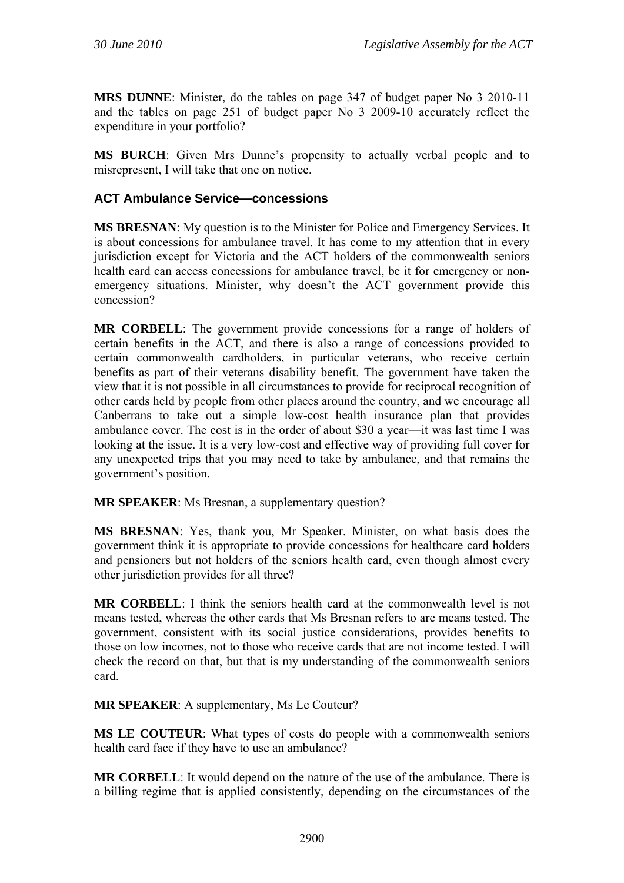**MRS DUNNE**: Minister, do the tables on page 347 of budget paper No 3 2010-11 and the tables on page 251 of budget paper No 3 2009-10 accurately reflect the expenditure in your portfolio?

**MS BURCH**: Given Mrs Dunne's propensity to actually verbal people and to misrepresent, I will take that one on notice.

### ACT Ambulance Service—concessions

**MS BRESNAN**: My question is to the Minister for Police and Emergency Services. It is about concessions for ambulance travel. It has come to my attention that in every jurisdiction except for Victoria and the ACT holders of the commonwealth seniors health card can access concessions for ambulance travel, be it for emergency or non-emergency situations. Minister, why doesn't the ACT government provide this concession?

**MR CORBELL**: The government provide concessions for a range of holders of certain benefits in the ACT, and there is also a range of concessions provided to certain commonwealth cardholders, in particular veterans, who receive certain benefits as part of their veterans disability benefit. The government have taken the view that it is not possible in all circumstances to provide for reciprocal recognition of other cards held by people from other places around the country, and we encourage all Canberrans to take out a simple low-cost health insurance plan that provides ambulance cover. The cost is in the order of about $30 a year—it was last time I was looking at the issue. It is a very low-cost and effective way of providing full cover for any unexpected trips that you may need to take by ambulance, and that remains the government's position.

**MR SPEAKER**: Ms Bresnan, a supplementary question?

**MS BRESNAN**: Yes, thank you, Mr Speaker. Minister, on what basis does the government think it is appropriate to provide concessions for healthcare card holders and pensioners but not holders of the seniors health card, even though almost every other jurisdiction provides for all three?

**MR CORBELL**: I think the seniors health card at the commonwealth level is not means tested, whereas the other cards that Ms Bresnan refers to are means tested. The government, consistent with its social justice considerations, provides benefits to those on low incomes, not to those who receive cards that are not income tested. I will check the record on that, but that is my understanding of the commonwealth seniors card.

**MR SPEAKER**: A supplementary, Ms Le Couteur?

**MS LE COUTEUR**: What types of costs do people with a commonwealth seniors health card face if they have to use an ambulance?

**MR CORBELL**: It would depend on the nature of the use of the ambulance. There is a billing regime that is applied consistently, depending on the circumstances of the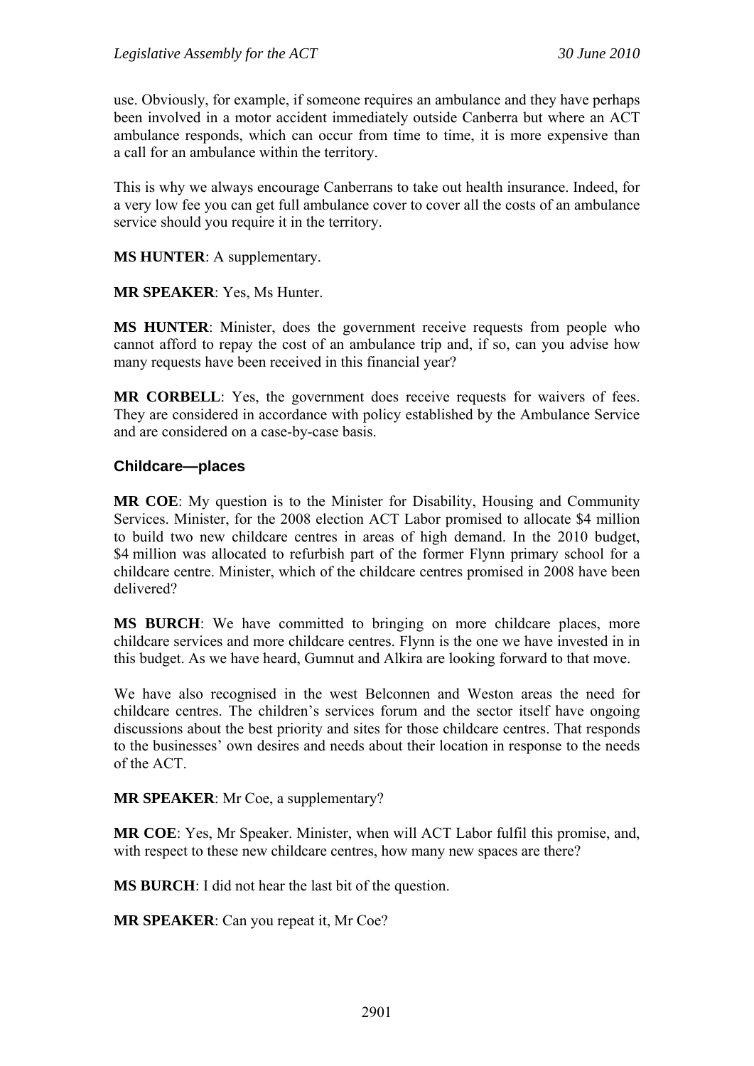use. Obviously, for example, if someone requires an ambulance and they have perhaps been involved in a motor accident immediately outside Canberra but where an ACT ambulance responds, which can occur from time to time, it is more expensive than a call for an ambulance within the territory.

This is why we always encourage Canberrans to take out health insurance. Indeed, for a very low fee you can get full ambulance cover to cover all the costs of an ambulance service should you require it in the territory.

**MS HUNTER**: A supplementary.

**MR SPEAKER**: Yes, Ms Hunter.

**MS HUNTER**: Minister, does the government receive requests from people who cannot afford to repay the cost of an ambulance trip and, if so, can you advise how many requests have been received in this financial year?

**MR CORBELL**: Yes, the government does receive requests for waivers of fees. They are considered in accordance with policy established by the Ambulance Service and are considered on a case-by-case basis.

### Childcare—places

**MR COE**: My question is to the Minister for Disability, Housing and Community Services. Minister, for the 2008 election ACT Labor promised to allocate $4 million to build two new childcare centres in areas of high demand. In the 2010 budget, $4 million was allocated to refurbish part of the former Flynn primary school for a childcare centre. Minister, which of the childcare centres promised in 2008 have been delivered?

**MS BURCH**: We have committed to bringing on more childcare places, more childcare services and more childcare centres. Flynn is the one we have invested in in this budget. As we have heard, Gumnut and Alkira are looking forward to that move.

We have also recognised in the west Belconnen and Weston areas the need for childcare centres. The children's services forum and the sector itself have ongoing discussions about the best priority and sites for those childcare centres. That responds to the businesses' own desires and needs about their location in response to the needs of the ACT.

**MR SPEAKER**: Mr Coe, a supplementary?

**MR COE**: Yes, Mr Speaker. Minister, when will ACT Labor fulfil this promise, and, with respect to these new childcare centres, how many new spaces are there?

**MS BURCH**: I did not hear the last bit of the question.

**MR SPEAKER**: Can you repeat it, Mr Coe?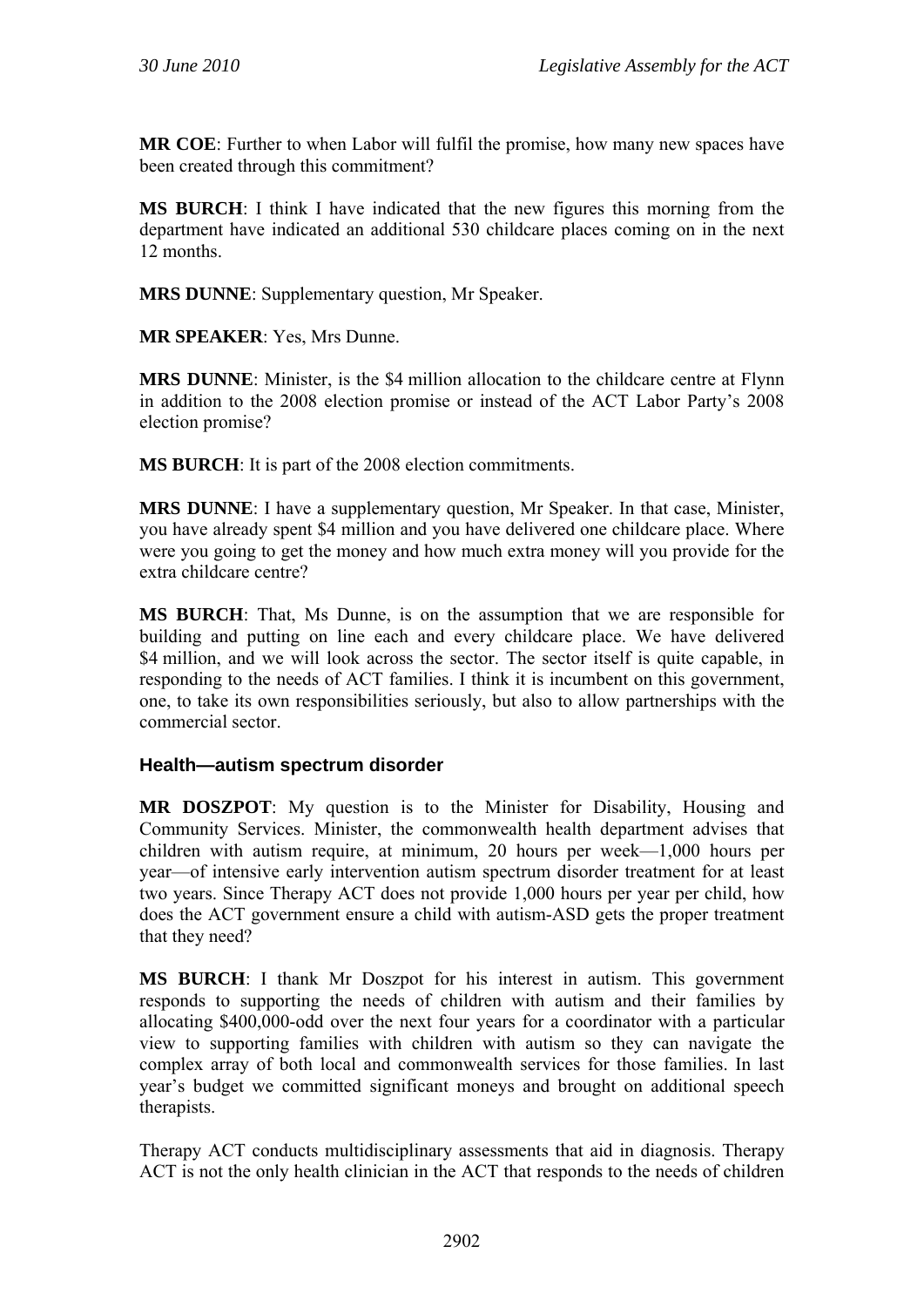**MR COE**: Further to when Labor will fulfil the promise, how many new spaces have been created through this commitment?

**MS BURCH**: I think I have indicated that the new figures this morning from the department have indicated an additional 530 childcare places coming on in the next 12 months.

**MRS DUNNE**: Supplementary question, Mr Speaker.

**MR SPEAKER**: Yes, Mrs Dunne.

**MRS DUNNE**: Minister, is the $4 million allocation to the childcare centre at Flynn in addition to the 2008 election promise or instead of the ACT Labor Party's 2008 election promise?

**MS BURCH**: It is part of the 2008 election commitments.

**MRS DUNNE**: I have a supplementary question, Mr Speaker. In that case, Minister, you have already spent $4 million and you have delivered one childcare place. Where were you going to get the money and how much extra money will you provide for the extra childcare centre?

**MS BURCH**: That, Ms Dunne, is on the assumption that we are responsible for building and putting on line each and every childcare place. We have delivered $4 million, and we will look across the sector. The sector itself is quite capable, in responding to the needs of ACT families. I think it is incumbent on this government, one, to take its own responsibilities seriously, but also to allow partnerships with the commercial sector.

### Health—autism spectrum disorder

**MR DOSZPOT**: My question is to the Minister for Disability, Housing and Community Services. Minister, the commonwealth health department advises that children with autism require, at minimum, 20 hours per week—1,000 hours per year—of intensive early intervention autism spectrum disorder treatment for at least two years. Since Therapy ACT does not provide 1,000 hours per year per child, how does the ACT government ensure a child with autism-ASD gets the proper treatment that they need?

**MS BURCH**: I thank Mr Doszpot for his interest in autism. This government responds to supporting the needs of children with autism and their families by allocating $400,000-odd over the next four years for a coordinator with a particular view to supporting families with children with autism so they can navigate the complex array of both local and commonwealth services for those families. In last year's budget we committed significant moneys and brought on additional speech therapists.

Therapy ACT conducts multidisciplinary assessments that aid in diagnosis. Therapy ACT is not the only health clinician in the ACT that responds to the needs of children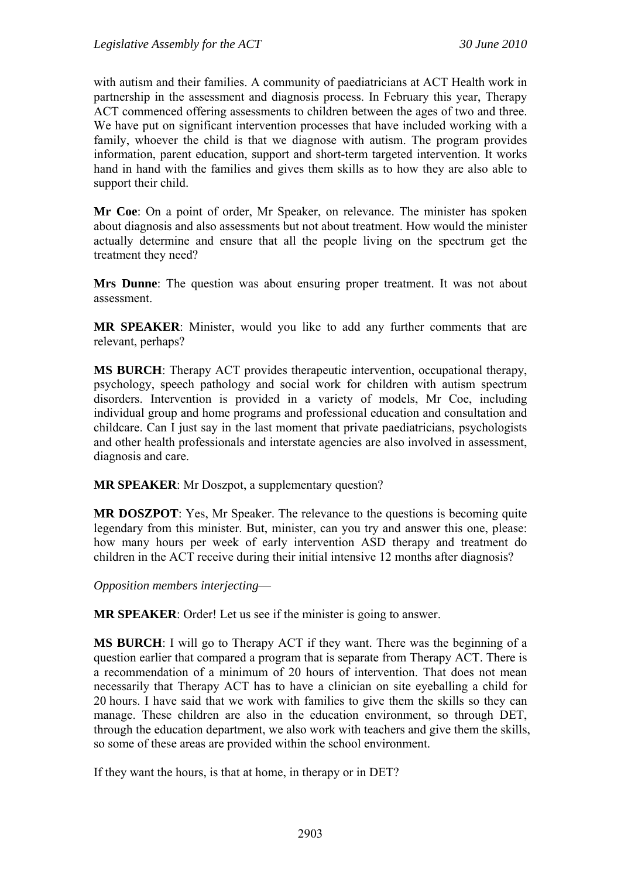with autism and their families. A community of paediatricians at ACT Health work in partnership in the assessment and diagnosis process. In February this year, Therapy ACT commenced offering assessments to children between the ages of two and three. We have put on significant intervention processes that have included working with a family, whoever the child is that we diagnose with autism. The program provides information, parent education, support and short-term targeted intervention. It works hand in hand with the families and gives them skills as to how they are also able to support their child.

**Mr Coe**: On a point of order, Mr Speaker, on relevance. The minister has spoken about diagnosis and also assessments but not about treatment. How would the minister actually determine and ensure that all the people living on the spectrum get the treatment they need?

**Mrs Dunne**: The question was about ensuring proper treatment. It was not about assessment.

**MR SPEAKER**: Minister, would you like to add any further comments that are relevant, perhaps?

**MS BURCH**: Therapy ACT provides therapeutic intervention, occupational therapy, psychology, speech pathology and social work for children with autism spectrum disorders. Intervention is provided in a variety of models, Mr Coe, including individual group and home programs and professional education and consultation and childcare. Can I just say in the last moment that private paediatricians, psychologists and other health professionals and interstate agencies are also involved in assessment, diagnosis and care.

**MR SPEAKER**: Mr Doszpot, a supplementary question?

**MR DOSZPOT**: Yes, Mr Speaker. The relevance to the questions is becoming quite legendary from this minister. But, minister, can you try and answer this one, please: how many hours per week of early intervention ASD therapy and treatment do children in the ACT receive during their initial intensive 12 months after diagnosis?

*Opposition members interjecting*—

**MR SPEAKER**: Order! Let us see if the minister is going to answer.

**MS BURCH**: I will go to Therapy ACT if they want. There was the beginning of a question earlier that compared a program that is separate from Therapy ACT. There is a recommendation of a minimum of 20 hours of intervention. That does not mean necessarily that Therapy ACT has to have a clinician on site eyeballing a child for 20 hours. I have said that we work with families to give them the skills so they can manage. These children are also in the education environment, so through DET, through the education department, we also work with teachers and give them the skills, so some of these areas are provided within the school environment.

If they want the hours, is that at home, in therapy or in DET?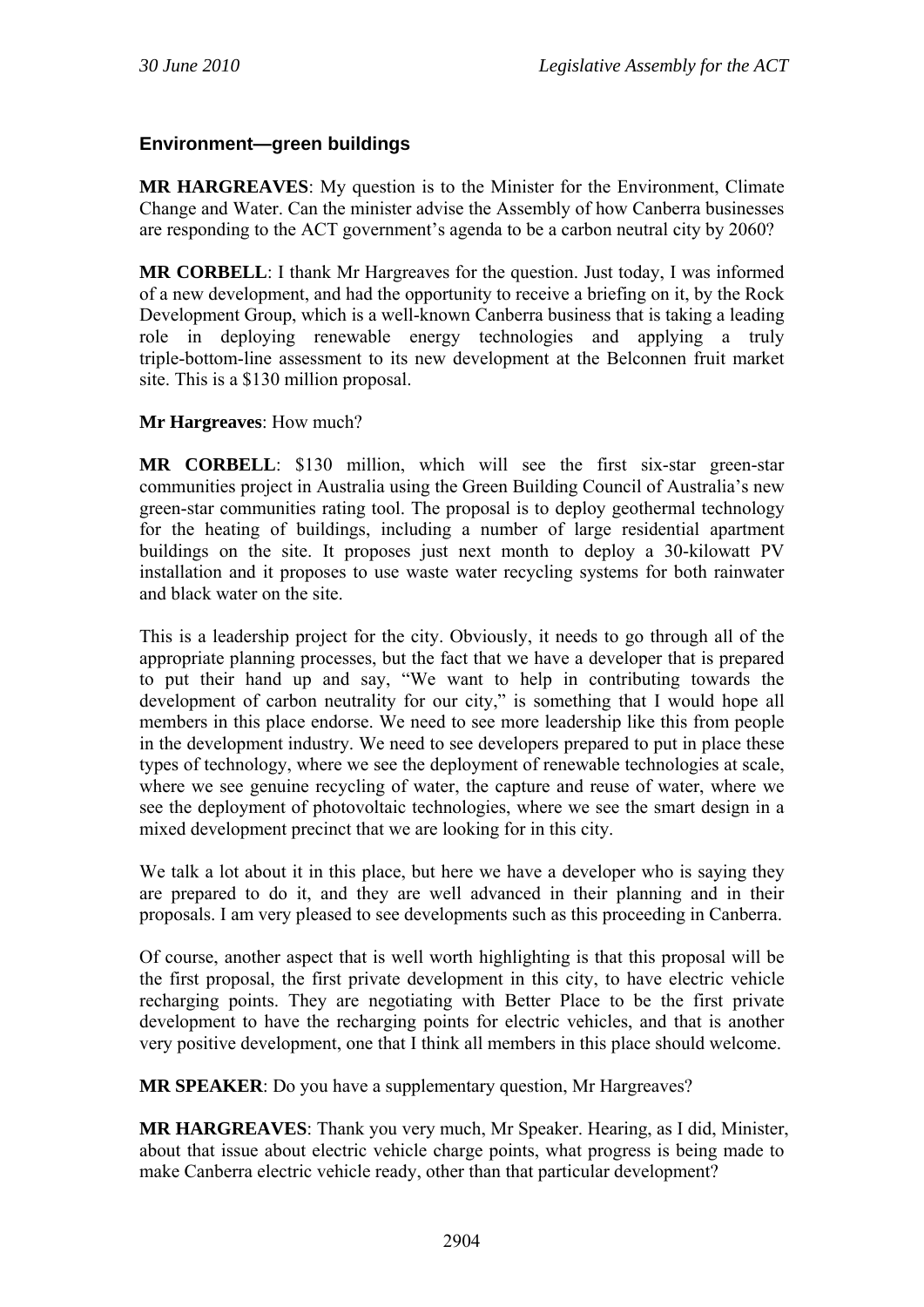### Environment—green buildings

**MR HARGREAVES**: My question is to the Minister for the Environment, Climate Change and Water. Can the minister advise the Assembly of how Canberra businesses are responding to the ACT government's agenda to be a carbon neutral city by 2060?

**MR CORBELL**: I thank Mr Hargreaves for the question. Just today, I was informed of a new development, and had the opportunity to receive a briefing on it, by the Rock Development Group, which is a well-known Canberra business that is taking a leading role in deploying renewable energy technologies and applying a truly triple-bottom-line assessment to its new development at the Belconnen fruit market site. This is a $130 million proposal.

**Mr Hargreaves**: How much?

**MR CORBELL**: $130 million, which will see the first six-star green-star communities project in Australia using the Green Building Council of Australia's new green-star communities rating tool. The proposal is to deploy geothermal technology for the heating of buildings, including a number of large residential apartment buildings on the site. It proposes just next month to deploy a 30-kilowatt PV installation and it proposes to use waste water recycling systems for both rainwater and black water on the site.

This is a leadership project for the city. Obviously, it needs to go through all of the appropriate planning processes, but the fact that we have a developer that is prepared to put their hand up and say, "We want to help in contributing towards the development of carbon neutrality for our city," is something that I would hope all members in this place endorse. We need to see more leadership like this from people in the development industry. We need to see developers prepared to put in place these types of technology, where we see the deployment of renewable technologies at scale, where we see genuine recycling of water, the capture and reuse of water, where we see the deployment of photovoltaic technologies, where we see the smart design in a mixed development precinct that we are looking for in this city.

We talk a lot about it in this place, but here we have a developer who is saying they are prepared to do it, and they are well advanced in their planning and in their proposals. I am very pleased to see developments such as this proceeding in Canberra.

Of course, another aspect that is well worth highlighting is that this proposal will be the first proposal, the first private development in this city, to have electric vehicle recharging points. They are negotiating with Better Place to be the first private development to have the recharging points for electric vehicles, and that is another very positive development, one that I think all members in this place should welcome.

**MR SPEAKER**: Do you have a supplementary question, Mr Hargreaves?

**MR HARGREAVES**: Thank you very much, Mr Speaker. Hearing, as I did, Minister, about that issue about electric vehicle charge points, what progress is being made to make Canberra electric vehicle ready, other than that particular development?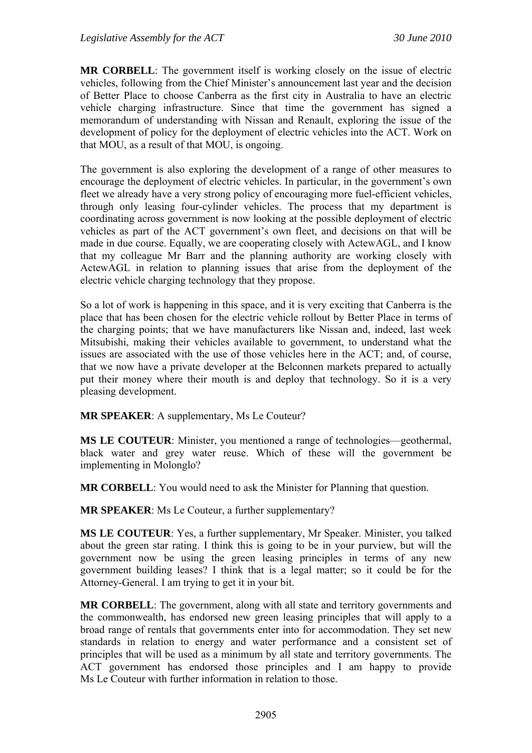**MR CORBELL**: The government itself is working closely on the issue of electric vehicles, following from the Chief Minister's announcement last year and the decision of Better Place to choose Canberra as the first city in Australia to have an electric vehicle charging infrastructure. Since that time the government has signed a memorandum of understanding with Nissan and Renault, exploring the issue of the development of policy for the deployment of electric vehicles into the ACT. Work on that MOU, as a result of that MOU, is ongoing.

The government is also exploring the development of a range of other measures to encourage the deployment of electric vehicles. In particular, in the government's own fleet we already have a very strong policy of encouraging more fuel-efficient vehicles, through only leasing four-cylinder vehicles. The process that my department is coordinating across government is now looking at the possible deployment of electric vehicles as part of the ACT government's own fleet, and decisions on that will be made in due course. Equally, we are cooperating closely with ActewAGL, and I know that my colleague Mr Barr and the planning authority are working closely with ActewAGL in relation to planning issues that arise from the deployment of the electric vehicle charging technology that they propose.

So a lot of work is happening in this space, and it is very exciting that Canberra is the place that has been chosen for the electric vehicle rollout by Better Place in terms of the charging points; that we have manufacturers like Nissan and, indeed, last week Mitsubishi, making their vehicles available to government, to understand what the issues are associated with the use of those vehicles here in the ACT; and, of course, that we now have a private developer at the Belconnen markets prepared to actually put their money where their mouth is and deploy that technology. So it is a very pleasing development.

**MR SPEAKER**: A supplementary, Ms Le Couteur?

**MS LE COUTEUR**: Minister, you mentioned a range of technologies—geothermal, black water and grey water reuse. Which of these will the government be implementing in Molonglo?

**MR CORBELL**: You would need to ask the Minister for Planning that question.

**MR SPEAKER**: Ms Le Couteur, a further supplementary?

**MS LE COUTEUR**: Yes, a further supplementary, Mr Speaker. Minister, you talked about the green star rating. I think this is going to be in your purview, but will the government now be using the green leasing principles in terms of any new government building leases? I think that is a legal matter; so it could be for the Attorney-General. I am trying to get it in your bit.

**MR CORBELL**: The government, along with all state and territory governments and the commonwealth, has endorsed new green leasing principles that will apply to a broad range of rentals that governments enter into for accommodation. They set new standards in relation to energy and water performance and a consistent set of principles that will be used as a minimum by all state and territory governments. The ACT government has endorsed those principles and I am happy to provide Ms Le Couteur with further information in relation to those.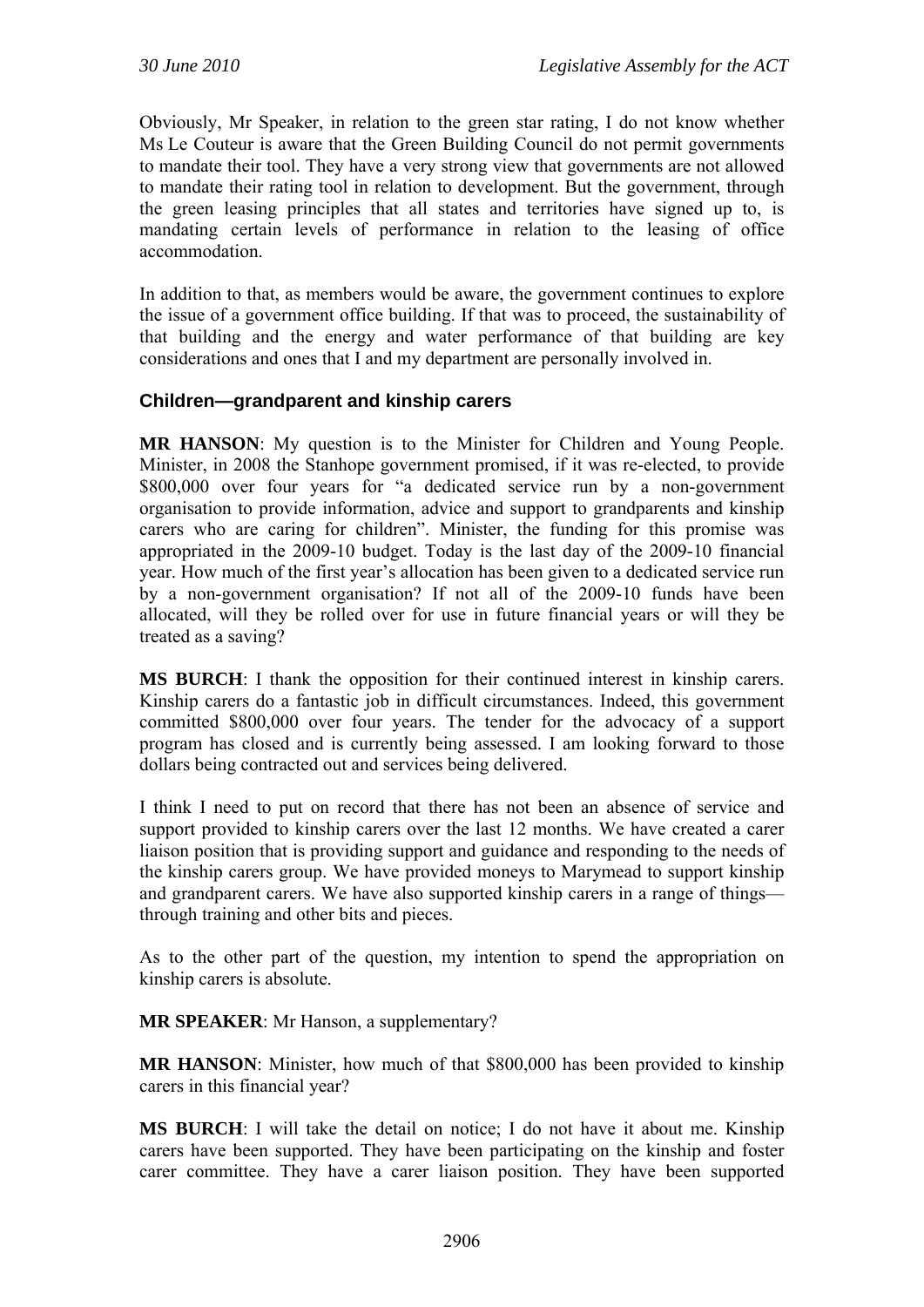Obviously, Mr Speaker, in relation to the green star rating, I do not know whether Ms Le Couteur is aware that the Green Building Council do not permit governments to mandate their tool. They have a very strong view that governments are not allowed to mandate their rating tool in relation to development. But the government, through the green leasing principles that all states and territories have signed up to, is mandating certain levels of performance in relation to the leasing of office accommodation.

In addition to that, as members would be aware, the government continues to explore the issue of a government office building. If that was to proceed, the sustainability of that building and the energy and water performance of that building are key considerations and ones that I and my department are personally involved in.

### Children—grandparent and kinship carers

**MR HANSON**: My question is to the Minister for Children and Young People. Minister, in 2008 the Stanhope government promised, if it was re-elected, to provide $800,000 over four years for "a dedicated service run by a non-government organisation to provide information, advice and support to grandparents and kinship carers who are caring for children". Minister, the funding for this promise was appropriated in the 2009-10 budget. Today is the last day of the 2009-10 financial year. How much of the first year's allocation has been given to a dedicated service run by a non-government organisation? If not all of the 2009-10 funds have been allocated, will they be rolled over for use in future financial years or will they be treated as a saving?

**MS BURCH**: I thank the opposition for their continued interest in kinship carers. Kinship carers do a fantastic job in difficult circumstances. Indeed, this government committed $800,000 over four years. The tender for the advocacy of a support program has closed and is currently being assessed. I am looking forward to those dollars being contracted out and services being delivered.

I think I need to put on record that there has not been an absence of service and support provided to kinship carers over the last 12 months. We have created a carer liaison position that is providing support and guidance and responding to the needs of the kinship carers group. We have provided moneys to Marymead to support kinship and grandparent carers. We have also supported kinship carers in a range of things—through training and other bits and pieces.

As to the other part of the question, my intention to spend the appropriation on kinship carers is absolute.

**MR SPEAKER**: Mr Hanson, a supplementary?

**MR HANSON**: Minister, how much of that $800,000 has been provided to kinship carers in this financial year?

**MS BURCH**: I will take the detail on notice; I do not have it about me. Kinship carers have been supported. They have been participating on the kinship and foster carer committee. They have a carer liaison position. They have been supported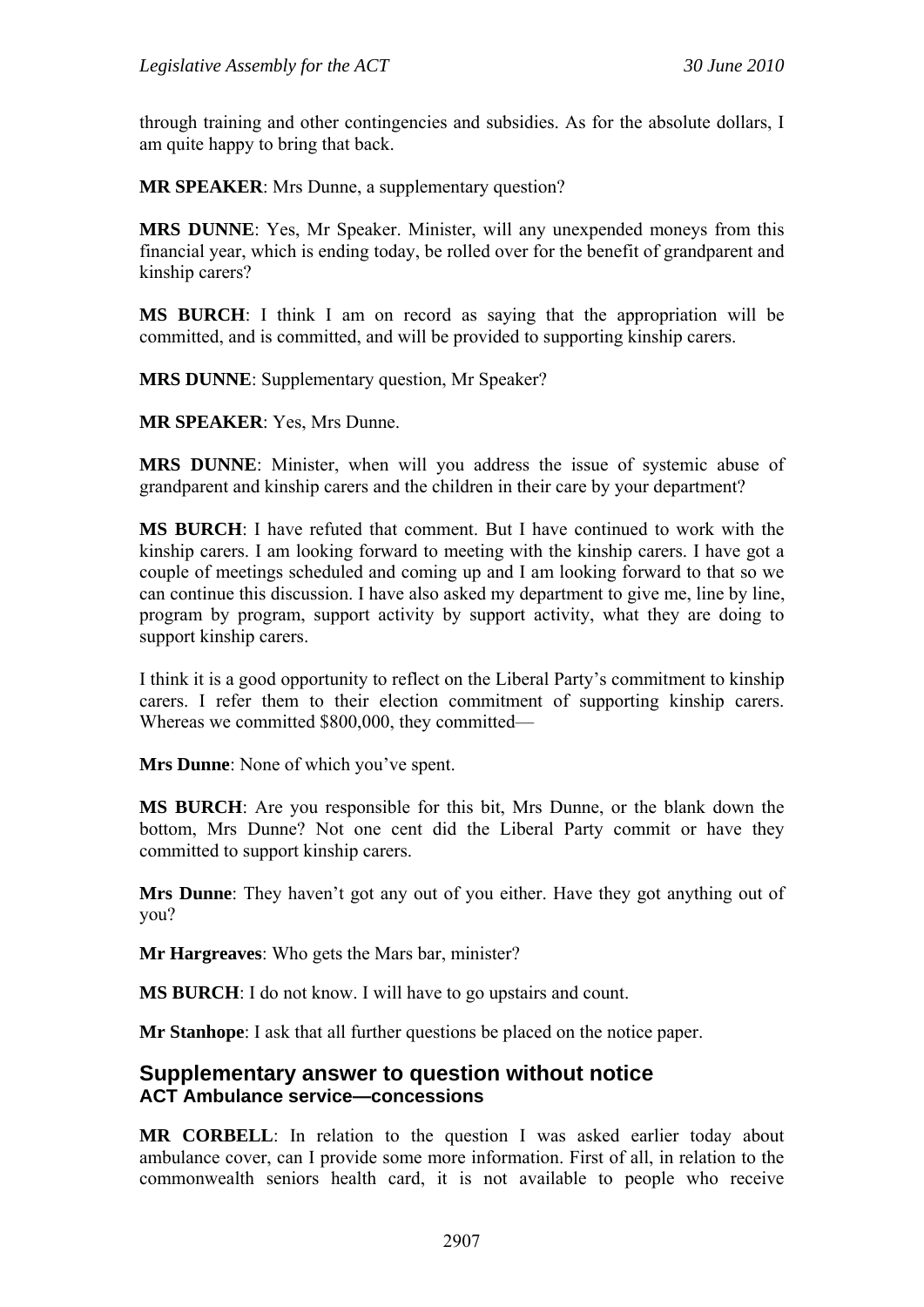through training and other contingencies and subsidies. As for the absolute dollars, I am quite happy to bring that back.

**MR SPEAKER**: Mrs Dunne, a supplementary question?

**MRS DUNNE**: Yes, Mr Speaker. Minister, will any unexpended moneys from this financial year, which is ending today, be rolled over for the benefit of grandparent and kinship carers?

**MS BURCH**: I think I am on record as saying that the appropriation will be committed, and is committed, and will be provided to supporting kinship carers.

**MRS DUNNE**: Supplementary question, Mr Speaker?

**MR SPEAKER**: Yes, Mrs Dunne.

**MRS DUNNE**: Minister, when will you address the issue of systemic abuse of grandparent and kinship carers and the children in their care by your department?

**MS BURCH**: I have refuted that comment. But I have continued to work with the kinship carers. I am looking forward to meeting with the kinship carers. I have got a couple of meetings scheduled and coming up and I am looking forward to that so we can continue this discussion. I have also asked my department to give me, line by line, program by program, support activity by support activity, what they are doing to support kinship carers.

I think it is a good opportunity to reflect on the Liberal Party's commitment to kinship carers. I refer them to their election commitment of supporting kinship carers. Whereas we committed $800,000, they committed—

**Mrs Dunne**: None of which you've spent.

**MS BURCH**: Are you responsible for this bit, Mrs Dunne, or the blank down the bottom, Mrs Dunne? Not one cent did the Liberal Party commit or have they committed to support kinship carers.

**Mrs Dunne**: They haven't got any out of you either. Have they got anything out of you?

**Mr Hargreaves**: Who gets the Mars bar, minister?

**MS BURCH**: I do not know. I will have to go upstairs and count.

**Mr Stanhope**: I ask that all further questions be placed on the notice paper.

## Supplementary answer to question without notice
### ACT Ambulance service—concessions

**MR CORBELL**: In relation to the question I was asked earlier today about ambulance cover, can I provide some more information. First of all, in relation to the commonwealth seniors health card, it is not available to people who receive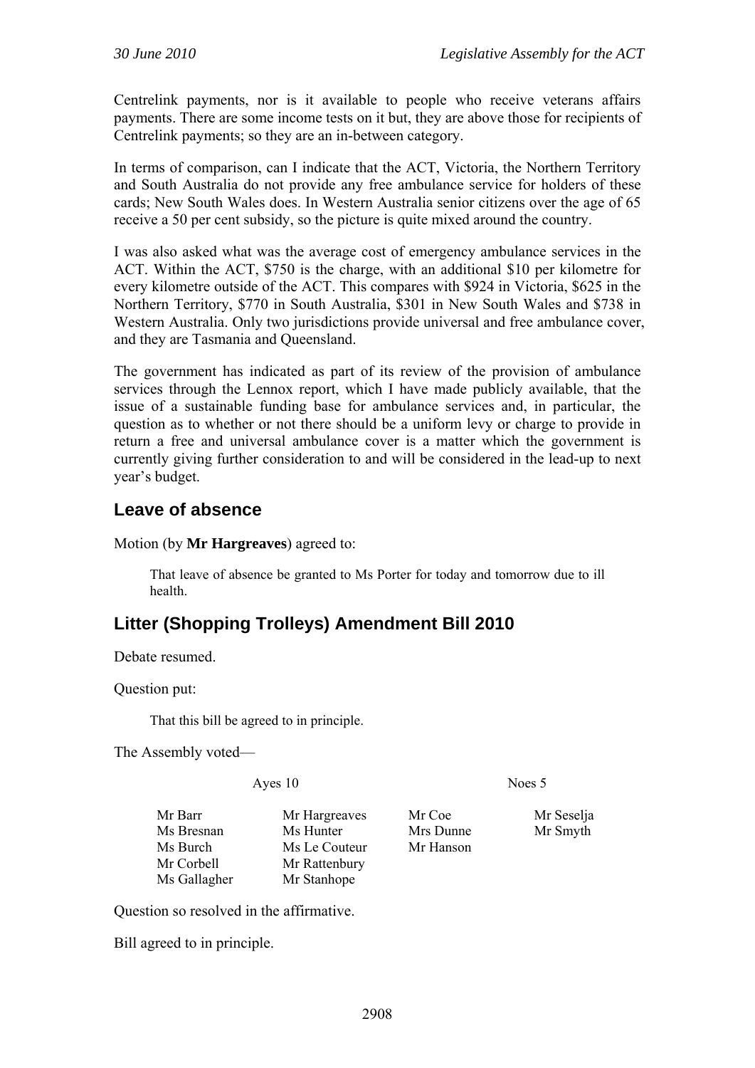Centrelink payments, nor is it available to people who receive veterans affairs payments. There are some income tests on it but, they are above those for recipients of Centrelink payments; so they are an in-between category.

In terms of comparison, can I indicate that the ACT, Victoria, the Northern Territory and South Australia do not provide any free ambulance service for holders of these cards; New South Wales does. In Western Australia senior citizens over the age of 65 receive a 50 per cent subsidy, so the picture is quite mixed around the country.

I was also asked what was the average cost of emergency ambulance services in the ACT. Within the ACT, $750 is the charge, with an additional $10 per kilometre for every kilometre outside of the ACT. This compares with $924 in Victoria, $625 in the Northern Territory, $770 in South Australia, $301 in New South Wales and $738 in Western Australia. Only two jurisdictions provide universal and free ambulance cover, and they are Tasmania and Queensland.

The government has indicated as part of its review of the provision of ambulance services through the Lennox report, which I have made publicly available, that the issue of a sustainable funding base for ambulance services and, in particular, the question as to whether or not there should be a uniform levy or charge to provide in return a free and universal ambulance cover is a matter which the government is currently giving further consideration to and will be considered in the lead-up to next year's budget.

## Leave of absence

Motion (by **Mr Hargreaves**) agreed to:

> That leave of absence be granted to Ms Porter for today and tomorrow due to ill health.

## Litter (Shopping Trolleys) Amendment Bill 2010

Debate resumed.

Question put:

> That this bill be agreed to in principle.

The Assembly voted—

| Ayes 10 | | Noes 5 | |
|---|---|---|---|
| Mr Barr | Mr Hargreaves | Mr Coe | Mr Seselja |
| Ms Bresnan | Ms Hunter | Mrs Dunne | Mr Smyth |
| Ms Burch | Ms Le Couteur | Mr Hanson | |
| Mr Corbell | Mr Rattenbury | | |
| Ms Gallagher | Mr Stanhope | | |

Question so resolved in the affirmative.

Bill agreed to in principle.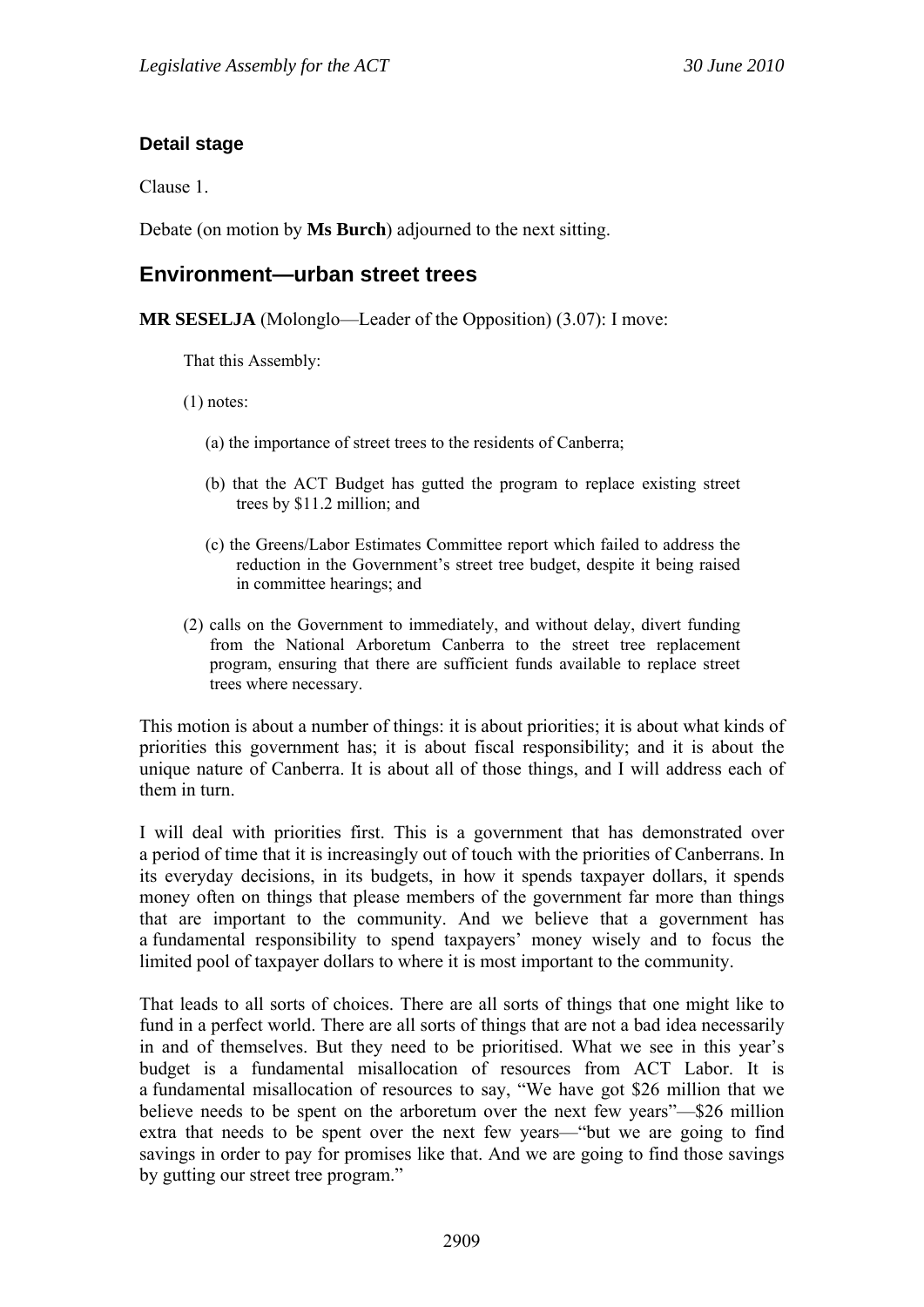### Detail stage

Clause 1.

Debate (on motion by **Ms Burch**) adjourned to the next sitting.

## Environment—urban street trees

**MR SESELJA** (Molonglo—Leader of the Opposition) (3.07): I move:

> That this Assembly:
>
> (1) notes:
>
> (a) the importance of street trees to the residents of Canberra;
>
> (b) that the ACT Budget has gutted the program to replace existing street trees by $11.2 million; and
>
> (c) the Greens/Labor Estimates Committee report which failed to address the reduction in the Government's street tree budget, despite it being raised in committee hearings; and
>
> (2) calls on the Government to immediately, and without delay, divert funding from the National Arboretum Canberra to the street tree replacement program, ensuring that there are sufficient funds available to replace street trees where necessary.

This motion is about a number of things: it is about priorities; it is about what kinds of priorities this government has; it is about fiscal responsibility; and it is about the unique nature of Canberra. It is about all of those things, and I will address each of them in turn.

I will deal with priorities first. This is a government that has demonstrated over a period of time that it is increasingly out of touch with the priorities of Canberrans. In its everyday decisions, in its budgets, in how it spends taxpayer dollars, it spends money often on things that please members of the government far more than things that are important to the community. And we believe that a government has a fundamental responsibility to spend taxpayers' money wisely and to focus the limited pool of taxpayer dollars to where it is most important to the community.

That leads to all sorts of choices. There are all sorts of things that one might like to fund in a perfect world. There are all sorts of things that are not a bad idea necessarily in and of themselves. But they need to be prioritised. What we see in this year's budget is a fundamental misallocation of resources from ACT Labor. It is a fundamental misallocation of resources to say, "We have got $26 million that we believe needs to be spent on the arboretum over the next few years"—$26 million extra that needs to be spent over the next few years—"but we are going to find savings in order to pay for promises like that. And we are going to find those savings by gutting our street tree program."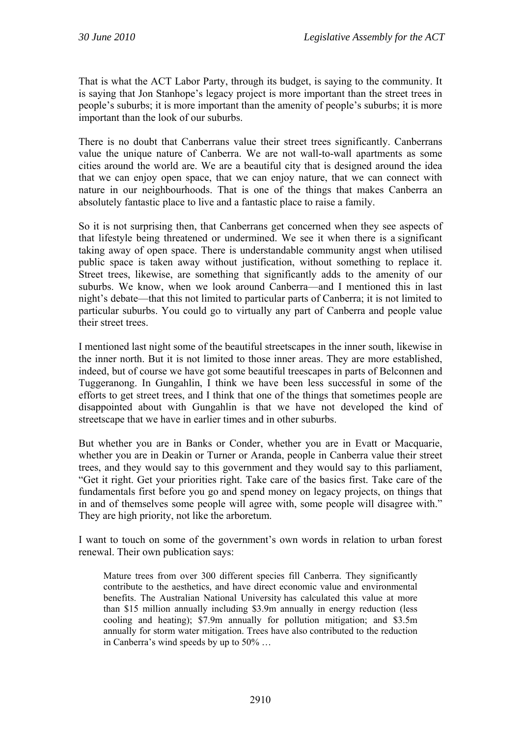That is what the ACT Labor Party, through its budget, is saying to the community. It is saying that Jon Stanhope's legacy project is more important than the street trees in people's suburbs; it is more important than the amenity of people's suburbs; it is more important than the look of our suburbs.

There is no doubt that Canberrans value their street trees significantly. Canberrans value the unique nature of Canberra. We are not wall-to-wall apartments as some cities around the world are. We are a beautiful city that is designed around the idea that we can enjoy open space, that we can enjoy nature, that we can connect with nature in our neighbourhoods. That is one of the things that makes Canberra an absolutely fantastic place to live and a fantastic place to raise a family.

So it is not surprising then, that Canberrans get concerned when they see aspects of that lifestyle being threatened or undermined. We see it when there is a significant taking away of open space. There is understandable community angst when utilised public space is taken away without justification, without something to replace it. Street trees, likewise, are something that significantly adds to the amenity of our suburbs. We know, when we look around Canberra—and I mentioned this in last night's debate—that this not limited to particular parts of Canberra; it is not limited to particular suburbs. You could go to virtually any part of Canberra and people value their street trees.

I mentioned last night some of the beautiful streetscapes in the inner south, likewise in the inner north. But it is not limited to those inner areas. They are more established, indeed, but of course we have got some beautiful treescapes in parts of Belconnen and Tuggeranong. In Gungahlin, I think we have been less successful in some of the efforts to get street trees, and I think that one of the things that sometimes people are disappointed about with Gungahlin is that we have not developed the kind of streetscape that we have in earlier times and in other suburbs.

But whether you are in Banks or Conder, whether you are in Evatt or Macquarie, whether you are in Deakin or Turner or Aranda, people in Canberra value their street trees, and they would say to this government and they would say to this parliament, "Get it right. Get your priorities right. Take care of the basics first. Take care of the fundamentals first before you go and spend money on legacy projects, on things that in and of themselves some people will agree with, some people will disagree with." They are high priority, not like the arboretum.

I want to touch on some of the government's own words in relation to urban forest renewal. Their own publication says:

> Mature trees from over 300 different species fill Canberra. They significantly contribute to the aesthetics, and have direct economic value and environmental benefits. The Australian National University has calculated this value at more than $15 million annually including $3.9m annually in energy reduction (less cooling and heating); $7.9m annually for pollution mitigation; and $3.5m annually for storm water mitigation. Trees have also contributed to the reduction in Canberra's wind speeds by up to 50% …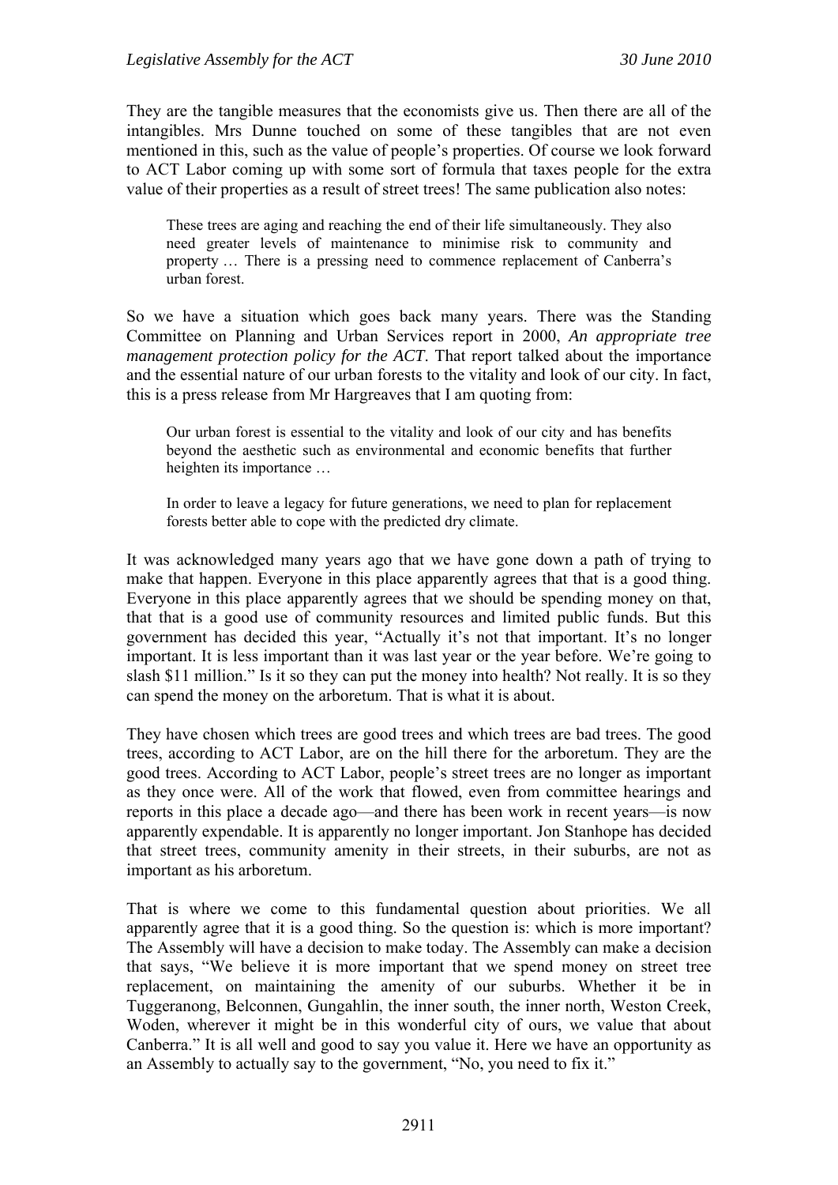They are the tangible measures that the economists give us. Then there are all of the intangibles. Mrs Dunne touched on some of these tangibles that are not even mentioned in this, such as the value of people's properties. Of course we look forward to ACT Labor coming up with some sort of formula that taxes people for the extra value of their properties as a result of street trees! The same publication also notes:

> These trees are aging and reaching the end of their life simultaneously. They also need greater levels of maintenance to minimise risk to community and property … There is a pressing need to commence replacement of Canberra's urban forest.

So we have a situation which goes back many years. There was the Standing Committee on Planning and Urban Services report in 2000, *An appropriate tree management protection policy for the ACT*. That report talked about the importance and the essential nature of our urban forests to the vitality and look of our city. In fact, this is a press release from Mr Hargreaves that I am quoting from:

> Our urban forest is essential to the vitality and look of our city and has benefits beyond the aesthetic such as environmental and economic benefits that further heighten its importance …
>
> In order to leave a legacy for future generations, we need to plan for replacement forests better able to cope with the predicted dry climate.

It was acknowledged many years ago that we have gone down a path of trying to make that happen. Everyone in this place apparently agrees that that is a good thing. Everyone in this place apparently agrees that we should be spending money on that, that that is a good use of community resources and limited public funds. But this government has decided this year, "Actually it's not that important. It's no longer important. It is less important than it was last year or the year before. We're going to slash $11 million." Is it so they can put the money into health? Not really. It is so they can spend the money on the arboretum. That is what it is about.

They have chosen which trees are good trees and which trees are bad trees. The good trees, according to ACT Labor, are on the hill there for the arboretum. They are the good trees. According to ACT Labor, people's street trees are no longer as important as they once were. All of the work that flowed, even from committee hearings and reports in this place a decade ago—and there has been work in recent years—is now apparently expendable. It is apparently no longer important. Jon Stanhope has decided that street trees, community amenity in their streets, in their suburbs, are not as important as his arboretum.

That is where we come to this fundamental question about priorities. We all apparently agree that it is a good thing. So the question is: which is more important? The Assembly will have a decision to make today. The Assembly can make a decision that says, "We believe it is more important that we spend money on street tree replacement, on maintaining the amenity of our suburbs. Whether it be in Tuggeranong, Belconnen, Gungahlin, the inner south, the inner north, Weston Creek, Woden, wherever it might be in this wonderful city of ours, we value that about Canberra." It is all well and good to say you value it. Here we have an opportunity as an Assembly to actually say to the government, "No, you need to fix it."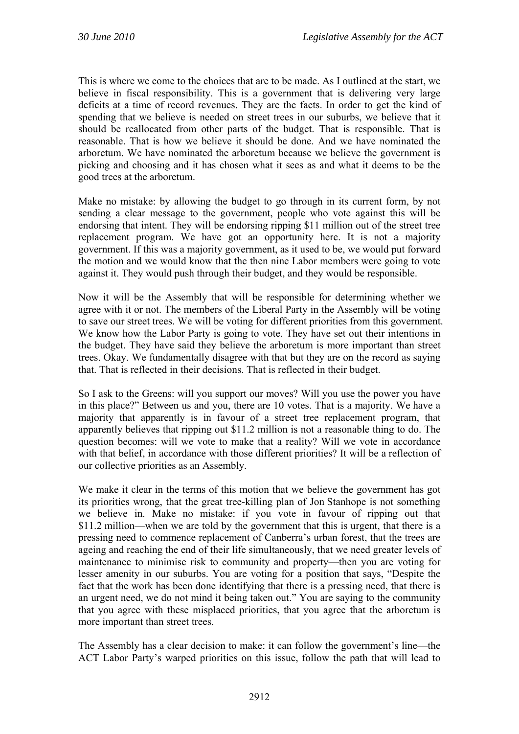This is where we come to the choices that are to be made. As I outlined at the start, we believe in fiscal responsibility. This is a government that is delivering very large deficits at a time of record revenues. They are the facts. In order to get the kind of spending that we believe is needed on street trees in our suburbs, we believe that it should be reallocated from other parts of the budget. That is responsible. That is reasonable. That is how we believe it should be done. And we have nominated the arboretum. We have nominated the arboretum because we believe the government is picking and choosing and it has chosen what it sees as and what it deems to be the good trees at the arboretum.

Make no mistake: by allowing the budget to go through in its current form, by not sending a clear message to the government, people who vote against this will be endorsing that intent. They will be endorsing ripping $11 million out of the street tree replacement program. We have got an opportunity here. It is not a majority government. If this was a majority government, as it used to be, we would put forward the motion and we would know that the then nine Labor members were going to vote against it. They would push through their budget, and they would be responsible.

Now it will be the Assembly that will be responsible for determining whether we agree with it or not. The members of the Liberal Party in the Assembly will be voting to save our street trees. We will be voting for different priorities from this government. We know how the Labor Party is going to vote. They have set out their intentions in the budget. They have said they believe the arboretum is more important than street trees. Okay. We fundamentally disagree with that but they are on the record as saying that. That is reflected in their decisions. That is reflected in their budget.

So I ask to the Greens: will you support our moves? Will you use the power you have in this place?" Between us and you, there are 10 votes. That is a majority. We have a majority that apparently is in favour of a street tree replacement program, that apparently believes that ripping out $11.2 million is not a reasonable thing to do. The question becomes: will we vote to make that a reality? Will we vote in accordance with that belief, in accordance with those different priorities? It will be a reflection of our collective priorities as an Assembly.

We make it clear in the terms of this motion that we believe the government has got its priorities wrong, that the great tree-killing plan of Jon Stanhope is not something we believe in. Make no mistake: if you vote in favour of ripping out that $11.2 million—when we are told by the government that this is urgent, that there is a pressing need to commence replacement of Canberra's urban forest, that the trees are ageing and reaching the end of their life simultaneously, that we need greater levels of maintenance to minimise risk to community and property—then you are voting for lesser amenity in our suburbs. You are voting for a position that says, "Despite the fact that the work has been done identifying that there is a pressing need, that there is an urgent need, we do not mind it being taken out." You are saying to the community that you agree with these misplaced priorities, that you agree that the arboretum is more important than street trees.

The Assembly has a clear decision to make: it can follow the government's line—the ACT Labor Party's warped priorities on this issue, follow the path that will lead to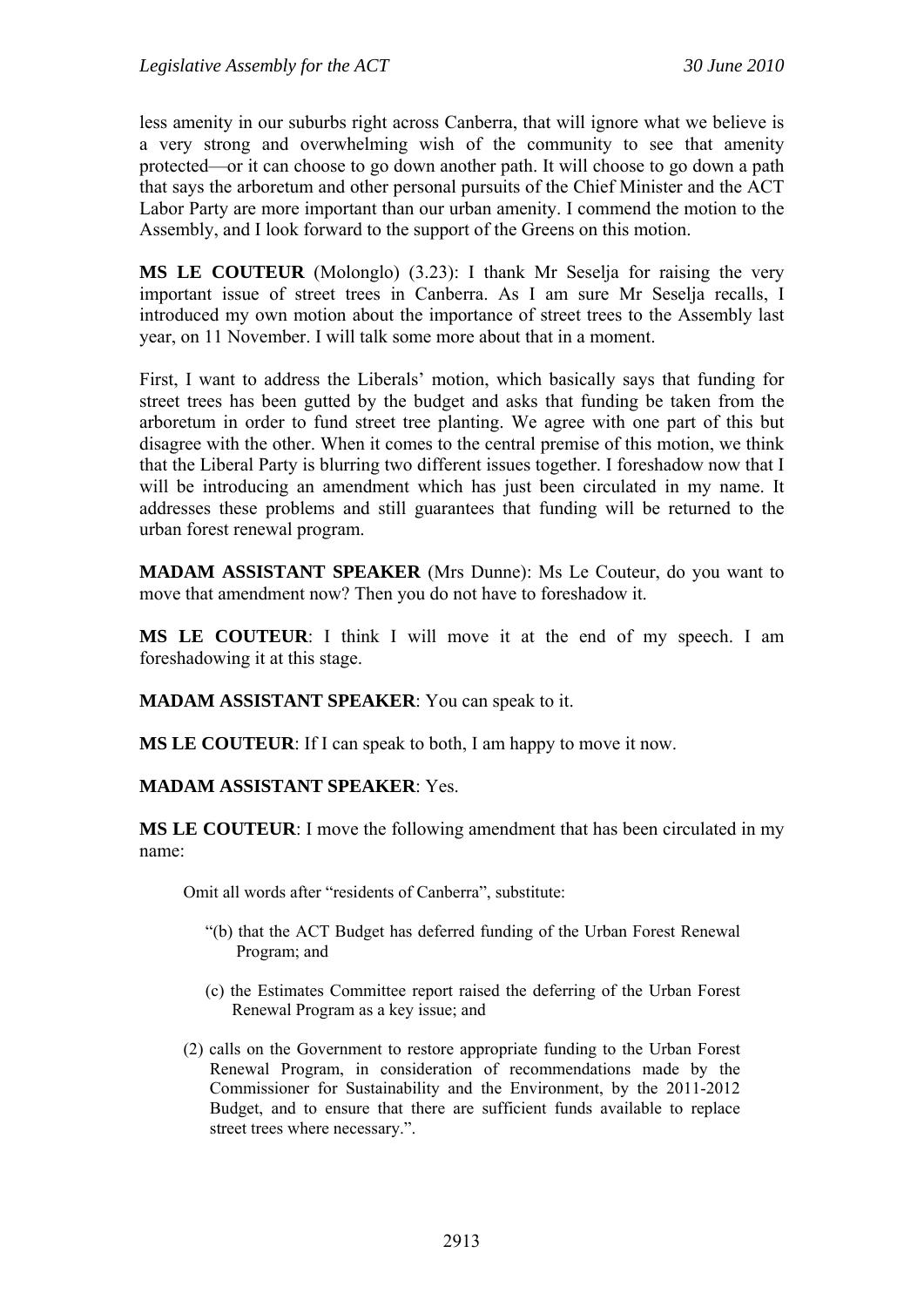less amenity in our suburbs right across Canberra, that will ignore what we believe is a very strong and overwhelming wish of the community to see that amenity protected—or it can choose to go down another path. It will choose to go down a path that says the arboretum and other personal pursuits of the Chief Minister and the ACT Labor Party are more important than our urban amenity. I commend the motion to the Assembly, and I look forward to the support of the Greens on this motion.

**MS LE COUTEUR** (Molonglo) (3.23): I thank Mr Seselja for raising the very important issue of street trees in Canberra. As I am sure Mr Seselja recalls, I introduced my own motion about the importance of street trees to the Assembly last year, on 11 November. I will talk some more about that in a moment.

First, I want to address the Liberals' motion, which basically says that funding for street trees has been gutted by the budget and asks that funding be taken from the arboretum in order to fund street tree planting. We agree with one part of this but disagree with the other. When it comes to the central premise of this motion, we think that the Liberal Party is blurring two different issues together. I foreshadow now that I will be introducing an amendment which has just been circulated in my name. It addresses these problems and still guarantees that funding will be returned to the urban forest renewal program.

**MADAM ASSISTANT SPEAKER** (Mrs Dunne): Ms Le Couteur, do you want to move that amendment now? Then you do not have to foreshadow it.

**MS LE COUTEUR**: I think I will move it at the end of my speech. I am foreshadowing it at this stage.

**MADAM ASSISTANT SPEAKER**: You can speak to it.

**MS LE COUTEUR**: If I can speak to both, I am happy to move it now.

**MADAM ASSISTANT SPEAKER**: Yes.

**MS LE COUTEUR**: I move the following amendment that has been circulated in my name:

> Omit all words after "residents of Canberra", substitute:
>
> "(b) that the ACT Budget has deferred funding of the Urban Forest Renewal Program; and
>
> (c) the Estimates Committee report raised the deferring of the Urban Forest Renewal Program as a key issue; and
>
> (2) calls on the Government to restore appropriate funding to the Urban Forest Renewal Program, in consideration of recommendations made by the Commissioner for Sustainability and the Environment, by the 2011-2012 Budget, and to ensure that there are sufficient funds available to replace street trees where necessary.".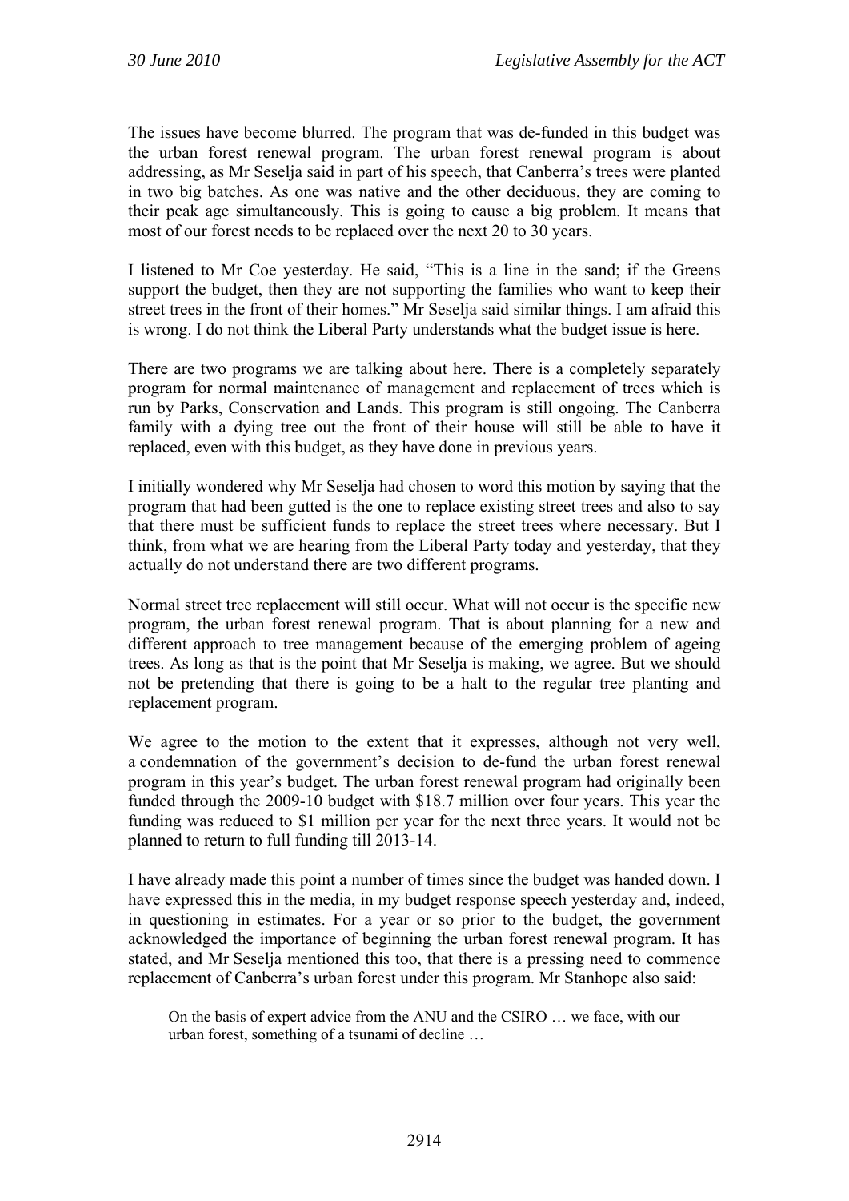The issues have become blurred. The program that was de-funded in this budget was the urban forest renewal program. The urban forest renewal program is about addressing, as Mr Seselja said in part of his speech, that Canberra's trees were planted in two big batches. As one was native and the other deciduous, they are coming to their peak age simultaneously. This is going to cause a big problem. It means that most of our forest needs to be replaced over the next 20 to 30 years.

I listened to Mr Coe yesterday. He said, "This is a line in the sand; if the Greens support the budget, then they are not supporting the families who want to keep their street trees in the front of their homes." Mr Seselja said similar things. I am afraid this is wrong. I do not think the Liberal Party understands what the budget issue is here.

There are two programs we are talking about here. There is a completely separately program for normal maintenance of management and replacement of trees which is run by Parks, Conservation and Lands. This program is still ongoing. The Canberra family with a dying tree out the front of their house will still be able to have it replaced, even with this budget, as they have done in previous years.

I initially wondered why Mr Seselja had chosen to word this motion by saying that the program that had been gutted is the one to replace existing street trees and also to say that there must be sufficient funds to replace the street trees where necessary. But I think, from what we are hearing from the Liberal Party today and yesterday, that they actually do not understand there are two different programs.

Normal street tree replacement will still occur. What will not occur is the specific new program, the urban forest renewal program. That is about planning for a new and different approach to tree management because of the emerging problem of ageing trees. As long as that is the point that Mr Seselja is making, we agree. But we should not be pretending that there is going to be a halt to the regular tree planting and replacement program.

We agree to the motion to the extent that it expresses, although not very well, a condemnation of the government's decision to de-fund the urban forest renewal program in this year's budget. The urban forest renewal program had originally been funded through the 2009-10 budget with $18.7 million over four years. This year the funding was reduced to $1 million per year for the next three years. It would not be planned to return to full funding till 2013-14.

I have already made this point a number of times since the budget was handed down. I have expressed this in the media, in my budget response speech yesterday and, indeed, in questioning in estimates. For a year or so prior to the budget, the government acknowledged the importance of beginning the urban forest renewal program. It has stated, and Mr Seselja mentioned this too, that there is a pressing need to commence replacement of Canberra's urban forest under this program. Mr Stanhope also said:

> On the basis of expert advice from the ANU and the CSIRO … we face, with our urban forest, something of a tsunami of decline …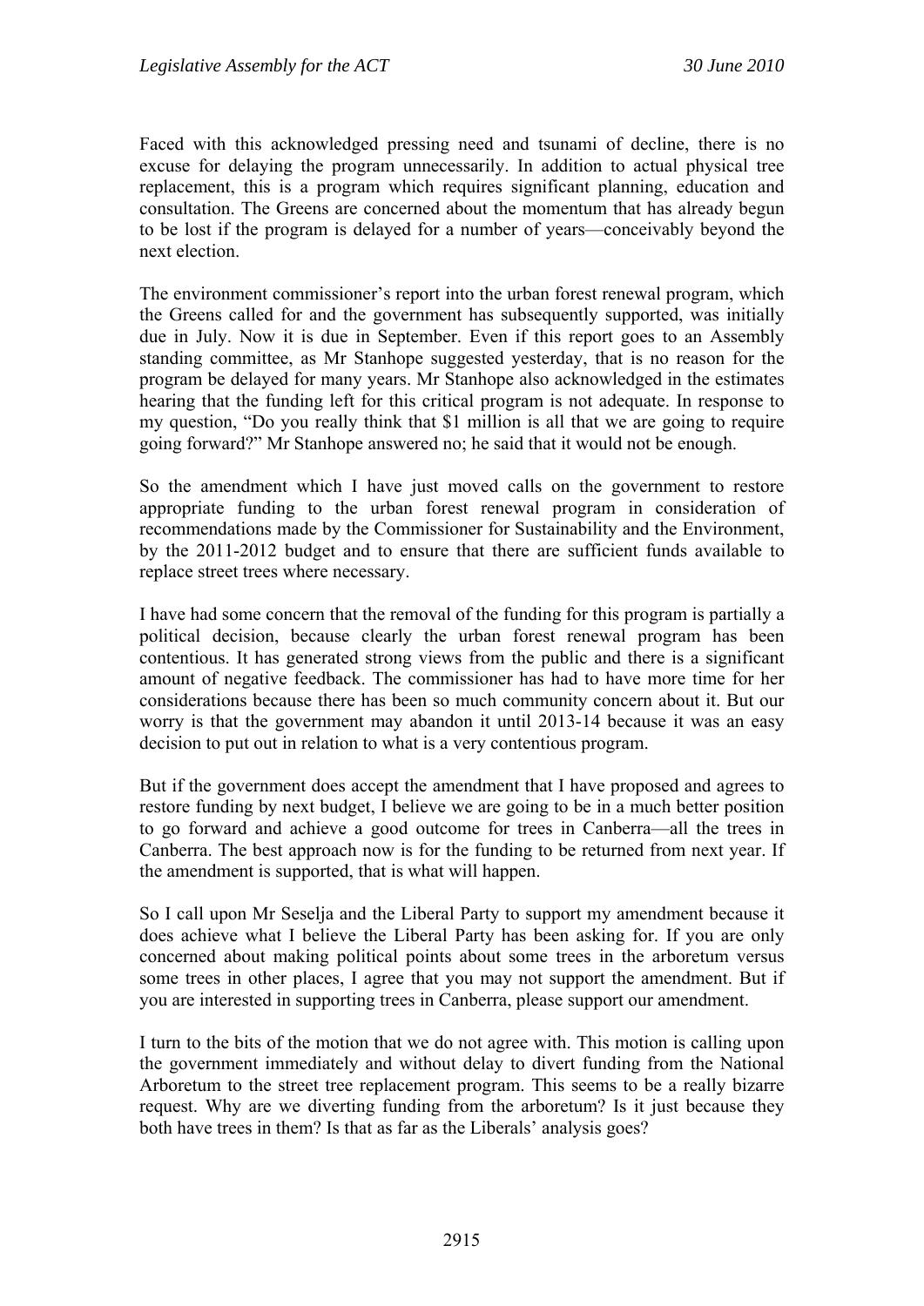Faced with this acknowledged pressing need and tsunami of decline, there is no excuse for delaying the program unnecessarily. In addition to actual physical tree replacement, this is a program which requires significant planning, education and consultation. The Greens are concerned about the momentum that has already begun to be lost if the program is delayed for a number of years—conceivably beyond the next election.

The environment commissioner's report into the urban forest renewal program, which the Greens called for and the government has subsequently supported, was initially due in July. Now it is due in September. Even if this report goes to an Assembly standing committee, as Mr Stanhope suggested yesterday, that is no reason for the program be delayed for many years. Mr Stanhope also acknowledged in the estimates hearing that the funding left for this critical program is not adequate. In response to my question, "Do you really think that $1 million is all that we are going to require going forward?" Mr Stanhope answered no; he said that it would not be enough.

So the amendment which I have just moved calls on the government to restore appropriate funding to the urban forest renewal program in consideration of recommendations made by the Commissioner for Sustainability and the Environment, by the 2011-2012 budget and to ensure that there are sufficient funds available to replace street trees where necessary.

I have had some concern that the removal of the funding for this program is partially a political decision, because clearly the urban forest renewal program has been contentious. It has generated strong views from the public and there is a significant amount of negative feedback. The commissioner has had to have more time for her considerations because there has been so much community concern about it. But our worry is that the government may abandon it until 2013-14 because it was an easy decision to put out in relation to what is a very contentious program.

But if the government does accept the amendment that I have proposed and agrees to restore funding by next budget, I believe we are going to be in a much better position to go forward and achieve a good outcome for trees in Canberra—all the trees in Canberra. The best approach now is for the funding to be returned from next year. If the amendment is supported, that is what will happen.

So I call upon Mr Seselja and the Liberal Party to support my amendment because it does achieve what I believe the Liberal Party has been asking for. If you are only concerned about making political points about some trees in the arboretum versus some trees in other places, I agree that you may not support the amendment. But if you are interested in supporting trees in Canberra, please support our amendment.

I turn to the bits of the motion that we do not agree with. This motion is calling upon the government immediately and without delay to divert funding from the National Arboretum to the street tree replacement program. This seems to be a really bizarre request. Why are we diverting funding from the arboretum? Is it just because they both have trees in them? Is that as far as the Liberals' analysis goes?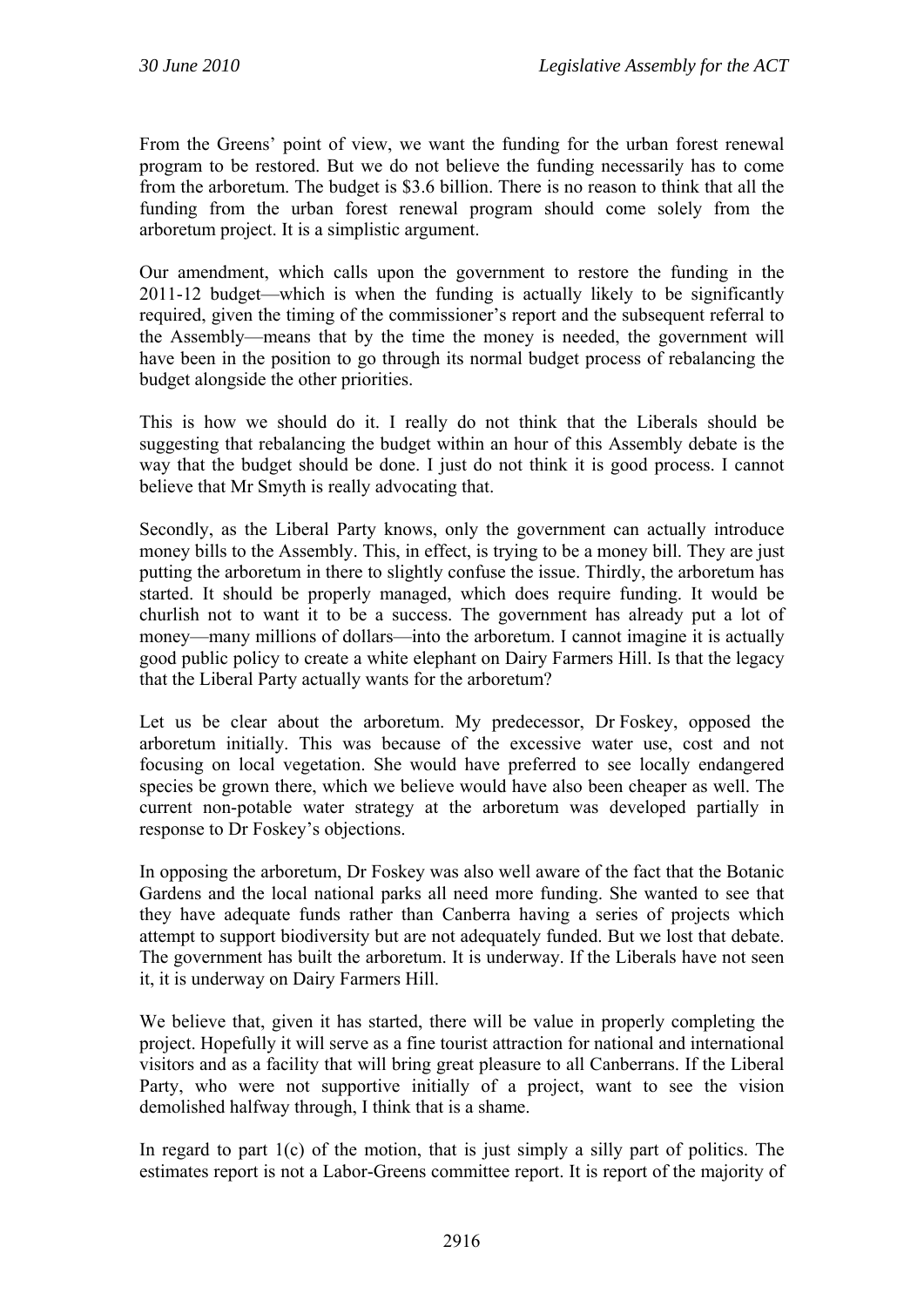From the Greens' point of view, we want the funding for the urban forest renewal program to be restored. But we do not believe the funding necessarily has to come from the arboretum. The budget is $3.6 billion. There is no reason to think that all the funding from the urban forest renewal program should come solely from the arboretum project. It is a simplistic argument.

Our amendment, which calls upon the government to restore the funding in the 2011-12 budget—which is when the funding is actually likely to be significantly required, given the timing of the commissioner's report and the subsequent referral to the Assembly—means that by the time the money is needed, the government will have been in the position to go through its normal budget process of rebalancing the budget alongside the other priorities.

This is how we should do it. I really do not think that the Liberals should be suggesting that rebalancing the budget within an hour of this Assembly debate is the way that the budget should be done. I just do not think it is good process. I cannot believe that Mr Smyth is really advocating that.

Secondly, as the Liberal Party knows, only the government can actually introduce money bills to the Assembly. This, in effect, is trying to be a money bill. They are just putting the arboretum in there to slightly confuse the issue. Thirdly, the arboretum has started. It should be properly managed, which does require funding. It would be churlish not to want it to be a success. The government has already put a lot of money—many millions of dollars—into the arboretum. I cannot imagine it is actually good public policy to create a white elephant on Dairy Farmers Hill. Is that the legacy that the Liberal Party actually wants for the arboretum?

Let us be clear about the arboretum. My predecessor, Dr Foskey, opposed the arboretum initially. This was because of the excessive water use, cost and not focusing on local vegetation. She would have preferred to see locally endangered species be grown there, which we believe would have also been cheaper as well. The current non-potable water strategy at the arboretum was developed partially in response to Dr Foskey's objections.

In opposing the arboretum, Dr Foskey was also well aware of the fact that the Botanic Gardens and the local national parks all need more funding. She wanted to see that they have adequate funds rather than Canberra having a series of projects which attempt to support biodiversity but are not adequately funded. But we lost that debate. The government has built the arboretum. It is underway. If the Liberals have not seen it, it is underway on Dairy Farmers Hill.

We believe that, given it has started, there will be value in properly completing the project. Hopefully it will serve as a fine tourist attraction for national and international visitors and as a facility that will bring great pleasure to all Canberrans. If the Liberal Party, who were not supportive initially of a project, want to see the vision demolished halfway through, I think that is a shame.

In regard to part 1(c) of the motion, that is just simply a silly part of politics. The estimates report is not a Labor-Greens committee report. It is report of the majority of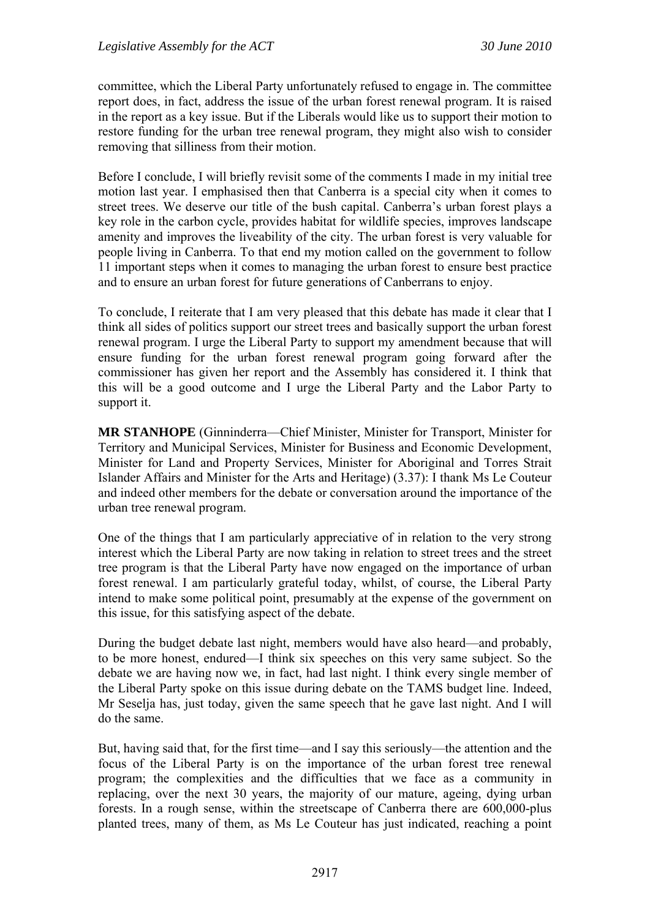committee, which the Liberal Party unfortunately refused to engage in. The committee report does, in fact, address the issue of the urban forest renewal program. It is raised in the report as a key issue. But if the Liberals would like us to support their motion to restore funding for the urban tree renewal program, they might also wish to consider removing that silliness from their motion.

Before I conclude, I will briefly revisit some of the comments I made in my initial tree motion last year. I emphasised then that Canberra is a special city when it comes to street trees. We deserve our title of the bush capital. Canberra's urban forest plays a key role in the carbon cycle, provides habitat for wildlife species, improves landscape amenity and improves the liveability of the city. The urban forest is very valuable for people living in Canberra. To that end my motion called on the government to follow 11 important steps when it comes to managing the urban forest to ensure best practice and to ensure an urban forest for future generations of Canberrans to enjoy.

To conclude, I reiterate that I am very pleased that this debate has made it clear that I think all sides of politics support our street trees and basically support the urban forest renewal program. I urge the Liberal Party to support my amendment because that will ensure funding for the urban forest renewal program going forward after the commissioner has given her report and the Assembly has considered it. I think that this will be a good outcome and I urge the Liberal Party and the Labor Party to support it.

**MR STANHOPE** (Ginninderra—Chief Minister, Minister for Transport, Minister for Territory and Municipal Services, Minister for Business and Economic Development, Minister for Land and Property Services, Minister for Aboriginal and Torres Strait Islander Affairs and Minister for the Arts and Heritage) (3.37): I thank Ms Le Couteur and indeed other members for the debate or conversation around the importance of the urban tree renewal program.

One of the things that I am particularly appreciative of in relation to the very strong interest which the Liberal Party are now taking in relation to street trees and the street tree program is that the Liberal Party have now engaged on the importance of urban forest renewal. I am particularly grateful today, whilst, of course, the Liberal Party intend to make some political point, presumably at the expense of the government on this issue, for this satisfying aspect of the debate.

During the budget debate last night, members would have also heard—and probably, to be more honest, endured—I think six speeches on this very same subject. So the debate we are having now we, in fact, had last night. I think every single member of the Liberal Party spoke on this issue during debate on the TAMS budget line. Indeed, Mr Seselja has, just today, given the same speech that he gave last night. And I will do the same.

But, having said that, for the first time—and I say this seriously—the attention and the focus of the Liberal Party is on the importance of the urban forest tree renewal program; the complexities and the difficulties that we face as a community in replacing, over the next 30 years, the majority of our mature, ageing, dying urban forests. In a rough sense, within the streetscape of Canberra there are 600,000-plus planted trees, many of them, as Ms Le Couteur has just indicated, reaching a point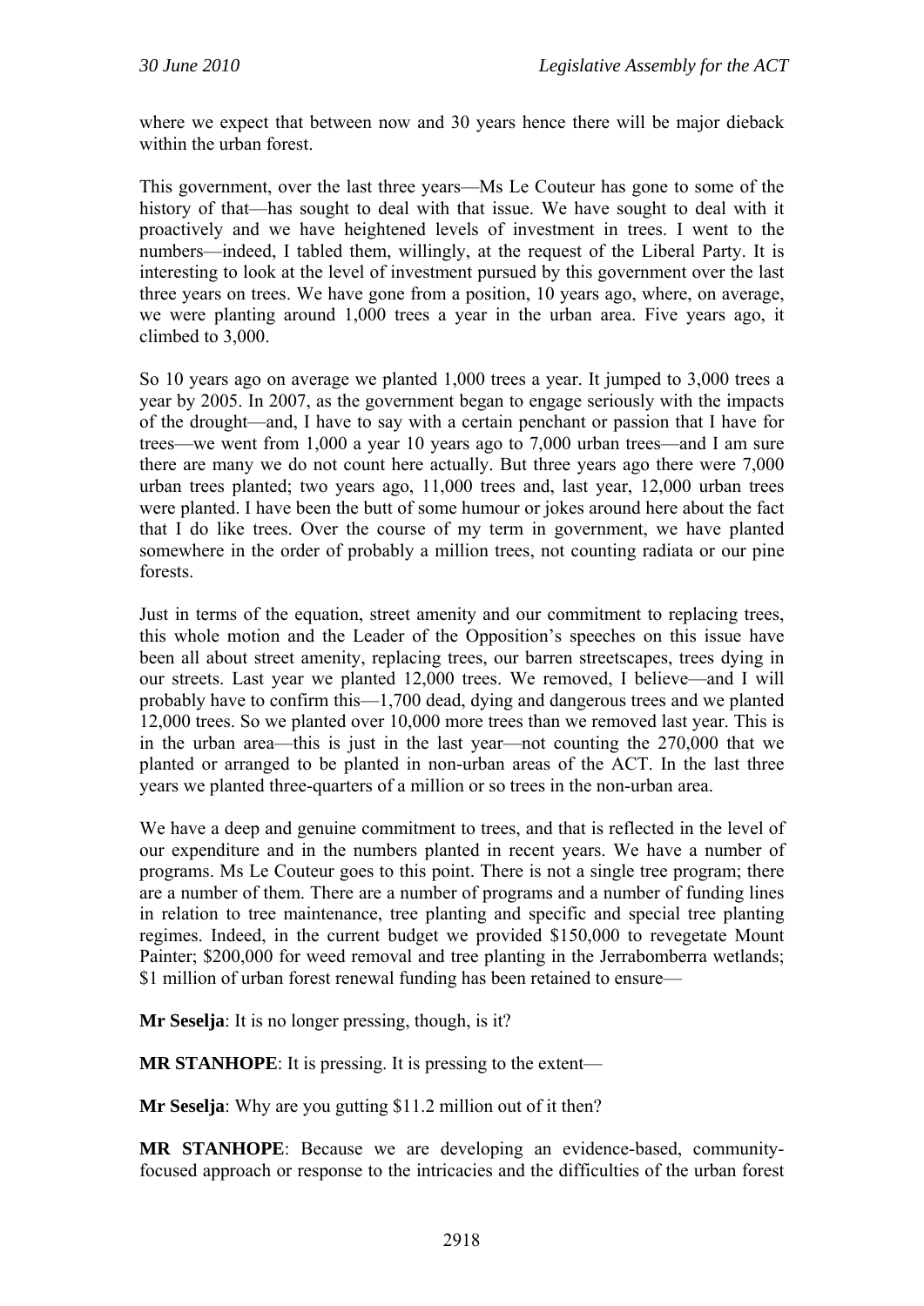where we expect that between now and 30 years hence there will be major dieback within the urban forest.

This government, over the last three years—Ms Le Couteur has gone to some of the history of that—has sought to deal with that issue. We have sought to deal with it proactively and we have heightened levels of investment in trees. I went to the numbers—indeed, I tabled them, willingly, at the request of the Liberal Party. It is interesting to look at the level of investment pursued by this government over the last three years on trees. We have gone from a position, 10 years ago, where, on average, we were planting around 1,000 trees a year in the urban area. Five years ago, it climbed to 3,000.

So 10 years ago on average we planted 1,000 trees a year. It jumped to 3,000 trees a year by 2005. In 2007, as the government began to engage seriously with the impacts of the drought—and, I have to say with a certain penchant or passion that I have for trees—we went from 1,000 a year 10 years ago to 7,000 urban trees—and I am sure there are many we do not count here actually. But three years ago there were 7,000 urban trees planted; two years ago, 11,000 trees and, last year, 12,000 urban trees were planted. I have been the butt of some humour or jokes around here about the fact that I do like trees. Over the course of my term in government, we have planted somewhere in the order of probably a million trees, not counting radiata or our pine forests.

Just in terms of the equation, street amenity and our commitment to replacing trees, this whole motion and the Leader of the Opposition's speeches on this issue have been all about street amenity, replacing trees, our barren streetscapes, trees dying in our streets. Last year we planted 12,000 trees. We removed, I believe—and I will probably have to confirm this—1,700 dead, dying and dangerous trees and we planted 12,000 trees. So we planted over 10,000 more trees than we removed last year. This is in the urban area—this is just in the last year—not counting the 270,000 that we planted or arranged to be planted in non-urban areas of the ACT. In the last three years we planted three-quarters of a million or so trees in the non-urban area.

We have a deep and genuine commitment to trees, and that is reflected in the level of our expenditure and in the numbers planted in recent years. We have a number of programs. Ms Le Couteur goes to this point. There is not a single tree program; there are a number of them. There are a number of programs and a number of funding lines in relation to tree maintenance, tree planting and specific and special tree planting regimes. Indeed, in the current budget we provided $150,000 to revegetate Mount Painter; $200,000 for weed removal and tree planting in the Jerrabomberra wetlands; $1 million of urban forest renewal funding has been retained to ensure—

**Mr Seselja**: It is no longer pressing, though, is it?

**MR STANHOPE**: It is pressing. It is pressing to the extent—

**Mr Seselja**: Why are you gutting $11.2 million out of it then?

**MR STANHOPE**: Because we are developing an evidence-based, community-focused approach or response to the intricacies and the difficulties of the urban forest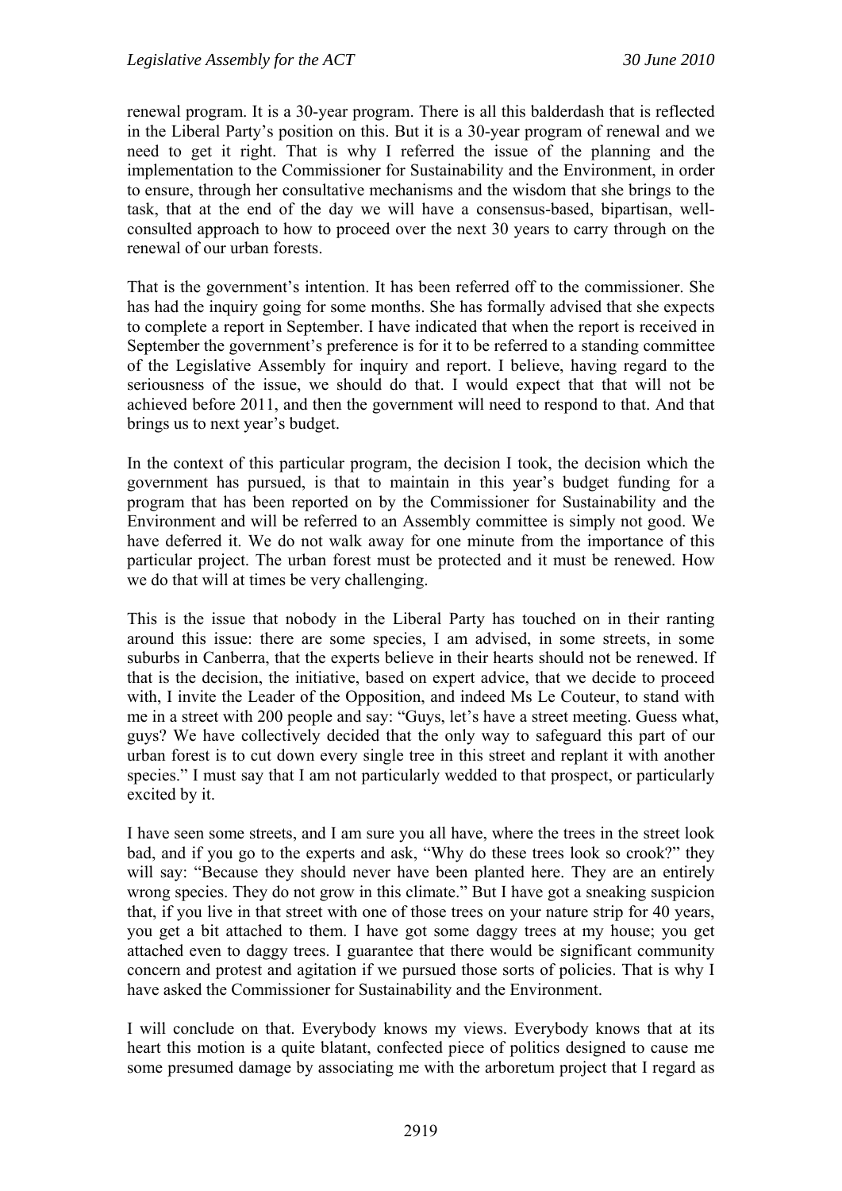renewal program. It is a 30-year program. There is all this balderdash that is reflected in the Liberal Party's position on this. But it is a 30-year program of renewal and we need to get it right. That is why I referred the issue of the planning and the implementation to the Commissioner for Sustainability and the Environment, in order to ensure, through her consultative mechanisms and the wisdom that she brings to the task, that at the end of the day we will have a consensus-based, bipartisan, well-consulted approach to how to proceed over the next 30 years to carry through on the renewal of our urban forests.

That is the government's intention. It has been referred off to the commissioner. She has had the inquiry going for some months. She has formally advised that she expects to complete a report in September. I have indicated that when the report is received in September the government's preference is for it to be referred to a standing committee of the Legislative Assembly for inquiry and report. I believe, having regard to the seriousness of the issue, we should do that. I would expect that that will not be achieved before 2011, and then the government will need to respond to that. And that brings us to next year's budget.

In the context of this particular program, the decision I took, the decision which the government has pursued, is that to maintain in this year's budget funding for a program that has been reported on by the Commissioner for Sustainability and the Environment and will be referred to an Assembly committee is simply not good. We have deferred it. We do not walk away for one minute from the importance of this particular project. The urban forest must be protected and it must be renewed. How we do that will at times be very challenging.

This is the issue that nobody in the Liberal Party has touched on in their ranting around this issue: there are some species, I am advised, in some streets, in some suburbs in Canberra, that the experts believe in their hearts should not be renewed. If that is the decision, the initiative, based on expert advice, that we decide to proceed with, I invite the Leader of the Opposition, and indeed Ms Le Couteur, to stand with me in a street with 200 people and say: "Guys, let's have a street meeting. Guess what, guys? We have collectively decided that the only way to safeguard this part of our urban forest is to cut down every single tree in this street and replant it with another species." I must say that I am not particularly wedded to that prospect, or particularly excited by it.

I have seen some streets, and I am sure you all have, where the trees in the street look bad, and if you go to the experts and ask, "Why do these trees look so crook?" they will say: "Because they should never have been planted here. They are an entirely wrong species. They do not grow in this climate." But I have got a sneaking suspicion that, if you live in that street with one of those trees on your nature strip for 40 years, you get a bit attached to them. I have got some daggy trees at my house; you get attached even to daggy trees. I guarantee that there would be significant community concern and protest and agitation if we pursued those sorts of policies. That is why I have asked the Commissioner for Sustainability and the Environment.

I will conclude on that. Everybody knows my views. Everybody knows that at its heart this motion is a quite blatant, confected piece of politics designed to cause me some presumed damage by associating me with the arboretum project that I regard as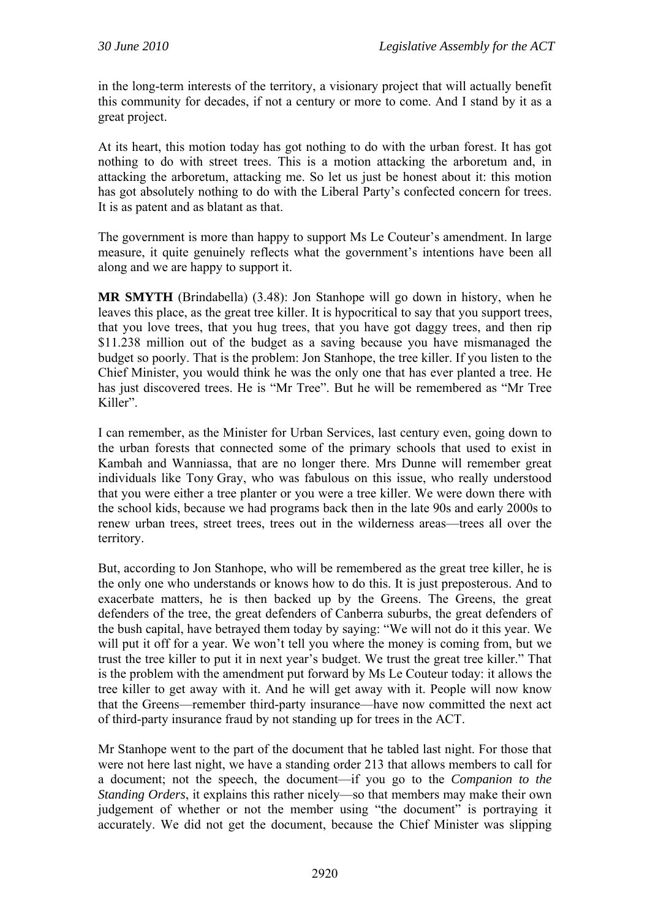in the long-term interests of the territory, a visionary project that will actually benefit this community for decades, if not a century or more to come. And I stand by it as a great project.

At its heart, this motion today has got nothing to do with the urban forest. It has got nothing to do with street trees. This is a motion attacking the arboretum and, in attacking the arboretum, attacking me. So let us just be honest about it: this motion has got absolutely nothing to do with the Liberal Party's confected concern for trees. It is as patent and as blatant as that.

The government is more than happy to support Ms Le Couteur's amendment. In large measure, it quite genuinely reflects what the government's intentions have been all along and we are happy to support it.

**MR SMYTH** (Brindabella) (3.48): Jon Stanhope will go down in history, when he leaves this place, as the great tree killer. It is hypocritical to say that you support trees, that you love trees, that you hug trees, that you have got daggy trees, and then rip $11.238 million out of the budget as a saving because you have mismanaged the budget so poorly. That is the problem: Jon Stanhope, the tree killer. If you listen to the Chief Minister, you would think he was the only one that has ever planted a tree. He has just discovered trees. He is "Mr Tree". But he will be remembered as "Mr Tree Killer".

I can remember, as the Minister for Urban Services, last century even, going down to the urban forests that connected some of the primary schools that used to exist in Kambah and Wanniassa, that are no longer there. Mrs Dunne will remember great individuals like Tony Gray, who was fabulous on this issue, who really understood that you were either a tree planter or you were a tree killer. We were down there with the school kids, because we had programs back then in the late 90s and early 2000s to renew urban trees, street trees, trees out in the wilderness areas—trees all over the territory.

But, according to Jon Stanhope, who will be remembered as the great tree killer, he is the only one who understands or knows how to do this. It is just preposterous. And to exacerbate matters, he is then backed up by the Greens. The Greens, the great defenders of the tree, the great defenders of Canberra suburbs, the great defenders of the bush capital, have betrayed them today by saying: "We will not do it this year. We will put it off for a year. We won't tell you where the money is coming from, but we trust the tree killer to put it in next year's budget. We trust the great tree killer." That is the problem with the amendment put forward by Ms Le Couteur today: it allows the tree killer to get away with it. And he will get away with it. People will now know that the Greens—remember third-party insurance—have now committed the next act of third-party insurance fraud by not standing up for trees in the ACT.

Mr Stanhope went to the part of the document that he tabled last night. For those that were not here last night, we have a standing order 213 that allows members to call for a document; not the speech, the document—if you go to the *Companion to the Standing Orders*, it explains this rather nicely—so that members may make their own judgement of whether or not the member using "the document" is portraying it accurately. We did not get the document, because the Chief Minister was slipping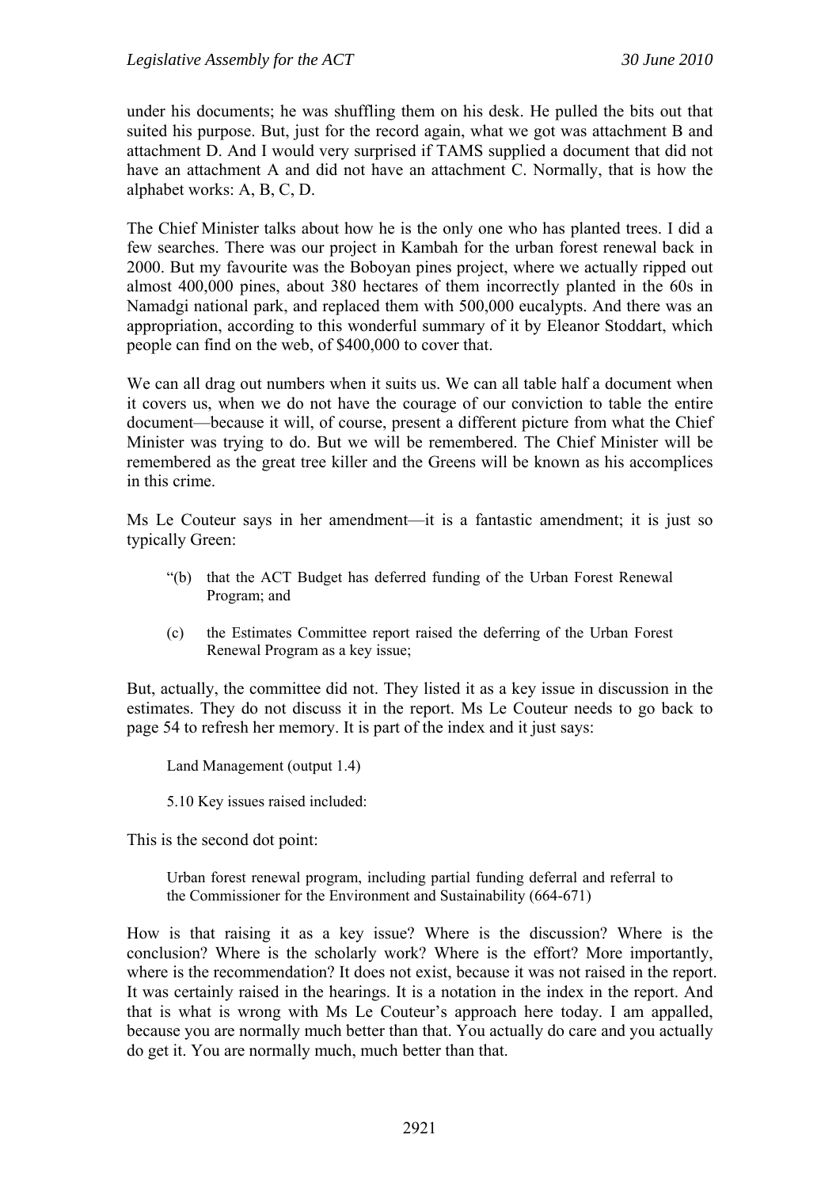under his documents; he was shuffling them on his desk. He pulled the bits out that suited his purpose. But, just for the record again, what we got was attachment B and attachment D. And I would very surprised if TAMS supplied a document that did not have an attachment A and did not have an attachment C. Normally, that is how the alphabet works: A, B, C, D.

The Chief Minister talks about how he is the only one who has planted trees. I did a few searches. There was our project in Kambah for the urban forest renewal back in 2000. But my favourite was the Boboyan pines project, where we actually ripped out almost 400,000 pines, about 380 hectares of them incorrectly planted in the 60s in Namadgi national park, and replaced them with 500,000 eucalypts. And there was an appropriation, according to this wonderful summary of it by Eleanor Stoddart, which people can find on the web, of $400,000 to cover that.

We can all drag out numbers when it suits us. We can all table half a document when it covers us, when we do not have the courage of our conviction to table the entire document—because it will, of course, present a different picture from what the Chief Minister was trying to do. But we will be remembered. The Chief Minister will be remembered as the great tree killer and the Greens will be known as his accomplices in this crime.

Ms Le Couteur says in her amendment—it is a fantastic amendment; it is just so typically Green:

> "(b) that the ACT Budget has deferred funding of the Urban Forest Renewal Program; and
>
> (c) the Estimates Committee report raised the deferring of the Urban Forest Renewal Program as a key issue;

But, actually, the committee did not. They listed it as a key issue in discussion in the estimates. They do not discuss it in the report. Ms Le Couteur needs to go back to page 54 to refresh her memory. It is part of the index and it just says:

> Land Management (output 1.4)
>
> 5.10 Key issues raised included:

This is the second dot point:

> Urban forest renewal program, including partial funding deferral and referral to the Commissioner for the Environment and Sustainability (664-671)

How is that raising it as a key issue? Where is the discussion? Where is the conclusion? Where is the scholarly work? Where is the effort? More importantly, where is the recommendation? It does not exist, because it was not raised in the report. It was certainly raised in the hearings. It is a notation in the index in the report. And that is what is wrong with Ms Le Couteur's approach here today. I am appalled, because you are normally much better than that. You actually do care and you actually do get it. You are normally much, much better than that.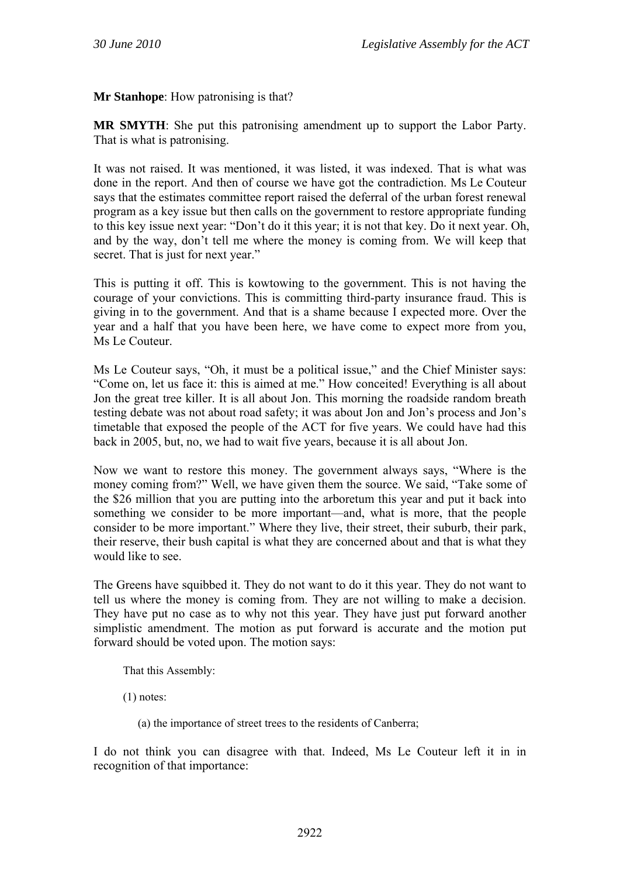**Mr Stanhope**: How patronising is that?

**MR SMYTH**: She put this patronising amendment up to support the Labor Party. That is what is patronising.

It was not raised. It was mentioned, it was listed, it was indexed. That is what was done in the report. And then of course we have got the contradiction. Ms Le Couteur says that the estimates committee report raised the deferral of the urban forest renewal program as a key issue but then calls on the government to restore appropriate funding to this key issue next year: "Don't do it this year; it is not that key. Do it next year. Oh, and by the way, don't tell me where the money is coming from. We will keep that secret. That is just for next year."

This is putting it off. This is kowtowing to the government. This is not having the courage of your convictions. This is committing third-party insurance fraud. This is giving in to the government. And that is a shame because I expected more. Over the year and a half that you have been here, we have come to expect more from you, Ms Le Couteur.

Ms Le Couteur says, "Oh, it must be a political issue," and the Chief Minister says: "Come on, let us face it: this is aimed at me." How conceited! Everything is all about Jon the great tree killer. It is all about Jon. This morning the roadside random breath testing debate was not about road safety; it was about Jon and Jon's process and Jon's timetable that exposed the people of the ACT for five years. We could have had this back in 2005, but, no, we had to wait five years, because it is all about Jon.

Now we want to restore this money. The government always says, "Where is the money coming from?" Well, we have given them the source. We said, "Take some of the $26 million that you are putting into the arboretum this year and put it back into something we consider to be more important—and, what is more, that the people consider to be more important." Where they live, their street, their suburb, their park, their reserve, their bush capital is what they are concerned about and that is what they would like to see.

The Greens have squibbed it. They do not want to do it this year. They do not want to tell us where the money is coming from. They are not willing to make a decision. They have put no case as to why not this year. They have just put forward another simplistic amendment. The motion as put forward is accurate and the motion put forward should be voted upon. The motion says:

> That this Assembly:
>
> (1) notes:
>
> (a) the importance of street trees to the residents of Canberra;

I do not think you can disagree with that. Indeed, Ms Le Couteur left it in in recognition of that importance: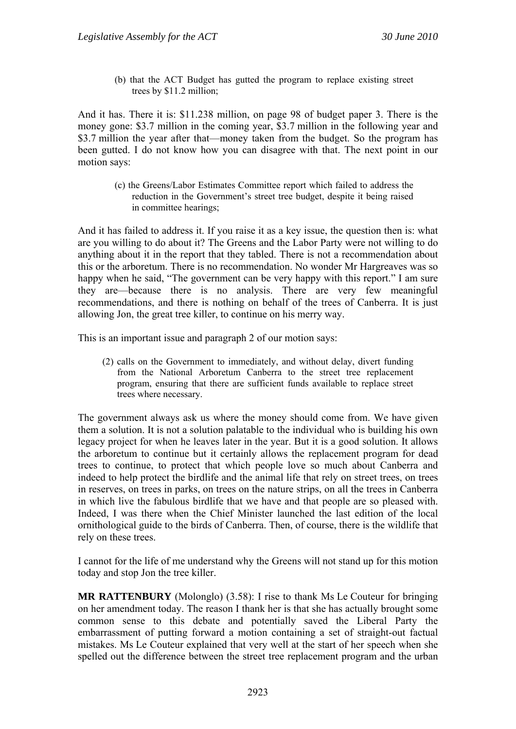> (b) that the ACT Budget has gutted the program to replace existing street trees by $11.2 million;

And it has. There it is: $11.238 million, on page 98 of budget paper 3. There is the money gone: $3.7 million in the coming year, $3.7 million in the following year and $3.7 million the year after that—money taken from the budget. So the program has been gutted. I do not know how you can disagree with that. The next point in our motion says:

> (c) the Greens/Labor Estimates Committee report which failed to address the reduction in the Government's street tree budget, despite it being raised in committee hearings;

And it has failed to address it. If you raise it as a key issue, the question then is: what are you willing to do about it? The Greens and the Labor Party were not willing to do anything about it in the report that they tabled. There is not a recommendation about this or the arboretum. There is no recommendation. No wonder Mr Hargreaves was so happy when he said, "The government can be very happy with this report." I am sure they are—because there is no analysis. There are very few meaningful recommendations, and there is nothing on behalf of the trees of Canberra. It is just allowing Jon, the great tree killer, to continue on his merry way.

This is an important issue and paragraph 2 of our motion says:

> (2) calls on the Government to immediately, and without delay, divert funding from the National Arboretum Canberra to the street tree replacement program, ensuring that there are sufficient funds available to replace street trees where necessary.

The government always ask us where the money should come from. We have given them a solution. It is not a solution palatable to the individual who is building his own legacy project for when he leaves later in the year. But it is a good solution. It allows the arboretum to continue but it certainly allows the replacement program for dead trees to continue, to protect that which people love so much about Canberra and indeed to help protect the birdlife and the animal life that rely on street trees, on trees in reserves, on trees in parks, on trees on the nature strips, on all the trees in Canberra in which live the fabulous birdlife that we have and that people are so pleased with. Indeed, I was there when the Chief Minister launched the last edition of the local ornithological guide to the birds of Canberra. Then, of course, there is the wildlife that rely on these trees.

I cannot for the life of me understand why the Greens will not stand up for this motion today and stop Jon the tree killer.

**MR RATTENBURY** (Molonglo) (3.58): I rise to thank Ms Le Couteur for bringing on her amendment today. The reason I thank her is that she has actually brought some common sense to this debate and potentially saved the Liberal Party the embarrassment of putting forward a motion containing a set of straight-out factual mistakes. Ms Le Couteur explained that very well at the start of her speech when she spelled out the difference between the street tree replacement program and the urban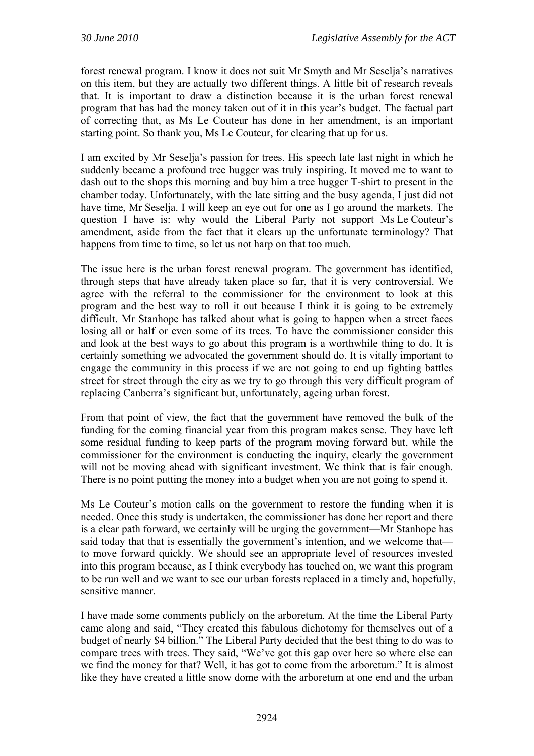forest renewal program. I know it does not suit Mr Smyth and Mr Seselja's narratives on this item, but they are actually two different things. A little bit of research reveals that. It is important to draw a distinction because it is the urban forest renewal program that has had the money taken out of it in this year's budget. The factual part of correcting that, as Ms Le Couteur has done in her amendment, is an important starting point. So thank you, Ms Le Couteur, for clearing that up for us.

I am excited by Mr Seselja's passion for trees. His speech late last night in which he suddenly became a profound tree hugger was truly inspiring. It moved me to want to dash out to the shops this morning and buy him a tree hugger T-shirt to present in the chamber today. Unfortunately, with the late sitting and the busy agenda, I just did not have time, Mr Seselja. I will keep an eye out for one as I go around the markets. The question I have is: why would the Liberal Party not support Ms Le Couteur's amendment, aside from the fact that it clears up the unfortunate terminology? That happens from time to time, so let us not harp on that too much.

The issue here is the urban forest renewal program. The government has identified, through steps that have already taken place so far, that it is very controversial. We agree with the referral to the commissioner for the environment to look at this program and the best way to roll it out because I think it is going to be extremely difficult. Mr Stanhope has talked about what is going to happen when a street faces losing all or half or even some of its trees. To have the commissioner consider this and look at the best ways to go about this program is a worthwhile thing to do. It is certainly something we advocated the government should do. It is vitally important to engage the community in this process if we are not going to end up fighting battles street for street through the city as we try to go through this very difficult program of replacing Canberra's significant but, unfortunately, ageing urban forest.

From that point of view, the fact that the government have removed the bulk of the funding for the coming financial year from this program makes sense. They have left some residual funding to keep parts of the program moving forward but, while the commissioner for the environment is conducting the inquiry, clearly the government will not be moving ahead with significant investment. We think that is fair enough. There is no point putting the money into a budget when you are not going to spend it.

Ms Le Couteur's motion calls on the government to restore the funding when it is needed. Once this study is undertaken, the commissioner has done her report and there is a clear path forward, we certainly will be urging the government—Mr Stanhope has said today that that is essentially the government's intention, and we welcome that—to move forward quickly. We should see an appropriate level of resources invested into this program because, as I think everybody has touched on, we want this program to be run well and we want to see our urban forests replaced in a timely and, hopefully, sensitive manner.

I have made some comments publicly on the arboretum. At the time the Liberal Party came along and said, "They created this fabulous dichotomy for themselves out of a budget of nearly $4 billion." The Liberal Party decided that the best thing to do was to compare trees with trees. They said, "We've got this gap over here so where else can we find the money for that? Well, it has got to come from the arboretum." It is almost like they have created a little snow dome with the arboretum at one end and the urban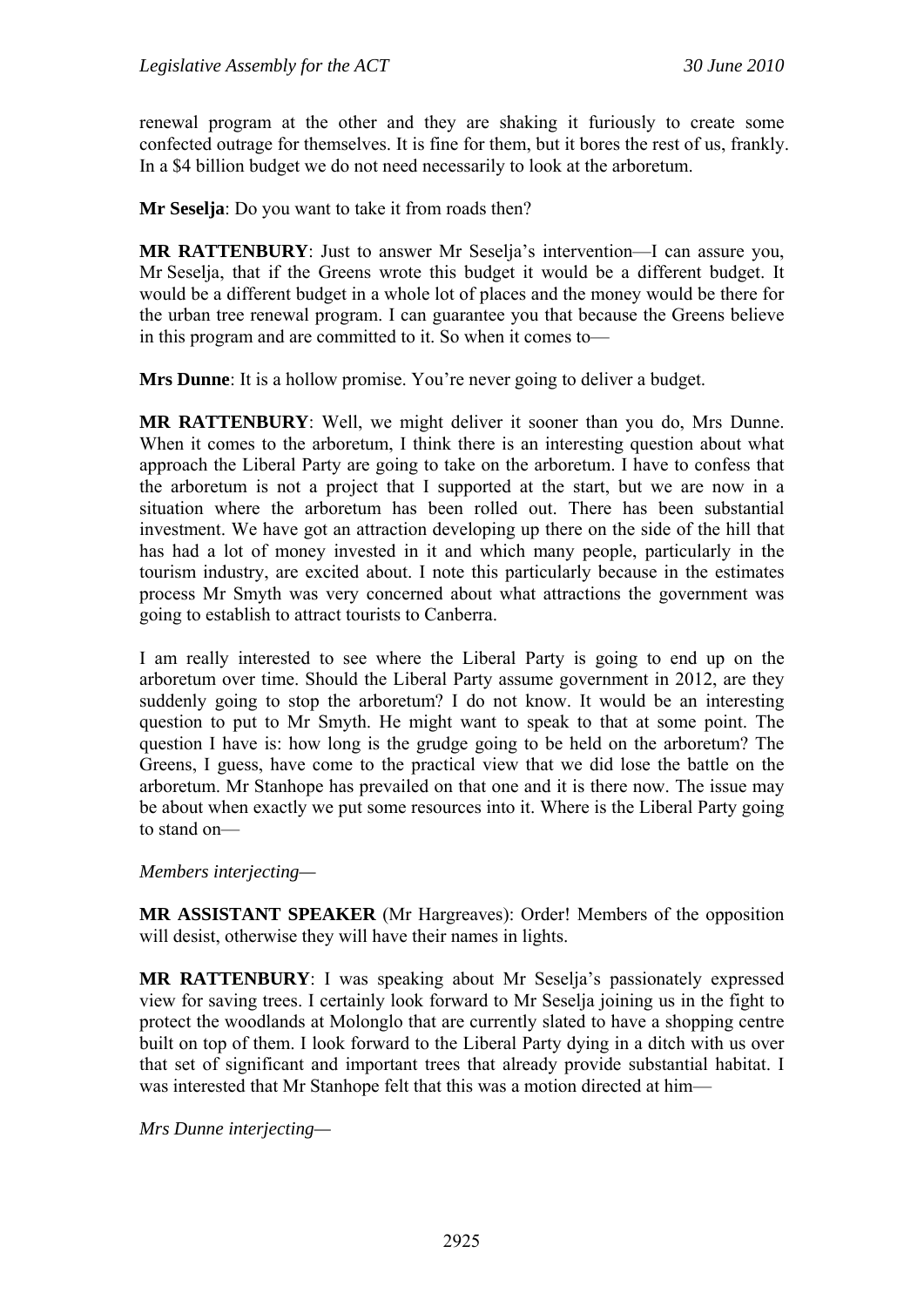renewal program at the other and they are shaking it furiously to create some confected outrage for themselves. It is fine for them, but it bores the rest of us, frankly. In a $4 billion budget we do not need necessarily to look at the arboretum.

**Mr Seselja**: Do you want to take it from roads then?

**MR RATTENBURY**: Just to answer Mr Seselja's intervention—I can assure you, Mr Seselja, that if the Greens wrote this budget it would be a different budget. It would be a different budget in a whole lot of places and the money would be there for the urban tree renewal program. I can guarantee you that because the Greens believe in this program and are committed to it. So when it comes to—

**Mrs Dunne**: It is a hollow promise. You're never going to deliver a budget.

**MR RATTENBURY**: Well, we might deliver it sooner than you do, Mrs Dunne. When it comes to the arboretum, I think there is an interesting question about what approach the Liberal Party are going to take on the arboretum. I have to confess that the arboretum is not a project that I supported at the start, but we are now in a situation where the arboretum has been rolled out. There has been substantial investment. We have got an attraction developing up there on the side of the hill that has had a lot of money invested in it and which many people, particularly in the tourism industry, are excited about. I note this particularly because in the estimates process Mr Smyth was very concerned about what attractions the government was going to establish to attract tourists to Canberra.

I am really interested to see where the Liberal Party is going to end up on the arboretum over time. Should the Liberal Party assume government in 2012, are they suddenly going to stop the arboretum? I do not know. It would be an interesting question to put to Mr Smyth. He might want to speak to that at some point. The question I have is: how long is the grudge going to be held on the arboretum? The Greens, I guess, have come to the practical view that we did lose the battle on the arboretum. Mr Stanhope has prevailed on that one and it is there now. The issue may be about when exactly we put some resources into it. Where is the Liberal Party going to stand on—

*Members interjecting*—

**MR ASSISTANT SPEAKER** (Mr Hargreaves): Order! Members of the opposition will desist, otherwise they will have their names in lights.

**MR RATTENBURY**: I was speaking about Mr Seselja's passionately expressed view for saving trees. I certainly look forward to Mr Seselja joining us in the fight to protect the woodlands at Molonglo that are currently slated to have a shopping centre built on top of them. I look forward to the Liberal Party dying in a ditch with us over that set of significant and important trees that already provide substantial habitat. I was interested that Mr Stanhope felt that this was a motion directed at him—

*Mrs Dunne interjecting*—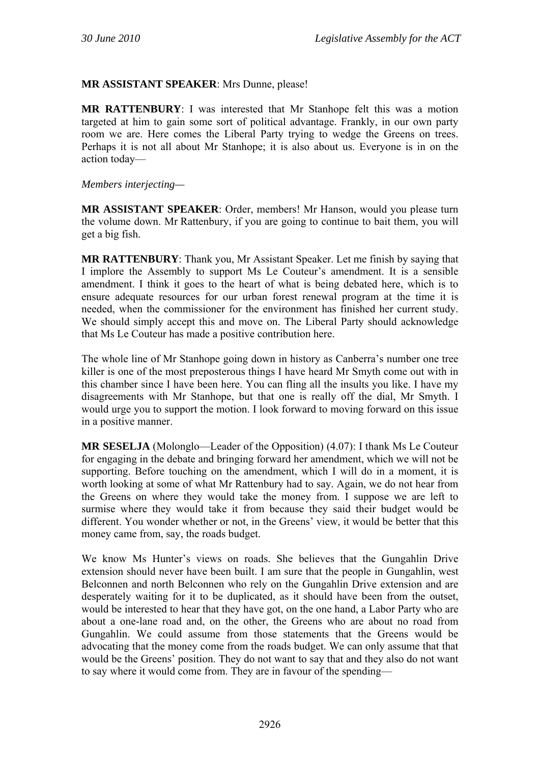**MR ASSISTANT SPEAKER**: Mrs Dunne, please!

**MR RATTENBURY**: I was interested that Mr Stanhope felt this was a motion targeted at him to gain some sort of political advantage. Frankly, in our own party room we are. Here comes the Liberal Party trying to wedge the Greens on trees. Perhaps it is not all about Mr Stanhope; it is also about us. Everyone is in on the action today—

*Members interjecting—*

**MR ASSISTANT SPEAKER**: Order, members! Mr Hanson, would you please turn the volume down. Mr Rattenbury, if you are going to continue to bait them, you will get a big fish.

**MR RATTENBURY**: Thank you, Mr Assistant Speaker. Let me finish by saying that I implore the Assembly to support Ms Le Couteur's amendment. It is a sensible amendment. I think it goes to the heart of what is being debated here, which is to ensure adequate resources for our urban forest renewal program at the time it is needed, when the commissioner for the environment has finished her current study. We should simply accept this and move on. The Liberal Party should acknowledge that Ms Le Couteur has made a positive contribution here.

The whole line of Mr Stanhope going down in history as Canberra's number one tree killer is one of the most preposterous things I have heard Mr Smyth come out with in this chamber since I have been here. You can fling all the insults you like. I have my disagreements with Mr Stanhope, but that one is really off the dial, Mr Smyth. I would urge you to support the motion. I look forward to moving forward on this issue in a positive manner.

**MR SESELJA** (Molonglo—Leader of the Opposition) (4.07): I thank Ms Le Couteur for engaging in the debate and bringing forward her amendment, which we will not be supporting. Before touching on the amendment, which I will do in a moment, it is worth looking at some of what Mr Rattenbury had to say. Again, we do not hear from the Greens on where they would take the money from. I suppose we are left to surmise where they would take it from because they said their budget would be different. You wonder whether or not, in the Greens' view, it would be better that this money came from, say, the roads budget.

We know Ms Hunter's views on roads. She believes that the Gungahlin Drive extension should never have been built. I am sure that the people in Gungahlin, west Belconnen and north Belconnen who rely on the Gungahlin Drive extension and are desperately waiting for it to be duplicated, as it should have been from the outset, would be interested to hear that they have got, on the one hand, a Labor Party who are about a one-lane road and, on the other, the Greens who are about no road from Gungahlin. We could assume from those statements that the Greens would be advocating that the money come from the roads budget. We can only assume that that would be the Greens' position. They do not want to say that and they also do not want to say where it would come from. They are in favour of the spending—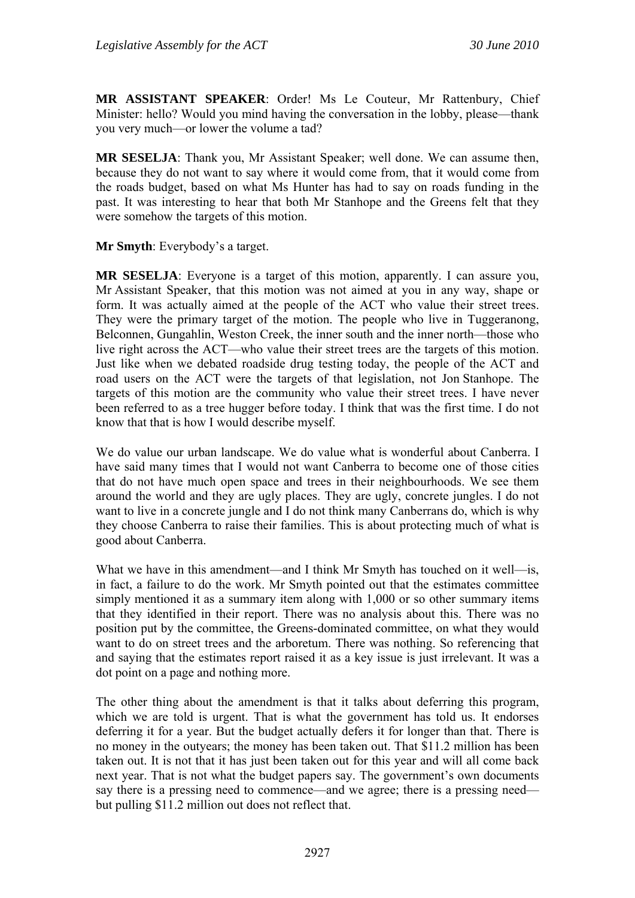**MR ASSISTANT SPEAKER**: Order! Ms Le Couteur, Mr Rattenbury, Chief Minister: hello? Would you mind having the conversation in the lobby, please—thank you very much—or lower the volume a tad?

**MR SESELJA**: Thank you, Mr Assistant Speaker; well done. We can assume then, because they do not want to say where it would come from, that it would come from the roads budget, based on what Ms Hunter has had to say on roads funding in the past. It was interesting to hear that both Mr Stanhope and the Greens felt that they were somehow the targets of this motion.

**Mr Smyth**: Everybody's a target.

**MR SESELJA**: Everyone is a target of this motion, apparently. I can assure you, Mr Assistant Speaker, that this motion was not aimed at you in any way, shape or form. It was actually aimed at the people of the ACT who value their street trees. They were the primary target of the motion. The people who live in Tuggeranong, Belconnen, Gungahlin, Weston Creek, the inner south and the inner north—those who live right across the ACT—who value their street trees are the targets of this motion. Just like when we debated roadside drug testing today, the people of the ACT and road users on the ACT were the targets of that legislation, not Jon Stanhope. The targets of this motion are the community who value their street trees. I have never been referred to as a tree hugger before today. I think that was the first time. I do not know that that is how I would describe myself.

We do value our urban landscape. We do value what is wonderful about Canberra. I have said many times that I would not want Canberra to become one of those cities that do not have much open space and trees in their neighbourhoods. We see them around the world and they are ugly places. They are ugly, concrete jungles. I do not want to live in a concrete jungle and I do not think many Canberrans do, which is why they choose Canberra to raise their families. This is about protecting much of what is good about Canberra.

What we have in this amendment—and I think Mr Smyth has touched on it well—is, in fact, a failure to do the work. Mr Smyth pointed out that the estimates committee simply mentioned it as a summary item along with 1,000 or so other summary items that they identified in their report. There was no analysis about this. There was no position put by the committee, the Greens-dominated committee, on what they would want to do on street trees and the arboretum. There was nothing. So referencing that and saying that the estimates report raised it as a key issue is just irrelevant. It was a dot point on a page and nothing more.

The other thing about the amendment is that it talks about deferring this program, which we are told is urgent. That is what the government has told us. It endorses deferring it for a year. But the budget actually defers it for longer than that. There is no money in the outyears; the money has been taken out. That $11.2 million has been taken out. It is not that it has just been taken out for this year and will all come back next year. That is not what the budget papers say. The government's own documents say there is a pressing need to commence—and we agree; there is a pressing need—but pulling $11.2 million out does not reflect that.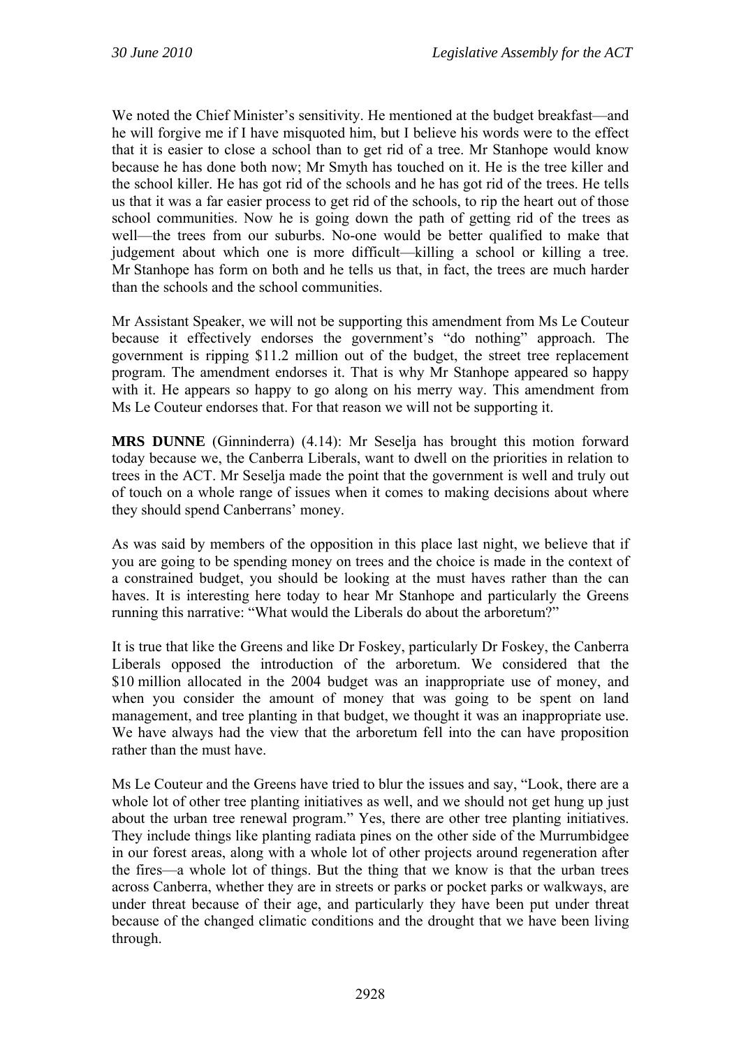We noted the Chief Minister's sensitivity. He mentioned at the budget breakfast—and he will forgive me if I have misquoted him, but I believe his words were to the effect that it is easier to close a school than to get rid of a tree. Mr Stanhope would know because he has done both now; Mr Smyth has touched on it. He is the tree killer and the school killer. He has got rid of the schools and he has got rid of the trees. He tells us that it was a far easier process to get rid of the schools, to rip the heart out of those school communities. Now he is going down the path of getting rid of the trees as well—the trees from our suburbs. No-one would be better qualified to make that judgement about which one is more difficult—killing a school or killing a tree. Mr Stanhope has form on both and he tells us that, in fact, the trees are much harder than the schools and the school communities.

Mr Assistant Speaker, we will not be supporting this amendment from Ms Le Couteur because it effectively endorses the government's "do nothing" approach. The government is ripping $11.2 million out of the budget, the street tree replacement program. The amendment endorses it. That is why Mr Stanhope appeared so happy with it. He appears so happy to go along on his merry way. This amendment from Ms Le Couteur endorses that. For that reason we will not be supporting it.

**MRS DUNNE** (Ginninderra) (4.14): Mr Seselja has brought this motion forward today because we, the Canberra Liberals, want to dwell on the priorities in relation to trees in the ACT. Mr Seselja made the point that the government is well and truly out of touch on a whole range of issues when it comes to making decisions about where they should spend Canberrans' money.

As was said by members of the opposition in this place last night, we believe that if you are going to be spending money on trees and the choice is made in the context of a constrained budget, you should be looking at the must haves rather than the can haves. It is interesting here today to hear Mr Stanhope and particularly the Greens running this narrative: "What would the Liberals do about the arboretum?"

It is true that like the Greens and like Dr Foskey, particularly Dr Foskey, the Canberra Liberals opposed the introduction of the arboretum. We considered that the $10 million allocated in the 2004 budget was an inappropriate use of money, and when you consider the amount of money that was going to be spent on land management, and tree planting in that budget, we thought it was an inappropriate use. We have always had the view that the arboretum fell into the can have proposition rather than the must have.

Ms Le Couteur and the Greens have tried to blur the issues and say, "Look, there are a whole lot of other tree planting initiatives as well, and we should not get hung up just about the urban tree renewal program." Yes, there are other tree planting initiatives. They include things like planting radiata pines on the other side of the Murrumbidgee in our forest areas, along with a whole lot of other projects around regeneration after the fires—a whole lot of things. But the thing that we know is that the urban trees across Canberra, whether they are in streets or parks or pocket parks or walkways, are under threat because of their age, and particularly they have been put under threat because of the changed climatic conditions and the drought that we have been living through.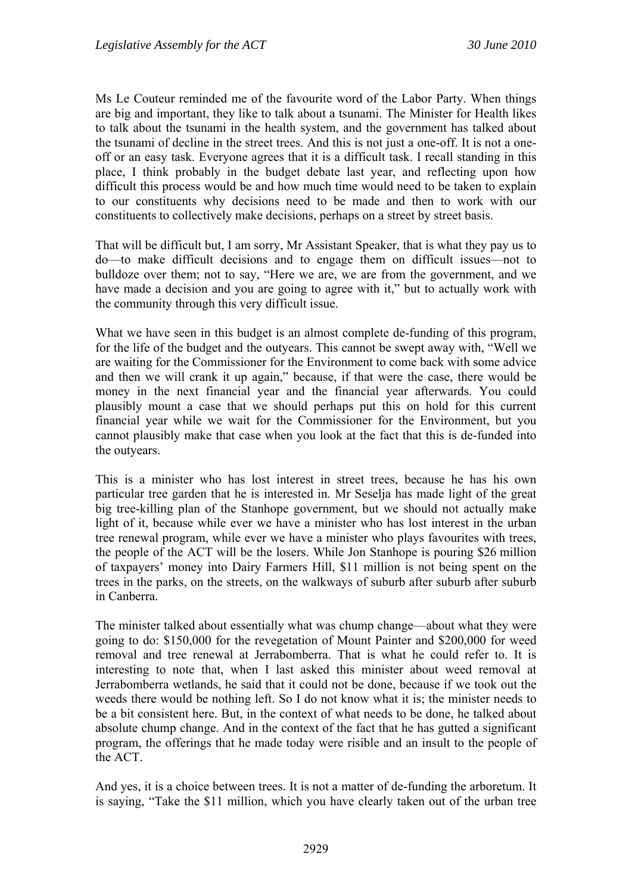Ms Le Couteur reminded me of the favourite word of the Labor Party. When things are big and important, they like to talk about a tsunami. The Minister for Health likes to talk about the tsunami in the health system, and the government has talked about the tsunami of decline in the street trees. And this is not just a one-off. It is not a one-off or an easy task. Everyone agrees that it is a difficult task. I recall standing in this place, I think probably in the budget debate last year, and reflecting upon how difficult this process would be and how much time would need to be taken to explain to our constituents why decisions need to be made and then to work with our constituents to collectively make decisions, perhaps on a street by street basis.

That will be difficult but, I am sorry, Mr Assistant Speaker, that is what they pay us to do—to make difficult decisions and to engage them on difficult issues—not to bulldoze over them; not to say, "Here we are, we are from the government, and we have made a decision and you are going to agree with it," but to actually work with the community through this very difficult issue.

What we have seen in this budget is an almost complete de-funding of this program, for the life of the budget and the outyears. This cannot be swept away with, "Well we are waiting for the Commissioner for the Environment to come back with some advice and then we will crank it up again," because, if that were the case, there would be money in the next financial year and the financial year afterwards. You could plausibly mount a case that we should perhaps put this on hold for this current financial year while we wait for the Commissioner for the Environment, but you cannot plausibly make that case when you look at the fact that this is de-funded into the outyears.

This is a minister who has lost interest in street trees, because he has his own particular tree garden that he is interested in. Mr Seselja has made light of the great big tree-killing plan of the Stanhope government, but we should not actually make light of it, because while ever we have a minister who has lost interest in the urban tree renewal program, while ever we have a minister who plays favourites with trees, the people of the ACT will be the losers. While Jon Stanhope is pouring $26 million of taxpayers' money into Dairy Farmers Hill, $11 million is not being spent on the trees in the parks, on the streets, on the walkways of suburb after suburb after suburb in Canberra.

The minister talked about essentially what was chump change—about what they were going to do: $150,000 for the revegetation of Mount Painter and $200,000 for weed removal and tree renewal at Jerrabomberra. That is what he could refer to. It is interesting to note that, when I last asked this minister about weed removal at Jerrabomberra wetlands, he said that it could not be done, because if we took out the weeds there would be nothing left. So I do not know what it is; the minister needs to be a bit consistent here. But, in the context of what needs to be done, he talked about absolute chump change. And in the context of the fact that he has gutted a significant program, the offerings that he made today were risible and an insult to the people of the ACT.

And yes, it is a choice between trees. It is not a matter of de-funding the arboretum. It is saying, "Take the $11 million, which you have clearly taken out of the urban tree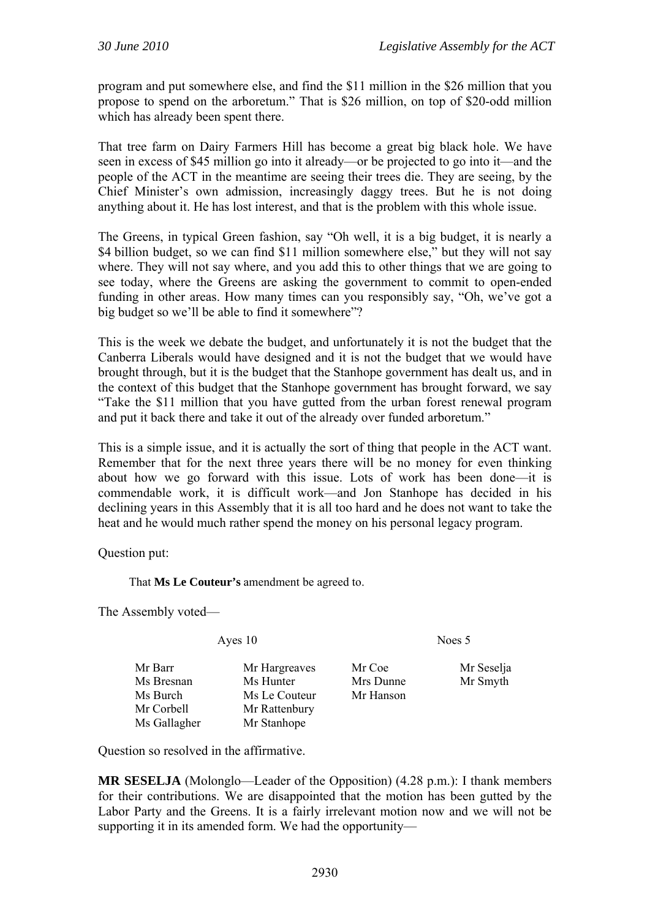program and put somewhere else, and find the $11 million in the $26 million that you propose to spend on the arboretum." That is $26 million, on top of $20-odd million which has already been spent there.

That tree farm on Dairy Farmers Hill has become a great big black hole. We have seen in excess of $45 million go into it already—or be projected to go into it—and the people of the ACT in the meantime are seeing their trees die. They are seeing, by the Chief Minister's own admission, increasingly daggy trees. But he is not doing anything about it. He has lost interest, and that is the problem with this whole issue.

The Greens, in typical Green fashion, say "Oh well, it is a big budget, it is nearly a $4 billion budget, so we can find $11 million somewhere else," but they will not say where. They will not say where, and you add this to other things that we are going to see today, where the Greens are asking the government to commit to open-ended funding in other areas. How many times can you responsibly say, "Oh, we've got a big budget so we'll be able to find it somewhere"?

This is the week we debate the budget, and unfortunately it is not the budget that the Canberra Liberals would have designed and it is not the budget that we would have brought through, but it is the budget that the Stanhope government has dealt us, and in the context of this budget that the Stanhope government has brought forward, we say "Take the $11 million that you have gutted from the urban forest renewal program and put it back there and take it out of the already over funded arboretum."

This is a simple issue, and it is actually the sort of thing that people in the ACT want. Remember that for the next three years there will be no money for even thinking about how we go forward with this issue. Lots of work has been done—it is commendable work, it is difficult work—and Jon Stanhope has decided in his declining years in this Assembly that it is all too hard and he does not want to take the heat and he would much rather spend the money on his personal legacy program.

Question put:

> That **Ms Le Couteur's** amendment be agreed to.

The Assembly voted—

| Ayes 10 | | Noes 5 | |
|---|---|---|---|
| Mr Barr | Mr Hargreaves | Mr Coe | Mr Seselja |
| Ms Bresnan | Ms Hunter | Mrs Dunne | Mr Smyth |
| Ms Burch | Ms Le Couteur | Mr Hanson | |
| Mr Corbell | Mr Rattenbury | | |
| Ms Gallagher | Mr Stanhope | | |

Question so resolved in the affirmative.

**MR SESELJA** (Molonglo—Leader of the Opposition) (4.28 p.m.): I thank members for their contributions. We are disappointed that the motion has been gutted by the Labor Party and the Greens. It is a fairly irrelevant motion now and we will not be supporting it in its amended form. We had the opportunity—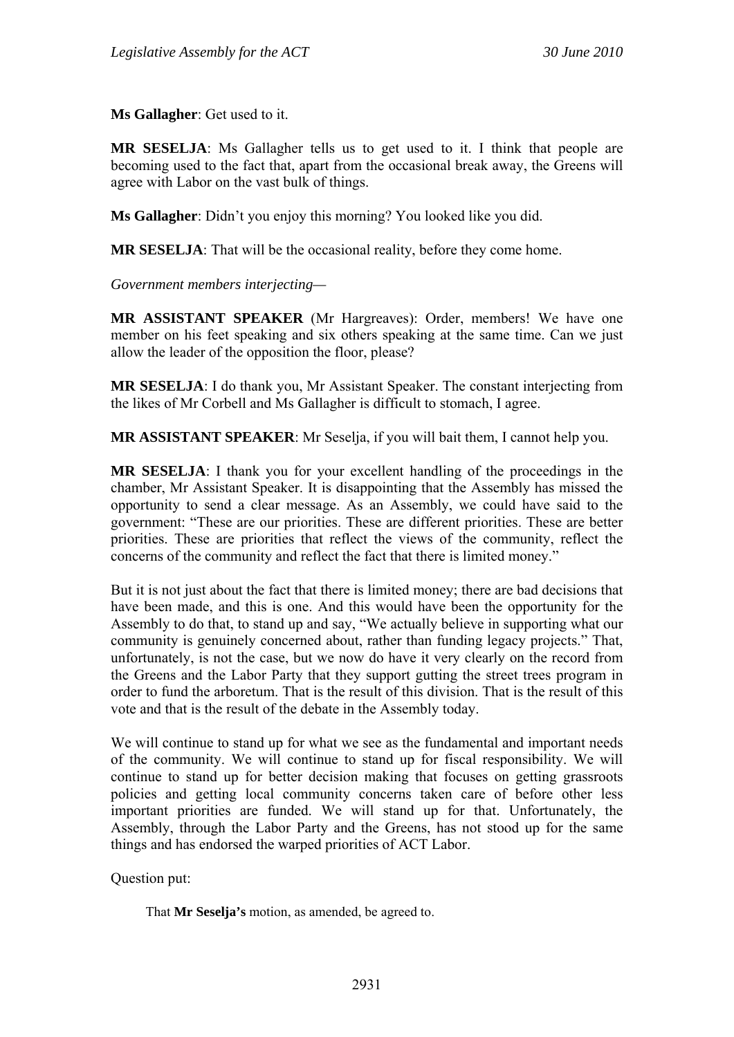**Ms Gallagher**: Get used to it.

**MR SESELJA**: Ms Gallagher tells us to get used to it. I think that people are becoming used to the fact that, apart from the occasional break away, the Greens will agree with Labor on the vast bulk of things.

**Ms Gallagher**: Didn't you enjoy this morning? You looked like you did.

**MR SESELJA**: That will be the occasional reality, before they come home.

*Government members interjecting—*

**MR ASSISTANT SPEAKER** (Mr Hargreaves): Order, members! We have one member on his feet speaking and six others speaking at the same time. Can we just allow the leader of the opposition the floor, please?

**MR SESELJA**: I do thank you, Mr Assistant Speaker. The constant interjecting from the likes of Mr Corbell and Ms Gallagher is difficult to stomach, I agree.

**MR ASSISTANT SPEAKER**: Mr Seselja, if you will bait them, I cannot help you.

**MR SESELJA**: I thank you for your excellent handling of the proceedings in the chamber, Mr Assistant Speaker. It is disappointing that the Assembly has missed the opportunity to send a clear message. As an Assembly, we could have said to the government: "These are our priorities. These are different priorities. These are better priorities. These are priorities that reflect the views of the community, reflect the concerns of the community and reflect the fact that there is limited money."

But it is not just about the fact that there is limited money; there are bad decisions that have been made, and this is one. And this would have been the opportunity for the Assembly to do that, to stand up and say, "We actually believe in supporting what our community is genuinely concerned about, rather than funding legacy projects." That, unfortunately, is not the case, but we now do have it very clearly on the record from the Greens and the Labor Party that they support gutting the street trees program in order to fund the arboretum. That is the result of this division. That is the result of this vote and that is the result of the debate in the Assembly today.

We will continue to stand up for what we see as the fundamental and important needs of the community. We will continue to stand up for fiscal responsibility. We will continue to stand up for better decision making that focuses on getting grassroots policies and getting local community concerns taken care of before other less important priorities are funded. We will stand up for that. Unfortunately, the Assembly, through the Labor Party and the Greens, has not stood up for the same things and has endorsed the warped priorities of ACT Labor.

Question put:

> That **Mr Seselja's** motion, as amended, be agreed to.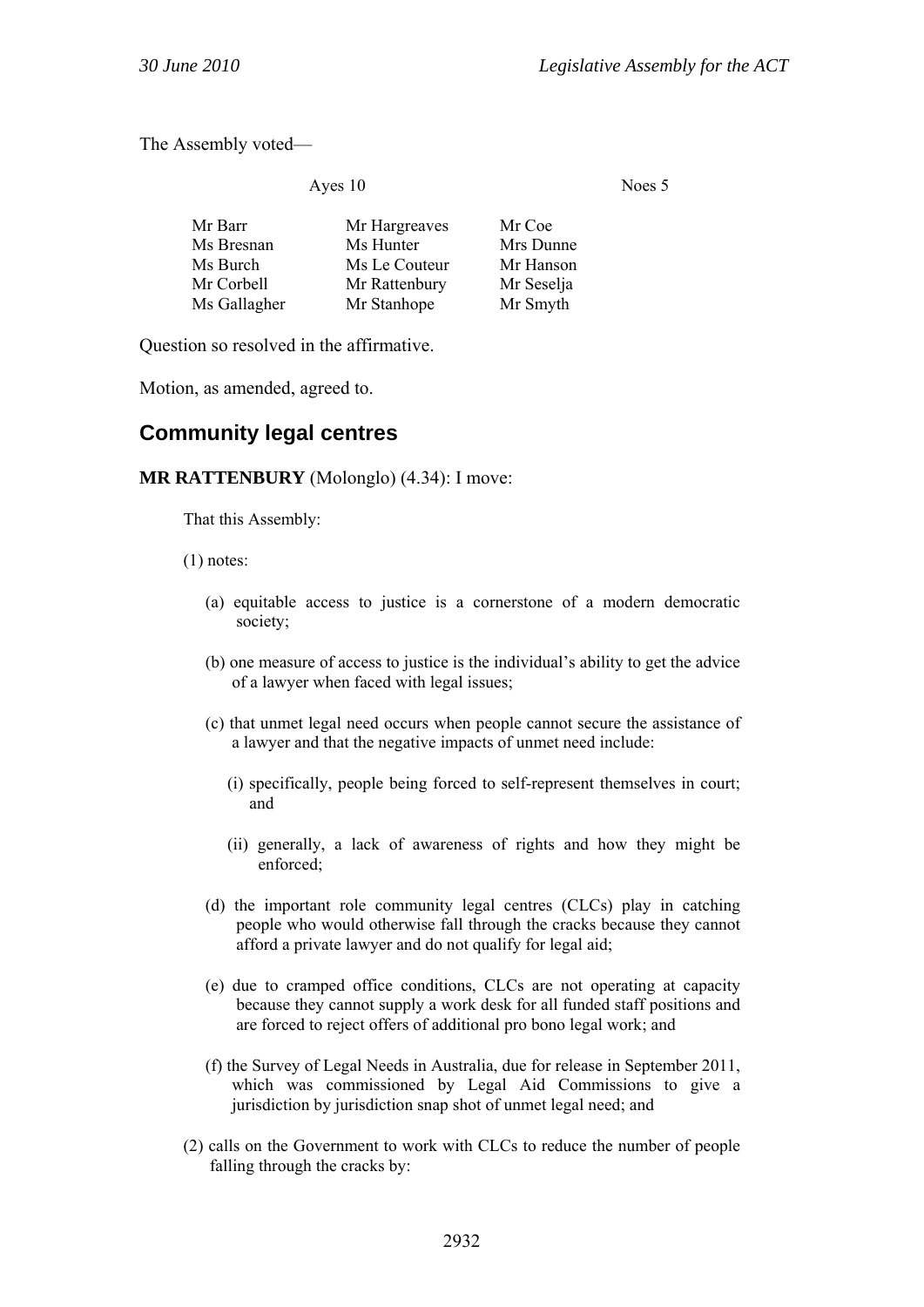The Assembly voted—

| Ayes 10 | | Noes 5 |
|---|---|---|
| Mr Barr | Mr Hargreaves | Mr Coe |
| Ms Bresnan | Ms Hunter | Mrs Dunne |
| Ms Burch | Ms Le Couteur | Mr Hanson |
| Mr Corbell | Mr Rattenbury | Mr Seselja |
| Ms Gallagher | Mr Stanhope | Mr Smyth |

Question so resolved in the affirmative.

Motion, as amended, agreed to.

## Community legal centres

**MR RATTENBURY** (Molonglo) (4.34): I move:

> That this Assembly:
>
> (1) notes:
>
> (a) equitable access to justice is a cornerstone of a modern democratic society;
>
> (b) one measure of access to justice is the individual's ability to get the advice of a lawyer when faced with legal issues;
>
> (c) that unmet legal need occurs when people cannot secure the assistance of a lawyer and that the negative impacts of unmet need include:
>
> (i) specifically, people being forced to self-represent themselves in court; and
>
> (ii) generally, a lack of awareness of rights and how they might be enforced;
>
> (d) the important role community legal centres (CLCs) play in catching people who would otherwise fall through the cracks because they cannot afford a private lawyer and do not qualify for legal aid;
>
> (e) due to cramped office conditions, CLCs are not operating at capacity because they cannot supply a work desk for all funded staff positions and are forced to reject offers of additional pro bono legal work; and
>
> (f) the Survey of Legal Needs in Australia, due for release in September 2011, which was commissioned by Legal Aid Commissions to give a jurisdiction by jurisdiction snap shot of unmet legal need; and
>
> (2) calls on the Government to work with CLCs to reduce the number of people falling through the cracks by: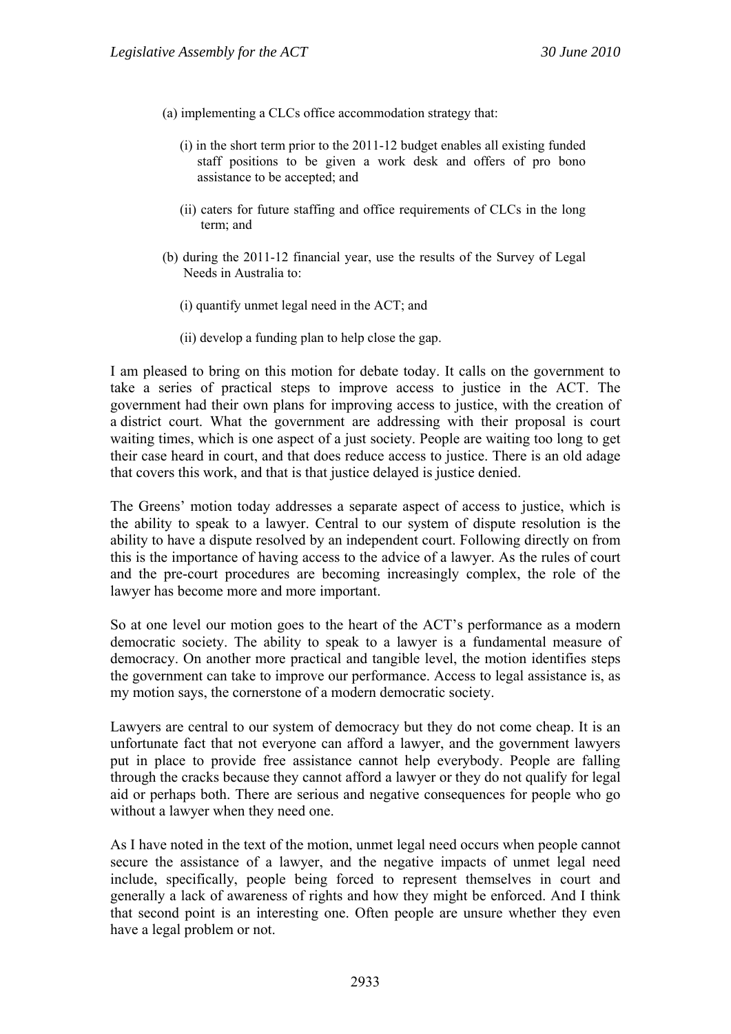(a) implementing a CLCs office accommodation strategy that:

(i) in the short term prior to the 2011-12 budget enables all existing funded staff positions to be given a work desk and offers of pro bono assistance to be accepted; and

(ii) caters for future staffing and office requirements of CLCs in the long term; and

(b) during the 2011-12 financial year, use the results of the Survey of Legal Needs in Australia to:

(i) quantify unmet legal need in the ACT; and

(ii) develop a funding plan to help close the gap.

I am pleased to bring on this motion for debate today. It calls on the government to take a series of practical steps to improve access to justice in the ACT. The government had their own plans for improving access to justice, with the creation of a district court. What the government are addressing with their proposal is court waiting times, which is one aspect of a just society. People are waiting too long to get their case heard in court, and that does reduce access to justice. There is an old adage that covers this work, and that is that justice delayed is justice denied.

The Greens' motion today addresses a separate aspect of access to justice, which is the ability to speak to a lawyer. Central to our system of dispute resolution is the ability to have a dispute resolved by an independent court. Following directly on from this is the importance of having access to the advice of a lawyer. As the rules of court and the pre-court procedures are becoming increasingly complex, the role of the lawyer has become more and more important.

So at one level our motion goes to the heart of the ACT's performance as a modern democratic society. The ability to speak to a lawyer is a fundamental measure of democracy. On another more practical and tangible level, the motion identifies steps the government can take to improve our performance. Access to legal assistance is, as my motion says, the cornerstone of a modern democratic society.

Lawyers are central to our system of democracy but they do not come cheap. It is an unfortunate fact that not everyone can afford a lawyer, and the government lawyers put in place to provide free assistance cannot help everybody. People are falling through the cracks because they cannot afford a lawyer or they do not qualify for legal aid or perhaps both. There are serious and negative consequences for people who go without a lawyer when they need one.

As I have noted in the text of the motion, unmet legal need occurs when people cannot secure the assistance of a lawyer, and the negative impacts of unmet legal need include, specifically, people being forced to represent themselves in court and generally a lack of awareness of rights and how they might be enforced. And I think that second point is an interesting one. Often people are unsure whether they even have a legal problem or not.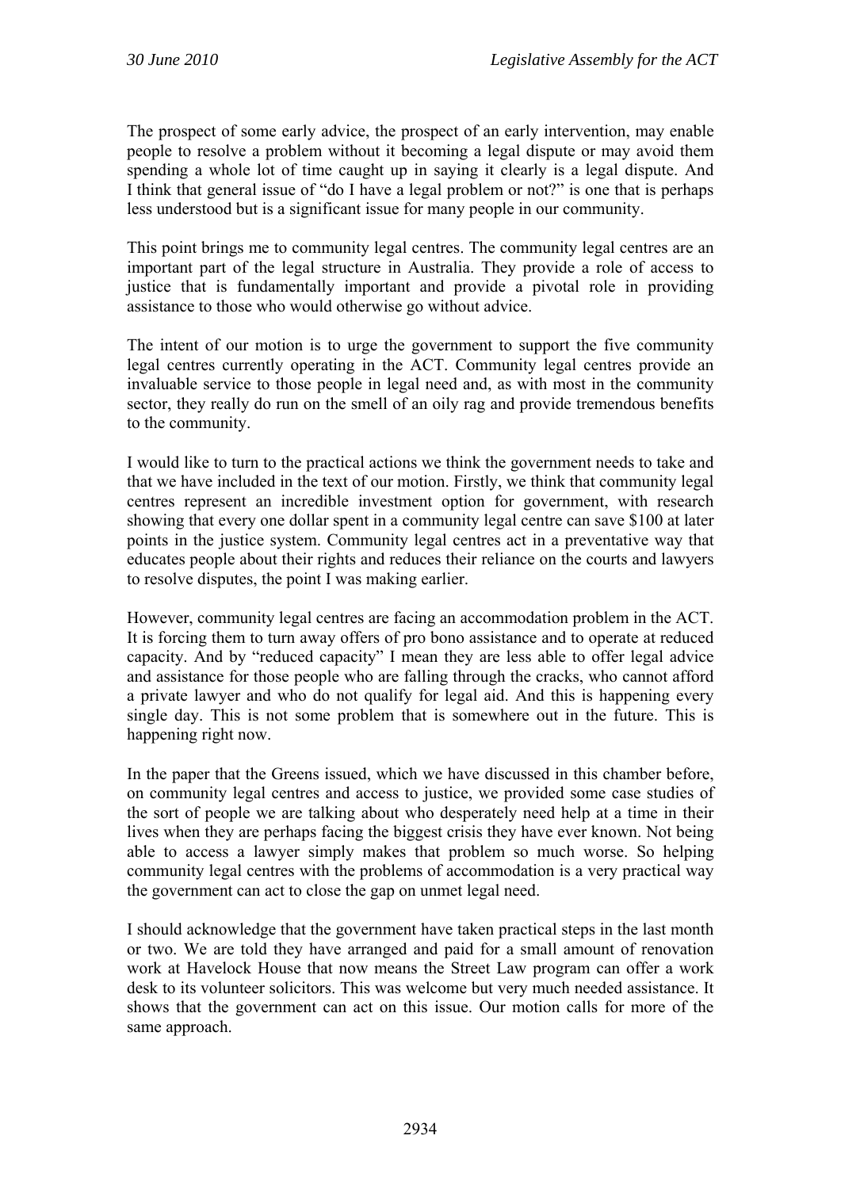The prospect of some early advice, the prospect of an early intervention, may enable people to resolve a problem without it becoming a legal dispute or may avoid them spending a whole lot of time caught up in saying it clearly is a legal dispute. And I think that general issue of "do I have a legal problem or not?" is one that is perhaps less understood but is a significant issue for many people in our community.

This point brings me to community legal centres. The community legal centres are an important part of the legal structure in Australia. They provide a role of access to justice that is fundamentally important and provide a pivotal role in providing assistance to those who would otherwise go without advice.

The intent of our motion is to urge the government to support the five community legal centres currently operating in the ACT. Community legal centres provide an invaluable service to those people in legal need and, as with most in the community sector, they really do run on the smell of an oily rag and provide tremendous benefits to the community.

I would like to turn to the practical actions we think the government needs to take and that we have included in the text of our motion. Firstly, we think that community legal centres represent an incredible investment option for government, with research showing that every one dollar spent in a community legal centre can save $100 at later points in the justice system. Community legal centres act in a preventative way that educates people about their rights and reduces their reliance on the courts and lawyers to resolve disputes, the point I was making earlier.

However, community legal centres are facing an accommodation problem in the ACT. It is forcing them to turn away offers of pro bono assistance and to operate at reduced capacity. And by "reduced capacity" I mean they are less able to offer legal advice and assistance for those people who are falling through the cracks, who cannot afford a private lawyer and who do not qualify for legal aid. And this is happening every single day. This is not some problem that is somewhere out in the future. This is happening right now.

In the paper that the Greens issued, which we have discussed in this chamber before, on community legal centres and access to justice, we provided some case studies of the sort of people we are talking about who desperately need help at a time in their lives when they are perhaps facing the biggest crisis they have ever known. Not being able to access a lawyer simply makes that problem so much worse. So helping community legal centres with the problems of accommodation is a very practical way the government can act to close the gap on unmet legal need.

I should acknowledge that the government have taken practical steps in the last month or two. We are told they have arranged and paid for a small amount of renovation work at Havelock House that now means the Street Law program can offer a work desk to its volunteer solicitors. This was welcome but very much needed assistance. It shows that the government can act on this issue. Our motion calls for more of the same approach.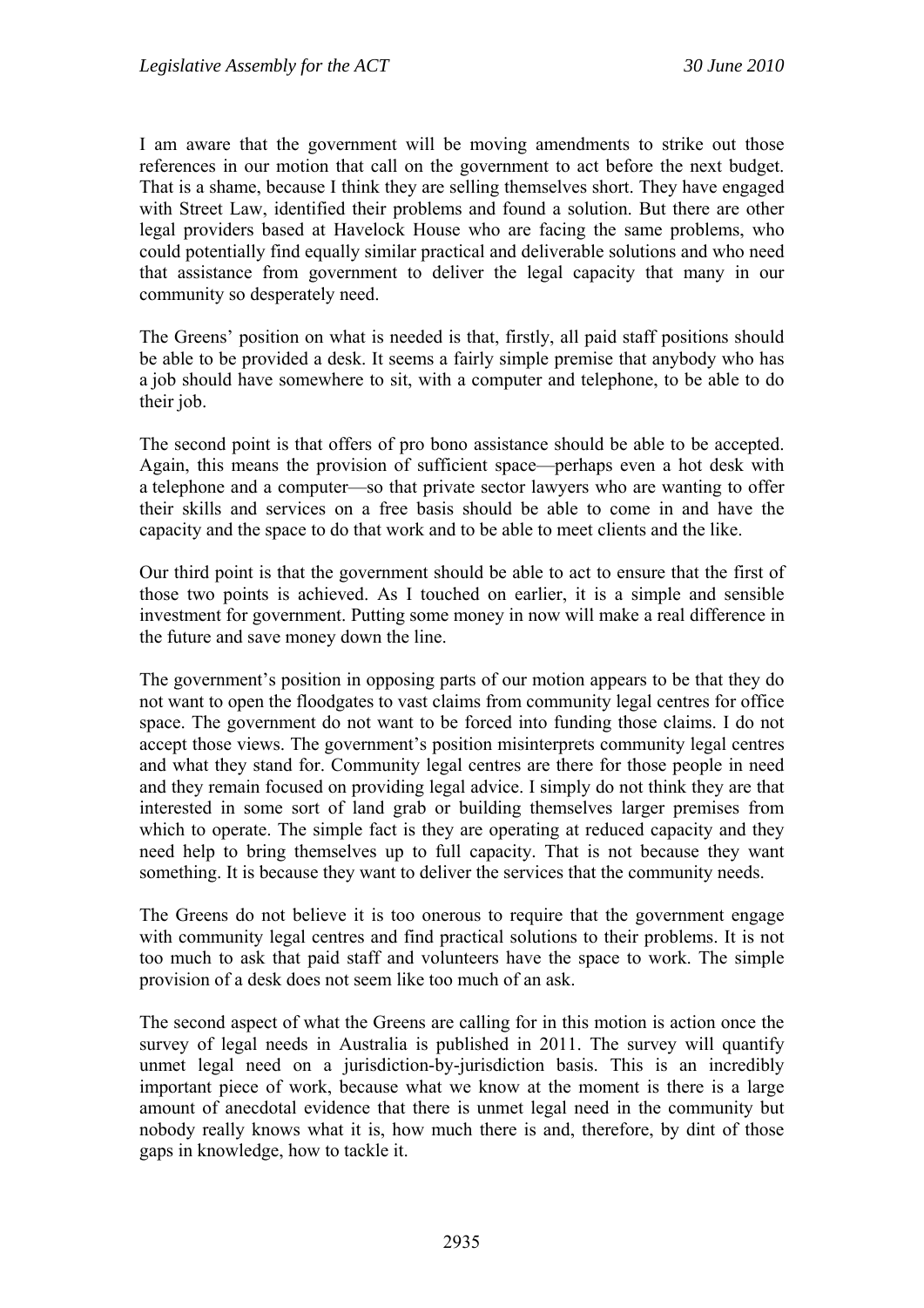I am aware that the government will be moving amendments to strike out those references in our motion that call on the government to act before the next budget. That is a shame, because I think they are selling themselves short. They have engaged with Street Law, identified their problems and found a solution. But there are other legal providers based at Havelock House who are facing the same problems, who could potentially find equally similar practical and deliverable solutions and who need that assistance from government to deliver the legal capacity that many in our community so desperately need.

The Greens' position on what is needed is that, firstly, all paid staff positions should be able to be provided a desk. It seems a fairly simple premise that anybody who has a job should have somewhere to sit, with a computer and telephone, to be able to do their job.

The second point is that offers of pro bono assistance should be able to be accepted. Again, this means the provision of sufficient space—perhaps even a hot desk with a telephone and a computer—so that private sector lawyers who are wanting to offer their skills and services on a free basis should be able to come in and have the capacity and the space to do that work and to be able to meet clients and the like.

Our third point is that the government should be able to act to ensure that the first of those two points is achieved. As I touched on earlier, it is a simple and sensible investment for government. Putting some money in now will make a real difference in the future and save money down the line.

The government's position in opposing parts of our motion appears to be that they do not want to open the floodgates to vast claims from community legal centres for office space. The government do not want to be forced into funding those claims. I do not accept those views. The government's position misinterprets community legal centres and what they stand for. Community legal centres are there for those people in need and they remain focused on providing legal advice. I simply do not think they are that interested in some sort of land grab or building themselves larger premises from which to operate. The simple fact is they are operating at reduced capacity and they need help to bring themselves up to full capacity. That is not because they want something. It is because they want to deliver the services that the community needs.

The Greens do not believe it is too onerous to require that the government engage with community legal centres and find practical solutions to their problems. It is not too much to ask that paid staff and volunteers have the space to work. The simple provision of a desk does not seem like too much of an ask.

The second aspect of what the Greens are calling for in this motion is action once the survey of legal needs in Australia is published in 2011. The survey will quantify unmet legal need on a jurisdiction-by-jurisdiction basis. This is an incredibly important piece of work, because what we know at the moment is there is a large amount of anecdotal evidence that there is unmet legal need in the community but nobody really knows what it is, how much there is and, therefore, by dint of those gaps in knowledge, how to tackle it.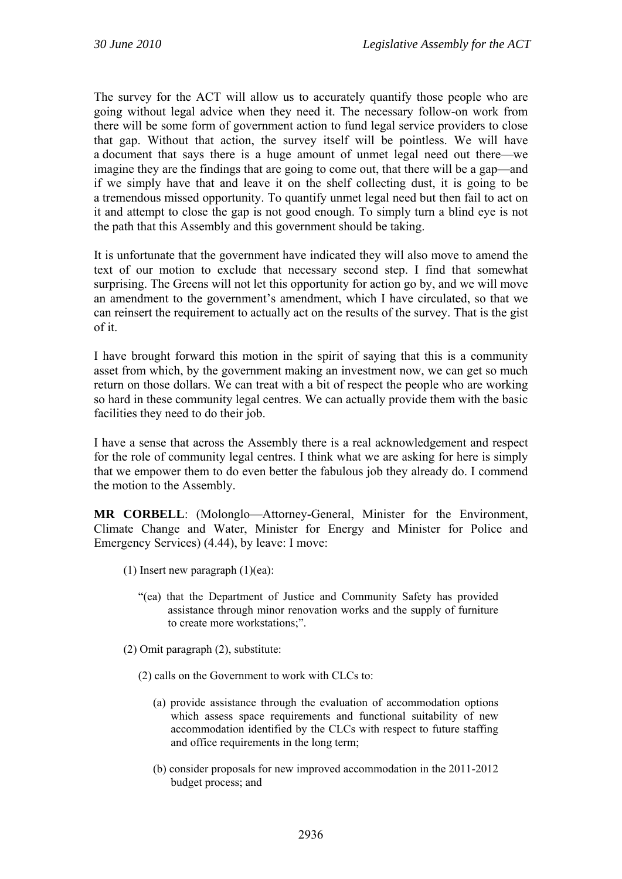The survey for the ACT will allow us to accurately quantify those people who are going without legal advice when they need it. The necessary follow-on work from there will be some form of government action to fund legal service providers to close that gap. Without that action, the survey itself will be pointless. We will have a document that says there is a huge amount of unmet legal need out there—we imagine they are the findings that are going to come out, that there will be a gap—and if we simply have that and leave it on the shelf collecting dust, it is going to be a tremendous missed opportunity. To quantify unmet legal need but then fail to act on it and attempt to close the gap is not good enough. To simply turn a blind eye is not the path that this Assembly and this government should be taking.

It is unfortunate that the government have indicated they will also move to amend the text of our motion to exclude that necessary second step. I find that somewhat surprising. The Greens will not let this opportunity for action go by, and we will move an amendment to the government's amendment, which I have circulated, so that we can reinsert the requirement to actually act on the results of the survey. That is the gist of it.

I have brought forward this motion in the spirit of saying that this is a community asset from which, by the government making an investment now, we can get so much return on those dollars. We can treat with a bit of respect the people who are working so hard in these community legal centres. We can actually provide them with the basic facilities they need to do their job.

I have a sense that across the Assembly there is a real acknowledgement and respect for the role of community legal centres. I think what we are asking for here is simply that we empower them to do even better the fabulous job they already do. I commend the motion to the Assembly.

**MR CORBELL**: (Molonglo—Attorney-General, Minister for the Environment, Climate Change and Water, Minister for Energy and Minister for Police and Emergency Services) (4.44), by leave: I move:

(1) Insert new paragraph (1)(ea):

> "(ea) that the Department of Justice and Community Safety has provided assistance through minor renovation works and the supply of furniture to create more workstations;".

(2) Omit paragraph (2), substitute:

> (2) calls on the Government to work with CLCs to:
>
> (a) provide assistance through the evaluation of accommodation options which assess space requirements and functional suitability of new accommodation identified by the CLCs with respect to future staffing and office requirements in the long term;
>
> (b) consider proposals for new improved accommodation in the 2011-2012 budget process; and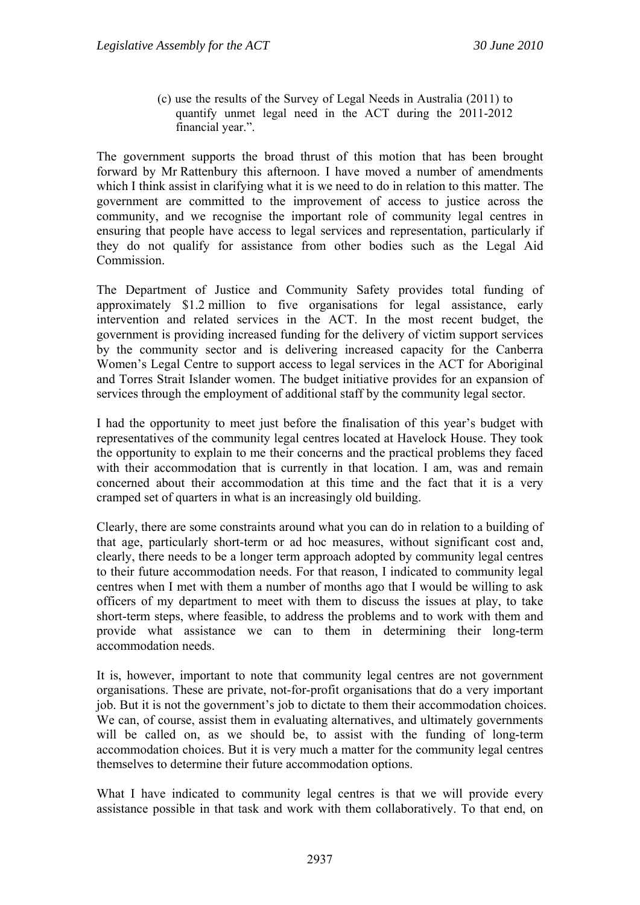(c) use the results of the Survey of Legal Needs in Australia (2011) to quantify unmet legal need in the ACT during the 2011-2012 financial year.".

The government supports the broad thrust of this motion that has been brought forward by Mr Rattenbury this afternoon. I have moved a number of amendments which I think assist in clarifying what it is we need to do in relation to this matter. The government are committed to the improvement of access to justice across the community, and we recognise the important role of community legal centres in ensuring that people have access to legal services and representation, particularly if they do not qualify for assistance from other bodies such as the Legal Aid Commission.

The Department of Justice and Community Safety provides total funding of approximately $1.2 million to five organisations for legal assistance, early intervention and related services in the ACT. In the most recent budget, the government is providing increased funding for the delivery of victim support services by the community sector and is delivering increased capacity for the Canberra Women's Legal Centre to support access to legal services in the ACT for Aboriginal and Torres Strait Islander women. The budget initiative provides for an expansion of services through the employment of additional staff by the community legal sector.

I had the opportunity to meet just before the finalisation of this year's budget with representatives of the community legal centres located at Havelock House. They took the opportunity to explain to me their concerns and the practical problems they faced with their accommodation that is currently in that location. I am, was and remain concerned about their accommodation at this time and the fact that it is a very cramped set of quarters in what is an increasingly old building.

Clearly, there are some constraints around what you can do in relation to a building of that age, particularly short-term or ad hoc measures, without significant cost and, clearly, there needs to be a longer term approach adopted by community legal centres to their future accommodation needs. For that reason, I indicated to community legal centres when I met with them a number of months ago that I would be willing to ask officers of my department to meet with them to discuss the issues at play, to take short-term steps, where feasible, to address the problems and to work with them and provide what assistance we can to them in determining their long-term accommodation needs.

It is, however, important to note that community legal centres are not government organisations. These are private, not-for-profit organisations that do a very important job. But it is not the government's job to dictate to them their accommodation choices. We can, of course, assist them in evaluating alternatives, and ultimately governments will be called on, as we should be, to assist with the funding of long-term accommodation choices. But it is very much a matter for the community legal centres themselves to determine their future accommodation options.

What I have indicated to community legal centres is that we will provide every assistance possible in that task and work with them collaboratively. To that end, on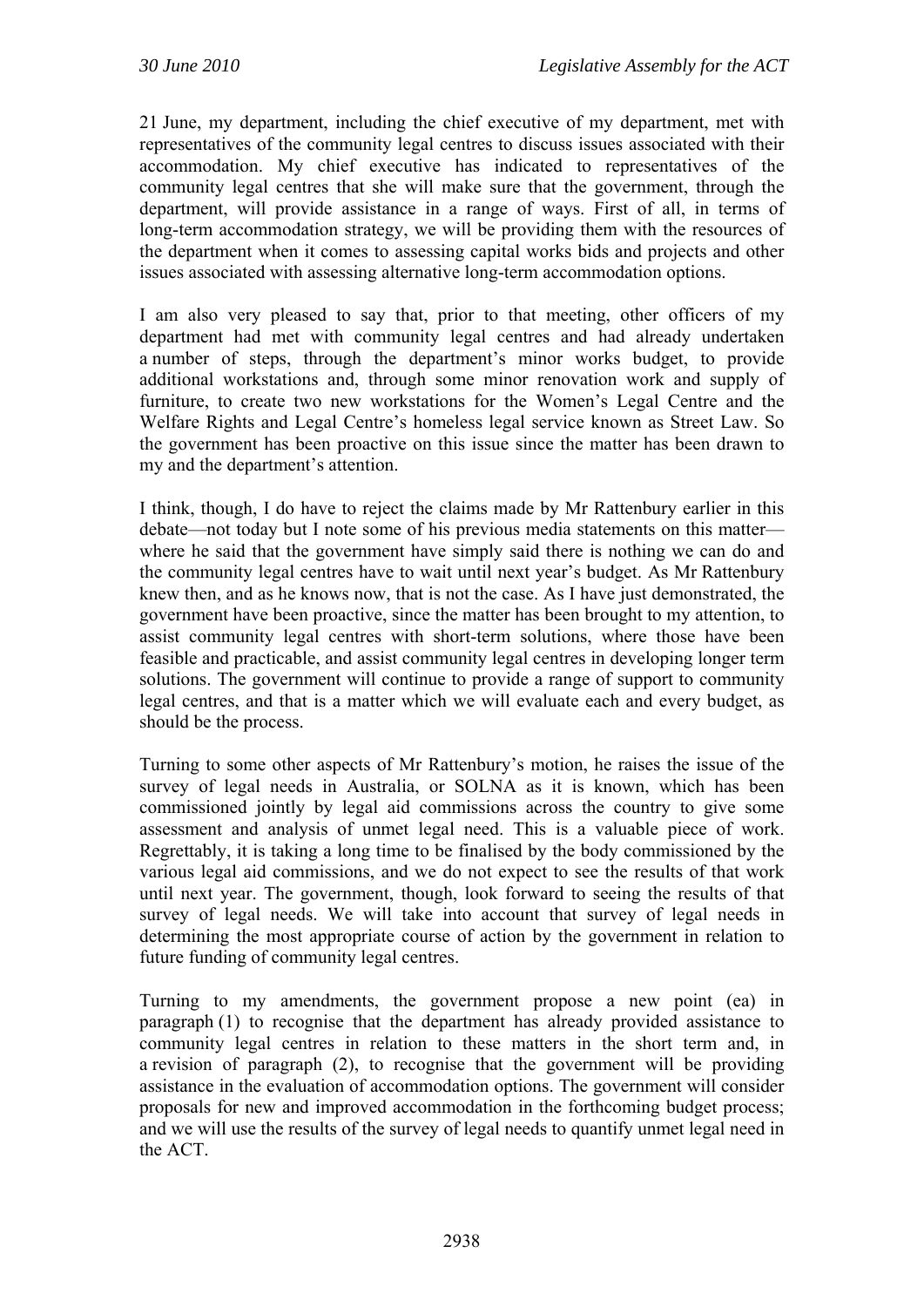21 June, my department, including the chief executive of my department, met with representatives of the community legal centres to discuss issues associated with their accommodation. My chief executive has indicated to representatives of the community legal centres that she will make sure that the government, through the department, will provide assistance in a range of ways. First of all, in terms of long-term accommodation strategy, we will be providing them with the resources of the department when it comes to assessing capital works bids and projects and other issues associated with assessing alternative long-term accommodation options.

I am also very pleased to say that, prior to that meeting, other officers of my department had met with community legal centres and had already undertaken a number of steps, through the department's minor works budget, to provide additional workstations and, through some minor renovation work and supply of furniture, to create two new workstations for the Women's Legal Centre and the Welfare Rights and Legal Centre's homeless legal service known as Street Law. So the government has been proactive on this issue since the matter has been drawn to my and the department's attention.

I think, though, I do have to reject the claims made by Mr Rattenbury earlier in this debate—not today but I note some of his previous media statements on this matter—where he said that the government have simply said there is nothing we can do and the community legal centres have to wait until next year's budget. As Mr Rattenbury knew then, and as he knows now, that is not the case. As I have just demonstrated, the government have been proactive, since the matter has been brought to my attention, to assist community legal centres with short-term solutions, where those have been feasible and practicable, and assist community legal centres in developing longer term solutions. The government will continue to provide a range of support to community legal centres, and that is a matter which we will evaluate each and every budget, as should be the process.

Turning to some other aspects of Mr Rattenbury's motion, he raises the issue of the survey of legal needs in Australia, or SOLNA as it is known, which has been commissioned jointly by legal aid commissions across the country to give some assessment and analysis of unmet legal need. This is a valuable piece of work. Regrettably, it is taking a long time to be finalised by the body commissioned by the various legal aid commissions, and we do not expect to see the results of that work until next year. The government, though, look forward to seeing the results of that survey of legal needs. We will take into account that survey of legal needs in determining the most appropriate course of action by the government in relation to future funding of community legal centres.

Turning to my amendments, the government propose a new point (ea) in paragraph (1) to recognise that the department has already provided assistance to community legal centres in relation to these matters in the short term and, in a revision of paragraph (2), to recognise that the government will be providing assistance in the evaluation of accommodation options. The government will consider proposals for new and improved accommodation in the forthcoming budget process; and we will use the results of the survey of legal needs to quantify unmet legal need in the ACT.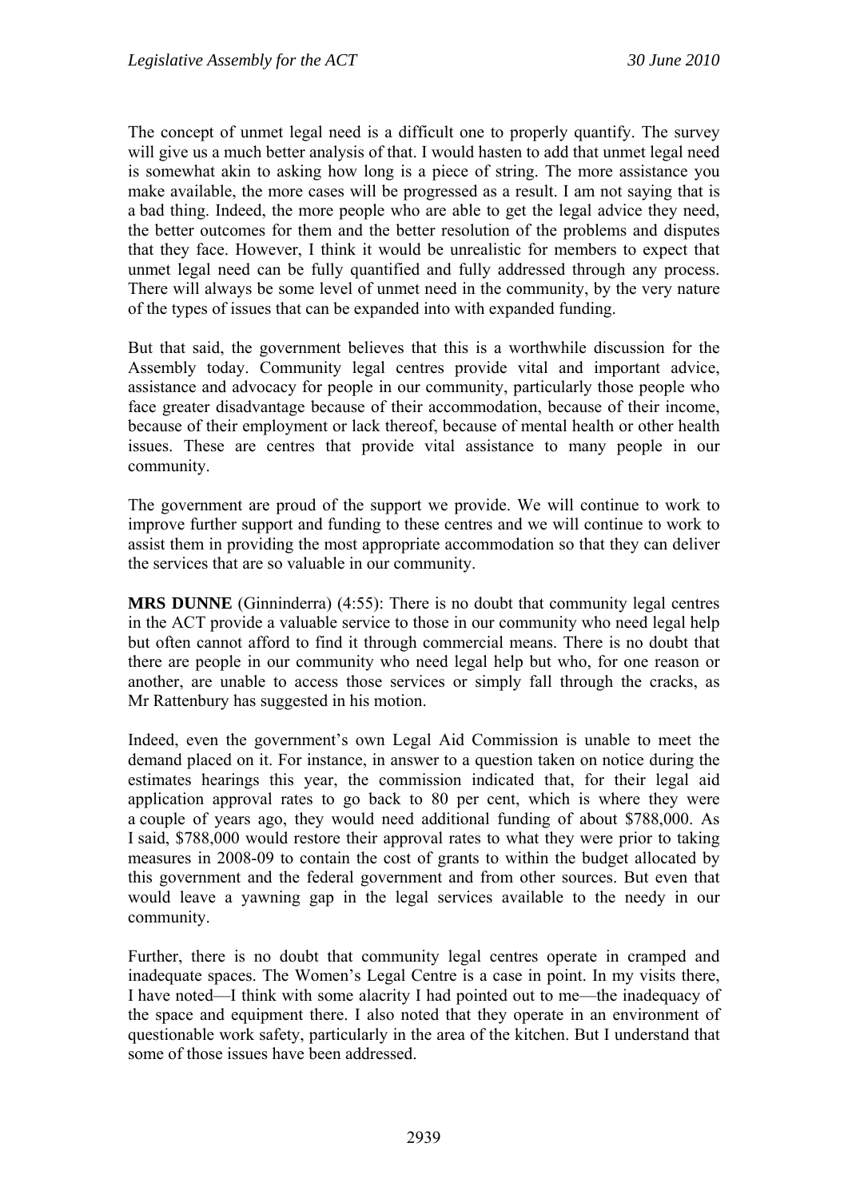The concept of unmet legal need is a difficult one to properly quantify. The survey will give us a much better analysis of that. I would hasten to add that unmet legal need is somewhat akin to asking how long is a piece of string. The more assistance you make available, the more cases will be progressed as a result. I am not saying that is a bad thing. Indeed, the more people who are able to get the legal advice they need, the better outcomes for them and the better resolution of the problems and disputes that they face. However, I think it would be unrealistic for members to expect that unmet legal need can be fully quantified and fully addressed through any process. There will always be some level of unmet need in the community, by the very nature of the types of issues that can be expanded into with expanded funding.

But that said, the government believes that this is a worthwhile discussion for the Assembly today. Community legal centres provide vital and important advice, assistance and advocacy for people in our community, particularly those people who face greater disadvantage because of their accommodation, because of their income, because of their employment or lack thereof, because of mental health or other health issues. These are centres that provide vital assistance to many people in our community.

The government are proud of the support we provide. We will continue to work to improve further support and funding to these centres and we will continue to work to assist them in providing the most appropriate accommodation so that they can deliver the services that are so valuable in our community.

**MRS DUNNE** (Ginninderra) (4:55): There is no doubt that community legal centres in the ACT provide a valuable service to those in our community who need legal help but often cannot afford to find it through commercial means. There is no doubt that there are people in our community who need legal help but who, for one reason or another, are unable to access those services or simply fall through the cracks, as Mr Rattenbury has suggested in his motion.

Indeed, even the government's own Legal Aid Commission is unable to meet the demand placed on it. For instance, in answer to a question taken on notice during the estimates hearings this year, the commission indicated that, for their legal aid application approval rates to go back to 80 per cent, which is where they were a couple of years ago, they would need additional funding of about $788,000. As I said, $788,000 would restore their approval rates to what they were prior to taking measures in 2008-09 to contain the cost of grants to within the budget allocated by this government and the federal government and from other sources. But even that would leave a yawning gap in the legal services available to the needy in our community.

Further, there is no doubt that community legal centres operate in cramped and inadequate spaces. The Women's Legal Centre is a case in point. In my visits there, I have noted—I think with some alacrity I had pointed out to me—the inadequacy of the space and equipment there. I also noted that they operate in an environment of questionable work safety, particularly in the area of the kitchen. But I understand that some of those issues have been addressed.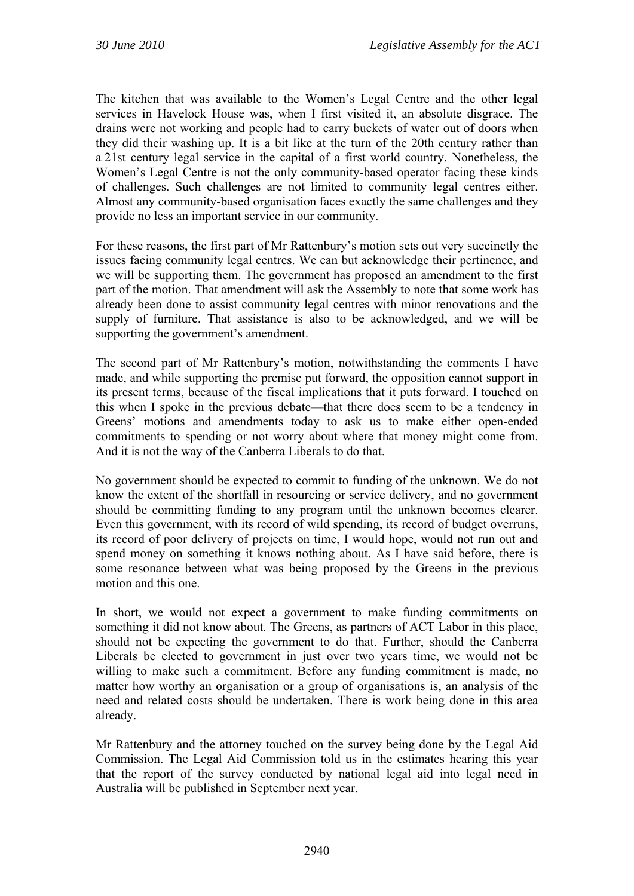The kitchen that was available to the Women's Legal Centre and the other legal services in Havelock House was, when I first visited it, an absolute disgrace. The drains were not working and people had to carry buckets of water out of doors when they did their washing up. It is a bit like at the turn of the 20th century rather than a 21st century legal service in the capital of a first world country. Nonetheless, the Women's Legal Centre is not the only community-based operator facing these kinds of challenges. Such challenges are not limited to community legal centres either. Almost any community-based organisation faces exactly the same challenges and they provide no less an important service in our community.

For these reasons, the first part of Mr Rattenbury's motion sets out very succinctly the issues facing community legal centres. We can but acknowledge their pertinence, and we will be supporting them. The government has proposed an amendment to the first part of the motion. That amendment will ask the Assembly to note that some work has already been done to assist community legal centres with minor renovations and the supply of furniture. That assistance is also to be acknowledged, and we will be supporting the government's amendment.

The second part of Mr Rattenbury's motion, notwithstanding the comments I have made, and while supporting the premise put forward, the opposition cannot support in its present terms, because of the fiscal implications that it puts forward. I touched on this when I spoke in the previous debate—that there does seem to be a tendency in Greens' motions and amendments today to ask us to make either open-ended commitments to spending or not worry about where that money might come from. And it is not the way of the Canberra Liberals to do that.

No government should be expected to commit to funding of the unknown. We do not know the extent of the shortfall in resourcing or service delivery, and no government should be committing funding to any program until the unknown becomes clearer. Even this government, with its record of wild spending, its record of budget overruns, its record of poor delivery of projects on time, I would hope, would not run out and spend money on something it knows nothing about. As I have said before, there is some resonance between what was being proposed by the Greens in the previous motion and this one.

In short, we would not expect a government to make funding commitments on something it did not know about. The Greens, as partners of ACT Labor in this place, should not be expecting the government to do that. Further, should the Canberra Liberals be elected to government in just over two years time, we would not be willing to make such a commitment. Before any funding commitment is made, no matter how worthy an organisation or a group of organisations is, an analysis of the need and related costs should be undertaken. There is work being done in this area already.

Mr Rattenbury and the attorney touched on the survey being done by the Legal Aid Commission. The Legal Aid Commission told us in the estimates hearing this year that the report of the survey conducted by national legal aid into legal need in Australia will be published in September next year.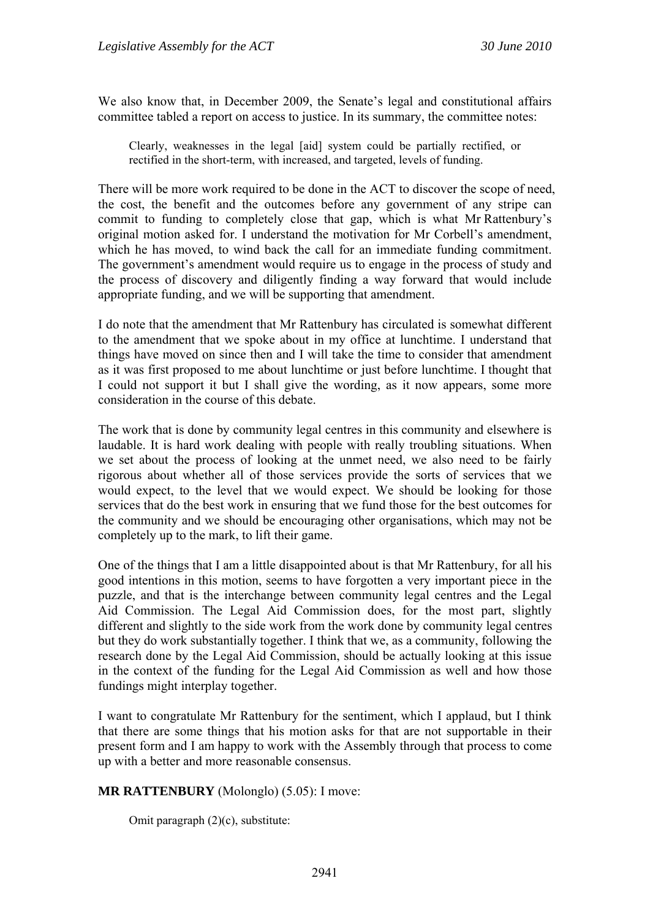We also know that, in December 2009, the Senate's legal and constitutional affairs committee tabled a report on access to justice. In its summary, the committee notes:

> Clearly, weaknesses in the legal [aid] system could be partially rectified, or rectified in the short-term, with increased, and targeted, levels of funding.

There will be more work required to be done in the ACT to discover the scope of need, the cost, the benefit and the outcomes before any government of any stripe can commit to funding to completely close that gap, which is what Mr Rattenbury's original motion asked for. I understand the motivation for Mr Corbell's amendment, which he has moved, to wind back the call for an immediate funding commitment. The government's amendment would require us to engage in the process of study and the process of discovery and diligently finding a way forward that would include appropriate funding, and we will be supporting that amendment.

I do note that the amendment that Mr Rattenbury has circulated is somewhat different to the amendment that we spoke about in my office at lunchtime. I understand that things have moved on since then and I will take the time to consider that amendment as it was first proposed to me about lunchtime or just before lunchtime. I thought that I could not support it but I shall give the wording, as it now appears, some more consideration in the course of this debate.

The work that is done by community legal centres in this community and elsewhere is laudable. It is hard work dealing with people with really troubling situations. When we set about the process of looking at the unmet need, we also need to be fairly rigorous about whether all of those services provide the sorts of services that we would expect, to the level that we would expect. We should be looking for those services that do the best work in ensuring that we fund those for the best outcomes for the community and we should be encouraging other organisations, which may not be completely up to the mark, to lift their game.

One of the things that I am a little disappointed about is that Mr Rattenbury, for all his good intentions in this motion, seems to have forgotten a very important piece in the puzzle, and that is the interchange between community legal centres and the Legal Aid Commission. The Legal Aid Commission does, for the most part, slightly different and slightly to the side work from the work done by community legal centres but they do work substantially together. I think that we, as a community, following the research done by the Legal Aid Commission, should be actually looking at this issue in the context of the funding for the Legal Aid Commission as well and how those fundings might interplay together.

I want to congratulate Mr Rattenbury for the sentiment, which I applaud, but I think that there are some things that his motion asks for that are not supportable in their present form and I am happy to work with the Assembly through that process to come up with a better and more reasonable consensus.

**MR RATTENBURY** (Molonglo) (5.05): I move:

> Omit paragraph (2)(c), substitute: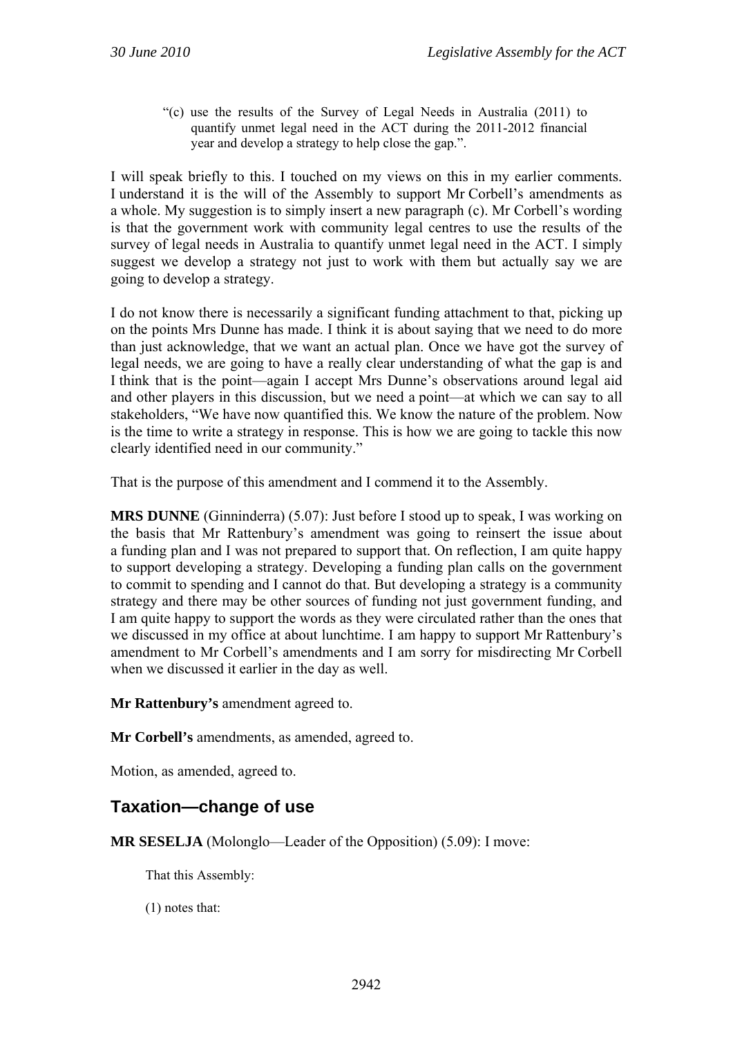> "(c) use the results of the Survey of Legal Needs in Australia (2011) to quantify unmet legal need in the ACT during the 2011-2012 financial year and develop a strategy to help close the gap.".

I will speak briefly to this. I touched on my views on this in my earlier comments. I understand it is the will of the Assembly to support Mr Corbell's amendments as a whole. My suggestion is to simply insert a new paragraph (c). Mr Corbell's wording is that the government work with community legal centres to use the results of the survey of legal needs in Australia to quantify unmet legal need in the ACT. I simply suggest we develop a strategy not just to work with them but actually say we are going to develop a strategy.

I do not know there is necessarily a significant funding attachment to that, picking up on the points Mrs Dunne has made. I think it is about saying that we need to do more than just acknowledge, that we want an actual plan. Once we have got the survey of legal needs, we are going to have a really clear understanding of what the gap is and I think that is the point—again I accept Mrs Dunne's observations around legal aid and other players in this discussion, but we need a point—at which we can say to all stakeholders, "We have now quantified this. We know the nature of the problem. Now is the time to write a strategy in response. This is how we are going to tackle this now clearly identified need in our community."

That is the purpose of this amendment and I commend it to the Assembly.

**MRS DUNNE** (Ginninderra) (5.07): Just before I stood up to speak, I was working on the basis that Mr Rattenbury's amendment was going to reinsert the issue about a funding plan and I was not prepared to support that. On reflection, I am quite happy to support developing a strategy. Developing a funding plan calls on the government to commit to spending and I cannot do that. But developing a strategy is a community strategy and there may be other sources of funding not just government funding, and I am quite happy to support the words as they were circulated rather than the ones that we discussed in my office at about lunchtime. I am happy to support Mr Rattenbury's amendment to Mr Corbell's amendments and I am sorry for misdirecting Mr Corbell when we discussed it earlier in the day as well.

**Mr Rattenbury's** amendment agreed to.

**Mr Corbell's** amendments, as amended, agreed to.

Motion, as amended, agreed to.

## Taxation—change of use

**MR SESELJA** (Molonglo—Leader of the Opposition) (5.09): I move:

> That this Assembly:
>
> (1) notes that: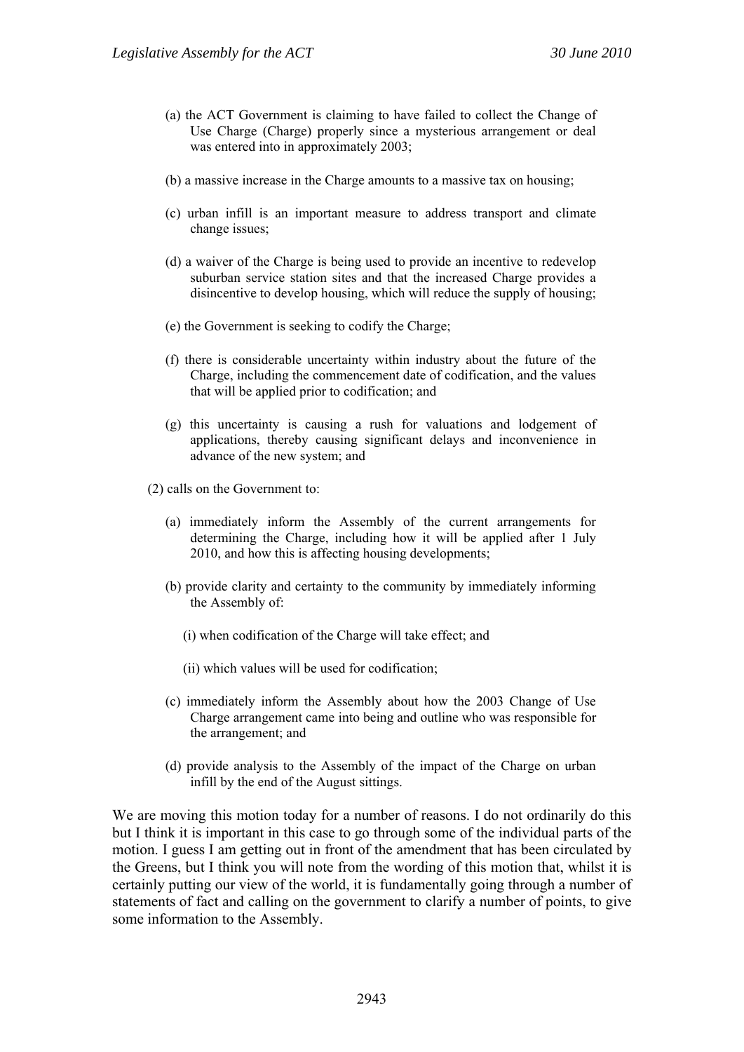(a) the ACT Government is claiming to have failed to collect the Change of Use Charge (Charge) properly since a mysterious arrangement or deal was entered into in approximately 2003;

(b) a massive increase in the Charge amounts to a massive tax on housing;

(c) urban infill is an important measure to address transport and climate change issues;

(d) a waiver of the Charge is being used to provide an incentive to redevelop suburban service station sites and that the increased Charge provides a disincentive to develop housing, which will reduce the supply of housing;

(e) the Government is seeking to codify the Charge;

(f) there is considerable uncertainty within industry about the future of the Charge, including the commencement date of codification, and the values that will be applied prior to codification; and

(g) this uncertainty is causing a rush for valuations and lodgement of applications, thereby causing significant delays and inconvenience in advance of the new system; and

(2) calls on the Government to:

(a) immediately inform the Assembly of the current arrangements for determining the Charge, including how it will be applied after 1 July 2010, and how this is affecting housing developments;

(b) provide clarity and certainty to the community by immediately informing the Assembly of:

(i) when codification of the Charge will take effect; and

(ii) which values will be used for codification;

(c) immediately inform the Assembly about how the 2003 Change of Use Charge arrangement came into being and outline who was responsible for the arrangement; and

(d) provide analysis to the Assembly of the impact of the Charge on urban infill by the end of the August sittings.

We are moving this motion today for a number of reasons. I do not ordinarily do this but I think it is important in this case to go through some of the individual parts of the motion. I guess I am getting out in front of the amendment that has been circulated by the Greens, but I think you will note from the wording of this motion that, whilst it is certainly putting our view of the world, it is fundamentally going through a number of statements of fact and calling on the government to clarify a number of points, to give some information to the Assembly.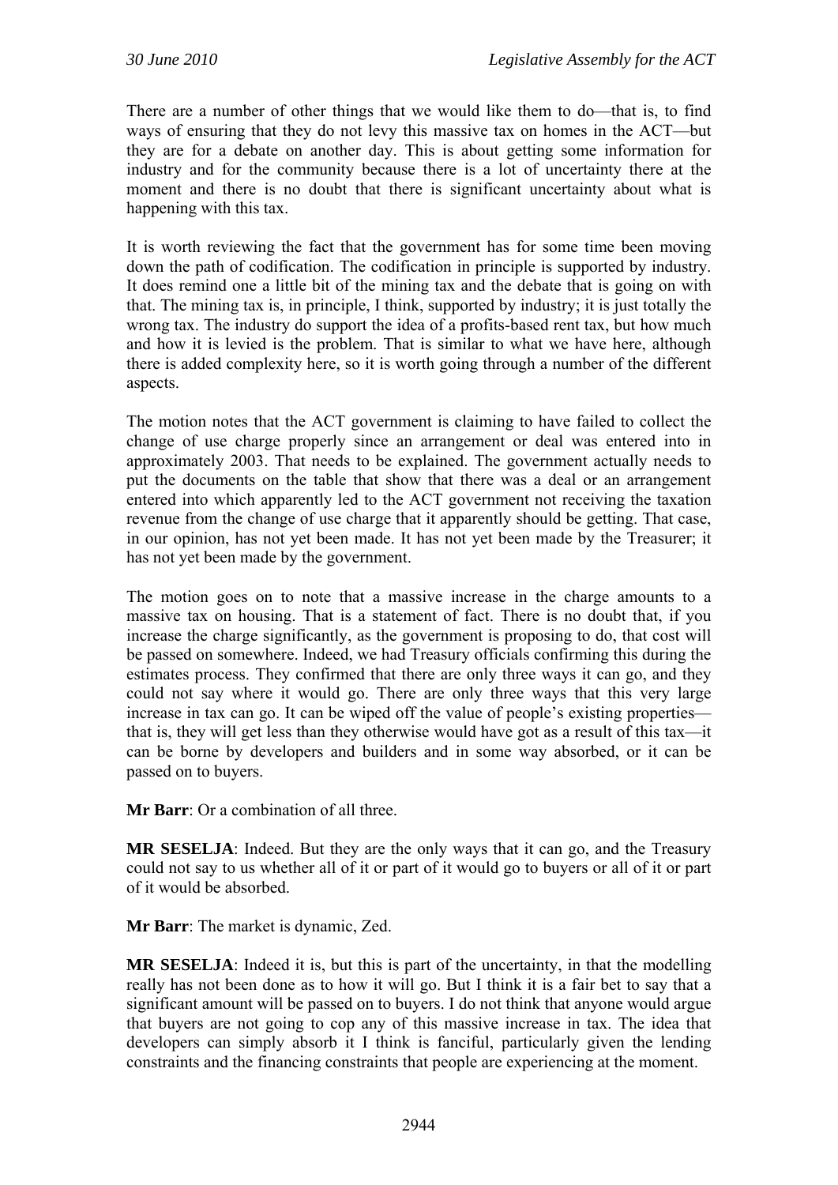There are a number of other things that we would like them to do—that is, to find ways of ensuring that they do not levy this massive tax on homes in the ACT—but they are for a debate on another day. This is about getting some information for industry and for the community because there is a lot of uncertainty there at the moment and there is no doubt that there is significant uncertainty about what is happening with this tax.

It is worth reviewing the fact that the government has for some time been moving down the path of codification. The codification in principle is supported by industry. It does remind one a little bit of the mining tax and the debate that is going on with that. The mining tax is, in principle, I think, supported by industry; it is just totally the wrong tax. The industry do support the idea of a profits-based rent tax, but how much and how it is levied is the problem. That is similar to what we have here, although there is added complexity here, so it is worth going through a number of the different aspects.

The motion notes that the ACT government is claiming to have failed to collect the change of use charge properly since an arrangement or deal was entered into in approximately 2003. That needs to be explained. The government actually needs to put the documents on the table that show that there was a deal or an arrangement entered into which apparently led to the ACT government not receiving the taxation revenue from the change of use charge that it apparently should be getting. That case, in our opinion, has not yet been made. It has not yet been made by the Treasurer; it has not yet been made by the government.

The motion goes on to note that a massive increase in the charge amounts to a massive tax on housing. That is a statement of fact. There is no doubt that, if you increase the charge significantly, as the government is proposing to do, that cost will be passed on somewhere. Indeed, we had Treasury officials confirming this during the estimates process. They confirmed that there are only three ways it can go, and they could not say where it would go. There are only three ways that this very large increase in tax can go. It can be wiped off the value of people's existing properties—that is, they will get less than they otherwise would have got as a result of this tax—it can be borne by developers and builders and in some way absorbed, or it can be passed on to buyers.

**Mr Barr**: Or a combination of all three.

**MR SESELJA**: Indeed. But they are the only ways that it can go, and the Treasury could not say to us whether all of it or part of it would go to buyers or all of it or part of it would be absorbed.

**Mr Barr**: The market is dynamic, Zed.

**MR SESELJA**: Indeed it is, but this is part of the uncertainty, in that the modelling really has not been done as to how it will go. But I think it is a fair bet to say that a significant amount will be passed on to buyers. I do not think that anyone would argue that buyers are not going to cop any of this massive increase in tax. The idea that developers can simply absorb it I think is fanciful, particularly given the lending constraints and the financing constraints that people are experiencing at the moment.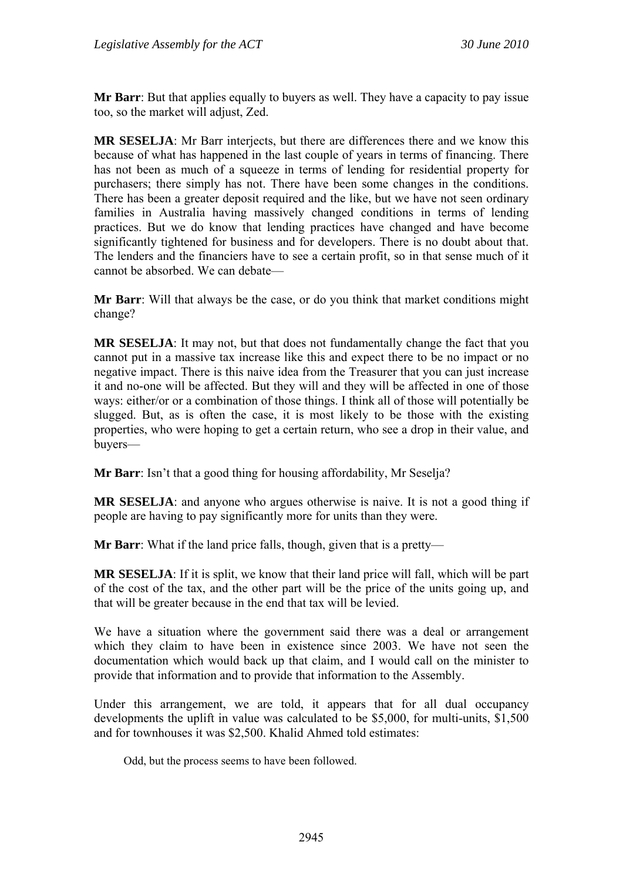**Mr Barr**: But that applies equally to buyers as well. They have a capacity to pay issue too, so the market will adjust, Zed.

**MR SESELJA**: Mr Barr interjects, but there are differences there and we know this because of what has happened in the last couple of years in terms of financing. There has not been as much of a squeeze in terms of lending for residential property for purchasers; there simply has not. There have been some changes in the conditions. There has been a greater deposit required and the like, but we have not seen ordinary families in Australia having massively changed conditions in terms of lending practices. But we do know that lending practices have changed and have become significantly tightened for business and for developers. There is no doubt about that. The lenders and the financiers have to see a certain profit, so in that sense much of it cannot be absorbed. We can debate—

**Mr Barr**: Will that always be the case, or do you think that market conditions might change?

**MR SESELJA**: It may not, but that does not fundamentally change the fact that you cannot put in a massive tax increase like this and expect there to be no impact or no negative impact. There is this naive idea from the Treasurer that you can just increase it and no-one will be affected. But they will and they will be affected in one of those ways: either/or or a combination of those things. I think all of those will potentially be slugged. But, as is often the case, it is most likely to be those with the existing properties, who were hoping to get a certain return, who see a drop in their value, and buyers—

**Mr Barr**: Isn't that a good thing for housing affordability, Mr Seselja?

**MR SESELJA**: and anyone who argues otherwise is naive. It is not a good thing if people are having to pay significantly more for units than they were.

**Mr Barr**: What if the land price falls, though, given that is a pretty—

**MR SESELJA**: If it is split, we know that their land price will fall, which will be part of the cost of the tax, and the other part will be the price of the units going up, and that will be greater because in the end that tax will be levied.

We have a situation where the government said there was a deal or arrangement which they claim to have been in existence since 2003. We have not seen the documentation which would back up that claim, and I would call on the minister to provide that information and to provide that information to the Assembly.

Under this arrangement, we are told, it appears that for all dual occupancy developments the uplift in value was calculated to be $5,000, for multi-units, $1,500 and for townhouses it was $2,500. Khalid Ahmed told estimates:

> Odd, but the process seems to have been followed.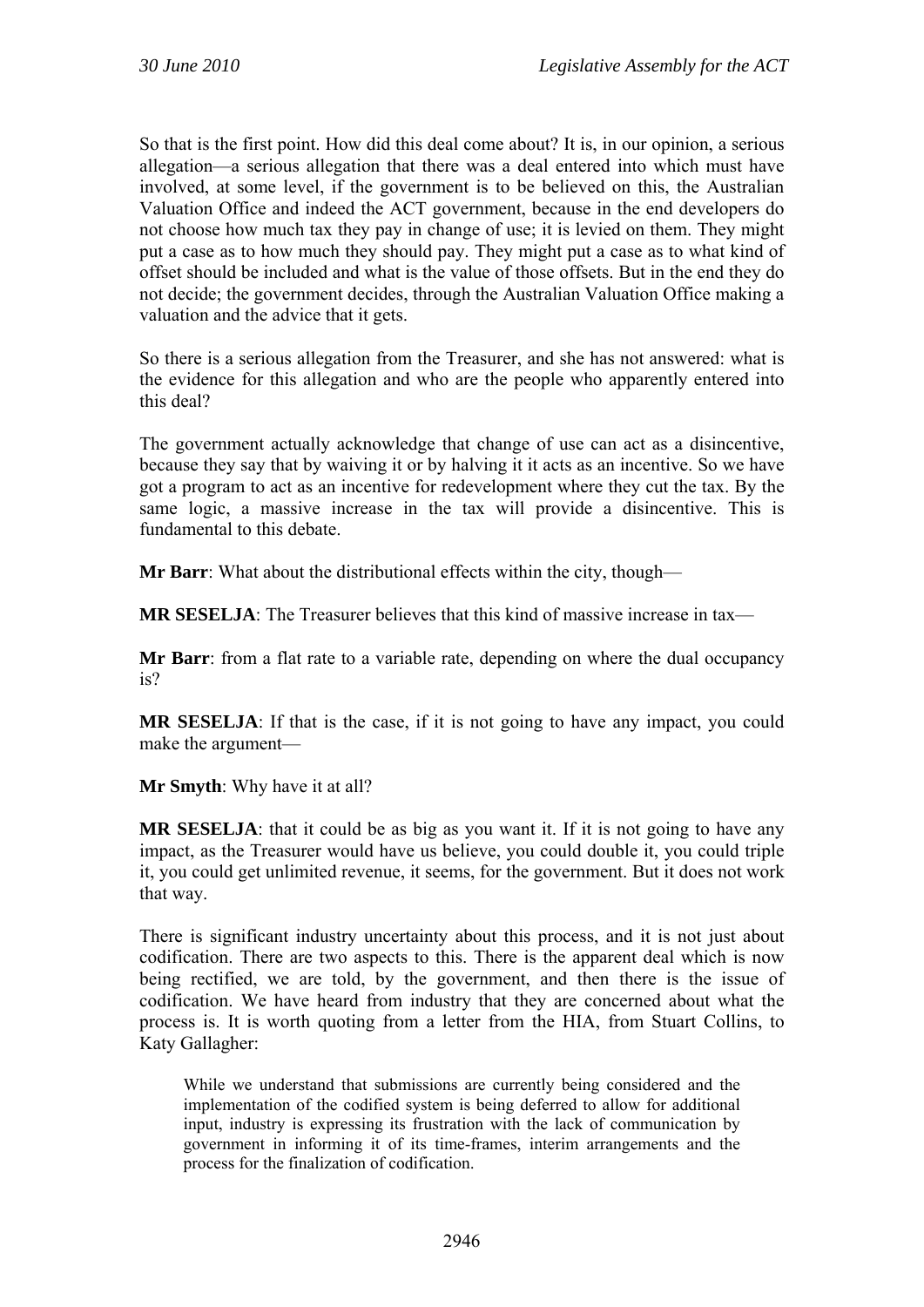So that is the first point. How did this deal come about? It is, in our opinion, a serious allegation—a serious allegation that there was a deal entered into which must have involved, at some level, if the government is to be believed on this, the Australian Valuation Office and indeed the ACT government, because in the end developers do not choose how much tax they pay in change of use; it is levied on them. They might put a case as to how much they should pay. They might put a case as to what kind of offset should be included and what is the value of those offsets. But in the end they do not decide; the government decides, through the Australian Valuation Office making a valuation and the advice that it gets.

So there is a serious allegation from the Treasurer, and she has not answered: what is the evidence for this allegation and who are the people who apparently entered into this deal?

The government actually acknowledge that change of use can act as a disincentive, because they say that by waiving it or by halving it it acts as an incentive. So we have got a program to act as an incentive for redevelopment where they cut the tax. By the same logic, a massive increase in the tax will provide a disincentive. This is fundamental to this debate.

**Mr Barr**: What about the distributional effects within the city, though—

**MR SESELJA**: The Treasurer believes that this kind of massive increase in tax—

**Mr Barr**: from a flat rate to a variable rate, depending on where the dual occupancy is?

**MR SESELJA**: If that is the case, if it is not going to have any impact, you could make the argument—

**Mr Smyth**: Why have it at all?

**MR SESELJA**: that it could be as big as you want it. If it is not going to have any impact, as the Treasurer would have us believe, you could double it, you could triple it, you could get unlimited revenue, it seems, for the government. But it does not work that way.

There is significant industry uncertainty about this process, and it is not just about codification. There are two aspects to this. There is the apparent deal which is now being rectified, we are told, by the government, and then there is the issue of codification. We have heard from industry that they are concerned about what the process is. It is worth quoting from a letter from the HIA, from Stuart Collins, to Katy Gallagher:

> While we understand that submissions are currently being considered and the implementation of the codified system is being deferred to allow for additional input, industry is expressing its frustration with the lack of communication by government in informing it of its time-frames, interim arrangements and the process for the finalization of codification.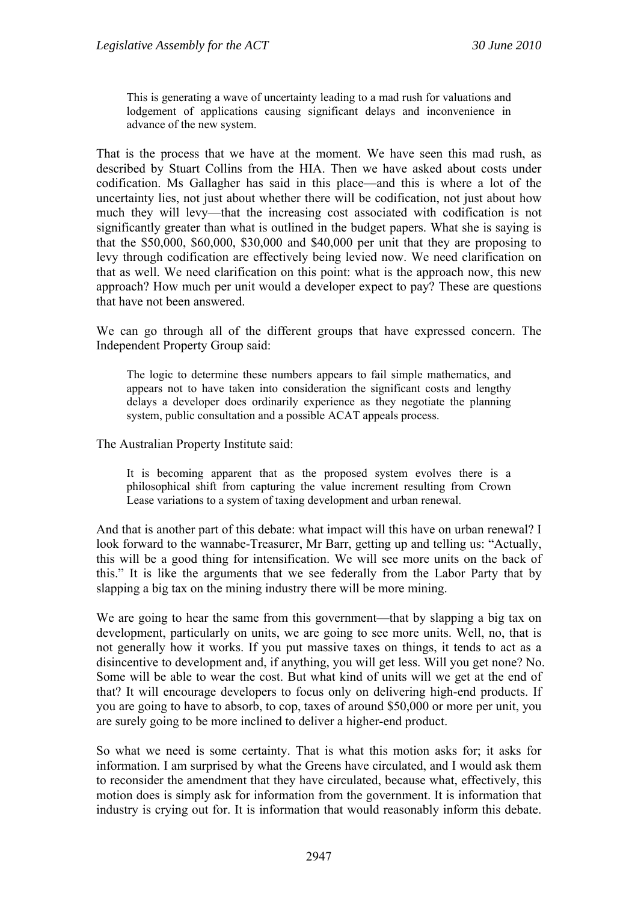> This is generating a wave of uncertainty leading to a mad rush for valuations and lodgement of applications causing significant delays and inconvenience in advance of the new system.

That is the process that we have at the moment. We have seen this mad rush, as described by Stuart Collins from the HIA. Then we have asked about costs under codification. Ms Gallagher has said in this place—and this is where a lot of the uncertainty lies, not just about whether there will be codification, not just about how much they will levy—that the increasing cost associated with codification is not significantly greater than what is outlined in the budget papers. What she is saying is that the $50,000, $60,000, $30,000 and $40,000 per unit that they are proposing to levy through codification are effectively being levied now. We need clarification on that as well. We need clarification on this point: what is the approach now, this new approach? How much per unit would a developer expect to pay? These are questions that have not been answered.

We can go through all of the different groups that have expressed concern. The Independent Property Group said:

> The logic to determine these numbers appears to fail simple mathematics, and appears not to have taken into consideration the significant costs and lengthy delays a developer does ordinarily experience as they negotiate the planning system, public consultation and a possible ACAT appeals process.

The Australian Property Institute said:

> It is becoming apparent that as the proposed system evolves there is a philosophical shift from capturing the value increment resulting from Crown Lease variations to a system of taxing development and urban renewal.

And that is another part of this debate: what impact will this have on urban renewal? I look forward to the wannabe-Treasurer, Mr Barr, getting up and telling us: "Actually, this will be a good thing for intensification. We will see more units on the back of this." It is like the arguments that we see federally from the Labor Party that by slapping a big tax on the mining industry there will be more mining.

We are going to hear the same from this government—that by slapping a big tax on development, particularly on units, we are going to see more units. Well, no, that is not generally how it works. If you put massive taxes on things, it tends to act as a disincentive to development and, if anything, you will get less. Will you get none? No. Some will be able to wear the cost. But what kind of units will we get at the end of that? It will encourage developers to focus only on delivering high-end products. If you are going to have to absorb, to cop, taxes of around $50,000 or more per unit, you are surely going to be more inclined to deliver a higher-end product.

So what we need is some certainty. That is what this motion asks for; it asks for information. I am surprised by what the Greens have circulated, and I would ask them to reconsider the amendment that they have circulated, because what, effectively, this motion does is simply ask for information from the government. It is information that industry is crying out for. It is information that would reasonably inform this debate.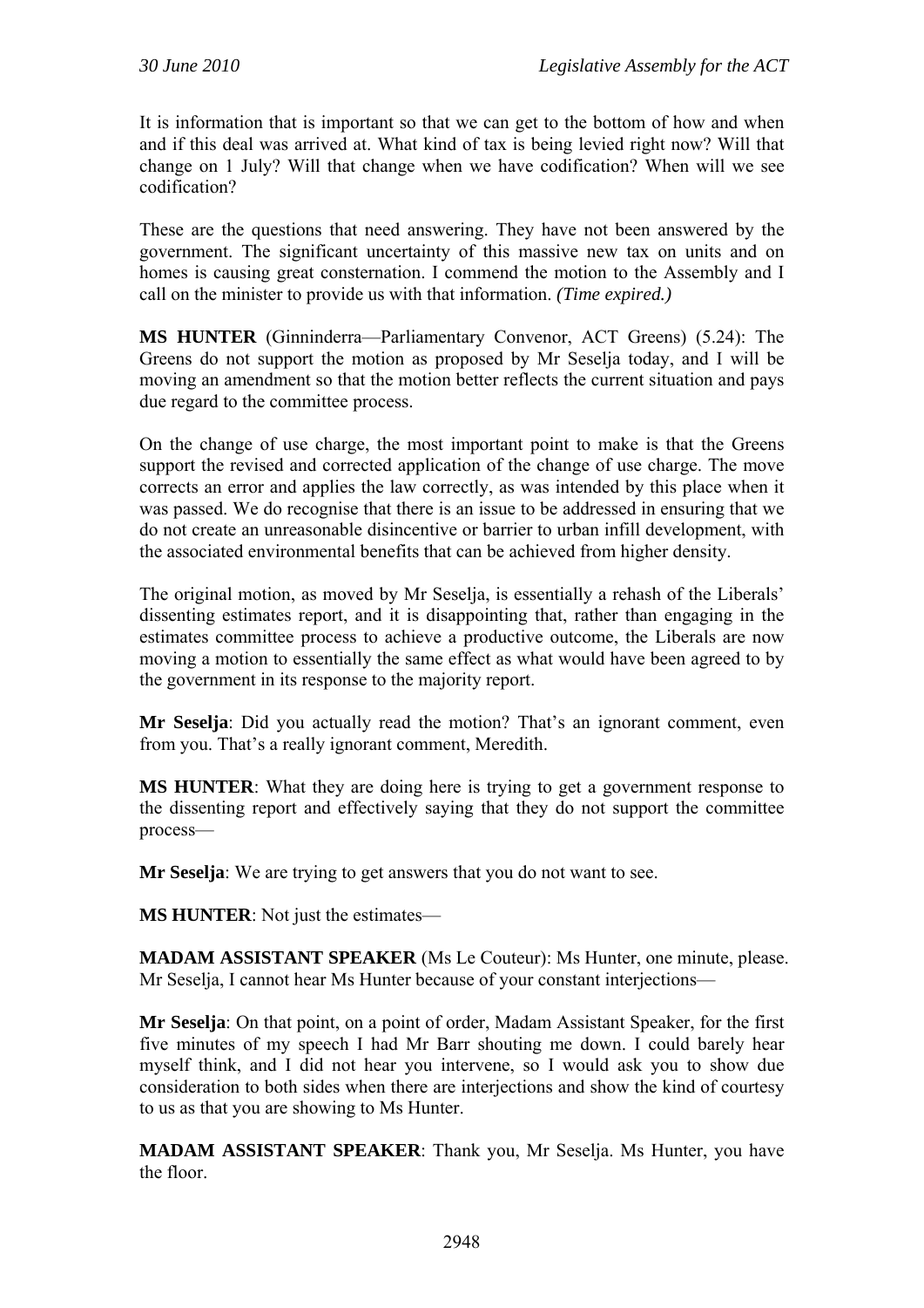It is information that is important so that we can get to the bottom of how and when and if this deal was arrived at. What kind of tax is being levied right now? Will that change on 1 July? Will that change when we have codification? When will we see codification?

These are the questions that need answering. They have not been answered by the government. The significant uncertainty of this massive new tax on units and on homes is causing great consternation. I commend the motion to the Assembly and I call on the minister to provide us with that information. *(Time expired.)*

**MS HUNTER** (Ginninderra—Parliamentary Convenor, ACT Greens) (5.24): The Greens do not support the motion as proposed by Mr Seselja today, and I will be moving an amendment so that the motion better reflects the current situation and pays due regard to the committee process.

On the change of use charge, the most important point to make is that the Greens support the revised and corrected application of the change of use charge. The move corrects an error and applies the law correctly, as was intended by this place when it was passed. We do recognise that there is an issue to be addressed in ensuring that we do not create an unreasonable disincentive or barrier to urban infill development, with the associated environmental benefits that can be achieved from higher density.

The original motion, as moved by Mr Seselja, is essentially a rehash of the Liberals' dissenting estimates report, and it is disappointing that, rather than engaging in the estimates committee process to achieve a productive outcome, the Liberals are now moving a motion to essentially the same effect as what would have been agreed to by the government in its response to the majority report.

**Mr Seselja**: Did you actually read the motion? That's an ignorant comment, even from you. That's a really ignorant comment, Meredith.

**MS HUNTER**: What they are doing here is trying to get a government response to the dissenting report and effectively saying that they do not support the committee process—

**Mr Seselja**: We are trying to get answers that you do not want to see.

**MS HUNTER**: Not just the estimates—

**MADAM ASSISTANT SPEAKER** (Ms Le Couteur): Ms Hunter, one minute, please. Mr Seselja, I cannot hear Ms Hunter because of your constant interjections—

**Mr Seselja**: On that point, on a point of order, Madam Assistant Speaker, for the first five minutes of my speech I had Mr Barr shouting me down. I could barely hear myself think, and I did not hear you intervene, so I would ask you to show due consideration to both sides when there are interjections and show the kind of courtesy to us as that you are showing to Ms Hunter.

**MADAM ASSISTANT SPEAKER**: Thank you, Mr Seselja. Ms Hunter, you have the floor.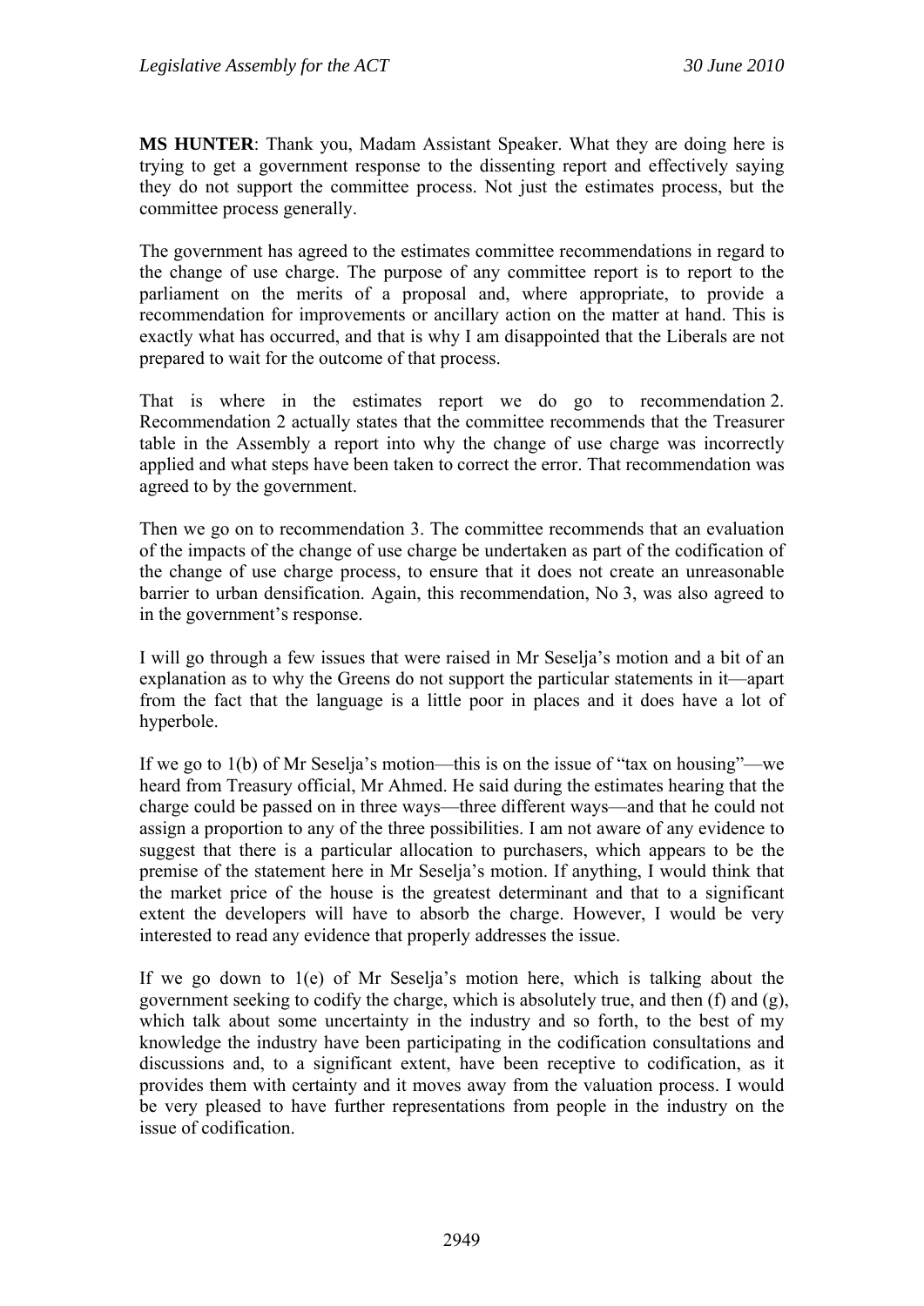**MS HUNTER**: Thank you, Madam Assistant Speaker. What they are doing here is trying to get a government response to the dissenting report and effectively saying they do not support the committee process. Not just the estimates process, but the committee process generally.

The government has agreed to the estimates committee recommendations in regard to the change of use charge. The purpose of any committee report is to report to the parliament on the merits of a proposal and, where appropriate, to provide a recommendation for improvements or ancillary action on the matter at hand. This is exactly what has occurred, and that is why I am disappointed that the Liberals are not prepared to wait for the outcome of that process.

That is where in the estimates report we do go to recommendation 2. Recommendation 2 actually states that the committee recommends that the Treasurer table in the Assembly a report into why the change of use charge was incorrectly applied and what steps have been taken to correct the error. That recommendation was agreed to by the government.

Then we go on to recommendation 3. The committee recommends that an evaluation of the impacts of the change of use charge be undertaken as part of the codification of the change of use charge process, to ensure that it does not create an unreasonable barrier to urban densification. Again, this recommendation, No 3, was also agreed to in the government's response.

I will go through a few issues that were raised in Mr Seselja's motion and a bit of an explanation as to why the Greens do not support the particular statements in it—apart from the fact that the language is a little poor in places and it does have a lot of hyperbole.

If we go to 1(b) of Mr Seselja's motion—this is on the issue of "tax on housing"—we heard from Treasury official, Mr Ahmed. He said during the estimates hearing that the charge could be passed on in three ways—three different ways—and that he could not assign a proportion to any of the three possibilities. I am not aware of any evidence to suggest that there is a particular allocation to purchasers, which appears to be the premise of the statement here in Mr Seselja's motion. If anything, I would think that the market price of the house is the greatest determinant and that to a significant extent the developers will have to absorb the charge. However, I would be very interested to read any evidence that properly addresses the issue.

If we go down to 1(e) of Mr Seselja's motion here, which is talking about the government seeking to codify the charge, which is absolutely true, and then (f) and (g), which talk about some uncertainty in the industry and so forth, to the best of my knowledge the industry have been participating in the codification consultations and discussions and, to a significant extent, have been receptive to codification, as it provides them with certainty and it moves away from the valuation process. I would be very pleased to have further representations from people in the industry on the issue of codification.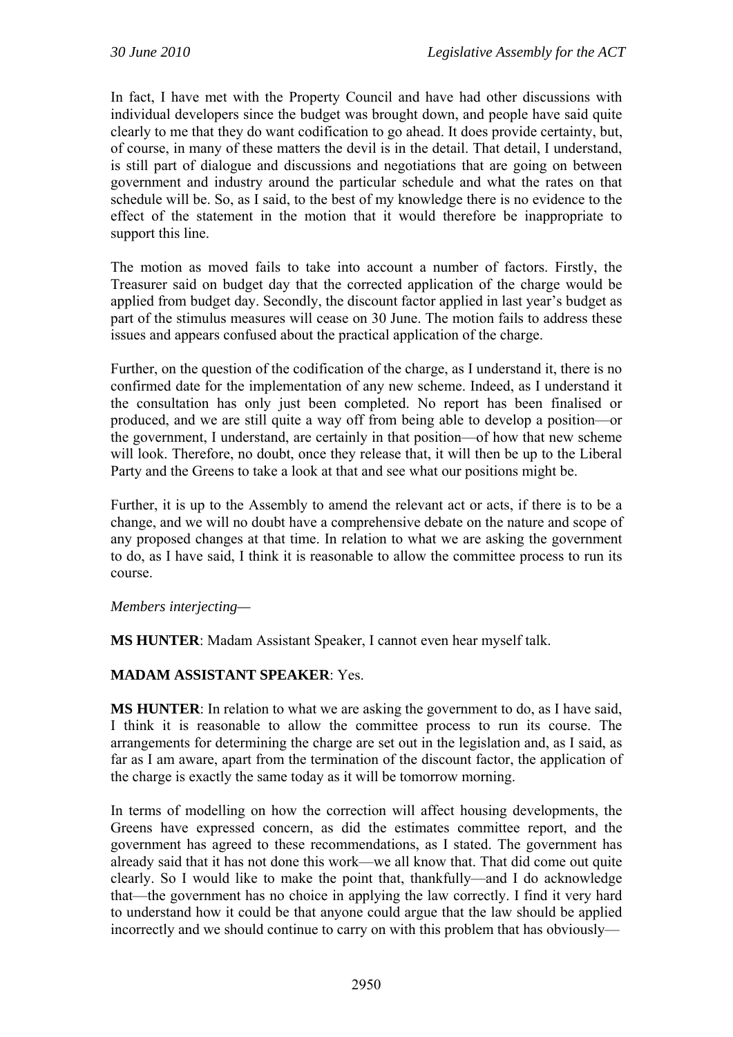In fact, I have met with the Property Council and have had other discussions with individual developers since the budget was brought down, and people have said quite clearly to me that they do want codification to go ahead. It does provide certainty, but, of course, in many of these matters the devil is in the detail. That detail, I understand, is still part of dialogue and discussions and negotiations that are going on between government and industry around the particular schedule and what the rates on that schedule will be. So, as I said, to the best of my knowledge there is no evidence to the effect of the statement in the motion that it would therefore be inappropriate to support this line.

The motion as moved fails to take into account a number of factors. Firstly, the Treasurer said on budget day that the corrected application of the charge would be applied from budget day. Secondly, the discount factor applied in last year's budget as part of the stimulus measures will cease on 30 June. The motion fails to address these issues and appears confused about the practical application of the charge.

Further, on the question of the codification of the charge, as I understand it, there is no confirmed date for the implementation of any new scheme. Indeed, as I understand it the consultation has only just been completed. No report has been finalised or produced, and we are still quite a way off from being able to develop a position—or the government, I understand, are certainly in that position—of how that new scheme will look. Therefore, no doubt, once they release that, it will then be up to the Liberal Party and the Greens to take a look at that and see what our positions might be.

Further, it is up to the Assembly to amend the relevant act or acts, if there is to be a change, and we will no doubt have a comprehensive debate on the nature and scope of any proposed changes at that time. In relation to what we are asking the government to do, as I have said, I think it is reasonable to allow the committee process to run its course.

*Members interjecting—*

**MS HUNTER**: Madam Assistant Speaker, I cannot even hear myself talk.

**MADAM ASSISTANT SPEAKER**: Yes.

**MS HUNTER**: In relation to what we are asking the government to do, as I have said, I think it is reasonable to allow the committee process to run its course. The arrangements for determining the charge are set out in the legislation and, as I said, as far as I am aware, apart from the termination of the discount factor, the application of the charge is exactly the same today as it will be tomorrow morning.

In terms of modelling on how the correction will affect housing developments, the Greens have expressed concern, as did the estimates committee report, and the government has agreed to these recommendations, as I stated. The government has already said that it has not done this work—we all know that. That did come out quite clearly. So I would like to make the point that, thankfully—and I do acknowledge that—the government has no choice in applying the law correctly. I find it very hard to understand how it could be that anyone could argue that the law should be applied incorrectly and we should continue to carry on with this problem that has obviously—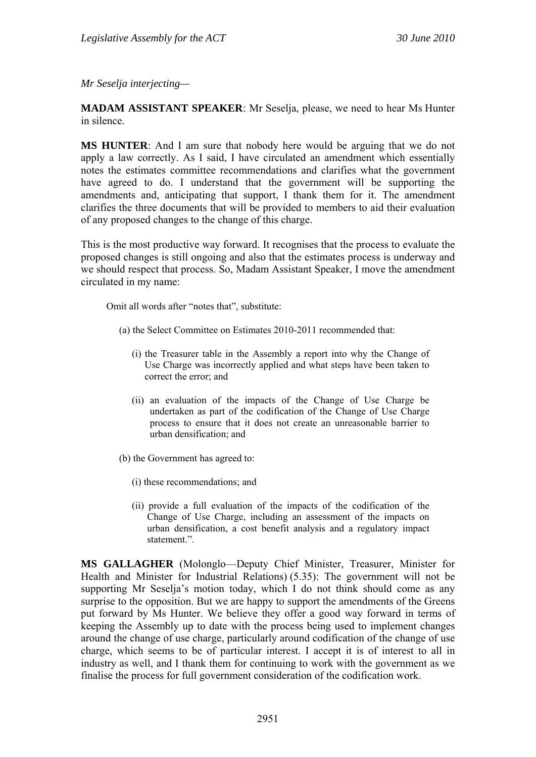*Mr Seselja interjecting—*

**MADAM ASSISTANT SPEAKER**: Mr Seselja, please, we need to hear Ms Hunter in silence.

**MS HUNTER**: And I am sure that nobody here would be arguing that we do not apply a law correctly. As I said, I have circulated an amendment which essentially notes the estimates committee recommendations and clarifies what the government have agreed to do. I understand that the government will be supporting the amendments and, anticipating that support, I thank them for it. The amendment clarifies the three documents that will be provided to members to aid their evaluation of any proposed changes to the change of this charge.

This is the most productive way forward. It recognises that the process to evaluate the proposed changes is still ongoing and also that the estimates process is underway and we should respect that process. So, Madam Assistant Speaker, I move the amendment circulated in my name:

> Omit all words after "notes that", substitute:
>
> (a) the Select Committee on Estimates 2010-2011 recommended that:
>
> (i) the Treasurer table in the Assembly a report into why the Change of Use Charge was incorrectly applied and what steps have been taken to correct the error; and
>
> (ii) an evaluation of the impacts of the Change of Use Charge be undertaken as part of the codification of the Change of Use Charge process to ensure that it does not create an unreasonable barrier to urban densification; and
>
> (b) the Government has agreed to:
>
> (i) these recommendations; and
>
> (ii) provide a full evaluation of the impacts of the codification of the Change of Use Charge, including an assessment of the impacts on urban densification, a cost benefit analysis and a regulatory impact statement.".

**MS GALLAGHER** (Molonglo—Deputy Chief Minister, Treasurer, Minister for Health and Minister for Industrial Relations) (5.35): The government will not be supporting Mr Seselja's motion today, which I do not think should come as any surprise to the opposition. But we are happy to support the amendments of the Greens put forward by Ms Hunter. We believe they offer a good way forward in terms of keeping the Assembly up to date with the process being used to implement changes around the change of use charge, particularly around codification of the change of use charge, which seems to be of particular interest. I accept it is of interest to all in industry as well, and I thank them for continuing to work with the government as we finalise the process for full government consideration of the codification work.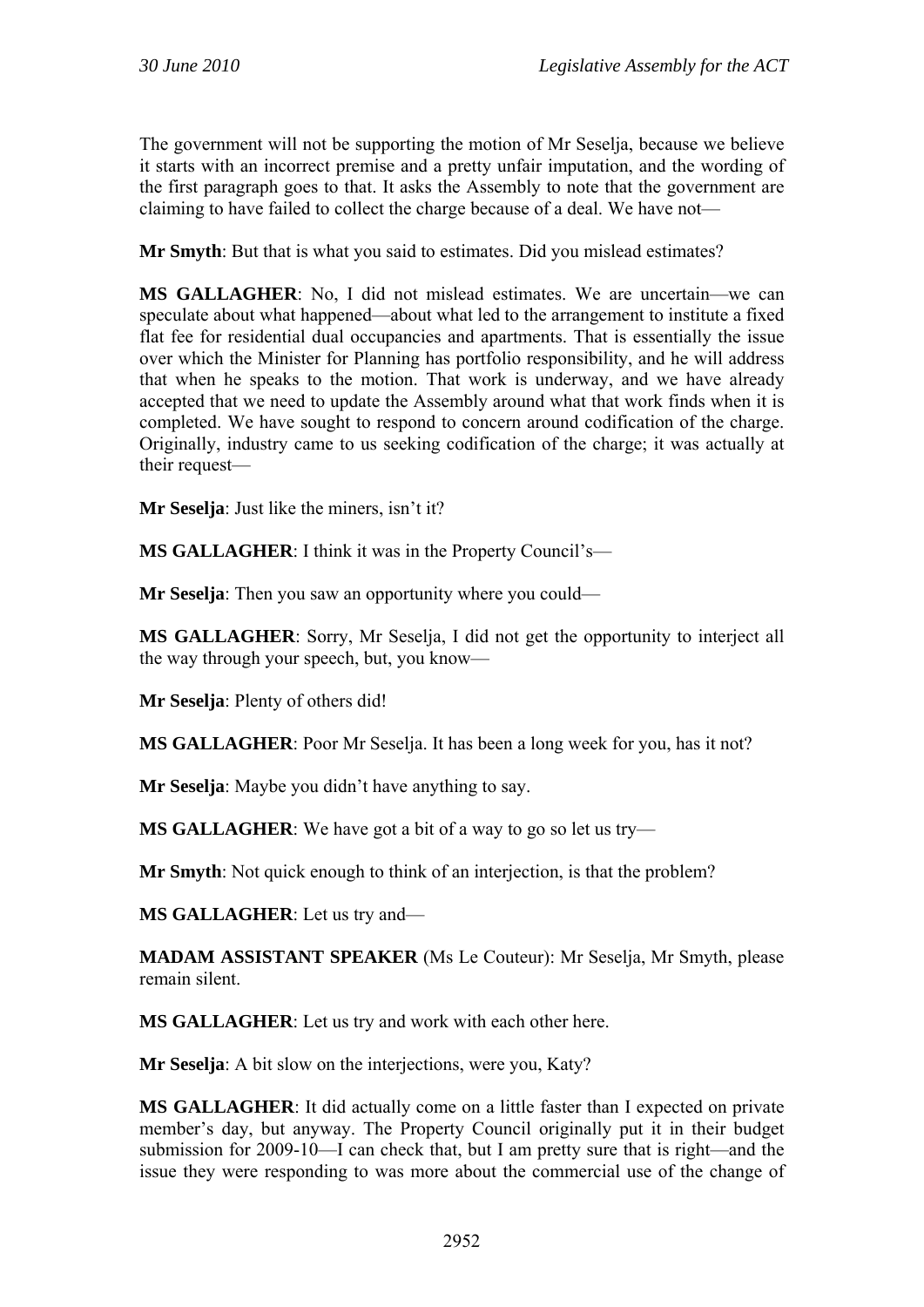The government will not be supporting the motion of Mr Seselja, because we believe it starts with an incorrect premise and a pretty unfair imputation, and the wording of the first paragraph goes to that. It asks the Assembly to note that the government are claiming to have failed to collect the charge because of a deal. We have not—

**Mr Smyth**: But that is what you said to estimates. Did you mislead estimates?

**MS GALLAGHER**: No, I did not mislead estimates. We are uncertain—we can speculate about what happened—about what led to the arrangement to institute a fixed flat fee for residential dual occupancies and apartments. That is essentially the issue over which the Minister for Planning has portfolio responsibility, and he will address that when he speaks to the motion. That work is underway, and we have already accepted that we need to update the Assembly around what that work finds when it is completed. We have sought to respond to concern around codification of the charge. Originally, industry came to us seeking codification of the charge; it was actually at their request—

**Mr Seselja**: Just like the miners, isn't it?

**MS GALLAGHER**: I think it was in the Property Council's—

**Mr Seselja**: Then you saw an opportunity where you could—

**MS GALLAGHER**: Sorry, Mr Seselja, I did not get the opportunity to interject all the way through your speech, but, you know—

**Mr Seselja**: Plenty of others did!

**MS GALLAGHER**: Poor Mr Seselja. It has been a long week for you, has it not?

**Mr Seselja**: Maybe you didn't have anything to say.

**MS GALLAGHER**: We have got a bit of a way to go so let us try—

**Mr Smyth**: Not quick enough to think of an interjection, is that the problem?

**MS GALLAGHER**: Let us try and—

**MADAM ASSISTANT SPEAKER** (Ms Le Couteur): Mr Seselja, Mr Smyth, please remain silent.

**MS GALLAGHER**: Let us try and work with each other here.

**Mr Seselja**: A bit slow on the interjections, were you, Katy?

**MS GALLAGHER**: It did actually come on a little faster than I expected on private member's day, but anyway. The Property Council originally put it in their budget submission for 2009-10—I can check that, but I am pretty sure that is right—and the issue they were responding to was more about the commercial use of the change of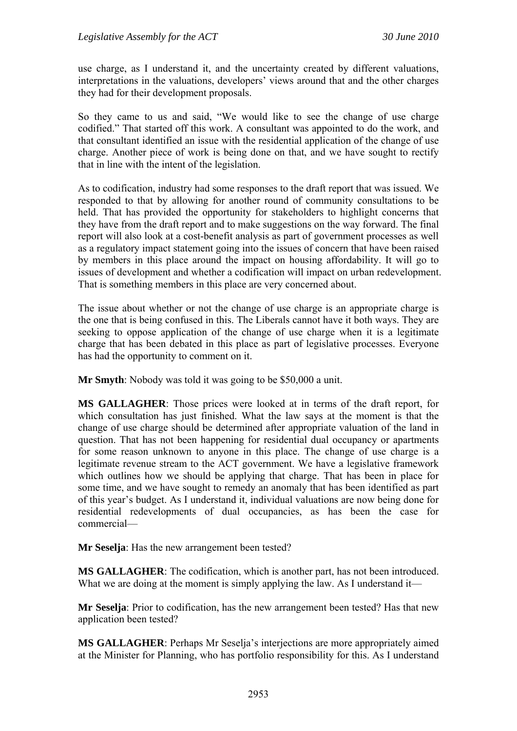use charge, as I understand it, and the uncertainty created by different valuations, interpretations in the valuations, developers' views around that and the other charges they had for their development proposals.

So they came to us and said, "We would like to see the change of use charge codified." That started off this work. A consultant was appointed to do the work, and that consultant identified an issue with the residential application of the change of use charge. Another piece of work is being done on that, and we have sought to rectify that in line with the intent of the legislation.

As to codification, industry had some responses to the draft report that was issued. We responded to that by allowing for another round of community consultations to be held. That has provided the opportunity for stakeholders to highlight concerns that they have from the draft report and to make suggestions on the way forward. The final report will also look at a cost-benefit analysis as part of government processes as well as a regulatory impact statement going into the issues of concern that have been raised by members in this place around the impact on housing affordability. It will go to issues of development and whether a codification will impact on urban redevelopment. That is something members in this place are very concerned about.

The issue about whether or not the change of use charge is an appropriate charge is the one that is being confused in this. The Liberals cannot have it both ways. They are seeking to oppose application of the change of use charge when it is a legitimate charge that has been debated in this place as part of legislative processes. Everyone has had the opportunity to comment on it.

**Mr Smyth**: Nobody was told it was going to be $50,000 a unit.

**MS GALLAGHER**: Those prices were looked at in terms of the draft report, for which consultation has just finished. What the law says at the moment is that the change of use charge should be determined after appropriate valuation of the land in question. That has not been happening for residential dual occupancy or apartments for some reason unknown to anyone in this place. The change of use charge is a legitimate revenue stream to the ACT government. We have a legislative framework which outlines how we should be applying that charge. That has been in place for some time, and we have sought to remedy an anomaly that has been identified as part of this year's budget. As I understand it, individual valuations are now being done for residential redevelopments of dual occupancies, as has been the case for commercial—

**Mr Seselja**: Has the new arrangement been tested?

**MS GALLAGHER**: The codification, which is another part, has not been introduced. What we are doing at the moment is simply applying the law. As I understand it—

**Mr Seselja**: Prior to codification, has the new arrangement been tested? Has that new application been tested?

**MS GALLAGHER**: Perhaps Mr Seselja's interjections are more appropriately aimed at the Minister for Planning, who has portfolio responsibility for this. As I understand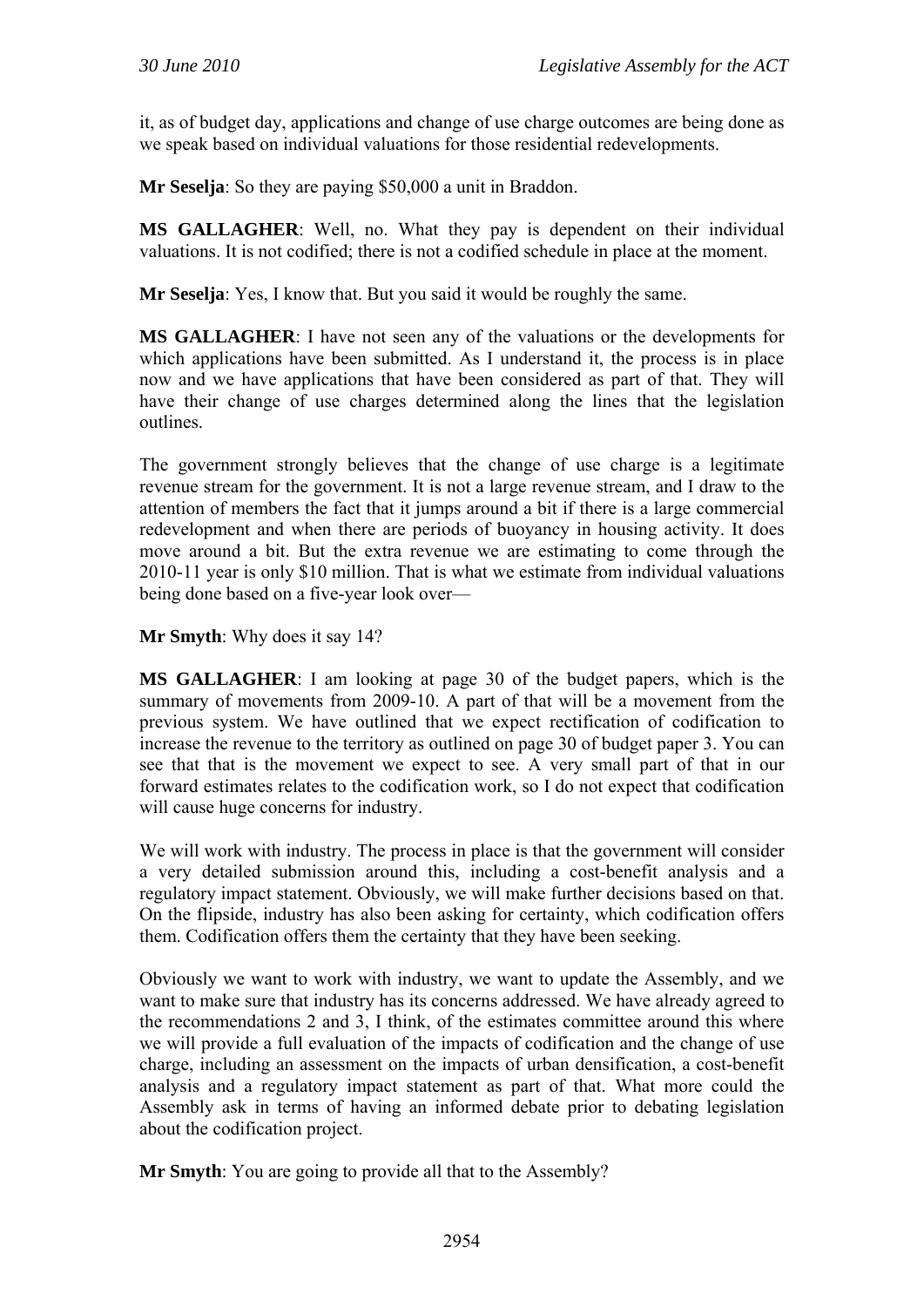it, as of budget day, applications and change of use charge outcomes are being done as we speak based on individual valuations for those residential redevelopments.

**Mr Seselja**: So they are paying $50,000 a unit in Braddon.

**MS GALLAGHER**: Well, no. What they pay is dependent on their individual valuations. It is not codified; there is not a codified schedule in place at the moment.

**Mr Seselja**: Yes, I know that. But you said it would be roughly the same.

**MS GALLAGHER**: I have not seen any of the valuations or the developments for which applications have been submitted. As I understand it, the process is in place now and we have applications that have been considered as part of that. They will have their change of use charges determined along the lines that the legislation outlines.

The government strongly believes that the change of use charge is a legitimate revenue stream for the government. It is not a large revenue stream, and I draw to the attention of members the fact that it jumps around a bit if there is a large commercial redevelopment and when there are periods of buoyancy in housing activity. It does move around a bit. But the extra revenue we are estimating to come through the 2010-11 year is only $10 million. That is what we estimate from individual valuations being done based on a five-year look over—

**Mr Smyth**: Why does it say 14?

**MS GALLAGHER**: I am looking at page 30 of the budget papers, which is the summary of movements from 2009-10. A part of that will be a movement from the previous system. We have outlined that we expect rectification of codification to increase the revenue to the territory as outlined on page 30 of budget paper 3. You can see that that is the movement we expect to see. A very small part of that in our forward estimates relates to the codification work, so I do not expect that codification will cause huge concerns for industry.

We will work with industry. The process in place is that the government will consider a very detailed submission around this, including a cost-benefit analysis and a regulatory impact statement. Obviously, we will make further decisions based on that. On the flipside, industry has also been asking for certainty, which codification offers them. Codification offers them the certainty that they have been seeking.

Obviously we want to work with industry, we want to update the Assembly, and we want to make sure that industry has its concerns addressed. We have already agreed to the recommendations 2 and 3, I think, of the estimates committee around this where we will provide a full evaluation of the impacts of codification and the change of use charge, including an assessment on the impacts of urban densification, a cost-benefit analysis and a regulatory impact statement as part of that. What more could the Assembly ask in terms of having an informed debate prior to debating legislation about the codification project.

**Mr Smyth**: You are going to provide all that to the Assembly?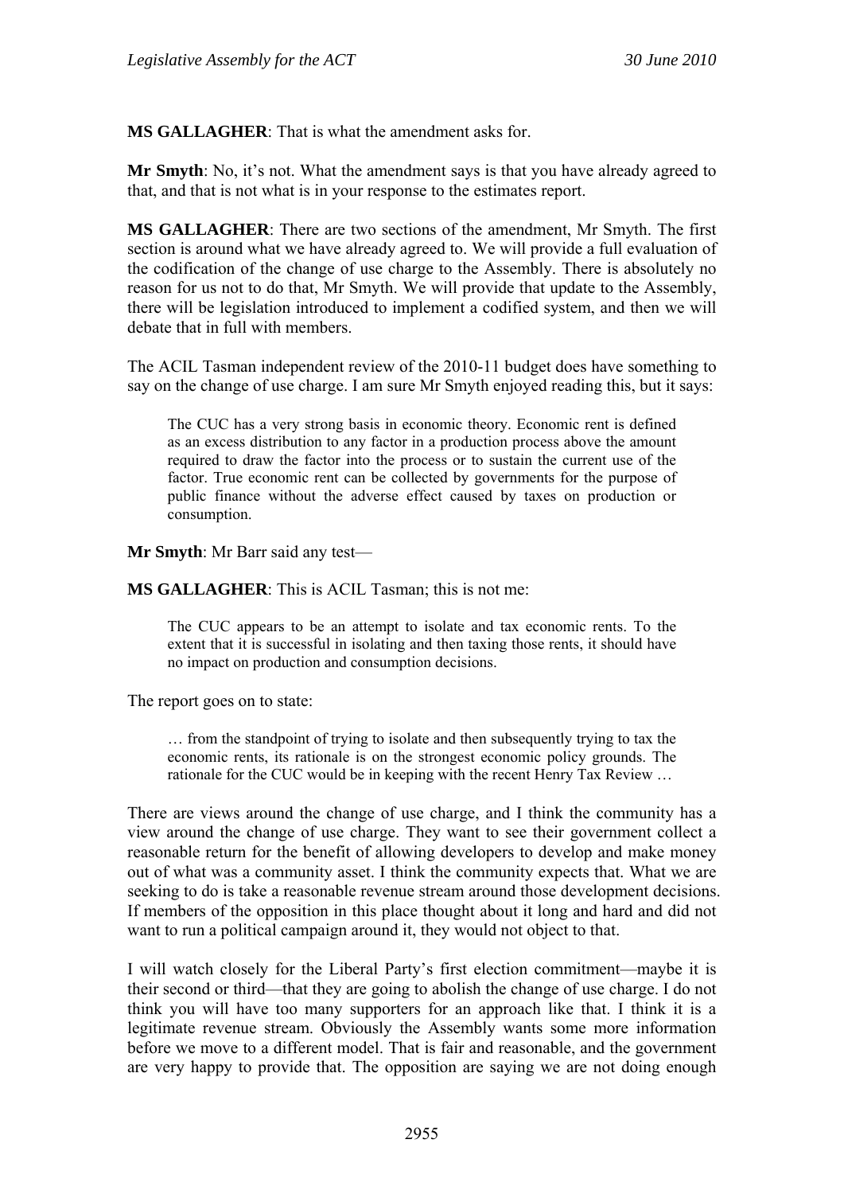**MS GALLAGHER**: That is what the amendment asks for.

**Mr Smyth**: No, it's not. What the amendment says is that you have already agreed to that, and that is not what is in your response to the estimates report.

**MS GALLAGHER**: There are two sections of the amendment, Mr Smyth. The first section is around what we have already agreed to. We will provide a full evaluation of the codification of the change of use charge to the Assembly. There is absolutely no reason for us not to do that, Mr Smyth. We will provide that update to the Assembly, there will be legislation introduced to implement a codified system, and then we will debate that in full with members.

The ACIL Tasman independent review of the 2010-11 budget does have something to say on the change of use charge. I am sure Mr Smyth enjoyed reading this, but it says:

> The CUC has a very strong basis in economic theory. Economic rent is defined as an excess distribution to any factor in a production process above the amount required to draw the factor into the process or to sustain the current use of the factor. True economic rent can be collected by governments for the purpose of public finance without the adverse effect caused by taxes on production or consumption.

**Mr Smyth**: Mr Barr said any test—

**MS GALLAGHER**: This is ACIL Tasman; this is not me:

> The CUC appears to be an attempt to isolate and tax economic rents. To the extent that it is successful in isolating and then taxing those rents, it should have no impact on production and consumption decisions.

The report goes on to state:

> … from the standpoint of trying to isolate and then subsequently trying to tax the economic rents, its rationale is on the strongest economic policy grounds. The rationale for the CUC would be in keeping with the recent Henry Tax Review …

There are views around the change of use charge, and I think the community has a view around the change of use charge. They want to see their government collect a reasonable return for the benefit of allowing developers to develop and make money out of what was a community asset. I think the community expects that. What we are seeking to do is take a reasonable revenue stream around those development decisions. If members of the opposition in this place thought about it long and hard and did not want to run a political campaign around it, they would not object to that.

I will watch closely for the Liberal Party's first election commitment—maybe it is their second or third—that they are going to abolish the change of use charge. I do not think you will have too many supporters for an approach like that. I think it is a legitimate revenue stream. Obviously the Assembly wants some more information before we move to a different model. That is fair and reasonable, and the government are very happy to provide that. The opposition are saying we are not doing enough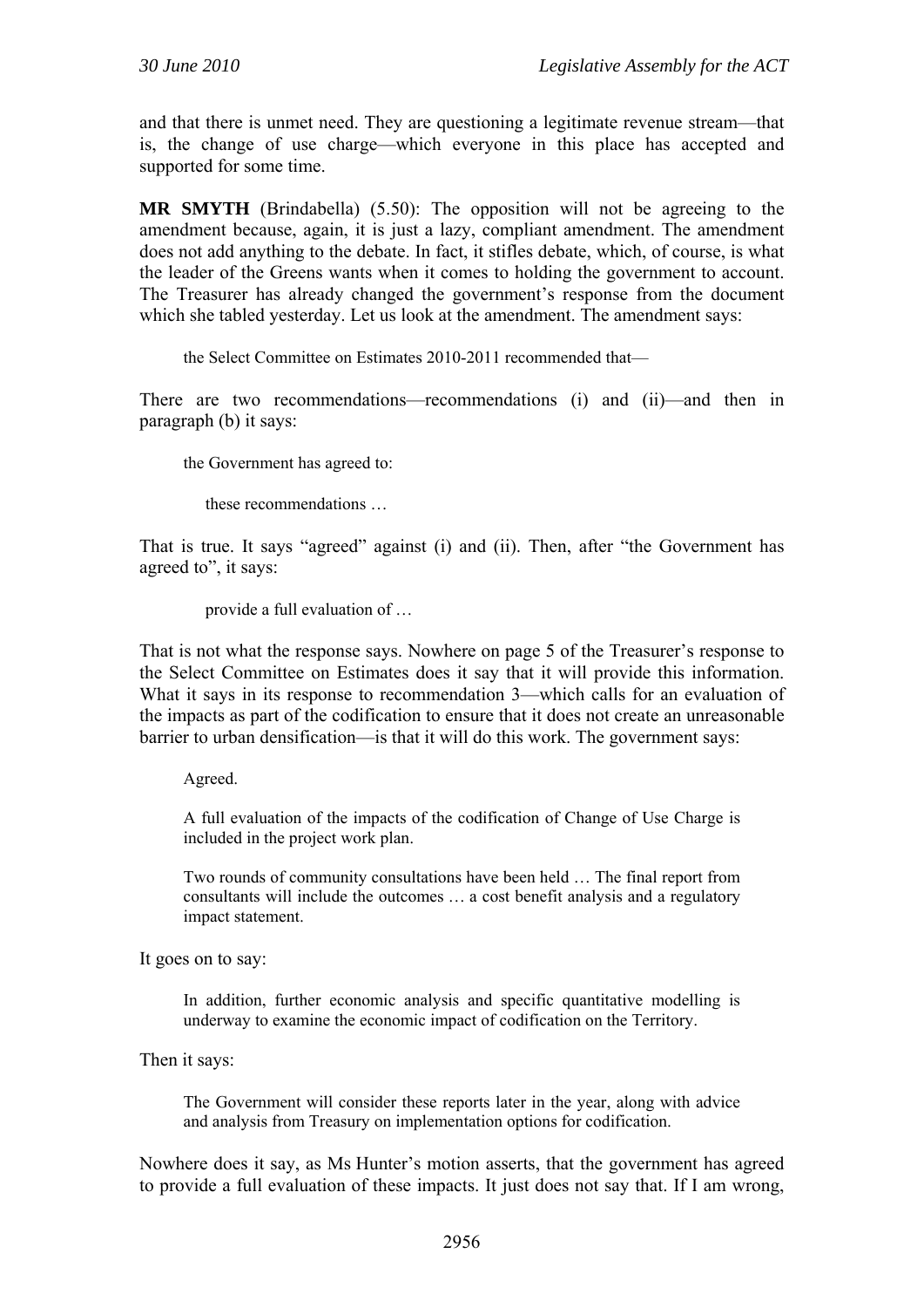and that there is unmet need. They are questioning a legitimate revenue stream—that is, the change of use charge—which everyone in this place has accepted and supported for some time.

**MR SMYTH** (Brindabella) (5.50): The opposition will not be agreeing to the amendment because, again, it is just a lazy, compliant amendment. The amendment does not add anything to the debate. In fact, it stifles debate, which, of course, is what the leader of the Greens wants when it comes to holding the government to account. The Treasurer has already changed the government's response from the document which she tabled yesterday. Let us look at the amendment. The amendment says:

> the Select Committee on Estimates 2010-2011 recommended that—

There are two recommendations—recommendations (i) and (ii)—and then in paragraph (b) it says:

> the Government has agreed to:
>
> > these recommendations …

That is true. It says "agreed" against (i) and (ii). Then, after "the Government has agreed to", it says:

> > provide a full evaluation of …

That is not what the response says. Nowhere on page 5 of the Treasurer's response to the Select Committee on Estimates does it say that it will provide this information. What it says in its response to recommendation 3—which calls for an evaluation of the impacts as part of the codification to ensure that it does not create an unreasonable barrier to urban densification—is that it will do this work. The government says:

> Agreed.
>
> A full evaluation of the impacts of the codification of Change of Use Charge is included in the project work plan.
>
> Two rounds of community consultations have been held … The final report from consultants will include the outcomes … a cost benefit analysis and a regulatory impact statement.

It goes on to say:

> In addition, further economic analysis and specific quantitative modelling is underway to examine the economic impact of codification on the Territory.

Then it says:

> The Government will consider these reports later in the year, along with advice and analysis from Treasury on implementation options for codification.

Nowhere does it say, as Ms Hunter's motion asserts, that the government has agreed to provide a full evaluation of these impacts. It just does not say that. If I am wrong,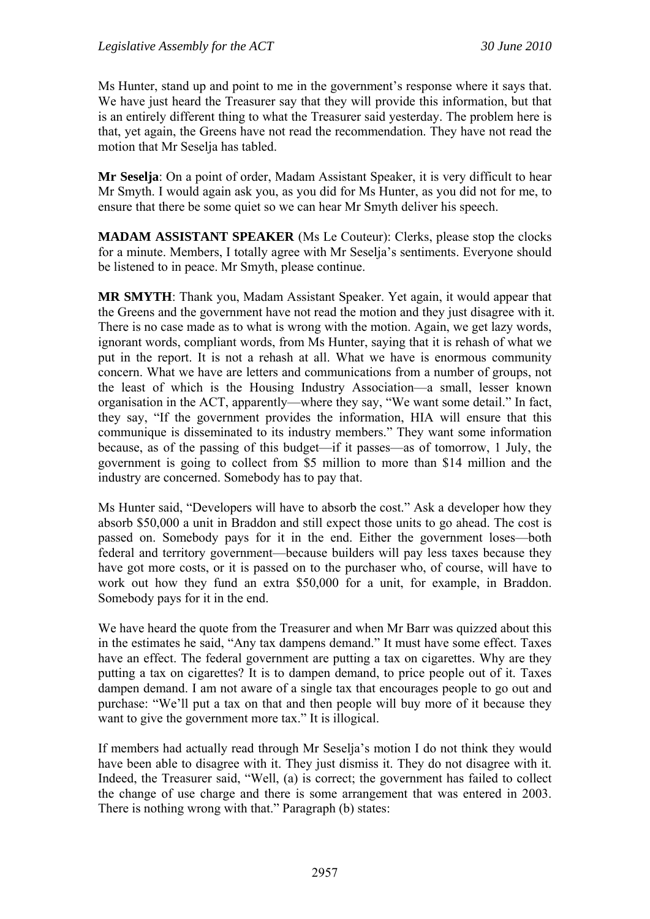Ms Hunter, stand up and point to me in the government's response where it says that. We have just heard the Treasurer say that they will provide this information, but that is an entirely different thing to what the Treasurer said yesterday. The problem here is that, yet again, the Greens have not read the recommendation. They have not read the motion that Mr Seselja has tabled.

**Mr Seselja**: On a point of order, Madam Assistant Speaker, it is very difficult to hear Mr Smyth. I would again ask you, as you did for Ms Hunter, as you did not for me, to ensure that there be some quiet so we can hear Mr Smyth deliver his speech.

**MADAM ASSISTANT SPEAKER** (Ms Le Couteur): Clerks, please stop the clocks for a minute. Members, I totally agree with Mr Seselja's sentiments. Everyone should be listened to in peace. Mr Smyth, please continue.

**MR SMYTH**: Thank you, Madam Assistant Speaker. Yet again, it would appear that the Greens and the government have not read the motion and they just disagree with it. There is no case made as to what is wrong with the motion. Again, we get lazy words, ignorant words, compliant words, from Ms Hunter, saying that it is rehash of what we put in the report. It is not a rehash at all. What we have is enormous community concern. What we have are letters and communications from a number of groups, not the least of which is the Housing Industry Association—a small, lesser known organisation in the ACT, apparently—where they say, "We want some detail." In fact, they say, "If the government provides the information, HIA will ensure that this communique is disseminated to its industry members." They want some information because, as of the passing of this budget—if it passes—as of tomorrow, 1 July, the government is going to collect from $5 million to more than $14 million and the industry are concerned. Somebody has to pay that.

Ms Hunter said, "Developers will have to absorb the cost." Ask a developer how they absorb $50,000 a unit in Braddon and still expect those units to go ahead. The cost is passed on. Somebody pays for it in the end. Either the government loses—both federal and territory government—because builders will pay less taxes because they have got more costs, or it is passed on to the purchaser who, of course, will have to work out how they fund an extra $50,000 for a unit, for example, in Braddon. Somebody pays for it in the end.

We have heard the quote from the Treasurer and when Mr Barr was quizzed about this in the estimates he said, "Any tax dampens demand." It must have some effect. Taxes have an effect. The federal government are putting a tax on cigarettes. Why are they putting a tax on cigarettes? It is to dampen demand, to price people out of it. Taxes dampen demand. I am not aware of a single tax that encourages people to go out and purchase: "We'll put a tax on that and then people will buy more of it because they want to give the government more tax." It is illogical.

If members had actually read through Mr Seselja's motion I do not think they would have been able to disagree with it. They just dismiss it. They do not disagree with it. Indeed, the Treasurer said, "Well, (a) is correct; the government has failed to collect the change of use charge and there is some arrangement that was entered in 2003. There is nothing wrong with that." Paragraph (b) states: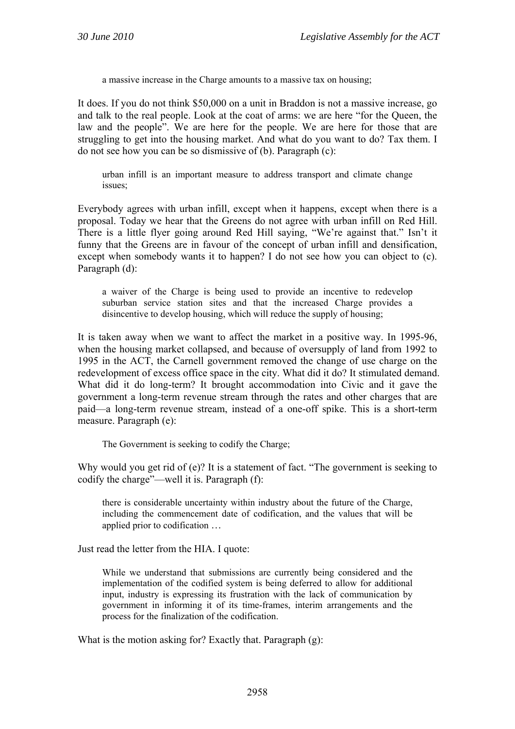> a massive increase in the Charge amounts to a massive tax on housing;

It does. If you do not think $50,000 on a unit in Braddon is not a massive increase, go and talk to the real people. Look at the coat of arms: we are here "for the Queen, the law and the people". We are here for the people. We are here for those that are struggling to get into the housing market. And what do you want to do? Tax them. I do not see how you can be so dismissive of (b). Paragraph (c):

> urban infill is an important measure to address transport and climate change issues;

Everybody agrees with urban infill, except when it happens, except when there is a proposal. Today we hear that the Greens do not agree with urban infill on Red Hill. There is a little flyer going around Red Hill saying, "We're against that." Isn't it funny that the Greens are in favour of the concept of urban infill and densification, except when somebody wants it to happen? I do not see how you can object to (c). Paragraph (d):

> a waiver of the Charge is being used to provide an incentive to redevelop suburban service station sites and that the increased Charge provides a disincentive to develop housing, which will reduce the supply of housing;

It is taken away when we want to affect the market in a positive way. In 1995-96, when the housing market collapsed, and because of oversupply of land from 1992 to 1995 in the ACT, the Carnell government removed the change of use charge on the redevelopment of excess office space in the city. What did it do? It stimulated demand. What did it do long-term? It brought accommodation into Civic and it gave the government a long-term revenue stream through the rates and other charges that are paid—a long-term revenue stream, instead of a one-off spike. This is a short-term measure. Paragraph (e):

> The Government is seeking to codify the Charge;

Why would you get rid of (e)? It is a statement of fact. "The government is seeking to codify the charge"—well it is. Paragraph (f):

> there is considerable uncertainty within industry about the future of the Charge, including the commencement date of codification, and the values that will be applied prior to codification …

Just read the letter from the HIA. I quote:

> While we understand that submissions are currently being considered and the implementation of the codified system is being deferred to allow for additional input, industry is expressing its frustration with the lack of communication by government in informing it of its time-frames, interim arrangements and the process for the finalization of the codification.

What is the motion asking for? Exactly that. Paragraph (g):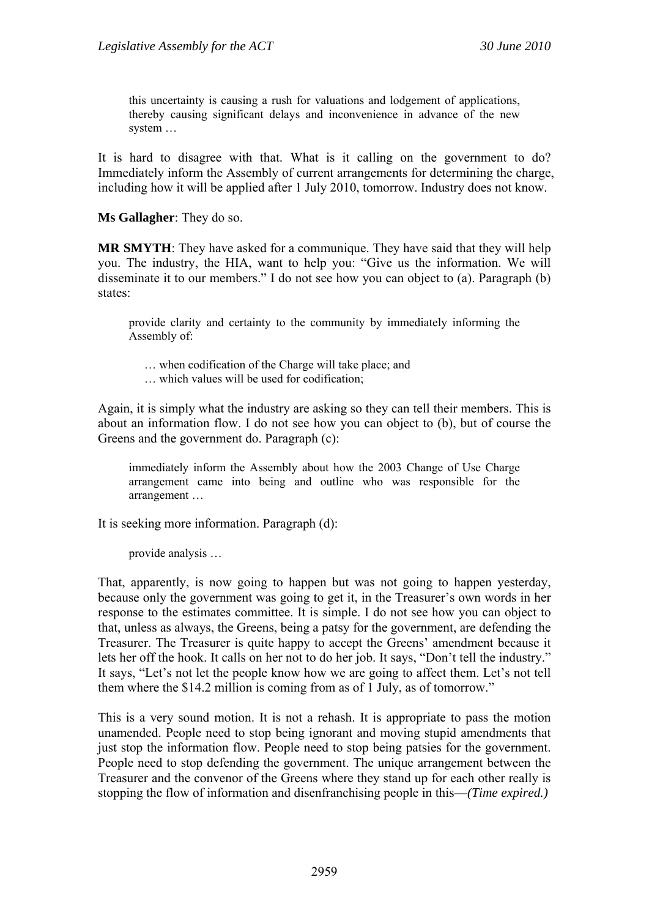> this uncertainty is causing a rush for valuations and lodgement of applications, thereby causing significant delays and inconvenience in advance of the new system …

It is hard to disagree with that. What is it calling on the government to do? Immediately inform the Assembly of current arrangements for determining the charge, including how it will be applied after 1 July 2010, tomorrow. Industry does not know.

**Ms Gallagher**: They do so.

**MR SMYTH**: They have asked for a communique. They have said that they will help you. The industry, the HIA, want to help you: "Give us the information. We will disseminate it to our members." I do not see how you can object to (a). Paragraph (b) states:

> provide clarity and certainty to the community by immediately informing the Assembly of:
>
> > … when codification of the Charge will take place; and
> > … which values will be used for codification;

Again, it is simply what the industry are asking so they can tell their members. This is about an information flow. I do not see how you can object to (b), but of course the Greens and the government do. Paragraph (c):

> immediately inform the Assembly about how the 2003 Change of Use Charge arrangement came into being and outline who was responsible for the arrangement …

It is seeking more information. Paragraph (d):

> provide analysis …

That, apparently, is now going to happen but was not going to happen yesterday, because only the government was going to get it, in the Treasurer's own words in her response to the estimates committee. It is simple. I do not see how you can object to that, unless as always, the Greens, being a patsy for the government, are defending the Treasurer. The Treasurer is quite happy to accept the Greens' amendment because it lets her off the hook. It calls on her not to do her job. It says, "Don't tell the industry." It says, "Let's not let the people know how we are going to affect them. Let's not tell them where the $14.2 million is coming from as of 1 July, as of tomorrow."

This is a very sound motion. It is not a rehash. It is appropriate to pass the motion unamended. People need to stop being ignorant and moving stupid amendments that just stop the information flow. People need to stop being patsies for the government. People need to stop defending the government. The unique arrangement between the Treasurer and the convenor of the Greens where they stand up for each other really is stopping the flow of information and disenfranchising people in this—*(Time expired.)*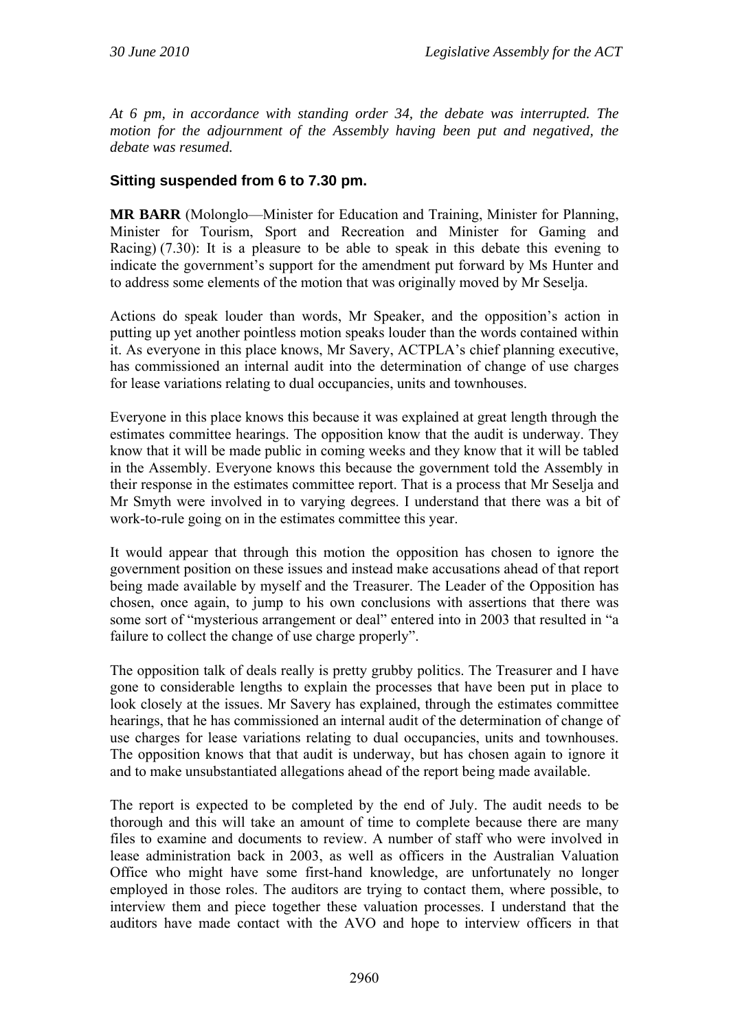*At 6 pm, in accordance with standing order 34, the debate was interrupted. The motion for the adjournment of the Assembly having been put and negatived, the debate was resumed.*

### Sitting suspended from 6 to 7.30 pm.

**MR BARR** (Molonglo—Minister for Education and Training, Minister for Planning, Minister for Tourism, Sport and Recreation and Minister for Gaming and Racing) (7.30): It is a pleasure to be able to speak in this debate this evening to indicate the government's support for the amendment put forward by Ms Hunter and to address some elements of the motion that was originally moved by Mr Seselja.

Actions do speak louder than words, Mr Speaker, and the opposition's action in putting up yet another pointless motion speaks louder than the words contained within it. As everyone in this place knows, Mr Savery, ACTPLA's chief planning executive, has commissioned an internal audit into the determination of change of use charges for lease variations relating to dual occupancies, units and townhouses.

Everyone in this place knows this because it was explained at great length through the estimates committee hearings. The opposition know that the audit is underway. They know that it will be made public in coming weeks and they know that it will be tabled in the Assembly. Everyone knows this because the government told the Assembly in their response in the estimates committee report. That is a process that Mr Seselja and Mr Smyth were involved in to varying degrees. I understand that there was a bit of work-to-rule going on in the estimates committee this year.

It would appear that through this motion the opposition has chosen to ignore the government position on these issues and instead make accusations ahead of that report being made available by myself and the Treasurer. The Leader of the Opposition has chosen, once again, to jump to his own conclusions with assertions that there was some sort of "mysterious arrangement or deal" entered into in 2003 that resulted in "a failure to collect the change of use charge properly".

The opposition talk of deals really is pretty grubby politics. The Treasurer and I have gone to considerable lengths to explain the processes that have been put in place to look closely at the issues. Mr Savery has explained, through the estimates committee hearings, that he has commissioned an internal audit of the determination of change of use charges for lease variations relating to dual occupancies, units and townhouses. The opposition knows that that audit is underway, but has chosen again to ignore it and to make unsubstantiated allegations ahead of the report being made available.

The report is expected to be completed by the end of July. The audit needs to be thorough and this will take an amount of time to complete because there are many files to examine and documents to review. A number of staff who were involved in lease administration back in 2003, as well as officers in the Australian Valuation Office who might have some first-hand knowledge, are unfortunately no longer employed in those roles. The auditors are trying to contact them, where possible, to interview them and piece together these valuation processes. I understand that the auditors have made contact with the AVO and hope to interview officers in that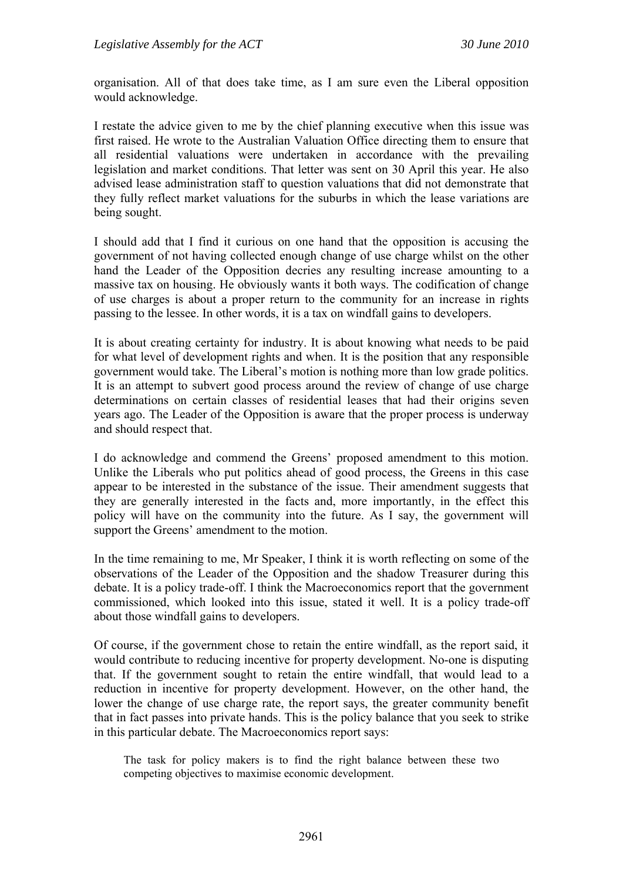organisation. All of that does take time, as I am sure even the Liberal opposition would acknowledge.

I restate the advice given to me by the chief planning executive when this issue was first raised. He wrote to the Australian Valuation Office directing them to ensure that all residential valuations were undertaken in accordance with the prevailing legislation and market conditions. That letter was sent on 30 April this year. He also advised lease administration staff to question valuations that did not demonstrate that they fully reflect market valuations for the suburbs in which the lease variations are being sought.

I should add that I find it curious on one hand that the opposition is accusing the government of not having collected enough change of use charge whilst on the other hand the Leader of the Opposition decries any resulting increase amounting to a massive tax on housing. He obviously wants it both ways. The codification of change of use charges is about a proper return to the community for an increase in rights passing to the lessee. In other words, it is a tax on windfall gains to developers.

It is about creating certainty for industry. It is about knowing what needs to be paid for what level of development rights and when. It is the position that any responsible government would take. The Liberal's motion is nothing more than low grade politics. It is an attempt to subvert good process around the review of change of use charge determinations on certain classes of residential leases that had their origins seven years ago. The Leader of the Opposition is aware that the proper process is underway and should respect that.

I do acknowledge and commend the Greens' proposed amendment to this motion. Unlike the Liberals who put politics ahead of good process, the Greens in this case appear to be interested in the substance of the issue. Their amendment suggests that they are generally interested in the facts and, more importantly, in the effect this policy will have on the community into the future. As I say, the government will support the Greens' amendment to the motion.

In the time remaining to me, Mr Speaker, I think it is worth reflecting on some of the observations of the Leader of the Opposition and the shadow Treasurer during this debate. It is a policy trade-off. I think the Macroeconomics report that the government commissioned, which looked into this issue, stated it well. It is a policy trade-off about those windfall gains to developers.

Of course, if the government chose to retain the entire windfall, as the report said, it would contribute to reducing incentive for property development. No-one is disputing that. If the government sought to retain the entire windfall, that would lead to a reduction in incentive for property development. However, on the other hand, the lower the change of use charge rate, the report says, the greater community benefit that in fact passes into private hands. This is the policy balance that you seek to strike in this particular debate. The Macroeconomics report says:

> The task for policy makers is to find the right balance between these two competing objectives to maximise economic development.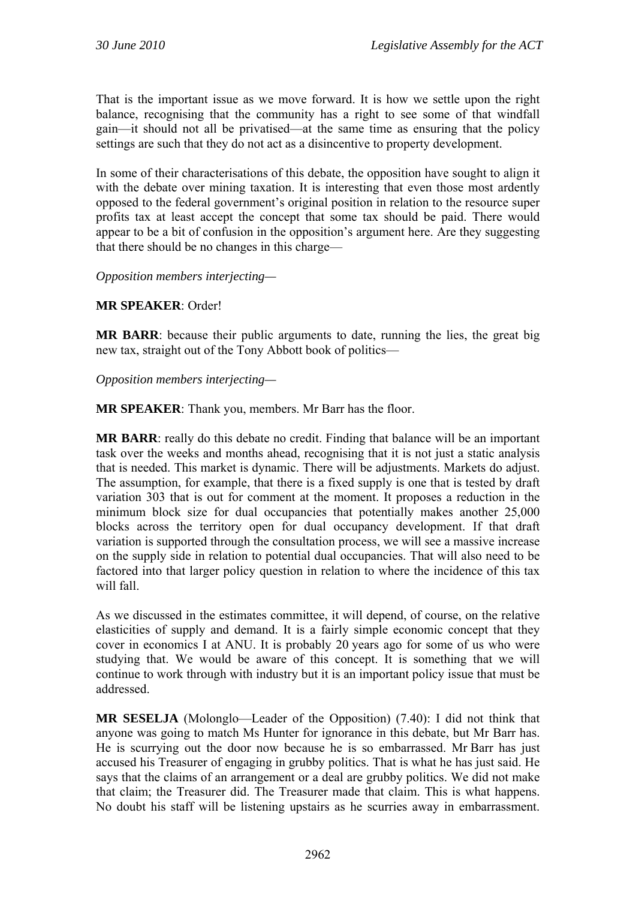That is the important issue as we move forward. It is how we settle upon the right balance, recognising that the community has a right to see some of that windfall gain—it should not all be privatised—at the same time as ensuring that the policy settings are such that they do not act as a disincentive to property development.

In some of their characterisations of this debate, the opposition have sought to align it with the debate over mining taxation. It is interesting that even those most ardently opposed to the federal government's original position in relation to the resource super profits tax at least accept the concept that some tax should be paid. There would appear to be a bit of confusion in the opposition's argument here. Are they suggesting that there should be no changes in this charge—

*Opposition members interjecting—*

**MR SPEAKER**: Order!

**MR BARR**: because their public arguments to date, running the lies, the great big new tax, straight out of the Tony Abbott book of politics—

*Opposition members interjecting—*

**MR SPEAKER**: Thank you, members. Mr Barr has the floor.

**MR BARR**: really do this debate no credit. Finding that balance will be an important task over the weeks and months ahead, recognising that it is not just a static analysis that is needed. This market is dynamic. There will be adjustments. Markets do adjust. The assumption, for example, that there is a fixed supply is one that is tested by draft variation 303 that is out for comment at the moment. It proposes a reduction in the minimum block size for dual occupancies that potentially makes another 25,000 blocks across the territory open for dual occupancy development. If that draft variation is supported through the consultation process, we will see a massive increase on the supply side in relation to potential dual occupancies. That will also need to be factored into that larger policy question in relation to where the incidence of this tax will fall.

As we discussed in the estimates committee, it will depend, of course, on the relative elasticities of supply and demand. It is a fairly simple economic concept that they cover in economics I at ANU. It is probably 20 years ago for some of us who were studying that. We would be aware of this concept. It is something that we will continue to work through with industry but it is an important policy issue that must be addressed.

**MR SESELJA** (Molonglo—Leader of the Opposition) (7.40): I did not think that anyone was going to match Ms Hunter for ignorance in this debate, but Mr Barr has. He is scurrying out the door now because he is so embarrassed. Mr Barr has just accused his Treasurer of engaging in grubby politics. That is what he has just said. He says that the claims of an arrangement or a deal are grubby politics. We did not make that claim; the Treasurer did. The Treasurer made that claim. This is what happens. No doubt his staff will be listening upstairs as he scurries away in embarrassment.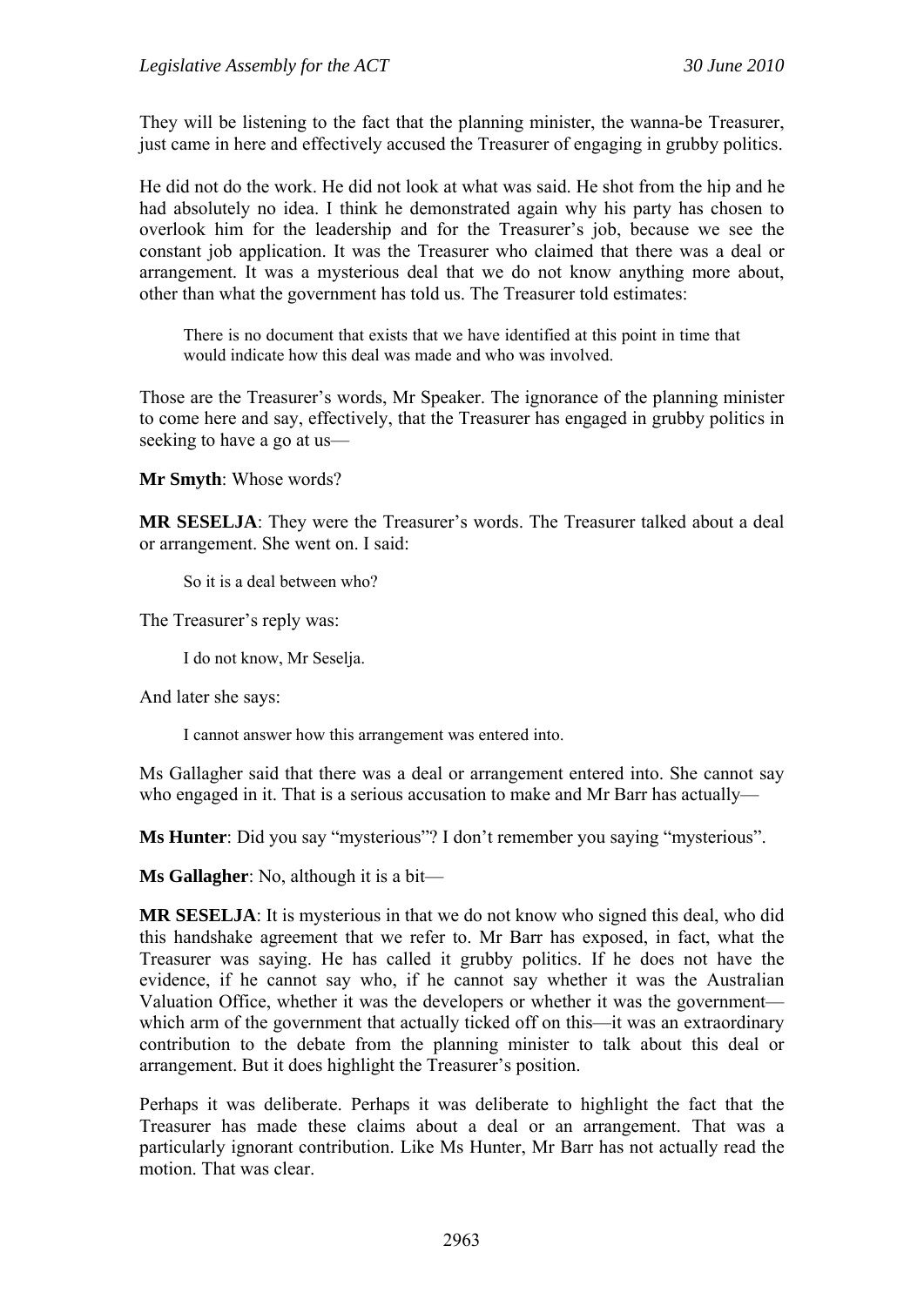They will be listening to the fact that the planning minister, the wanna-be Treasurer, just came in here and effectively accused the Treasurer of engaging in grubby politics.

He did not do the work. He did not look at what was said. He shot from the hip and he had absolutely no idea. I think he demonstrated again why his party has chosen to overlook him for the leadership and for the Treasurer's job, because we see the constant job application. It was the Treasurer who claimed that there was a deal or arrangement. It was a mysterious deal that we do not know anything more about, other than what the government has told us. The Treasurer told estimates:

> There is no document that exists that we have identified at this point in time that would indicate how this deal was made and who was involved.

Those are the Treasurer's words, Mr Speaker. The ignorance of the planning minister to come here and say, effectively, that the Treasurer has engaged in grubby politics in seeking to have a go at us—

**Mr Smyth**: Whose words?

**MR SESELJA**: They were the Treasurer's words. The Treasurer talked about a deal or arrangement. She went on. I said:

> So it is a deal between who?

The Treasurer's reply was:

> I do not know, Mr Seselja.

And later she says:

> I cannot answer how this arrangement was entered into.

Ms Gallagher said that there was a deal or arrangement entered into. She cannot say who engaged in it. That is a serious accusation to make and Mr Barr has actually—

**Ms Hunter**: Did you say "mysterious"? I don't remember you saying "mysterious".

**Ms Gallagher**: No, although it is a bit—

**MR SESELJA**: It is mysterious in that we do not know who signed this deal, who did this handshake agreement that we refer to. Mr Barr has exposed, in fact, what the Treasurer was saying. He has called it grubby politics. If he does not have the evidence, if he cannot say who, if he cannot say whether it was the Australian Valuation Office, whether it was the developers or whether it was the government—which arm of the government that actually ticked off on this—it was an extraordinary contribution to the debate from the planning minister to talk about this deal or arrangement. But it does highlight the Treasurer's position.

Perhaps it was deliberate. Perhaps it was deliberate to highlight the fact that the Treasurer has made these claims about a deal or an arrangement. That was a particularly ignorant contribution. Like Ms Hunter, Mr Barr has not actually read the motion. That was clear.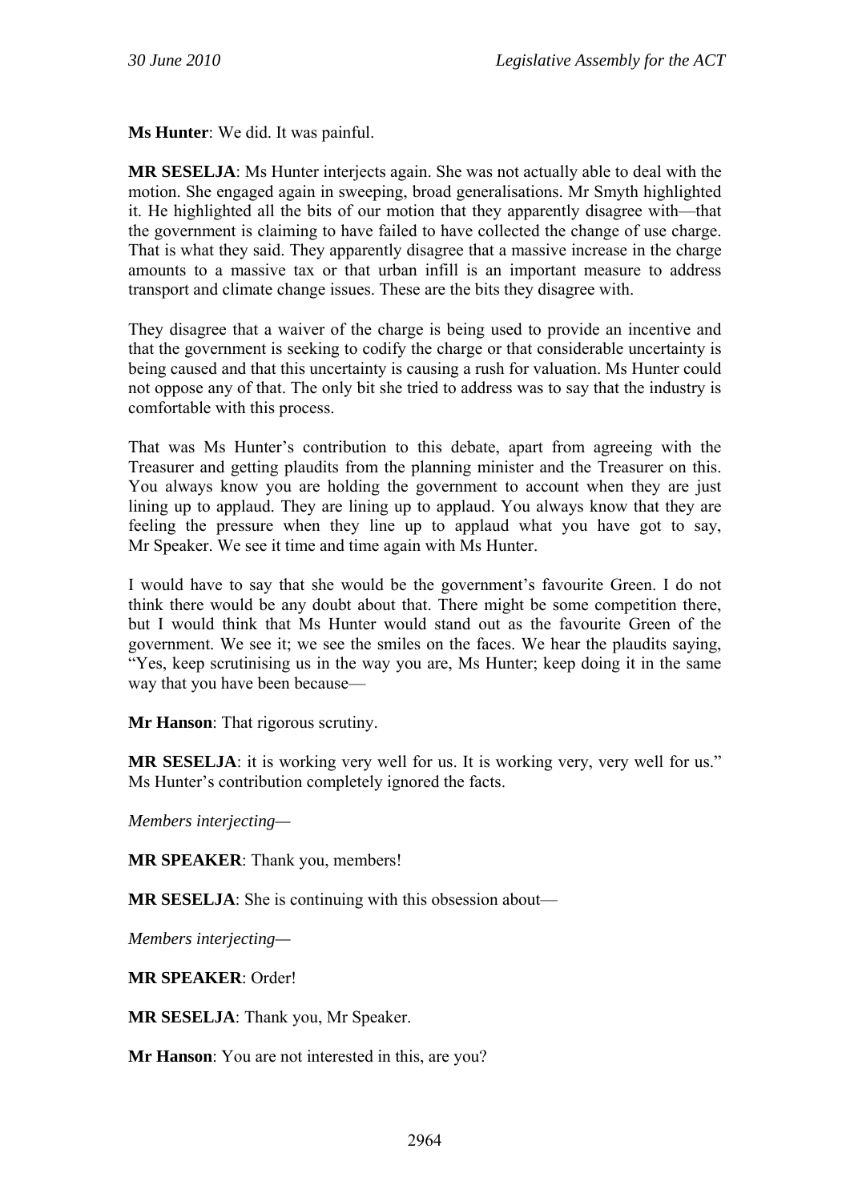**Ms Hunter**: We did. It was painful.

**MR SESELJA**: Ms Hunter interjects again. She was not actually able to deal with the motion. She engaged again in sweeping, broad generalisations. Mr Smyth highlighted it. He highlighted all the bits of our motion that they apparently disagree with—that the government is claiming to have failed to have collected the change of use charge. That is what they said. They apparently disagree that a massive increase in the charge amounts to a massive tax or that urban infill is an important measure to address transport and climate change issues. These are the bits they disagree with.

They disagree that a waiver of the charge is being used to provide an incentive and that the government is seeking to codify the charge or that considerable uncertainty is being caused and that this uncertainty is causing a rush for valuation. Ms Hunter could not oppose any of that. The only bit she tried to address was to say that the industry is comfortable with this process.

That was Ms Hunter's contribution to this debate, apart from agreeing with the Treasurer and getting plaudits from the planning minister and the Treasurer on this. You always know you are holding the government to account when they are just lining up to applaud. They are lining up to applaud. You always know that they are feeling the pressure when they line up to applaud what you have got to say, Mr Speaker. We see it time and time again with Ms Hunter.

I would have to say that she would be the government's favourite Green. I do not think there would be any doubt about that. There might be some competition there, but I would think that Ms Hunter would stand out as the favourite Green of the government. We see it; we see the smiles on the faces. We hear the plaudits saying, "Yes, keep scrutinising us in the way you are, Ms Hunter; keep doing it in the same way that you have been because—

**Mr Hanson**: That rigorous scrutiny.

**MR SESELJA**: it is working very well for us. It is working very, very well for us." Ms Hunter's contribution completely ignored the facts.

*Members interjecting—*

**MR SPEAKER**: Thank you, members!

**MR SESELJA**: She is continuing with this obsession about—

*Members interjecting—*

**MR SPEAKER**: Order!

**MR SESELJA**: Thank you, Mr Speaker.

**Mr Hanson**: You are not interested in this, are you?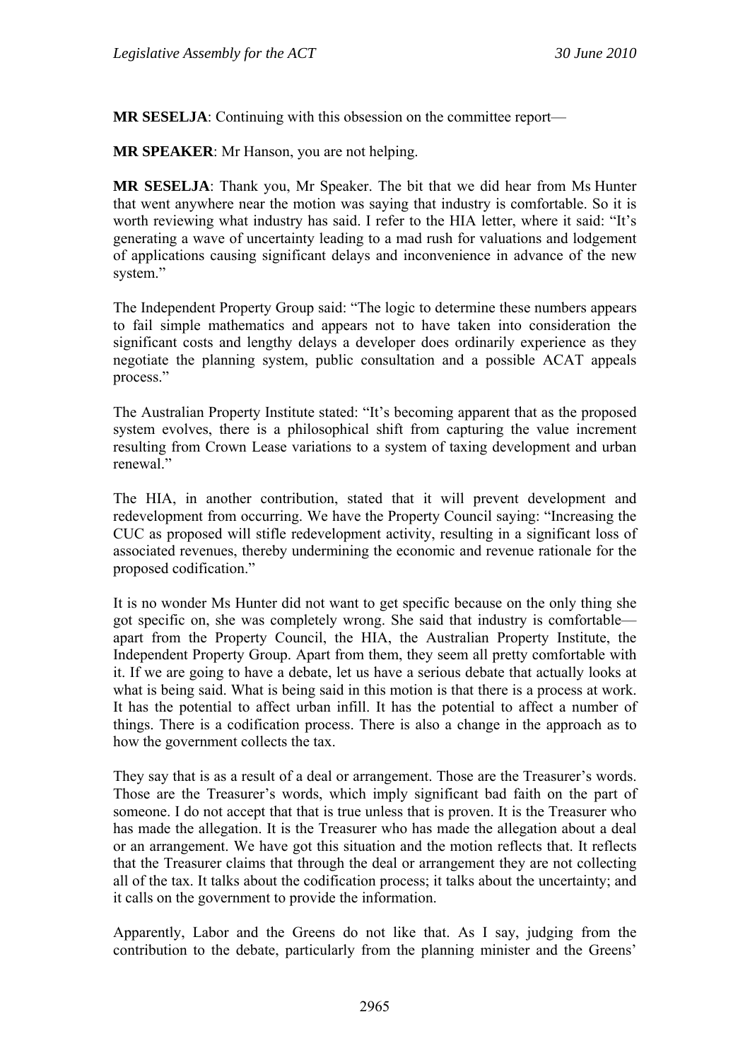**MR SESELJA**: Continuing with this obsession on the committee report—

**MR SPEAKER**: Mr Hanson, you are not helping.

**MR SESELJA**: Thank you, Mr Speaker. The bit that we did hear from Ms Hunter that went anywhere near the motion was saying that industry is comfortable. So it is worth reviewing what industry has said. I refer to the HIA letter, where it said: "It's generating a wave of uncertainty leading to a mad rush for valuations and lodgement of applications causing significant delays and inconvenience in advance of the new system."

The Independent Property Group said: "The logic to determine these numbers appears to fail simple mathematics and appears not to have taken into consideration the significant costs and lengthy delays a developer does ordinarily experience as they negotiate the planning system, public consultation and a possible ACAT appeals process."

The Australian Property Institute stated: "It's becoming apparent that as the proposed system evolves, there is a philosophical shift from capturing the value increment resulting from Crown Lease variations to a system of taxing development and urban renewal."

The HIA, in another contribution, stated that it will prevent development and redevelopment from occurring. We have the Property Council saying: "Increasing the CUC as proposed will stifle redevelopment activity, resulting in a significant loss of associated revenues, thereby undermining the economic and revenue rationale for the proposed codification."

It is no wonder Ms Hunter did not want to get specific because on the only thing she got specific on, she was completely wrong. She said that industry is comfortable—apart from the Property Council, the HIA, the Australian Property Institute, the Independent Property Group. Apart from them, they seem all pretty comfortable with it. If we are going to have a debate, let us have a serious debate that actually looks at what is being said. What is being said in this motion is that there is a process at work. It has the potential to affect urban infill. It has the potential to affect a number of things. There is a codification process. There is also a change in the approach as to how the government collects the tax.

They say that is as a result of a deal or arrangement. Those are the Treasurer's words. Those are the Treasurer's words, which imply significant bad faith on the part of someone. I do not accept that that is true unless that is proven. It is the Treasurer who has made the allegation. It is the Treasurer who has made the allegation about a deal or an arrangement. We have got this situation and the motion reflects that. It reflects that the Treasurer claims that through the deal or arrangement they are not collecting all of the tax. It talks about the codification process; it talks about the uncertainty; and it calls on the government to provide the information.

Apparently, Labor and the Greens do not like that. As I say, judging from the contribution to the debate, particularly from the planning minister and the Greens'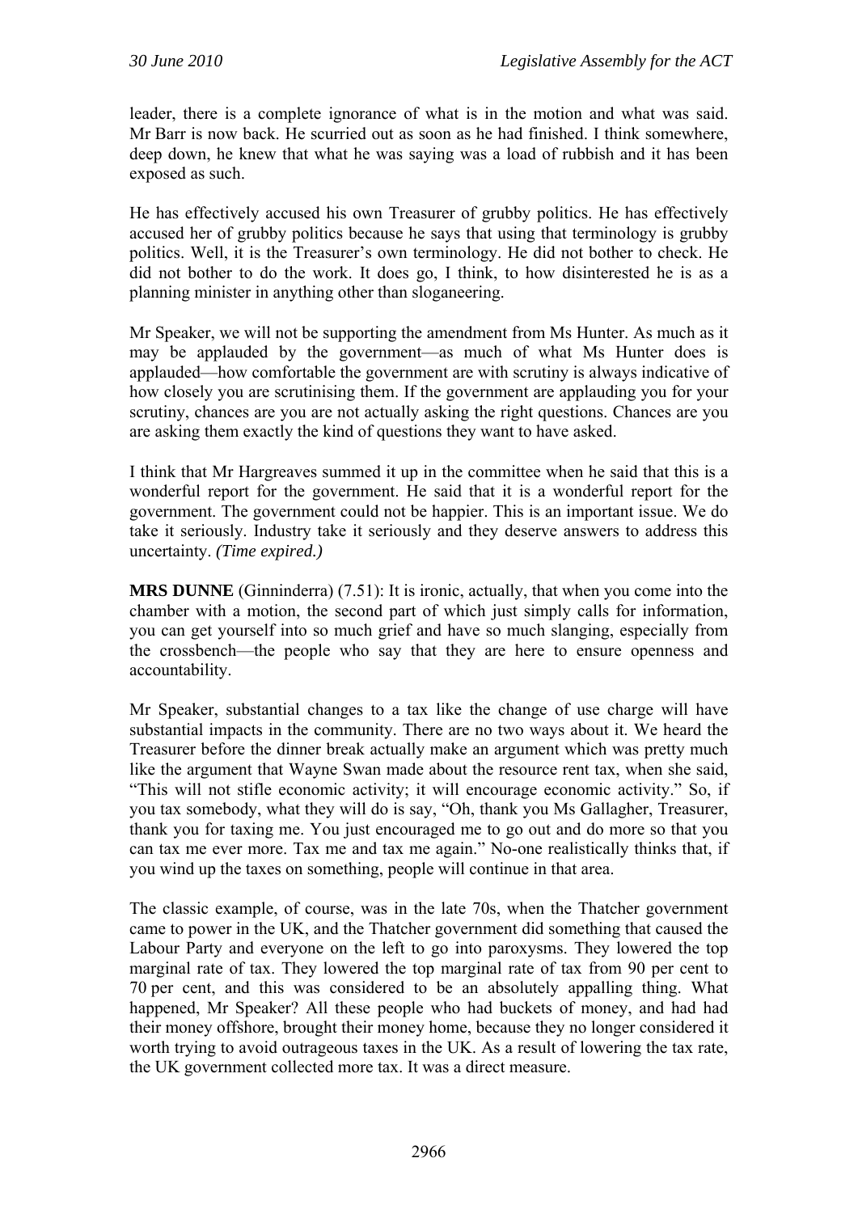leader, there is a complete ignorance of what is in the motion and what was said. Mr Barr is now back. He scurried out as soon as he had finished. I think somewhere, deep down, he knew that what he was saying was a load of rubbish and it has been exposed as such.

He has effectively accused his own Treasurer of grubby politics. He has effectively accused her of grubby politics because he says that using that terminology is grubby politics. Well, it is the Treasurer's own terminology. He did not bother to check. He did not bother to do the work. It does go, I think, to how disinterested he is as a planning minister in anything other than sloganeering.

Mr Speaker, we will not be supporting the amendment from Ms Hunter. As much as it may be applauded by the government—as much of what Ms Hunter does is applauded—how comfortable the government are with scrutiny is always indicative of how closely you are scrutinising them. If the government are applauding you for your scrutiny, chances are you are not actually asking the right questions. Chances are you are asking them exactly the kind of questions they want to have asked.

I think that Mr Hargreaves summed it up in the committee when he said that this is a wonderful report for the government. He said that it is a wonderful report for the government. The government could not be happier. This is an important issue. We do take it seriously. Industry take it seriously and they deserve answers to address this uncertainty. *(Time expired.)*

**MRS DUNNE** (Ginninderra) (7.51): It is ironic, actually, that when you come into the chamber with a motion, the second part of which just simply calls for information, you can get yourself into so much grief and have so much slanging, especially from the crossbench—the people who say that they are here to ensure openness and accountability.

Mr Speaker, substantial changes to a tax like the change of use charge will have substantial impacts in the community. There are no two ways about it. We heard the Treasurer before the dinner break actually make an argument which was pretty much like the argument that Wayne Swan made about the resource rent tax, when she said, "This will not stifle economic activity; it will encourage economic activity." So, if you tax somebody, what they will do is say, "Oh, thank you Ms Gallagher, Treasurer, thank you for taxing me. You just encouraged me to go out and do more so that you can tax me ever more. Tax me and tax me again." No-one realistically thinks that, if you wind up the taxes on something, people will continue in that area.

The classic example, of course, was in the late 70s, when the Thatcher government came to power in the UK, and the Thatcher government did something that caused the Labour Party and everyone on the left to go into paroxysms. They lowered the top marginal rate of tax. They lowered the top marginal rate of tax from 90 per cent to 70 per cent, and this was considered to be an absolutely appalling thing. What happened, Mr Speaker? All these people who had buckets of money, and had had their money offshore, brought their money home, because they no longer considered it worth trying to avoid outrageous taxes in the UK. As a result of lowering the tax rate, the UK government collected more tax. It was a direct measure.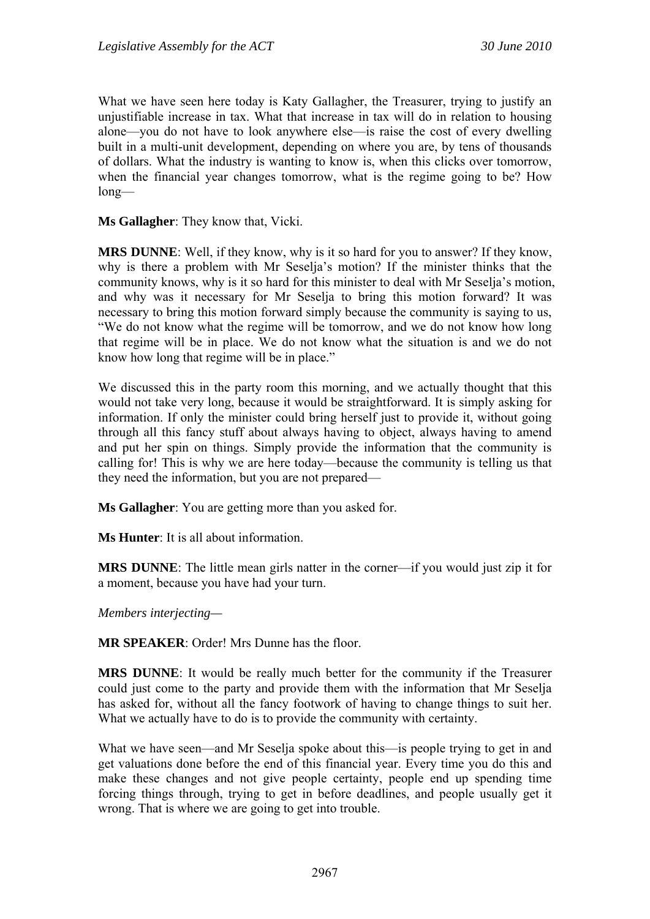What we have seen here today is Katy Gallagher, the Treasurer, trying to justify an unjustifiable increase in tax. What that increase in tax will do in relation to housing alone—you do not have to look anywhere else—is raise the cost of every dwelling built in a multi-unit development, depending on where you are, by tens of thousands of dollars. What the industry is wanting to know is, when this clicks over tomorrow, when the financial year changes tomorrow, what is the regime going to be? How long—

**Ms Gallagher**: They know that, Vicki.

**MRS DUNNE**: Well, if they know, why is it so hard for you to answer? If they know, why is there a problem with Mr Seselja's motion? If the minister thinks that the community knows, why is it so hard for this minister to deal with Mr Seselja's motion, and why was it necessary for Mr Seselja to bring this motion forward? It was necessary to bring this motion forward simply because the community is saying to us, "We do not know what the regime will be tomorrow, and we do not know how long that regime will be in place. We do not know what the situation is and we do not know how long that regime will be in place."

We discussed this in the party room this morning, and we actually thought that this would not take very long, because it would be straightforward. It is simply asking for information. If only the minister could bring herself just to provide it, without going through all this fancy stuff about always having to object, always having to amend and put her spin on things. Simply provide the information that the community is calling for! This is why we are here today—because the community is telling us that they need the information, but you are not prepared—

**Ms Gallagher**: You are getting more than you asked for.

**Ms Hunter**: It is all about information.

**MRS DUNNE**: The little mean girls natter in the corner—if you would just zip it for a moment, because you have had your turn.

*Members interjecting—*

**MR SPEAKER**: Order! Mrs Dunne has the floor.

**MRS DUNNE**: It would be really much better for the community if the Treasurer could just come to the party and provide them with the information that Mr Seselja has asked for, without all the fancy footwork of having to change things to suit her. What we actually have to do is to provide the community with certainty.

What we have seen—and Mr Seselja spoke about this—is people trying to get in and get valuations done before the end of this financial year. Every time you do this and make these changes and not give people certainty, people end up spending time forcing things through, trying to get in before deadlines, and people usually get it wrong. That is where we are going to get into trouble.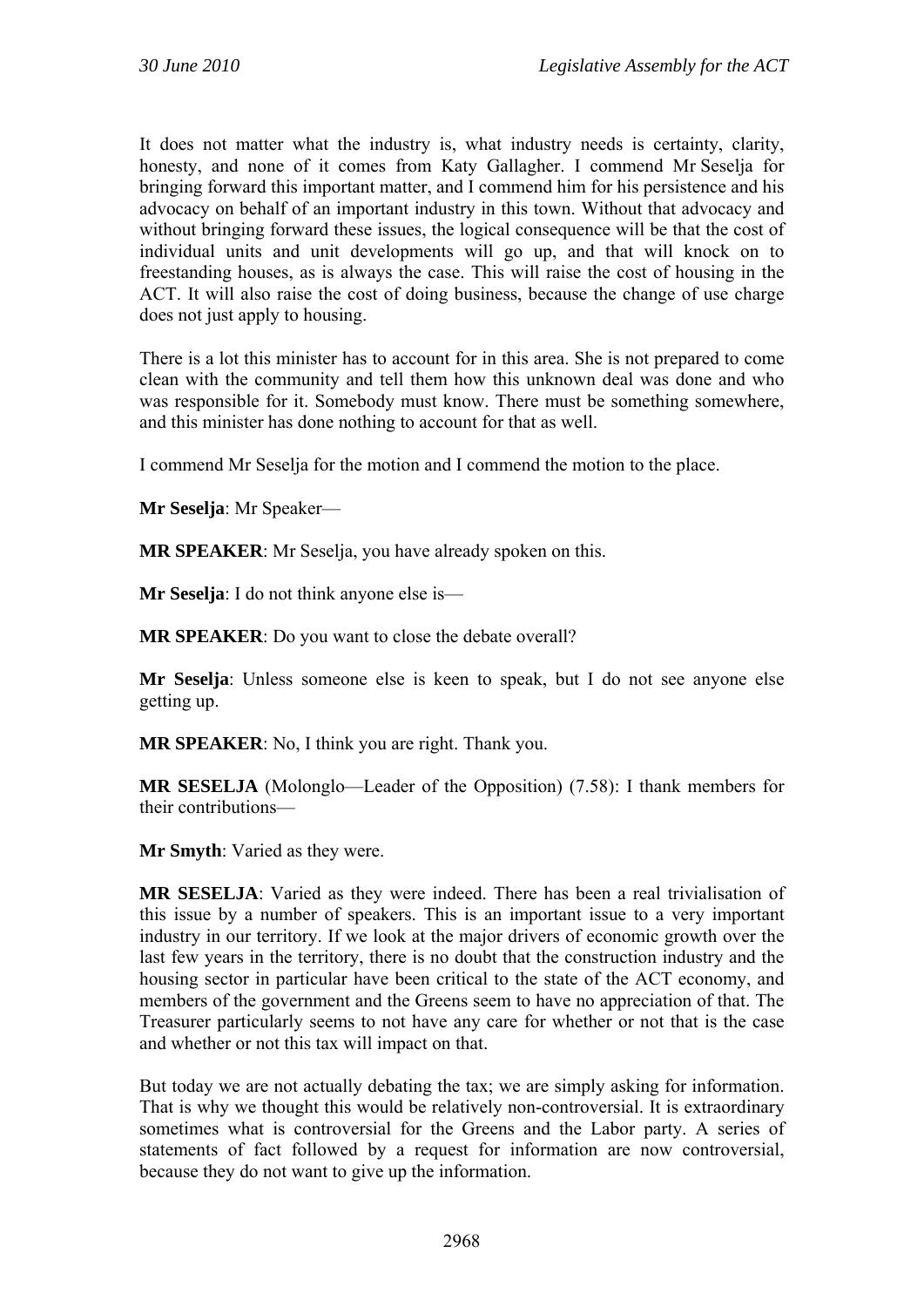It does not matter what the industry is, what industry needs is certainty, clarity, honesty, and none of it comes from Katy Gallagher. I commend Mr Seselja for bringing forward this important matter, and I commend him for his persistence and his advocacy on behalf of an important industry in this town. Without that advocacy and without bringing forward these issues, the logical consequence will be that the cost of individual units and unit developments will go up, and that will knock on to freestanding houses, as is always the case. This will raise the cost of housing in the ACT. It will also raise the cost of doing business, because the change of use charge does not just apply to housing.

There is a lot this minister has to account for in this area. She is not prepared to come clean with the community and tell them how this unknown deal was done and who was responsible for it. Somebody must know. There must be something somewhere, and this minister has done nothing to account for that as well.

I commend Mr Seselja for the motion and I commend the motion to the place.

**Mr Seselja**: Mr Speaker—

**MR SPEAKER**: Mr Seselja, you have already spoken on this.

**Mr Seselja**: I do not think anyone else is—

**MR SPEAKER**: Do you want to close the debate overall?

**Mr Seselja**: Unless someone else is keen to speak, but I do not see anyone else getting up.

**MR SPEAKER**: No, I think you are right. Thank you.

**MR SESELJA** (Molonglo—Leader of the Opposition) (7.58): I thank members for their contributions—

**Mr Smyth**: Varied as they were.

**MR SESELJA**: Varied as they were indeed. There has been a real trivialisation of this issue by a number of speakers. This is an important issue to a very important industry in our territory. If we look at the major drivers of economic growth over the last few years in the territory, there is no doubt that the construction industry and the housing sector in particular have been critical to the state of the ACT economy, and members of the government and the Greens seem to have no appreciation of that. The Treasurer particularly seems to not have any care for whether or not that is the case and whether or not this tax will impact on that.

But today we are not actually debating the tax; we are simply asking for information. That is why we thought this would be relatively non-controversial. It is extraordinary sometimes what is controversial for the Greens and the Labor party. A series of statements of fact followed by a request for information are now controversial, because they do not want to give up the information.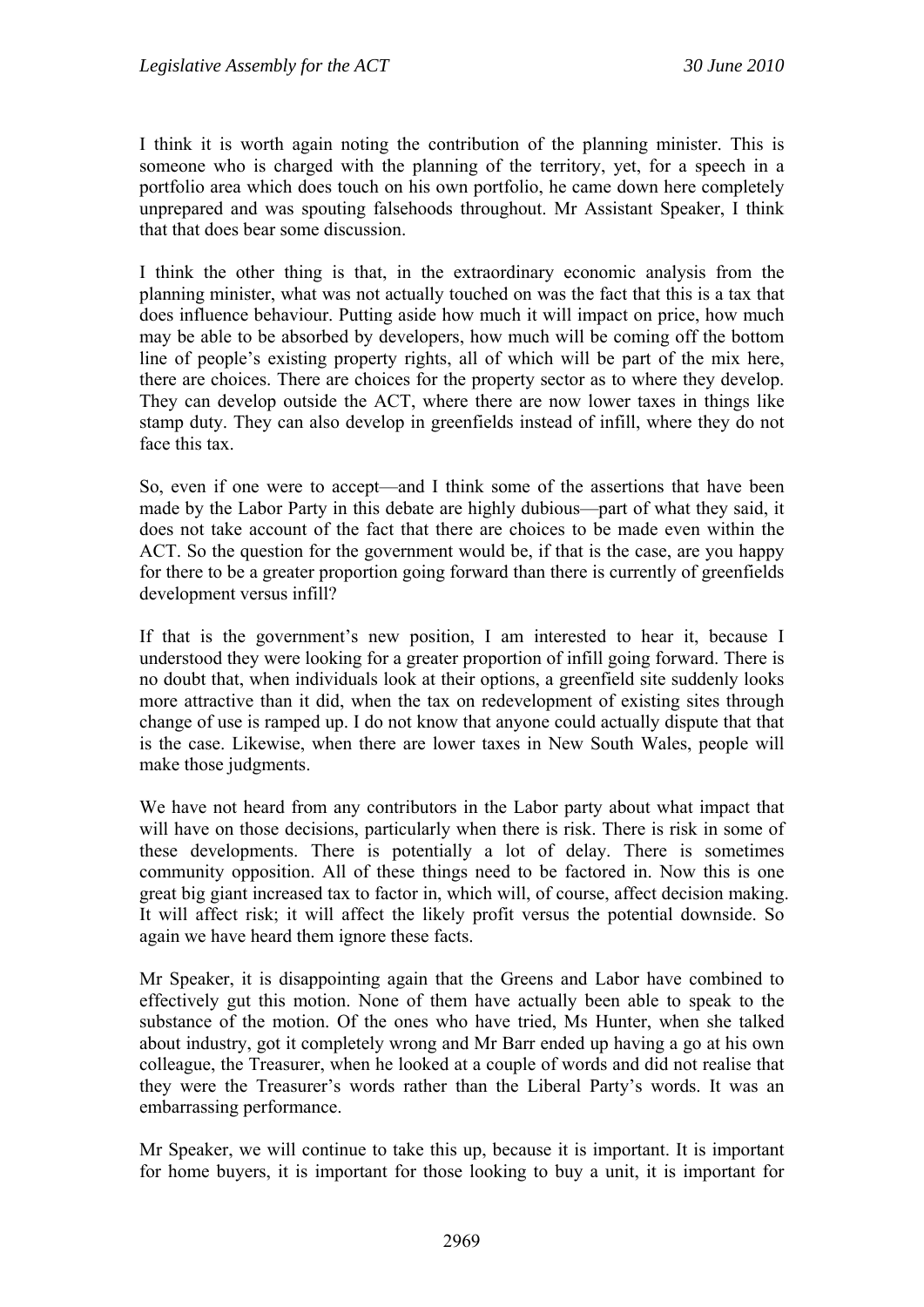I think it is worth again noting the contribution of the planning minister. This is someone who is charged with the planning of the territory, yet, for a speech in a portfolio area which does touch on his own portfolio, he came down here completely unprepared and was spouting falsehoods throughout. Mr Assistant Speaker, I think that that does bear some discussion.

I think the other thing is that, in the extraordinary economic analysis from the planning minister, what was not actually touched on was the fact that this is a tax that does influence behaviour. Putting aside how much it will impact on price, how much may be able to be absorbed by developers, how much will be coming off the bottom line of people's existing property rights, all of which will be part of the mix here, there are choices. There are choices for the property sector as to where they develop. They can develop outside the ACT, where there are now lower taxes in things like stamp duty. They can also develop in greenfields instead of infill, where they do not face this tax.

So, even if one were to accept—and I think some of the assertions that have been made by the Labor Party in this debate are highly dubious—part of what they said, it does not take account of the fact that there are choices to be made even within the ACT. So the question for the government would be, if that is the case, are you happy for there to be a greater proportion going forward than there is currently of greenfields development versus infill?

If that is the government's new position, I am interested to hear it, because I understood they were looking for a greater proportion of infill going forward. There is no doubt that, when individuals look at their options, a greenfield site suddenly looks more attractive than it did, when the tax on redevelopment of existing sites through change of use is ramped up. I do not know that anyone could actually dispute that that is the case. Likewise, when there are lower taxes in New South Wales, people will make those judgments.

We have not heard from any contributors in the Labor party about what impact that will have on those decisions, particularly when there is risk. There is risk in some of these developments. There is potentially a lot of delay. There is sometimes community opposition. All of these things need to be factored in. Now this is one great big giant increased tax to factor in, which will, of course, affect decision making. It will affect risk; it will affect the likely profit versus the potential downside. So again we have heard them ignore these facts.

Mr Speaker, it is disappointing again that the Greens and Labor have combined to effectively gut this motion. None of them have actually been able to speak to the substance of the motion. Of the ones who have tried, Ms Hunter, when she talked about industry, got it completely wrong and Mr Barr ended up having a go at his own colleague, the Treasurer, when he looked at a couple of words and did not realise that they were the Treasurer's words rather than the Liberal Party's words. It was an embarrassing performance.

Mr Speaker, we will continue to take this up, because it is important. It is important for home buyers, it is important for those looking to buy a unit, it is important for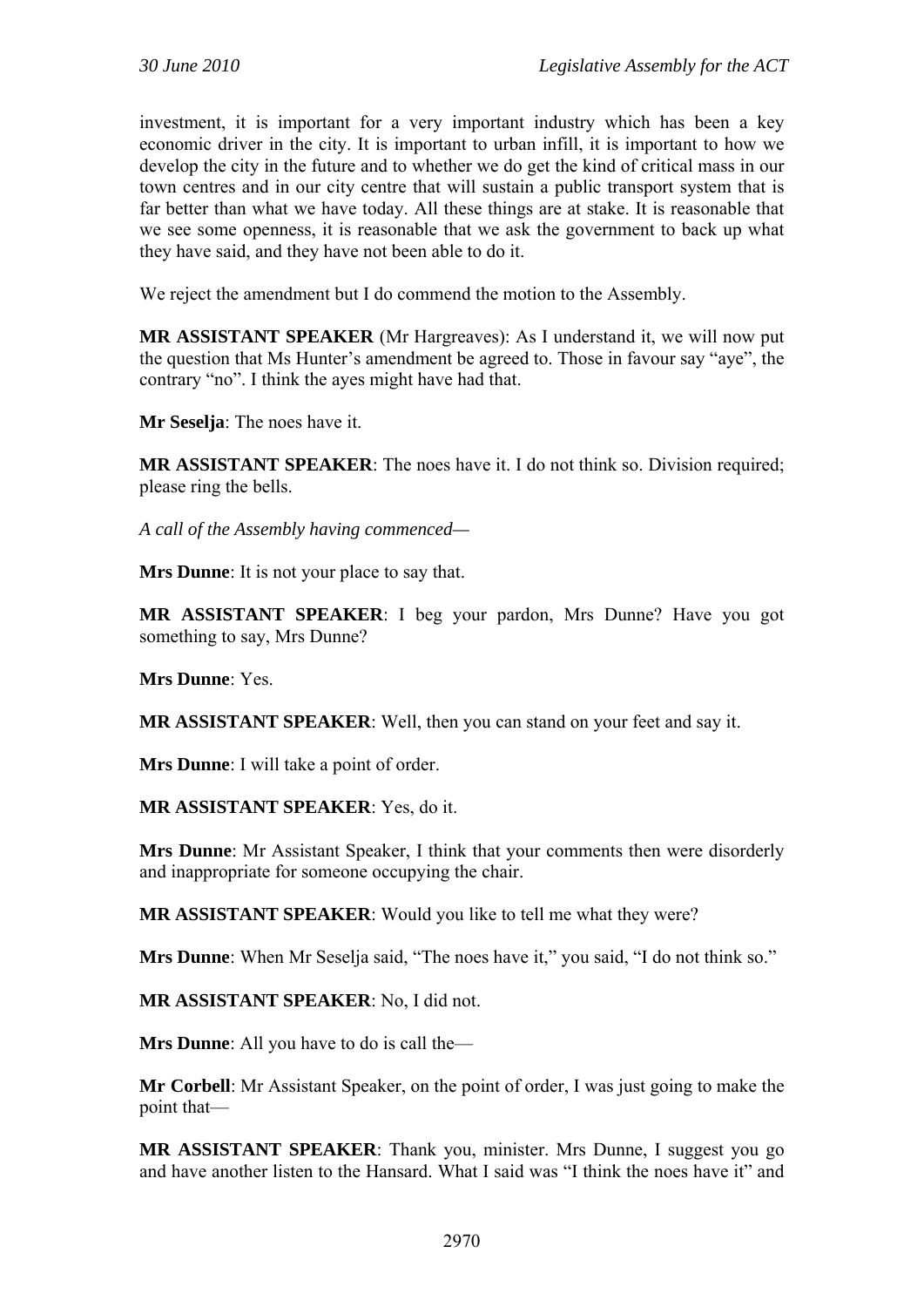investment, it is important for a very important industry which has been a key economic driver in the city. It is important to urban infill, it is important to how we develop the city in the future and to whether we do get the kind of critical mass in our town centres and in our city centre that will sustain a public transport system that is far better than what we have today. All these things are at stake. It is reasonable that we see some openness, it is reasonable that we ask the government to back up what they have said, and they have not been able to do it.

We reject the amendment but I do commend the motion to the Assembly.

**MR ASSISTANT SPEAKER** (Mr Hargreaves): As I understand it, we will now put the question that Ms Hunter's amendment be agreed to. Those in favour say "aye", the contrary "no". I think the ayes might have had that.

**Mr Seselja**: The noes have it.

**MR ASSISTANT SPEAKER**: The noes have it. I do not think so. Division required; please ring the bells.

*A call of the Assembly having commenced—*

**Mrs Dunne**: It is not your place to say that.

**MR ASSISTANT SPEAKER**: I beg your pardon, Mrs Dunne? Have you got something to say, Mrs Dunne?

**Mrs Dunne**: Yes.

**MR ASSISTANT SPEAKER**: Well, then you can stand on your feet and say it.

**Mrs Dunne**: I will take a point of order.

**MR ASSISTANT SPEAKER**: Yes, do it.

**Mrs Dunne**: Mr Assistant Speaker, I think that your comments then were disorderly and inappropriate for someone occupying the chair.

**MR ASSISTANT SPEAKER**: Would you like to tell me what they were?

**Mrs Dunne**: When Mr Seselja said, "The noes have it," you said, "I do not think so."

**MR ASSISTANT SPEAKER**: No, I did not.

**Mrs Dunne**: All you have to do is call the—

**Mr Corbell**: Mr Assistant Speaker, on the point of order, I was just going to make the point that—

**MR ASSISTANT SPEAKER**: Thank you, minister. Mrs Dunne, I suggest you go and have another listen to the Hansard. What I said was "I think the noes have it" and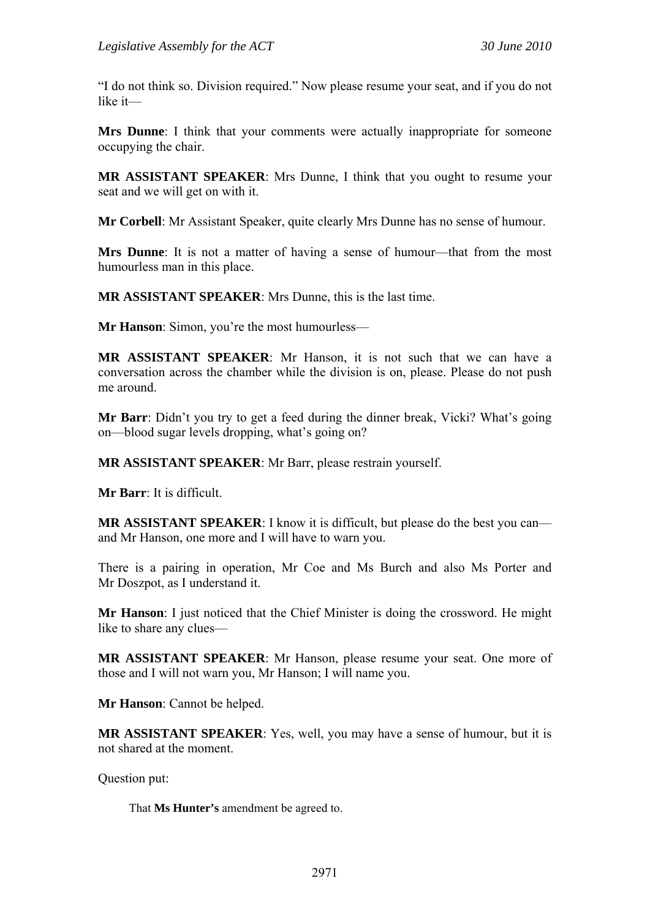"I do not think so. Division required." Now please resume your seat, and if you do not like it—

**Mrs Dunne**: I think that your comments were actually inappropriate for someone occupying the chair.

**MR ASSISTANT SPEAKER**: Mrs Dunne, I think that you ought to resume your seat and we will get on with it.

**Mr Corbell**: Mr Assistant Speaker, quite clearly Mrs Dunne has no sense of humour.

**Mrs Dunne**: It is not a matter of having a sense of humour—that from the most humourless man in this place.

**MR ASSISTANT SPEAKER**: Mrs Dunne, this is the last time.

**Mr Hanson**: Simon, you're the most humourless—

**MR ASSISTANT SPEAKER**: Mr Hanson, it is not such that we can have a conversation across the chamber while the division is on, please. Please do not push me around.

**Mr Barr**: Didn't you try to get a feed during the dinner break, Vicki? What's going on—blood sugar levels dropping, what's going on?

**MR ASSISTANT SPEAKER**: Mr Barr, please restrain yourself.

**Mr Barr**: It is difficult.

**MR ASSISTANT SPEAKER**: I know it is difficult, but please do the best you can—and Mr Hanson, one more and I will have to warn you.

There is a pairing in operation, Mr Coe and Ms Burch and also Ms Porter and Mr Doszpot, as I understand it.

**Mr Hanson**: I just noticed that the Chief Minister is doing the crossword. He might like to share any clues—

**MR ASSISTANT SPEAKER**: Mr Hanson, please resume your seat. One more of those and I will not warn you, Mr Hanson; I will name you.

**Mr Hanson**: Cannot be helped.

**MR ASSISTANT SPEAKER**: Yes, well, you may have a sense of humour, but it is not shared at the moment.

Question put:

> That **Ms Hunter's** amendment be agreed to.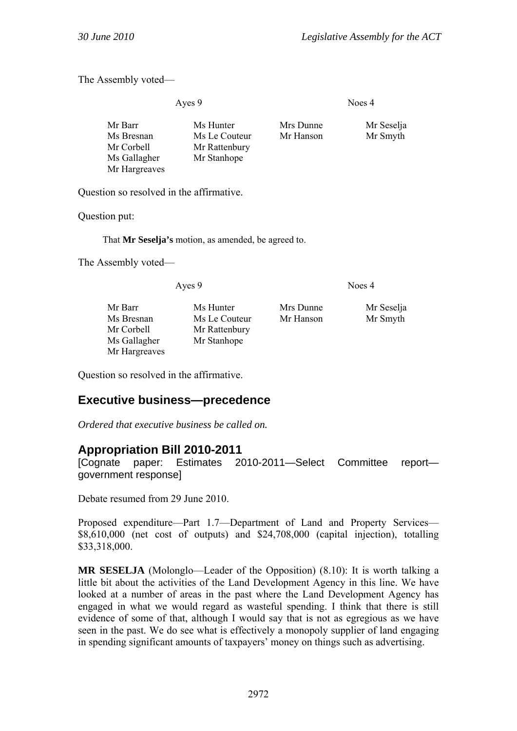The Assembly voted—

| Ayes 9 | | Noes 4 | |
|---|---|---|---|
| Mr Barr | Ms Hunter | Mrs Dunne | Mr Seselja |
| Ms Bresnan | Ms Le Couteur | Mr Hanson | Mr Smyth |
| Mr Corbell | Mr Rattenbury | | |
| Ms Gallagher | Mr Stanhope | | |
| Mr Hargreaves | | | |

Question so resolved in the affirmative.

Question put:

> That **Mr Seselja's** motion, as amended, be agreed to.

The Assembly voted—

| Ayes 9 | | Noes 4 | |
|---|---|---|---|
| Mr Barr | Ms Hunter | Mrs Dunne | Mr Seselja |
| Ms Bresnan | Ms Le Couteur | Mr Hanson | Mr Smyth |
| Mr Corbell | Mr Rattenbury | | |
| Ms Gallagher | Mr Stanhope | | |
| Mr Hargreaves | | | |

Question so resolved in the affirmative.

## Executive business—precedence

*Ordered that executive business be called on.*

## Appropriation Bill 2010-2011

[Cognate paper: Estimates 2010-2011—Select Committee report—government response]

Debate resumed from 29 June 2010.

Proposed expenditure—Part 1.7—Department of Land and Property Services—$8,610,000 (net cost of outputs) and $24,708,000 (capital injection), totalling $33,318,000.

**MR SESELJA** (Molonglo—Leader of the Opposition) (8.10): It is worth talking a little bit about the activities of the Land Development Agency in this line. We have looked at a number of areas in the past where the Land Development Agency has engaged in what we would regard as wasteful spending. I think that there is still evidence of some of that, although I would say that is not as egregious as we have seen in the past. We do see what is effectively a monopoly supplier of land engaging in spending significant amounts of taxpayers' money on things such as advertising.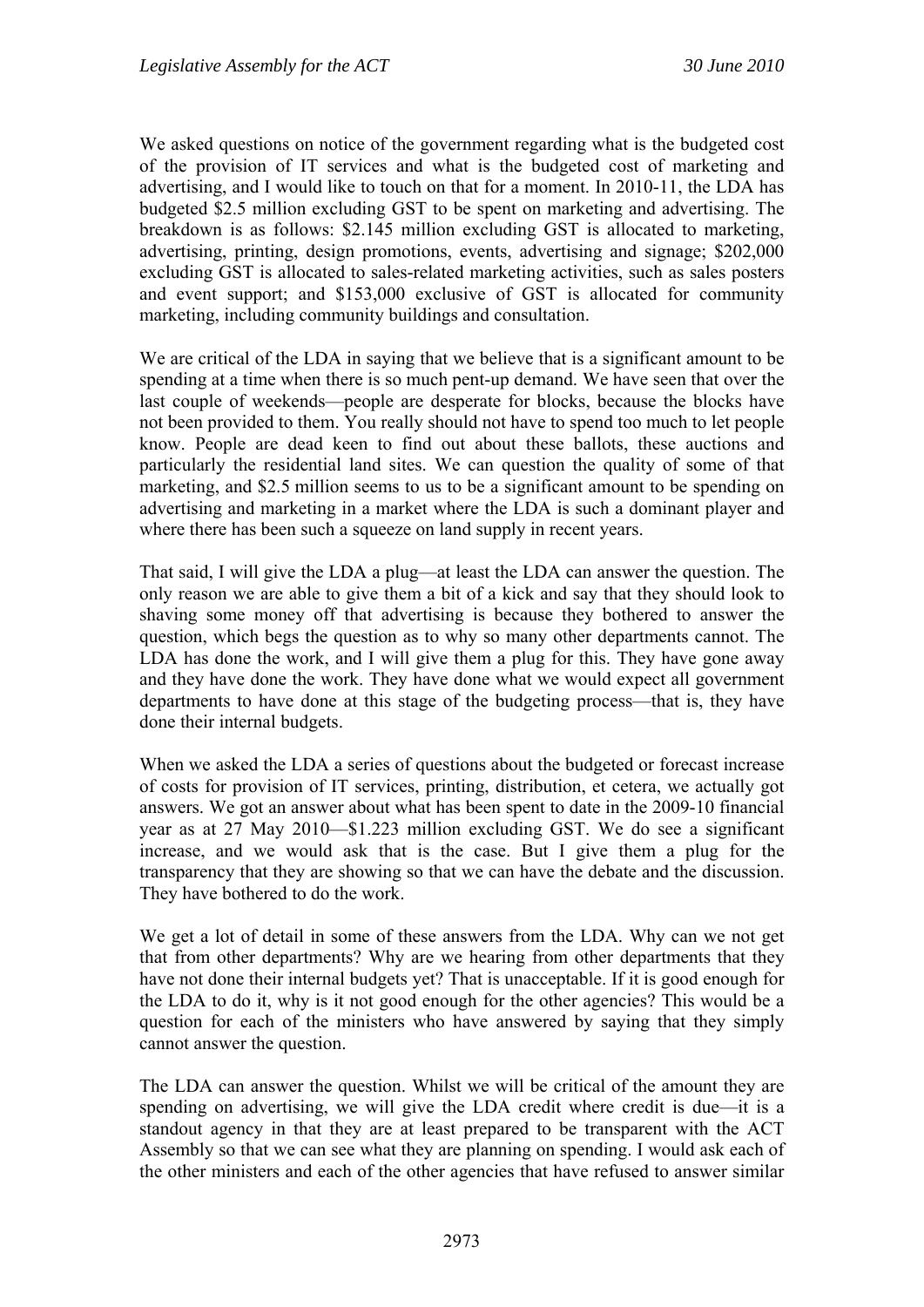We asked questions on notice of the government regarding what is the budgeted cost of the provision of IT services and what is the budgeted cost of marketing and advertising, and I would like to touch on that for a moment. In 2010-11, the LDA has budgeted $2.5 million excluding GST to be spent on marketing and advertising. The breakdown is as follows: $2.145 million excluding GST is allocated to marketing, advertising, printing, design promotions, events, advertising and signage; $202,000 excluding GST is allocated to sales-related marketing activities, such as sales posters and event support; and $153,000 exclusive of GST is allocated for community marketing, including community buildings and consultation.

We are critical of the LDA in saying that we believe that is a significant amount to be spending at a time when there is so much pent-up demand. We have seen that over the last couple of weekends—people are desperate for blocks, because the blocks have not been provided to them. You really should not have to spend too much to let people know. People are dead keen to find out about these ballots, these auctions and particularly the residential land sites. We can question the quality of some of that marketing, and $2.5 million seems to us to be a significant amount to be spending on advertising and marketing in a market where the LDA is such a dominant player and where there has been such a squeeze on land supply in recent years.

That said, I will give the LDA a plug—at least the LDA can answer the question. The only reason we are able to give them a bit of a kick and say that they should look to shaving some money off that advertising is because they bothered to answer the question, which begs the question as to why so many other departments cannot. The LDA has done the work, and I will give them a plug for this. They have gone away and they have done the work. They have done what we would expect all government departments to have done at this stage of the budgeting process—that is, they have done their internal budgets.

When we asked the LDA a series of questions about the budgeted or forecast increase of costs for provision of IT services, printing, distribution, et cetera, we actually got answers. We got an answer about what has been spent to date in the 2009-10 financial year as at 27 May 2010—$1.223 million excluding GST. We do see a significant increase, and we would ask that is the case. But I give them a plug for the transparency that they are showing so that we can have the debate and the discussion. They have bothered to do the work.

We get a lot of detail in some of these answers from the LDA. Why can we not get that from other departments? Why are we hearing from other departments that they have not done their internal budgets yet? That is unacceptable. If it is good enough for the LDA to do it, why is it not good enough for the other agencies? This would be a question for each of the ministers who have answered by saying that they simply cannot answer the question.

The LDA can answer the question. Whilst we will be critical of the amount they are spending on advertising, we will give the LDA credit where credit is due—it is a standout agency in that they are at least prepared to be transparent with the ACT Assembly so that we can see what they are planning on spending. I would ask each of the other ministers and each of the other agencies that have refused to answer similar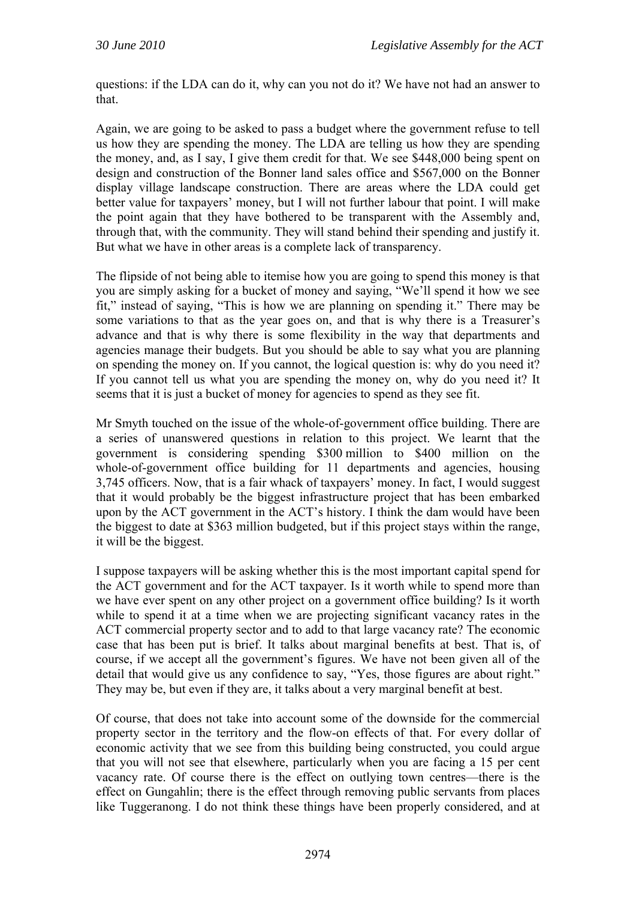questions: if the LDA can do it, why can you not do it? We have not had an answer to that.

Again, we are going to be asked to pass a budget where the government refuse to tell us how they are spending the money. The LDA are telling us how they are spending the money, and, as I say, I give them credit for that. We see $448,000 being spent on design and construction of the Bonner land sales office and $567,000 on the Bonner display village landscape construction. There are areas where the LDA could get better value for taxpayers' money, but I will not further labour that point. I will make the point again that they have bothered to be transparent with the Assembly and, through that, with the community. They will stand behind their spending and justify it. But what we have in other areas is a complete lack of transparency.

The flipside of not being able to itemise how you are going to spend this money is that you are simply asking for a bucket of money and saying, "We'll spend it how we see fit," instead of saying, "This is how we are planning on spending it." There may be some variations to that as the year goes on, and that is why there is a Treasurer's advance and that is why there is some flexibility in the way that departments and agencies manage their budgets. But you should be able to say what you are planning on spending the money on. If you cannot, the logical question is: why do you need it? If you cannot tell us what you are spending the money on, why do you need it? It seems that it is just a bucket of money for agencies to spend as they see fit.

Mr Smyth touched on the issue of the whole-of-government office building. There are a series of unanswered questions in relation to this project. We learnt that the government is considering spending $300 million to $400 million on the whole-of-government office building for 11 departments and agencies, housing 3,745 officers. Now, that is a fair whack of taxpayers' money. In fact, I would suggest that it would probably be the biggest infrastructure project that has been embarked upon by the ACT government in the ACT's history. I think the dam would have been the biggest to date at $363 million budgeted, but if this project stays within the range, it will be the biggest.

I suppose taxpayers will be asking whether this is the most important capital spend for the ACT government and for the ACT taxpayer. Is it worth while to spend more than we have ever spent on any other project on a government office building? Is it worth while to spend it at a time when we are projecting significant vacancy rates in the ACT commercial property sector and to add to that large vacancy rate? The economic case that has been put is brief. It talks about marginal benefits at best. That is, of course, if we accept all the government's figures. We have not been given all of the detail that would give us any confidence to say, "Yes, those figures are about right." They may be, but even if they are, it talks about a very marginal benefit at best.

Of course, that does not take into account some of the downside for the commercial property sector in the territory and the flow-on effects of that. For every dollar of economic activity that we see from this building being constructed, you could argue that you will not see that elsewhere, particularly when you are facing a 15 per cent vacancy rate. Of course there is the effect on outlying town centres—there is the effect on Gungahlin; there is the effect through removing public servants from places like Tuggeranong. I do not think these things have been properly considered, and at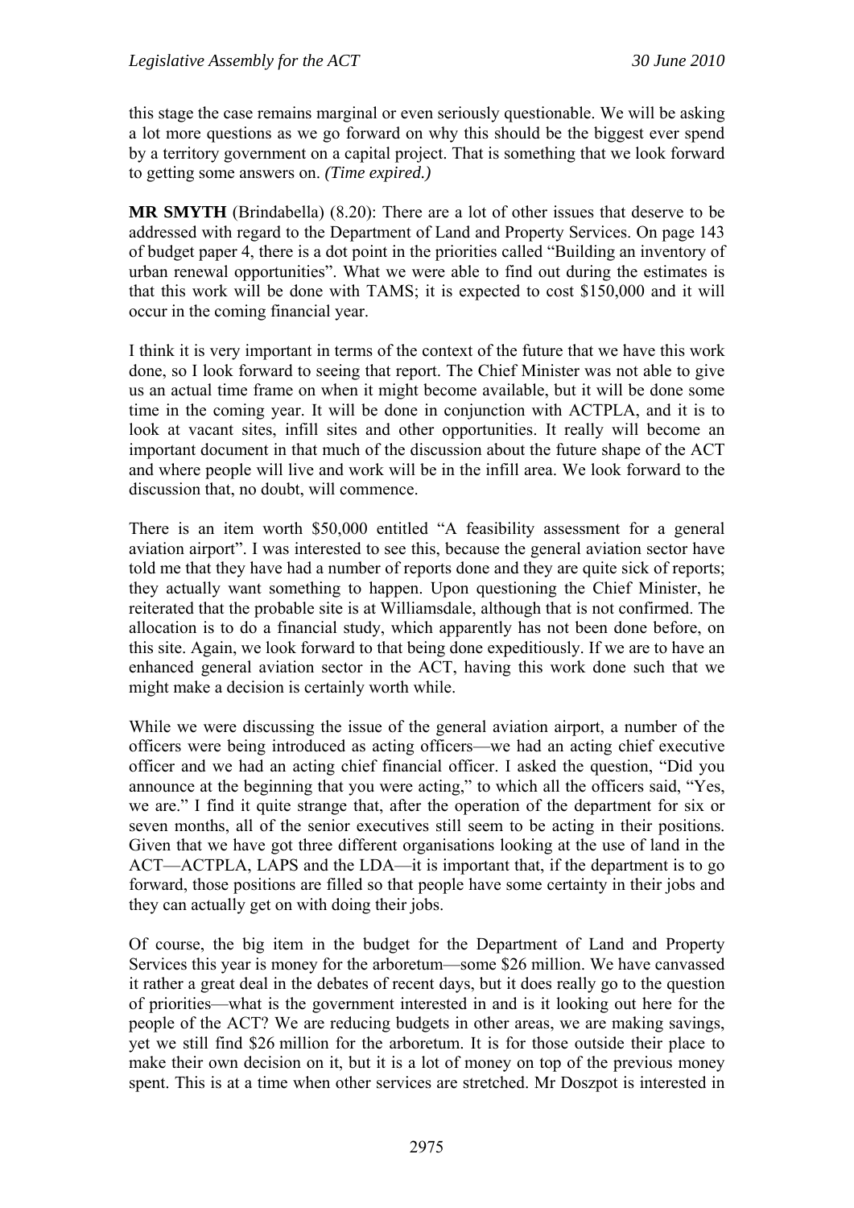this stage the case remains marginal or even seriously questionable. We will be asking a lot more questions as we go forward on why this should be the biggest ever spend by a territory government on a capital project. That is something that we look forward to getting some answers on. *(Time expired.)*

**MR SMYTH** (Brindabella) (8.20): There are a lot of other issues that deserve to be addressed with regard to the Department of Land and Property Services. On page 143 of budget paper 4, there is a dot point in the priorities called "Building an inventory of urban renewal opportunities". What we were able to find out during the estimates is that this work will be done with TAMS; it is expected to cost $150,000 and it will occur in the coming financial year.

I think it is very important in terms of the context of the future that we have this work done, so I look forward to seeing that report. The Chief Minister was not able to give us an actual time frame on when it might become available, but it will be done some time in the coming year. It will be done in conjunction with ACTPLA, and it is to look at vacant sites, infill sites and other opportunities. It really will become an important document in that much of the discussion about the future shape of the ACT and where people will live and work will be in the infill area. We look forward to the discussion that, no doubt, will commence.

There is an item worth $50,000 entitled "A feasibility assessment for a general aviation airport". I was interested to see this, because the general aviation sector have told me that they have had a number of reports done and they are quite sick of reports; they actually want something to happen. Upon questioning the Chief Minister, he reiterated that the probable site is at Williamsdale, although that is not confirmed. The allocation is to do a financial study, which apparently has not been done before, on this site. Again, we look forward to that being done expeditiously. If we are to have an enhanced general aviation sector in the ACT, having this work done such that we might make a decision is certainly worth while.

While we were discussing the issue of the general aviation airport, a number of the officers were being introduced as acting officers—we had an acting chief executive officer and we had an acting chief financial officer. I asked the question, "Did you announce at the beginning that you were acting," to which all the officers said, "Yes, we are." I find it quite strange that, after the operation of the department for six or seven months, all of the senior executives still seem to be acting in their positions. Given that we have got three different organisations looking at the use of land in the ACT—ACTPLA, LAPS and the LDA—it is important that, if the department is to go forward, those positions are filled so that people have some certainty in their jobs and they can actually get on with doing their jobs.

Of course, the big item in the budget for the Department of Land and Property Services this year is money for the arboretum—some $26 million. We have canvassed it rather a great deal in the debates of recent days, but it does really go to the question of priorities—what is the government interested in and is it looking out here for the people of the ACT? We are reducing budgets in other areas, we are making savings, yet we still find $26 million for the arboretum. It is for those outside their place to make their own decision on it, but it is a lot of money on top of the previous money spent. This is at a time when other services are stretched. Mr Doszpot is interested in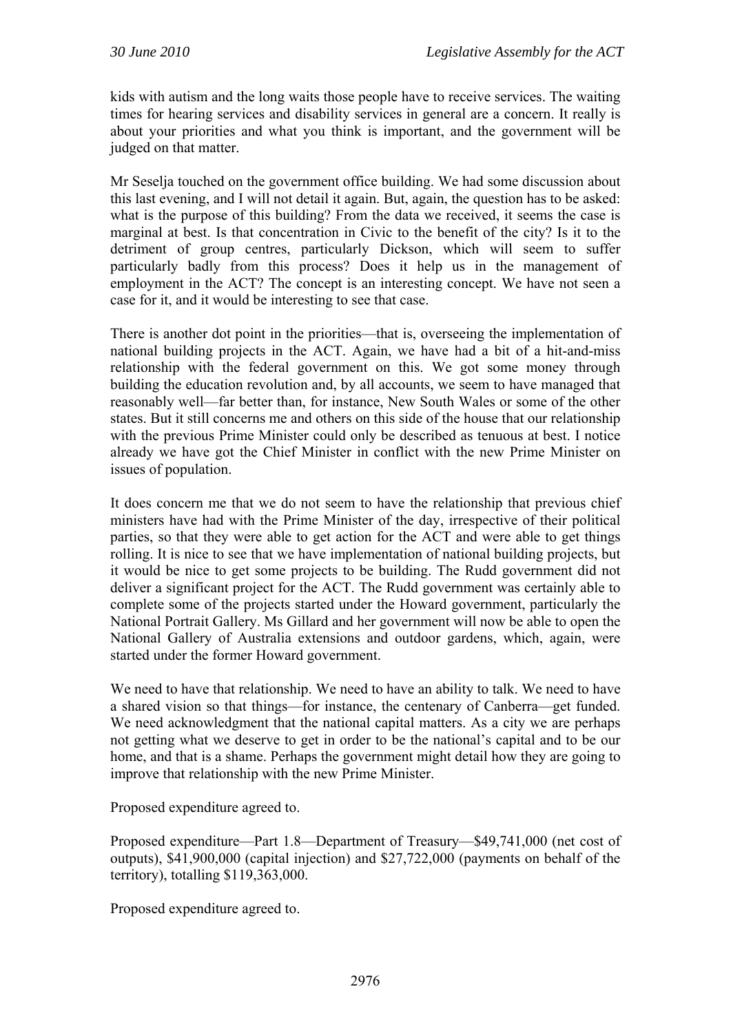kids with autism and the long waits those people have to receive services. The waiting times for hearing services and disability services in general are a concern. It really is about your priorities and what you think is important, and the government will be judged on that matter.

Mr Seselja touched on the government office building. We had some discussion about this last evening, and I will not detail it again. But, again, the question has to be asked: what is the purpose of this building? From the data we received, it seems the case is marginal at best. Is that concentration in Civic to the benefit of the city? Is it to the detriment of group centres, particularly Dickson, which will seem to suffer particularly badly from this process? Does it help us in the management of employment in the ACT? The concept is an interesting concept. We have not seen a case for it, and it would be interesting to see that case.

There is another dot point in the priorities—that is, overseeing the implementation of national building projects in the ACT. Again, we have had a bit of a hit-and-miss relationship with the federal government on this. We got some money through building the education revolution and, by all accounts, we seem to have managed that reasonably well—far better than, for instance, New South Wales or some of the other states. But it still concerns me and others on this side of the house that our relationship with the previous Prime Minister could only be described as tenuous at best. I notice already we have got the Chief Minister in conflict with the new Prime Minister on issues of population.

It does concern me that we do not seem to have the relationship that previous chief ministers have had with the Prime Minister of the day, irrespective of their political parties, so that they were able to get action for the ACT and were able to get things rolling. It is nice to see that we have implementation of national building projects, but it would be nice to get some projects to be building. The Rudd government did not deliver a significant project for the ACT. The Rudd government was certainly able to complete some of the projects started under the Howard government, particularly the National Portrait Gallery. Ms Gillard and her government will now be able to open the National Gallery of Australia extensions and outdoor gardens, which, again, were started under the former Howard government.

We need to have that relationship. We need to have an ability to talk. We need to have a shared vision so that things—for instance, the centenary of Canberra—get funded. We need acknowledgment that the national capital matters. As a city we are perhaps not getting what we deserve to get in order to be the national's capital and to be our home, and that is a shame. Perhaps the government might detail how they are going to improve that relationship with the new Prime Minister.

Proposed expenditure agreed to.

Proposed expenditure—Part 1.8—Department of Treasury—$49,741,000 (net cost of outputs), $41,900,000 (capital injection) and $27,722,000 (payments on behalf of the territory), totalling $119,363,000.

Proposed expenditure agreed to.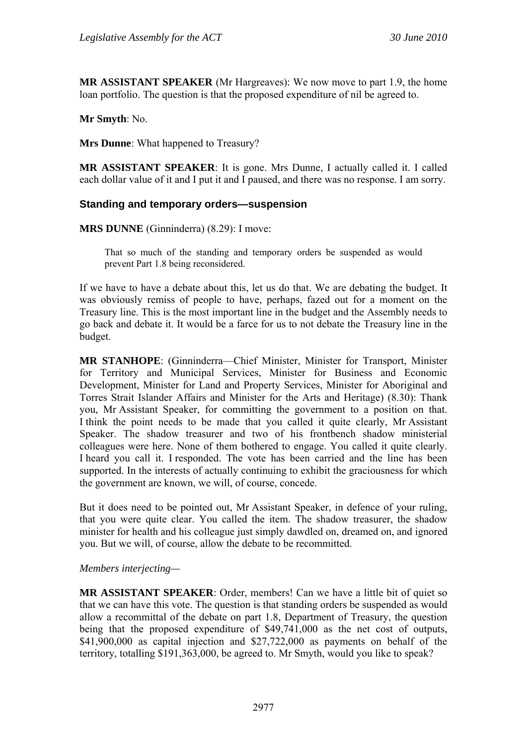**MR ASSISTANT SPEAKER** (Mr Hargreaves): We now move to part 1.9, the home loan portfolio. The question is that the proposed expenditure of nil be agreed to.

**Mr Smyth**: No.

**Mrs Dunne**: What happened to Treasury?

**MR ASSISTANT SPEAKER**: It is gone. Mrs Dunne, I actually called it. I called each dollar value of it and I put it and I paused, and there was no response. I am sorry.

### Standing and temporary orders—suspension

**MRS DUNNE** (Ginninderra) (8.29): I move:

> That so much of the standing and temporary orders be suspended as would prevent Part 1.8 being reconsidered.

If we have to have a debate about this, let us do that. We are debating the budget. It was obviously remiss of people to have, perhaps, fazed out for a moment on the Treasury line. This is the most important line in the budget and the Assembly needs to go back and debate it. It would be a farce for us to not debate the Treasury line in the budget.

**MR STANHOPE**: (Ginninderra—Chief Minister, Minister for Transport, Minister for Territory and Municipal Services, Minister for Business and Economic Development, Minister for Land and Property Services, Minister for Aboriginal and Torres Strait Islander Affairs and Minister for the Arts and Heritage) (8.30): Thank you, Mr Assistant Speaker, for committing the government to a position on that. I think the point needs to be made that you called it quite clearly, Mr Assistant Speaker. The shadow treasurer and two of his frontbench shadow ministerial colleagues were here. None of them bothered to engage. You called it quite clearly. I heard you call it. I responded. The vote has been carried and the line has been supported. In the interests of actually continuing to exhibit the graciousness for which the government are known, we will, of course, concede.

But it does need to be pointed out, Mr Assistant Speaker, in defence of your ruling, that you were quite clear. You called the item. The shadow treasurer, the shadow minister for health and his colleague just simply dawdled on, dreamed on, and ignored you. But we will, of course, allow the debate to be recommitted.

*Members interjecting*—

**MR ASSISTANT SPEAKER**: Order, members! Can we have a little bit of quiet so that we can have this vote. The question is that standing orders be suspended as would allow a recommittal of the debate on part 1.8, Department of Treasury, the question being that the proposed expenditure of $49,741,000 as the net cost of outputs, $41,900,000 as capital injection and $27,722,000 as payments on behalf of the territory, totalling $191,363,000, be agreed to. Mr Smyth, would you like to speak?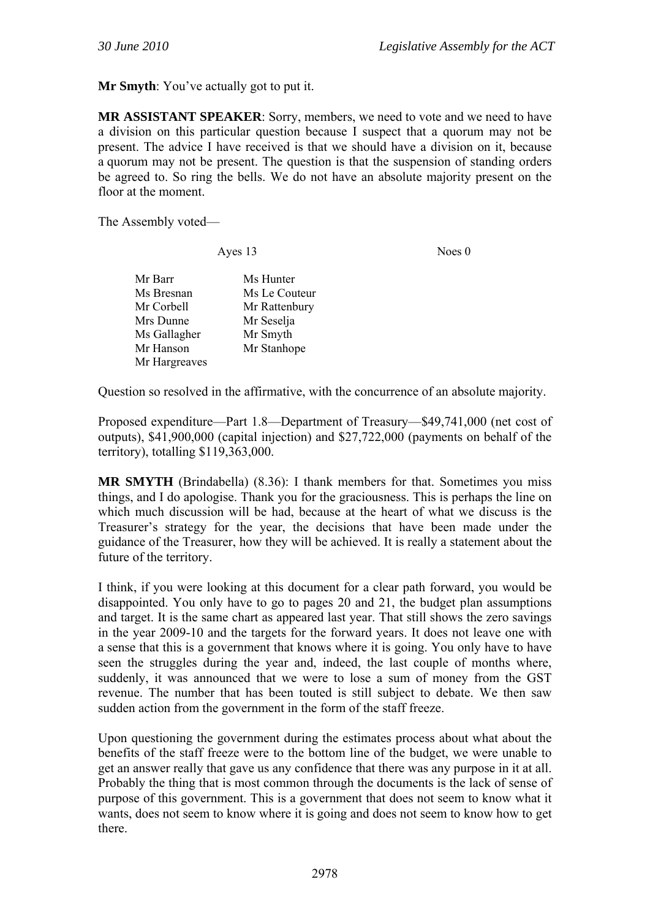**Mr Smyth**: You've actually got to put it.

**MR ASSISTANT SPEAKER**: Sorry, members, we need to vote and we need to have a division on this particular question because I suspect that a quorum may not be present. The advice I have received is that we should have a division on it, because a quorum may not be present. The question is that the suspension of standing orders be agreed to. So ring the bells. We do not have an absolute majority present on the floor at the moment.

The Assembly voted—

| Ayes 13 | | Noes 0 |
|---|---|---|
| Mr Barr | Ms Hunter | |
| Ms Bresnan | Ms Le Couteur | |
| Mr Corbell | Mr Rattenbury | |
| Mrs Dunne | Mr Seselja | |
| Ms Gallagher | Mr Smyth | |
| Mr Hanson | Mr Stanhope | |
| Mr Hargreaves | | |

Question so resolved in the affirmative, with the concurrence of an absolute majority.

Proposed expenditure—Part 1.8—Department of Treasury—$49,741,000 (net cost of outputs), $41,900,000 (capital injection) and $27,722,000 (payments on behalf of the territory), totalling $119,363,000.

**MR SMYTH** (Brindabella) (8.36): I thank members for that. Sometimes you miss things, and I do apologise. Thank you for the graciousness. This is perhaps the line on which much discussion will be had, because at the heart of what we discuss is the Treasurer's strategy for the year, the decisions that have been made under the guidance of the Treasurer, how they will be achieved. It is really a statement about the future of the territory.

I think, if you were looking at this document for a clear path forward, you would be disappointed. You only have to go to pages 20 and 21, the budget plan assumptions and target. It is the same chart as appeared last year. That still shows the zero savings in the year 2009-10 and the targets for the forward years. It does not leave one with a sense that this is a government that knows where it is going. You only have to have seen the struggles during the year and, indeed, the last couple of months where, suddenly, it was announced that we were to lose a sum of money from the GST revenue. The number that has been touted is still subject to debate. We then saw sudden action from the government in the form of the staff freeze.

Upon questioning the government during the estimates process about what about the benefits of the staff freeze were to the bottom line of the budget, we were unable to get an answer really that gave us any confidence that there was any purpose in it at all. Probably the thing that is most common through the documents is the lack of sense of purpose of this government. This is a government that does not seem to know what it wants, does not seem to know where it is going and does not seem to know how to get there.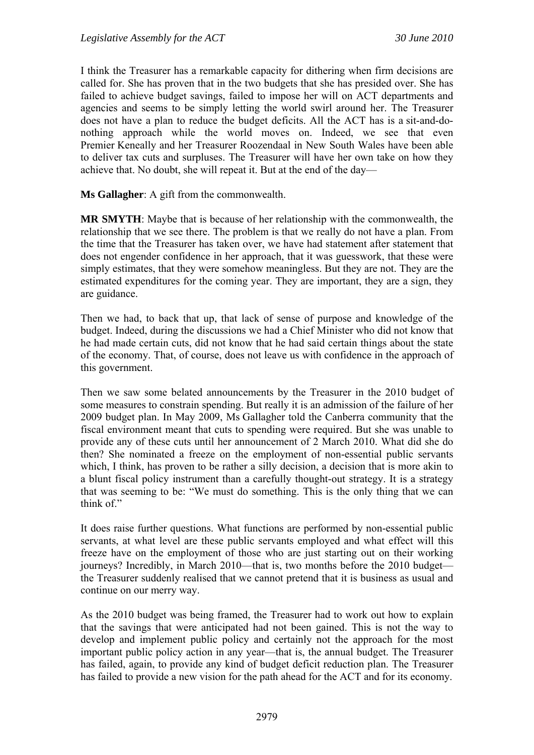I think the Treasurer has a remarkable capacity for dithering when firm decisions are called for. She has proven that in the two budgets that she has presided over. She has failed to achieve budget savings, failed to impose her will on ACT departments and agencies and seems to be simply letting the world swirl around her. The Treasurer does not have a plan to reduce the budget deficits. All the ACT has is a sit-and-do-nothing approach while the world moves on. Indeed, we see that even Premier Keneally and her Treasurer Roozendaal in New South Wales have been able to deliver tax cuts and surpluses. The Treasurer will have her own take on how they achieve that. No doubt, she will repeat it. But at the end of the day—

**Ms Gallagher**: A gift from the commonwealth.

**MR SMYTH**: Maybe that is because of her relationship with the commonwealth, the relationship that we see there. The problem is that we really do not have a plan. From the time that the Treasurer has taken over, we have had statement after statement that does not engender confidence in her approach, that it was guesswork, that these were simply estimates, that they were somehow meaningless. But they are not. They are the estimated expenditures for the coming year. They are important, they are a sign, they are guidance.

Then we had, to back that up, that lack of sense of purpose and knowledge of the budget. Indeed, during the discussions we had a Chief Minister who did not know that he had made certain cuts, did not know that he had said certain things about the state of the economy. That, of course, does not leave us with confidence in the approach of this government.

Then we saw some belated announcements by the Treasurer in the 2010 budget of some measures to constrain spending. But really it is an admission of the failure of her 2009 budget plan. In May 2009, Ms Gallagher told the Canberra community that the fiscal environment meant that cuts to spending were required. But she was unable to provide any of these cuts until her announcement of 2 March 2010. What did she do then? She nominated a freeze on the employment of non-essential public servants which, I think, has proven to be rather a silly decision, a decision that is more akin to a blunt fiscal policy instrument than a carefully thought-out strategy. It is a strategy that was seeming to be: "We must do something. This is the only thing that we can think of."

It does raise further questions. What functions are performed by non-essential public servants, at what level are these public servants employed and what effect will this freeze have on the employment of those who are just starting out on their working journeys? Incredibly, in March 2010—that is, two months before the 2010 budget—the Treasurer suddenly realised that we cannot pretend that it is business as usual and continue on our merry way.

As the 2010 budget was being framed, the Treasurer had to work out how to explain that the savings that were anticipated had not been gained. This is not the way to develop and implement public policy and certainly not the approach for the most important public policy action in any year—that is, the annual budget. The Treasurer has failed, again, to provide any kind of budget deficit reduction plan. The Treasurer has failed to provide a new vision for the path ahead for the ACT and for its economy.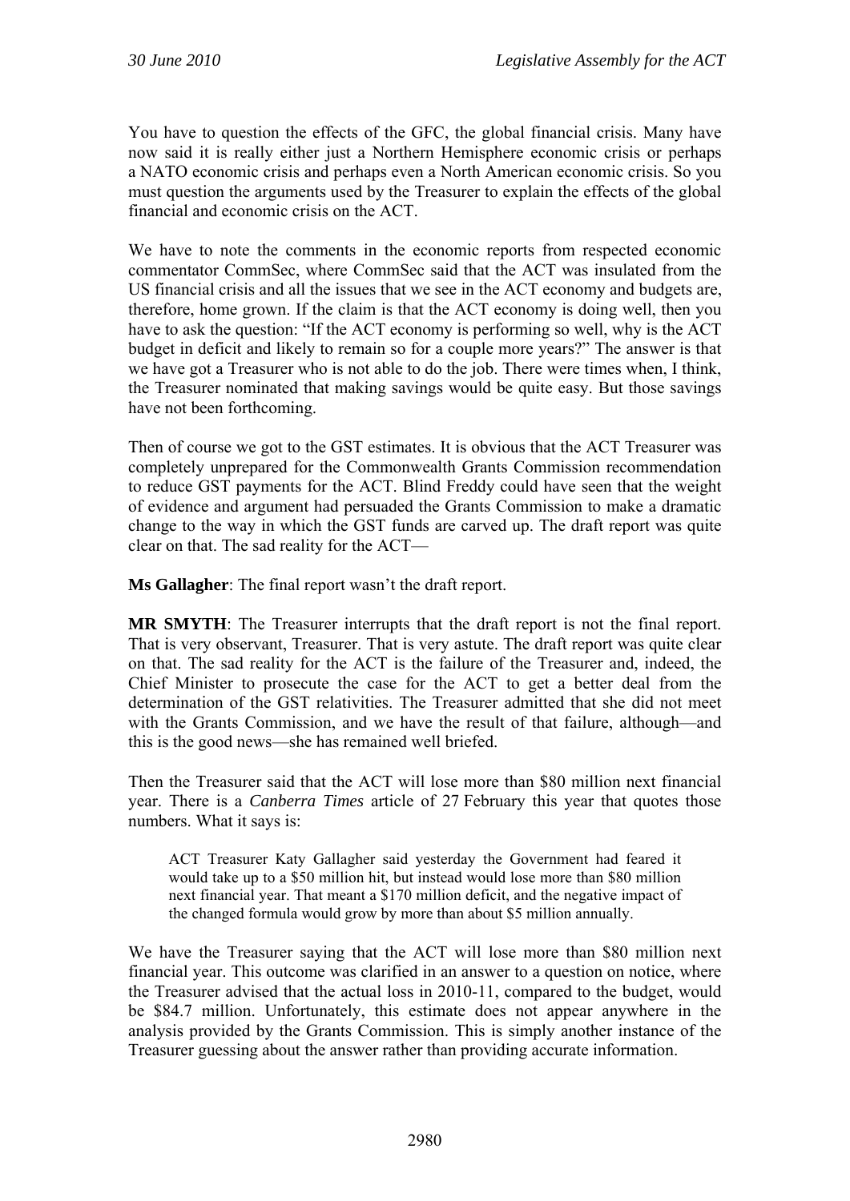You have to question the effects of the GFC, the global financial crisis. Many have now said it is really either just a Northern Hemisphere economic crisis or perhaps a NATO economic crisis and perhaps even a North American economic crisis. So you must question the arguments used by the Treasurer to explain the effects of the global financial and economic crisis on the ACT.

We have to note the comments in the economic reports from respected economic commentator CommSec, where CommSec said that the ACT was insulated from the US financial crisis and all the issues that we see in the ACT economy and budgets are, therefore, home grown. If the claim is that the ACT economy is doing well, then you have to ask the question: "If the ACT economy is performing so well, why is the ACT budget in deficit and likely to remain so for a couple more years?" The answer is that we have got a Treasurer who is not able to do the job. There were times when, I think, the Treasurer nominated that making savings would be quite easy. But those savings have not been forthcoming.

Then of course we got to the GST estimates. It is obvious that the ACT Treasurer was completely unprepared for the Commonwealth Grants Commission recommendation to reduce GST payments for the ACT. Blind Freddy could have seen that the weight of evidence and argument had persuaded the Grants Commission to make a dramatic change to the way in which the GST funds are carved up. The draft report was quite clear on that. The sad reality for the ACT—

**Ms Gallagher**: The final report wasn't the draft report.

**MR SMYTH**: The Treasurer interrupts that the draft report is not the final report. That is very observant, Treasurer. That is very astute. The draft report was quite clear on that. The sad reality for the ACT is the failure of the Treasurer and, indeed, the Chief Minister to prosecute the case for the ACT to get a better deal from the determination of the GST relativities. The Treasurer admitted that she did not meet with the Grants Commission, and we have the result of that failure, although—and this is the good news—she has remained well briefed.

Then the Treasurer said that the ACT will lose more than $80 million next financial year. There is a *Canberra Times* article of 27 February this year that quotes those numbers. What it says is:

> ACT Treasurer Katy Gallagher said yesterday the Government had feared it would take up to a $50 million hit, but instead would lose more than $80 million next financial year. That meant a $170 million deficit, and the negative impact of the changed formula would grow by more than about $5 million annually.

We have the Treasurer saying that the ACT will lose more than $80 million next financial year. This outcome was clarified in an answer to a question on notice, where the Treasurer advised that the actual loss in 2010-11, compared to the budget, would be $84.7 million. Unfortunately, this estimate does not appear anywhere in the analysis provided by the Grants Commission. This is simply another instance of the Treasurer guessing about the answer rather than providing accurate information.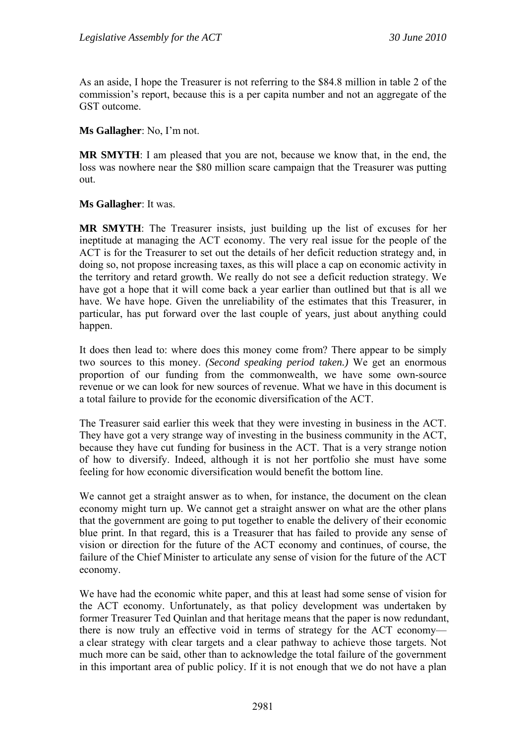As an aside, I hope the Treasurer is not referring to the \$84.8 million in table 2 of the commission's report, because this is a per capita number and not an aggregate of the GST outcome.

**Ms Gallagher**: No, I'm not.

**MR SMYTH**: I am pleased that you are not, because we know that, in the end, the loss was nowhere near the \$80 million scare campaign that the Treasurer was putting out.

**Ms Gallagher**: It was.

**MR SMYTH**: The Treasurer insists, just building up the list of excuses for her ineptitude at managing the ACT economy. The very real issue for the people of the ACT is for the Treasurer to set out the details of her deficit reduction strategy and, in doing so, not propose increasing taxes, as this will place a cap on economic activity in the territory and retard growth. We really do not see a deficit reduction strategy. We have got a hope that it will come back a year earlier than outlined but that is all we have. We have hope. Given the unreliability of the estimates that this Treasurer, in particular, has put forward over the last couple of years, just about anything could happen.

It does then lead to: where does this money come from? There appear to be simply two sources to this money. *(Second speaking period taken.)* We get an enormous proportion of our funding from the commonwealth, we have some own-source revenue or we can look for new sources of revenue. What we have in this document is a total failure to provide for the economic diversification of the ACT.

The Treasurer said earlier this week that they were investing in business in the ACT. They have got a very strange way of investing in the business community in the ACT, because they have cut funding for business in the ACT. That is a very strange notion of how to diversify. Indeed, although it is not her portfolio she must have some feeling for how economic diversification would benefit the bottom line.

We cannot get a straight answer as to when, for instance, the document on the clean economy might turn up. We cannot get a straight answer on what are the other plans that the government are going to put together to enable the delivery of their economic blue print. In that regard, this is a Treasurer that has failed to provide any sense of vision or direction for the future of the ACT economy and continues, of course, the failure of the Chief Minister to articulate any sense of vision for the future of the ACT economy.

We have had the economic white paper, and this at least had some sense of vision for the ACT economy. Unfortunately, as that policy development was undertaken by former Treasurer Ted Quinlan and that heritage means that the paper is now redundant, there is now truly an effective void in terms of strategy for the ACT economy—a clear strategy with clear targets and a clear pathway to achieve those targets. Not much more can be said, other than to acknowledge the total failure of the government in this important area of public policy. If it is not enough that we do not have a plan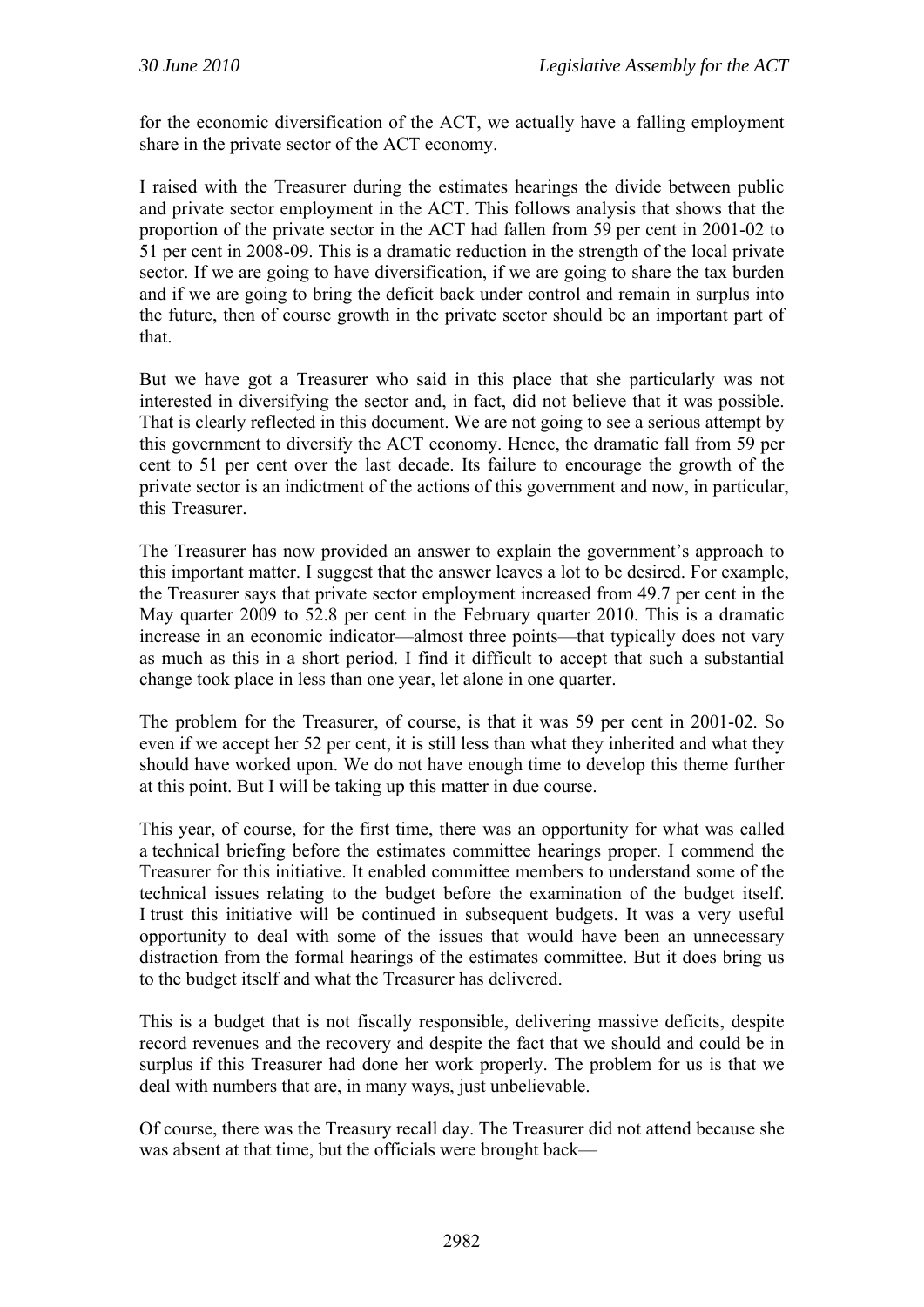for the economic diversification of the ACT, we actually have a falling employment share in the private sector of the ACT economy.

I raised with the Treasurer during the estimates hearings the divide between public and private sector employment in the ACT. This follows analysis that shows that the proportion of the private sector in the ACT had fallen from 59 per cent in 2001-02 to 51 per cent in 2008-09. This is a dramatic reduction in the strength of the local private sector. If we are going to have diversification, if we are going to share the tax burden and if we are going to bring the deficit back under control and remain in surplus into the future, then of course growth in the private sector should be an important part of that.

But we have got a Treasurer who said in this place that she particularly was not interested in diversifying the sector and, in fact, did not believe that it was possible. That is clearly reflected in this document. We are not going to see a serious attempt by this government to diversify the ACT economy. Hence, the dramatic fall from 59 per cent to 51 per cent over the last decade. Its failure to encourage the growth of the private sector is an indictment of the actions of this government and now, in particular, this Treasurer.

The Treasurer has now provided an answer to explain the government's approach to this important matter. I suggest that the answer leaves a lot to be desired. For example, the Treasurer says that private sector employment increased from 49.7 per cent in the May quarter 2009 to 52.8 per cent in the February quarter 2010. This is a dramatic increase in an economic indicator—almost three points—that typically does not vary as much as this in a short period. I find it difficult to accept that such a substantial change took place in less than one year, let alone in one quarter.

The problem for the Treasurer, of course, is that it was 59 per cent in 2001-02. So even if we accept her 52 per cent, it is still less than what they inherited and what they should have worked upon. We do not have enough time to develop this theme further at this point. But I will be taking up this matter in due course.

This year, of course, for the first time, there was an opportunity for what was called a technical briefing before the estimates committee hearings proper. I commend the Treasurer for this initiative. It enabled committee members to understand some of the technical issues relating to the budget before the examination of the budget itself. I trust this initiative will be continued in subsequent budgets. It was a very useful opportunity to deal with some of the issues that would have been an unnecessary distraction from the formal hearings of the estimates committee. But it does bring us to the budget itself and what the Treasurer has delivered.

This is a budget that is not fiscally responsible, delivering massive deficits, despite record revenues and the recovery and despite the fact that we should and could be in surplus if this Treasurer had done her work properly. The problem for us is that we deal with numbers that are, in many ways, just unbelievable.

Of course, there was the Treasury recall day. The Treasurer did not attend because she was absent at that time, but the officials were brought back—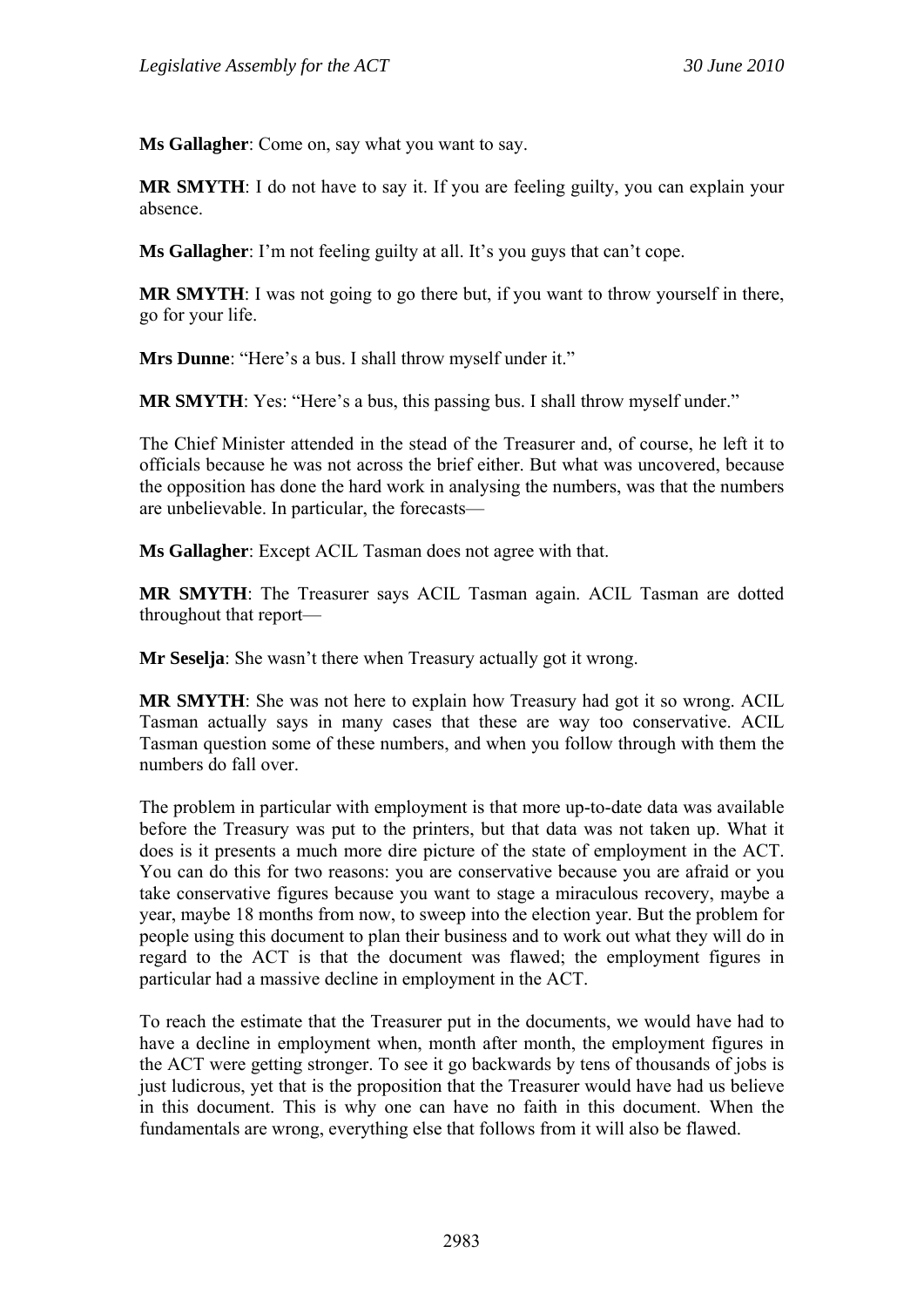**Ms Gallagher**: Come on, say what you want to say.

**MR SMYTH**: I do not have to say it. If you are feeling guilty, you can explain your absence.

**Ms Gallagher**: I'm not feeling guilty at all. It's you guys that can't cope.

**MR SMYTH**: I was not going to go there but, if you want to throw yourself in there, go for your life.

**Mrs Dunne**: "Here's a bus. I shall throw myself under it."

**MR SMYTH**: Yes: "Here's a bus, this passing bus. I shall throw myself under."

The Chief Minister attended in the stead of the Treasurer and, of course, he left it to officials because he was not across the brief either. But what was uncovered, because the opposition has done the hard work in analysing the numbers, was that the numbers are unbelievable. In particular, the forecasts—

**Ms Gallagher**: Except ACIL Tasman does not agree with that.

**MR SMYTH**: The Treasurer says ACIL Tasman again. ACIL Tasman are dotted throughout that report—

**Mr Seselja**: She wasn't there when Treasury actually got it wrong.

**MR SMYTH**: She was not here to explain how Treasury had got it so wrong. ACIL Tasman actually says in many cases that these are way too conservative. ACIL Tasman question some of these numbers, and when you follow through with them the numbers do fall over.

The problem in particular with employment is that more up-to-date data was available before the Treasury was put to the printers, but that data was not taken up. What it does is it presents a much more dire picture of the state of employment in the ACT. You can do this for two reasons: you are conservative because you are afraid or you take conservative figures because you want to stage a miraculous recovery, maybe a year, maybe 18 months from now, to sweep into the election year. But the problem for people using this document to plan their business and to work out what they will do in regard to the ACT is that the document was flawed; the employment figures in particular had a massive decline in employment in the ACT.

To reach the estimate that the Treasurer put in the documents, we would have had to have a decline in employment when, month after month, the employment figures in the ACT were getting stronger. To see it go backwards by tens of thousands of jobs is just ludicrous, yet that is the proposition that the Treasurer would have had us believe in this document. This is why one can have no faith in this document. When the fundamentals are wrong, everything else that follows from it will also be flawed.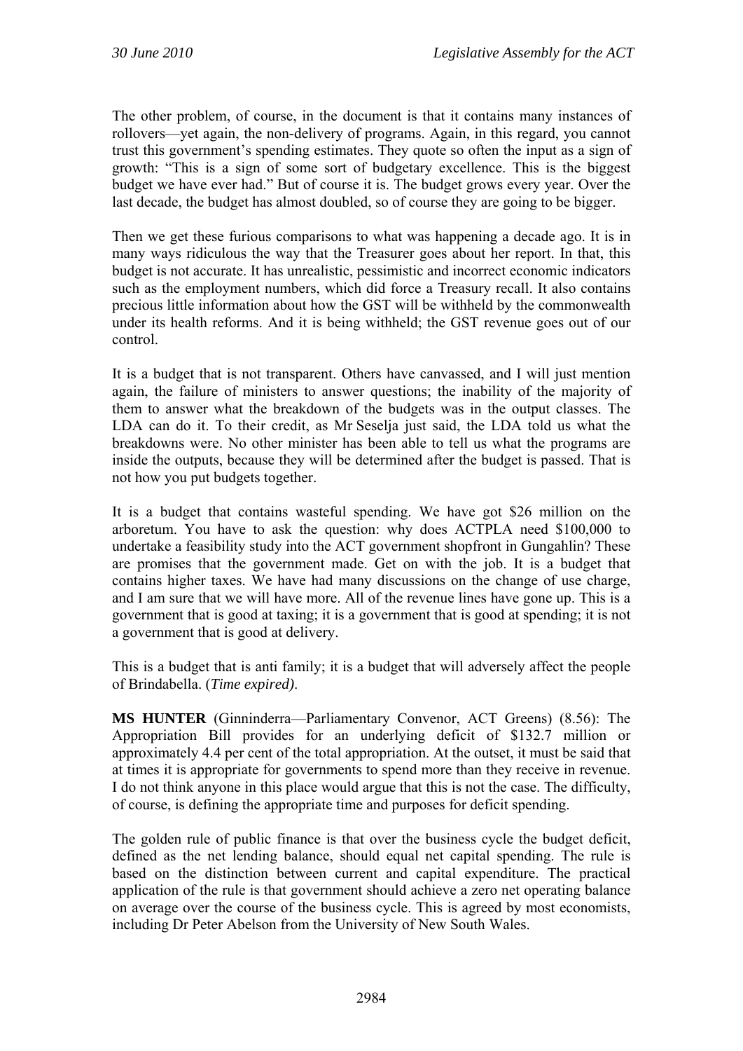The other problem, of course, in the document is that it contains many instances of rollovers—yet again, the non-delivery of programs. Again, in this regard, you cannot trust this government's spending estimates. They quote so often the input as a sign of growth: "This is a sign of some sort of budgetary excellence. This is the biggest budget we have ever had." But of course it is. The budget grows every year. Over the last decade, the budget has almost doubled, so of course they are going to be bigger.

Then we get these furious comparisons to what was happening a decade ago. It is in many ways ridiculous the way that the Treasurer goes about her report. In that, this budget is not accurate. It has unrealistic, pessimistic and incorrect economic indicators such as the employment numbers, which did force a Treasury recall. It also contains precious little information about how the GST will be withheld by the commonwealth under its health reforms. And it is being withheld; the GST revenue goes out of our control.

It is a budget that is not transparent. Others have canvassed, and I will just mention again, the failure of ministers to answer questions; the inability of the majority of them to answer what the breakdown of the budgets was in the output classes. The LDA can do it. To their credit, as Mr Seselja just said, the LDA told us what the breakdowns were. No other minister has been able to tell us what the programs are inside the outputs, because they will be determined after the budget is passed. That is not how you put budgets together.

It is a budget that contains wasteful spending. We have got $26 million on the arboretum. You have to ask the question: why does ACTPLA need $100,000 to undertake a feasibility study into the ACT government shopfront in Gungahlin? These are promises that the government made. Get on with the job. It is a budget that contains higher taxes. We have had many discussions on the change of use charge, and I am sure that we will have more. All of the revenue lines have gone up. This is a government that is good at taxing; it is a government that is good at spending; it is not a government that is good at delivery.

This is a budget that is anti family; it is a budget that will adversely affect the people of Brindabella. (*Time expired).*

**MS HUNTER** (Ginninderra—Parliamentary Convenor, ACT Greens) (8.56): The Appropriation Bill provides for an underlying deficit of $132.7 million or approximately 4.4 per cent of the total appropriation. At the outset, it must be said that at times it is appropriate for governments to spend more than they receive in revenue. I do not think anyone in this place would argue that this is not the case. The difficulty, of course, is defining the appropriate time and purposes for deficit spending.

The golden rule of public finance is that over the business cycle the budget deficit, defined as the net lending balance, should equal net capital spending. The rule is based on the distinction between current and capital expenditure. The practical application of the rule is that government should achieve a zero net operating balance on average over the course of the business cycle. This is agreed by most economists, including Dr Peter Abelson from the University of New South Wales.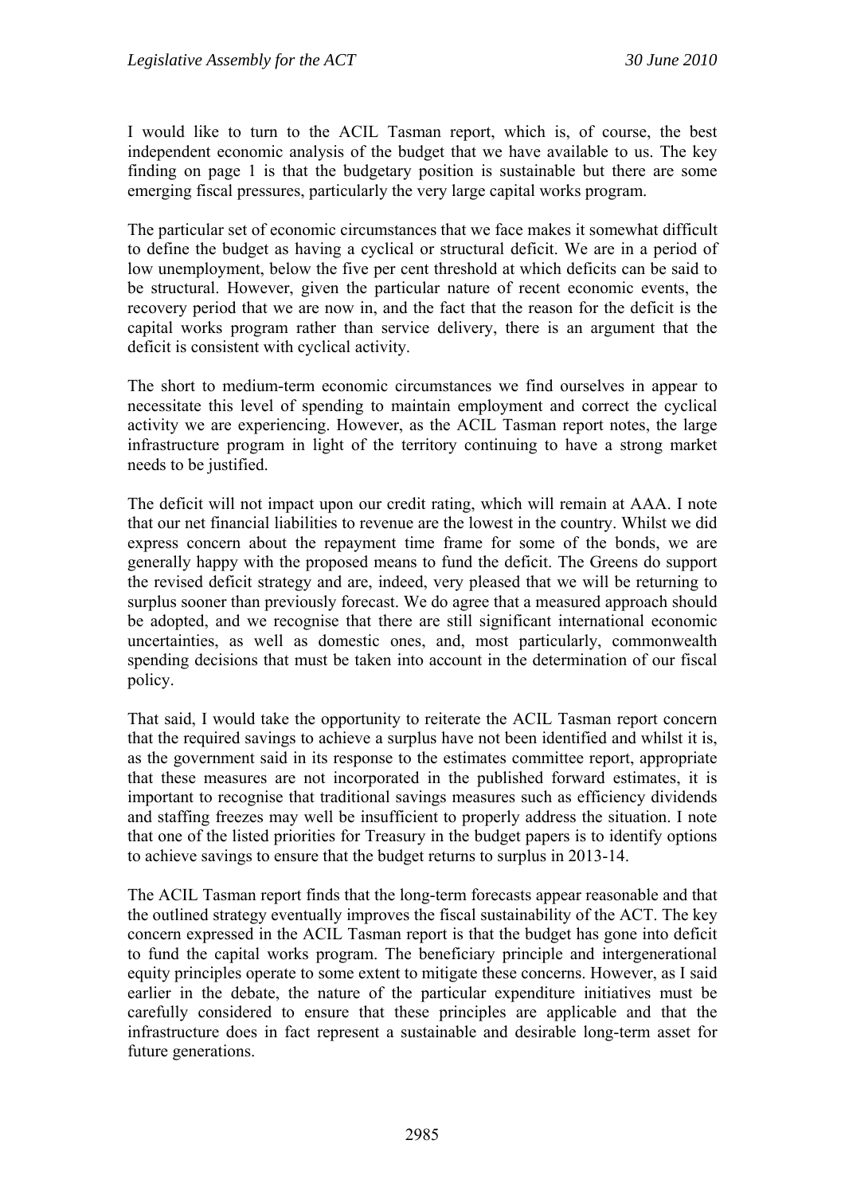I would like to turn to the ACIL Tasman report, which is, of course, the best independent economic analysis of the budget that we have available to us. The key finding on page 1 is that the budgetary position is sustainable but there are some emerging fiscal pressures, particularly the very large capital works program.

The particular set of economic circumstances that we face makes it somewhat difficult to define the budget as having a cyclical or structural deficit. We are in a period of low unemployment, below the five per cent threshold at which deficits can be said to be structural. However, given the particular nature of recent economic events, the recovery period that we are now in, and the fact that the reason for the deficit is the capital works program rather than service delivery, there is an argument that the deficit is consistent with cyclical activity.

The short to medium-term economic circumstances we find ourselves in appear to necessitate this level of spending to maintain employment and correct the cyclical activity we are experiencing. However, as the ACIL Tasman report notes, the large infrastructure program in light of the territory continuing to have a strong market needs to be justified.

The deficit will not impact upon our credit rating, which will remain at AAA. I note that our net financial liabilities to revenue are the lowest in the country. Whilst we did express concern about the repayment time frame for some of the bonds, we are generally happy with the proposed means to fund the deficit. The Greens do support the revised deficit strategy and are, indeed, very pleased that we will be returning to surplus sooner than previously forecast. We do agree that a measured approach should be adopted, and we recognise that there are still significant international economic uncertainties, as well as domestic ones, and, most particularly, commonwealth spending decisions that must be taken into account in the determination of our fiscal policy.

That said, I would take the opportunity to reiterate the ACIL Tasman report concern that the required savings to achieve a surplus have not been identified and whilst it is, as the government said in its response to the estimates committee report, appropriate that these measures are not incorporated in the published forward estimates, it is important to recognise that traditional savings measures such as efficiency dividends and staffing freezes may well be insufficient to properly address the situation. I note that one of the listed priorities for Treasury in the budget papers is to identify options to achieve savings to ensure that the budget returns to surplus in 2013-14.

The ACIL Tasman report finds that the long-term forecasts appear reasonable and that the outlined strategy eventually improves the fiscal sustainability of the ACT. The key concern expressed in the ACIL Tasman report is that the budget has gone into deficit to fund the capital works program. The beneficiary principle and intergenerational equity principles operate to some extent to mitigate these concerns. However, as I said earlier in the debate, the nature of the particular expenditure initiatives must be carefully considered to ensure that these principles are applicable and that the infrastructure does in fact represent a sustainable and desirable long-term asset for future generations.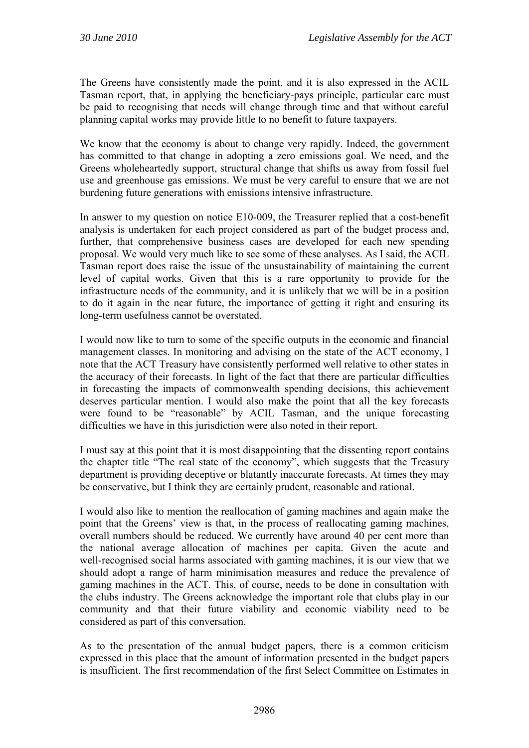The Greens have consistently made the point, and it is also expressed in the ACIL Tasman report, that, in applying the beneficiary-pays principle, particular care must be paid to recognising that needs will change through time and that without careful planning capital works may provide little to no benefit to future taxpayers.

We know that the economy is about to change very rapidly. Indeed, the government has committed to that change in adopting a zero emissions goal. We need, and the Greens wholeheartedly support, structural change that shifts us away from fossil fuel use and greenhouse gas emissions. We must be very careful to ensure that we are not burdening future generations with emissions intensive infrastructure.

In answer to my question on notice E10-009, the Treasurer replied that a cost-benefit analysis is undertaken for each project considered as part of the budget process and, further, that comprehensive business cases are developed for each new spending proposal. We would very much like to see some of these analyses. As I said, the ACIL Tasman report does raise the issue of the unsustainability of maintaining the current level of capital works. Given that this is a rare opportunity to provide for the infrastructure needs of the community, and it is unlikely that we will be in a position to do it again in the near future, the importance of getting it right and ensuring its long-term usefulness cannot be overstated.

I would now like to turn to some of the specific outputs in the economic and financial management classes. In monitoring and advising on the state of the ACT economy, I note that the ACT Treasury have consistently performed well relative to other states in the accuracy of their forecasts. In light of the fact that there are particular difficulties in forecasting the impacts of commonwealth spending decisions, this achievement deserves particular mention. I would also make the point that all the key forecasts were found to be "reasonable" by ACIL Tasman, and the unique forecasting difficulties we have in this jurisdiction were also noted in their report.

I must say at this point that it is most disappointing that the dissenting report contains the chapter title "The real state of the economy", which suggests that the Treasury department is providing deceptive or blatantly inaccurate forecasts. At times they may be conservative, but I think they are certainly prudent, reasonable and rational.

I would also like to mention the reallocation of gaming machines and again make the point that the Greens' view is that, in the process of reallocating gaming machines, overall numbers should be reduced. We currently have around 40 per cent more than the national average allocation of machines per capita. Given the acute and well-recognised social harms associated with gaming machines, it is our view that we should adopt a range of harm minimisation measures and reduce the prevalence of gaming machines in the ACT. This, of course, needs to be done in consultation with the clubs industry. The Greens acknowledge the important role that clubs play in our community and that their future viability and economic viability need to be considered as part of this conversation.

As to the presentation of the annual budget papers, there is a common criticism expressed in this place that the amount of information presented in the budget papers is insufficient. The first recommendation of the first Select Committee on Estimates in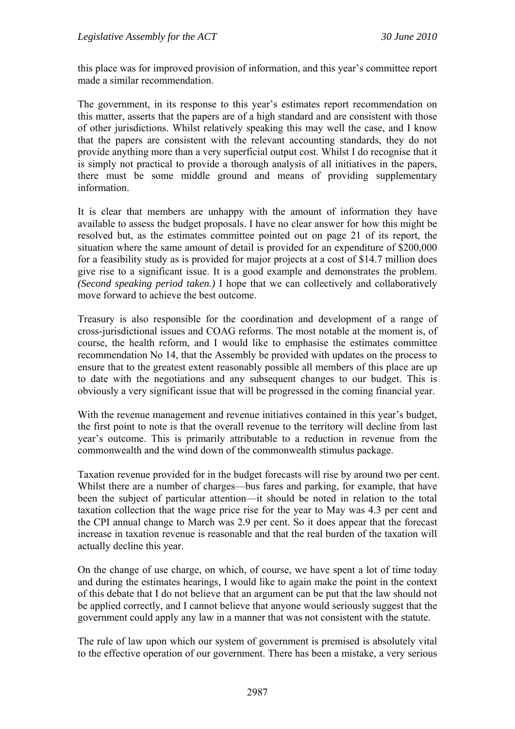this place was for improved provision of information, and this year's committee report made a similar recommendation.

The government, in its response to this year's estimates report recommendation on this matter, asserts that the papers are of a high standard and are consistent with those of other jurisdictions. Whilst relatively speaking this may well the case, and I know that the papers are consistent with the relevant accounting standards, they do not provide anything more than a very superficial output cost. Whilst I do recognise that it is simply not practical to provide a thorough analysis of all initiatives in the papers, there must be some middle ground and means of providing supplementary information.

It is clear that members are unhappy with the amount of information they have available to assess the budget proposals. I have no clear answer for how this might be resolved but, as the estimates committee pointed out on page 21 of its report, the situation where the same amount of detail is provided for an expenditure of $200,000 for a feasibility study as is provided for major projects at a cost of $14.7 million does give rise to a significant issue. It is a good example and demonstrates the problem. *(Second speaking period taken.)* I hope that we can collectively and collaboratively move forward to achieve the best outcome.

Treasury is also responsible for the coordination and development of a range of cross-jurisdictional issues and COAG reforms. The most notable at the moment is, of course, the health reform, and I would like to emphasise the estimates committee recommendation No 14, that the Assembly be provided with updates on the process to ensure that to the greatest extent reasonably possible all members of this place are up to date with the negotiations and any subsequent changes to our budget. This is obviously a very significant issue that will be progressed in the coming financial year.

With the revenue management and revenue initiatives contained in this year's budget, the first point to note is that the overall revenue to the territory will decline from last year's outcome. This is primarily attributable to a reduction in revenue from the commonwealth and the wind down of the commonwealth stimulus package.

Taxation revenue provided for in the budget forecasts will rise by around two per cent. Whilst there are a number of charges—bus fares and parking, for example, that have been the subject of particular attention—it should be noted in relation to the total taxation collection that the wage price rise for the year to May was 4.3 per cent and the CPI annual change to March was 2.9 per cent. So it does appear that the forecast increase in taxation revenue is reasonable and that the real burden of the taxation will actually decline this year.

On the change of use charge, on which, of course, we have spent a lot of time today and during the estimates hearings, I would like to again make the point in the context of this debate that I do not believe that an argument can be put that the law should not be applied correctly, and I cannot believe that anyone would seriously suggest that the government could apply any law in a manner that was not consistent with the statute.

The rule of law upon which our system of government is premised is absolutely vital to the effective operation of our government. There has been a mistake, a very serious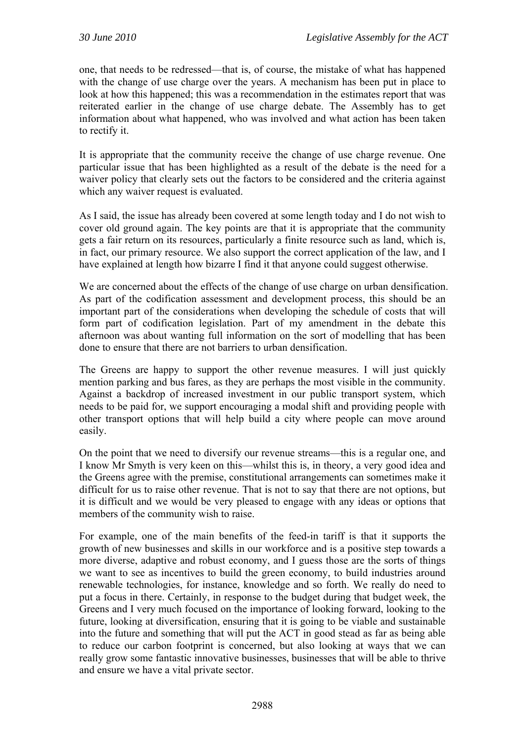one, that needs to be redressed—that is, of course, the mistake of what has happened with the change of use charge over the years. A mechanism has been put in place to look at how this happened; this was a recommendation in the estimates report that was reiterated earlier in the change of use charge debate. The Assembly has to get information about what happened, who was involved and what action has been taken to rectify it.

It is appropriate that the community receive the change of use charge revenue. One particular issue that has been highlighted as a result of the debate is the need for a waiver policy that clearly sets out the factors to be considered and the criteria against which any waiver request is evaluated.

As I said, the issue has already been covered at some length today and I do not wish to cover old ground again. The key points are that it is appropriate that the community gets a fair return on its resources, particularly a finite resource such as land, which is, in fact, our primary resource. We also support the correct application of the law, and I have explained at length how bizarre I find it that anyone could suggest otherwise.

We are concerned about the effects of the change of use charge on urban densification. As part of the codification assessment and development process, this should be an important part of the considerations when developing the schedule of costs that will form part of codification legislation. Part of my amendment in the debate this afternoon was about wanting full information on the sort of modelling that has been done to ensure that there are not barriers to urban densification.

The Greens are happy to support the other revenue measures. I will just quickly mention parking and bus fares, as they are perhaps the most visible in the community. Against a backdrop of increased investment in our public transport system, which needs to be paid for, we support encouraging a modal shift and providing people with other transport options that will help build a city where people can move around easily.

On the point that we need to diversify our revenue streams—this is a regular one, and I know Mr Smyth is very keen on this—whilst this is, in theory, a very good idea and the Greens agree with the premise, constitutional arrangements can sometimes make it difficult for us to raise other revenue. That is not to say that there are not options, but it is difficult and we would be very pleased to engage with any ideas or options that members of the community wish to raise.

For example, one of the main benefits of the feed-in tariff is that it supports the growth of new businesses and skills in our workforce and is a positive step towards a more diverse, adaptive and robust economy, and I guess those are the sorts of things we want to see as incentives to build the green economy, to build industries around renewable technologies, for instance, knowledge and so forth. We really do need to put a focus in there. Certainly, in response to the budget during that budget week, the Greens and I very much focused on the importance of looking forward, looking to the future, looking at diversification, ensuring that it is going to be viable and sustainable into the future and something that will put the ACT in good stead as far as being able to reduce our carbon footprint is concerned, but also looking at ways that we can really grow some fantastic innovative businesses, businesses that will be able to thrive and ensure we have a vital private sector.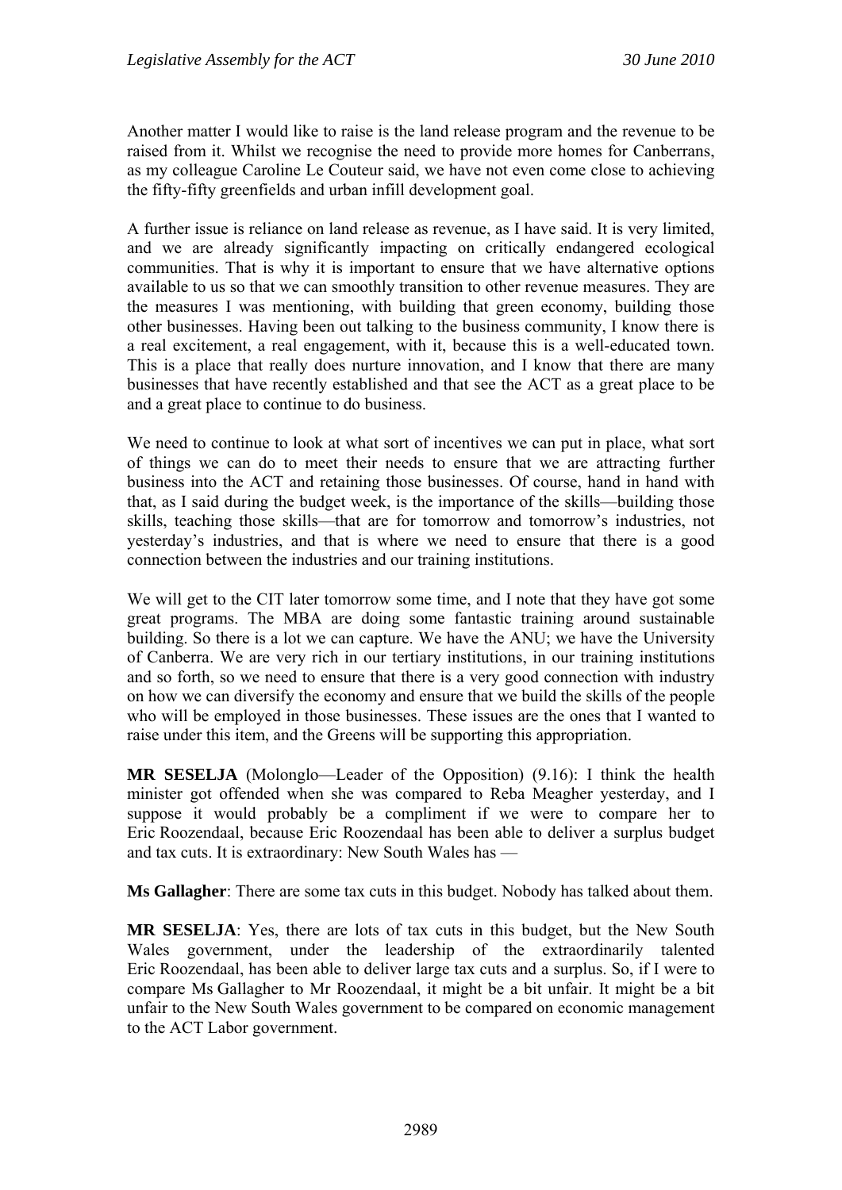Another matter I would like to raise is the land release program and the revenue to be raised from it. Whilst we recognise the need to provide more homes for Canberrans, as my colleague Caroline Le Couteur said, we have not even come close to achieving the fifty-fifty greenfields and urban infill development goal.

A further issue is reliance on land release as revenue, as I have said. It is very limited, and we are already significantly impacting on critically endangered ecological communities. That is why it is important to ensure that we have alternative options available to us so that we can smoothly transition to other revenue measures. They are the measures I was mentioning, with building that green economy, building those other businesses. Having been out talking to the business community, I know there is a real excitement, a real engagement, with it, because this is a well-educated town. This is a place that really does nurture innovation, and I know that there are many businesses that have recently established and that see the ACT as a great place to be and a great place to continue to do business.

We need to continue to look at what sort of incentives we can put in place, what sort of things we can do to meet their needs to ensure that we are attracting further business into the ACT and retaining those businesses. Of course, hand in hand with that, as I said during the budget week, is the importance of the skills—building those skills, teaching those skills—that are for tomorrow and tomorrow's industries, not yesterday's industries, and that is where we need to ensure that there is a good connection between the industries and our training institutions.

We will get to the CIT later tomorrow some time, and I note that they have got some great programs. The MBA are doing some fantastic training around sustainable building. So there is a lot we can capture. We have the ANU; we have the University of Canberra. We are very rich in our tertiary institutions, in our training institutions and so forth, so we need to ensure that there is a very good connection with industry on how we can diversify the economy and ensure that we build the skills of the people who will be employed in those businesses. These issues are the ones that I wanted to raise under this item, and the Greens will be supporting this appropriation.

**MR SESELJA** (Molonglo—Leader of the Opposition) (9.16): I think the health minister got offended when she was compared to Reba Meagher yesterday, and I suppose it would probably be a compliment if we were to compare her to Eric Roozendaal, because Eric Roozendaal has been able to deliver a surplus budget and tax cuts. It is extraordinary: New South Wales has —

**Ms Gallagher**: There are some tax cuts in this budget. Nobody has talked about them.

**MR SESELJA**: Yes, there are lots of tax cuts in this budget, but the New South Wales government, under the leadership of the extraordinarily talented Eric Roozendaal, has been able to deliver large tax cuts and a surplus. So, if I were to compare Ms Gallagher to Mr Roozendaal, it might be a bit unfair. It might be a bit unfair to the New South Wales government to be compared on economic management to the ACT Labor government.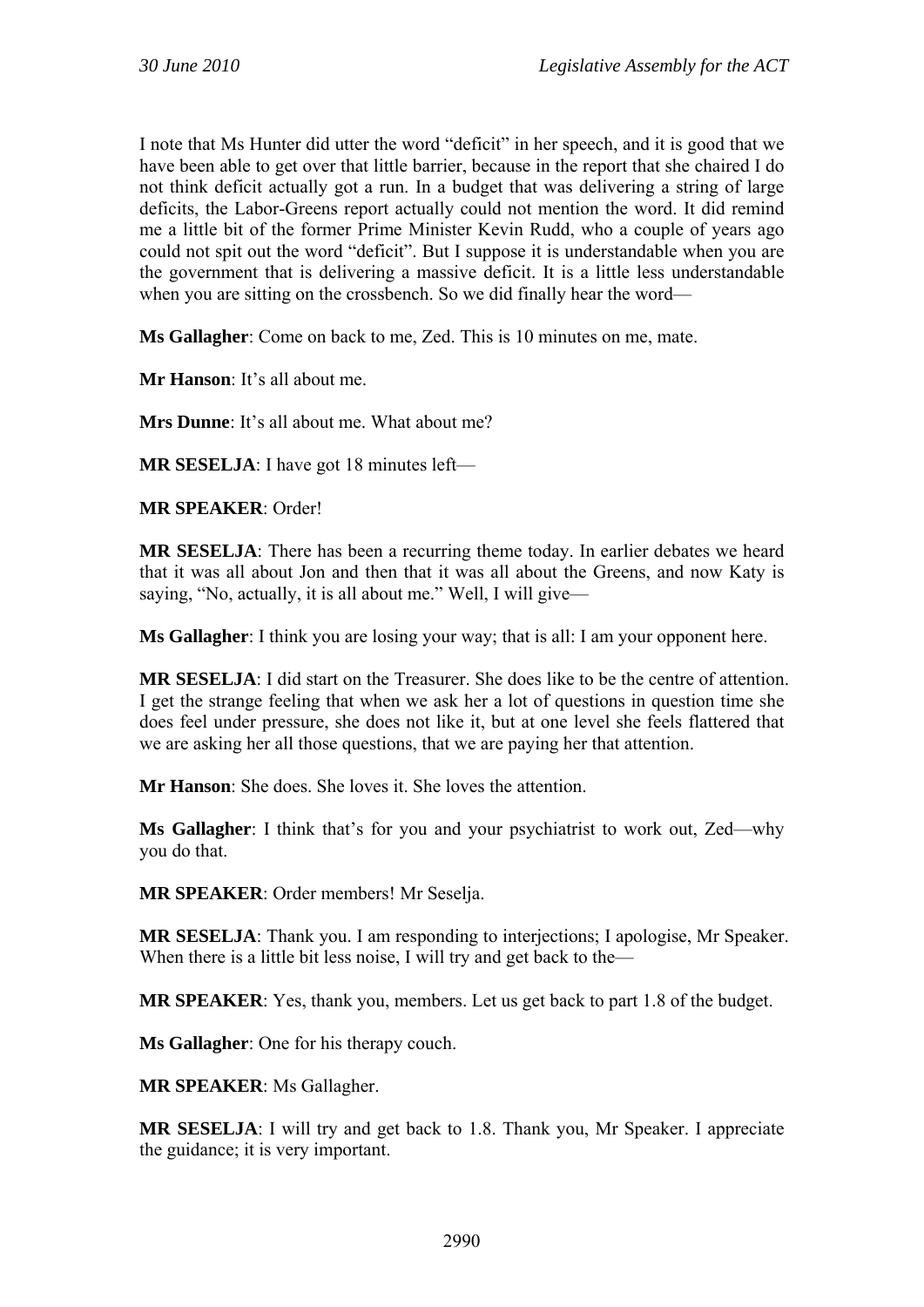I note that Ms Hunter did utter the word "deficit" in her speech, and it is good that we have been able to get over that little barrier, because in the report that she chaired I do not think deficit actually got a run. In a budget that was delivering a string of large deficits, the Labor-Greens report actually could not mention the word. It did remind me a little bit of the former Prime Minister Kevin Rudd, who a couple of years ago could not spit out the word "deficit". But I suppose it is understandable when you are the government that is delivering a massive deficit. It is a little less understandable when you are sitting on the crossbench. So we did finally hear the word—

**Ms Gallagher**: Come on back to me, Zed. This is 10 minutes on me, mate.

**Mr Hanson**: It's all about me.

**Mrs Dunne**: It's all about me. What about me?

**MR SESELJA**: I have got 18 minutes left—

**MR SPEAKER**: Order!

**MR SESELJA**: There has been a recurring theme today. In earlier debates we heard that it was all about Jon and then that it was all about the Greens, and now Katy is saying, "No, actually, it is all about me." Well, I will give—

**Ms Gallagher**: I think you are losing your way; that is all: I am your opponent here.

**MR SESELJA**: I did start on the Treasurer. She does like to be the centre of attention. I get the strange feeling that when we ask her a lot of questions in question time she does feel under pressure, she does not like it, but at one level she feels flattered that we are asking her all those questions, that we are paying her that attention.

**Mr Hanson**: She does. She loves it. She loves the attention.

**Ms Gallagher**: I think that's for you and your psychiatrist to work out, Zed—why you do that.

**MR SPEAKER**: Order members! Mr Seselja.

**MR SESELJA**: Thank you. I am responding to interjections; I apologise, Mr Speaker. When there is a little bit less noise, I will try and get back to the—

**MR SPEAKER**: Yes, thank you, members. Let us get back to part 1.8 of the budget.

**Ms Gallagher**: One for his therapy couch.

**MR SPEAKER**: Ms Gallagher.

**MR SESELJA**: I will try and get back to 1.8. Thank you, Mr Speaker. I appreciate the guidance; it is very important.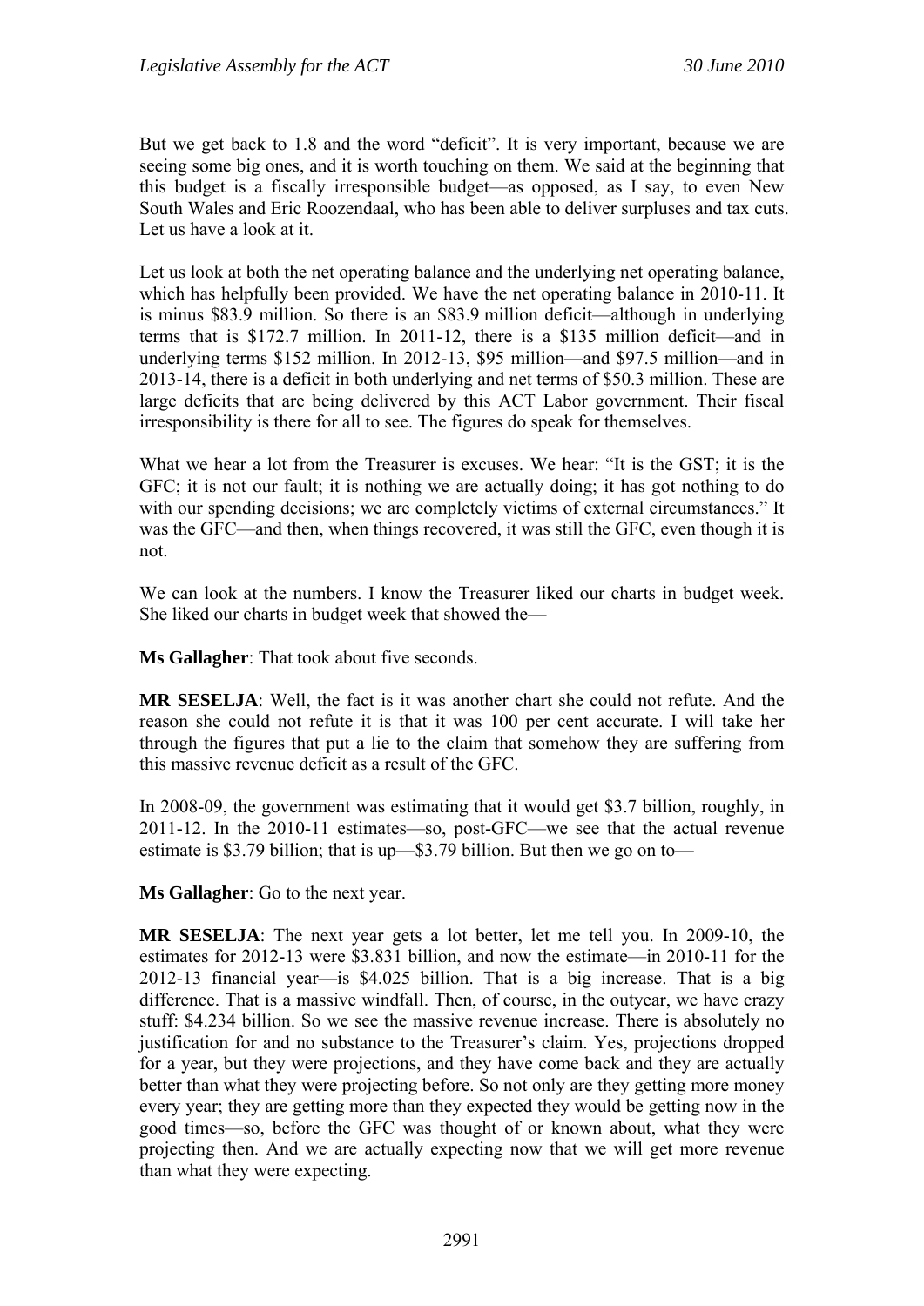But we get back to 1.8 and the word "deficit". It is very important, because we are seeing some big ones, and it is worth touching on them. We said at the beginning that this budget is a fiscally irresponsible budget—as opposed, as I say, to even New South Wales and Eric Roozendaal, who has been able to deliver surpluses and tax cuts. Let us have a look at it.

Let us look at both the net operating balance and the underlying net operating balance, which has helpfully been provided. We have the net operating balance in 2010-11. It is minus \$83.9 million. So there is an \$83.9 million deficit—although in underlying terms that is \$172.7 million. In 2011-12, there is a \$135 million deficit—and in underlying terms \$152 million. In 2012-13, \$95 million—and \$97.5 million—and in 2013-14, there is a deficit in both underlying and net terms of \$50.3 million. These are large deficits that are being delivered by this ACT Labor government. Their fiscal irresponsibility is there for all to see. The figures do speak for themselves.

What we hear a lot from the Treasurer is excuses. We hear: "It is the GST; it is the GFC; it is not our fault; it is nothing we are actually doing; it has got nothing to do with our spending decisions; we are completely victims of external circumstances." It was the GFC—and then, when things recovered, it was still the GFC, even though it is not.

We can look at the numbers. I know the Treasurer liked our charts in budget week. She liked our charts in budget week that showed the—

**Ms Gallagher**: That took about five seconds.

**MR SESELJA**: Well, the fact is it was another chart she could not refute. And the reason she could not refute it is that it was 100 per cent accurate. I will take her through the figures that put a lie to the claim that somehow they are suffering from this massive revenue deficit as a result of the GFC.

In 2008-09, the government was estimating that it would get \$3.7 billion, roughly, in 2011-12. In the 2010-11 estimates—so, post-GFC—we see that the actual revenue estimate is \$3.79 billion; that is up—\$3.79 billion. But then we go on to—

**Ms Gallagher**: Go to the next year.

**MR SESELJA**: The next year gets a lot better, let me tell you. In 2009-10, the estimates for 2012-13 were \$3.831 billion, and now the estimate—in 2010-11 for the 2012-13 financial year—is \$4.025 billion. That is a big increase. That is a big difference. That is a massive windfall. Then, of course, in the outyear, we have crazy stuff: \$4.234 billion. So we see the massive revenue increase. There is absolutely no justification for and no substance to the Treasurer's claim. Yes, projections dropped for a year, but they were projections, and they have come back and they are actually better than what they were projecting before. So not only are they getting more money every year; they are getting more than they expected they would be getting now in the good times—so, before the GFC was thought of or known about, what they were projecting then. And we are actually expecting now that we will get more revenue than what they were expecting.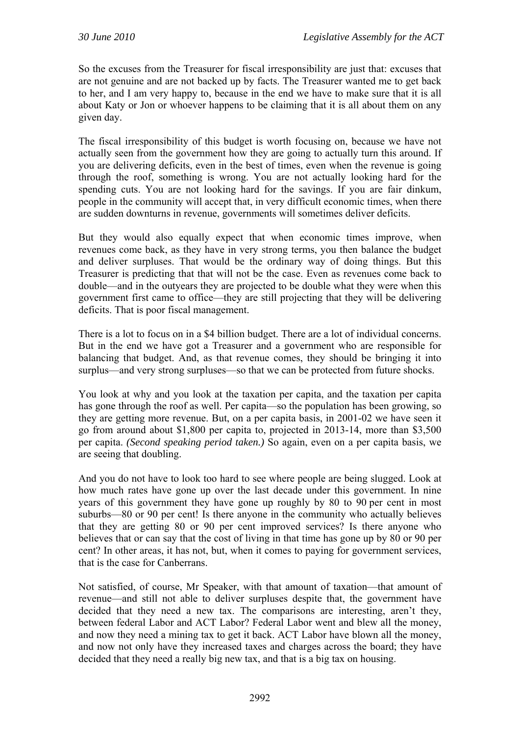So the excuses from the Treasurer for fiscal irresponsibility are just that: excuses that are not genuine and are not backed up by facts. The Treasurer wanted me to get back to her, and I am very happy to, because in the end we have to make sure that it is all about Katy or Jon or whoever happens to be claiming that it is all about them on any given day.

The fiscal irresponsibility of this budget is worth focusing on, because we have not actually seen from the government how they are going to actually turn this around. If you are delivering deficits, even in the best of times, even when the revenue is going through the roof, something is wrong. You are not actually looking hard for the spending cuts. You are not looking hard for the savings. If you are fair dinkum, people in the community will accept that, in very difficult economic times, when there are sudden downturns in revenue, governments will sometimes deliver deficits.

But they would also equally expect that when economic times improve, when revenues come back, as they have in very strong terms, you then balance the budget and deliver surpluses. That would be the ordinary way of doing things. But this Treasurer is predicting that that will not be the case. Even as revenues come back to double—and in the outyears they are projected to be double what they were when this government first came to office—they are still projecting that they will be delivering deficits. That is poor fiscal management.

There is a lot to focus on in a $4 billion budget. There are a lot of individual concerns. But in the end we have got a Treasurer and a government who are responsible for balancing that budget. And, as that revenue comes, they should be bringing it into surplus—and very strong surpluses—so that we can be protected from future shocks.

You look at why and you look at the taxation per capita, and the taxation per capita has gone through the roof as well. Per capita—so the population has been growing, so they are getting more revenue. But, on a per capita basis, in 2001-02 we have seen it go from around about $1,800 per capita to, projected in 2013-14, more than $3,500 per capita. *(Second speaking period taken.)* So again, even on a per capita basis, we are seeing that doubling.

And you do not have to look too hard to see where people are being slugged. Look at how much rates have gone up over the last decade under this government. In nine years of this government they have gone up roughly by 80 to 90 per cent in most suburbs—80 or 90 per cent! Is there anyone in the community who actually believes that they are getting 80 or 90 per cent improved services? Is there anyone who believes that or can say that the cost of living in that time has gone up by 80 or 90 per cent? In other areas, it has not, but, when it comes to paying for government services, that is the case for Canberrans.

Not satisfied, of course, Mr Speaker, with that amount of taxation—that amount of revenue—and still not able to deliver surpluses despite that, the government have decided that they need a new tax. The comparisons are interesting, aren't they, between federal Labor and ACT Labor? Federal Labor went and blew all the money, and now they need a mining tax to get it back. ACT Labor have blown all the money, and now not only have they increased taxes and charges across the board; they have decided that they need a really big new tax, and that is a big tax on housing.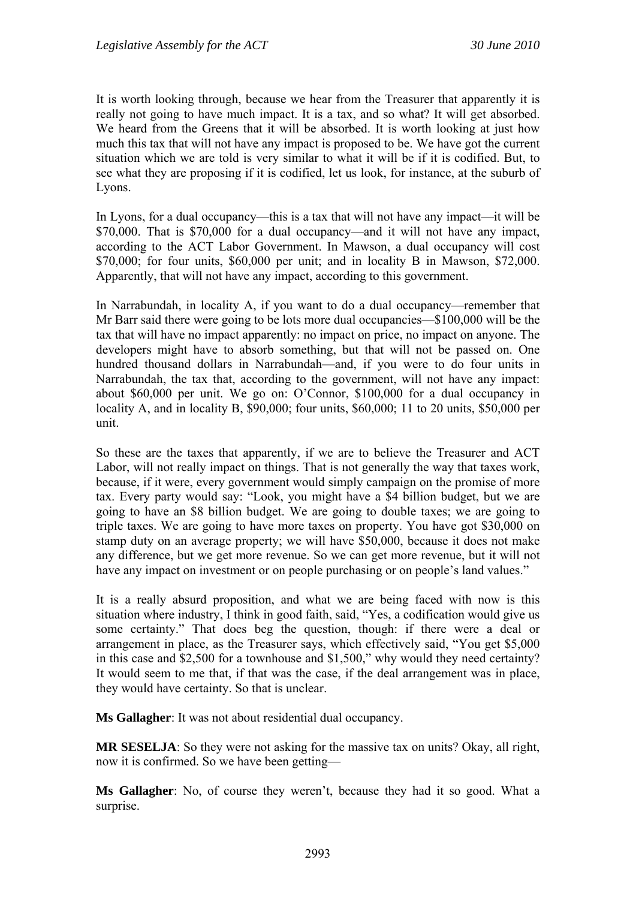It is worth looking through, because we hear from the Treasurer that apparently it is really not going to have much impact. It is a tax, and so what? It will get absorbed. We heard from the Greens that it will be absorbed. It is worth looking at just how much this tax that will not have any impact is proposed to be. We have got the current situation which we are told is very similar to what it will be if it is codified. But, to see what they are proposing if it is codified, let us look, for instance, at the suburb of Lyons.

In Lyons, for a dual occupancy—this is a tax that will not have any impact—it will be $70,000. That is $70,000 for a dual occupancy—and it will not have any impact, according to the ACT Labor Government. In Mawson, a dual occupancy will cost $70,000; for four units, $60,000 per unit; and in locality B in Mawson, $72,000. Apparently, that will not have any impact, according to this government.

In Narrabundah, in locality A, if you want to do a dual occupancy—remember that Mr Barr said there were going to be lots more dual occupancies—$100,000 will be the tax that will have no impact apparently: no impact on price, no impact on anyone. The developers might have to absorb something, but that will not be passed on. One hundred thousand dollars in Narrabundah—and, if you were to do four units in Narrabundah, the tax that, according to the government, will not have any impact: about $60,000 per unit. We go on: O'Connor, $100,000 for a dual occupancy in locality A, and in locality B, $90,000; four units, $60,000; 11 to 20 units, $50,000 per unit.

So these are the taxes that apparently, if we are to believe the Treasurer and ACT Labor, will not really impact on things. That is not generally the way that taxes work, because, if it were, every government would simply campaign on the promise of more tax. Every party would say: "Look, you might have a $4 billion budget, but we are going to have an $8 billion budget. We are going to double taxes; we are going to triple taxes. We are going to have more taxes on property. You have got $30,000 on stamp duty on an average property; we will have $50,000, because it does not make any difference, but we get more revenue. So we can get more revenue, but it will not have any impact on investment or on people purchasing or on people's land values."

It is a really absurd proposition, and what we are being faced with now is this situation where industry, I think in good faith, said, "Yes, a codification would give us some certainty." That does beg the question, though: if there were a deal or arrangement in place, as the Treasurer says, which effectively said, "You get $5,000 in this case and $2,500 for a townhouse and $1,500," why would they need certainty? It would seem to me that, if that was the case, if the deal arrangement was in place, they would have certainty. So that is unclear.

**Ms Gallagher**: It was not about residential dual occupancy.

**MR SESELJA**: So they were not asking for the massive tax on units? Okay, all right, now it is confirmed. So we have been getting—

**Ms Gallagher**: No, of course they weren't, because they had it so good. What a surprise.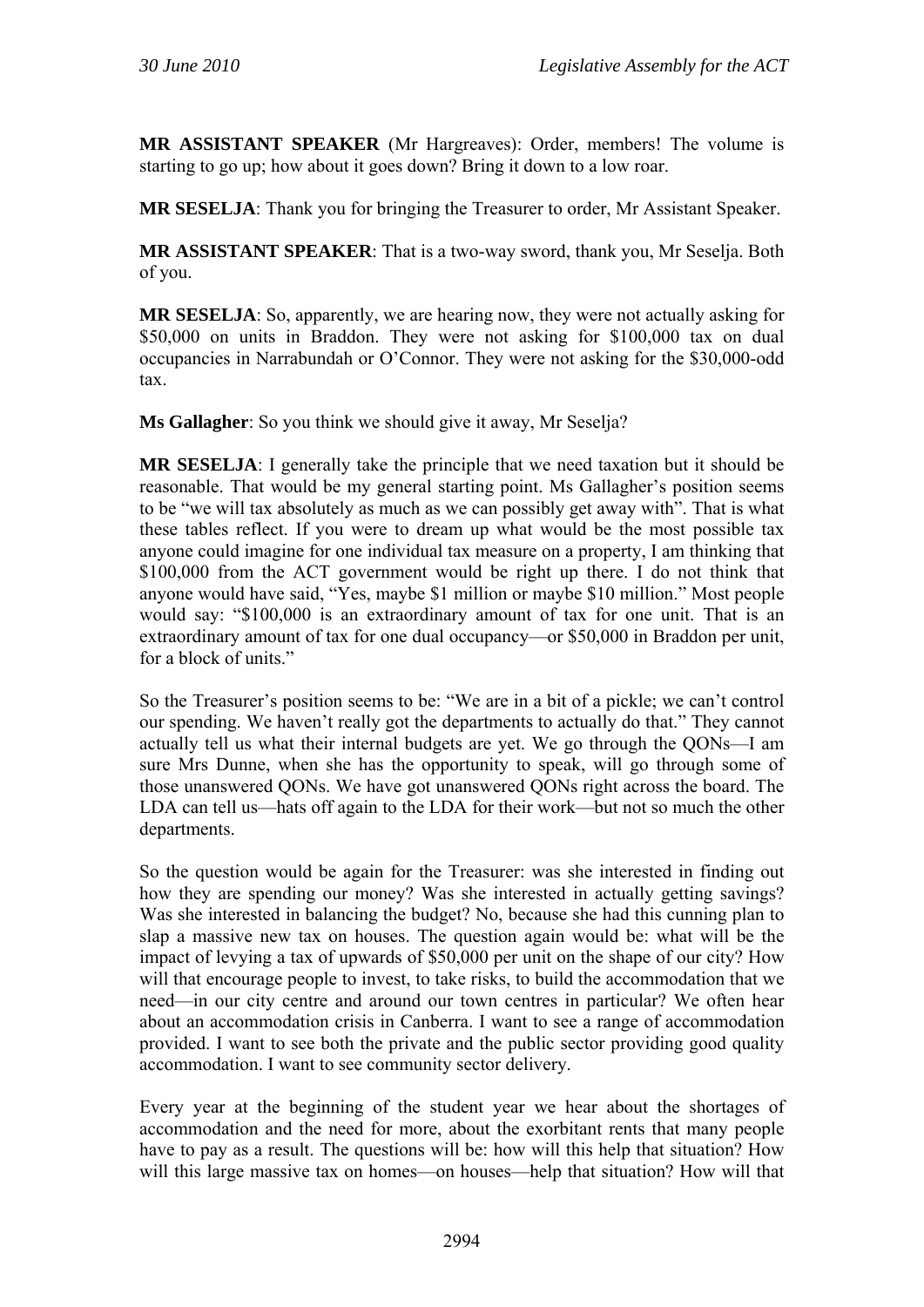**MR ASSISTANT SPEAKER** (Mr Hargreaves): Order, members! The volume is starting to go up; how about it goes down? Bring it down to a low roar.

**MR SESELJA**: Thank you for bringing the Treasurer to order, Mr Assistant Speaker.

**MR ASSISTANT SPEAKER**: That is a two-way sword, thank you, Mr Seselja. Both of you.

**MR SESELJA**: So, apparently, we are hearing now, they were not actually asking for $50,000 on units in Braddon. They were not asking for $100,000 tax on dual occupancies in Narrabundah or O'Connor. They were not asking for the $30,000-odd tax.

**Ms Gallagher**: So you think we should give it away, Mr Seselja?

**MR SESELJA**: I generally take the principle that we need taxation but it should be reasonable. That would be my general starting point. Ms Gallagher's position seems to be "we will tax absolutely as much as we can possibly get away with". That is what these tables reflect. If you were to dream up what would be the most possible tax anyone could imagine for one individual tax measure on a property, I am thinking that $100,000 from the ACT government would be right up there. I do not think that anyone would have said, "Yes, maybe $1 million or maybe $10 million." Most people would say: "$100,000 is an extraordinary amount of tax for one unit. That is an extraordinary amount of tax for one dual occupancy—or $50,000 in Braddon per unit, for a block of units."

So the Treasurer's position seems to be: "We are in a bit of a pickle; we can't control our spending. We haven't really got the departments to actually do that." They cannot actually tell us what their internal budgets are yet. We go through the QONs—I am sure Mrs Dunne, when she has the opportunity to speak, will go through some of those unanswered QONs. We have got unanswered QONs right across the board. The LDA can tell us—hats off again to the LDA for their work—but not so much the other departments.

So the question would be again for the Treasurer: was she interested in finding out how they are spending our money? Was she interested in actually getting savings? Was she interested in balancing the budget? No, because she had this cunning plan to slap a massive new tax on houses. The question again would be: what will be the impact of levying a tax of upwards of $50,000 per unit on the shape of our city? How will that encourage people to invest, to take risks, to build the accommodation that we need—in our city centre and around our town centres in particular? We often hear about an accommodation crisis in Canberra. I want to see a range of accommodation provided. I want to see both the private and the public sector providing good quality accommodation. I want to see community sector delivery.

Every year at the beginning of the student year we hear about the shortages of accommodation and the need for more, about the exorbitant rents that many people have to pay as a result. The questions will be: how will this help that situation? How will this large massive tax on homes—on houses—help that situation? How will that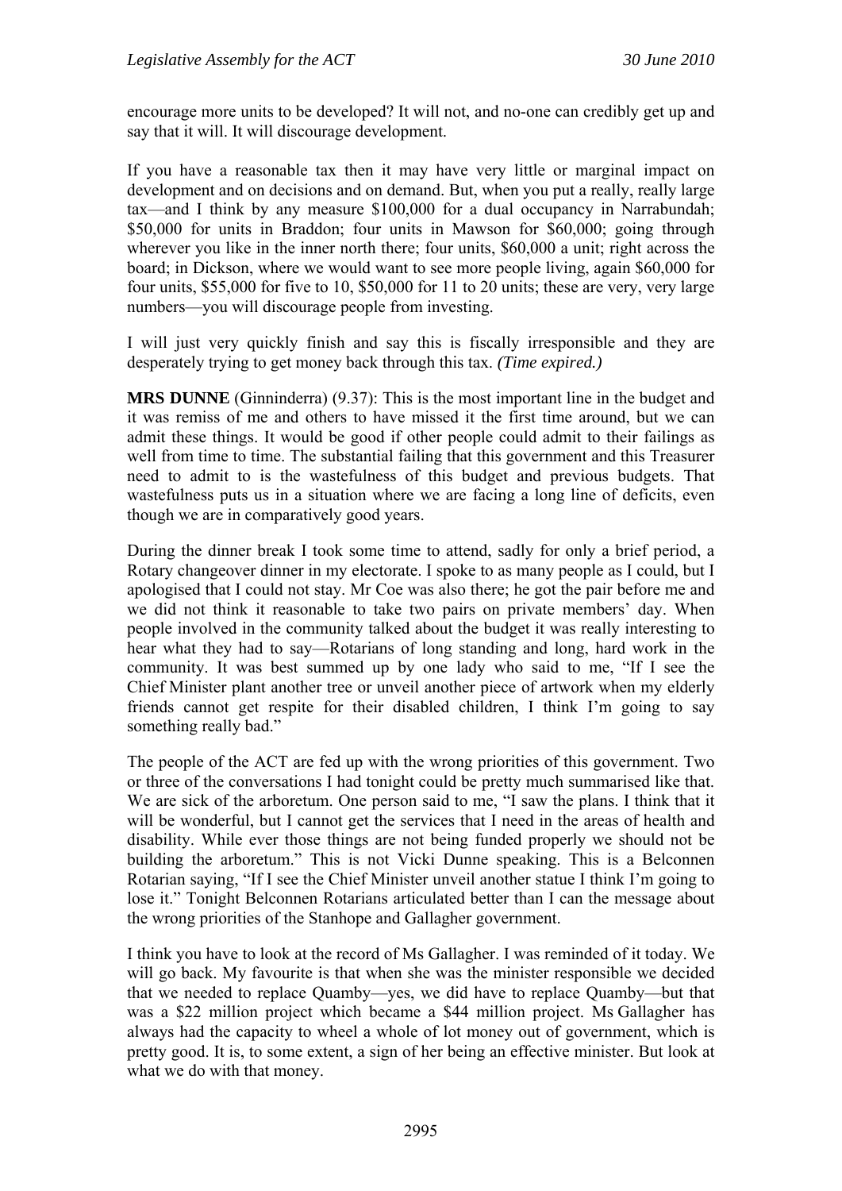encourage more units to be developed? It will not, and no-one can credibly get up and say that it will. It will discourage development.

If you have a reasonable tax then it may have very little or marginal impact on development and on decisions and on demand. But, when you put a really, really large tax—and I think by any measure $100,000 for a dual occupancy in Narrabundah; $50,000 for units in Braddon; four units in Mawson for $60,000; going through wherever you like in the inner north there; four units, $60,000 a unit; right across the board; in Dickson, where we would want to see more people living, again $60,000 for four units, $55,000 for five to 10, $50,000 for 11 to 20 units; these are very, very large numbers—you will discourage people from investing.

I will just very quickly finish and say this is fiscally irresponsible and they are desperately trying to get money back through this tax. *(Time expired.)*

**MRS DUNNE** (Ginninderra) (9.37): This is the most important line in the budget and it was remiss of me and others to have missed it the first time around, but we can admit these things. It would be good if other people could admit to their failings as well from time to time. The substantial failing that this government and this Treasurer need to admit to is the wastefulness of this budget and previous budgets. That wastefulness puts us in a situation where we are facing a long line of deficits, even though we are in comparatively good years.

During the dinner break I took some time to attend, sadly for only a brief period, a Rotary changeover dinner in my electorate. I spoke to as many people as I could, but I apologised that I could not stay. Mr Coe was also there; he got the pair before me and we did not think it reasonable to take two pairs on private members' day. When people involved in the community talked about the budget it was really interesting to hear what they had to say—Rotarians of long standing and long, hard work in the community. It was best summed up by one lady who said to me, "If I see the Chief Minister plant another tree or unveil another piece of artwork when my elderly friends cannot get respite for their disabled children, I think I'm going to say something really bad."

The people of the ACT are fed up with the wrong priorities of this government. Two or three of the conversations I had tonight could be pretty much summarised like that. We are sick of the arboretum. One person said to me, "I saw the plans. I think that it will be wonderful, but I cannot get the services that I need in the areas of health and disability. While ever those things are not being funded properly we should not be building the arboretum." This is not Vicki Dunne speaking. This is a Belconnen Rotarian saying, "If I see the Chief Minister unveil another statue I think I'm going to lose it." Tonight Belconnen Rotarians articulated better than I can the message about the wrong priorities of the Stanhope and Gallagher government.

I think you have to look at the record of Ms Gallagher. I was reminded of it today. We will go back. My favourite is that when she was the minister responsible we decided that we needed to replace Quamby—yes, we did have to replace Quamby—but that was a $22 million project which became a $44 million project. Ms Gallagher has always had the capacity to wheel a whole of lot money out of government, which is pretty good. It is, to some extent, a sign of her being an effective minister. But look at what we do with that money.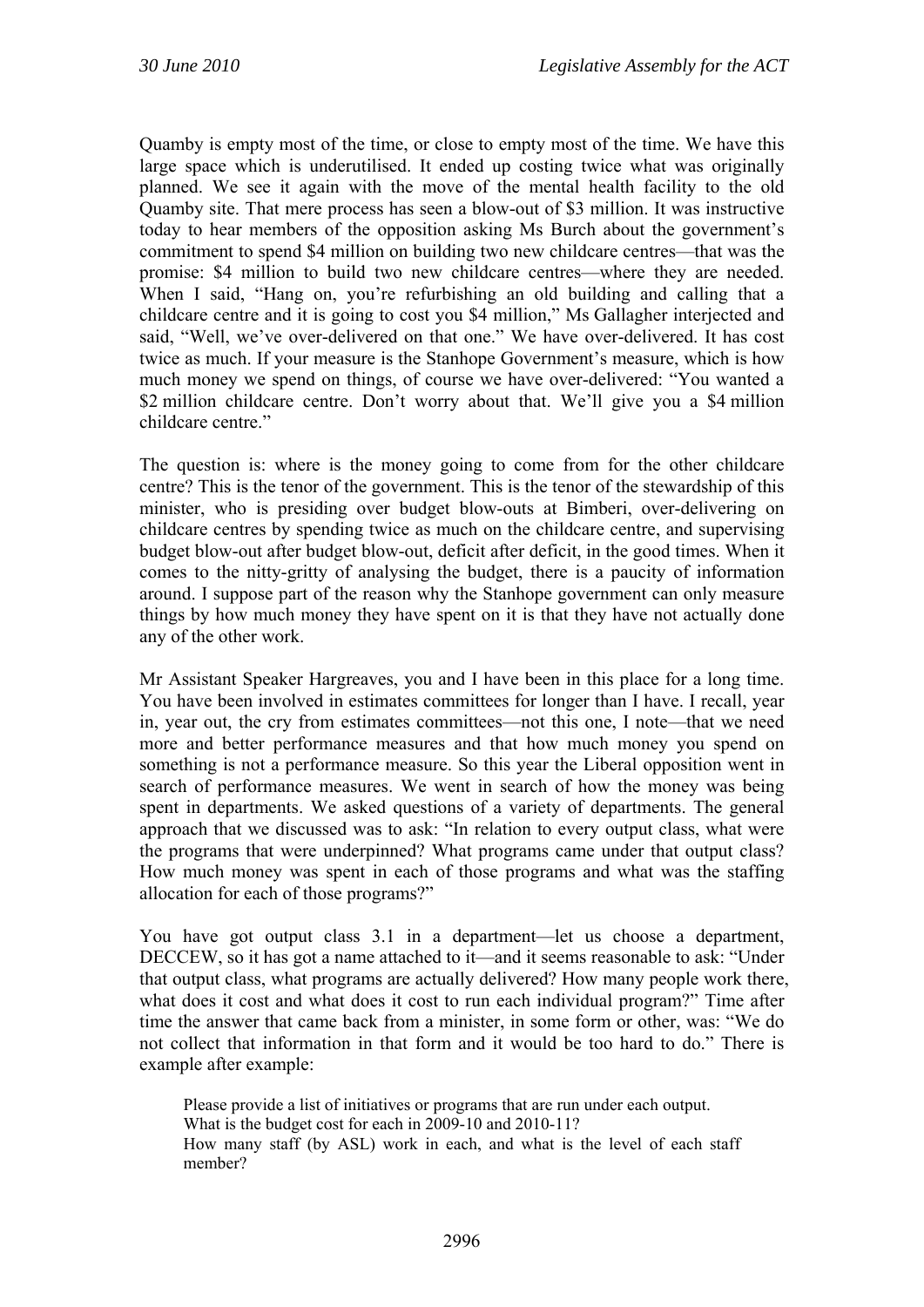Quamby is empty most of the time, or close to empty most of the time. We have this large space which is underutilised. It ended up costing twice what was originally planned. We see it again with the move of the mental health facility to the old Quamby site. That mere process has seen a blow-out of $3 million. It was instructive today to hear members of the opposition asking Ms Burch about the government's commitment to spend $4 million on building two new childcare centres—that was the promise: $4 million to build two new childcare centres—where they are needed. When I said, "Hang on, you're refurbishing an old building and calling that a childcare centre and it is going to cost you $4 million," Ms Gallagher interjected and said, "Well, we've over-delivered on that one." We have over-delivered. It has cost twice as much. If your measure is the Stanhope Government's measure, which is how much money we spend on things, of course we have over-delivered: "You wanted a $2 million childcare centre. Don't worry about that. We'll give you a $4 million childcare centre."

The question is: where is the money going to come from for the other childcare centre? This is the tenor of the government. This is the tenor of the stewardship of this minister, who is presiding over budget blow-outs at Bimberi, over-delivering on childcare centres by spending twice as much on the childcare centre, and supervising budget blow-out after budget blow-out, deficit after deficit, in the good times. When it comes to the nitty-gritty of analysing the budget, there is a paucity of information around. I suppose part of the reason why the Stanhope government can only measure things by how much money they have spent on it is that they have not actually done any of the other work.

Mr Assistant Speaker Hargreaves, you and I have been in this place for a long time. You have been involved in estimates committees for longer than I have. I recall, year in, year out, the cry from estimates committees—not this one, I note—that we need more and better performance measures and that how much money you spend on something is not a performance measure. So this year the Liberal opposition went in search of performance measures. We went in search of how the money was being spent in departments. We asked questions of a variety of departments. The general approach that we discussed was to ask: "In relation to every output class, what were the programs that were underpinned? What programs came under that output class? How much money was spent in each of those programs and what was the staffing allocation for each of those programs?"

You have got output class 3.1 in a department—let us choose a department, DECCEW, so it has got a name attached to it—and it seems reasonable to ask: "Under that output class, what programs are actually delivered? How many people work there, what does it cost and what does it cost to run each individual program?" Time after time the answer that came back from a minister, in some form or other, was: "We do not collect that information in that form and it would be too hard to do." There is example after example:

> Please provide a list of initiatives or programs that are run under each output.
> What is the budget cost for each in 2009-10 and 2010-11?
> How many staff (by ASL) work in each, and what is the level of each staff member?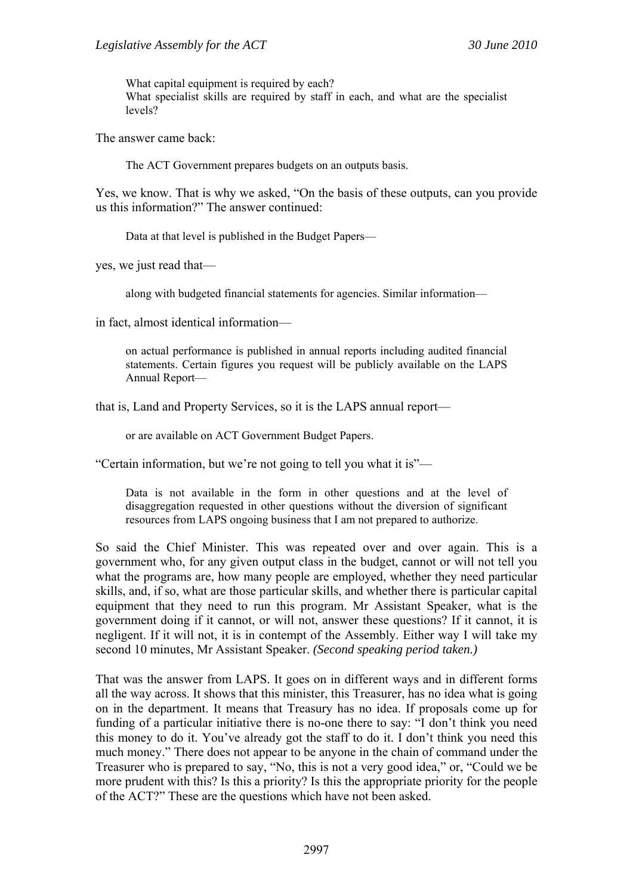> What capital equipment is required by each?
> What specialist skills are required by staff in each, and what are the specialist levels?

The answer came back:

> The ACT Government prepares budgets on an outputs basis.

Yes, we know. That is why we asked, "On the basis of these outputs, can you provide us this information?" The answer continued:

> Data at that level is published in the Budget Papers—

yes, we just read that—

> along with budgeted financial statements for agencies. Similar information—

in fact, almost identical information—

> on actual performance is published in annual reports including audited financial statements. Certain figures you request will be publicly available on the LAPS Annual Report—

that is, Land and Property Services, so it is the LAPS annual report—

> or are available on ACT Government Budget Papers.

"Certain information, but we're not going to tell you what it is"—

> Data is not available in the form in other questions and at the level of disaggregation requested in other questions without the diversion of significant resources from LAPS ongoing business that I am not prepared to authorize.

So said the Chief Minister. This was repeated over and over again. This is a government who, for any given output class in the budget, cannot or will not tell you what the programs are, how many people are employed, whether they need particular skills, and, if so, what are those particular skills, and whether there is particular capital equipment that they need to run this program. Mr Assistant Speaker, what is the government doing if it cannot, or will not, answer these questions? If it cannot, it is negligent. If it will not, it is in contempt of the Assembly. Either way I will take my second 10 minutes, Mr Assistant Speaker. *(Second speaking period taken.)*

That was the answer from LAPS. It goes on in different ways and in different forms all the way across. It shows that this minister, this Treasurer, has no idea what is going on in the department. It means that Treasury has no idea. If proposals come up for funding of a particular initiative there is no-one there to say: "I don't think you need this money to do it. You've already got the staff to do it. I don't think you need this much money." There does not appear to be anyone in the chain of command under the Treasurer who is prepared to say, "No, this is not a very good idea," or, "Could we be more prudent with this? Is this a priority? Is this the appropriate priority for the people of the ACT?" These are the questions which have not been asked.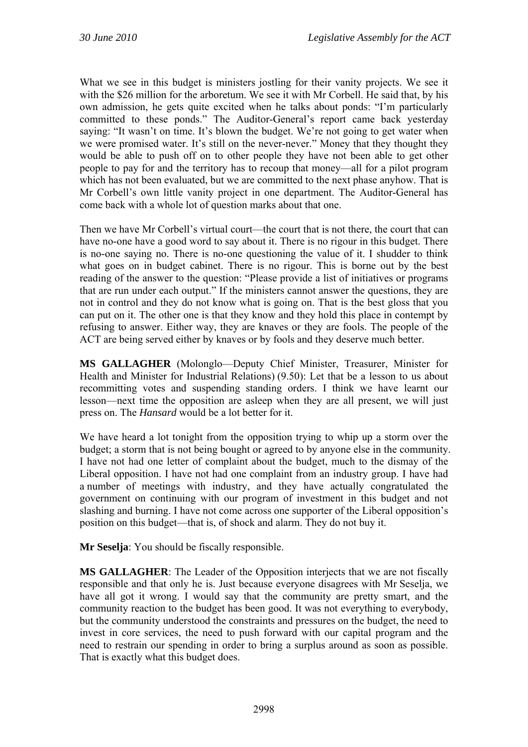What we see in this budget is ministers jostling for their vanity projects. We see it with the $26 million for the arboretum. We see it with Mr Corbell. He said that, by his own admission, he gets quite excited when he talks about ponds: "I'm particularly committed to these ponds." The Auditor-General's report came back yesterday saying: "It wasn't on time. It's blown the budget. We're not going to get water when we were promised water. It's still on the never-never." Money that they thought they would be able to push off on to other people they have not been able to get other people to pay for and the territory has to recoup that money—all for a pilot program which has not been evaluated, but we are committed to the next phase anyhow. That is Mr Corbell's own little vanity project in one department. The Auditor-General has come back with a whole lot of question marks about that one.

Then we have Mr Corbell's virtual court—the court that is not there, the court that can have no-one have a good word to say about it. There is no rigour in this budget. There is no-one saying no. There is no-one questioning the value of it. I shudder to think what goes on in budget cabinet. There is no rigour. This is borne out by the best reading of the answer to the question: "Please provide a list of initiatives or programs that are run under each output." If the ministers cannot answer the questions, they are not in control and they do not know what is going on. That is the best gloss that you can put on it. The other one is that they know and they hold this place in contempt by refusing to answer. Either way, they are knaves or they are fools. The people of the ACT are being served either by knaves or by fools and they deserve much better.

**MS GALLAGHER** (Molonglo—Deputy Chief Minister, Treasurer, Minister for Health and Minister for Industrial Relations) (9.50): Let that be a lesson to us about recommitting votes and suspending standing orders. I think we have learnt our lesson—next time the opposition are asleep when they are all present, we will just press on. The *Hansard* would be a lot better for it.

We have heard a lot tonight from the opposition trying to whip up a storm over the budget; a storm that is not being bought or agreed to by anyone else in the community. I have not had one letter of complaint about the budget, much to the dismay of the Liberal opposition. I have not had one complaint from an industry group. I have had a number of meetings with industry, and they have actually congratulated the government on continuing with our program of investment in this budget and not slashing and burning. I have not come across one supporter of the Liberal opposition's position on this budget—that is, of shock and alarm. They do not buy it.

**Mr Seselja**: You should be fiscally responsible.

**MS GALLAGHER**: The Leader of the Opposition interjects that we are not fiscally responsible and that only he is. Just because everyone disagrees with Mr Seselja, we have all got it wrong. I would say that the community are pretty smart, and the community reaction to the budget has been good. It was not everything to everybody, but the community understood the constraints and pressures on the budget, the need to invest in core services, the need to push forward with our capital program and the need to restrain our spending in order to bring a surplus around as soon as possible. That is exactly what this budget does.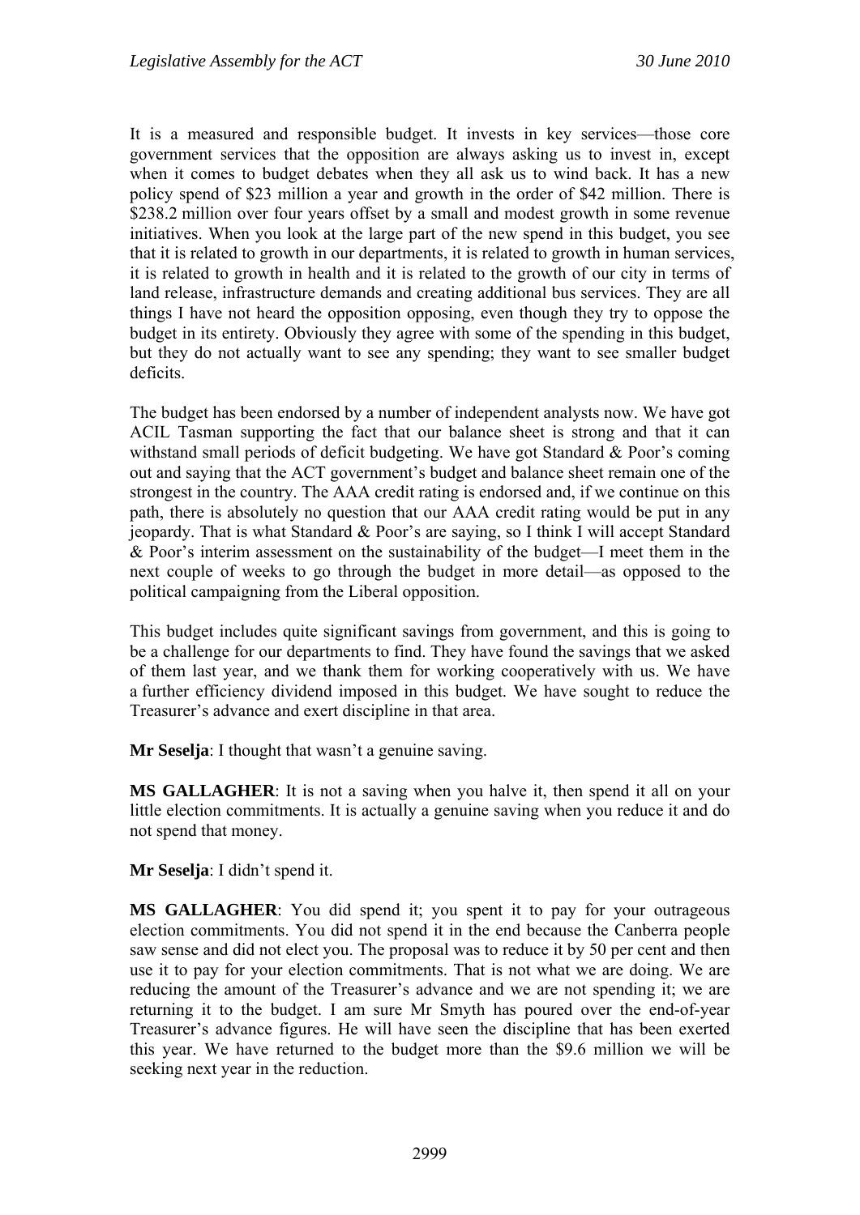It is a measured and responsible budget. It invests in key services—those core government services that the opposition are always asking us to invest in, except when it comes to budget debates when they all ask us to wind back. It has a new policy spend of $23 million a year and growth in the order of $42 million. There is $238.2 million over four years offset by a small and modest growth in some revenue initiatives. When you look at the large part of the new spend in this budget, you see that it is related to growth in our departments, it is related to growth in human services, it is related to growth in health and it is related to the growth of our city in terms of land release, infrastructure demands and creating additional bus services. They are all things I have not heard the opposition opposing, even though they try to oppose the budget in its entirety. Obviously they agree with some of the spending in this budget, but they do not actually want to see any spending; they want to see smaller budget deficits.

The budget has been endorsed by a number of independent analysts now. We have got ACIL Tasman supporting the fact that our balance sheet is strong and that it can withstand small periods of deficit budgeting. We have got Standard & Poor's coming out and saying that the ACT government's budget and balance sheet remain one of the strongest in the country. The AAA credit rating is endorsed and, if we continue on this path, there is absolutely no question that our AAA credit rating would be put in any jeopardy. That is what Standard & Poor's are saying, so I think I will accept Standard & Poor's interim assessment on the sustainability of the budget—I meet them in the next couple of weeks to go through the budget in more detail—as opposed to the political campaigning from the Liberal opposition.

This budget includes quite significant savings from government, and this is going to be a challenge for our departments to find. They have found the savings that we asked of them last year, and we thank them for working cooperatively with us. We have a further efficiency dividend imposed in this budget. We have sought to reduce the Treasurer's advance and exert discipline in that area.

**Mr Seselja**: I thought that wasn't a genuine saving.

**MS GALLAGHER**: It is not a saving when you halve it, then spend it all on your little election commitments. It is actually a genuine saving when you reduce it and do not spend that money.

**Mr Seselja**: I didn't spend it.

**MS GALLAGHER**: You did spend it; you spent it to pay for your outrageous election commitments. You did not spend it in the end because the Canberra people saw sense and did not elect you. The proposal was to reduce it by 50 per cent and then use it to pay for your election commitments. That is not what we are doing. We are reducing the amount of the Treasurer's advance and we are not spending it; we are returning it to the budget. I am sure Mr Smyth has poured over the end-of-year Treasurer's advance figures. He will have seen the discipline that has been exerted this year. We have returned to the budget more than the $9.6 million we will be seeking next year in the reduction.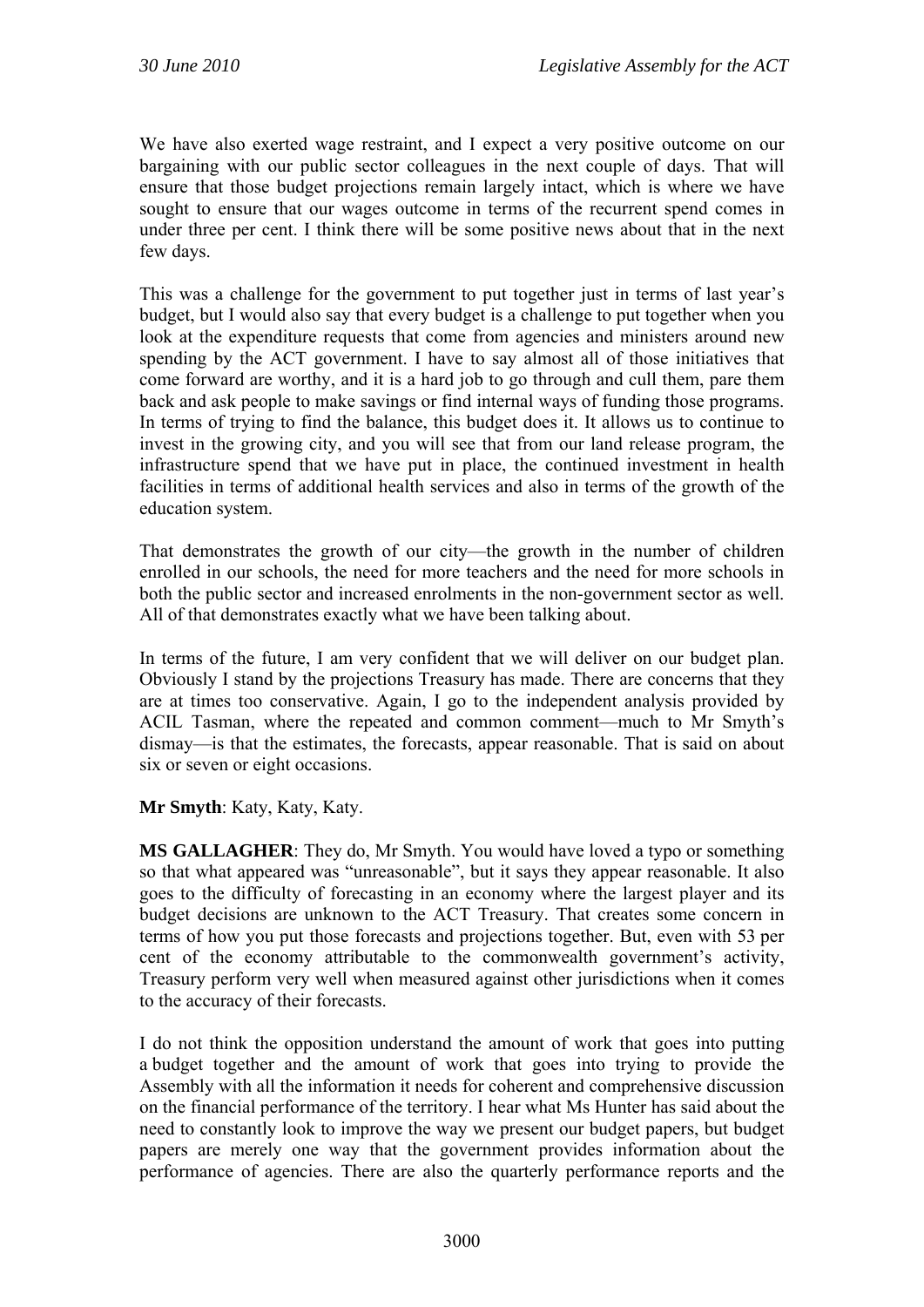We have also exerted wage restraint, and I expect a very positive outcome on our bargaining with our public sector colleagues in the next couple of days. That will ensure that those budget projections remain largely intact, which is where we have sought to ensure that our wages outcome in terms of the recurrent spend comes in under three per cent. I think there will be some positive news about that in the next few days.

This was a challenge for the government to put together just in terms of last year's budget, but I would also say that every budget is a challenge to put together when you look at the expenditure requests that come from agencies and ministers around new spending by the ACT government. I have to say almost all of those initiatives that come forward are worthy, and it is a hard job to go through and cull them, pare them back and ask people to make savings or find internal ways of funding those programs. In terms of trying to find the balance, this budget does it. It allows us to continue to invest in the growing city, and you will see that from our land release program, the infrastructure spend that we have put in place, the continued investment in health facilities in terms of additional health services and also in terms of the growth of the education system.

That demonstrates the growth of our city—the growth in the number of children enrolled in our schools, the need for more teachers and the need for more schools in both the public sector and increased enrolments in the non-government sector as well. All of that demonstrates exactly what we have been talking about.

In terms of the future, I am very confident that we will deliver on our budget plan. Obviously I stand by the projections Treasury has made. There are concerns that they are at times too conservative. Again, I go to the independent analysis provided by ACIL Tasman, where the repeated and common comment—much to Mr Smyth's dismay—is that the estimates, the forecasts, appear reasonable. That is said on about six or seven or eight occasions.

**Mr Smyth**: Katy, Katy, Katy.

**MS GALLAGHER**: They do, Mr Smyth. You would have loved a typo or something so that what appeared was "unreasonable", but it says they appear reasonable. It also goes to the difficulty of forecasting in an economy where the largest player and its budget decisions are unknown to the ACT Treasury. That creates some concern in terms of how you put those forecasts and projections together. But, even with 53 per cent of the economy attributable to the commonwealth government's activity, Treasury perform very well when measured against other jurisdictions when it comes to the accuracy of their forecasts.

I do not think the opposition understand the amount of work that goes into putting a budget together and the amount of work that goes into trying to provide the Assembly with all the information it needs for coherent and comprehensive discussion on the financial performance of the territory. I hear what Ms Hunter has said about the need to constantly look to improve the way we present our budget papers, but budget papers are merely one way that the government provides information about the performance of agencies. There are also the quarterly performance reports and the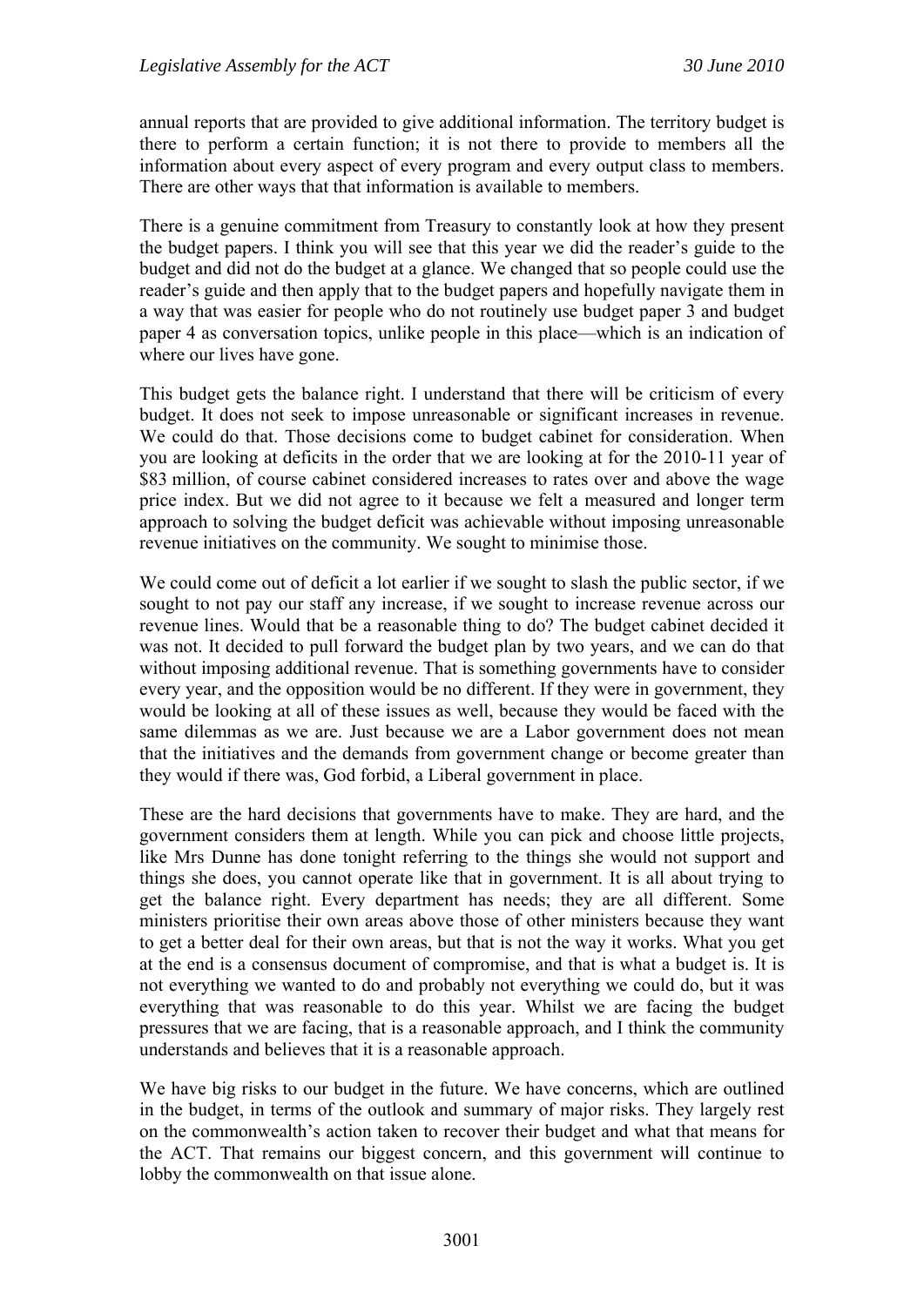annual reports that are provided to give additional information. The territory budget is there to perform a certain function; it is not there to provide to members all the information about every aspect of every program and every output class to members. There are other ways that that information is available to members.

There is a genuine commitment from Treasury to constantly look at how they present the budget papers. I think you will see that this year we did the reader's guide to the budget and did not do the budget at a glance. We changed that so people could use the reader's guide and then apply that to the budget papers and hopefully navigate them in a way that was easier for people who do not routinely use budget paper 3 and budget paper 4 as conversation topics, unlike people in this place—which is an indication of where our lives have gone.

This budget gets the balance right. I understand that there will be criticism of every budget. It does not seek to impose unreasonable or significant increases in revenue. We could do that. Those decisions come to budget cabinet for consideration. When you are looking at deficits in the order that we are looking at for the 2010-11 year of $83 million, of course cabinet considered increases to rates over and above the wage price index. But we did not agree to it because we felt a measured and longer term approach to solving the budget deficit was achievable without imposing unreasonable revenue initiatives on the community. We sought to minimise those.

We could come out of deficit a lot earlier if we sought to slash the public sector, if we sought to not pay our staff any increase, if we sought to increase revenue across our revenue lines. Would that be a reasonable thing to do? The budget cabinet decided it was not. It decided to pull forward the budget plan by two years, and we can do that without imposing additional revenue. That is something governments have to consider every year, and the opposition would be no different. If they were in government, they would be looking at all of these issues as well, because they would be faced with the same dilemmas as we are. Just because we are a Labor government does not mean that the initiatives and the demands from government change or become greater than they would if there was, God forbid, a Liberal government in place.

These are the hard decisions that governments have to make. They are hard, and the government considers them at length. While you can pick and choose little projects, like Mrs Dunne has done tonight referring to the things she would not support and things she does, you cannot operate like that in government. It is all about trying to get the balance right. Every department has needs; they are all different. Some ministers prioritise their own areas above those of other ministers because they want to get a better deal for their own areas, but that is not the way it works. What you get at the end is a consensus document of compromise, and that is what a budget is. It is not everything we wanted to do and probably not everything we could do, but it was everything that was reasonable to do this year. Whilst we are facing the budget pressures that we are facing, that is a reasonable approach, and I think the community understands and believes that it is a reasonable approach.

We have big risks to our budget in the future. We have concerns, which are outlined in the budget, in terms of the outlook and summary of major risks. They largely rest on the commonwealth's action taken to recover their budget and what that means for the ACT. That remains our biggest concern, and this government will continue to lobby the commonwealth on that issue alone.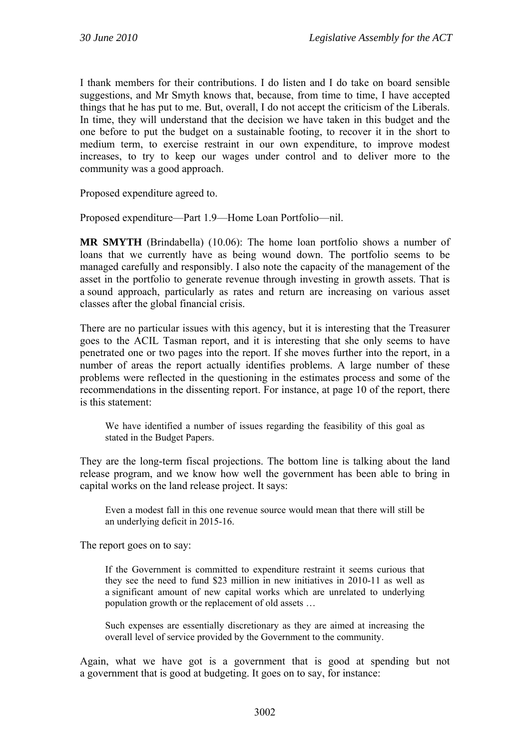I thank members for their contributions. I do listen and I do take on board sensible suggestions, and Mr Smyth knows that, because, from time to time, I have accepted things that he has put to me. But, overall, I do not accept the criticism of the Liberals. In time, they will understand that the decision we have taken in this budget and the one before to put the budget on a sustainable footing, to recover it in the short to medium term, to exercise restraint in our own expenditure, to improve modest increases, to try to keep our wages under control and to deliver more to the community was a good approach.

Proposed expenditure agreed to.

Proposed expenditure—Part 1.9—Home Loan Portfolio—nil.

**MR SMYTH** (Brindabella) (10.06): The home loan portfolio shows a number of loans that we currently have as being wound down. The portfolio seems to be managed carefully and responsibly. I also note the capacity of the management of the asset in the portfolio to generate revenue through investing in growth assets. That is a sound approach, particularly as rates and return are increasing on various asset classes after the global financial crisis.

There are no particular issues with this agency, but it is interesting that the Treasurer goes to the ACIL Tasman report, and it is interesting that she only seems to have penetrated one or two pages into the report. If she moves further into the report, in a number of areas the report actually identifies problems. A large number of these problems were reflected in the questioning in the estimates process and some of the recommendations in the dissenting report. For instance, at page 10 of the report, there is this statement:

> We have identified a number of issues regarding the feasibility of this goal as stated in the Budget Papers.

They are the long-term fiscal projections. The bottom line is talking about the land release program, and we know how well the government has been able to bring in capital works on the land release project. It says:

> Even a modest fall in this one revenue source would mean that there will still be an underlying deficit in 2015-16.

The report goes on to say:

> If the Government is committed to expenditure restraint it seems curious that they see the need to fund \$23 million in new initiatives in 2010-11 as well as a significant amount of new capital works which are unrelated to underlying population growth or the replacement of old assets …
>
> Such expenses are essentially discretionary as they are aimed at increasing the overall level of service provided by the Government to the community.

Again, what we have got is a government that is good at spending but not a government that is good at budgeting. It goes on to say, for instance: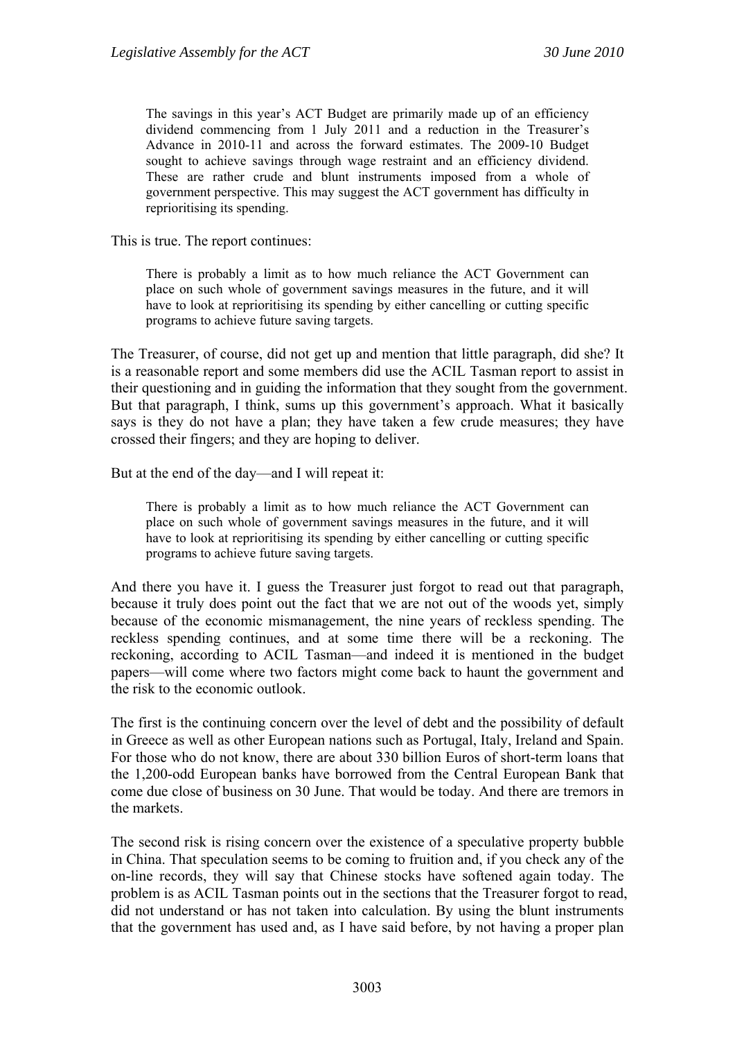> The savings in this year's ACT Budget are primarily made up of an efficiency dividend commencing from 1 July 2011 and a reduction in the Treasurer's Advance in 2010-11 and across the forward estimates. The 2009-10 Budget sought to achieve savings through wage restraint and an efficiency dividend. These are rather crude and blunt instruments imposed from a whole of government perspective. This may suggest the ACT government has difficulty in reprioritising its spending.

This is true. The report continues:

> There is probably a limit as to how much reliance the ACT Government can place on such whole of government savings measures in the future, and it will have to look at reprioritising its spending by either cancelling or cutting specific programs to achieve future saving targets.

The Treasurer, of course, did not get up and mention that little paragraph, did she? It is a reasonable report and some members did use the ACIL Tasman report to assist in their questioning and in guiding the information that they sought from the government. But that paragraph, I think, sums up this government's approach. What it basically says is they do not have a plan; they have taken a few crude measures; they have crossed their fingers; and they are hoping to deliver.

But at the end of the day—and I will repeat it:

> There is probably a limit as to how much reliance the ACT Government can place on such whole of government savings measures in the future, and it will have to look at reprioritising its spending by either cancelling or cutting specific programs to achieve future saving targets.

And there you have it. I guess the Treasurer just forgot to read out that paragraph, because it truly does point out the fact that we are not out of the woods yet, simply because of the economic mismanagement, the nine years of reckless spending. The reckless spending continues, and at some time there will be a reckoning. The reckoning, according to ACIL Tasman—and indeed it is mentioned in the budget papers—will come where two factors might come back to haunt the government and the risk to the economic outlook.

The first is the continuing concern over the level of debt and the possibility of default in Greece as well as other European nations such as Portugal, Italy, Ireland and Spain. For those who do not know, there are about 330 billion Euros of short-term loans that the 1,200-odd European banks have borrowed from the Central European Bank that come due close of business on 30 June. That would be today. And there are tremors in the markets.

The second risk is rising concern over the existence of a speculative property bubble in China. That speculation seems to be coming to fruition and, if you check any of the on-line records, they will say that Chinese stocks have softened again today. The problem is as ACIL Tasman points out in the sections that the Treasurer forgot to read, did not understand or has not taken into calculation. By using the blunt instruments that the government has used and, as I have said before, by not having a proper plan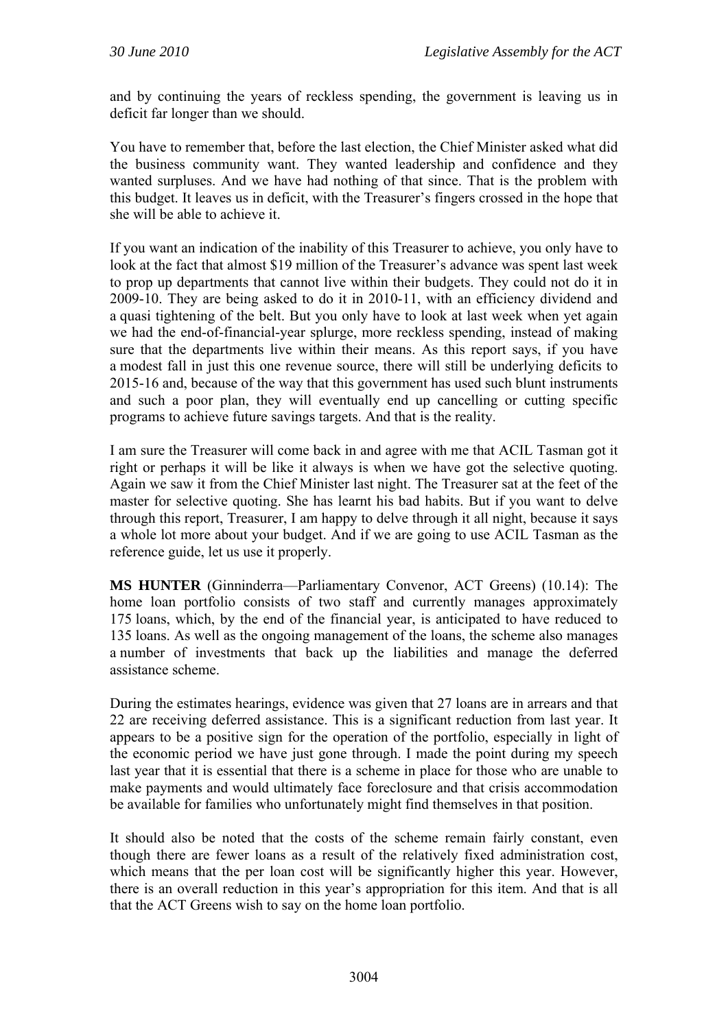and by continuing the years of reckless spending, the government is leaving us in deficit far longer than we should.

You have to remember that, before the last election, the Chief Minister asked what did the business community want. They wanted leadership and confidence and they wanted surpluses. And we have had nothing of that since. That is the problem with this budget. It leaves us in deficit, with the Treasurer's fingers crossed in the hope that she will be able to achieve it.

If you want an indication of the inability of this Treasurer to achieve, you only have to look at the fact that almost $19 million of the Treasurer's advance was spent last week to prop up departments that cannot live within their budgets. They could not do it in 2009-10. They are being asked to do it in 2010-11, with an efficiency dividend and a quasi tightening of the belt. But you only have to look at last week when yet again we had the end-of-financial-year splurge, more reckless spending, instead of making sure that the departments live within their means. As this report says, if you have a modest fall in just this one revenue source, there will still be underlying deficits to 2015-16 and, because of the way that this government has used such blunt instruments and such a poor plan, they will eventually end up cancelling or cutting specific programs to achieve future savings targets. And that is the reality.

I am sure the Treasurer will come back in and agree with me that ACIL Tasman got it right or perhaps it will be like it always is when we have got the selective quoting. Again we saw it from the Chief Minister last night. The Treasurer sat at the feet of the master for selective quoting. She has learnt his bad habits. But if you want to delve through this report, Treasurer, I am happy to delve through it all night, because it says a whole lot more about your budget. And if we are going to use ACIL Tasman as the reference guide, let us use it properly.

**MS HUNTER** (Ginninderra—Parliamentary Convenor, ACT Greens) (10.14): The home loan portfolio consists of two staff and currently manages approximately 175 loans, which, by the end of the financial year, is anticipated to have reduced to 135 loans. As well as the ongoing management of the loans, the scheme also manages a number of investments that back up the liabilities and manage the deferred assistance scheme.

During the estimates hearings, evidence was given that 27 loans are in arrears and that 22 are receiving deferred assistance. This is a significant reduction from last year. It appears to be a positive sign for the operation of the portfolio, especially in light of the economic period we have just gone through. I made the point during my speech last year that it is essential that there is a scheme in place for those who are unable to make payments and would ultimately face foreclosure and that crisis accommodation be available for families who unfortunately might find themselves in that position.

It should also be noted that the costs of the scheme remain fairly constant, even though there are fewer loans as a result of the relatively fixed administration cost, which means that the per loan cost will be significantly higher this year. However, there is an overall reduction in this year's appropriation for this item. And that is all that the ACT Greens wish to say on the home loan portfolio.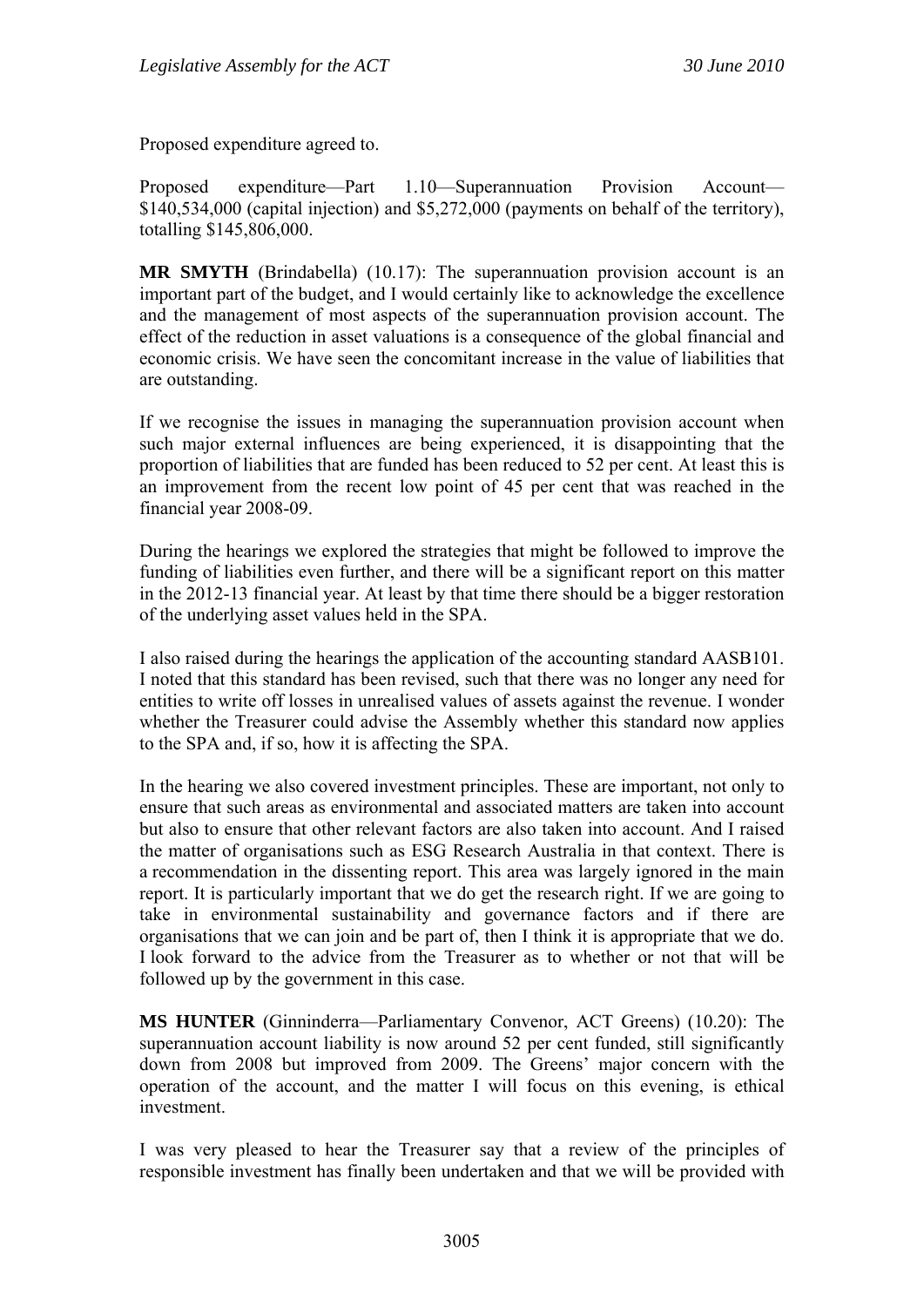Proposed expenditure agreed to.

Proposed expenditure—Part 1.10—Superannuation Provision Account—$140,534,000 (capital injection) and $5,272,000 (payments on behalf of the territory), totalling $145,806,000.

**MR SMYTH** (Brindabella) (10.17): The superannuation provision account is an important part of the budget, and I would certainly like to acknowledge the excellence and the management of most aspects of the superannuation provision account. The effect of the reduction in asset valuations is a consequence of the global financial and economic crisis. We have seen the concomitant increase in the value of liabilities that are outstanding.

If we recognise the issues in managing the superannuation provision account when such major external influences are being experienced, it is disappointing that the proportion of liabilities that are funded has been reduced to 52 per cent. At least this is an improvement from the recent low point of 45 per cent that was reached in the financial year 2008-09.

During the hearings we explored the strategies that might be followed to improve the funding of liabilities even further, and there will be a significant report on this matter in the 2012-13 financial year. At least by that time there should be a bigger restoration of the underlying asset values held in the SPA.

I also raised during the hearings the application of the accounting standard AASB101. I noted that this standard has been revised, such that there was no longer any need for entities to write off losses in unrealised values of assets against the revenue. I wonder whether the Treasurer could advise the Assembly whether this standard now applies to the SPA and, if so, how it is affecting the SPA.

In the hearing we also covered investment principles. These are important, not only to ensure that such areas as environmental and associated matters are taken into account but also to ensure that other relevant factors are also taken into account. And I raised the matter of organisations such as ESG Research Australia in that context. There is a recommendation in the dissenting report. This area was largely ignored in the main report. It is particularly important that we do get the research right. If we are going to take in environmental sustainability and governance factors and if there are organisations that we can join and be part of, then I think it is appropriate that we do. I look forward to the advice from the Treasurer as to whether or not that will be followed up by the government in this case.

**MS HUNTER** (Ginninderra—Parliamentary Convenor, ACT Greens) (10.20): The superannuation account liability is now around 52 per cent funded, still significantly down from 2008 but improved from 2009. The Greens' major concern with the operation of the account, and the matter I will focus on this evening, is ethical investment.

I was very pleased to hear the Treasurer say that a review of the principles of responsible investment has finally been undertaken and that we will be provided with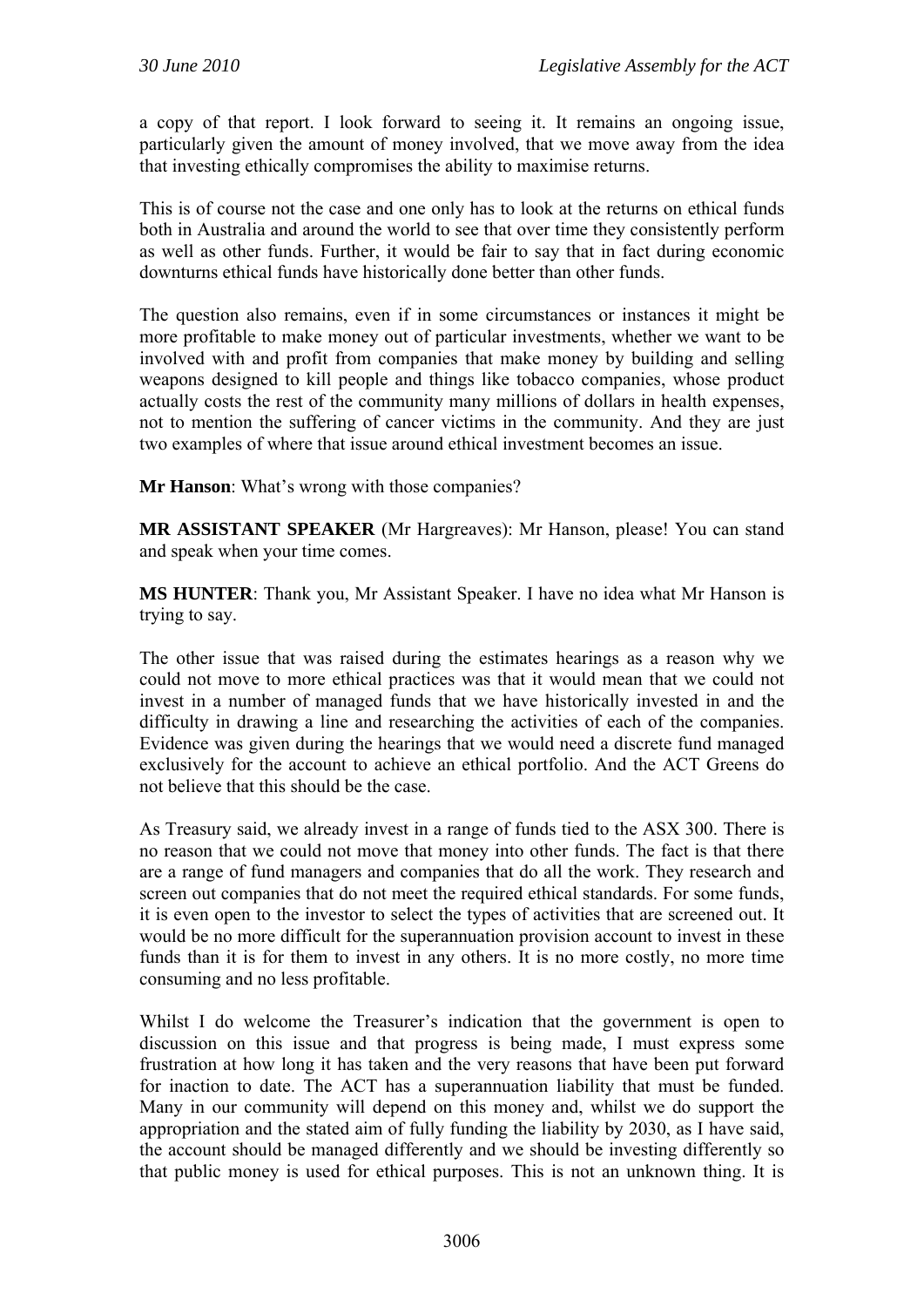a copy of that report. I look forward to seeing it. It remains an ongoing issue, particularly given the amount of money involved, that we move away from the idea that investing ethically compromises the ability to maximise returns.

This is of course not the case and one only has to look at the returns on ethical funds both in Australia and around the world to see that over time they consistently perform as well as other funds. Further, it would be fair to say that in fact during economic downturns ethical funds have historically done better than other funds.

The question also remains, even if in some circumstances or instances it might be more profitable to make money out of particular investments, whether we want to be involved with and profit from companies that make money by building and selling weapons designed to kill people and things like tobacco companies, whose product actually costs the rest of the community many millions of dollars in health expenses, not to mention the suffering of cancer victims in the community. And they are just two examples of where that issue around ethical investment becomes an issue.

**Mr Hanson**: What's wrong with those companies?

**MR ASSISTANT SPEAKER** (Mr Hargreaves): Mr Hanson, please! You can stand and speak when your time comes.

**MS HUNTER**: Thank you, Mr Assistant Speaker. I have no idea what Mr Hanson is trying to say.

The other issue that was raised during the estimates hearings as a reason why we could not move to more ethical practices was that it would mean that we could not invest in a number of managed funds that we have historically invested in and the difficulty in drawing a line and researching the activities of each of the companies. Evidence was given during the hearings that we would need a discrete fund managed exclusively for the account to achieve an ethical portfolio. And the ACT Greens do not believe that this should be the case.

As Treasury said, we already invest in a range of funds tied to the ASX 300. There is no reason that we could not move that money into other funds. The fact is that there are a range of fund managers and companies that do all the work. They research and screen out companies that do not meet the required ethical standards. For some funds, it is even open to the investor to select the types of activities that are screened out. It would be no more difficult for the superannuation provision account to invest in these funds than it is for them to invest in any others. It is no more costly, no more time consuming and no less profitable.

Whilst I do welcome the Treasurer's indication that the government is open to discussion on this issue and that progress is being made, I must express some frustration at how long it has taken and the very reasons that have been put forward for inaction to date. The ACT has a superannuation liability that must be funded. Many in our community will depend on this money and, whilst we do support the appropriation and the stated aim of fully funding the liability by 2030, as I have said, the account should be managed differently and we should be investing differently so that public money is used for ethical purposes. This is not an unknown thing. It is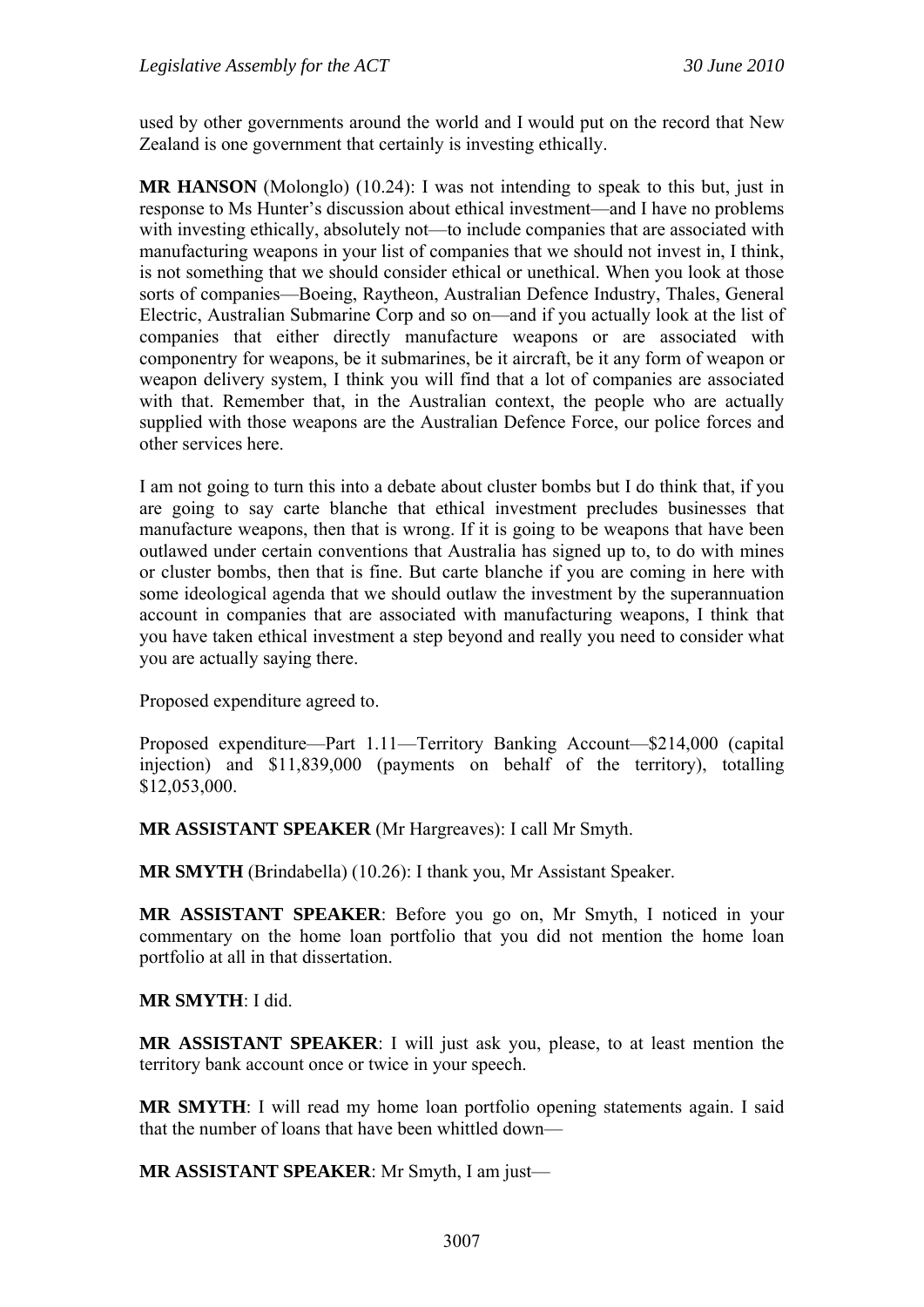used by other governments around the world and I would put on the record that New Zealand is one government that certainly is investing ethically.

**MR HANSON** (Molonglo) (10.24): I was not intending to speak to this but, just in response to Ms Hunter's discussion about ethical investment—and I have no problems with investing ethically, absolutely not—to include companies that are associated with manufacturing weapons in your list of companies that we should not invest in, I think, is not something that we should consider ethical or unethical. When you look at those sorts of companies—Boeing, Raytheon, Australian Defence Industry, Thales, General Electric, Australian Submarine Corp and so on—and if you actually look at the list of companies that either directly manufacture weapons or are associated with componentry for weapons, be it submarines, be it aircraft, be it any form of weapon or weapon delivery system, I think you will find that a lot of companies are associated with that. Remember that, in the Australian context, the people who are actually supplied with those weapons are the Australian Defence Force, our police forces and other services here.

I am not going to turn this into a debate about cluster bombs but I do think that, if you are going to say carte blanche that ethical investment precludes businesses that manufacture weapons, then that is wrong. If it is going to be weapons that have been outlawed under certain conventions that Australia has signed up to, to do with mines or cluster bombs, then that is fine. But carte blanche if you are coming in here with some ideological agenda that we should outlaw the investment by the superannuation account in companies that are associated with manufacturing weapons, I think that you have taken ethical investment a step beyond and really you need to consider what you are actually saying there.

Proposed expenditure agreed to.

Proposed expenditure—Part 1.11—Territory Banking Account—$214,000 (capital injection) and $11,839,000 (payments on behalf of the territory), totalling $12,053,000.

**MR ASSISTANT SPEAKER** (Mr Hargreaves): I call Mr Smyth.

**MR SMYTH** (Brindabella) (10.26): I thank you, Mr Assistant Speaker.

**MR ASSISTANT SPEAKER**: Before you go on, Mr Smyth, I noticed in your commentary on the home loan portfolio that you did not mention the home loan portfolio at all in that dissertation.

**MR SMYTH**: I did.

**MR ASSISTANT SPEAKER**: I will just ask you, please, to at least mention the territory bank account once or twice in your speech.

**MR SMYTH**: I will read my home loan portfolio opening statements again. I said that the number of loans that have been whittled down—

**MR ASSISTANT SPEAKER**: Mr Smyth, I am just—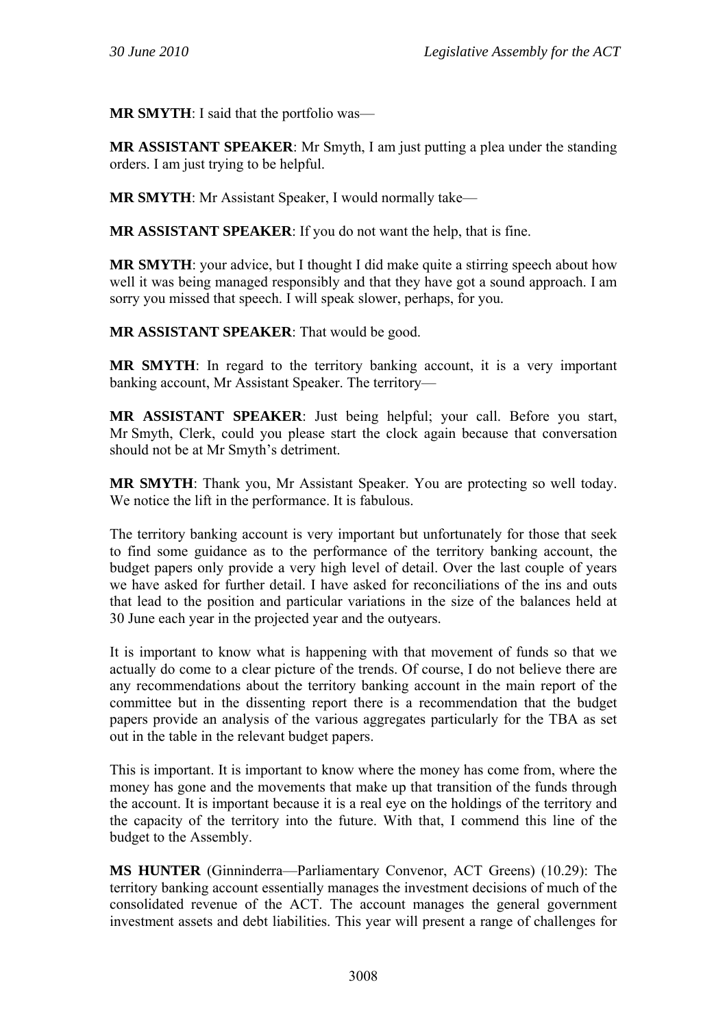**MR SMYTH**: I said that the portfolio was—

**MR ASSISTANT SPEAKER**: Mr Smyth, I am just putting a plea under the standing orders. I am just trying to be helpful.

**MR SMYTH**: Mr Assistant Speaker, I would normally take—

**MR ASSISTANT SPEAKER**: If you do not want the help, that is fine.

**MR SMYTH**: your advice, but I thought I did make quite a stirring speech about how well it was being managed responsibly and that they have got a sound approach. I am sorry you missed that speech. I will speak slower, perhaps, for you.

**MR ASSISTANT SPEAKER**: That would be good.

**MR SMYTH**: In regard to the territory banking account, it is a very important banking account, Mr Assistant Speaker. The territory—

**MR ASSISTANT SPEAKER**: Just being helpful; your call. Before you start, Mr Smyth, Clerk, could you please start the clock again because that conversation should not be at Mr Smyth's detriment.

**MR SMYTH**: Thank you, Mr Assistant Speaker. You are protecting so well today. We notice the lift in the performance. It is fabulous.

The territory banking account is very important but unfortunately for those that seek to find some guidance as to the performance of the territory banking account, the budget papers only provide a very high level of detail. Over the last couple of years we have asked for further detail. I have asked for reconciliations of the ins and outs that lead to the position and particular variations in the size of the balances held at 30 June each year in the projected year and the outyears.

It is important to know what is happening with that movement of funds so that we actually do come to a clear picture of the trends. Of course, I do not believe there are any recommendations about the territory banking account in the main report of the committee but in the dissenting report there is a recommendation that the budget papers provide an analysis of the various aggregates particularly for the TBA as set out in the table in the relevant budget papers.

This is important. It is important to know where the money has come from, where the money has gone and the movements that make up that transition of the funds through the account. It is important because it is a real eye on the holdings of the territory and the capacity of the territory into the future. With that, I commend this line of the budget to the Assembly.

**MS HUNTER** (Ginninderra—Parliamentary Convenor, ACT Greens) (10.29): The territory banking account essentially manages the investment decisions of much of the consolidated revenue of the ACT. The account manages the general government investment assets and debt liabilities. This year will present a range of challenges for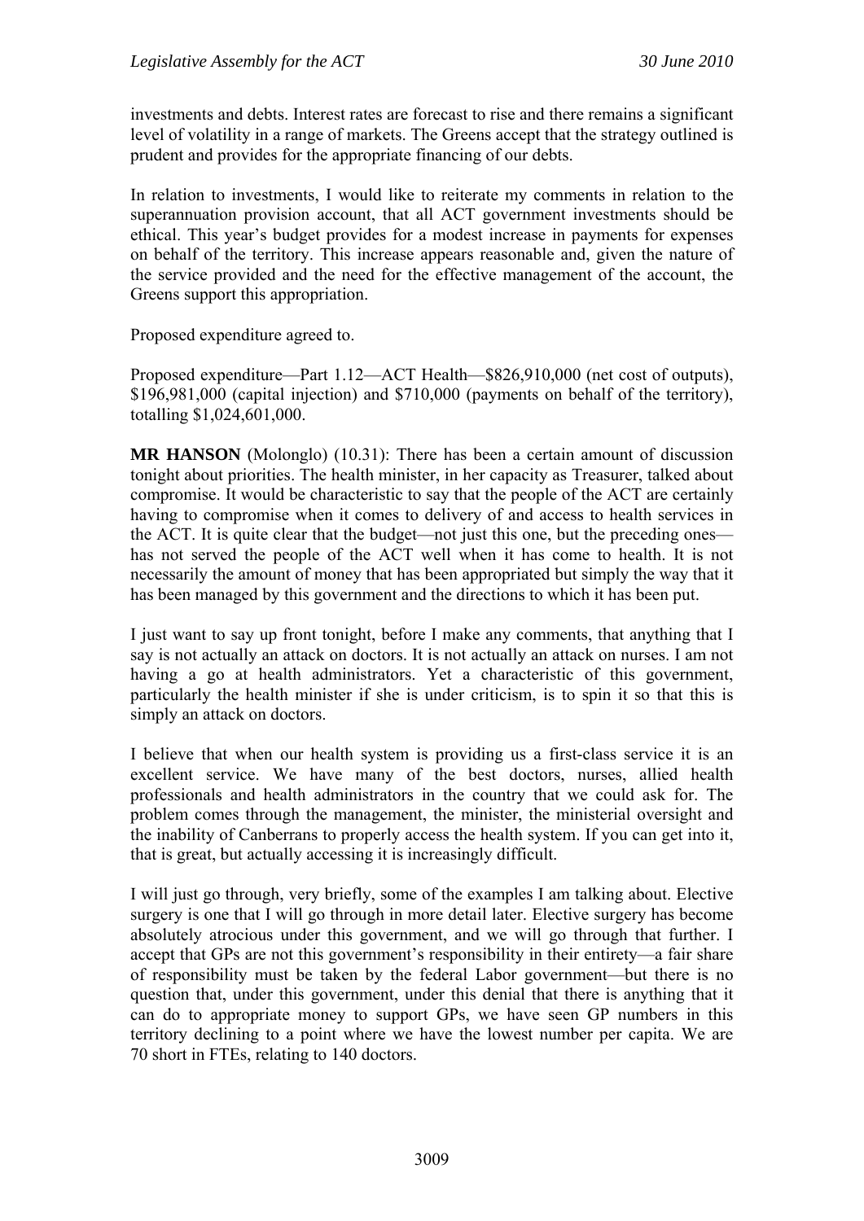investments and debts. Interest rates are forecast to rise and there remains a significant level of volatility in a range of markets. The Greens accept that the strategy outlined is prudent and provides for the appropriate financing of our debts.

In relation to investments, I would like to reiterate my comments in relation to the superannuation provision account, that all ACT government investments should be ethical. This year's budget provides for a modest increase in payments for expenses on behalf of the territory. This increase appears reasonable and, given the nature of the service provided and the need for the effective management of the account, the Greens support this appropriation.

Proposed expenditure agreed to.

Proposed expenditure—Part 1.12—ACT Health—$826,910,000 (net cost of outputs), $196,981,000 (capital injection) and $710,000 (payments on behalf of the territory), totalling $1,024,601,000.

**MR HANSON** (Molonglo) (10.31): There has been a certain amount of discussion tonight about priorities. The health minister, in her capacity as Treasurer, talked about compromise. It would be characteristic to say that the people of the ACT are certainly having to compromise when it comes to delivery of and access to health services in the ACT. It is quite clear that the budget—not just this one, but the preceding ones—has not served the people of the ACT well when it has come to health. It is not necessarily the amount of money that has been appropriated but simply the way that it has been managed by this government and the directions to which it has been put.

I just want to say up front tonight, before I make any comments, that anything that I say is not actually an attack on doctors. It is not actually an attack on nurses. I am not having a go at health administrators. Yet a characteristic of this government, particularly the health minister if she is under criticism, is to spin it so that this is simply an attack on doctors.

I believe that when our health system is providing us a first-class service it is an excellent service. We have many of the best doctors, nurses, allied health professionals and health administrators in the country that we could ask for. The problem comes through the management, the minister, the ministerial oversight and the inability of Canberrans to properly access the health system. If you can get into it, that is great, but actually accessing it is increasingly difficult.

I will just go through, very briefly, some of the examples I am talking about. Elective surgery is one that I will go through in more detail later. Elective surgery has become absolutely atrocious under this government, and we will go through that further. I accept that GPs are not this government's responsibility in their entirety—a fair share of responsibility must be taken by the federal Labor government—but there is no question that, under this government, under this denial that there is anything that it can do to appropriate money to support GPs, we have seen GP numbers in this territory declining to a point where we have the lowest number per capita. We are 70 short in FTEs, relating to 140 doctors.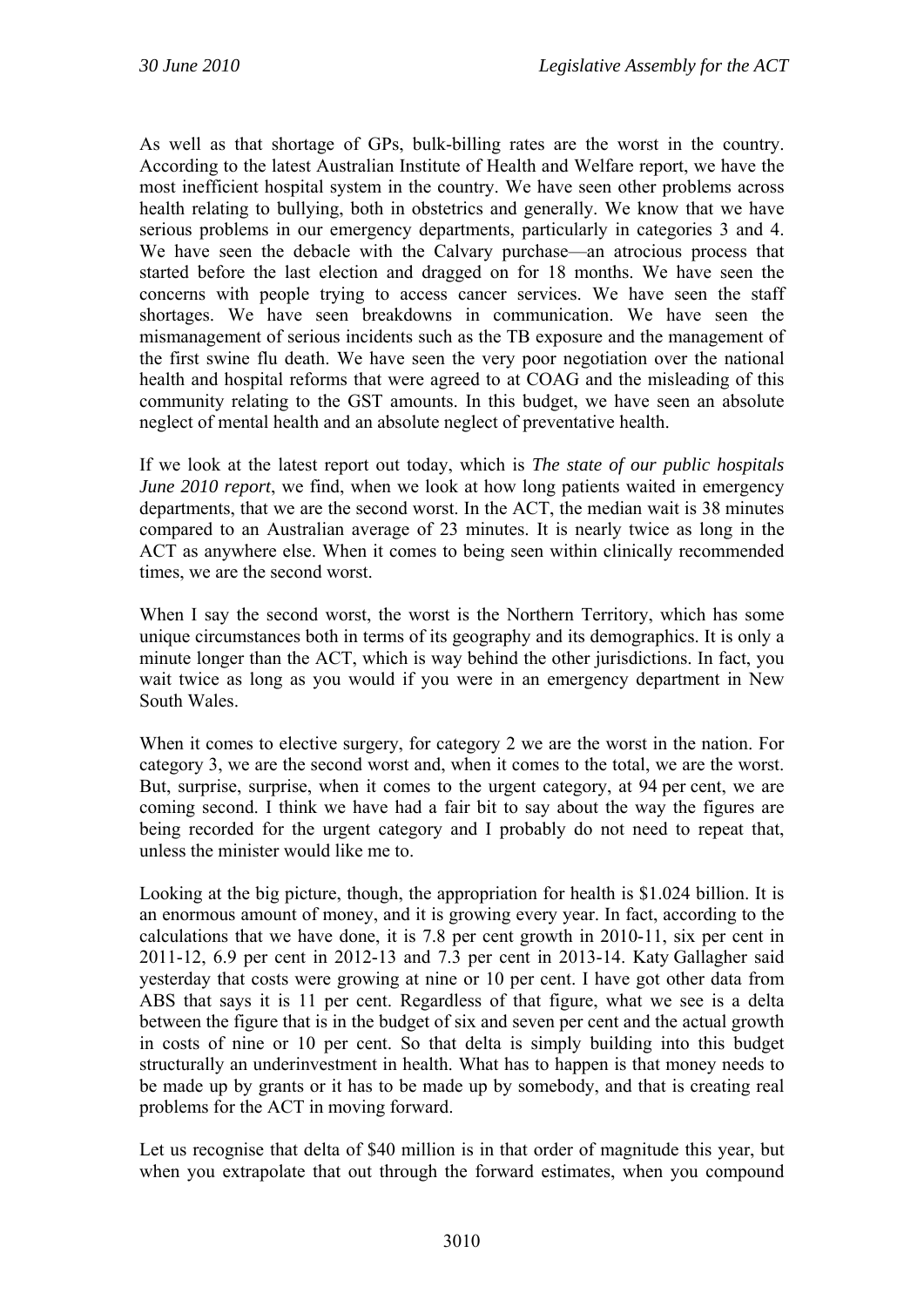As well as that shortage of GPs, bulk-billing rates are the worst in the country. According to the latest Australian Institute of Health and Welfare report, we have the most inefficient hospital system in the country. We have seen other problems across health relating to bullying, both in obstetrics and generally. We know that we have serious problems in our emergency departments, particularly in categories 3 and 4. We have seen the debacle with the Calvary purchase—an atrocious process that started before the last election and dragged on for 18 months. We have seen the concerns with people trying to access cancer services. We have seen the staff shortages. We have seen breakdowns in communication. We have seen the mismanagement of serious incidents such as the TB exposure and the management of the first swine flu death. We have seen the very poor negotiation over the national health and hospital reforms that were agreed to at COAG and the misleading of this community relating to the GST amounts. In this budget, we have seen an absolute neglect of mental health and an absolute neglect of preventative health.

If we look at the latest report out today, which is *The state of our public hospitals June 2010 report*, we find, when we look at how long patients waited in emergency departments, that we are the second worst. In the ACT, the median wait is 38 minutes compared to an Australian average of 23 minutes. It is nearly twice as long in the ACT as anywhere else. When it comes to being seen within clinically recommended times, we are the second worst.

When I say the second worst, the worst is the Northern Territory, which has some unique circumstances both in terms of its geography and its demographics. It is only a minute longer than the ACT, which is way behind the other jurisdictions. In fact, you wait twice as long as you would if you were in an emergency department in New South Wales.

When it comes to elective surgery, for category 2 we are the worst in the nation. For category 3, we are the second worst and, when it comes to the total, we are the worst. But, surprise, surprise, when it comes to the urgent category, at 94 per cent, we are coming second. I think we have had a fair bit to say about the way the figures are being recorded for the urgent category and I probably do not need to repeat that, unless the minister would like me to.

Looking at the big picture, though, the appropriation for health is $1.024 billion. It is an enormous amount of money, and it is growing every year. In fact, according to the calculations that we have done, it is 7.8 per cent growth in 2010-11, six per cent in 2011-12, 6.9 per cent in 2012-13 and 7.3 per cent in 2013-14. Katy Gallagher said yesterday that costs were growing at nine or 10 per cent. I have got other data from ABS that says it is 11 per cent. Regardless of that figure, what we see is a delta between the figure that is in the budget of six and seven per cent and the actual growth in costs of nine or 10 per cent. So that delta is simply building into this budget structurally an underinvestment in health. What has to happen is that money needs to be made up by grants or it has to be made up by somebody, and that is creating real problems for the ACT in moving forward.

Let us recognise that delta of $40 million is in that order of magnitude this year, but when you extrapolate that out through the forward estimates, when you compound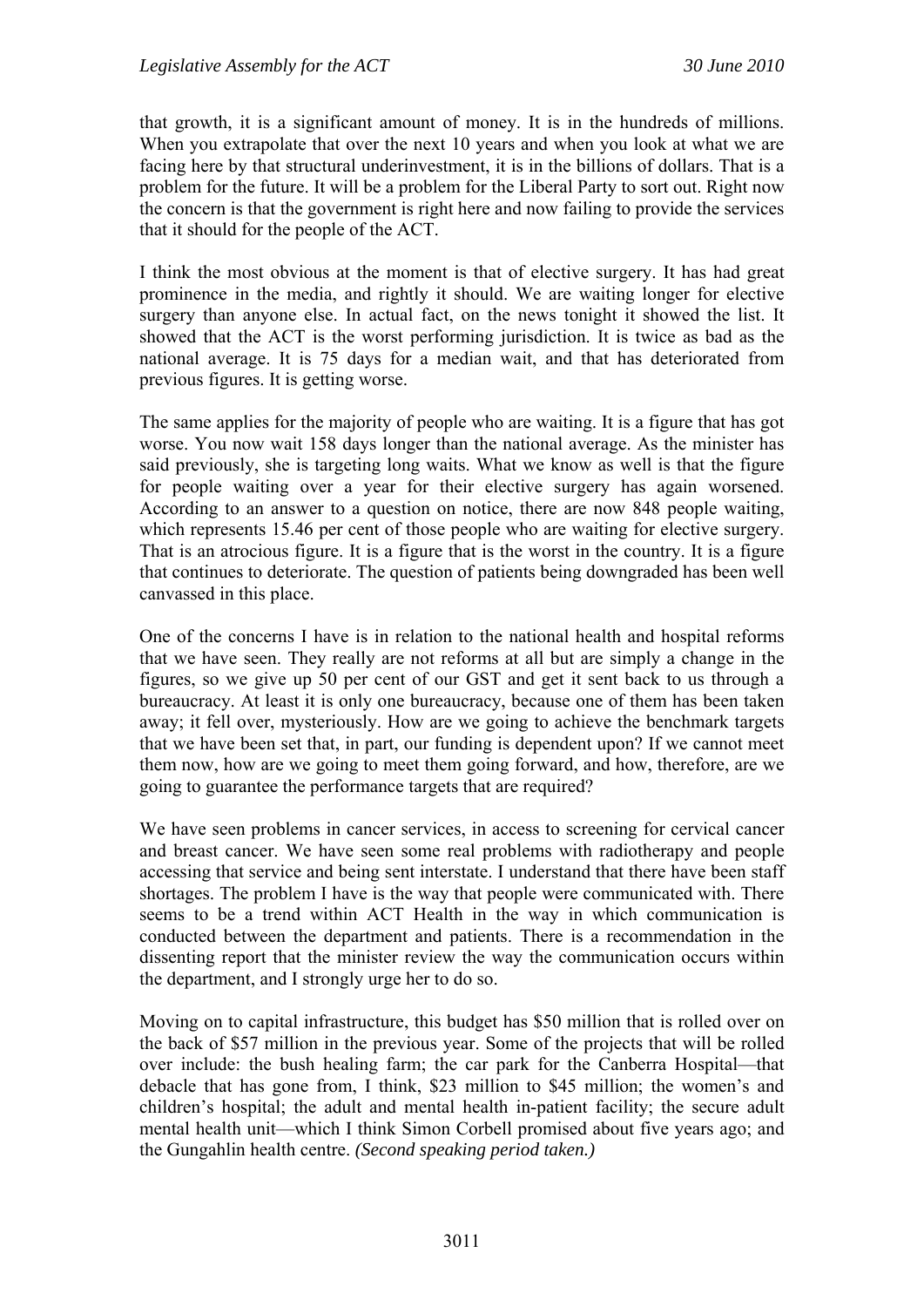that growth, it is a significant amount of money. It is in the hundreds of millions. When you extrapolate that over the next 10 years and when you look at what we are facing here by that structural underinvestment, it is in the billions of dollars. That is a problem for the future. It will be a problem for the Liberal Party to sort out. Right now the concern is that the government is right here and now failing to provide the services that it should for the people of the ACT.

I think the most obvious at the moment is that of elective surgery. It has had great prominence in the media, and rightly it should. We are waiting longer for elective surgery than anyone else. In actual fact, on the news tonight it showed the list. It showed that the ACT is the worst performing jurisdiction. It is twice as bad as the national average. It is 75 days for a median wait, and that has deteriorated from previous figures. It is getting worse.

The same applies for the majority of people who are waiting. It is a figure that has got worse. You now wait 158 days longer than the national average. As the minister has said previously, she is targeting long waits. What we know as well is that the figure for people waiting over a year for their elective surgery has again worsened. According to an answer to a question on notice, there are now 848 people waiting, which represents 15.46 per cent of those people who are waiting for elective surgery. That is an atrocious figure. It is a figure that is the worst in the country. It is a figure that continues to deteriorate. The question of patients being downgraded has been well canvassed in this place.

One of the concerns I have is in relation to the national health and hospital reforms that we have seen. They really are not reforms at all but are simply a change in the figures, so we give up 50 per cent of our GST and get it sent back to us through a bureaucracy. At least it is only one bureaucracy, because one of them has been taken away; it fell over, mysteriously. How are we going to achieve the benchmark targets that we have been set that, in part, our funding is dependent upon? If we cannot meet them now, how are we going to meet them going forward, and how, therefore, are we going to guarantee the performance targets that are required?

We have seen problems in cancer services, in access to screening for cervical cancer and breast cancer. We have seen some real problems with radiotherapy and people accessing that service and being sent interstate. I understand that there have been staff shortages. The problem I have is the way that people were communicated with. There seems to be a trend within ACT Health in the way in which communication is conducted between the department and patients. There is a recommendation in the dissenting report that the minister review the way the communication occurs within the department, and I strongly urge her to do so.

Moving on to capital infrastructure, this budget has $50 million that is rolled over on the back of $57 million in the previous year. Some of the projects that will be rolled over include: the bush healing farm; the car park for the Canberra Hospital—that debacle that has gone from, I think, $23 million to $45 million; the women's and children's hospital; the adult and mental health in-patient facility; the secure adult mental health unit—which I think Simon Corbell promised about five years ago; and the Gungahlin health centre. *(Second speaking period taken.)*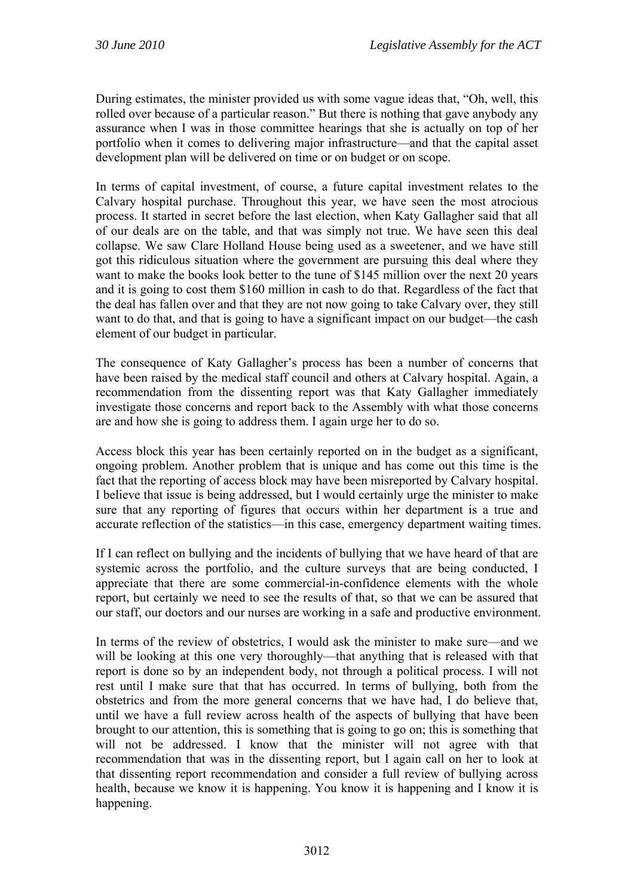During estimates, the minister provided us with some vague ideas that, "Oh, well, this rolled over because of a particular reason." But there is nothing that gave anybody any assurance when I was in those committee hearings that she is actually on top of her portfolio when it comes to delivering major infrastructure—and that the capital asset development plan will be delivered on time or on budget or on scope.

In terms of capital investment, of course, a future capital investment relates to the Calvary hospital purchase. Throughout this year, we have seen the most atrocious process. It started in secret before the last election, when Katy Gallagher said that all of our deals are on the table, and that was simply not true. We have seen this deal collapse. We saw Clare Holland House being used as a sweetener, and we have still got this ridiculous situation where the government are pursuing this deal where they want to make the books look better to the tune of $145 million over the next 20 years and it is going to cost them $160 million in cash to do that. Regardless of the fact that the deal has fallen over and that they are not now going to take Calvary over, they still want to do that, and that is going to have a significant impact on our budget—the cash element of our budget in particular.

The consequence of Katy Gallagher's process has been a number of concerns that have been raised by the medical staff council and others at Calvary hospital. Again, a recommendation from the dissenting report was that Katy Gallagher immediately investigate those concerns and report back to the Assembly with what those concerns are and how she is going to address them. I again urge her to do so.

Access block this year has been certainly reported on in the budget as a significant, ongoing problem. Another problem that is unique and has come out this time is the fact that the reporting of access block may have been misreported by Calvary hospital. I believe that issue is being addressed, but I would certainly urge the minister to make sure that any reporting of figures that occurs within her department is a true and accurate reflection of the statistics—in this case, emergency department waiting times.

If I can reflect on bullying and the incidents of bullying that we have heard of that are systemic across the portfolio, and the culture surveys that are being conducted, I appreciate that there are some commercial-in-confidence elements with the whole report, but certainly we need to see the results of that, so that we can be assured that our staff, our doctors and our nurses are working in a safe and productive environment.

In terms of the review of obstetrics, I would ask the minister to make sure—and we will be looking at this one very thoroughly—that anything that is released with that report is done so by an independent body, not through a political process. I will not rest until I make sure that that has occurred. In terms of bullying, both from the obstetrics and from the more general concerns that we have had, I do believe that, until we have a full review across health of the aspects of bullying that have been brought to our attention, this is something that is going to go on; this is something that will not be addressed. I know that the minister will not agree with that recommendation that was in the dissenting report, but I again call on her to look at that dissenting report recommendation and consider a full review of bullying across health, because we know it is happening. You know it is happening and I know it is happening.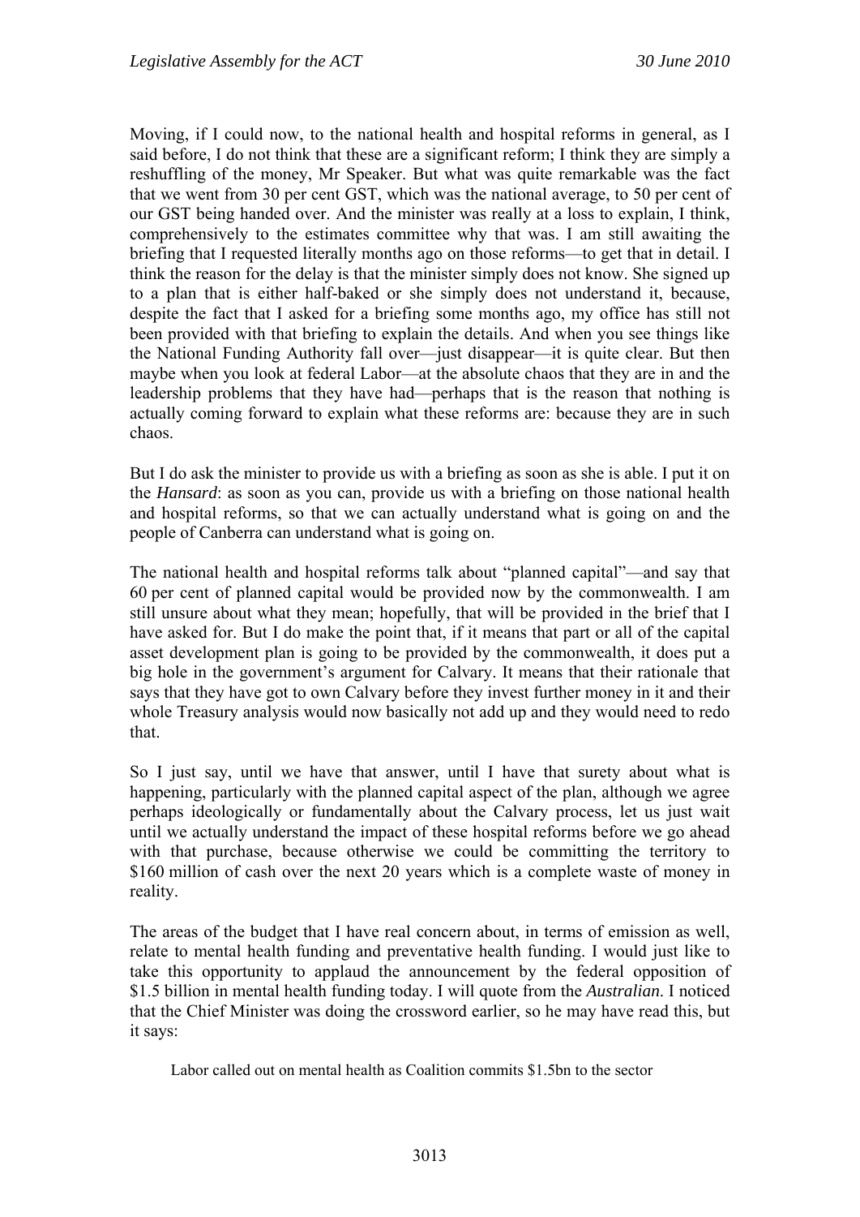Moving, if I could now, to the national health and hospital reforms in general, as I said before, I do not think that these are a significant reform; I think they are simply a reshuffling of the money, Mr Speaker. But what was quite remarkable was the fact that we went from 30 per cent GST, which was the national average, to 50 per cent of our GST being handed over. And the minister was really at a loss to explain, I think, comprehensively to the estimates committee why that was. I am still awaiting the briefing that I requested literally months ago on those reforms—to get that in detail. I think the reason for the delay is that the minister simply does not know. She signed up to a plan that is either half-baked or she simply does not understand it, because, despite the fact that I asked for a briefing some months ago, my office has still not been provided with that briefing to explain the details. And when you see things like the National Funding Authority fall over—just disappear—it is quite clear. But then maybe when you look at federal Labor—at the absolute chaos that they are in and the leadership problems that they have had—perhaps that is the reason that nothing is actually coming forward to explain what these reforms are: because they are in such chaos.

But I do ask the minister to provide us with a briefing as soon as she is able. I put it on the *Hansard*: as soon as you can, provide us with a briefing on those national health and hospital reforms, so that we can actually understand what is going on and the people of Canberra can understand what is going on.

The national health and hospital reforms talk about "planned capital"—and say that 60 per cent of planned capital would be provided now by the commonwealth. I am still unsure about what they mean; hopefully, that will be provided in the brief that I have asked for. But I do make the point that, if it means that part or all of the capital asset development plan is going to be provided by the commonwealth, it does put a big hole in the government's argument for Calvary. It means that their rationale that says that they have got to own Calvary before they invest further money in it and their whole Treasury analysis would now basically not add up and they would need to redo that.

So I just say, until we have that answer, until I have that surety about what is happening, particularly with the planned capital aspect of the plan, although we agree perhaps ideologically or fundamentally about the Calvary process, let us just wait until we actually understand the impact of these hospital reforms before we go ahead with that purchase, because otherwise we could be committing the territory to $160 million of cash over the next 20 years which is a complete waste of money in reality.

The areas of the budget that I have real concern about, in terms of emission as well, relate to mental health funding and preventative health funding. I would just like to take this opportunity to applaud the announcement by the federal opposition of $1.5 billion in mental health funding today. I will quote from the *Australian*. I noticed that the Chief Minister was doing the crossword earlier, so he may have read this, but it says:

> Labor called out on mental health as Coalition commits $1.5bn to the sector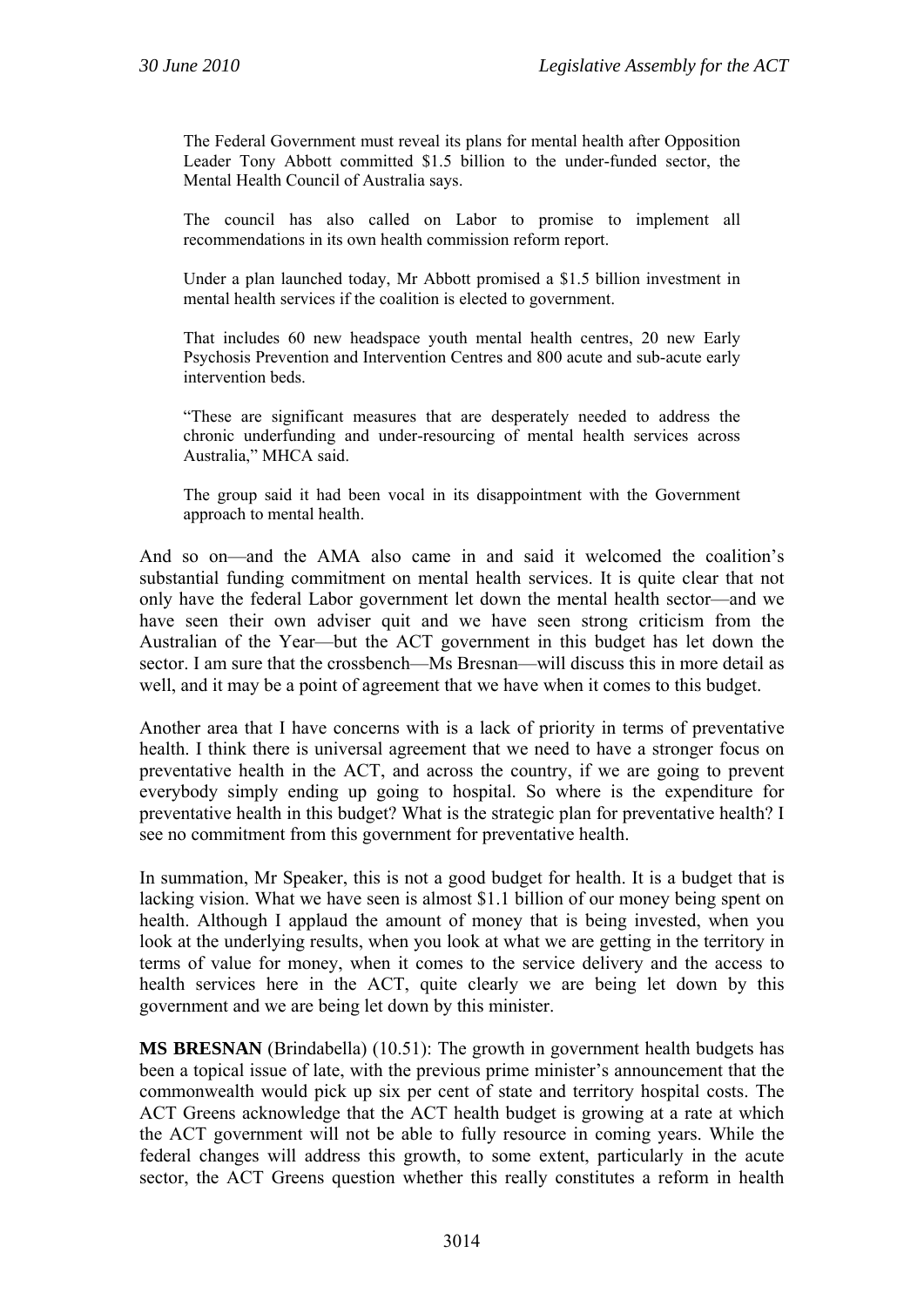> The Federal Government must reveal its plans for mental health after Opposition Leader Tony Abbott committed \$1.5 billion to the under-funded sector, the Mental Health Council of Australia says.
>
> The council has also called on Labor to promise to implement all recommendations in its own health commission reform report.
>
> Under a plan launched today, Mr Abbott promised a \$1.5 billion investment in mental health services if the coalition is elected to government.
>
> That includes 60 new headspace youth mental health centres, 20 new Early Psychosis Prevention and Intervention Centres and 800 acute and sub-acute early intervention beds.
>
> "These are significant measures that are desperately needed to address the chronic underfunding and under-resourcing of mental health services across Australia," MHCA said.
>
> The group said it had been vocal in its disappointment with the Government approach to mental health.

And so on—and the AMA also came in and said it welcomed the coalition's substantial funding commitment on mental health services. It is quite clear that not only have the federal Labor government let down the mental health sector—and we have seen their own adviser quit and we have seen strong criticism from the Australian of the Year—but the ACT government in this budget has let down the sector. I am sure that the crossbench—Ms Bresnan—will discuss this in more detail as well, and it may be a point of agreement that we have when it comes to this budget.

Another area that I have concerns with is a lack of priority in terms of preventative health. I think there is universal agreement that we need to have a stronger focus on preventative health in the ACT, and across the country, if we are going to prevent everybody simply ending up going to hospital. So where is the expenditure for preventative health in this budget? What is the strategic plan for preventative health? I see no commitment from this government for preventative health.

In summation, Mr Speaker, this is not a good budget for health. It is a budget that is lacking vision. What we have seen is almost \$1.1 billion of our money being spent on health. Although I applaud the amount of money that is being invested, when you look at the underlying results, when you look at what we are getting in the territory in terms of value for money, when it comes to the service delivery and the access to health services here in the ACT, quite clearly we are being let down by this government and we are being let down by this minister.

**MS BRESNAN** (Brindabella) (10.51): The growth in government health budgets has been a topical issue of late, with the previous prime minister's announcement that the commonwealth would pick up six per cent of state and territory hospital costs. The ACT Greens acknowledge that the ACT health budget is growing at a rate at which the ACT government will not be able to fully resource in coming years. While the federal changes will address this growth, to some extent, particularly in the acute sector, the ACT Greens question whether this really constitutes a reform in health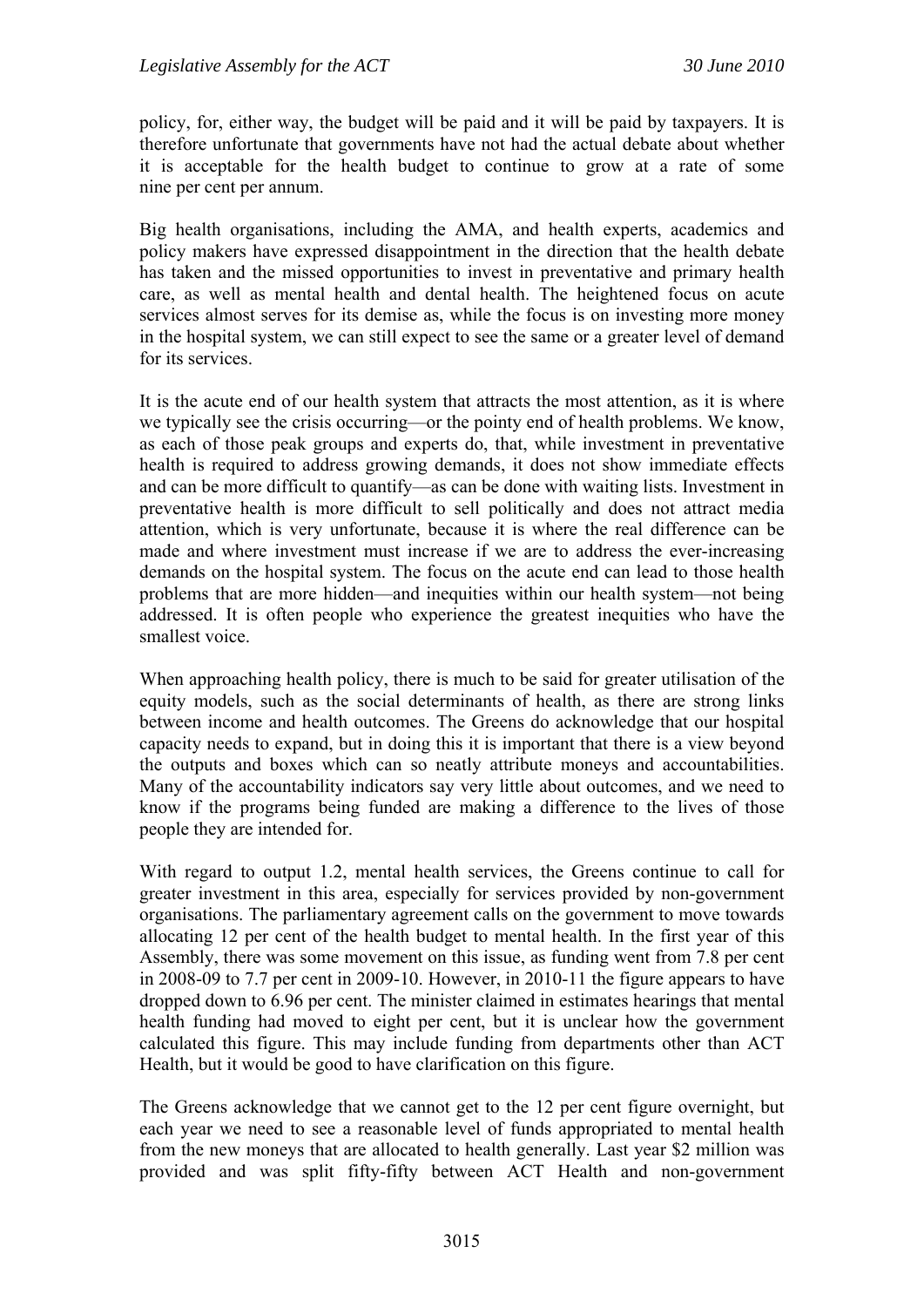policy, for, either way, the budget will be paid and it will be paid by taxpayers. It is therefore unfortunate that governments have not had the actual debate about whether it is acceptable for the health budget to continue to grow at a rate of some nine per cent per annum.

Big health organisations, including the AMA, and health experts, academics and policy makers have expressed disappointment in the direction that the health debate has taken and the missed opportunities to invest in preventative and primary health care, as well as mental health and dental health. The heightened focus on acute services almost serves for its demise as, while the focus is on investing more money in the hospital system, we can still expect to see the same or a greater level of demand for its services.

It is the acute end of our health system that attracts the most attention, as it is where we typically see the crisis occurring—or the pointy end of health problems. We know, as each of those peak groups and experts do, that, while investment in preventative health is required to address growing demands, it does not show immediate effects and can be more difficult to quantify—as can be done with waiting lists. Investment in preventative health is more difficult to sell politically and does not attract media attention, which is very unfortunate, because it is where the real difference can be made and where investment must increase if we are to address the ever-increasing demands on the hospital system. The focus on the acute end can lead to those health problems that are more hidden—and inequities within our health system—not being addressed. It is often people who experience the greatest inequities who have the smallest voice.

When approaching health policy, there is much to be said for greater utilisation of the equity models, such as the social determinants of health, as there are strong links between income and health outcomes. The Greens do acknowledge that our hospital capacity needs to expand, but in doing this it is important that there is a view beyond the outputs and boxes which can so neatly attribute moneys and accountabilities. Many of the accountability indicators say very little about outcomes, and we need to know if the programs being funded are making a difference to the lives of those people they are intended for.

With regard to output 1.2, mental health services, the Greens continue to call for greater investment in this area, especially for services provided by non-government organisations. The parliamentary agreement calls on the government to move towards allocating 12 per cent of the health budget to mental health. In the first year of this Assembly, there was some movement on this issue, as funding went from 7.8 per cent in 2008-09 to 7.7 per cent in 2009-10. However, in 2010-11 the figure appears to have dropped down to 6.96 per cent. The minister claimed in estimates hearings that mental health funding had moved to eight per cent, but it is unclear how the government calculated this figure. This may include funding from departments other than ACT Health, but it would be good to have clarification on this figure.

The Greens acknowledge that we cannot get to the 12 per cent figure overnight, but each year we need to see a reasonable level of funds appropriated to mental health from the new moneys that are allocated to health generally. Last year $2 million was provided and was split fifty-fifty between ACT Health and non-government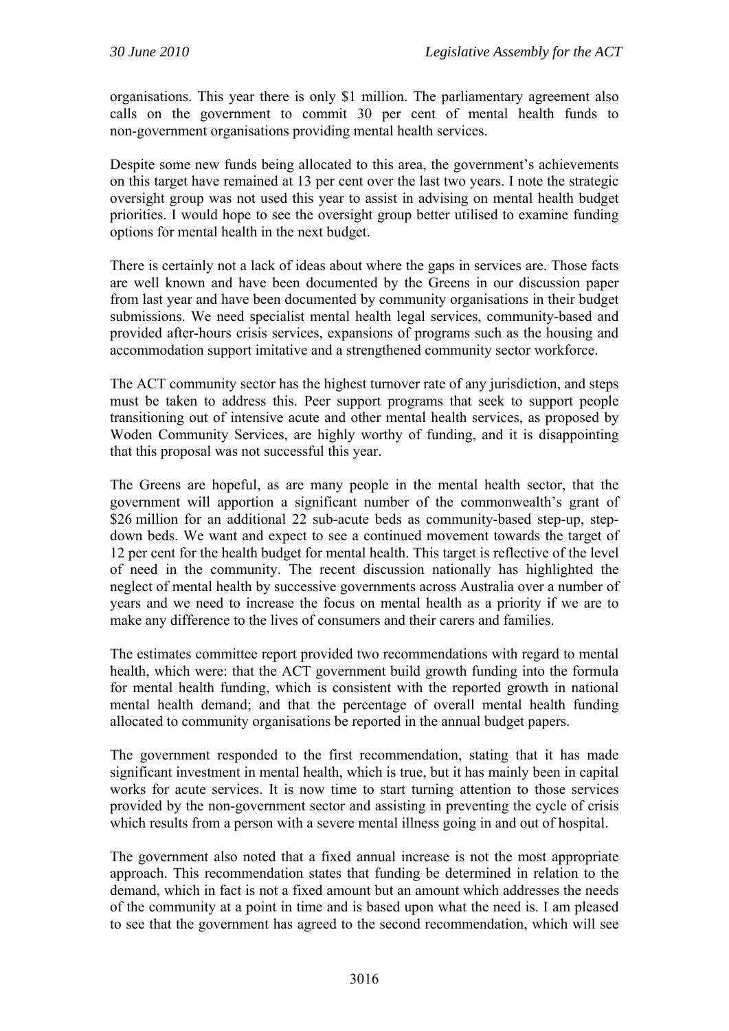organisations. This year there is only $1 million. The parliamentary agreement also calls on the government to commit 30 per cent of mental health funds to non-government organisations providing mental health services.

Despite some new funds being allocated to this area, the government's achievements on this target have remained at 13 per cent over the last two years. I note the strategic oversight group was not used this year to assist in advising on mental health budget priorities. I would hope to see the oversight group better utilised to examine funding options for mental health in the next budget.

There is certainly not a lack of ideas about where the gaps in services are. Those facts are well known and have been documented by the Greens in our discussion paper from last year and have been documented by community organisations in their budget submissions. We need specialist mental health legal services, community-based and provided after-hours crisis services, expansions of programs such as the housing and accommodation support imitative and a strengthened community sector workforce.

The ACT community sector has the highest turnover rate of any jurisdiction, and steps must be taken to address this. Peer support programs that seek to support people transitioning out of intensive acute and other mental health services, as proposed by Woden Community Services, are highly worthy of funding, and it is disappointing that this proposal was not successful this year.

The Greens are hopeful, as are many people in the mental health sector, that the government will apportion a significant number of the commonwealth's grant of $26 million for an additional 22 sub-acute beds as community-based step-up, step-down beds. We want and expect to see a continued movement towards the target of 12 per cent for the health budget for mental health. This target is reflective of the level of need in the community. The recent discussion nationally has highlighted the neglect of mental health by successive governments across Australia over a number of years and we need to increase the focus on mental health as a priority if we are to make any difference to the lives of consumers and their carers and families.

The estimates committee report provided two recommendations with regard to mental health, which were: that the ACT government build growth funding into the formula for mental health funding, which is consistent with the reported growth in national mental health demand; and that the percentage of overall mental health funding allocated to community organisations be reported in the annual budget papers.

The government responded to the first recommendation, stating that it has made significant investment in mental health, which is true, but it has mainly been in capital works for acute services. It is now time to start turning attention to those services provided by the non-government sector and assisting in preventing the cycle of crisis which results from a person with a severe mental illness going in and out of hospital.

The government also noted that a fixed annual increase is not the most appropriate approach. This recommendation states that funding be determined in relation to the demand, which in fact is not a fixed amount but an amount which addresses the needs of the community at a point in time and is based upon what the need is. I am pleased to see that the government has agreed to the second recommendation, which will see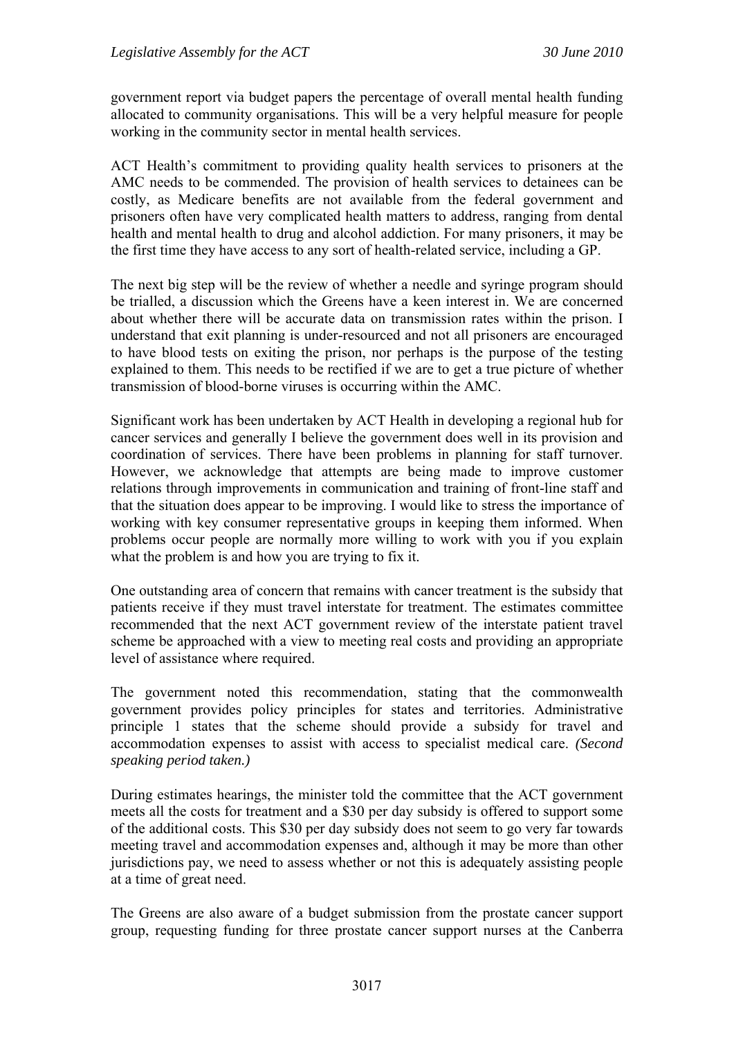government report via budget papers the percentage of overall mental health funding allocated to community organisations. This will be a very helpful measure for people working in the community sector in mental health services.

ACT Health's commitment to providing quality health services to prisoners at the AMC needs to be commended. The provision of health services to detainees can be costly, as Medicare benefits are not available from the federal government and prisoners often have very complicated health matters to address, ranging from dental health and mental health to drug and alcohol addiction. For many prisoners, it may be the first time they have access to any sort of health-related service, including a GP.

The next big step will be the review of whether a needle and syringe program should be trialled, a discussion which the Greens have a keen interest in. We are concerned about whether there will be accurate data on transmission rates within the prison. I understand that exit planning is under-resourced and not all prisoners are encouraged to have blood tests on exiting the prison, nor perhaps is the purpose of the testing explained to them. This needs to be rectified if we are to get a true picture of whether transmission of blood-borne viruses is occurring within the AMC.

Significant work has been undertaken by ACT Health in developing a regional hub for cancer services and generally I believe the government does well in its provision and coordination of services. There have been problems in planning for staff turnover. However, we acknowledge that attempts are being made to improve customer relations through improvements in communication and training of front-line staff and that the situation does appear to be improving. I would like to stress the importance of working with key consumer representative groups in keeping them informed. When problems occur people are normally more willing to work with you if you explain what the problem is and how you are trying to fix it.

One outstanding area of concern that remains with cancer treatment is the subsidy that patients receive if they must travel interstate for treatment. The estimates committee recommended that the next ACT government review of the interstate patient travel scheme be approached with a view to meeting real costs and providing an appropriate level of assistance where required.

The government noted this recommendation, stating that the commonwealth government provides policy principles for states and territories. Administrative principle 1 states that the scheme should provide a subsidy for travel and accommodation expenses to assist with access to specialist medical care. *(Second speaking period taken.)*

During estimates hearings, the minister told the committee that the ACT government meets all the costs for treatment and a $30 per day subsidy is offered to support some of the additional costs. This $30 per day subsidy does not seem to go very far towards meeting travel and accommodation expenses and, although it may be more than other jurisdictions pay, we need to assess whether or not this is adequately assisting people at a time of great need.

The Greens are also aware of a budget submission from the prostate cancer support group, requesting funding for three prostate cancer support nurses at the Canberra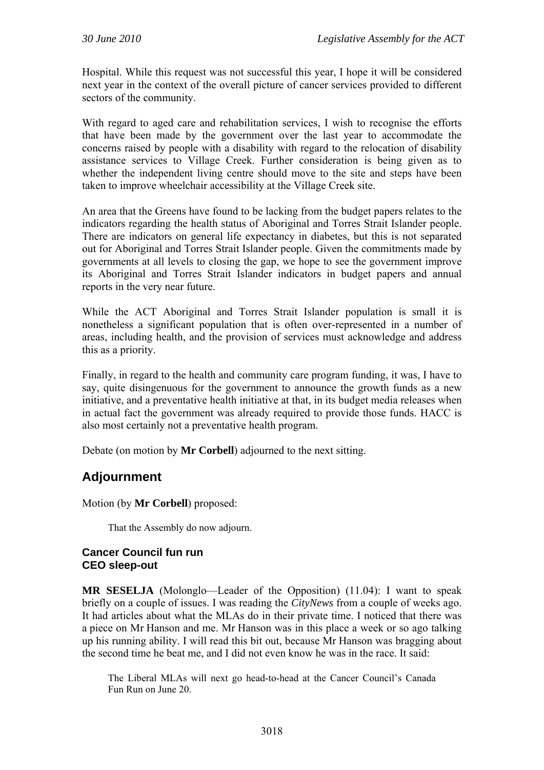Hospital. While this request was not successful this year, I hope it will be considered next year in the context of the overall picture of cancer services provided to different sectors of the community.

With regard to aged care and rehabilitation services, I wish to recognise the efforts that have been made by the government over the last year to accommodate the concerns raised by people with a disability with regard to the relocation of disability assistance services to Village Creek. Further consideration is being given as to whether the independent living centre should move to the site and steps have been taken to improve wheelchair accessibility at the Village Creek site.

An area that the Greens have found to be lacking from the budget papers relates to the indicators regarding the health status of Aboriginal and Torres Strait Islander people. There are indicators on general life expectancy in diabetes, but this is not separated out for Aboriginal and Torres Strait Islander people. Given the commitments made by governments at all levels to closing the gap, we hope to see the government improve its Aboriginal and Torres Strait Islander indicators in budget papers and annual reports in the very near future.

While the ACT Aboriginal and Torres Strait Islander population is small it is nonetheless a significant population that is often over-represented in a number of areas, including health, and the provision of services must acknowledge and address this as a priority.

Finally, in regard to the health and community care program funding, it was, I have to say, quite disingenuous for the government to announce the growth funds as a new initiative, and a preventative health initiative at that, in its budget media releases when in actual fact the government was already required to provide those funds. HACC is also most certainly not a preventative health program.

Debate (on motion by **Mr Corbell**) adjourned to the next sitting.

## Adjournment

Motion (by **Mr Corbell**) proposed:

> That the Assembly do now adjourn.

### Cancer Council fun run
### CEO sleep-out

**MR SESELJA** (Molonglo—Leader of the Opposition) (11.04): I want to speak briefly on a couple of issues. I was reading the *CityNews* from a couple of weeks ago. It had articles about what the MLAs do in their private time. I noticed that there was a piece on Mr Hanson and me. Mr Hanson was in this place a week or so ago talking up his running ability. I will read this bit out, because Mr Hanson was bragging about the second time he beat me, and I did not even know he was in the race. It said:

> The Liberal MLAs will next go head-to-head at the Cancer Council's Canada Fun Run on June 20.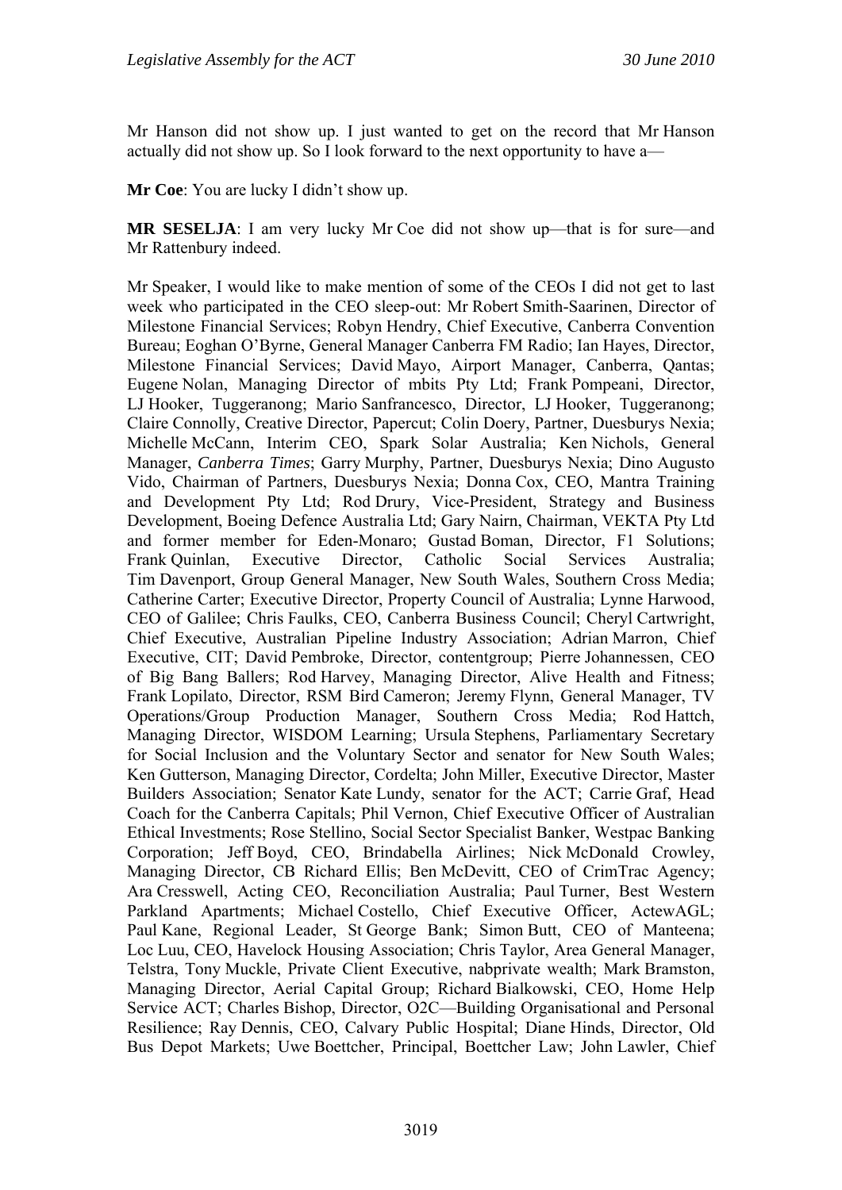Mr Hanson did not show up. I just wanted to get on the record that Mr Hanson actually did not show up. So I look forward to the next opportunity to have a—

**Mr Coe**: You are lucky I didn't show up.

**MR SESELJA**: I am very lucky Mr Coe did not show up—that is for sure—and Mr Rattenbury indeed.

Mr Speaker, I would like to make mention of some of the CEOs I did not get to last week who participated in the CEO sleep-out: Mr Robert Smith-Saarinen, Director of Milestone Financial Services; Robyn Hendry, Chief Executive, Canberra Convention Bureau; Eoghan O'Byrne, General Manager Canberra FM Radio; Ian Hayes, Director, Milestone Financial Services; David Mayo, Airport Manager, Canberra, Qantas; Eugene Nolan, Managing Director of mbits Pty Ltd; Frank Pompeani, Director, LJ Hooker, Tuggeranong; Mario Sanfrancesco, Director, LJ Hooker, Tuggeranong; Claire Connolly, Creative Director, Papercut; Colin Doery, Partner, Duesburys Nexia; Michelle McCann, Interim CEO, Spark Solar Australia; Ken Nichols, General Manager, *Canberra Times*; Garry Murphy, Partner, Duesburys Nexia; Dino Augusto Vido, Chairman of Partners, Duesburys Nexia; Donna Cox, CEO, Mantra Training and Development Pty Ltd; Rod Drury, Vice-President, Strategy and Business Development, Boeing Defence Australia Ltd; Gary Nairn, Chairman, VEKTA Pty Ltd and former member for Eden-Monaro; Gustad Boman, Director, F1 Solutions; Frank Quinlan, Executive Director, Catholic Social Services Australia; Tim Davenport, Group General Manager, New South Wales, Southern Cross Media; Catherine Carter; Executive Director, Property Council of Australia; Lynne Harwood, CEO of Galilee; Chris Faulks, CEO, Canberra Business Council; Cheryl Cartwright, Chief Executive, Australian Pipeline Industry Association; Adrian Marron, Chief Executive, CIT; David Pembroke, Director, contentgroup; Pierre Johannessen, CEO of Big Bang Ballers; Rod Harvey, Managing Director, Alive Health and Fitness; Frank Lopilato, Director, RSM Bird Cameron; Jeremy Flynn, General Manager, TV Operations/Group Production Manager, Southern Cross Media; Rod Hattch, Managing Director, WISDOM Learning; Ursula Stephens, Parliamentary Secretary for Social Inclusion and the Voluntary Sector and senator for New South Wales; Ken Gutterson, Managing Director, Cordelta; John Miller, Executive Director, Master Builders Association; Senator Kate Lundy, senator for the ACT; Carrie Graf, Head Coach for the Canberra Capitals; Phil Vernon, Chief Executive Officer of Australian Ethical Investments; Rose Stellino, Social Sector Specialist Banker, Westpac Banking Corporation; Jeff Boyd, CEO, Brindabella Airlines; Nick McDonald Crowley, Managing Director, CB Richard Ellis; Ben McDevitt, CEO of CrimTrac Agency; Ara Cresswell, Acting CEO, Reconciliation Australia; Paul Turner, Best Western Parkland Apartments; Michael Costello, Chief Executive Officer, ActewAGL; Paul Kane, Regional Leader, St George Bank; Simon Butt, CEO of Manteena; Loc Luu, CEO, Havelock Housing Association; Chris Taylor, Area General Manager, Telstra, Tony Muckle, Private Client Executive, nabprivate wealth; Mark Bramston, Managing Director, Aerial Capital Group; Richard Bialkowski, CEO, Home Help Service ACT; Charles Bishop, Director, O2C—Building Organisational and Personal Resilience; Ray Dennis, CEO, Calvary Public Hospital; Diane Hinds, Director, Old Bus Depot Markets; Uwe Boettcher, Principal, Boettcher Law; John Lawler, Chief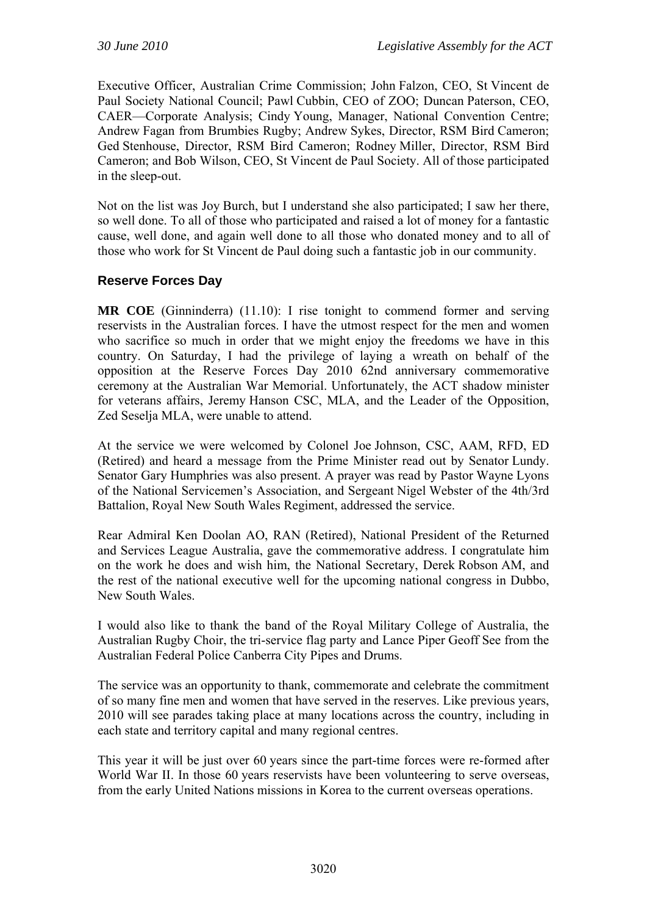Executive Officer, Australian Crime Commission; John Falzon, CEO, St Vincent de Paul Society National Council; Pawl Cubbin, CEO of ZOO; Duncan Paterson, CEO, CAER—Corporate Analysis; Cindy Young, Manager, National Convention Centre; Andrew Fagan from Brumbies Rugby; Andrew Sykes, Director, RSM Bird Cameron; Ged Stenhouse, Director, RSM Bird Cameron; Rodney Miller, Director, RSM Bird Cameron; and Bob Wilson, CEO, St Vincent de Paul Society. All of those participated in the sleep-out.

Not on the list was Joy Burch, but I understand she also participated; I saw her there, so well done. To all of those who participated and raised a lot of money for a fantastic cause, well done, and again well done to all those who donated money and to all of those who work for St Vincent de Paul doing such a fantastic job in our community.

### Reserve Forces Day

**MR COE** (Ginninderra) (11.10): I rise tonight to commend former and serving reservists in the Australian forces. I have the utmost respect for the men and women who sacrifice so much in order that we might enjoy the freedoms we have in this country. On Saturday, I had the privilege of laying a wreath on behalf of the opposition at the Reserve Forces Day 2010 62nd anniversary commemorative ceremony at the Australian War Memorial. Unfortunately, the ACT shadow minister for veterans affairs, Jeremy Hanson CSC, MLA, and the Leader of the Opposition, Zed Seselja MLA, were unable to attend.

At the service we were welcomed by Colonel Joe Johnson, CSC, AAM, RFD, ED (Retired) and heard a message from the Prime Minister read out by Senator Lundy. Senator Gary Humphries was also present. A prayer was read by Pastor Wayne Lyons of the National Servicemen's Association, and Sergeant Nigel Webster of the 4th/3rd Battalion, Royal New South Wales Regiment, addressed the service.

Rear Admiral Ken Doolan AO, RAN (Retired), National President of the Returned and Services League Australia, gave the commemorative address. I congratulate him on the work he does and wish him, the National Secretary, Derek Robson AM, and the rest of the national executive well for the upcoming national congress in Dubbo, New South Wales.

I would also like to thank the band of the Royal Military College of Australia, the Australian Rugby Choir, the tri-service flag party and Lance Piper Geoff See from the Australian Federal Police Canberra City Pipes and Drums.

The service was an opportunity to thank, commemorate and celebrate the commitment of so many fine men and women that have served in the reserves. Like previous years, 2010 will see parades taking place at many locations across the country, including in each state and territory capital and many regional centres.

This year it will be just over 60 years since the part-time forces were re-formed after World War II. In those 60 years reservists have been volunteering to serve overseas, from the early United Nations missions in Korea to the current overseas operations.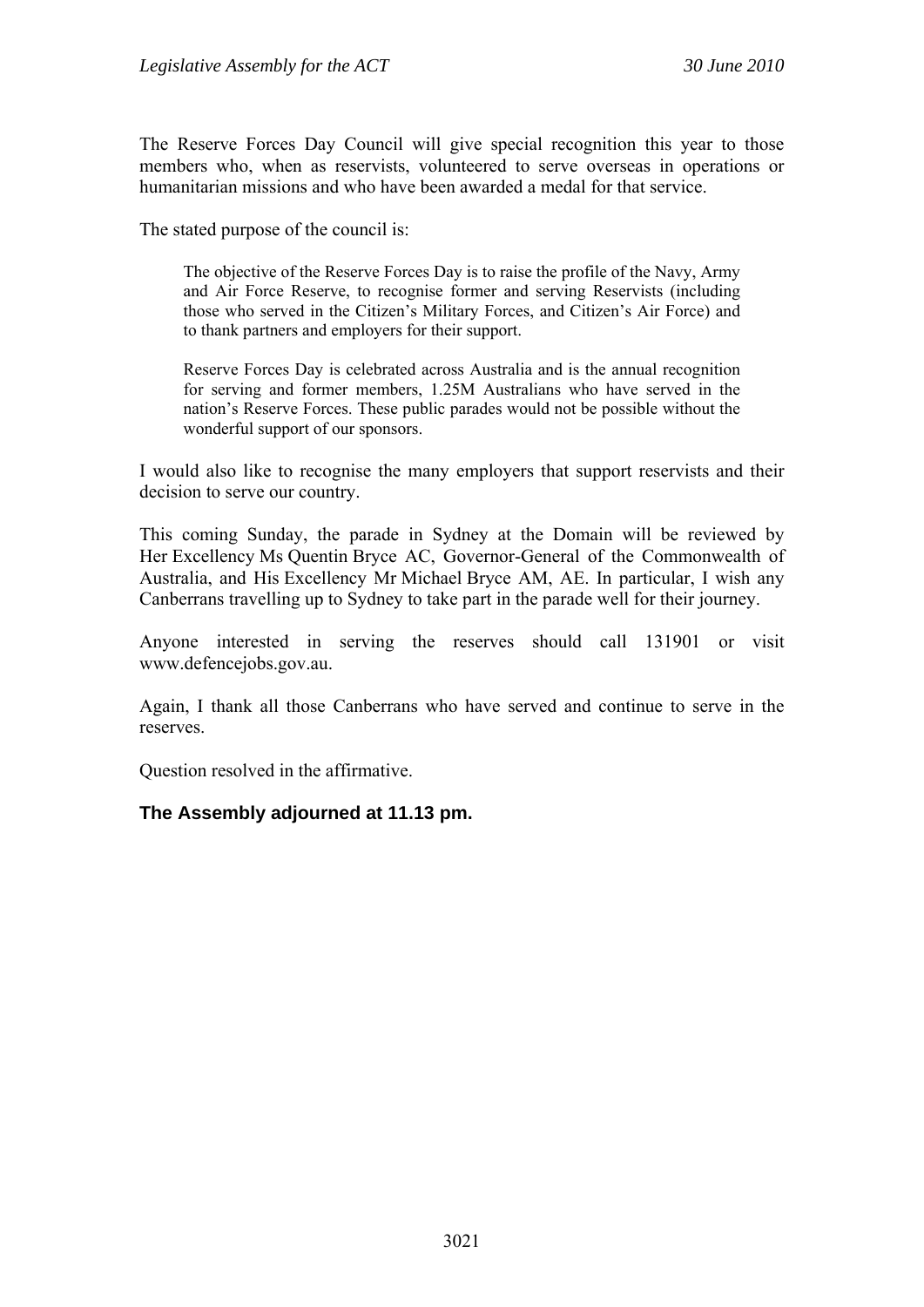The Reserve Forces Day Council will give special recognition this year to those members who, when as reservists, volunteered to serve overseas in operations or humanitarian missions and who have been awarded a medal for that service.

The stated purpose of the council is:

> The objective of the Reserve Forces Day is to raise the profile of the Navy, Army and Air Force Reserve, to recognise former and serving Reservists (including those who served in the Citizen's Military Forces, and Citizen's Air Force) and to thank partners and employers for their support.
>
> Reserve Forces Day is celebrated across Australia and is the annual recognition for serving and former members, 1.25M Australians who have served in the nation's Reserve Forces. These public parades would not be possible without the wonderful support of our sponsors.

I would also like to recognise the many employers that support reservists and their decision to serve our country.

This coming Sunday, the parade in Sydney at the Domain will be reviewed by Her Excellency Ms Quentin Bryce AC, Governor-General of the Commonwealth of Australia, and His Excellency Mr Michael Bryce AM, AE. In particular, I wish any Canberrans travelling up to Sydney to take part in the parade well for their journey.

Anyone interested in serving the reserves should call 131901 or visit www.defencejobs.gov.au.

Again, I thank all those Canberrans who have served and continue to serve in the reserves.

Question resolved in the affirmative.

**The Assembly adjourned at 11.13 pm.**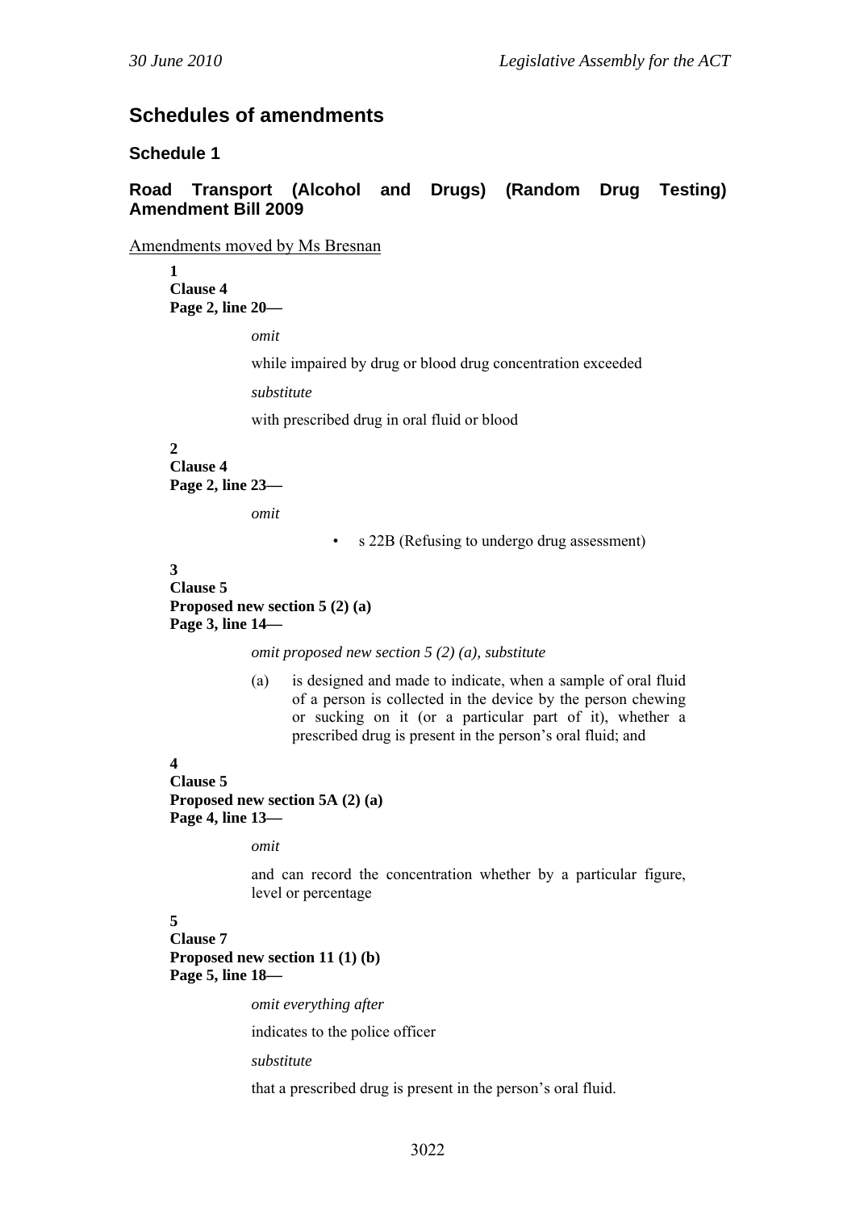## Schedules of amendments

### Schedule 1

### Road Transport (Alcohol and Drugs) (Random Drug Testing) Amendment Bill 2009

Amendments moved by Ms Bresnan

**1**
**Clause 4**
**Page 2, line 20—**

*omit*

while impaired by drug or blood drug concentration exceeded

*substitute*

with prescribed drug in oral fluid or blood

**2**
**Clause 4**
**Page 2, line 23—**

*omit*

- s 22B (Refusing to undergo drug assessment)

**3**
**Clause 5**
**Proposed new section 5 (2) (a)**
**Page 3, line 14—**

*omit proposed new section 5 (2) (a), substitute*

(a) is designed and made to indicate, when a sample of oral fluid of a person is collected in the device by the person chewing or sucking on it (or a particular part of it), whether a prescribed drug is present in the person's oral fluid; and

**4**
**Clause 5**
**Proposed new section 5A (2) (a)**
**Page 4, line 13—**

*omit*

and can record the concentration whether by a particular figure, level or percentage

**5**
**Clause 7**
**Proposed new section 11 (1) (b)**
**Page 5, line 18—**

*omit everything after*

indicates to the police officer

*substitute*

that a prescribed drug is present in the person's oral fluid.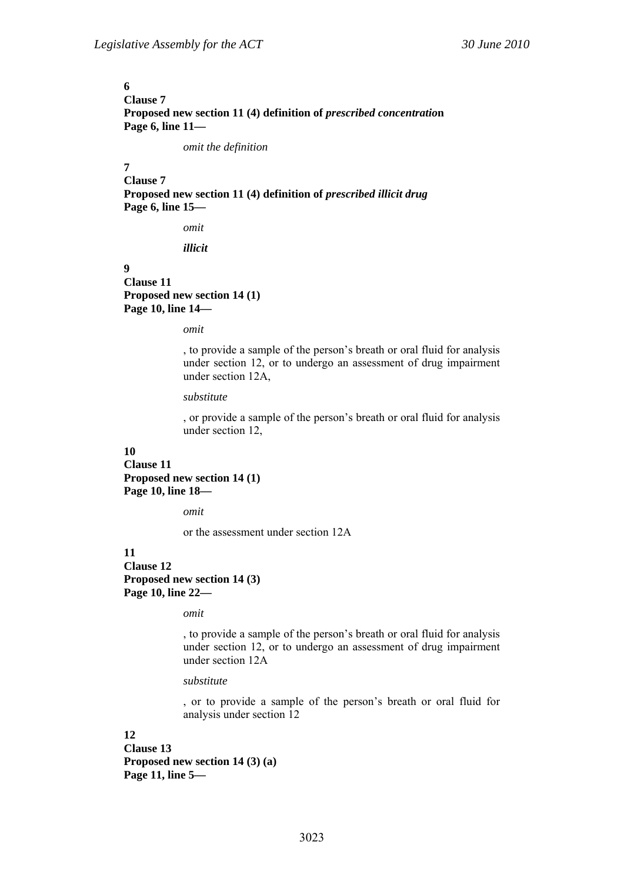**6**
**Clause 7**
**Proposed new section 11 (4) definition of *prescribed concentratio*n**
**Page 6, line 11—**

*omit the definition*

**7**
**Clause 7**
**Proposed new section 11 (4) definition of *prescribed illicit drug***
**Page 6, line 15—**

*omit*

***illicit***

**9**
**Clause 11**
**Proposed new section 14 (1)**
**Page 10, line 14—**

*omit*

, to provide a sample of the person's breath or oral fluid for analysis under section 12, or to undergo an assessment of drug impairment under section 12A,

*substitute*

, or provide a sample of the person's breath or oral fluid for analysis under section 12,

**10**
**Clause 11**
**Proposed new section 14 (1)**
**Page 10, line 18—**

*omit*

or the assessment under section 12A

**11**
**Clause 12**
**Proposed new section 14 (3)**
**Page 10, line 22—**

*omit*

, to provide a sample of the person's breath or oral fluid for analysis under section 12, or to undergo an assessment of drug impairment under section 12A

*substitute*

, or to provide a sample of the person's breath or oral fluid for analysis under section 12

**12**
**Clause 13**
**Proposed new section 14 (3) (a)**
**Page 11, line 5—**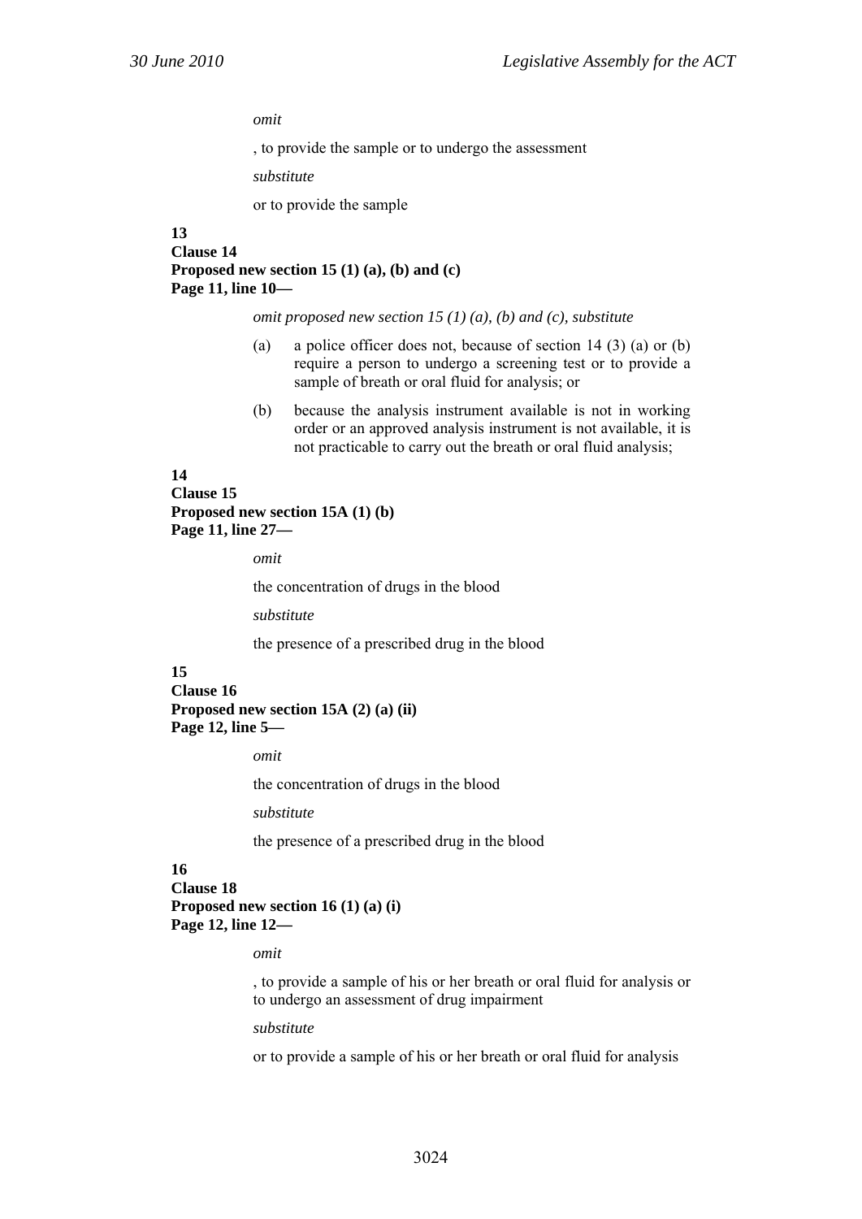*omit*

, to provide the sample or to undergo the assessment

*substitute*

or to provide the sample

**13**
**Clause 14**
**Proposed new section 15 (1) (a), (b) and (c)**
**Page 11, line 10—**

*omit proposed new section 15 (1) (a), (b) and (c), substitute*

(a) a police officer does not, because of section 14 (3) (a) or (b) require a person to undergo a screening test or to provide a sample of breath or oral fluid for analysis; or

(b) because the analysis instrument available is not in working order or an approved analysis instrument is not available, it is not practicable to carry out the breath or oral fluid analysis;

**14**
**Clause 15**
**Proposed new section 15A (1) (b)**
**Page 11, line 27—**

*omit*

the concentration of drugs in the blood

*substitute*

the presence of a prescribed drug in the blood

**15**
**Clause 16**
**Proposed new section 15A (2) (a) (ii)**
**Page 12, line 5—**

*omit*

the concentration of drugs in the blood

*substitute*

the presence of a prescribed drug in the blood

**16**
**Clause 18**
**Proposed new section 16 (1) (a) (i)**
**Page 12, line 12—**

*omit*

, to provide a sample of his or her breath or oral fluid for analysis or to undergo an assessment of drug impairment

*substitute*

or to provide a sample of his or her breath or oral fluid for analysis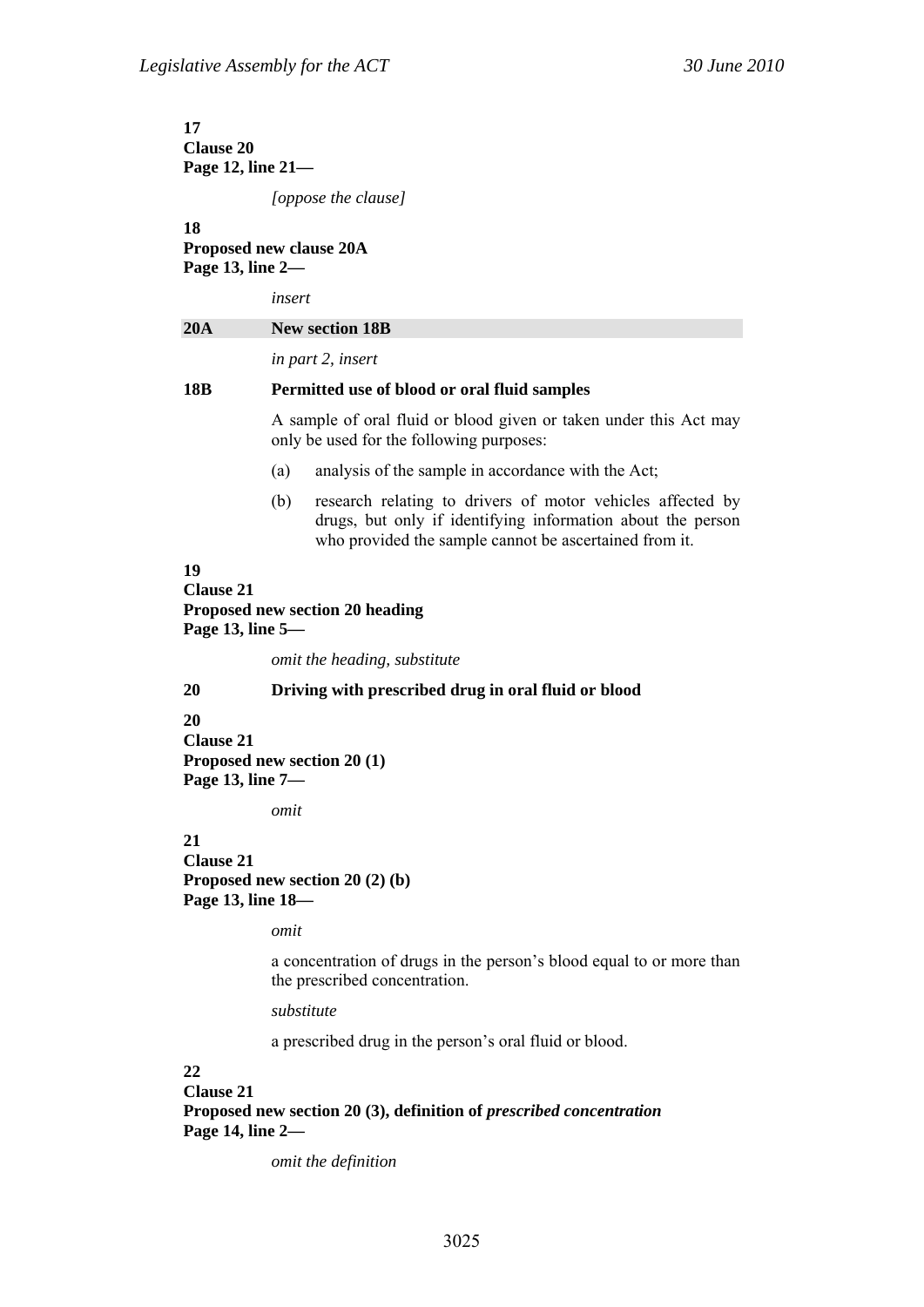**17**
**Clause 20**
**Page 12, line 21—**

*[oppose the clause]*

**18**
**Proposed new clause 20A**
**Page 13, line 2—**

*insert*

**20A New section 18B**

*in part 2, insert*

**18B Permitted use of blood or oral fluid samples**

A sample of oral fluid or blood given or taken under this Act may only be used for the following purposes:

(a) analysis of the sample in accordance with the Act;

(b) research relating to drivers of motor vehicles affected by drugs, but only if identifying information about the person who provided the sample cannot be ascertained from it.

**19**
**Clause 21**
**Proposed new section 20 heading**
**Page 13, line 5—**

*omit the heading, substitute*

**20 Driving with prescribed drug in oral fluid or blood**

**20**
**Clause 21**
**Proposed new section 20 (1)**
**Page 13, line 7—**

*omit*

**21**
**Clause 21**
**Proposed new section 20 (2) (b)**
**Page 13, line 18—**

*omit*

a concentration of drugs in the person's blood equal to or more than the prescribed concentration.

*substitute*

a prescribed drug in the person's oral fluid or blood.

**22**
**Clause 21**
**Proposed new section 20 (3), definition of *prescribed concentration***
**Page 14, line 2—**

*omit the definition*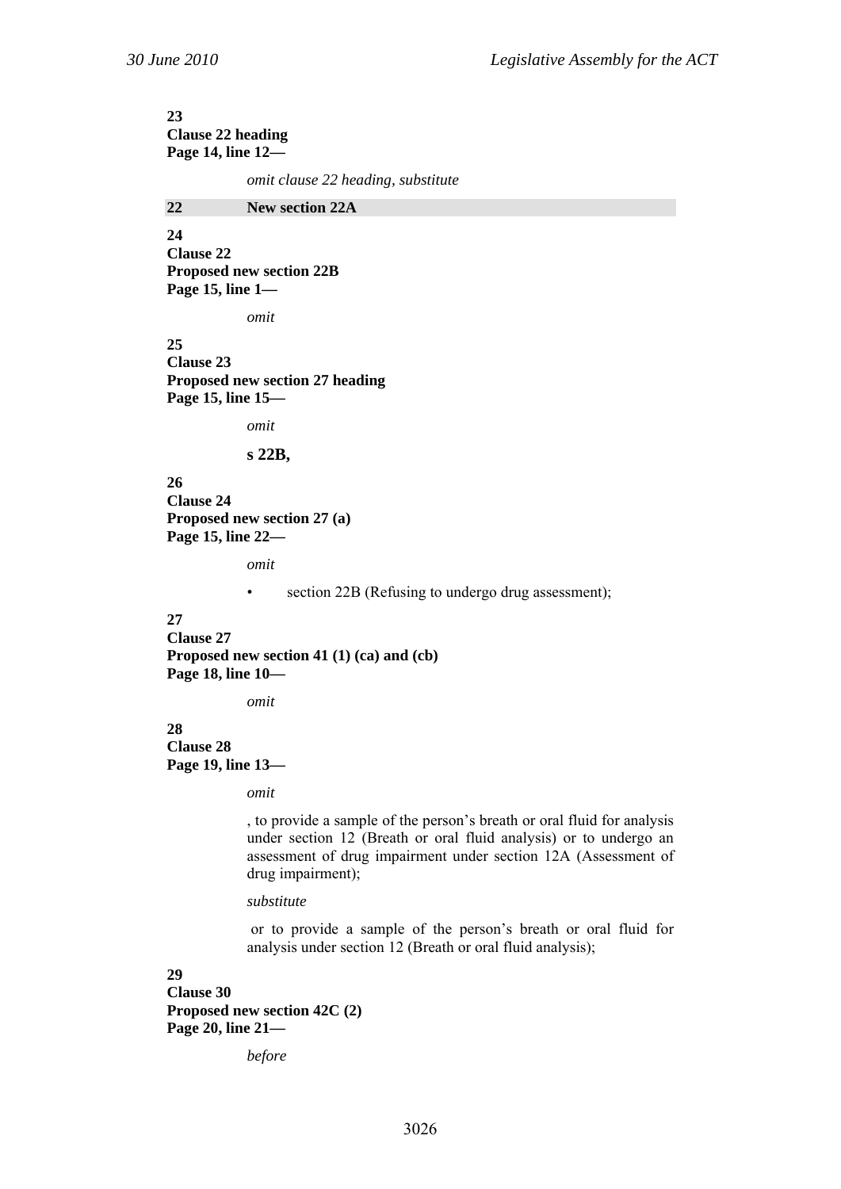**23**
**Clause 22 heading**
**Page 14, line 12—**

*omit clause 22 heading, substitute*

**22 New section 22A**

**24**
**Clause 22**
**Proposed new section 22B**
**Page 15, line 1—**

*omit*

**25**
**Clause 23**
**Proposed new section 27 heading**
**Page 15, line 15—**

*omit*

**s 22B,**

**26**
**Clause 24**
**Proposed new section 27 (a)**
**Page 15, line 22—**

*omit*

- section 22B (Refusing to undergo drug assessment);

**27**
**Clause 27**
**Proposed new section 41 (1) (ca) and (cb)**
**Page 18, line 10—**

*omit*

**28**
**Clause 28**
**Page 19, line 13—**

*omit*

, to provide a sample of the person's breath or oral fluid for analysis under section 12 (Breath or oral fluid analysis) or to undergo an assessment of drug impairment under section 12A (Assessment of drug impairment);

*substitute*

or to provide a sample of the person's breath or oral fluid for analysis under section 12 (Breath or oral fluid analysis);

**29**
**Clause 30**
**Proposed new section 42C (2)**
**Page 20, line 21—**

*before*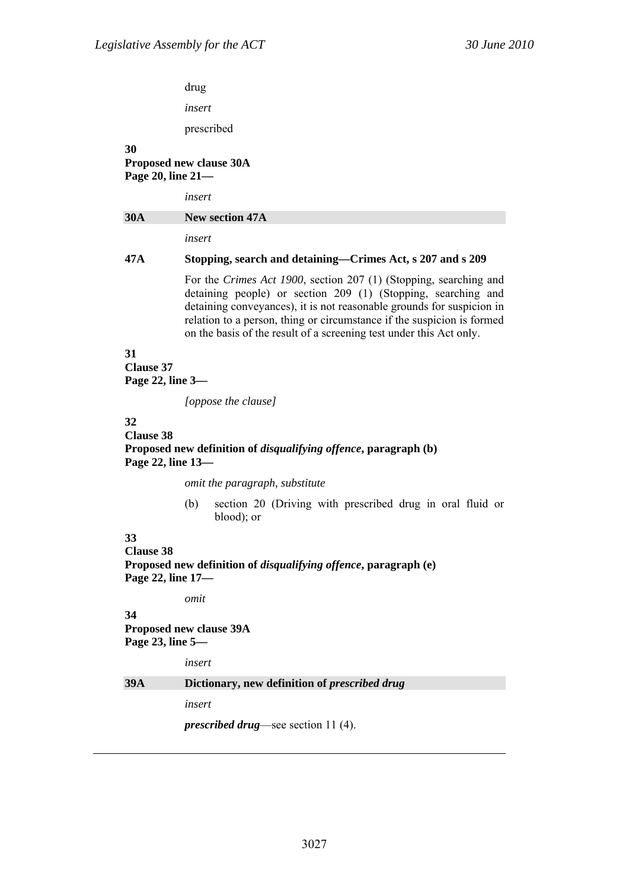drug

*insert*

prescribed

**30**
**Proposed new clause 30A**
**Page 20, line 21—**

*insert*

**30A New section 47A**

*insert*

**47A Stopping, search and detaining—Crimes Act, s 207 and s 209**

For the *Crimes Act 1900*, section 207 (1) (Stopping, searching and detaining people) or section 209 (1) (Stopping, searching and detaining conveyances), it is not reasonable grounds for suspicion in relation to a person, thing or circumstance if the suspicion is formed on the basis of the result of a screening test under this Act only.

**31**
**Clause 37**
**Page 22, line 3—**

*[oppose the clause]*

**32**
**Clause 38**
**Proposed new definition of *disqualifying offence*, paragraph (b)**
**Page 22, line 13—**

*omit the paragraph, substitute*

(b) section 20 (Driving with prescribed drug in oral fluid or blood); or

**33**
**Clause 38**
**Proposed new definition of *disqualifying offence*, paragraph (e)**
**Page 22, line 17—**

*omit*

**34**
**Proposed new clause 39A**
**Page 23, line 5—**

*insert*

**39A Dictionary, new definition of *prescribed drug***

*insert*

***prescribed drug***—see section 11 (4).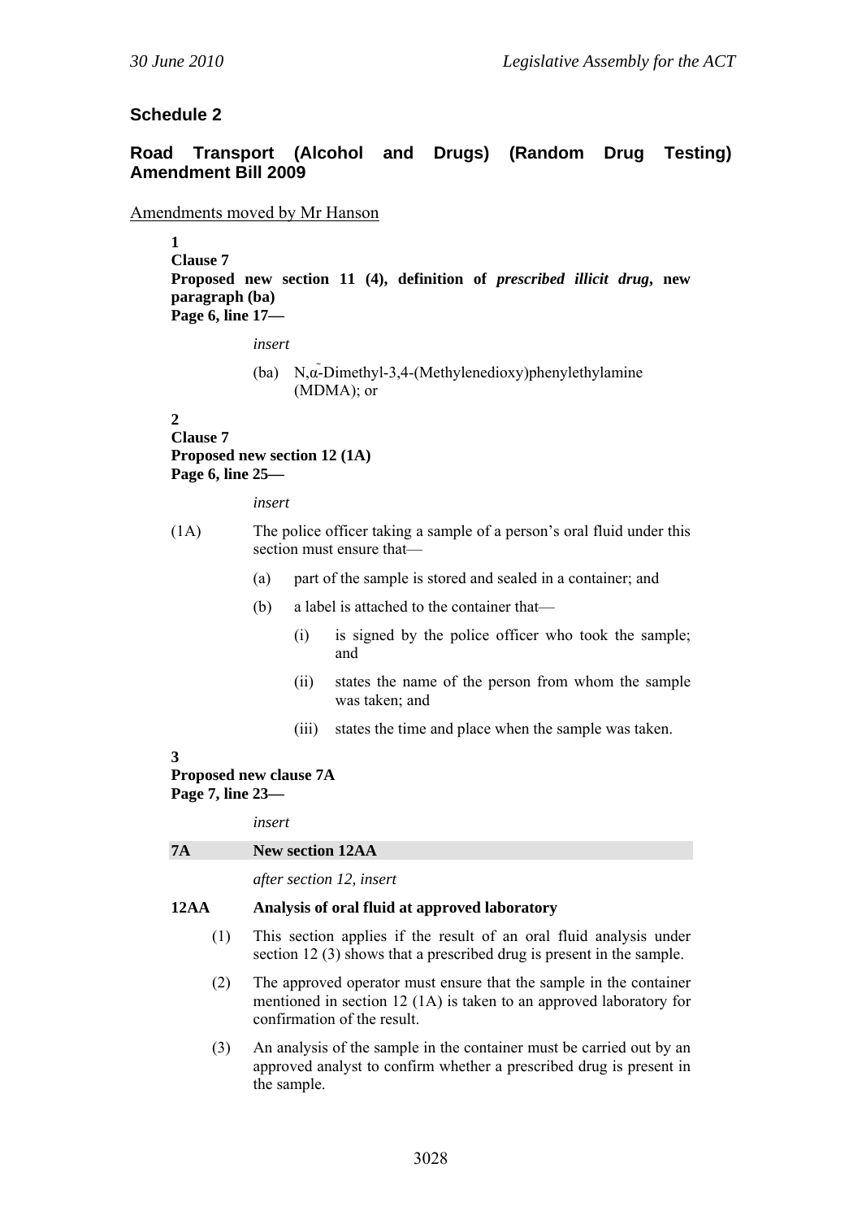## Schedule 2

## Road Transport (Alcohol and Drugs) (Random Drug Testing) Amendment Bill 2009

Amendments moved by Mr Hanson

**1**
**Clause 7**
**Proposed new section 11 (4), definition of *prescribed illicit drug*, new paragraph (ba)**
**Page 6, line 17—**

*insert*

(ba) N,α-Dimethyl-3,4-(Methylenedioxy)phenylethylamine (MDMA); or

**2**
**Clause 7**
**Proposed new section 12 (1A)**
**Page 6, line 25—**

*insert*

(1A) The police officer taking a sample of a person's oral fluid under this section must ensure that—

(a) part of the sample is stored and sealed in a container; and

(b) a label is attached to the container that—

(i) is signed by the police officer who took the sample; and

(ii) states the name of the person from whom the sample was taken; and

(iii) states the time and place when the sample was taken.

**3**
**Proposed new clause 7A**
**Page 7, line 23—**

*insert*

**7A New section 12AA**

*after section 12, insert*

**12AA Analysis of oral fluid at approved laboratory**

(1) This section applies if the result of an oral fluid analysis under section 12 (3) shows that a prescribed drug is present in the sample.

(2) The approved operator must ensure that the sample in the container mentioned in section 12 (1A) is taken to an approved laboratory for confirmation of the result.

(3) An analysis of the sample in the container must be carried out by an approved analyst to confirm whether a prescribed drug is present in the sample.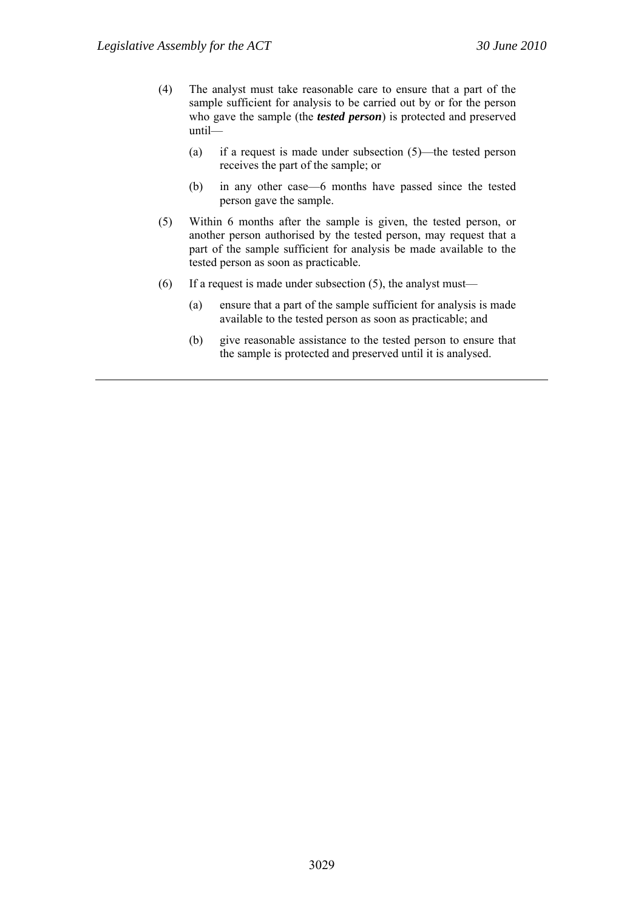(4) The analyst must take reasonable care to ensure that a part of the sample sufficient for analysis to be carried out by or for the person who gave the sample (the ***tested person***) is protected and preserved until—

   (a) if a request is made under subsection (5)—the tested person receives the part of the sample; or

   (b) in any other case—6 months have passed since the tested person gave the sample.

(5) Within 6 months after the sample is given, the tested person, or another person authorised by the tested person, may request that a part of the sample sufficient for analysis be made available to the tested person as soon as practicable.

(6) If a request is made under subsection (5), the analyst must—

   (a) ensure that a part of the sample sufficient for analysis is made available to the tested person as soon as practicable; and

   (b) give reasonable assistance to the tested person to ensure that the sample is protected and preserved until it is analysed.